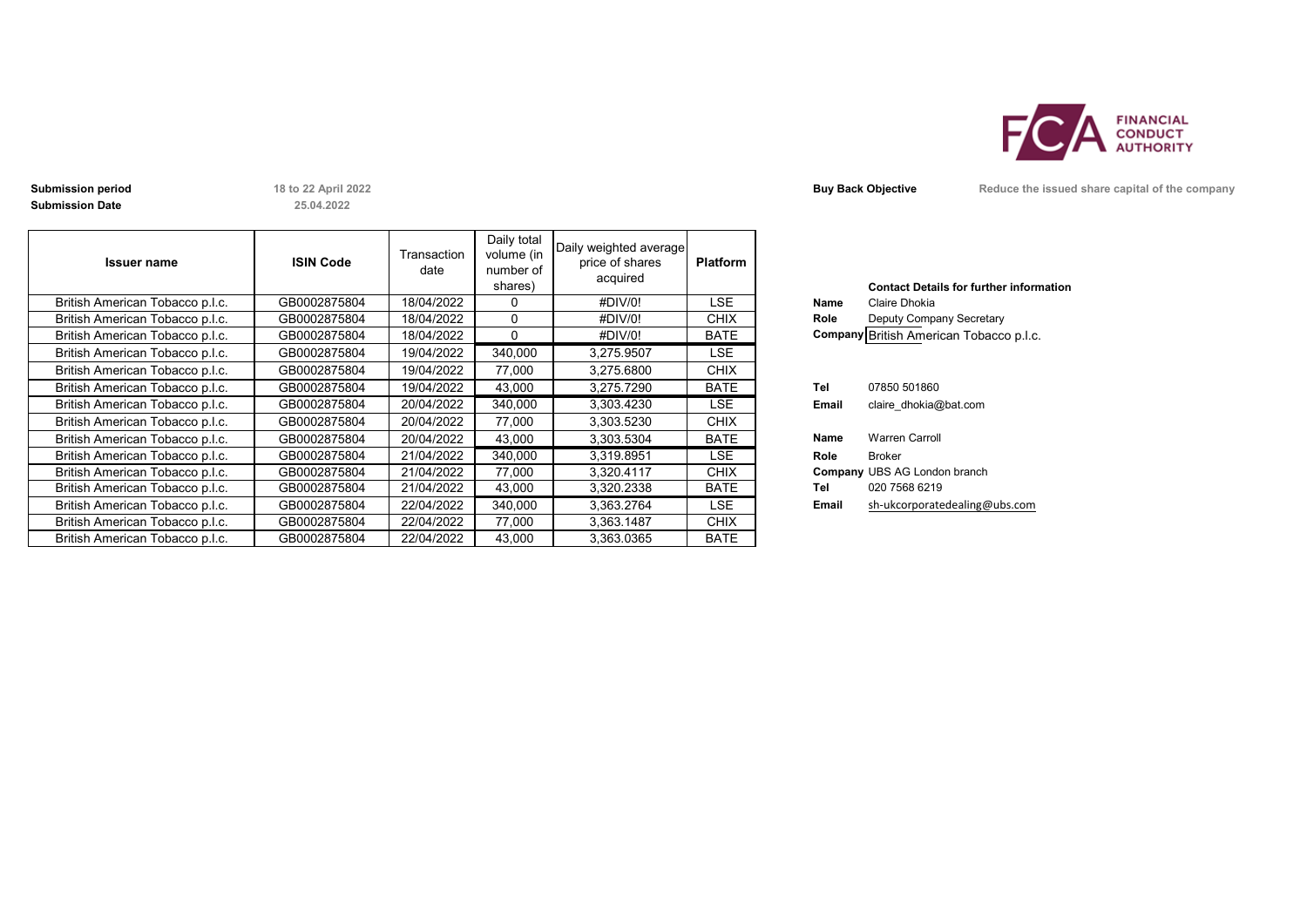**Submission period** 18 to 22 April 2022
**Submission Date** 25.04.2022

**Buy Back Objective** Reduce the issued share capital of the company

| Issuer name | ISIN Code | Transaction date | Daily total volume (in number of shares) | Daily weighted average price of shares acquired | Platform |
|---|---|---|---|---|---|
| British American Tobacco p.l.c. | GB0002875804 | 18/04/2022 | 0 | #DIV/0! | LSE |
| British American Tobacco p.l.c. | GB0002875804 | 18/04/2022 | 0 | #DIV/0! | CHIX |
| British American Tobacco p.l.c. | GB0002875804 | 18/04/2022 | 0 | #DIV/0! | BATE |
| British American Tobacco p.l.c. | GB0002875804 | 19/04/2022 | 340,000 | 3,275.9507 | LSE |
| British American Tobacco p.l.c. | GB0002875804 | 19/04/2022 | 77,000 | 3,275.6800 | CHIX |
| British American Tobacco p.l.c. | GB0002875804 | 19/04/2022 | 43,000 | 3,275.7290 | BATE |
| British American Tobacco p.l.c. | GB0002875804 | 20/04/2022 | 340,000 | 3,303.4230 | LSE |
| British American Tobacco p.l.c. | GB0002875804 | 20/04/2022 | 77,000 | 3,303.5230 | CHIX |
| British American Tobacco p.l.c. | GB0002875804 | 20/04/2022 | 43,000 | 3,303.5304 | BATE |
| British American Tobacco p.l.c. | GB0002875804 | 21/04/2022 | 340,000 | 3,319.8951 | LSE |
| British American Tobacco p.l.c. | GB0002875804 | 21/04/2022 | 77,000 | 3,320.4117 | CHIX |
| British American Tobacco p.l.c. | GB0002875804 | 21/04/2022 | 43,000 | 3,320.2338 | BATE |
| British American Tobacco p.l.c. | GB0002875804 | 22/04/2022 | 340,000 | 3,363.2764 | LSE |
| British American Tobacco p.l.c. | GB0002875804 | 22/04/2022 | 77,000 | 3,363.1487 | CHIX |
| British American Tobacco p.l.c. | GB0002875804 | 22/04/2022 | 43,000 | 3,363.0365 | BATE |

**Contact Details for further information**

**Name** Claire Dhokia
**Role** Deputy Company Secretary
**Company** British American Tobacco p.l.c.

**Tel** 07850 501860
**Email** claire_dhokia@bat.com

**Name** Warren Carroll
**Role** Broker
**Company** UBS AG London branch
**Tel** 020 7568 6219
**Email** sh-ukcorporatedealing@ubs.com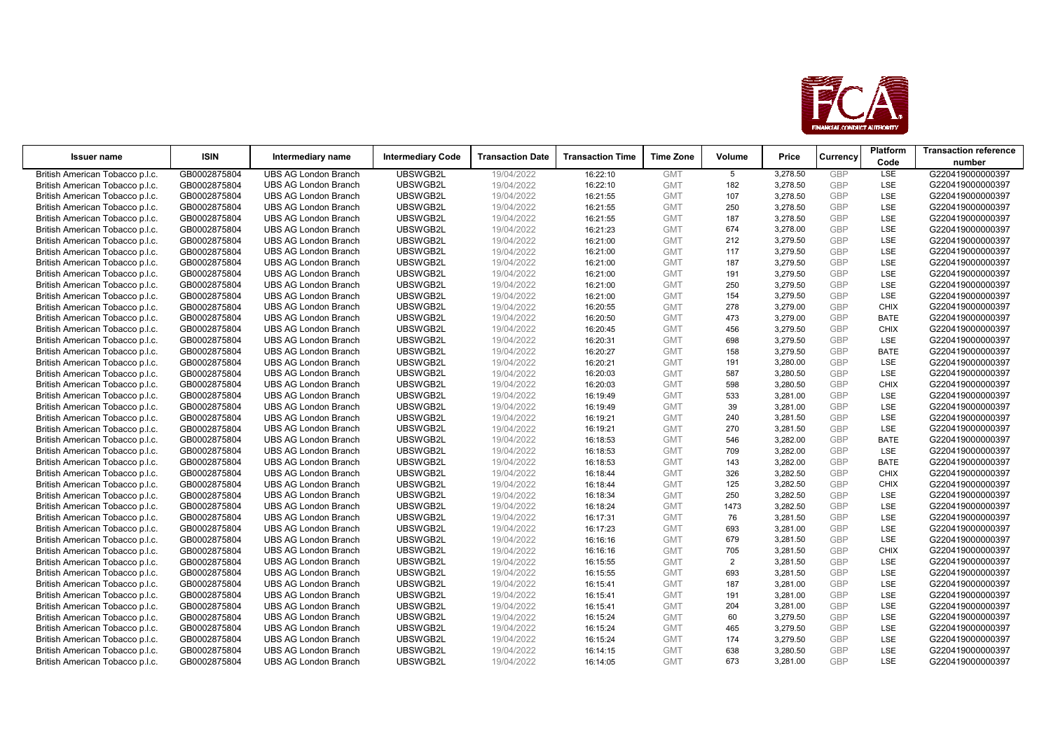| Issuer name | ISIN | Intermediary name | Intermediary Code | Transaction Date | Transaction Time | Time Zone | Volume | Price | Currency | Platform Code | Transaction reference number |
|---|---|---|---|---|---|---|---|---|---|---|---|
| British American Tobacco p.l.c. | GB0002875804 | UBS AG London Branch | UBSWGB2L | 19/04/2022 | 16:22:10 | GMT | 5 | 3,278.50 | GBP | LSE | G220419000000397 |
| British American Tobacco p.l.c. | GB0002875804 | UBS AG London Branch | UBSWGB2L | 19/04/2022 | 16:22:10 | GMT | 182 | 3,278.50 | GBP | LSE | G220419000000397 |
| British American Tobacco p.l.c. | GB0002875804 | UBS AG London Branch | UBSWGB2L | 19/04/2022 | 16:21:55 | GMT | 107 | 3,278.50 | GBP | LSE | G220419000000397 |
| British American Tobacco p.l.c. | GB0002875804 | UBS AG London Branch | UBSWGB2L | 19/04/2022 | 16:21:55 | GMT | 250 | 3,278.50 | GBP | LSE | G220419000000397 |
| British American Tobacco p.l.c. | GB0002875804 | UBS AG London Branch | UBSWGB2L | 19/04/2022 | 16:21:55 | GMT | 187 | 3,278.50 | GBP | LSE | G220419000000397 |
| British American Tobacco p.l.c. | GB0002875804 | UBS AG London Branch | UBSWGB2L | 19/04/2022 | 16:21:23 | GMT | 674 | 3,278.00 | GBP | LSE | G220419000000397 |
| British American Tobacco p.l.c. | GB0002875804 | UBS AG London Branch | UBSWGB2L | 19/04/2022 | 16:21:00 | GMT | 212 | 3,279.50 | GBP | LSE | G220419000000397 |
| British American Tobacco p.l.c. | GB0002875804 | UBS AG London Branch | UBSWGB2L | 19/04/2022 | 16:21:00 | GMT | 117 | 3,279.50 | GBP | LSE | G220419000000397 |
| British American Tobacco p.l.c. | GB0002875804 | UBS AG London Branch | UBSWGB2L | 19/04/2022 | 16:21:00 | GMT | 187 | 3,279.50 | GBP | LSE | G220419000000397 |
| British American Tobacco p.l.c. | GB0002875804 | UBS AG London Branch | UBSWGB2L | 19/04/2022 | 16:21:00 | GMT | 191 | 3,279.50 | GBP | LSE | G220419000000397 |
| British American Tobacco p.l.c. | GB0002875804 | UBS AG London Branch | UBSWGB2L | 19/04/2022 | 16:21:00 | GMT | 250 | 3,279.50 | GBP | LSE | G220419000000397 |
| British American Tobacco p.l.c. | GB0002875804 | UBS AG London Branch | UBSWGB2L | 19/04/2022 | 16:21:00 | GMT | 154 | 3,279.50 | GBP | LSE | G220419000000397 |
| British American Tobacco p.l.c. | GB0002875804 | UBS AG London Branch | UBSWGB2L | 19/04/2022 | 16:20:55 | GMT | 278 | 3,279.00 | GBP | CHIX | G220419000000397 |
| British American Tobacco p.l.c. | GB0002875804 | UBS AG London Branch | UBSWGB2L | 19/04/2022 | 16:20:50 | GMT | 473 | 3,279.00 | GBP | BATE | G220419000000397 |
| British American Tobacco p.l.c. | GB0002875804 | UBS AG London Branch | UBSWGB2L | 19/04/2022 | 16:20:45 | GMT | 456 | 3,279.50 | GBP | CHIX | G220419000000397 |
| British American Tobacco p.l.c. | GB0002875804 | UBS AG London Branch | UBSWGB2L | 19/04/2022 | 16:20:31 | GMT | 698 | 3,279.50 | GBP | LSE | G220419000000397 |
| British American Tobacco p.l.c. | GB0002875804 | UBS AG London Branch | UBSWGB2L | 19/04/2022 | 16:20:27 | GMT | 158 | 3,279.50 | GBP | BATE | G220419000000397 |
| British American Tobacco p.l.c. | GB0002875804 | UBS AG London Branch | UBSWGB2L | 19/04/2022 | 16:20:21 | GMT | 191 | 3,280.00 | GBP | LSE | G220419000000397 |
| British American Tobacco p.l.c. | GB0002875804 | UBS AG London Branch | UBSWGB2L | 19/04/2022 | 16:20:03 | GMT | 587 | 3,280.50 | GBP | LSE | G220419000000397 |
| British American Tobacco p.l.c. | GB0002875804 | UBS AG London Branch | UBSWGB2L | 19/04/2022 | 16:20:03 | GMT | 598 | 3,280.50 | GBP | CHIX | G220419000000397 |
| British American Tobacco p.l.c. | GB0002875804 | UBS AG London Branch | UBSWGB2L | 19/04/2022 | 16:19:49 | GMT | 533 | 3,281.00 | GBP | LSE | G220419000000397 |
| British American Tobacco p.l.c. | GB0002875804 | UBS AG London Branch | UBSWGB2L | 19/04/2022 | 16:19:49 | GMT | 39 | 3,281.00 | GBP | LSE | G220419000000397 |
| British American Tobacco p.l.c. | GB0002875804 | UBS AG London Branch | UBSWGB2L | 19/04/2022 | 16:19:21 | GMT | 240 | 3,281.50 | GBP | LSE | G220419000000397 |
| British American Tobacco p.l.c. | GB0002875804 | UBS AG London Branch | UBSWGB2L | 19/04/2022 | 16:19:21 | GMT | 270 | 3,281.50 | GBP | LSE | G220419000000397 |
| British American Tobacco p.l.c. | GB0002875804 | UBS AG London Branch | UBSWGB2L | 19/04/2022 | 16:18:53 | GMT | 546 | 3,282.00 | GBP | BATE | G220419000000397 |
| British American Tobacco p.l.c. | GB0002875804 | UBS AG London Branch | UBSWGB2L | 19/04/2022 | 16:18:53 | GMT | 709 | 3,282.00 | GBP | LSE | G220419000000397 |
| British American Tobacco p.l.c. | GB0002875804 | UBS AG London Branch | UBSWGB2L | 19/04/2022 | 16:18:53 | GMT | 143 | 3,282.00 | GBP | BATE | G220419000000397 |
| British American Tobacco p.l.c. | GB0002875804 | UBS AG London Branch | UBSWGB2L | 19/04/2022 | 16:18:44 | GMT | 326 | 3,282.50 | GBP | CHIX | G220419000000397 |
| British American Tobacco p.l.c. | GB0002875804 | UBS AG London Branch | UBSWGB2L | 19/04/2022 | 16:18:44 | GMT | 125 | 3,282.50 | GBP | CHIX | G220419000000397 |
| British American Tobacco p.l.c. | GB0002875804 | UBS AG London Branch | UBSWGB2L | 19/04/2022 | 16:18:34 | GMT | 250 | 3,282.50 | GBP | LSE | G220419000000397 |
| British American Tobacco p.l.c. | GB0002875804 | UBS AG London Branch | UBSWGB2L | 19/04/2022 | 16:18:24 | GMT | 1473 | 3,282.50 | GBP | LSE | G220419000000397 |
| British American Tobacco p.l.c. | GB0002875804 | UBS AG London Branch | UBSWGB2L | 19/04/2022 | 16:17:31 | GMT | 76 | 3,281.50 | GBP | LSE | G220419000000397 |
| British American Tobacco p.l.c. | GB0002875804 | UBS AG London Branch | UBSWGB2L | 19/04/2022 | 16:17:23 | GMT | 693 | 3,281.00 | GBP | LSE | G220419000000397 |
| British American Tobacco p.l.c. | GB0002875804 | UBS AG London Branch | UBSWGB2L | 19/04/2022 | 16:16:16 | GMT | 679 | 3,281.50 | GBP | LSE | G220419000000397 |
| British American Tobacco p.l.c. | GB0002875804 | UBS AG London Branch | UBSWGB2L | 19/04/2022 | 16:16:16 | GMT | 705 | 3,281.50 | GBP | CHIX | G220419000000397 |
| British American Tobacco p.l.c. | GB0002875804 | UBS AG London Branch | UBSWGB2L | 19/04/2022 | 16:15:55 | GMT | 2 | 3,281.50 | GBP | LSE | G220419000000397 |
| British American Tobacco p.l.c. | GB0002875804 | UBS AG London Branch | UBSWGB2L | 19/04/2022 | 16:15:55 | GMT | 693 | 3,281.50 | GBP | LSE | G220419000000397 |
| British American Tobacco p.l.c. | GB0002875804 | UBS AG London Branch | UBSWGB2L | 19/04/2022 | 16:15:41 | GMT | 187 | 3,281.00 | GBP | LSE | G220419000000397 |
| British American Tobacco p.l.c. | GB0002875804 | UBS AG London Branch | UBSWGB2L | 19/04/2022 | 16:15:41 | GMT | 191 | 3,281.00 | GBP | LSE | G220419000000397 |
| British American Tobacco p.l.c. | GB0002875804 | UBS AG London Branch | UBSWGB2L | 19/04/2022 | 16:15:41 | GMT | 204 | 3,281.00 | GBP | LSE | G220419000000397 |
| British American Tobacco p.l.c. | GB0002875804 | UBS AG London Branch | UBSWGB2L | 19/04/2022 | 16:15:24 | GMT | 60 | 3,279.50 | GBP | LSE | G220419000000397 |
| British American Tobacco p.l.c. | GB0002875804 | UBS AG London Branch | UBSWGB2L | 19/04/2022 | 16:15:24 | GMT | 465 | 3,279.50 | GBP | LSE | G220419000000397 |
| British American Tobacco p.l.c. | GB0002875804 | UBS AG London Branch | UBSWGB2L | 19/04/2022 | 16:15:24 | GMT | 174 | 3,279.50 | GBP | LSE | G220419000000397 |
| British American Tobacco p.l.c. | GB0002875804 | UBS AG London Branch | UBSWGB2L | 19/04/2022 | 16:14:15 | GMT | 638 | 3,280.50 | GBP | LSE | G220419000000397 |
| British American Tobacco p.l.c. | GB0002875804 | UBS AG London Branch | UBSWGB2L | 19/04/2022 | 16:14:05 | GMT | 673 | 3,281.00 | GBP | LSE | G220419000000397 |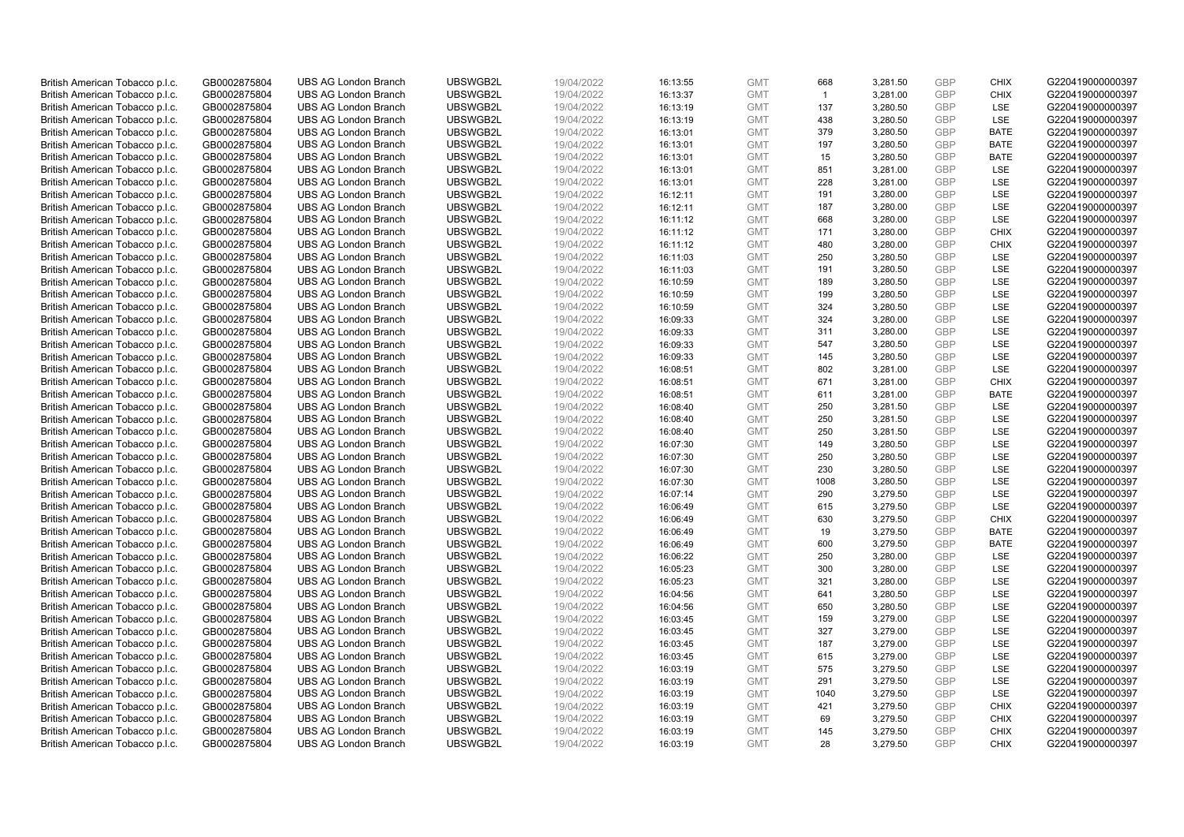| | | | | | | | | | | | |
|---|---|---|---|---|---|---|---|---|---|---|---|
| British American Tobacco p.l.c. | GB0002875804 | UBS AG London Branch | UBSWGB2L | 19/04/2022 | 16:13:55 | GMT | 668 | 3,281.50 | GBP | CHIX | G220419000000397 |
| British American Tobacco p.l.c. | GB0002875804 | UBS AG London Branch | UBSWGB2L | 19/04/2022 | 16:13:37 | GMT | 1 | 3,281.00 | GBP | CHIX | G220419000000397 |
| British American Tobacco p.l.c. | GB0002875804 | UBS AG London Branch | UBSWGB2L | 19/04/2022 | 16:13:19 | GMT | 137 | 3,280.50 | GBP | LSE | G220419000000397 |
| British American Tobacco p.l.c. | GB0002875804 | UBS AG London Branch | UBSWGB2L | 19/04/2022 | 16:13:19 | GMT | 438 | 3,280.50 | GBP | LSE | G220419000000397 |
| British American Tobacco p.l.c. | GB0002875804 | UBS AG London Branch | UBSWGB2L | 19/04/2022 | 16:13:01 | GMT | 379 | 3,280.50 | GBP | BATE | G220419000000397 |
| British American Tobacco p.l.c. | GB0002875804 | UBS AG London Branch | UBSWGB2L | 19/04/2022 | 16:13:01 | GMT | 197 | 3,280.50 | GBP | BATE | G220419000000397 |
| British American Tobacco p.l.c. | GB0002875804 | UBS AG London Branch | UBSWGB2L | 19/04/2022 | 16:13:01 | GMT | 15 | 3,280.50 | GBP | BATE | G220419000000397 |
| British American Tobacco p.l.c. | GB0002875804 | UBS AG London Branch | UBSWGB2L | 19/04/2022 | 16:13:01 | GMT | 851 | 3,281.00 | GBP | LSE | G220419000000397 |
| British American Tobacco p.l.c. | GB0002875804 | UBS AG London Branch | UBSWGB2L | 19/04/2022 | 16:13:01 | GMT | 228 | 3,281.00 | GBP | LSE | G220419000000397 |
| British American Tobacco p.l.c. | GB0002875804 | UBS AG London Branch | UBSWGB2L | 19/04/2022 | 16:12:11 | GMT | 191 | 3,280.00 | GBP | LSE | G220419000000397 |
| British American Tobacco p.l.c. | GB0002875804 | UBS AG London Branch | UBSWGB2L | 19/04/2022 | 16:12:11 | GMT | 187 | 3,280.00 | GBP | LSE | G220419000000397 |
| British American Tobacco p.l.c. | GB0002875804 | UBS AG London Branch | UBSWGB2L | 19/04/2022 | 16:11:12 | GMT | 668 | 3,280.00 | GBP | LSE | G220419000000397 |
| British American Tobacco p.l.c. | GB0002875804 | UBS AG London Branch | UBSWGB2L | 19/04/2022 | 16:11:12 | GMT | 171 | 3,280.00 | GBP | CHIX | G220419000000397 |
| British American Tobacco p.l.c. | GB0002875804 | UBS AG London Branch | UBSWGB2L | 19/04/2022 | 16:11:12 | GMT | 480 | 3,280.00 | GBP | CHIX | G220419000000397 |
| British American Tobacco p.l.c. | GB0002875804 | UBS AG London Branch | UBSWGB2L | 19/04/2022 | 16:11:03 | GMT | 250 | 3,280.50 | GBP | LSE | G220419000000397 |
| British American Tobacco p.l.c. | GB0002875804 | UBS AG London Branch | UBSWGB2L | 19/04/2022 | 16:11:03 | GMT | 191 | 3,280.50 | GBP | LSE | G220419000000397 |
| British American Tobacco p.l.c. | GB0002875804 | UBS AG London Branch | UBSWGB2L | 19/04/2022 | 16:10:59 | GMT | 189 | 3,280.50 | GBP | LSE | G220419000000397 |
| British American Tobacco p.l.c. | GB0002875804 | UBS AG London Branch | UBSWGB2L | 19/04/2022 | 16:10:59 | GMT | 199 | 3,280.50 | GBP | LSE | G220419000000397 |
| British American Tobacco p.l.c. | GB0002875804 | UBS AG London Branch | UBSWGB2L | 19/04/2022 | 16:10:59 | GMT | 324 | 3,280.50 | GBP | LSE | G220419000000397 |
| British American Tobacco p.l.c. | GB0002875804 | UBS AG London Branch | UBSWGB2L | 19/04/2022 | 16:09:33 | GMT | 324 | 3,280.00 | GBP | LSE | G220419000000397 |
| British American Tobacco p.l.c. | GB0002875804 | UBS AG London Branch | UBSWGB2L | 19/04/2022 | 16:09:33 | GMT | 311 | 3,280.00 | GBP | LSE | G220419000000397 |
| British American Tobacco p.l.c. | GB0002875804 | UBS AG London Branch | UBSWGB2L | 19/04/2022 | 16:09:33 | GMT | 547 | 3,280.50 | GBP | LSE | G220419000000397 |
| British American Tobacco p.l.c. | GB0002875804 | UBS AG London Branch | UBSWGB2L | 19/04/2022 | 16:09:33 | GMT | 145 | 3,280.50 | GBP | LSE | G220419000000397 |
| British American Tobacco p.l.c. | GB0002875804 | UBS AG London Branch | UBSWGB2L | 19/04/2022 | 16:08:51 | GMT | 802 | 3,281.00 | GBP | LSE | G220419000000397 |
| British American Tobacco p.l.c. | GB0002875804 | UBS AG London Branch | UBSWGB2L | 19/04/2022 | 16:08:51 | GMT | 671 | 3,281.00 | GBP | CHIX | G220419000000397 |
| British American Tobacco p.l.c. | GB0002875804 | UBS AG London Branch | UBSWGB2L | 19/04/2022 | 16:08:51 | GMT | 611 | 3,281.00 | GBP | BATE | G220419000000397 |
| British American Tobacco p.l.c. | GB0002875804 | UBS AG London Branch | UBSWGB2L | 19/04/2022 | 16:08:40 | GMT | 250 | 3,281.50 | GBP | LSE | G220419000000397 |
| British American Tobacco p.l.c. | GB0002875804 | UBS AG London Branch | UBSWGB2L | 19/04/2022 | 16:08:40 | GMT | 250 | 3,281.50 | GBP | LSE | G220419000000397 |
| British American Tobacco p.l.c. | GB0002875804 | UBS AG London Branch | UBSWGB2L | 19/04/2022 | 16:08:40 | GMT | 250 | 3,281.50 | GBP | LSE | G220419000000397 |
| British American Tobacco p.l.c. | GB0002875804 | UBS AG London Branch | UBSWGB2L | 19/04/2022 | 16:07:30 | GMT | 149 | 3,280.50 | GBP | LSE | G220419000000397 |
| British American Tobacco p.l.c. | GB0002875804 | UBS AG London Branch | UBSWGB2L | 19/04/2022 | 16:07:30 | GMT | 250 | 3,280.50 | GBP | LSE | G220419000000397 |
| British American Tobacco p.l.c. | GB0002875804 | UBS AG London Branch | UBSWGB2L | 19/04/2022 | 16:07:30 | GMT | 230 | 3,280.50 | GBP | LSE | G220419000000397 |
| British American Tobacco p.l.c. | GB0002875804 | UBS AG London Branch | UBSWGB2L | 19/04/2022 | 16:07:30 | GMT | 1008 | 3,280.50 | GBP | LSE | G220419000000397 |
| British American Tobacco p.l.c. | GB0002875804 | UBS AG London Branch | UBSWGB2L | 19/04/2022 | 16:07:14 | GMT | 290 | 3,279.50 | GBP | LSE | G220419000000397 |
| British American Tobacco p.l.c. | GB0002875804 | UBS AG London Branch | UBSWGB2L | 19/04/2022 | 16:06:49 | GMT | 615 | 3,279.50 | GBP | LSE | G220419000000397 |
| British American Tobacco p.l.c. | GB0002875804 | UBS AG London Branch | UBSWGB2L | 19/04/2022 | 16:06:49 | GMT | 630 | 3,279.50 | GBP | CHIX | G220419000000397 |
| British American Tobacco p.l.c. | GB0002875804 | UBS AG London Branch | UBSWGB2L | 19/04/2022 | 16:06:49 | GMT | 19 | 3,279.50 | GBP | BATE | G220419000000397 |
| British American Tobacco p.l.c. | GB0002875804 | UBS AG London Branch | UBSWGB2L | 19/04/2022 | 16:06:49 | GMT | 600 | 3,279.50 | GBP | BATE | G220419000000397 |
| British American Tobacco p.l.c. | GB0002875804 | UBS AG London Branch | UBSWGB2L | 19/04/2022 | 16:06:22 | GMT | 250 | 3,280.00 | GBP | LSE | G220419000000397 |
| British American Tobacco p.l.c. | GB0002875804 | UBS AG London Branch | UBSWGB2L | 19/04/2022 | 16:05:23 | GMT | 300 | 3,280.00 | GBP | LSE | G220419000000397 |
| British American Tobacco p.l.c. | GB0002875804 | UBS AG London Branch | UBSWGB2L | 19/04/2022 | 16:05:23 | GMT | 321 | 3,280.00 | GBP | LSE | G220419000000397 |
| British American Tobacco p.l.c. | GB0002875804 | UBS AG London Branch | UBSWGB2L | 19/04/2022 | 16:04:56 | GMT | 641 | 3,280.50 | GBP | LSE | G220419000000397 |
| British American Tobacco p.l.c. | GB0002875804 | UBS AG London Branch | UBSWGB2L | 19/04/2022 | 16:04:56 | GMT | 650 | 3,280.50 | GBP | LSE | G220419000000397 |
| British American Tobacco p.l.c. | GB0002875804 | UBS AG London Branch | UBSWGB2L | 19/04/2022 | 16:03:45 | GMT | 159 | 3,279.00 | GBP | LSE | G220419000000397 |
| British American Tobacco p.l.c. | GB0002875804 | UBS AG London Branch | UBSWGB2L | 19/04/2022 | 16:03:45 | GMT | 327 | 3,279.00 | GBP | LSE | G220419000000397 |
| British American Tobacco p.l.c. | GB0002875804 | UBS AG London Branch | UBSWGB2L | 19/04/2022 | 16:03:45 | GMT | 187 | 3,279.00 | GBP | LSE | G220419000000397 |
| British American Tobacco p.l.c. | GB0002875804 | UBS AG London Branch | UBSWGB2L | 19/04/2022 | 16:03:45 | GMT | 615 | 3,279.00 | GBP | LSE | G220419000000397 |
| British American Tobacco p.l.c. | GB0002875804 | UBS AG London Branch | UBSWGB2L | 19/04/2022 | 16:03:19 | GMT | 575 | 3,279.50 | GBP | LSE | G220419000000397 |
| British American Tobacco p.l.c. | GB0002875804 | UBS AG London Branch | UBSWGB2L | 19/04/2022 | 16:03:19 | GMT | 291 | 3,279.50 | GBP | LSE | G220419000000397 |
| British American Tobacco p.l.c. | GB0002875804 | UBS AG London Branch | UBSWGB2L | 19/04/2022 | 16:03:19 | GMT | 1040 | 3,279.50 | GBP | LSE | G220419000000397 |
| British American Tobacco p.l.c. | GB0002875804 | UBS AG London Branch | UBSWGB2L | 19/04/2022 | 16:03:19 | GMT | 421 | 3,279.50 | GBP | CHIX | G220419000000397 |
| British American Tobacco p.l.c. | GB0002875804 | UBS AG London Branch | UBSWGB2L | 19/04/2022 | 16:03:19 | GMT | 69 | 3,279.50 | GBP | CHIX | G220419000000397 |
| British American Tobacco p.l.c. | GB0002875804 | UBS AG London Branch | UBSWGB2L | 19/04/2022 | 16:03:19 | GMT | 145 | 3,279.50 | GBP | CHIX | G220419000000397 |
| British American Tobacco p.l.c. | GB0002875804 | UBS AG London Branch | UBSWGB2L | 19/04/2022 | 16:03:19 | GMT | 28 | 3,279.50 | GBP | CHIX | G220419000000397 |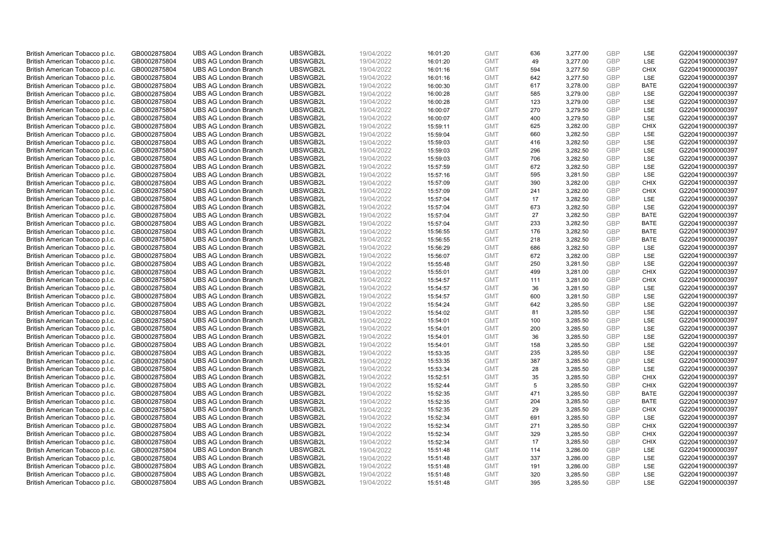| | | | | | | | | | | | |
|---|---|---|---|---|---|---|---|---|---|---|---|
| British American Tobacco p.l.c. | GB0002875804 | UBS AG London Branch | UBSWGB2L | 19/04/2022 | 16:01:20 | GMT | 636 | 3,277.00 | GBP | LSE | G220419000000397 |
| British American Tobacco p.l.c. | GB0002875804 | UBS AG London Branch | UBSWGB2L | 19/04/2022 | 16:01:20 | GMT | 49 | 3,277.00 | GBP | LSE | G220419000000397 |
| British American Tobacco p.l.c. | GB0002875804 | UBS AG London Branch | UBSWGB2L | 19/04/2022 | 16:01:16 | GMT | 594 | 3,277.50 | GBP | CHIX | G220419000000397 |
| British American Tobacco p.l.c. | GB0002875804 | UBS AG London Branch | UBSWGB2L | 19/04/2022 | 16:01:16 | GMT | 642 | 3,277.50 | GBP | LSE | G220419000000397 |
| British American Tobacco p.l.c. | GB0002875804 | UBS AG London Branch | UBSWGB2L | 19/04/2022 | 16:00:30 | GMT | 617 | 3,278.00 | GBP | BATE | G220419000000397 |
| British American Tobacco p.l.c. | GB0002875804 | UBS AG London Branch | UBSWGB2L | 19/04/2022 | 16:00:28 | GMT | 585 | 3,279.00 | GBP | LSE | G220419000000397 |
| British American Tobacco p.l.c. | GB0002875804 | UBS AG London Branch | UBSWGB2L | 19/04/2022 | 16:00:28 | GMT | 123 | 3,279.00 | GBP | LSE | G220419000000397 |
| British American Tobacco p.l.c. | GB0002875804 | UBS AG London Branch | UBSWGB2L | 19/04/2022 | 16:00:07 | GMT | 270 | 3,279.50 | GBP | LSE | G220419000000397 |
| British American Tobacco p.l.c. | GB0002875804 | UBS AG London Branch | UBSWGB2L | 19/04/2022 | 16:00:07 | GMT | 400 | 3,279.50 | GBP | LSE | G220419000000397 |
| British American Tobacco p.l.c. | GB0002875804 | UBS AG London Branch | UBSWGB2L | 19/04/2022 | 15:59:11 | GMT | 625 | 3,282.00 | GBP | CHIX | G220419000000397 |
| British American Tobacco p.l.c. | GB0002875804 | UBS AG London Branch | UBSWGB2L | 19/04/2022 | 15:59:04 | GMT | 660 | 3,282.50 | GBP | LSE | G220419000000397 |
| British American Tobacco p.l.c. | GB0002875804 | UBS AG London Branch | UBSWGB2L | 19/04/2022 | 15:59:03 | GMT | 416 | 3,282.50 | GBP | LSE | G220419000000397 |
| British American Tobacco p.l.c. | GB0002875804 | UBS AG London Branch | UBSWGB2L | 19/04/2022 | 15:59:03 | GMT | 296 | 3,282.50 | GBP | LSE | G220419000000397 |
| British American Tobacco p.l.c. | GB0002875804 | UBS AG London Branch | UBSWGB2L | 19/04/2022 | 15:59:03 | GMT | 706 | 3,282.50 | GBP | LSE | G220419000000397 |
| British American Tobacco p.l.c. | GB0002875804 | UBS AG London Branch | UBSWGB2L | 19/04/2022 | 15:57:59 | GMT | 672 | 3,282.50 | GBP | LSE | G220419000000397 |
| British American Tobacco p.l.c. | GB0002875804 | UBS AG London Branch | UBSWGB2L | 19/04/2022 | 15:57:16 | GMT | 595 | 3,281.50 | GBP | LSE | G220419000000397 |
| British American Tobacco p.l.c. | GB0002875804 | UBS AG London Branch | UBSWGB2L | 19/04/2022 | 15:57:09 | GMT | 390 | 3,282.00 | GBP | CHIX | G220419000000397 |
| British American Tobacco p.l.c. | GB0002875804 | UBS AG London Branch | UBSWGB2L | 19/04/2022 | 15:57:09 | GMT | 241 | 3,282.00 | GBP | CHIX | G220419000000397 |
| British American Tobacco p.l.c. | GB0002875804 | UBS AG London Branch | UBSWGB2L | 19/04/2022 | 15:57:04 | GMT | 17 | 3,282.50 | GBP | LSE | G220419000000397 |
| British American Tobacco p.l.c. | GB0002875804 | UBS AG London Branch | UBSWGB2L | 19/04/2022 | 15:57:04 | GMT | 673 | 3,282.50 | GBP | LSE | G220419000000397 |
| British American Tobacco p.l.c. | GB0002875804 | UBS AG London Branch | UBSWGB2L | 19/04/2022 | 15:57:04 | GMT | 27 | 3,282.50 | GBP | BATE | G220419000000397 |
| British American Tobacco p.l.c. | GB0002875804 | UBS AG London Branch | UBSWGB2L | 19/04/2022 | 15:57:04 | GMT | 233 | 3,282.50 | GBP | BATE | G220419000000397 |
| British American Tobacco p.l.c. | GB0002875804 | UBS AG London Branch | UBSWGB2L | 19/04/2022 | 15:56:55 | GMT | 176 | 3,282.50 | GBP | BATE | G220419000000397 |
| British American Tobacco p.l.c. | GB0002875804 | UBS AG London Branch | UBSWGB2L | 19/04/2022 | 15:56:55 | GMT | 218 | 3,282.50 | GBP | BATE | G220419000000397 |
| British American Tobacco p.l.c. | GB0002875804 | UBS AG London Branch | UBSWGB2L | 19/04/2022 | 15:56:29 | GMT | 686 | 3,282.50 | GBP | LSE | G220419000000397 |
| British American Tobacco p.l.c. | GB0002875804 | UBS AG London Branch | UBSWGB2L | 19/04/2022 | 15:56:07 | GMT | 672 | 3,282.00 | GBP | LSE | G220419000000397 |
| British American Tobacco p.l.c. | GB0002875804 | UBS AG London Branch | UBSWGB2L | 19/04/2022 | 15:55:48 | GMT | 250 | 3,281.50 | GBP | LSE | G220419000000397 |
| British American Tobacco p.l.c. | GB0002875804 | UBS AG London Branch | UBSWGB2L | 19/04/2022 | 15:55:01 | GMT | 499 | 3,281.00 | GBP | CHIX | G220419000000397 |
| British American Tobacco p.l.c. | GB0002875804 | UBS AG London Branch | UBSWGB2L | 19/04/2022 | 15:54:57 | GMT | 111 | 3,281.00 | GBP | CHIX | G220419000000397 |
| British American Tobacco p.l.c. | GB0002875804 | UBS AG London Branch | UBSWGB2L | 19/04/2022 | 15:54:57 | GMT | 36 | 3,281.50 | GBP | LSE | G220419000000397 |
| British American Tobacco p.l.c. | GB0002875804 | UBS AG London Branch | UBSWGB2L | 19/04/2022 | 15:54:57 | GMT | 600 | 3,281.50 | GBP | LSE | G220419000000397 |
| British American Tobacco p.l.c. | GB0002875804 | UBS AG London Branch | UBSWGB2L | 19/04/2022 | 15:54:24 | GMT | 642 | 3,285.50 | GBP | LSE | G220419000000397 |
| British American Tobacco p.l.c. | GB0002875804 | UBS AG London Branch | UBSWGB2L | 19/04/2022 | 15:54:02 | GMT | 81 | 3,285.50 | GBP | LSE | G220419000000397 |
| British American Tobacco p.l.c. | GB0002875804 | UBS AG London Branch | UBSWGB2L | 19/04/2022 | 15:54:01 | GMT | 100 | 3,285.50 | GBP | LSE | G220419000000397 |
| British American Tobacco p.l.c. | GB0002875804 | UBS AG London Branch | UBSWGB2L | 19/04/2022 | 15:54:01 | GMT | 200 | 3,285.50 | GBP | LSE | G220419000000397 |
| British American Tobacco p.l.c. | GB0002875804 | UBS AG London Branch | UBSWGB2L | 19/04/2022 | 15:54:01 | GMT | 36 | 3,285.50 | GBP | LSE | G220419000000397 |
| British American Tobacco p.l.c. | GB0002875804 | UBS AG London Branch | UBSWGB2L | 19/04/2022 | 15:54:01 | GMT | 158 | 3,285.50 | GBP | LSE | G220419000000397 |
| British American Tobacco p.l.c. | GB0002875804 | UBS AG London Branch | UBSWGB2L | 19/04/2022 | 15:53:35 | GMT | 235 | 3,285.50 | GBP | LSE | G220419000000397 |
| British American Tobacco p.l.c. | GB0002875804 | UBS AG London Branch | UBSWGB2L | 19/04/2022 | 15:53:35 | GMT | 387 | 3,285.50 | GBP | LSE | G220419000000397 |
| British American Tobacco p.l.c. | GB0002875804 | UBS AG London Branch | UBSWGB2L | 19/04/2022 | 15:53:34 | GMT | 28 | 3,285.50 | GBP | LSE | G220419000000397 |
| British American Tobacco p.l.c. | GB0002875804 | UBS AG London Branch | UBSWGB2L | 19/04/2022 | 15:52:51 | GMT | 35 | 3,285.50 | GBP | CHIX | G220419000000397 |
| British American Tobacco p.l.c. | GB0002875804 | UBS AG London Branch | UBSWGB2L | 19/04/2022 | 15:52:44 | GMT | 5 | 3,285.50 | GBP | CHIX | G220419000000397 |
| British American Tobacco p.l.c. | GB0002875804 | UBS AG London Branch | UBSWGB2L | 19/04/2022 | 15:52:35 | GMT | 471 | 3,285.50 | GBP | BATE | G220419000000397 |
| British American Tobacco p.l.c. | GB0002875804 | UBS AG London Branch | UBSWGB2L | 19/04/2022 | 15:52:35 | GMT | 204 | 3,285.50 | GBP | BATE | G220419000000397 |
| British American Tobacco p.l.c. | GB0002875804 | UBS AG London Branch | UBSWGB2L | 19/04/2022 | 15:52:35 | GMT | 29 | 3,285.50 | GBP | CHIX | G220419000000397 |
| British American Tobacco p.l.c. | GB0002875804 | UBS AG London Branch | UBSWGB2L | 19/04/2022 | 15:52:34 | GMT | 691 | 3,285.50 | GBP | LSE | G220419000000397 |
| British American Tobacco p.l.c. | GB0002875804 | UBS AG London Branch | UBSWGB2L | 19/04/2022 | 15:52:34 | GMT | 271 | 3,285.50 | GBP | CHIX | G220419000000397 |
| British American Tobacco p.l.c. | GB0002875804 | UBS AG London Branch | UBSWGB2L | 19/04/2022 | 15:52:34 | GMT | 329 | 3,285.50 | GBP | CHIX | G220419000000397 |
| British American Tobacco p.l.c. | GB0002875804 | UBS AG London Branch | UBSWGB2L | 19/04/2022 | 15:52:34 | GMT | 17 | 3,285.50 | GBP | CHIX | G220419000000397 |
| British American Tobacco p.l.c. | GB0002875804 | UBS AG London Branch | UBSWGB2L | 19/04/2022 | 15:51:48 | GMT | 114 | 3,286.00 | GBP | LSE | G220419000000397 |
| British American Tobacco p.l.c. | GB0002875804 | UBS AG London Branch | UBSWGB2L | 19/04/2022 | 15:51:48 | GMT | 337 | 3,286.00 | GBP | LSE | G220419000000397 |
| British American Tobacco p.l.c. | GB0002875804 | UBS AG London Branch | UBSWGB2L | 19/04/2022 | 15:51:48 | GMT | 191 | 3,286.00 | GBP | LSE | G220419000000397 |
| British American Tobacco p.l.c. | GB0002875804 | UBS AG London Branch | UBSWGB2L | 19/04/2022 | 15:51:48 | GMT | 320 | 3,285.50 | GBP | LSE | G220419000000397 |
| British American Tobacco p.l.c. | GB0002875804 | UBS AG London Branch | UBSWGB2L | 19/04/2022 | 15:51:48 | GMT | 395 | 3,285.50 | GBP | LSE | G220419000000397 |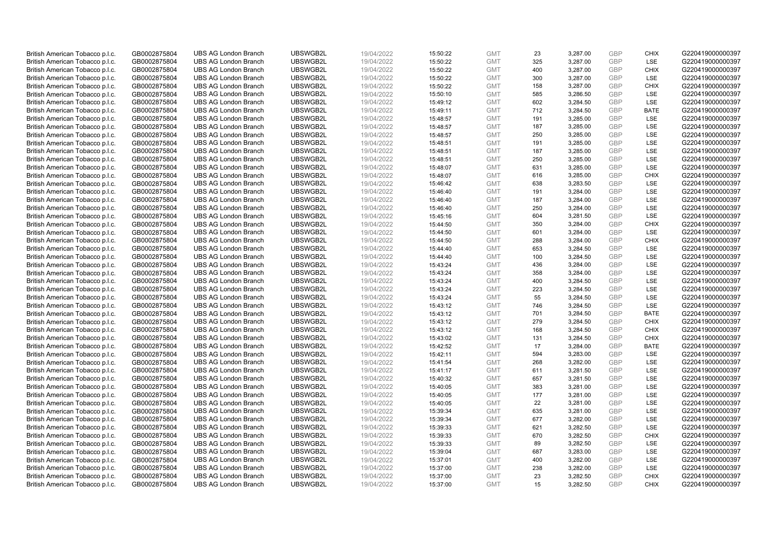| | | | | | | | | | | | |
|---|---|---|---|---|---|---|---|---|---|---|---|
| British American Tobacco p.l.c. | GB0002875804 | UBS AG London Branch | UBSWGB2L | 19/04/2022 | 15:50:22 | GMT | 23 | 3,287.00 | GBP | CHIX | G220419000000397 |
| British American Tobacco p.l.c. | GB0002875804 | UBS AG London Branch | UBSWGB2L | 19/04/2022 | 15:50:22 | GMT | 325 | 3,287.00 | GBP | LSE | G220419000000397 |
| British American Tobacco p.l.c. | GB0002875804 | UBS AG London Branch | UBSWGB2L | 19/04/2022 | 15:50:22 | GMT | 400 | 3,287.00 | GBP | CHIX | G220419000000397 |
| British American Tobacco p.l.c. | GB0002875804 | UBS AG London Branch | UBSWGB2L | 19/04/2022 | 15:50:22 | GMT | 300 | 3,287.00 | GBP | LSE | G220419000000397 |
| British American Tobacco p.l.c. | GB0002875804 | UBS AG London Branch | UBSWGB2L | 19/04/2022 | 15:50:22 | GMT | 158 | 3,287.00 | GBP | CHIX | G220419000000397 |
| British American Tobacco p.l.c. | GB0002875804 | UBS AG London Branch | UBSWGB2L | 19/04/2022 | 15:50:10 | GMT | 585 | 3,286.50 | GBP | LSE | G220419000000397 |
| British American Tobacco p.l.c. | GB0002875804 | UBS AG London Branch | UBSWGB2L | 19/04/2022 | 15:49:12 | GMT | 602 | 3,284.50 | GBP | LSE | G220419000000397 |
| British American Tobacco p.l.c. | GB0002875804 | UBS AG London Branch | UBSWGB2L | 19/04/2022 | 15:49:11 | GMT | 712 | 3,284.50 | GBP | BATE | G220419000000397 |
| British American Tobacco p.l.c. | GB0002875804 | UBS AG London Branch | UBSWGB2L | 19/04/2022 | 15:48:57 | GMT | 191 | 3,285.00 | GBP | LSE | G220419000000397 |
| British American Tobacco p.l.c. | GB0002875804 | UBS AG London Branch | UBSWGB2L | 19/04/2022 | 15:48:57 | GMT | 187 | 3,285.00 | GBP | LSE | G220419000000397 |
| British American Tobacco p.l.c. | GB0002875804 | UBS AG London Branch | UBSWGB2L | 19/04/2022 | 15:48:57 | GMT | 250 | 3,285.00 | GBP | LSE | G220419000000397 |
| British American Tobacco p.l.c. | GB0002875804 | UBS AG London Branch | UBSWGB2L | 19/04/2022 | 15:48:51 | GMT | 191 | 3,285.00 | GBP | LSE | G220419000000397 |
| British American Tobacco p.l.c. | GB0002875804 | UBS AG London Branch | UBSWGB2L | 19/04/2022 | 15:48:51 | GMT | 187 | 3,285.00 | GBP | LSE | G220419000000397 |
| British American Tobacco p.l.c. | GB0002875804 | UBS AG London Branch | UBSWGB2L | 19/04/2022 | 15:48:51 | GMT | 250 | 3,285.00 | GBP | LSE | G220419000000397 |
| British American Tobacco p.l.c. | GB0002875804 | UBS AG London Branch | UBSWGB2L | 19/04/2022 | 15:48:07 | GMT | 631 | 3,285.00 | GBP | LSE | G220419000000397 |
| British American Tobacco p.l.c. | GB0002875804 | UBS AG London Branch | UBSWGB2L | 19/04/2022 | 15:48:07 | GMT | 616 | 3,285.00 | GBP | CHIX | G220419000000397 |
| British American Tobacco p.l.c. | GB0002875804 | UBS AG London Branch | UBSWGB2L | 19/04/2022 | 15:46:42 | GMT | 638 | 3,283.50 | GBP | LSE | G220419000000397 |
| British American Tobacco p.l.c. | GB0002875804 | UBS AG London Branch | UBSWGB2L | 19/04/2022 | 15:46:40 | GMT | 191 | 3,284.00 | GBP | LSE | G220419000000397 |
| British American Tobacco p.l.c. | GB0002875804 | UBS AG London Branch | UBSWGB2L | 19/04/2022 | 15:46:40 | GMT | 187 | 3,284.00 | GBP | LSE | G220419000000397 |
| British American Tobacco p.l.c. | GB0002875804 | UBS AG London Branch | UBSWGB2L | 19/04/2022 | 15:46:40 | GMT | 250 | 3,284.00 | GBP | LSE | G220419000000397 |
| British American Tobacco p.l.c. | GB0002875804 | UBS AG London Branch | UBSWGB2L | 19/04/2022 | 15:45:16 | GMT | 604 | 3,281.50 | GBP | LSE | G220419000000397 |
| British American Tobacco p.l.c. | GB0002875804 | UBS AG London Branch | UBSWGB2L | 19/04/2022 | 15:44:50 | GMT | 350 | 3,284.00 | GBP | CHIX | G220419000000397 |
| British American Tobacco p.l.c. | GB0002875804 | UBS AG London Branch | UBSWGB2L | 19/04/2022 | 15:44:50 | GMT | 601 | 3,284.00 | GBP | LSE | G220419000000397 |
| British American Tobacco p.l.c. | GB0002875804 | UBS AG London Branch | UBSWGB2L | 19/04/2022 | 15:44:50 | GMT | 288 | 3,284.00 | GBP | CHIX | G220419000000397 |
| British American Tobacco p.l.c. | GB0002875804 | UBS AG London Branch | UBSWGB2L | 19/04/2022 | 15:44:40 | GMT | 653 | 3,284.50 | GBP | LSE | G220419000000397 |
| British American Tobacco p.l.c. | GB0002875804 | UBS AG London Branch | UBSWGB2L | 19/04/2022 | 15:44:40 | GMT | 100 | 3,284.50 | GBP | LSE | G220419000000397 |
| British American Tobacco p.l.c. | GB0002875804 | UBS AG London Branch | UBSWGB2L | 19/04/2022 | 15:43:24 | GMT | 436 | 3,284.00 | GBP | LSE | G220419000000397 |
| British American Tobacco p.l.c. | GB0002875804 | UBS AG London Branch | UBSWGB2L | 19/04/2022 | 15:43:24 | GMT | 358 | 3,284.00 | GBP | LSE | G220419000000397 |
| British American Tobacco p.l.c. | GB0002875804 | UBS AG London Branch | UBSWGB2L | 19/04/2022 | 15:43:24 | GMT | 400 | 3,284.50 | GBP | LSE | G220419000000397 |
| British American Tobacco p.l.c. | GB0002875804 | UBS AG London Branch | UBSWGB2L | 19/04/2022 | 15:43:24 | GMT | 223 | 3,284.50 | GBP | LSE | G220419000000397 |
| British American Tobacco p.l.c. | GB0002875804 | UBS AG London Branch | UBSWGB2L | 19/04/2022 | 15:43:24 | GMT | 55 | 3,284.50 | GBP | LSE | G220419000000397 |
| British American Tobacco p.l.c. | GB0002875804 | UBS AG London Branch | UBSWGB2L | 19/04/2022 | 15:43:12 | GMT | 746 | 3,284.50 | GBP | LSE | G220419000000397 |
| British American Tobacco p.l.c. | GB0002875804 | UBS AG London Branch | UBSWGB2L | 19/04/2022 | 15:43:12 | GMT | 701 | 3,284.50 | GBP | BATE | G220419000000397 |
| British American Tobacco p.l.c. | GB0002875804 | UBS AG London Branch | UBSWGB2L | 19/04/2022 | 15:43:12 | GMT | 279 | 3,284.50 | GBP | CHIX | G220419000000397 |
| British American Tobacco p.l.c. | GB0002875804 | UBS AG London Branch | UBSWGB2L | 19/04/2022 | 15:43:12 | GMT | 168 | 3,284.50 | GBP | CHIX | G220419000000397 |
| British American Tobacco p.l.c. | GB0002875804 | UBS AG London Branch | UBSWGB2L | 19/04/2022 | 15:43:02 | GMT | 131 | 3,284.50 | GBP | CHIX | G220419000000397 |
| British American Tobacco p.l.c. | GB0002875804 | UBS AG London Branch | UBSWGB2L | 19/04/2022 | 15:42:52 | GMT | 17 | 3,284.00 | GBP | BATE | G220419000000397 |
| British American Tobacco p.l.c. | GB0002875804 | UBS AG London Branch | UBSWGB2L | 19/04/2022 | 15:42:11 | GMT | 594 | 3,283.00 | GBP | LSE | G220419000000397 |
| British American Tobacco p.l.c. | GB0002875804 | UBS AG London Branch | UBSWGB2L | 19/04/2022 | 15:41:54 | GMT | 268 | 3,282.00 | GBP | LSE | G220419000000397 |
| British American Tobacco p.l.c. | GB0002875804 | UBS AG London Branch | UBSWGB2L | 19/04/2022 | 15:41:17 | GMT | 611 | 3,281.50 | GBP | LSE | G220419000000397 |
| British American Tobacco p.l.c. | GB0002875804 | UBS AG London Branch | UBSWGB2L | 19/04/2022 | 15:40:32 | GMT | 657 | 3,281.50 | GBP | LSE | G220419000000397 |
| British American Tobacco p.l.c. | GB0002875804 | UBS AG London Branch | UBSWGB2L | 19/04/2022 | 15:40:05 | GMT | 383 | 3,281.00 | GBP | LSE | G220419000000397 |
| British American Tobacco p.l.c. | GB0002875804 | UBS AG London Branch | UBSWGB2L | 19/04/2022 | 15:40:05 | GMT | 177 | 3,281.00 | GBP | LSE | G220419000000397 |
| British American Tobacco p.l.c. | GB0002875804 | UBS AG London Branch | UBSWGB2L | 19/04/2022 | 15:40:05 | GMT | 22 | 3,281.00 | GBP | LSE | G220419000000397 |
| British American Tobacco p.l.c. | GB0002875804 | UBS AG London Branch | UBSWGB2L | 19/04/2022 | 15:39:34 | GMT | 635 | 3,281.00 | GBP | LSE | G220419000000397 |
| British American Tobacco p.l.c. | GB0002875804 | UBS AG London Branch | UBSWGB2L | 19/04/2022 | 15:39:34 | GMT | 677 | 3,282.00 | GBP | LSE | G220419000000397 |
| British American Tobacco p.l.c. | GB0002875804 | UBS AG London Branch | UBSWGB2L | 19/04/2022 | 15:39:33 | GMT | 621 | 3,282.50 | GBP | LSE | G220419000000397 |
| British American Tobacco p.l.c. | GB0002875804 | UBS AG London Branch | UBSWGB2L | 19/04/2022 | 15:39:33 | GMT | 670 | 3,282.50 | GBP | CHIX | G220419000000397 |
| British American Tobacco p.l.c. | GB0002875804 | UBS AG London Branch | UBSWGB2L | 19/04/2022 | 15:39:33 | GMT | 89 | 3,282.50 | GBP | LSE | G220419000000397 |
| British American Tobacco p.l.c. | GB0002875804 | UBS AG London Branch | UBSWGB2L | 19/04/2022 | 15:39:04 | GMT | 687 | 3,283.00 | GBP | LSE | G220419000000397 |
| British American Tobacco p.l.c. | GB0002875804 | UBS AG London Branch | UBSWGB2L | 19/04/2022 | 15:37:01 | GMT | 400 | 3,282.00 | GBP | LSE | G220419000000397 |
| British American Tobacco p.l.c. | GB0002875804 | UBS AG London Branch | UBSWGB2L | 19/04/2022 | 15:37:00 | GMT | 238 | 3,282.00 | GBP | LSE | G220419000000397 |
| British American Tobacco p.l.c. | GB0002875804 | UBS AG London Branch | UBSWGB2L | 19/04/2022 | 15:37:00 | GMT | 23 | 3,282.50 | GBP | CHIX | G220419000000397 |
| British American Tobacco p.l.c. | GB0002875804 | UBS AG London Branch | UBSWGB2L | 19/04/2022 | 15:37:00 | GMT | 15 | 3,282.50 | GBP | CHIX | G220419000000397 |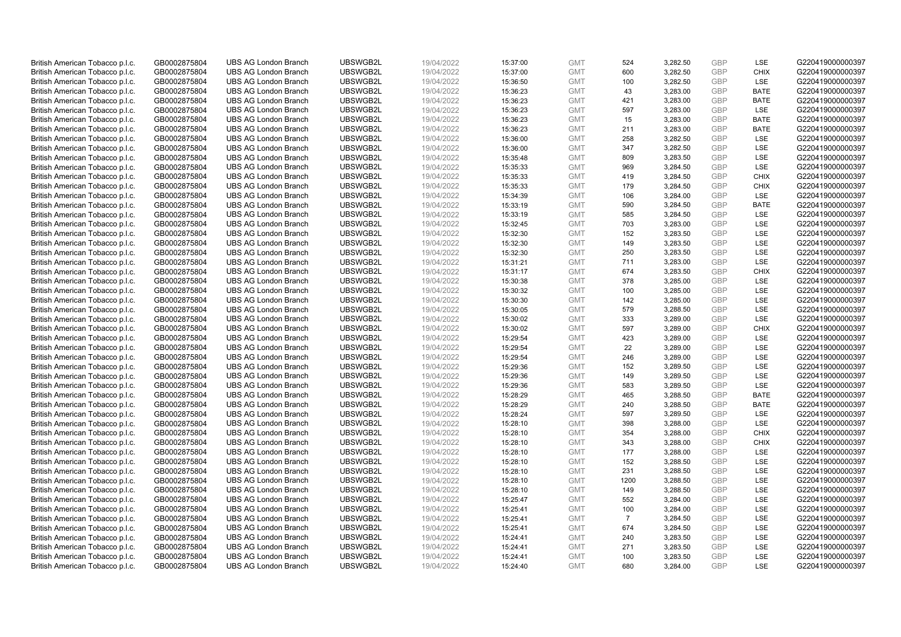| British American Tobacco p.l.c. | GB0002875804 | UBS AG London Branch | UBSWGB2L | 19/04/2022 | 15:37:00 | GMT | 524 | 3,282.50 | GBP | LSE | G220419000000397 |
|---|---|---|---|---|---|---|---|---|---|---|---|
| British American Tobacco p.l.c. | GB0002875804 | UBS AG London Branch | UBSWGB2L | 19/04/2022 | 15:37:00 | GMT | 600 | 3,282.50 | GBP | CHIX | G220419000000397 |
| British American Tobacco p.l.c. | GB0002875804 | UBS AG London Branch | UBSWGB2L | 19/04/2022 | 15:36:50 | GMT | 100 | 3,282.50 | GBP | LSE | G220419000000397 |
| British American Tobacco p.l.c. | GB0002875804 | UBS AG London Branch | UBSWGB2L | 19/04/2022 | 15:36:23 | GMT | 43 | 3,283.00 | GBP | BATE | G220419000000397 |
| British American Tobacco p.l.c. | GB0002875804 | UBS AG London Branch | UBSWGB2L | 19/04/2022 | 15:36:23 | GMT | 421 | 3,283.00 | GBP | BATE | G220419000000397 |
| British American Tobacco p.l.c. | GB0002875804 | UBS AG London Branch | UBSWGB2L | 19/04/2022 | 15:36:23 | GMT | 597 | 3,283.00 | GBP | LSE | G220419000000397 |
| British American Tobacco p.l.c. | GB0002875804 | UBS AG London Branch | UBSWGB2L | 19/04/2022 | 15:36:23 | GMT | 15 | 3,283.00 | GBP | BATE | G220419000000397 |
| British American Tobacco p.l.c. | GB0002875804 | UBS AG London Branch | UBSWGB2L | 19/04/2022 | 15:36:23 | GMT | 211 | 3,283.00 | GBP | BATE | G220419000000397 |
| British American Tobacco p.l.c. | GB0002875804 | UBS AG London Branch | UBSWGB2L | 19/04/2022 | 15:36:00 | GMT | 258 | 3,282.50 | GBP | LSE | G220419000000397 |
| British American Tobacco p.l.c. | GB0002875804 | UBS AG London Branch | UBSWGB2L | 19/04/2022 | 15:36:00 | GMT | 347 | 3,282.50 | GBP | LSE | G220419000000397 |
| British American Tobacco p.l.c. | GB0002875804 | UBS AG London Branch | UBSWGB2L | 19/04/2022 | 15:35:48 | GMT | 809 | 3,283.50 | GBP | LSE | G220419000000397 |
| British American Tobacco p.l.c. | GB0002875804 | UBS AG London Branch | UBSWGB2L | 19/04/2022 | 15:35:33 | GMT | 969 | 3,284.50 | GBP | LSE | G220419000000397 |
| British American Tobacco p.l.c. | GB0002875804 | UBS AG London Branch | UBSWGB2L | 19/04/2022 | 15:35:33 | GMT | 419 | 3,284.50 | GBP | CHIX | G220419000000397 |
| British American Tobacco p.l.c. | GB0002875804 | UBS AG London Branch | UBSWGB2L | 19/04/2022 | 15:35:33 | GMT | 179 | 3,284.50 | GBP | CHIX | G220419000000397 |
| British American Tobacco p.l.c. | GB0002875804 | UBS AG London Branch | UBSWGB2L | 19/04/2022 | 15:34:39 | GMT | 106 | 3,284.00 | GBP | LSE | G220419000000397 |
| British American Tobacco p.l.c. | GB0002875804 | UBS AG London Branch | UBSWGB2L | 19/04/2022 | 15:33:19 | GMT | 590 | 3,284.50 | GBP | BATE | G220419000000397 |
| British American Tobacco p.l.c. | GB0002875804 | UBS AG London Branch | UBSWGB2L | 19/04/2022 | 15:33:19 | GMT | 585 | 3,284.50 | GBP | LSE | G220419000000397 |
| British American Tobacco p.l.c. | GB0002875804 | UBS AG London Branch | UBSWGB2L | 19/04/2022 | 15:32:45 | GMT | 703 | 3,283.00 | GBP | LSE | G220419000000397 |
| British American Tobacco p.l.c. | GB0002875804 | UBS AG London Branch | UBSWGB2L | 19/04/2022 | 15:32:30 | GMT | 152 | 3,283.50 | GBP | LSE | G220419000000397 |
| British American Tobacco p.l.c. | GB0002875804 | UBS AG London Branch | UBSWGB2L | 19/04/2022 | 15:32:30 | GMT | 149 | 3,283.50 | GBP | LSE | G220419000000397 |
| British American Tobacco p.l.c. | GB0002875804 | UBS AG London Branch | UBSWGB2L | 19/04/2022 | 15:32:30 | GMT | 250 | 3,283.50 | GBP | LSE | G220419000000397 |
| British American Tobacco p.l.c. | GB0002875804 | UBS AG London Branch | UBSWGB2L | 19/04/2022 | 15:31:21 | GMT | 711 | 3,283.00 | GBP | LSE | G220419000000397 |
| British American Tobacco p.l.c. | GB0002875804 | UBS AG London Branch | UBSWGB2L | 19/04/2022 | 15:31:17 | GMT | 674 | 3,283.50 | GBP | CHIX | G220419000000397 |
| British American Tobacco p.l.c. | GB0002875804 | UBS AG London Branch | UBSWGB2L | 19/04/2022 | 15:30:38 | GMT | 378 | 3,285.00 | GBP | LSE | G220419000000397 |
| British American Tobacco p.l.c. | GB0002875804 | UBS AG London Branch | UBSWGB2L | 19/04/2022 | 15:30:32 | GMT | 100 | 3,285.00 | GBP | LSE | G220419000000397 |
| British American Tobacco p.l.c. | GB0002875804 | UBS AG London Branch | UBSWGB2L | 19/04/2022 | 15:30:30 | GMT | 142 | 3,285.00 | GBP | LSE | G220419000000397 |
| British American Tobacco p.l.c. | GB0002875804 | UBS AG London Branch | UBSWGB2L | 19/04/2022 | 15:30:05 | GMT | 579 | 3,288.50 | GBP | LSE | G220419000000397 |
| British American Tobacco p.l.c. | GB0002875804 | UBS AG London Branch | UBSWGB2L | 19/04/2022 | 15:30:02 | GMT | 333 | 3,289.00 | GBP | LSE | G220419000000397 |
| British American Tobacco p.l.c. | GB0002875804 | UBS AG London Branch | UBSWGB2L | 19/04/2022 | 15:30:02 | GMT | 597 | 3,289.00 | GBP | CHIX | G220419000000397 |
| British American Tobacco p.l.c. | GB0002875804 | UBS AG London Branch | UBSWGB2L | 19/04/2022 | 15:29:54 | GMT | 423 | 3,289.00 | GBP | LSE | G220419000000397 |
| British American Tobacco p.l.c. | GB0002875804 | UBS AG London Branch | UBSWGB2L | 19/04/2022 | 15:29:54 | GMT | 22 | 3,289.00 | GBP | LSE | G220419000000397 |
| British American Tobacco p.l.c. | GB0002875804 | UBS AG London Branch | UBSWGB2L | 19/04/2022 | 15:29:54 | GMT | 246 | 3,289.00 | GBP | LSE | G220419000000397 |
| British American Tobacco p.l.c. | GB0002875804 | UBS AG London Branch | UBSWGB2L | 19/04/2022 | 15:29:36 | GMT | 152 | 3,289.50 | GBP | LSE | G220419000000397 |
| British American Tobacco p.l.c. | GB0002875804 | UBS AG London Branch | UBSWGB2L | 19/04/2022 | 15:29:36 | GMT | 149 | 3,289.50 | GBP | LSE | G220419000000397 |
| British American Tobacco p.l.c. | GB0002875804 | UBS AG London Branch | UBSWGB2L | 19/04/2022 | 15:29:36 | GMT | 583 | 3,289.50 | GBP | LSE | G220419000000397 |
| British American Tobacco p.l.c. | GB0002875804 | UBS AG London Branch | UBSWGB2L | 19/04/2022 | 15:28:29 | GMT | 465 | 3,288.50 | GBP | BATE | G220419000000397 |
| British American Tobacco p.l.c. | GB0002875804 | UBS AG London Branch | UBSWGB2L | 19/04/2022 | 15:28:29 | GMT | 240 | 3,288.50 | GBP | BATE | G220419000000397 |
| British American Tobacco p.l.c. | GB0002875804 | UBS AG London Branch | UBSWGB2L | 19/04/2022 | 15:28:24 | GMT | 597 | 3,289.50 | GBP | LSE | G220419000000397 |
| British American Tobacco p.l.c. | GB0002875804 | UBS AG London Branch | UBSWGB2L | 19/04/2022 | 15:28:10 | GMT | 398 | 3,288.00 | GBP | LSE | G220419000000397 |
| British American Tobacco p.l.c. | GB0002875804 | UBS AG London Branch | UBSWGB2L | 19/04/2022 | 15:28:10 | GMT | 354 | 3,288.00 | GBP | CHIX | G220419000000397 |
| British American Tobacco p.l.c. | GB0002875804 | UBS AG London Branch | UBSWGB2L | 19/04/2022 | 15:28:10 | GMT | 343 | 3,288.00 | GBP | CHIX | G220419000000397 |
| British American Tobacco p.l.c. | GB0002875804 | UBS AG London Branch | UBSWGB2L | 19/04/2022 | 15:28:10 | GMT | 177 | 3,288.00 | GBP | LSE | G220419000000397 |
| British American Tobacco p.l.c. | GB0002875804 | UBS AG London Branch | UBSWGB2L | 19/04/2022 | 15:28:10 | GMT | 152 | 3,288.50 | GBP | LSE | G220419000000397 |
| British American Tobacco p.l.c. | GB0002875804 | UBS AG London Branch | UBSWGB2L | 19/04/2022 | 15:28:10 | GMT | 231 | 3,288.50 | GBP | LSE | G220419000000397 |
| British American Tobacco p.l.c. | GB0002875804 | UBS AG London Branch | UBSWGB2L | 19/04/2022 | 15:28:10 | GMT | 1200 | 3,288.50 | GBP | LSE | G220419000000397 |
| British American Tobacco p.l.c. | GB0002875804 | UBS AG London Branch | UBSWGB2L | 19/04/2022 | 15:28:10 | GMT | 149 | 3,288.50 | GBP | LSE | G220419000000397 |
| British American Tobacco p.l.c. | GB0002875804 | UBS AG London Branch | UBSWGB2L | 19/04/2022 | 15:25:47 | GMT | 552 | 3,284.00 | GBP | LSE | G220419000000397 |
| British American Tobacco p.l.c. | GB0002875804 | UBS AG London Branch | UBSWGB2L | 19/04/2022 | 15:25:41 | GMT | 100 | 3,284.00 | GBP | LSE | G220419000000397 |
| British American Tobacco p.l.c. | GB0002875804 | UBS AG London Branch | UBSWGB2L | 19/04/2022 | 15:25:41 | GMT | 7 | 3,284.50 | GBP | LSE | G220419000000397 |
| British American Tobacco p.l.c. | GB0002875804 | UBS AG London Branch | UBSWGB2L | 19/04/2022 | 15:25:41 | GMT | 674 | 3,284.50 | GBP | LSE | G220419000000397 |
| British American Tobacco p.l.c. | GB0002875804 | UBS AG London Branch | UBSWGB2L | 19/04/2022 | 15:24:41 | GMT | 240 | 3,283.50 | GBP | LSE | G220419000000397 |
| British American Tobacco p.l.c. | GB0002875804 | UBS AG London Branch | UBSWGB2L | 19/04/2022 | 15:24:41 | GMT | 271 | 3,283.50 | GBP | LSE | G220419000000397 |
| British American Tobacco p.l.c. | GB0002875804 | UBS AG London Branch | UBSWGB2L | 19/04/2022 | 15:24:41 | GMT | 100 | 3,283.50 | GBP | LSE | G220419000000397 |
| British American Tobacco p.l.c. | GB0002875804 | UBS AG London Branch | UBSWGB2L | 19/04/2022 | 15:24:40 | GMT | 680 | 3,284.00 | GBP | LSE | G220419000000397 |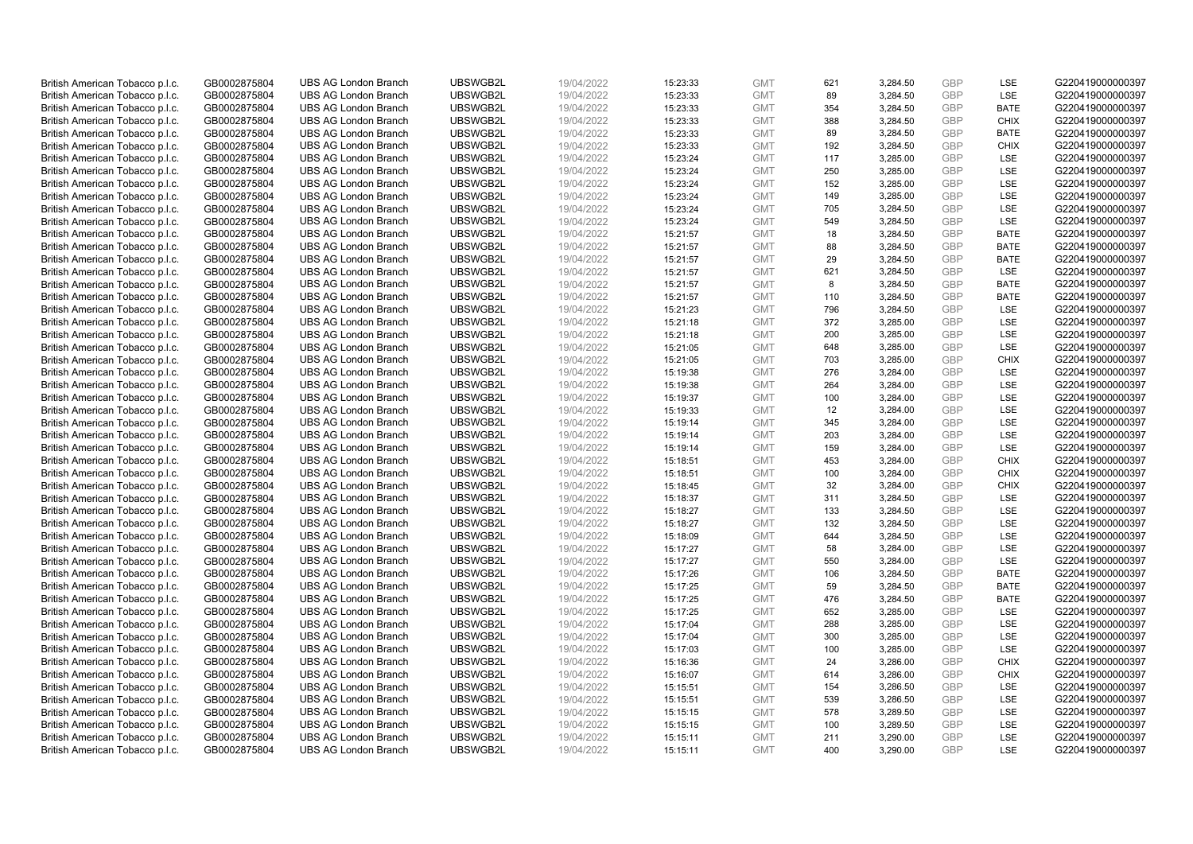| British American Tobacco p.l.c. | GB0002875804 | UBS AG London Branch | UBSWGB2L | 19/04/2022 | 15:23:33 | GMT | 621 | 3,284.50 | GBP | LSE | G220419000000397 |
|---|---|---|---|---|---|---|---|---|---|---|---|
| British American Tobacco p.l.c. | GB0002875804 | UBS AG London Branch | UBSWGB2L | 19/04/2022 | 15:23:33 | GMT | 89 | 3,284.50 | GBP | LSE | G220419000000397 |
| British American Tobacco p.l.c. | GB0002875804 | UBS AG London Branch | UBSWGB2L | 19/04/2022 | 15:23:33 | GMT | 354 | 3,284.50 | GBP | BATE | G220419000000397 |
| British American Tobacco p.l.c. | GB0002875804 | UBS AG London Branch | UBSWGB2L | 19/04/2022 | 15:23:33 | GMT | 388 | 3,284.50 | GBP | CHIX | G220419000000397 |
| British American Tobacco p.l.c. | GB0002875804 | UBS AG London Branch | UBSWGB2L | 19/04/2022 | 15:23:33 | GMT | 89 | 3,284.50 | GBP | BATE | G220419000000397 |
| British American Tobacco p.l.c. | GB0002875804 | UBS AG London Branch | UBSWGB2L | 19/04/2022 | 15:23:33 | GMT | 192 | 3,284.50 | GBP | CHIX | G220419000000397 |
| British American Tobacco p.l.c. | GB0002875804 | UBS AG London Branch | UBSWGB2L | 19/04/2022 | 15:23:24 | GMT | 117 | 3,285.00 | GBP | LSE | G220419000000397 |
| British American Tobacco p.l.c. | GB0002875804 | UBS AG London Branch | UBSWGB2L | 19/04/2022 | 15:23:24 | GMT | 250 | 3,285.00 | GBP | LSE | G220419000000397 |
| British American Tobacco p.l.c. | GB0002875804 | UBS AG London Branch | UBSWGB2L | 19/04/2022 | 15:23:24 | GMT | 152 | 3,285.00 | GBP | LSE | G220419000000397 |
| British American Tobacco p.l.c. | GB0002875804 | UBS AG London Branch | UBSWGB2L | 19/04/2022 | 15:23:24 | GMT | 149 | 3,285.00 | GBP | LSE | G220419000000397 |
| British American Tobacco p.l.c. | GB0002875804 | UBS AG London Branch | UBSWGB2L | 19/04/2022 | 15:23:24 | GMT | 705 | 3,284.50 | GBP | LSE | G220419000000397 |
| British American Tobacco p.l.c. | GB0002875804 | UBS AG London Branch | UBSWGB2L | 19/04/2022 | 15:23:24 | GMT | 549 | 3,284.50 | GBP | LSE | G220419000000397 |
| British American Tobacco p.l.c. | GB0002875804 | UBS AG London Branch | UBSWGB2L | 19/04/2022 | 15:21:57 | GMT | 18 | 3,284.50 | GBP | BATE | G220419000000397 |
| British American Tobacco p.l.c. | GB0002875804 | UBS AG London Branch | UBSWGB2L | 19/04/2022 | 15:21:57 | GMT | 88 | 3,284.50 | GBP | BATE | G220419000000397 |
| British American Tobacco p.l.c. | GB0002875804 | UBS AG London Branch | UBSWGB2L | 19/04/2022 | 15:21:57 | GMT | 29 | 3,284.50 | GBP | BATE | G220419000000397 |
| British American Tobacco p.l.c. | GB0002875804 | UBS AG London Branch | UBSWGB2L | 19/04/2022 | 15:21:57 | GMT | 621 | 3,284.50 | GBP | LSE | G220419000000397 |
| British American Tobacco p.l.c. | GB0002875804 | UBS AG London Branch | UBSWGB2L | 19/04/2022 | 15:21:57 | GMT | 8 | 3,284.50 | GBP | BATE | G220419000000397 |
| British American Tobacco p.l.c. | GB0002875804 | UBS AG London Branch | UBSWGB2L | 19/04/2022 | 15:21:57 | GMT | 110 | 3,284.50 | GBP | BATE | G220419000000397 |
| British American Tobacco p.l.c. | GB0002875804 | UBS AG London Branch | UBSWGB2L | 19/04/2022 | 15:21:23 | GMT | 796 | 3,284.50 | GBP | LSE | G220419000000397 |
| British American Tobacco p.l.c. | GB0002875804 | UBS AG London Branch | UBSWGB2L | 19/04/2022 | 15:21:18 | GMT | 372 | 3,285.00 | GBP | LSE | G220419000000397 |
| British American Tobacco p.l.c. | GB0002875804 | UBS AG London Branch | UBSWGB2L | 19/04/2022 | 15:21:18 | GMT | 200 | 3,285.00 | GBP | LSE | G220419000000397 |
| British American Tobacco p.l.c. | GB0002875804 | UBS AG London Branch | UBSWGB2L | 19/04/2022 | 15:21:05 | GMT | 648 | 3,285.00 | GBP | LSE | G220419000000397 |
| British American Tobacco p.l.c. | GB0002875804 | UBS AG London Branch | UBSWGB2L | 19/04/2022 | 15:21:05 | GMT | 703 | 3,285.00 | GBP | CHIX | G220419000000397 |
| British American Tobacco p.l.c. | GB0002875804 | UBS AG London Branch | UBSWGB2L | 19/04/2022 | 15:19:38 | GMT | 276 | 3,284.00 | GBP | LSE | G220419000000397 |
| British American Tobacco p.l.c. | GB0002875804 | UBS AG London Branch | UBSWGB2L | 19/04/2022 | 15:19:38 | GMT | 264 | 3,284.00 | GBP | LSE | G220419000000397 |
| British American Tobacco p.l.c. | GB0002875804 | UBS AG London Branch | UBSWGB2L | 19/04/2022 | 15:19:37 | GMT | 100 | 3,284.00 | GBP | LSE | G220419000000397 |
| British American Tobacco p.l.c. | GB0002875804 | UBS AG London Branch | UBSWGB2L | 19/04/2022 | 15:19:33 | GMT | 12 | 3,284.00 | GBP | LSE | G220419000000397 |
| British American Tobacco p.l.c. | GB0002875804 | UBS AG London Branch | UBSWGB2L | 19/04/2022 | 15:19:14 | GMT | 345 | 3,284.00 | GBP | LSE | G220419000000397 |
| British American Tobacco p.l.c. | GB0002875804 | UBS AG London Branch | UBSWGB2L | 19/04/2022 | 15:19:14 | GMT | 203 | 3,284.00 | GBP | LSE | G220419000000397 |
| British American Tobacco p.l.c. | GB0002875804 | UBS AG London Branch | UBSWGB2L | 19/04/2022 | 15:19:14 | GMT | 159 | 3,284.00 | GBP | LSE | G220419000000397 |
| British American Tobacco p.l.c. | GB0002875804 | UBS AG London Branch | UBSWGB2L | 19/04/2022 | 15:18:51 | GMT | 453 | 3,284.00 | GBP | CHIX | G220419000000397 |
| British American Tobacco p.l.c. | GB0002875804 | UBS AG London Branch | UBSWGB2L | 19/04/2022 | 15:18:51 | GMT | 100 | 3,284.00 | GBP | CHIX | G220419000000397 |
| British American Tobacco p.l.c. | GB0002875804 | UBS AG London Branch | UBSWGB2L | 19/04/2022 | 15:18:45 | GMT | 32 | 3,284.00 | GBP | CHIX | G220419000000397 |
| British American Tobacco p.l.c. | GB0002875804 | UBS AG London Branch | UBSWGB2L | 19/04/2022 | 15:18:37 | GMT | 311 | 3,284.50 | GBP | LSE | G220419000000397 |
| British American Tobacco p.l.c. | GB0002875804 | UBS AG London Branch | UBSWGB2L | 19/04/2022 | 15:18:27 | GMT | 133 | 3,284.50 | GBP | LSE | G220419000000397 |
| British American Tobacco p.l.c. | GB0002875804 | UBS AG London Branch | UBSWGB2L | 19/04/2022 | 15:18:27 | GMT | 132 | 3,284.50 | GBP | LSE | G220419000000397 |
| British American Tobacco p.l.c. | GB0002875804 | UBS AG London Branch | UBSWGB2L | 19/04/2022 | 15:18:09 | GMT | 644 | 3,284.50 | GBP | LSE | G220419000000397 |
| British American Tobacco p.l.c. | GB0002875804 | UBS AG London Branch | UBSWGB2L | 19/04/2022 | 15:17:27 | GMT | 58 | 3,284.00 | GBP | LSE | G220419000000397 |
| British American Tobacco p.l.c. | GB0002875804 | UBS AG London Branch | UBSWGB2L | 19/04/2022 | 15:17:27 | GMT | 550 | 3,284.00 | GBP | LSE | G220419000000397 |
| British American Tobacco p.l.c. | GB0002875804 | UBS AG London Branch | UBSWGB2L | 19/04/2022 | 15:17:26 | GMT | 106 | 3,284.50 | GBP | BATE | G220419000000397 |
| British American Tobacco p.l.c. | GB0002875804 | UBS AG London Branch | UBSWGB2L | 19/04/2022 | 15:17:25 | GMT | 59 | 3,284.50 | GBP | BATE | G220419000000397 |
| British American Tobacco p.l.c. | GB0002875804 | UBS AG London Branch | UBSWGB2L | 19/04/2022 | 15:17:25 | GMT | 476 | 3,284.50 | GBP | BATE | G220419000000397 |
| British American Tobacco p.l.c. | GB0002875804 | UBS AG London Branch | UBSWGB2L | 19/04/2022 | 15:17:25 | GMT | 652 | 3,285.00 | GBP | LSE | G220419000000397 |
| British American Tobacco p.l.c. | GB0002875804 | UBS AG London Branch | UBSWGB2L | 19/04/2022 | 15:17:04 | GMT | 288 | 3,285.00 | GBP | LSE | G220419000000397 |
| British American Tobacco p.l.c. | GB0002875804 | UBS AG London Branch | UBSWGB2L | 19/04/2022 | 15:17:04 | GMT | 300 | 3,285.00 | GBP | LSE | G220419000000397 |
| British American Tobacco p.l.c. | GB0002875804 | UBS AG London Branch | UBSWGB2L | 19/04/2022 | 15:17:03 | GMT | 100 | 3,285.00 | GBP | LSE | G220419000000397 |
| British American Tobacco p.l.c. | GB0002875804 | UBS AG London Branch | UBSWGB2L | 19/04/2022 | 15:16:36 | GMT | 24 | 3,286.00 | GBP | CHIX | G220419000000397 |
| British American Tobacco p.l.c. | GB0002875804 | UBS AG London Branch | UBSWGB2L | 19/04/2022 | 15:16:07 | GMT | 614 | 3,286.00 | GBP | CHIX | G220419000000397 |
| British American Tobacco p.l.c. | GB0002875804 | UBS AG London Branch | UBSWGB2L | 19/04/2022 | 15:15:51 | GMT | 154 | 3,286.50 | GBP | LSE | G220419000000397 |
| British American Tobacco p.l.c. | GB0002875804 | UBS AG London Branch | UBSWGB2L | 19/04/2022 | 15:15:51 | GMT | 539 | 3,286.50 | GBP | LSE | G220419000000397 |
| British American Tobacco p.l.c. | GB0002875804 | UBS AG London Branch | UBSWGB2L | 19/04/2022 | 15:15:15 | GMT | 578 | 3,289.50 | GBP | LSE | G220419000000397 |
| British American Tobacco p.l.c. | GB0002875804 | UBS AG London Branch | UBSWGB2L | 19/04/2022 | 15:15:15 | GMT | 100 | 3,289.50 | GBP | LSE | G220419000000397 |
| British American Tobacco p.l.c. | GB0002875804 | UBS AG London Branch | UBSWGB2L | 19/04/2022 | 15:15:11 | GMT | 211 | 3,290.00 | GBP | LSE | G220419000000397 |
| British American Tobacco p.l.c. | GB0002875804 | UBS AG London Branch | UBSWGB2L | 19/04/2022 | 15:15:11 | GMT | 400 | 3,290.00 | GBP | LSE | G220419000000397 |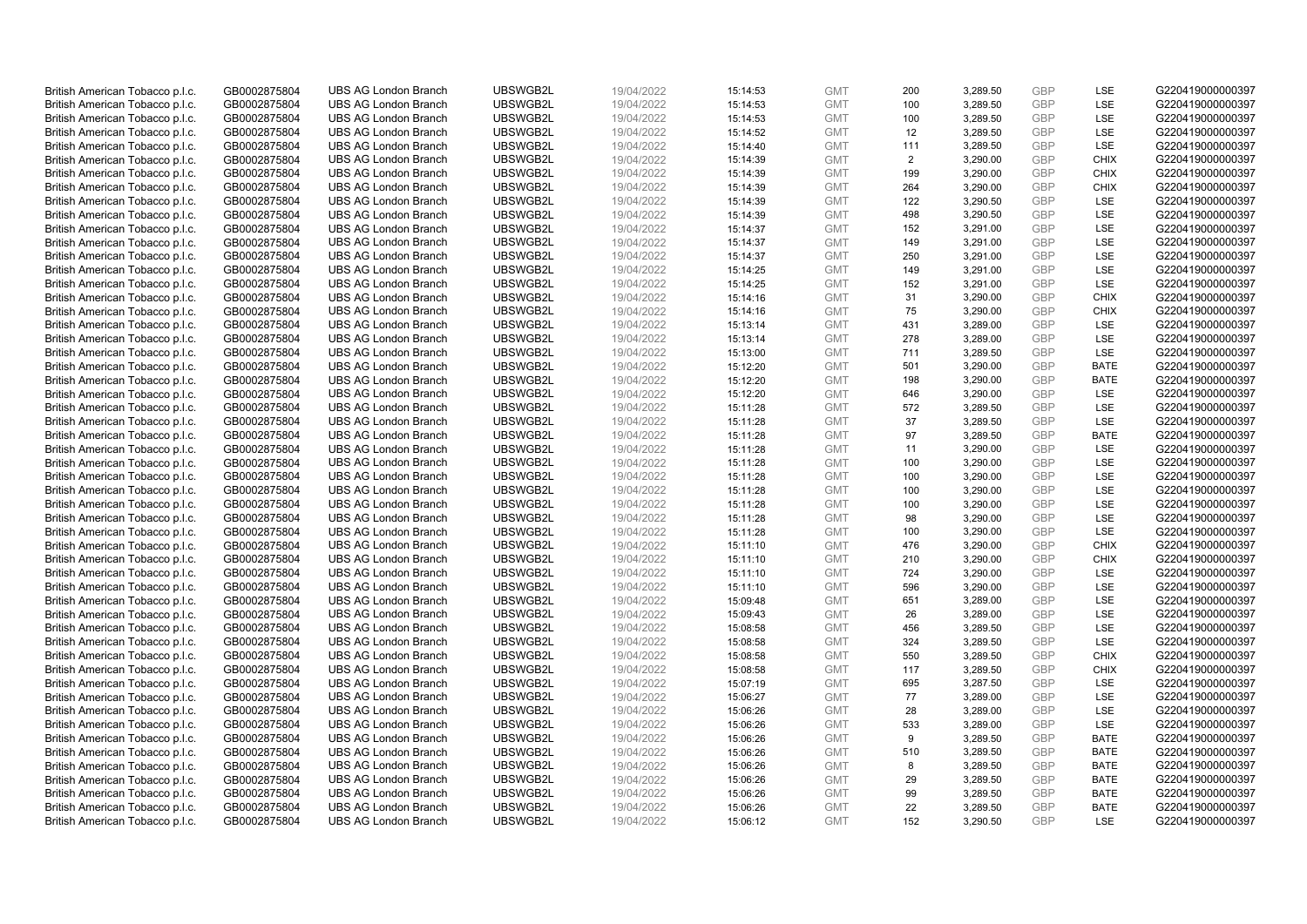| | | | | | | | | | | | |
|---|---|---|---|---|---|---|---|---|---|---|---|
| British American Tobacco p.l.c. | GB0002875804 | UBS AG London Branch | UBSWGB2L | 19/04/2022 | 15:14:53 | GMT | 200 | 3,289.50 | GBP | LSE | G220419000000397 |
| British American Tobacco p.l.c. | GB0002875804 | UBS AG London Branch | UBSWGB2L | 19/04/2022 | 15:14:53 | GMT | 100 | 3,289.50 | GBP | LSE | G220419000000397 |
| British American Tobacco p.l.c. | GB0002875804 | UBS AG London Branch | UBSWGB2L | 19/04/2022 | 15:14:53 | GMT | 100 | 3,289.50 | GBP | LSE | G220419000000397 |
| British American Tobacco p.l.c. | GB0002875804 | UBS AG London Branch | UBSWGB2L | 19/04/2022 | 15:14:52 | GMT | 12 | 3,289.50 | GBP | LSE | G220419000000397 |
| British American Tobacco p.l.c. | GB0002875804 | UBS AG London Branch | UBSWGB2L | 19/04/2022 | 15:14:40 | GMT | 111 | 3,289.50 | GBP | LSE | G220419000000397 |
| British American Tobacco p.l.c. | GB0002875804 | UBS AG London Branch | UBSWGB2L | 19/04/2022 | 15:14:39 | GMT | 2 | 3,290.00 | GBP | CHIX | G220419000000397 |
| British American Tobacco p.l.c. | GB0002875804 | UBS AG London Branch | UBSWGB2L | 19/04/2022 | 15:14:39 | GMT | 199 | 3,290.00 | GBP | CHIX | G220419000000397 |
| British American Tobacco p.l.c. | GB0002875804 | UBS AG London Branch | UBSWGB2L | 19/04/2022 | 15:14:39 | GMT | 264 | 3,290.00 | GBP | CHIX | G220419000000397 |
| British American Tobacco p.l.c. | GB0002875804 | UBS AG London Branch | UBSWGB2L | 19/04/2022 | 15:14:39 | GMT | 122 | 3,290.50 | GBP | LSE | G220419000000397 |
| British American Tobacco p.l.c. | GB0002875804 | UBS AG London Branch | UBSWGB2L | 19/04/2022 | 15:14:39 | GMT | 498 | 3,290.50 | GBP | LSE | G220419000000397 |
| British American Tobacco p.l.c. | GB0002875804 | UBS AG London Branch | UBSWGB2L | 19/04/2022 | 15:14:37 | GMT | 152 | 3,291.00 | GBP | LSE | G220419000000397 |
| British American Tobacco p.l.c. | GB0002875804 | UBS AG London Branch | UBSWGB2L | 19/04/2022 | 15:14:37 | GMT | 149 | 3,291.00 | GBP | LSE | G220419000000397 |
| British American Tobacco p.l.c. | GB0002875804 | UBS AG London Branch | UBSWGB2L | 19/04/2022 | 15:14:37 | GMT | 250 | 3,291.00 | GBP | LSE | G220419000000397 |
| British American Tobacco p.l.c. | GB0002875804 | UBS AG London Branch | UBSWGB2L | 19/04/2022 | 15:14:25 | GMT | 149 | 3,291.00 | GBP | LSE | G220419000000397 |
| British American Tobacco p.l.c. | GB0002875804 | UBS AG London Branch | UBSWGB2L | 19/04/2022 | 15:14:25 | GMT | 152 | 3,291.00 | GBP | LSE | G220419000000397 |
| British American Tobacco p.l.c. | GB0002875804 | UBS AG London Branch | UBSWGB2L | 19/04/2022 | 15:14:16 | GMT | 31 | 3,290.00 | GBP | CHIX | G220419000000397 |
| British American Tobacco p.l.c. | GB0002875804 | UBS AG London Branch | UBSWGB2L | 19/04/2022 | 15:14:16 | GMT | 75 | 3,290.00 | GBP | CHIX | G220419000000397 |
| British American Tobacco p.l.c. | GB0002875804 | UBS AG London Branch | UBSWGB2L | 19/04/2022 | 15:13:14 | GMT | 431 | 3,289.00 | GBP | LSE | G220419000000397 |
| British American Tobacco p.l.c. | GB0002875804 | UBS AG London Branch | UBSWGB2L | 19/04/2022 | 15:13:14 | GMT | 278 | 3,289.00 | GBP | LSE | G220419000000397 |
| British American Tobacco p.l.c. | GB0002875804 | UBS AG London Branch | UBSWGB2L | 19/04/2022 | 15:13:00 | GMT | 711 | 3,289.50 | GBP | LSE | G220419000000397 |
| British American Tobacco p.l.c. | GB0002875804 | UBS AG London Branch | UBSWGB2L | 19/04/2022 | 15:12:20 | GMT | 501 | 3,290.00 | GBP | BATE | G220419000000397 |
| British American Tobacco p.l.c. | GB0002875804 | UBS AG London Branch | UBSWGB2L | 19/04/2022 | 15:12:20 | GMT | 198 | 3,290.00 | GBP | BATE | G220419000000397 |
| British American Tobacco p.l.c. | GB0002875804 | UBS AG London Branch | UBSWGB2L | 19/04/2022 | 15:12:20 | GMT | 646 | 3,290.00 | GBP | LSE | G220419000000397 |
| British American Tobacco p.l.c. | GB0002875804 | UBS AG London Branch | UBSWGB2L | 19/04/2022 | 15:11:28 | GMT | 572 | 3,289.50 | GBP | LSE | G220419000000397 |
| British American Tobacco p.l.c. | GB0002875804 | UBS AG London Branch | UBSWGB2L | 19/04/2022 | 15:11:28 | GMT | 37 | 3,289.50 | GBP | LSE | G220419000000397 |
| British American Tobacco p.l.c. | GB0002875804 | UBS AG London Branch | UBSWGB2L | 19/04/2022 | 15:11:28 | GMT | 97 | 3,289.50 | GBP | BATE | G220419000000397 |
| British American Tobacco p.l.c. | GB0002875804 | UBS AG London Branch | UBSWGB2L | 19/04/2022 | 15:11:28 | GMT | 11 | 3,290.00 | GBP | LSE | G220419000000397 |
| British American Tobacco p.l.c. | GB0002875804 | UBS AG London Branch | UBSWGB2L | 19/04/2022 | 15:11:28 | GMT | 100 | 3,290.00 | GBP | LSE | G220419000000397 |
| British American Tobacco p.l.c. | GB0002875804 | UBS AG London Branch | UBSWGB2L | 19/04/2022 | 15:11:28 | GMT | 100 | 3,290.00 | GBP | LSE | G220419000000397 |
| British American Tobacco p.l.c. | GB0002875804 | UBS AG London Branch | UBSWGB2L | 19/04/2022 | 15:11:28 | GMT | 100 | 3,290.00 | GBP | LSE | G220419000000397 |
| British American Tobacco p.l.c. | GB0002875804 | UBS AG London Branch | UBSWGB2L | 19/04/2022 | 15:11:28 | GMT | 100 | 3,290.00 | GBP | LSE | G220419000000397 |
| British American Tobacco p.l.c. | GB0002875804 | UBS AG London Branch | UBSWGB2L | 19/04/2022 | 15:11:28 | GMT | 98 | 3,290.00 | GBP | LSE | G220419000000397 |
| British American Tobacco p.l.c. | GB0002875804 | UBS AG London Branch | UBSWGB2L | 19/04/2022 | 15:11:28 | GMT | 100 | 3,290.00 | GBP | LSE | G220419000000397 |
| British American Tobacco p.l.c. | GB0002875804 | UBS AG London Branch | UBSWGB2L | 19/04/2022 | 15:11:10 | GMT | 476 | 3,290.00 | GBP | CHIX | G220419000000397 |
| British American Tobacco p.l.c. | GB0002875804 | UBS AG London Branch | UBSWGB2L | 19/04/2022 | 15:11:10 | GMT | 210 | 3,290.00 | GBP | CHIX | G220419000000397 |
| British American Tobacco p.l.c. | GB0002875804 | UBS AG London Branch | UBSWGB2L | 19/04/2022 | 15:11:10 | GMT | 724 | 3,290.00 | GBP | LSE | G220419000000397 |
| British American Tobacco p.l.c. | GB0002875804 | UBS AG London Branch | UBSWGB2L | 19/04/2022 | 15:11:10 | GMT | 596 | 3,290.00 | GBP | LSE | G220419000000397 |
| British American Tobacco p.l.c. | GB0002875804 | UBS AG London Branch | UBSWGB2L | 19/04/2022 | 15:09:48 | GMT | 651 | 3,289.00 | GBP | LSE | G220419000000397 |
| British American Tobacco p.l.c. | GB0002875804 | UBS AG London Branch | UBSWGB2L | 19/04/2022 | 15:09:43 | GMT | 26 | 3,289.00 | GBP | LSE | G220419000000397 |
| British American Tobacco p.l.c. | GB0002875804 | UBS AG London Branch | UBSWGB2L | 19/04/2022 | 15:08:58 | GMT | 456 | 3,289.50 | GBP | LSE | G220419000000397 |
| British American Tobacco p.l.c. | GB0002875804 | UBS AG London Branch | UBSWGB2L | 19/04/2022 | 15:08:58 | GMT | 324 | 3,289.50 | GBP | LSE | G220419000000397 |
| British American Tobacco p.l.c. | GB0002875804 | UBS AG London Branch | UBSWGB2L | 19/04/2022 | 15:08:58 | GMT | 550 | 3,289.50 | GBP | CHIX | G220419000000397 |
| British American Tobacco p.l.c. | GB0002875804 | UBS AG London Branch | UBSWGB2L | 19/04/2022 | 15:08:58 | GMT | 117 | 3,289.50 | GBP | CHIX | G220419000000397 |
| British American Tobacco p.l.c. | GB0002875804 | UBS AG London Branch | UBSWGB2L | 19/04/2022 | 15:07:19 | GMT | 695 | 3,287.50 | GBP | LSE | G220419000000397 |
| British American Tobacco p.l.c. | GB0002875804 | UBS AG London Branch | UBSWGB2L | 19/04/2022 | 15:06:27 | GMT | 77 | 3,289.00 | GBP | LSE | G220419000000397 |
| British American Tobacco p.l.c. | GB0002875804 | UBS AG London Branch | UBSWGB2L | 19/04/2022 | 15:06:26 | GMT | 28 | 3,289.00 | GBP | LSE | G220419000000397 |
| British American Tobacco p.l.c. | GB0002875804 | UBS AG London Branch | UBSWGB2L | 19/04/2022 | 15:06:26 | GMT | 533 | 3,289.00 | GBP | LSE | G220419000000397 |
| British American Tobacco p.l.c. | GB0002875804 | UBS AG London Branch | UBSWGB2L | 19/04/2022 | 15:06:26 | GMT | 9 | 3,289.50 | GBP | BATE | G220419000000397 |
| British American Tobacco p.l.c. | GB0002875804 | UBS AG London Branch | UBSWGB2L | 19/04/2022 | 15:06:26 | GMT | 510 | 3,289.50 | GBP | BATE | G220419000000397 |
| British American Tobacco p.l.c. | GB0002875804 | UBS AG London Branch | UBSWGB2L | 19/04/2022 | 15:06:26 | GMT | 8 | 3,289.50 | GBP | BATE | G220419000000397 |
| British American Tobacco p.l.c. | GB0002875804 | UBS AG London Branch | UBSWGB2L | 19/04/2022 | 15:06:26 | GMT | 29 | 3,289.50 | GBP | BATE | G220419000000397 |
| British American Tobacco p.l.c. | GB0002875804 | UBS AG London Branch | UBSWGB2L | 19/04/2022 | 15:06:26 | GMT | 99 | 3,289.50 | GBP | BATE | G220419000000397 |
| British American Tobacco p.l.c. | GB0002875804 | UBS AG London Branch | UBSWGB2L | 19/04/2022 | 15:06:26 | GMT | 22 | 3,289.50 | GBP | BATE | G220419000000397 |
| British American Tobacco p.l.c. | GB0002875804 | UBS AG London Branch | UBSWGB2L | 19/04/2022 | 15:06:12 | GMT | 152 | 3,290.50 | GBP | LSE | G220419000000397 |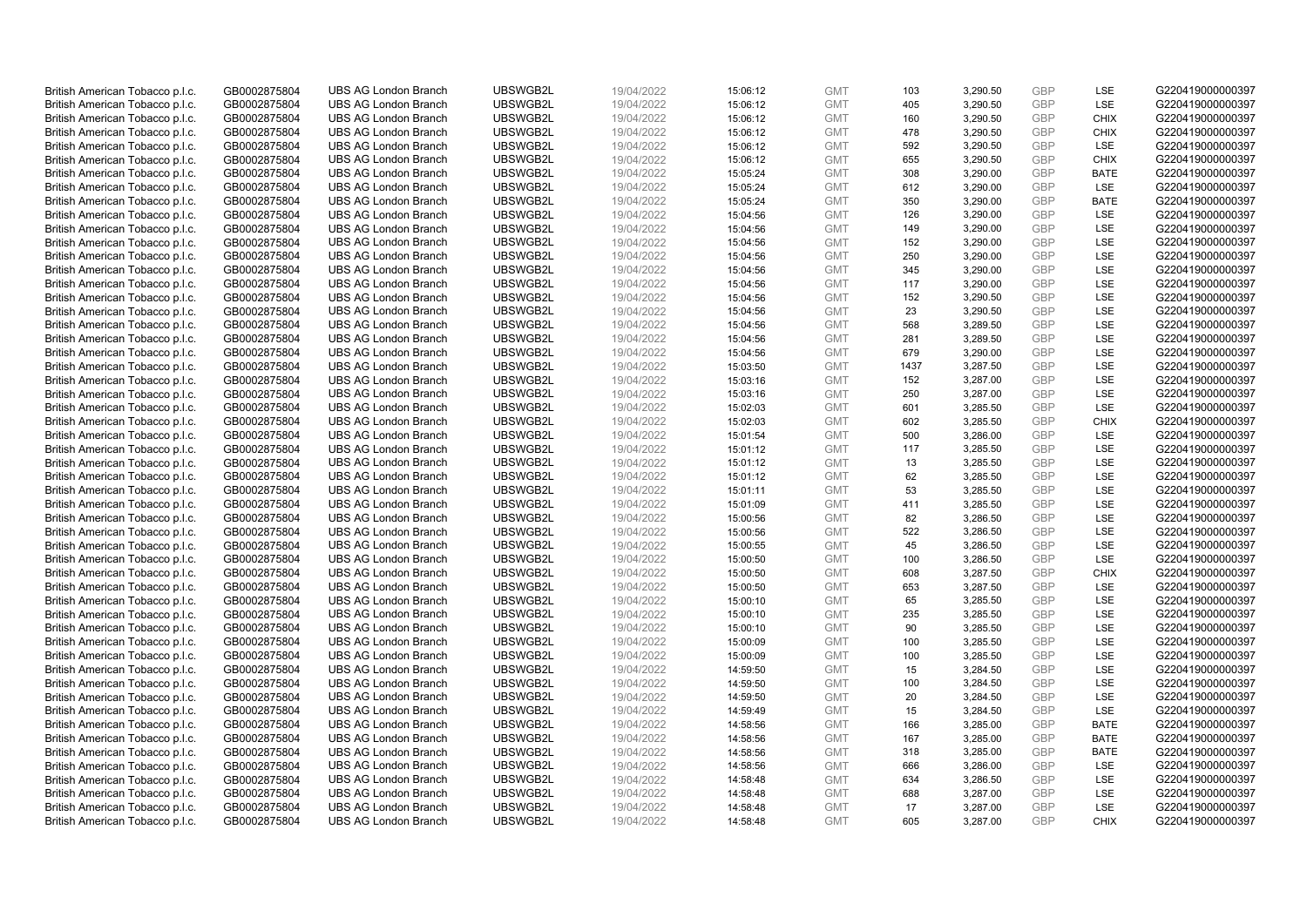| | | | | | | | | | | | |
|---|---|---|---|---|---|---|---|---|---|---|---|
| British American Tobacco p.l.c. | GB0002875804 | UBS AG London Branch | UBSWGB2L | 19/04/2022 | 15:06:12 | GMT | 103 | 3,290.50 | GBP | LSE | G220419000000397 |
| British American Tobacco p.l.c. | GB0002875804 | UBS AG London Branch | UBSWGB2L | 19/04/2022 | 15:06:12 | GMT | 405 | 3,290.50 | GBP | LSE | G220419000000397 |
| British American Tobacco p.l.c. | GB0002875804 | UBS AG London Branch | UBSWGB2L | 19/04/2022 | 15:06:12 | GMT | 160 | 3,290.50 | GBP | CHIX | G220419000000397 |
| British American Tobacco p.l.c. | GB0002875804 | UBS AG London Branch | UBSWGB2L | 19/04/2022 | 15:06:12 | GMT | 478 | 3,290.50 | GBP | CHIX | G220419000000397 |
| British American Tobacco p.l.c. | GB0002875804 | UBS AG London Branch | UBSWGB2L | 19/04/2022 | 15:06:12 | GMT | 592 | 3,290.50 | GBP | LSE | G220419000000397 |
| British American Tobacco p.l.c. | GB0002875804 | UBS AG London Branch | UBSWGB2L | 19/04/2022 | 15:06:12 | GMT | 655 | 3,290.50 | GBP | CHIX | G220419000000397 |
| British American Tobacco p.l.c. | GB0002875804 | UBS AG London Branch | UBSWGB2L | 19/04/2022 | 15:05:24 | GMT | 308 | 3,290.00 | GBP | BATE | G220419000000397 |
| British American Tobacco p.l.c. | GB0002875804 | UBS AG London Branch | UBSWGB2L | 19/04/2022 | 15:05:24 | GMT | 612 | 3,290.00 | GBP | LSE | G220419000000397 |
| British American Tobacco p.l.c. | GB0002875804 | UBS AG London Branch | UBSWGB2L | 19/04/2022 | 15:05:24 | GMT | 350 | 3,290.00 | GBP | BATE | G220419000000397 |
| British American Tobacco p.l.c. | GB0002875804 | UBS AG London Branch | UBSWGB2L | 19/04/2022 | 15:04:56 | GMT | 126 | 3,290.00 | GBP | LSE | G220419000000397 |
| British American Tobacco p.l.c. | GB0002875804 | UBS AG London Branch | UBSWGB2L | 19/04/2022 | 15:04:56 | GMT | 149 | 3,290.00 | GBP | LSE | G220419000000397 |
| British American Tobacco p.l.c. | GB0002875804 | UBS AG London Branch | UBSWGB2L | 19/04/2022 | 15:04:56 | GMT | 152 | 3,290.00 | GBP | LSE | G220419000000397 |
| British American Tobacco p.l.c. | GB0002875804 | UBS AG London Branch | UBSWGB2L | 19/04/2022 | 15:04:56 | GMT | 250 | 3,290.00 | GBP | LSE | G220419000000397 |
| British American Tobacco p.l.c. | GB0002875804 | UBS AG London Branch | UBSWGB2L | 19/04/2022 | 15:04:56 | GMT | 345 | 3,290.00 | GBP | LSE | G220419000000397 |
| British American Tobacco p.l.c. | GB0002875804 | UBS AG London Branch | UBSWGB2L | 19/04/2022 | 15:04:56 | GMT | 117 | 3,290.00 | GBP | LSE | G220419000000397 |
| British American Tobacco p.l.c. | GB0002875804 | UBS AG London Branch | UBSWGB2L | 19/04/2022 | 15:04:56 | GMT | 152 | 3,290.50 | GBP | LSE | G220419000000397 |
| British American Tobacco p.l.c. | GB0002875804 | UBS AG London Branch | UBSWGB2L | 19/04/2022 | 15:04:56 | GMT | 23 | 3,290.50 | GBP | LSE | G220419000000397 |
| British American Tobacco p.l.c. | GB0002875804 | UBS AG London Branch | UBSWGB2L | 19/04/2022 | 15:04:56 | GMT | 568 | 3,289.50 | GBP | LSE | G220419000000397 |
| British American Tobacco p.l.c. | GB0002875804 | UBS AG London Branch | UBSWGB2L | 19/04/2022 | 15:04:56 | GMT | 281 | 3,289.50 | GBP | LSE | G220419000000397 |
| British American Tobacco p.l.c. | GB0002875804 | UBS AG London Branch | UBSWGB2L | 19/04/2022 | 15:04:56 | GMT | 679 | 3,290.00 | GBP | LSE | G220419000000397 |
| British American Tobacco p.l.c. | GB0002875804 | UBS AG London Branch | UBSWGB2L | 19/04/2022 | 15:03:50 | GMT | 1437 | 3,287.50 | GBP | LSE | G220419000000397 |
| British American Tobacco p.l.c. | GB0002875804 | UBS AG London Branch | UBSWGB2L | 19/04/2022 | 15:03:16 | GMT | 152 | 3,287.00 | GBP | LSE | G220419000000397 |
| British American Tobacco p.l.c. | GB0002875804 | UBS AG London Branch | UBSWGB2L | 19/04/2022 | 15:03:16 | GMT | 250 | 3,287.00 | GBP | LSE | G220419000000397 |
| British American Tobacco p.l.c. | GB0002875804 | UBS AG London Branch | UBSWGB2L | 19/04/2022 | 15:02:03 | GMT | 601 | 3,285.50 | GBP | LSE | G220419000000397 |
| British American Tobacco p.l.c. | GB0002875804 | UBS AG London Branch | UBSWGB2L | 19/04/2022 | 15:02:03 | GMT | 602 | 3,285.50 | GBP | CHIX | G220419000000397 |
| British American Tobacco p.l.c. | GB0002875804 | UBS AG London Branch | UBSWGB2L | 19/04/2022 | 15:01:54 | GMT | 500 | 3,286.00 | GBP | LSE | G220419000000397 |
| British American Tobacco p.l.c. | GB0002875804 | UBS AG London Branch | UBSWGB2L | 19/04/2022 | 15:01:12 | GMT | 117 | 3,285.50 | GBP | LSE | G220419000000397 |
| British American Tobacco p.l.c. | GB0002875804 | UBS AG London Branch | UBSWGB2L | 19/04/2022 | 15:01:12 | GMT | 13 | 3,285.50 | GBP | LSE | G220419000000397 |
| British American Tobacco p.l.c. | GB0002875804 | UBS AG London Branch | UBSWGB2L | 19/04/2022 | 15:01:12 | GMT | 62 | 3,285.50 | GBP | LSE | G220419000000397 |
| British American Tobacco p.l.c. | GB0002875804 | UBS AG London Branch | UBSWGB2L | 19/04/2022 | 15:01:11 | GMT | 53 | 3,285.50 | GBP | LSE | G220419000000397 |
| British American Tobacco p.l.c. | GB0002875804 | UBS AG London Branch | UBSWGB2L | 19/04/2022 | 15:01:09 | GMT | 411 | 3,285.50 | GBP | LSE | G220419000000397 |
| British American Tobacco p.l.c. | GB0002875804 | UBS AG London Branch | UBSWGB2L | 19/04/2022 | 15:00:56 | GMT | 82 | 3,286.50 | GBP | LSE | G220419000000397 |
| British American Tobacco p.l.c. | GB0002875804 | UBS AG London Branch | UBSWGB2L | 19/04/2022 | 15:00:56 | GMT | 522 | 3,286.50 | GBP | LSE | G220419000000397 |
| British American Tobacco p.l.c. | GB0002875804 | UBS AG London Branch | UBSWGB2L | 19/04/2022 | 15:00:55 | GMT | 45 | 3,286.50 | GBP | LSE | G220419000000397 |
| British American Tobacco p.l.c. | GB0002875804 | UBS AG London Branch | UBSWGB2L | 19/04/2022 | 15:00:50 | GMT | 100 | 3,286.50 | GBP | LSE | G220419000000397 |
| British American Tobacco p.l.c. | GB0002875804 | UBS AG London Branch | UBSWGB2L | 19/04/2022 | 15:00:50 | GMT | 608 | 3,287.50 | GBP | CHIX | G220419000000397 |
| British American Tobacco p.l.c. | GB0002875804 | UBS AG London Branch | UBSWGB2L | 19/04/2022 | 15:00:50 | GMT | 653 | 3,287.50 | GBP | LSE | G220419000000397 |
| British American Tobacco p.l.c. | GB0002875804 | UBS AG London Branch | UBSWGB2L | 19/04/2022 | 15:00:10 | GMT | 65 | 3,285.50 | GBP | LSE | G220419000000397 |
| British American Tobacco p.l.c. | GB0002875804 | UBS AG London Branch | UBSWGB2L | 19/04/2022 | 15:00:10 | GMT | 235 | 3,285.50 | GBP | LSE | G220419000000397 |
| British American Tobacco p.l.c. | GB0002875804 | UBS AG London Branch | UBSWGB2L | 19/04/2022 | 15:00:10 | GMT | 90 | 3,285.50 | GBP | LSE | G220419000000397 |
| British American Tobacco p.l.c. | GB0002875804 | UBS AG London Branch | UBSWGB2L | 19/04/2022 | 15:00:09 | GMT | 100 | 3,285.50 | GBP | LSE | G220419000000397 |
| British American Tobacco p.l.c. | GB0002875804 | UBS AG London Branch | UBSWGB2L | 19/04/2022 | 15:00:09 | GMT | 100 | 3,285.50 | GBP | LSE | G220419000000397 |
| British American Tobacco p.l.c. | GB0002875804 | UBS AG London Branch | UBSWGB2L | 19/04/2022 | 14:59:50 | GMT | 15 | 3,284.50 | GBP | LSE | G220419000000397 |
| British American Tobacco p.l.c. | GB0002875804 | UBS AG London Branch | UBSWGB2L | 19/04/2022 | 14:59:50 | GMT | 100 | 3,284.50 | GBP | LSE | G220419000000397 |
| British American Tobacco p.l.c. | GB0002875804 | UBS AG London Branch | UBSWGB2L | 19/04/2022 | 14:59:50 | GMT | 20 | 3,284.50 | GBP | LSE | G220419000000397 |
| British American Tobacco p.l.c. | GB0002875804 | UBS AG London Branch | UBSWGB2L | 19/04/2022 | 14:59:49 | GMT | 15 | 3,284.50 | GBP | LSE | G220419000000397 |
| British American Tobacco p.l.c. | GB0002875804 | UBS AG London Branch | UBSWGB2L | 19/04/2022 | 14:58:56 | GMT | 166 | 3,285.00 | GBP | BATE | G220419000000397 |
| British American Tobacco p.l.c. | GB0002875804 | UBS AG London Branch | UBSWGB2L | 19/04/2022 | 14:58:56 | GMT | 167 | 3,285.00 | GBP | BATE | G220419000000397 |
| British American Tobacco p.l.c. | GB0002875804 | UBS AG London Branch | UBSWGB2L | 19/04/2022 | 14:58:56 | GMT | 318 | 3,285.00 | GBP | BATE | G220419000000397 |
| British American Tobacco p.l.c. | GB0002875804 | UBS AG London Branch | UBSWGB2L | 19/04/2022 | 14:58:56 | GMT | 666 | 3,286.00 | GBP | LSE | G220419000000397 |
| British American Tobacco p.l.c. | GB0002875804 | UBS AG London Branch | UBSWGB2L | 19/04/2022 | 14:58:48 | GMT | 634 | 3,286.50 | GBP | LSE | G220419000000397 |
| British American Tobacco p.l.c. | GB0002875804 | UBS AG London Branch | UBSWGB2L | 19/04/2022 | 14:58:48 | GMT | 688 | 3,287.00 | GBP | LSE | G220419000000397 |
| British American Tobacco p.l.c. | GB0002875804 | UBS AG London Branch | UBSWGB2L | 19/04/2022 | 14:58:48 | GMT | 17 | 3,287.00 | GBP | LSE | G220419000000397 |
| British American Tobacco p.l.c. | GB0002875804 | UBS AG London Branch | UBSWGB2L | 19/04/2022 | 14:58:48 | GMT | 605 | 3,287.00 | GBP | CHIX | G220419000000397 |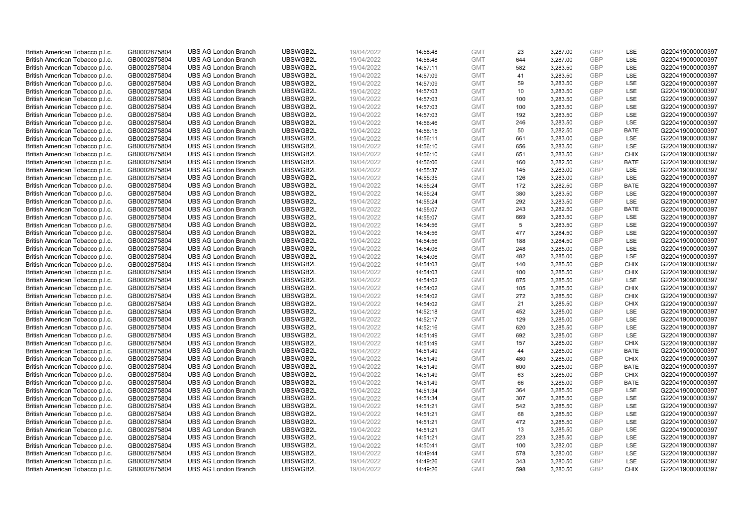| British American Tobacco p.l.c. | GB0002875804 | UBS AG London Branch | UBSWGB2L | 19/04/2022 | 14:58:48 | GMT | 23 | 3,287.00 | GBP | LSE | G220419000000397 |
|---|---|---|---|---|---|---|---|---|---|---|---|
| British American Tobacco p.l.c. | GB0002875804 | UBS AG London Branch | UBSWGB2L | 19/04/2022 | 14:58:48 | GMT | 644 | 3,287.00 | GBP | LSE | G220419000000397 |
| British American Tobacco p.l.c. | GB0002875804 | UBS AG London Branch | UBSWGB2L | 19/04/2022 | 14:57:11 | GMT | 582 | 3,283.50 | GBP | LSE | G220419000000397 |
| British American Tobacco p.l.c. | GB0002875804 | UBS AG London Branch | UBSWGB2L | 19/04/2022 | 14:57:09 | GMT | 41 | 3,283.50 | GBP | LSE | G220419000000397 |
| British American Tobacco p.l.c. | GB0002875804 | UBS AG London Branch | UBSWGB2L | 19/04/2022 | 14:57:09 | GMT | 59 | 3,283.50 | GBP | LSE | G220419000000397 |
| British American Tobacco p.l.c. | GB0002875804 | UBS AG London Branch | UBSWGB2L | 19/04/2022 | 14:57:03 | GMT | 10 | 3,283.50 | GBP | LSE | G220419000000397 |
| British American Tobacco p.l.c. | GB0002875804 | UBS AG London Branch | UBSWGB2L | 19/04/2022 | 14:57:03 | GMT | 100 | 3,283.50 | GBP | LSE | G220419000000397 |
| British American Tobacco p.l.c. | GB0002875804 | UBS AG London Branch | UBSWGB2L | 19/04/2022 | 14:57:03 | GMT | 100 | 3,283.50 | GBP | LSE | G220419000000397 |
| British American Tobacco p.l.c. | GB0002875804 | UBS AG London Branch | UBSWGB2L | 19/04/2022 | 14:57:03 | GMT | 192 | 3,283.50 | GBP | LSE | G220419000000397 |
| British American Tobacco p.l.c. | GB0002875804 | UBS AG London Branch | UBSWGB2L | 19/04/2022 | 14:56:46 | GMT | 246 | 3,283.50 | GBP | LSE | G220419000000397 |
| British American Tobacco p.l.c. | GB0002875804 | UBS AG London Branch | UBSWGB2L | 19/04/2022 | 14:56:15 | GMT | 50 | 3,282.50 | GBP | BATE | G220419000000397 |
| British American Tobacco p.l.c. | GB0002875804 | UBS AG London Branch | UBSWGB2L | 19/04/2022 | 14:56:11 | GMT | 661 | 3,283.00 | GBP | LSE | G220419000000397 |
| British American Tobacco p.l.c. | GB0002875804 | UBS AG London Branch | UBSWGB2L | 19/04/2022 | 14:56:10 | GMT | 656 | 3,283.50 | GBP | LSE | G220419000000397 |
| British American Tobacco p.l.c. | GB0002875804 | UBS AG London Branch | UBSWGB2L | 19/04/2022 | 14:56:10 | GMT | 651 | 3,283.50 | GBP | CHIX | G220419000000397 |
| British American Tobacco p.l.c. | GB0002875804 | UBS AG London Branch | UBSWGB2L | 19/04/2022 | 14:56:06 | GMT | 160 | 3,282.50 | GBP | BATE | G220419000000397 |
| British American Tobacco p.l.c. | GB0002875804 | UBS AG London Branch | UBSWGB2L | 19/04/2022 | 14:55:37 | GMT | 145 | 3,283.00 | GBP | LSE | G220419000000397 |
| British American Tobacco p.l.c. | GB0002875804 | UBS AG London Branch | UBSWGB2L | 19/04/2022 | 14:55:35 | GMT | 126 | 3,283.00 | GBP | LSE | G220419000000397 |
| British American Tobacco p.l.c. | GB0002875804 | UBS AG London Branch | UBSWGB2L | 19/04/2022 | 14:55:24 | GMT | 172 | 3,282.50 | GBP | BATE | G220419000000397 |
| British American Tobacco p.l.c. | GB0002875804 | UBS AG London Branch | UBSWGB2L | 19/04/2022 | 14:55:24 | GMT | 380 | 3,283.50 | GBP | LSE | G220419000000397 |
| British American Tobacco p.l.c. | GB0002875804 | UBS AG London Branch | UBSWGB2L | 19/04/2022 | 14:55:24 | GMT | 292 | 3,283.50 | GBP | LSE | G220419000000397 |
| British American Tobacco p.l.c. | GB0002875804 | UBS AG London Branch | UBSWGB2L | 19/04/2022 | 14:55:07 | GMT | 243 | 3,282.50 | GBP | BATE | G220419000000397 |
| British American Tobacco p.l.c. | GB0002875804 | UBS AG London Branch | UBSWGB2L | 19/04/2022 | 14:55:07 | GMT | 669 | 3,283.50 | GBP | LSE | G220419000000397 |
| British American Tobacco p.l.c. | GB0002875804 | UBS AG London Branch | UBSWGB2L | 19/04/2022 | 14:54:56 | GMT | 5 | 3,283.50 | GBP | LSE | G220419000000397 |
| British American Tobacco p.l.c. | GB0002875804 | UBS AG London Branch | UBSWGB2L | 19/04/2022 | 14:54:56 | GMT | 477 | 3,284.50 | GBP | LSE | G220419000000397 |
| British American Tobacco p.l.c. | GB0002875804 | UBS AG London Branch | UBSWGB2L | 19/04/2022 | 14:54:56 | GMT | 188 | 3,284.50 | GBP | LSE | G220419000000397 |
| British American Tobacco p.l.c. | GB0002875804 | UBS AG London Branch | UBSWGB2L | 19/04/2022 | 14:54:06 | GMT | 248 | 3,285.00 | GBP | LSE | G220419000000397 |
| British American Tobacco p.l.c. | GB0002875804 | UBS AG London Branch | UBSWGB2L | 19/04/2022 | 14:54:06 | GMT | 482 | 3,285.00 | GBP | LSE | G220419000000397 |
| British American Tobacco p.l.c. | GB0002875804 | UBS AG London Branch | UBSWGB2L | 19/04/2022 | 14:54:03 | GMT | 140 | 3,285.50 | GBP | CHIX | G220419000000397 |
| British American Tobacco p.l.c. | GB0002875804 | UBS AG London Branch | UBSWGB2L | 19/04/2022 | 14:54:03 | GMT | 100 | 3,285.50 | GBP | CHIX | G220419000000397 |
| British American Tobacco p.l.c. | GB0002875804 | UBS AG London Branch | UBSWGB2L | 19/04/2022 | 14:54:02 | GMT | 875 | 3,285.50 | GBP | LSE | G220419000000397 |
| British American Tobacco p.l.c. | GB0002875804 | UBS AG London Branch | UBSWGB2L | 19/04/2022 | 14:54:02 | GMT | 105 | 3,285.50 | GBP | CHIX | G220419000000397 |
| British American Tobacco p.l.c. | GB0002875804 | UBS AG London Branch | UBSWGB2L | 19/04/2022 | 14:54:02 | GMT | 272 | 3,285.50 | GBP | CHIX | G220419000000397 |
| British American Tobacco p.l.c. | GB0002875804 | UBS AG London Branch | UBSWGB2L | 19/04/2022 | 14:54:02 | GMT | 21 | 3,285.50 | GBP | CHIX | G220419000000397 |
| British American Tobacco p.l.c. | GB0002875804 | UBS AG London Branch | UBSWGB2L | 19/04/2022 | 14:52:18 | GMT | 452 | 3,285.00 | GBP | LSE | G220419000000397 |
| British American Tobacco p.l.c. | GB0002875804 | UBS AG London Branch | UBSWGB2L | 19/04/2022 | 14:52:17 | GMT | 129 | 3,285.00 | GBP | LSE | G220419000000397 |
| British American Tobacco p.l.c. | GB0002875804 | UBS AG London Branch | UBSWGB2L | 19/04/2022 | 14:52:16 | GMT | 620 | 3,285.50 | GBP | LSE | G220419000000397 |
| British American Tobacco p.l.c. | GB0002875804 | UBS AG London Branch | UBSWGB2L | 19/04/2022 | 14:51:49 | GMT | 692 | 3,285.00 | GBP | LSE | G220419000000397 |
| British American Tobacco p.l.c. | GB0002875804 | UBS AG London Branch | UBSWGB2L | 19/04/2022 | 14:51:49 | GMT | 157 | 3,285.00 | GBP | CHIX | G220419000000397 |
| British American Tobacco p.l.c. | GB0002875804 | UBS AG London Branch | UBSWGB2L | 19/04/2022 | 14:51:49 | GMT | 44 | 3,285.00 | GBP | BATE | G220419000000397 |
| British American Tobacco p.l.c. | GB0002875804 | UBS AG London Branch | UBSWGB2L | 19/04/2022 | 14:51:49 | GMT | 480 | 3,285.00 | GBP | CHIX | G220419000000397 |
| British American Tobacco p.l.c. | GB0002875804 | UBS AG London Branch | UBSWGB2L | 19/04/2022 | 14:51:49 | GMT | 600 | 3,285.00 | GBP | BATE | G220419000000397 |
| British American Tobacco p.l.c. | GB0002875804 | UBS AG London Branch | UBSWGB2L | 19/04/2022 | 14:51:49 | GMT | 63 | 3,285.00 | GBP | CHIX | G220419000000397 |
| British American Tobacco p.l.c. | GB0002875804 | UBS AG London Branch | UBSWGB2L | 19/04/2022 | 14:51:49 | GMT | 66 | 3,285.00 | GBP | BATE | G220419000000397 |
| British American Tobacco p.l.c. | GB0002875804 | UBS AG London Branch | UBSWGB2L | 19/04/2022 | 14:51:34 | GMT | 364 | 3,285.50 | GBP | LSE | G220419000000397 |
| British American Tobacco p.l.c. | GB0002875804 | UBS AG London Branch | UBSWGB2L | 19/04/2022 | 14:51:34 | GMT | 307 | 3,285.50 | GBP | LSE | G220419000000397 |
| British American Tobacco p.l.c. | GB0002875804 | UBS AG London Branch | UBSWGB2L | 19/04/2022 | 14:51:21 | GMT | 542 | 3,285.50 | GBP | LSE | G220419000000397 |
| British American Tobacco p.l.c. | GB0002875804 | UBS AG London Branch | UBSWGB2L | 19/04/2022 | 14:51:21 | GMT | 68 | 3,285.50 | GBP | LSE | G220419000000397 |
| British American Tobacco p.l.c. | GB0002875804 | UBS AG London Branch | UBSWGB2L | 19/04/2022 | 14:51:21 | GMT | 472 | 3,285.50 | GBP | LSE | G220419000000397 |
| British American Tobacco p.l.c. | GB0002875804 | UBS AG London Branch | UBSWGB2L | 19/04/2022 | 14:51:21 | GMT | 13 | 3,285.50 | GBP | LSE | G220419000000397 |
| British American Tobacco p.l.c. | GB0002875804 | UBS AG London Branch | UBSWGB2L | 19/04/2022 | 14:51:21 | GMT | 223 | 3,285.50 | GBP | LSE | G220419000000397 |
| British American Tobacco p.l.c. | GB0002875804 | UBS AG London Branch | UBSWGB2L | 19/04/2022 | 14:50:41 | GMT | 100 | 3,282.00 | GBP | LSE | G220419000000397 |
| British American Tobacco p.l.c. | GB0002875804 | UBS AG London Branch | UBSWGB2L | 19/04/2022 | 14:49:44 | GMT | 578 | 3,280.00 | GBP | LSE | G220419000000397 |
| British American Tobacco p.l.c. | GB0002875804 | UBS AG London Branch | UBSWGB2L | 19/04/2022 | 14:49:26 | GMT | 343 | 3,280.50 | GBP | LSE | G220419000000397 |
| British American Tobacco p.l.c. | GB0002875804 | UBS AG London Branch | UBSWGB2L | 19/04/2022 | 14:49:26 | GMT | 598 | 3,280.50 | GBP | CHIX | G220419000000397 |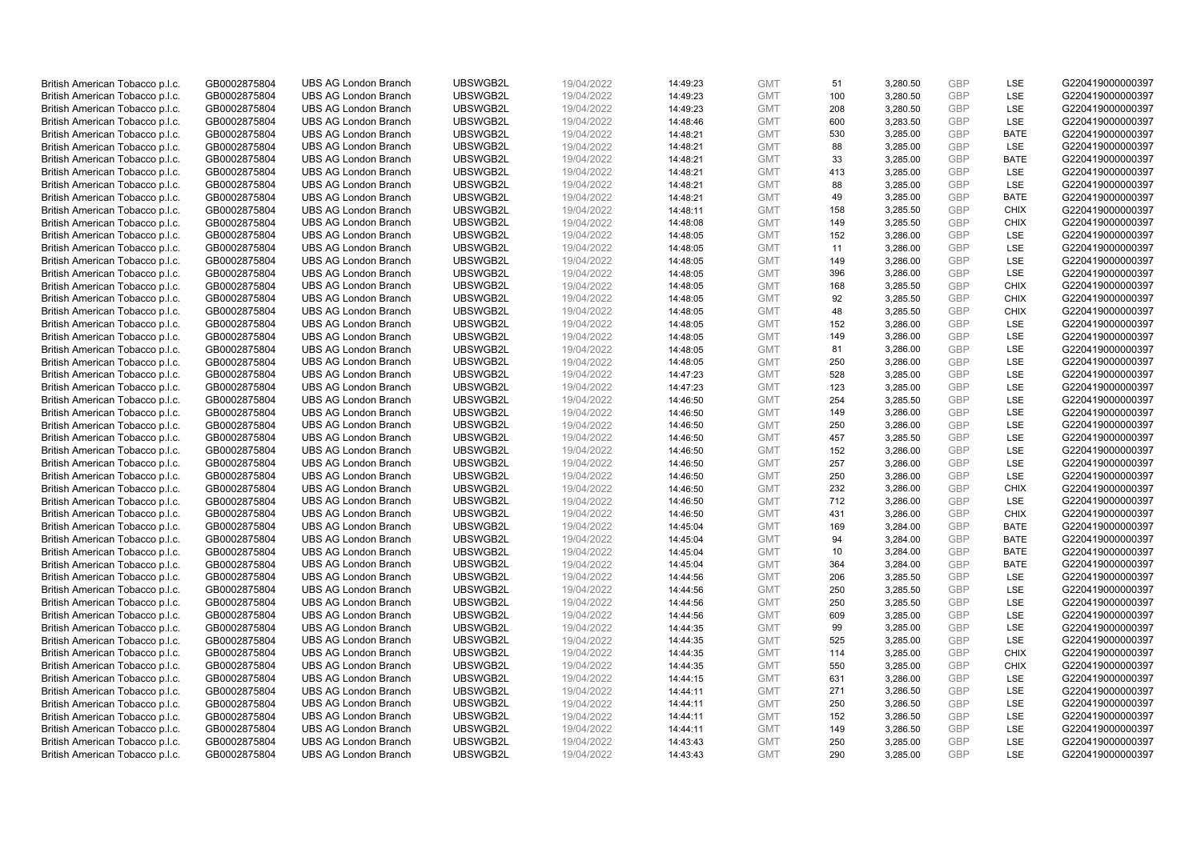| | | | | | | | | | | | |
|---|---|---|---|---|---|---|---|---|---|---|---|
| British American Tobacco p.l.c. | GB0002875804 | UBS AG London Branch | UBSWGB2L | 19/04/2022 | 14:49:23 | GMT | 51 | 3,280.50 | GBP | LSE | G220419000000397 |
| British American Tobacco p.l.c. | GB0002875804 | UBS AG London Branch | UBSWGB2L | 19/04/2022 | 14:49:23 | GMT | 100 | 3,280.50 | GBP | LSE | G220419000000397 |
| British American Tobacco p.l.c. | GB0002875804 | UBS AG London Branch | UBSWGB2L | 19/04/2022 | 14:49:23 | GMT | 208 | 3,280.50 | GBP | LSE | G220419000000397 |
| British American Tobacco p.l.c. | GB0002875804 | UBS AG London Branch | UBSWGB2L | 19/04/2022 | 14:48:46 | GMT | 600 | 3,283.50 | GBP | LSE | G220419000000397 |
| British American Tobacco p.l.c. | GB0002875804 | UBS AG London Branch | UBSWGB2L | 19/04/2022 | 14:48:21 | GMT | 530 | 3,285.00 | GBP | BATE | G220419000000397 |
| British American Tobacco p.l.c. | GB0002875804 | UBS AG London Branch | UBSWGB2L | 19/04/2022 | 14:48:21 | GMT | 88 | 3,285.00 | GBP | LSE | G220419000000397 |
| British American Tobacco p.l.c. | GB0002875804 | UBS AG London Branch | UBSWGB2L | 19/04/2022 | 14:48:21 | GMT | 33 | 3,285.00 | GBP | BATE | G220419000000397 |
| British American Tobacco p.l.c. | GB0002875804 | UBS AG London Branch | UBSWGB2L | 19/04/2022 | 14:48:21 | GMT | 413 | 3,285.00 | GBP | LSE | G220419000000397 |
| British American Tobacco p.l.c. | GB0002875804 | UBS AG London Branch | UBSWGB2L | 19/04/2022 | 14:48:21 | GMT | 88 | 3,285.00 | GBP | LSE | G220419000000397 |
| British American Tobacco p.l.c. | GB0002875804 | UBS AG London Branch | UBSWGB2L | 19/04/2022 | 14:48:21 | GMT | 49 | 3,285.00 | GBP | BATE | G220419000000397 |
| British American Tobacco p.l.c. | GB0002875804 | UBS AG London Branch | UBSWGB2L | 19/04/2022 | 14:48:11 | GMT | 158 | 3,285.50 | GBP | CHIX | G220419000000397 |
| British American Tobacco p.l.c. | GB0002875804 | UBS AG London Branch | UBSWGB2L | 19/04/2022 | 14:48:08 | GMT | 149 | 3,285.50 | GBP | CHIX | G220419000000397 |
| British American Tobacco p.l.c. | GB0002875804 | UBS AG London Branch | UBSWGB2L | 19/04/2022 | 14:48:05 | GMT | 152 | 3,286.00 | GBP | LSE | G220419000000397 |
| British American Tobacco p.l.c. | GB0002875804 | UBS AG London Branch | UBSWGB2L | 19/04/2022 | 14:48:05 | GMT | 11 | 3,286.00 | GBP | LSE | G220419000000397 |
| British American Tobacco p.l.c. | GB0002875804 | UBS AG London Branch | UBSWGB2L | 19/04/2022 | 14:48:05 | GMT | 149 | 3,286.00 | GBP | LSE | G220419000000397 |
| British American Tobacco p.l.c. | GB0002875804 | UBS AG London Branch | UBSWGB2L | 19/04/2022 | 14:48:05 | GMT | 396 | 3,286.00 | GBP | LSE | G220419000000397 |
| British American Tobacco p.l.c. | GB0002875804 | UBS AG London Branch | UBSWGB2L | 19/04/2022 | 14:48:05 | GMT | 168 | 3,285.50 | GBP | CHIX | G220419000000397 |
| British American Tobacco p.l.c. | GB0002875804 | UBS AG London Branch | UBSWGB2L | 19/04/2022 | 14:48:05 | GMT | 92 | 3,285.50 | GBP | CHIX | G220419000000397 |
| British American Tobacco p.l.c. | GB0002875804 | UBS AG London Branch | UBSWGB2L | 19/04/2022 | 14:48:05 | GMT | 48 | 3,285.50 | GBP | CHIX | G220419000000397 |
| British American Tobacco p.l.c. | GB0002875804 | UBS AG London Branch | UBSWGB2L | 19/04/2022 | 14:48:05 | GMT | 152 | 3,286.00 | GBP | LSE | G220419000000397 |
| British American Tobacco p.l.c. | GB0002875804 | UBS AG London Branch | UBSWGB2L | 19/04/2022 | 14:48:05 | GMT | 149 | 3,286.00 | GBP | LSE | G220419000000397 |
| British American Tobacco p.l.c. | GB0002875804 | UBS AG London Branch | UBSWGB2L | 19/04/2022 | 14:48:05 | GMT | 81 | 3,286.00 | GBP | LSE | G220419000000397 |
| British American Tobacco p.l.c. | GB0002875804 | UBS AG London Branch | UBSWGB2L | 19/04/2022 | 14:48:05 | GMT | 250 | 3,286.00 | GBP | LSE | G220419000000397 |
| British American Tobacco p.l.c. | GB0002875804 | UBS AG London Branch | UBSWGB2L | 19/04/2022 | 14:47:23 | GMT | 528 | 3,285.00 | GBP | LSE | G220419000000397 |
| British American Tobacco p.l.c. | GB0002875804 | UBS AG London Branch | UBSWGB2L | 19/04/2022 | 14:47:23 | GMT | 123 | 3,285.00 | GBP | LSE | G220419000000397 |
| British American Tobacco p.l.c. | GB0002875804 | UBS AG London Branch | UBSWGB2L | 19/04/2022 | 14:46:50 | GMT | 254 | 3,285.50 | GBP | LSE | G220419000000397 |
| British American Tobacco p.l.c. | GB0002875804 | UBS AG London Branch | UBSWGB2L | 19/04/2022 | 14:46:50 | GMT | 149 | 3,286.00 | GBP | LSE | G220419000000397 |
| British American Tobacco p.l.c. | GB0002875804 | UBS AG London Branch | UBSWGB2L | 19/04/2022 | 14:46:50 | GMT | 250 | 3,286.00 | GBP | LSE | G220419000000397 |
| British American Tobacco p.l.c. | GB0002875804 | UBS AG London Branch | UBSWGB2L | 19/04/2022 | 14:46:50 | GMT | 457 | 3,285.50 | GBP | LSE | G220419000000397 |
| British American Tobacco p.l.c. | GB0002875804 | UBS AG London Branch | UBSWGB2L | 19/04/2022 | 14:46:50 | GMT | 152 | 3,286.00 | GBP | LSE | G220419000000397 |
| British American Tobacco p.l.c. | GB0002875804 | UBS AG London Branch | UBSWGB2L | 19/04/2022 | 14:46:50 | GMT | 257 | 3,286.00 | GBP | LSE | G220419000000397 |
| British American Tobacco p.l.c. | GB0002875804 | UBS AG London Branch | UBSWGB2L | 19/04/2022 | 14:46:50 | GMT | 250 | 3,286.00 | GBP | LSE | G220419000000397 |
| British American Tobacco p.l.c. | GB0002875804 | UBS AG London Branch | UBSWGB2L | 19/04/2022 | 14:46:50 | GMT | 232 | 3,286.00 | GBP | CHIX | G220419000000397 |
| British American Tobacco p.l.c. | GB0002875804 | UBS AG London Branch | UBSWGB2L | 19/04/2022 | 14:46:50 | GMT | 712 | 3,286.00 | GBP | LSE | G220419000000397 |
| British American Tobacco p.l.c. | GB0002875804 | UBS AG London Branch | UBSWGB2L | 19/04/2022 | 14:46:50 | GMT | 431 | 3,286.00 | GBP | CHIX | G220419000000397 |
| British American Tobacco p.l.c. | GB0002875804 | UBS AG London Branch | UBSWGB2L | 19/04/2022 | 14:45:04 | GMT | 169 | 3,284.00 | GBP | BATE | G220419000000397 |
| British American Tobacco p.l.c. | GB0002875804 | UBS AG London Branch | UBSWGB2L | 19/04/2022 | 14:45:04 | GMT | 94 | 3,284.00 | GBP | BATE | G220419000000397 |
| British American Tobacco p.l.c. | GB0002875804 | UBS AG London Branch | UBSWGB2L | 19/04/2022 | 14:45:04 | GMT | 10 | 3,284.00 | GBP | BATE | G220419000000397 |
| British American Tobacco p.l.c. | GB0002875804 | UBS AG London Branch | UBSWGB2L | 19/04/2022 | 14:45:04 | GMT | 364 | 3,284.00 | GBP | BATE | G220419000000397 |
| British American Tobacco p.l.c. | GB0002875804 | UBS AG London Branch | UBSWGB2L | 19/04/2022 | 14:44:56 | GMT | 206 | 3,285.50 | GBP | LSE | G220419000000397 |
| British American Tobacco p.l.c. | GB0002875804 | UBS AG London Branch | UBSWGB2L | 19/04/2022 | 14:44:56 | GMT | 250 | 3,285.50 | GBP | LSE | G220419000000397 |
| British American Tobacco p.l.c. | GB0002875804 | UBS AG London Branch | UBSWGB2L | 19/04/2022 | 14:44:56 | GMT | 250 | 3,285.50 | GBP | LSE | G220419000000397 |
| British American Tobacco p.l.c. | GB0002875804 | UBS AG London Branch | UBSWGB2L | 19/04/2022 | 14:44:56 | GMT | 609 | 3,285.00 | GBP | LSE | G220419000000397 |
| British American Tobacco p.l.c. | GB0002875804 | UBS AG London Branch | UBSWGB2L | 19/04/2022 | 14:44:35 | GMT | 99 | 3,285.00 | GBP | LSE | G220419000000397 |
| British American Tobacco p.l.c. | GB0002875804 | UBS AG London Branch | UBSWGB2L | 19/04/2022 | 14:44:35 | GMT | 525 | 3,285.00 | GBP | LSE | G220419000000397 |
| British American Tobacco p.l.c. | GB0002875804 | UBS AG London Branch | UBSWGB2L | 19/04/2022 | 14:44:35 | GMT | 114 | 3,285.00 | GBP | CHIX | G220419000000397 |
| British American Tobacco p.l.c. | GB0002875804 | UBS AG London Branch | UBSWGB2L | 19/04/2022 | 14:44:35 | GMT | 550 | 3,285.00 | GBP | CHIX | G220419000000397 |
| British American Tobacco p.l.c. | GB0002875804 | UBS AG London Branch | UBSWGB2L | 19/04/2022 | 14:44:15 | GMT | 631 | 3,286.00 | GBP | LSE | G220419000000397 |
| British American Tobacco p.l.c. | GB0002875804 | UBS AG London Branch | UBSWGB2L | 19/04/2022 | 14:44:11 | GMT | 271 | 3,286.50 | GBP | LSE | G220419000000397 |
| British American Tobacco p.l.c. | GB0002875804 | UBS AG London Branch | UBSWGB2L | 19/04/2022 | 14:44:11 | GMT | 250 | 3,286.50 | GBP | LSE | G220419000000397 |
| British American Tobacco p.l.c. | GB0002875804 | UBS AG London Branch | UBSWGB2L | 19/04/2022 | 14:44:11 | GMT | 152 | 3,286.50 | GBP | LSE | G220419000000397 |
| British American Tobacco p.l.c. | GB0002875804 | UBS AG London Branch | UBSWGB2L | 19/04/2022 | 14:44:11 | GMT | 149 | 3,286.50 | GBP | LSE | G220419000000397 |
| British American Tobacco p.l.c. | GB0002875804 | UBS AG London Branch | UBSWGB2L | 19/04/2022 | 14:43:43 | GMT | 250 | 3,285.00 | GBP | LSE | G220419000000397 |
| British American Tobacco p.l.c. | GB0002875804 | UBS AG London Branch | UBSWGB2L | 19/04/2022 | 14:43:43 | GMT | 290 | 3,285.00 | GBP | LSE | G220419000000397 |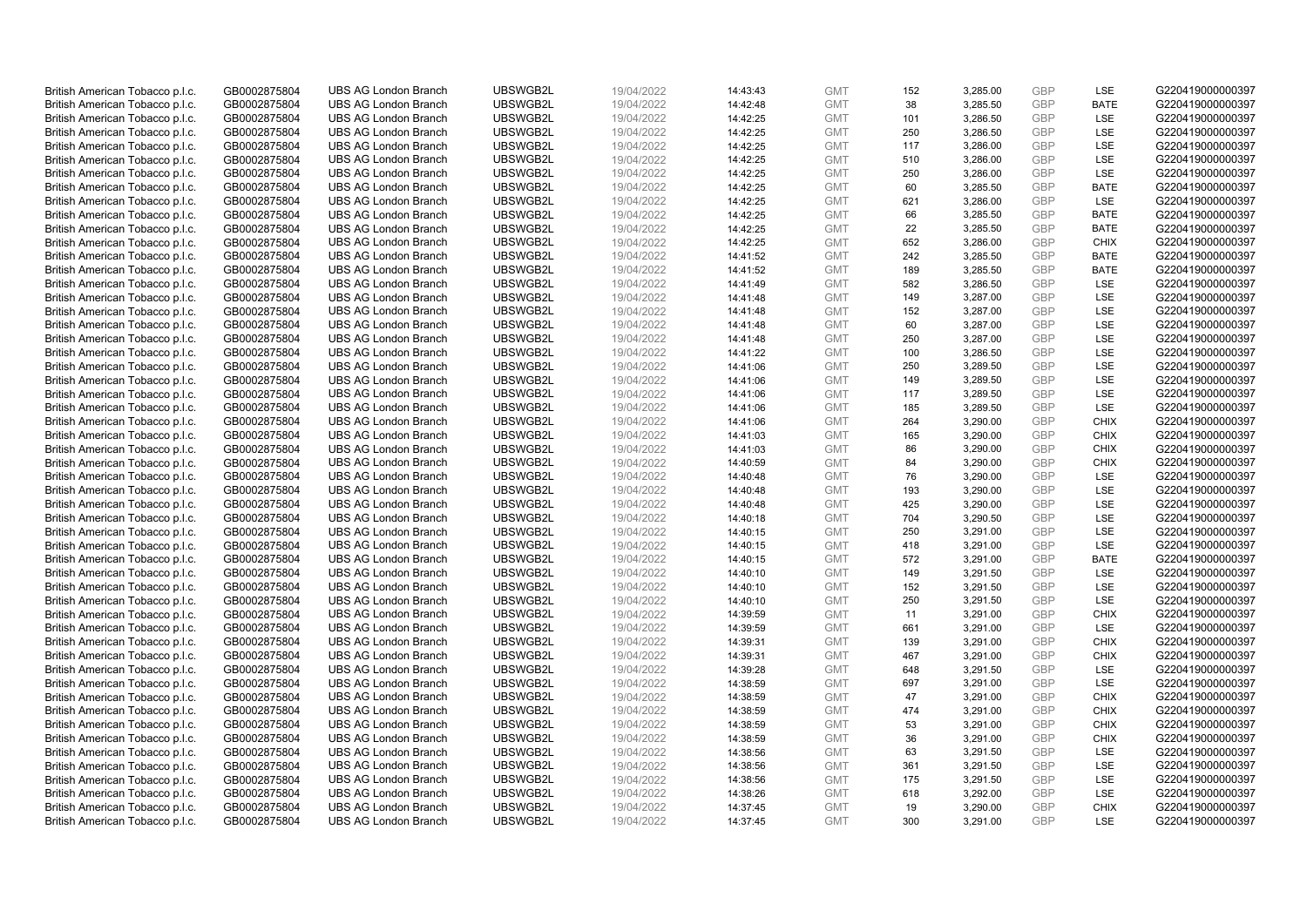| | | | | | | | | | | | |
|---|---|---|---|---|---|---|---|---|---|---|---|
| British American Tobacco p.l.c. | GB0002875804 | UBS AG London Branch | UBSWGB2L | 19/04/2022 | 14:43:43 | GMT | 152 | 3,285.00 | GBP | LSE | G220419000000397 |
| British American Tobacco p.l.c. | GB0002875804 | UBS AG London Branch | UBSWGB2L | 19/04/2022 | 14:42:48 | GMT | 38 | 3,285.50 | GBP | BATE | G220419000000397 |
| British American Tobacco p.l.c. | GB0002875804 | UBS AG London Branch | UBSWGB2L | 19/04/2022 | 14:42:25 | GMT | 101 | 3,286.50 | GBP | LSE | G220419000000397 |
| British American Tobacco p.l.c. | GB0002875804 | UBS AG London Branch | UBSWGB2L | 19/04/2022 | 14:42:25 | GMT | 250 | 3,286.50 | GBP | LSE | G220419000000397 |
| British American Tobacco p.l.c. | GB0002875804 | UBS AG London Branch | UBSWGB2L | 19/04/2022 | 14:42:25 | GMT | 117 | 3,286.00 | GBP | LSE | G220419000000397 |
| British American Tobacco p.l.c. | GB0002875804 | UBS AG London Branch | UBSWGB2L | 19/04/2022 | 14:42:25 | GMT | 510 | 3,286.00 | GBP | LSE | G220419000000397 |
| British American Tobacco p.l.c. | GB0002875804 | UBS AG London Branch | UBSWGB2L | 19/04/2022 | 14:42:25 | GMT | 250 | 3,286.00 | GBP | LSE | G220419000000397 |
| British American Tobacco p.l.c. | GB0002875804 | UBS AG London Branch | UBSWGB2L | 19/04/2022 | 14:42:25 | GMT | 60 | 3,285.50 | GBP | BATE | G220419000000397 |
| British American Tobacco p.l.c. | GB0002875804 | UBS AG London Branch | UBSWGB2L | 19/04/2022 | 14:42:25 | GMT | 621 | 3,286.00 | GBP | LSE | G220419000000397 |
| British American Tobacco p.l.c. | GB0002875804 | UBS AG London Branch | UBSWGB2L | 19/04/2022 | 14:42:25 | GMT | 66 | 3,285.50 | GBP | BATE | G220419000000397 |
| British American Tobacco p.l.c. | GB0002875804 | UBS AG London Branch | UBSWGB2L | 19/04/2022 | 14:42:25 | GMT | 22 | 3,285.50 | GBP | BATE | G220419000000397 |
| British American Tobacco p.l.c. | GB0002875804 | UBS AG London Branch | UBSWGB2L | 19/04/2022 | 14:42:25 | GMT | 652 | 3,286.00 | GBP | CHIX | G220419000000397 |
| British American Tobacco p.l.c. | GB0002875804 | UBS AG London Branch | UBSWGB2L | 19/04/2022 | 14:41:52 | GMT | 242 | 3,285.50 | GBP | BATE | G220419000000397 |
| British American Tobacco p.l.c. | GB0002875804 | UBS AG London Branch | UBSWGB2L | 19/04/2022 | 14:41:52 | GMT | 189 | 3,285.50 | GBP | BATE | G220419000000397 |
| British American Tobacco p.l.c. | GB0002875804 | UBS AG London Branch | UBSWGB2L | 19/04/2022 | 14:41:49 | GMT | 582 | 3,286.50 | GBP | LSE | G220419000000397 |
| British American Tobacco p.l.c. | GB0002875804 | UBS AG London Branch | UBSWGB2L | 19/04/2022 | 14:41:48 | GMT | 149 | 3,287.00 | GBP | LSE | G220419000000397 |
| British American Tobacco p.l.c. | GB0002875804 | UBS AG London Branch | UBSWGB2L | 19/04/2022 | 14:41:48 | GMT | 152 | 3,287.00 | GBP | LSE | G220419000000397 |
| British American Tobacco p.l.c. | GB0002875804 | UBS AG London Branch | UBSWGB2L | 19/04/2022 | 14:41:48 | GMT | 60 | 3,287.00 | GBP | LSE | G220419000000397 |
| British American Tobacco p.l.c. | GB0002875804 | UBS AG London Branch | UBSWGB2L | 19/04/2022 | 14:41:48 | GMT | 250 | 3,287.00 | GBP | LSE | G220419000000397 |
| British American Tobacco p.l.c. | GB0002875804 | UBS AG London Branch | UBSWGB2L | 19/04/2022 | 14:41:22 | GMT | 100 | 3,286.50 | GBP | LSE | G220419000000397 |
| British American Tobacco p.l.c. | GB0002875804 | UBS AG London Branch | UBSWGB2L | 19/04/2022 | 14:41:06 | GMT | 250 | 3,289.50 | GBP | LSE | G220419000000397 |
| British American Tobacco p.l.c. | GB0002875804 | UBS AG London Branch | UBSWGB2L | 19/04/2022 | 14:41:06 | GMT | 149 | 3,289.50 | GBP | LSE | G220419000000397 |
| British American Tobacco p.l.c. | GB0002875804 | UBS AG London Branch | UBSWGB2L | 19/04/2022 | 14:41:06 | GMT | 117 | 3,289.50 | GBP | LSE | G220419000000397 |
| British American Tobacco p.l.c. | GB0002875804 | UBS AG London Branch | UBSWGB2L | 19/04/2022 | 14:41:06 | GMT | 185 | 3,289.50 | GBP | LSE | G220419000000397 |
| British American Tobacco p.l.c. | GB0002875804 | UBS AG London Branch | UBSWGB2L | 19/04/2022 | 14:41:06 | GMT | 264 | 3,290.00 | GBP | CHIX | G220419000000397 |
| British American Tobacco p.l.c. | GB0002875804 | UBS AG London Branch | UBSWGB2L | 19/04/2022 | 14:41:03 | GMT | 165 | 3,290.00 | GBP | CHIX | G220419000000397 |
| British American Tobacco p.l.c. | GB0002875804 | UBS AG London Branch | UBSWGB2L | 19/04/2022 | 14:41:03 | GMT | 86 | 3,290.00 | GBP | CHIX | G220419000000397 |
| British American Tobacco p.l.c. | GB0002875804 | UBS AG London Branch | UBSWGB2L | 19/04/2022 | 14:40:59 | GMT | 84 | 3,290.00 | GBP | CHIX | G220419000000397 |
| British American Tobacco p.l.c. | GB0002875804 | UBS AG London Branch | UBSWGB2L | 19/04/2022 | 14:40:48 | GMT | 76 | 3,290.00 | GBP | LSE | G220419000000397 |
| British American Tobacco p.l.c. | GB0002875804 | UBS AG London Branch | UBSWGB2L | 19/04/2022 | 14:40:48 | GMT | 193 | 3,290.00 | GBP | LSE | G220419000000397 |
| British American Tobacco p.l.c. | GB0002875804 | UBS AG London Branch | UBSWGB2L | 19/04/2022 | 14:40:48 | GMT | 425 | 3,290.00 | GBP | LSE | G220419000000397 |
| British American Tobacco p.l.c. | GB0002875804 | UBS AG London Branch | UBSWGB2L | 19/04/2022 | 14:40:18 | GMT | 704 | 3,290.50 | GBP | LSE | G220419000000397 |
| British American Tobacco p.l.c. | GB0002875804 | UBS AG London Branch | UBSWGB2L | 19/04/2022 | 14:40:15 | GMT | 250 | 3,291.00 | GBP | LSE | G220419000000397 |
| British American Tobacco p.l.c. | GB0002875804 | UBS AG London Branch | UBSWGB2L | 19/04/2022 | 14:40:15 | GMT | 418 | 3,291.00 | GBP | LSE | G220419000000397 |
| British American Tobacco p.l.c. | GB0002875804 | UBS AG London Branch | UBSWGB2L | 19/04/2022 | 14:40:15 | GMT | 572 | 3,291.00 | GBP | BATE | G220419000000397 |
| British American Tobacco p.l.c. | GB0002875804 | UBS AG London Branch | UBSWGB2L | 19/04/2022 | 14:40:10 | GMT | 149 | 3,291.50 | GBP | LSE | G220419000000397 |
| British American Tobacco p.l.c. | GB0002875804 | UBS AG London Branch | UBSWGB2L | 19/04/2022 | 14:40:10 | GMT | 152 | 3,291.50 | GBP | LSE | G220419000000397 |
| British American Tobacco p.l.c. | GB0002875804 | UBS AG London Branch | UBSWGB2L | 19/04/2022 | 14:40:10 | GMT | 250 | 3,291.50 | GBP | LSE | G220419000000397 |
| British American Tobacco p.l.c. | GB0002875804 | UBS AG London Branch | UBSWGB2L | 19/04/2022 | 14:39:59 | GMT | 11 | 3,291.00 | GBP | CHIX | G220419000000397 |
| British American Tobacco p.l.c. | GB0002875804 | UBS AG London Branch | UBSWGB2L | 19/04/2022 | 14:39:59 | GMT | 661 | 3,291.00 | GBP | LSE | G220419000000397 |
| British American Tobacco p.l.c. | GB0002875804 | UBS AG London Branch | UBSWGB2L | 19/04/2022 | 14:39:31 | GMT | 139 | 3,291.00 | GBP | CHIX | G220419000000397 |
| British American Tobacco p.l.c. | GB0002875804 | UBS AG London Branch | UBSWGB2L | 19/04/2022 | 14:39:31 | GMT | 467 | 3,291.00 | GBP | CHIX | G220419000000397 |
| British American Tobacco p.l.c. | GB0002875804 | UBS AG London Branch | UBSWGB2L | 19/04/2022 | 14:39:28 | GMT | 648 | 3,291.50 | GBP | LSE | G220419000000397 |
| British American Tobacco p.l.c. | GB0002875804 | UBS AG London Branch | UBSWGB2L | 19/04/2022 | 14:38:59 | GMT | 697 | 3,291.00 | GBP | LSE | G220419000000397 |
| British American Tobacco p.l.c. | GB0002875804 | UBS AG London Branch | UBSWGB2L | 19/04/2022 | 14:38:59 | GMT | 47 | 3,291.00 | GBP | CHIX | G220419000000397 |
| British American Tobacco p.l.c. | GB0002875804 | UBS AG London Branch | UBSWGB2L | 19/04/2022 | 14:38:59 | GMT | 474 | 3,291.00 | GBP | CHIX | G220419000000397 |
| British American Tobacco p.l.c. | GB0002875804 | UBS AG London Branch | UBSWGB2L | 19/04/2022 | 14:38:59 | GMT | 53 | 3,291.00 | GBP | CHIX | G220419000000397 |
| British American Tobacco p.l.c. | GB0002875804 | UBS AG London Branch | UBSWGB2L | 19/04/2022 | 14:38:59 | GMT | 36 | 3,291.00 | GBP | CHIX | G220419000000397 |
| British American Tobacco p.l.c. | GB0002875804 | UBS AG London Branch | UBSWGB2L | 19/04/2022 | 14:38:56 | GMT | 63 | 3,291.50 | GBP | LSE | G220419000000397 |
| British American Tobacco p.l.c. | GB0002875804 | UBS AG London Branch | UBSWGB2L | 19/04/2022 | 14:38:56 | GMT | 361 | 3,291.50 | GBP | LSE | G220419000000397 |
| British American Tobacco p.l.c. | GB0002875804 | UBS AG London Branch | UBSWGB2L | 19/04/2022 | 14:38:56 | GMT | 175 | 3,291.50 | GBP | LSE | G220419000000397 |
| British American Tobacco p.l.c. | GB0002875804 | UBS AG London Branch | UBSWGB2L | 19/04/2022 | 14:38:26 | GMT | 618 | 3,292.00 | GBP | LSE | G220419000000397 |
| British American Tobacco p.l.c. | GB0002875804 | UBS AG London Branch | UBSWGB2L | 19/04/2022 | 14:37:45 | GMT | 19 | 3,290.00 | GBP | CHIX | G220419000000397 |
| British American Tobacco p.l.c. | GB0002875804 | UBS AG London Branch | UBSWGB2L | 19/04/2022 | 14:37:45 | GMT | 300 | 3,291.00 | GBP | LSE | G220419000000397 |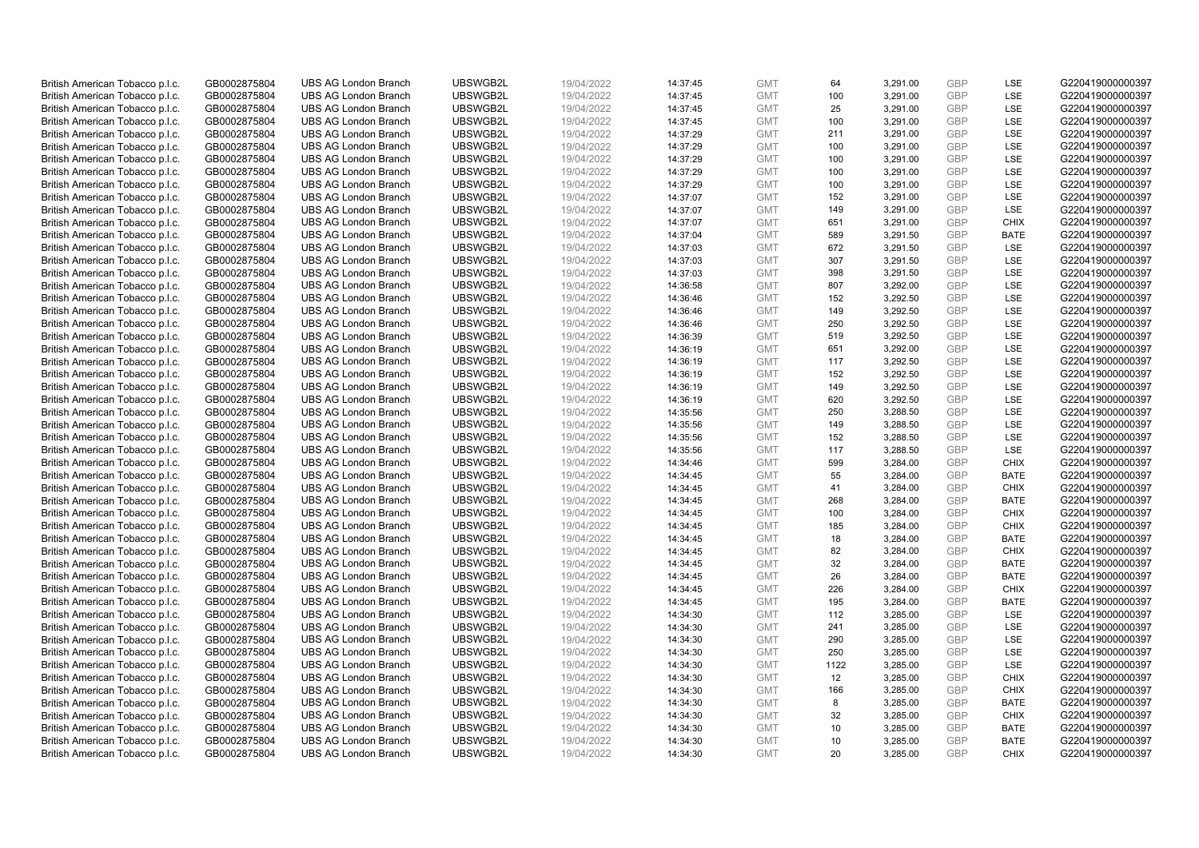| | | | | | | | | | | | |
|---|---|---|---|---|---|---|---|---|---|---|---|
| British American Tobacco p.l.c. | GB0002875804 | UBS AG London Branch | UBSWGB2L | 19/04/2022 | 14:37:45 | GMT | 64 | 3,291.00 | GBP | LSE | G220419000000397 |
| British American Tobacco p.l.c. | GB0002875804 | UBS AG London Branch | UBSWGB2L | 19/04/2022 | 14:37:45 | GMT | 100 | 3,291.00 | GBP | LSE | G220419000000397 |
| British American Tobacco p.l.c. | GB0002875804 | UBS AG London Branch | UBSWGB2L | 19/04/2022 | 14:37:45 | GMT | 25 | 3,291.00 | GBP | LSE | G220419000000397 |
| British American Tobacco p.l.c. | GB0002875804 | UBS AG London Branch | UBSWGB2L | 19/04/2022 | 14:37:45 | GMT | 100 | 3,291.00 | GBP | LSE | G220419000000397 |
| British American Tobacco p.l.c. | GB0002875804 | UBS AG London Branch | UBSWGB2L | 19/04/2022 | 14:37:29 | GMT | 211 | 3,291.00 | GBP | LSE | G220419000000397 |
| British American Tobacco p.l.c. | GB0002875804 | UBS AG London Branch | UBSWGB2L | 19/04/2022 | 14:37:29 | GMT | 100 | 3,291.00 | GBP | LSE | G220419000000397 |
| British American Tobacco p.l.c. | GB0002875804 | UBS AG London Branch | UBSWGB2L | 19/04/2022 | 14:37:29 | GMT | 100 | 3,291.00 | GBP | LSE | G220419000000397 |
| British American Tobacco p.l.c. | GB0002875804 | UBS AG London Branch | UBSWGB2L | 19/04/2022 | 14:37:29 | GMT | 100 | 3,291.00 | GBP | LSE | G220419000000397 |
| British American Tobacco p.l.c. | GB0002875804 | UBS AG London Branch | UBSWGB2L | 19/04/2022 | 14:37:29 | GMT | 100 | 3,291.00 | GBP | LSE | G220419000000397 |
| British American Tobacco p.l.c. | GB0002875804 | UBS AG London Branch | UBSWGB2L | 19/04/2022 | 14:37:07 | GMT | 152 | 3,291.00 | GBP | LSE | G220419000000397 |
| British American Tobacco p.l.c. | GB0002875804 | UBS AG London Branch | UBSWGB2L | 19/04/2022 | 14:37:07 | GMT | 149 | 3,291.00 | GBP | LSE | G220419000000397 |
| British American Tobacco p.l.c. | GB0002875804 | UBS AG London Branch | UBSWGB2L | 19/04/2022 | 14:37:07 | GMT | 651 | 3,291.00 | GBP | CHIX | G220419000000397 |
| British American Tobacco p.l.c. | GB0002875804 | UBS AG London Branch | UBSWGB2L | 19/04/2022 | 14:37:04 | GMT | 589 | 3,291.50 | GBP | BATE | G220419000000397 |
| British American Tobacco p.l.c. | GB0002875804 | UBS AG London Branch | UBSWGB2L | 19/04/2022 | 14:37:03 | GMT | 672 | 3,291.50 | GBP | LSE | G220419000000397 |
| British American Tobacco p.l.c. | GB0002875804 | UBS AG London Branch | UBSWGB2L | 19/04/2022 | 14:37:03 | GMT | 307 | 3,291.50 | GBP | LSE | G220419000000397 |
| British American Tobacco p.l.c. | GB0002875804 | UBS AG London Branch | UBSWGB2L | 19/04/2022 | 14:37:03 | GMT | 398 | 3,291.50 | GBP | LSE | G220419000000397 |
| British American Tobacco p.l.c. | GB0002875804 | UBS AG London Branch | UBSWGB2L | 19/04/2022 | 14:36:58 | GMT | 807 | 3,292.00 | GBP | LSE | G220419000000397 |
| British American Tobacco p.l.c. | GB0002875804 | UBS AG London Branch | UBSWGB2L | 19/04/2022 | 14:36:46 | GMT | 152 | 3,292.50 | GBP | LSE | G220419000000397 |
| British American Tobacco p.l.c. | GB0002875804 | UBS AG London Branch | UBSWGB2L | 19/04/2022 | 14:36:46 | GMT | 149 | 3,292.50 | GBP | LSE | G220419000000397 |
| British American Tobacco p.l.c. | GB0002875804 | UBS AG London Branch | UBSWGB2L | 19/04/2022 | 14:36:46 | GMT | 250 | 3,292.50 | GBP | LSE | G220419000000397 |
| British American Tobacco p.l.c. | GB0002875804 | UBS AG London Branch | UBSWGB2L | 19/04/2022 | 14:36:39 | GMT | 519 | 3,292.50 | GBP | LSE | G220419000000397 |
| British American Tobacco p.l.c. | GB0002875804 | UBS AG London Branch | UBSWGB2L | 19/04/2022 | 14:36:19 | GMT | 651 | 3,292.00 | GBP | LSE | G220419000000397 |
| British American Tobacco p.l.c. | GB0002875804 | UBS AG London Branch | UBSWGB2L | 19/04/2022 | 14:36:19 | GMT | 117 | 3,292.50 | GBP | LSE | G220419000000397 |
| British American Tobacco p.l.c. | GB0002875804 | UBS AG London Branch | UBSWGB2L | 19/04/2022 | 14:36:19 | GMT | 152 | 3,292.50 | GBP | LSE | G220419000000397 |
| British American Tobacco p.l.c. | GB0002875804 | UBS AG London Branch | UBSWGB2L | 19/04/2022 | 14:36:19 | GMT | 149 | 3,292.50 | GBP | LSE | G220419000000397 |
| British American Tobacco p.l.c. | GB0002875804 | UBS AG London Branch | UBSWGB2L | 19/04/2022 | 14:36:19 | GMT | 620 | 3,292.50 | GBP | LSE | G220419000000397 |
| British American Tobacco p.l.c. | GB0002875804 | UBS AG London Branch | UBSWGB2L | 19/04/2022 | 14:35:56 | GMT | 250 | 3,288.50 | GBP | LSE | G220419000000397 |
| British American Tobacco p.l.c. | GB0002875804 | UBS AG London Branch | UBSWGB2L | 19/04/2022 | 14:35:56 | GMT | 149 | 3,288.50 | GBP | LSE | G220419000000397 |
| British American Tobacco p.l.c. | GB0002875804 | UBS AG London Branch | UBSWGB2L | 19/04/2022 | 14:35:56 | GMT | 152 | 3,288.50 | GBP | LSE | G220419000000397 |
| British American Tobacco p.l.c. | GB0002875804 | UBS AG London Branch | UBSWGB2L | 19/04/2022 | 14:35:56 | GMT | 117 | 3,288.50 | GBP | LSE | G220419000000397 |
| British American Tobacco p.l.c. | GB0002875804 | UBS AG London Branch | UBSWGB2L | 19/04/2022 | 14:34:46 | GMT | 599 | 3,284.00 | GBP | CHIX | G220419000000397 |
| British American Tobacco p.l.c. | GB0002875804 | UBS AG London Branch | UBSWGB2L | 19/04/2022 | 14:34:45 | GMT | 55 | 3,284.00 | GBP | BATE | G220419000000397 |
| British American Tobacco p.l.c. | GB0002875804 | UBS AG London Branch | UBSWGB2L | 19/04/2022 | 14:34:45 | GMT | 41 | 3,284.00 | GBP | CHIX | G220419000000397 |
| British American Tobacco p.l.c. | GB0002875804 | UBS AG London Branch | UBSWGB2L | 19/04/2022 | 14:34:45 | GMT | 268 | 3,284.00 | GBP | BATE | G220419000000397 |
| British American Tobacco p.l.c. | GB0002875804 | UBS AG London Branch | UBSWGB2L | 19/04/2022 | 14:34:45 | GMT | 100 | 3,284.00 | GBP | CHIX | G220419000000397 |
| British American Tobacco p.l.c. | GB0002875804 | UBS AG London Branch | UBSWGB2L | 19/04/2022 | 14:34:45 | GMT | 185 | 3,284.00 | GBP | CHIX | G220419000000397 |
| British American Tobacco p.l.c. | GB0002875804 | UBS AG London Branch | UBSWGB2L | 19/04/2022 | 14:34:45 | GMT | 18 | 3,284.00 | GBP | BATE | G220419000000397 |
| British American Tobacco p.l.c. | GB0002875804 | UBS AG London Branch | UBSWGB2L | 19/04/2022 | 14:34:45 | GMT | 82 | 3,284.00 | GBP | CHIX | G220419000000397 |
| British American Tobacco p.l.c. | GB0002875804 | UBS AG London Branch | UBSWGB2L | 19/04/2022 | 14:34:45 | GMT | 32 | 3,284.00 | GBP | BATE | G220419000000397 |
| British American Tobacco p.l.c. | GB0002875804 | UBS AG London Branch | UBSWGB2L | 19/04/2022 | 14:34:45 | GMT | 26 | 3,284.00 | GBP | BATE | G220419000000397 |
| British American Tobacco p.l.c. | GB0002875804 | UBS AG London Branch | UBSWGB2L | 19/04/2022 | 14:34:45 | GMT | 226 | 3,284.00 | GBP | CHIX | G220419000000397 |
| British American Tobacco p.l.c. | GB0002875804 | UBS AG London Branch | UBSWGB2L | 19/04/2022 | 14:34:45 | GMT | 195 | 3,284.00 | GBP | BATE | G220419000000397 |
| British American Tobacco p.l.c. | GB0002875804 | UBS AG London Branch | UBSWGB2L | 19/04/2022 | 14:34:30 | GMT | 112 | 3,285.00 | GBP | LSE | G220419000000397 |
| British American Tobacco p.l.c. | GB0002875804 | UBS AG London Branch | UBSWGB2L | 19/04/2022 | 14:34:30 | GMT | 241 | 3,285.00 | GBP | LSE | G220419000000397 |
| British American Tobacco p.l.c. | GB0002875804 | UBS AG London Branch | UBSWGB2L | 19/04/2022 | 14:34:30 | GMT | 290 | 3,285.00 | GBP | LSE | G220419000000397 |
| British American Tobacco p.l.c. | GB0002875804 | UBS AG London Branch | UBSWGB2L | 19/04/2022 | 14:34:30 | GMT | 250 | 3,285.00 | GBP | LSE | G220419000000397 |
| British American Tobacco p.l.c. | GB0002875804 | UBS AG London Branch | UBSWGB2L | 19/04/2022 | 14:34:30 | GMT | 1122 | 3,285.00 | GBP | LSE | G220419000000397 |
| British American Tobacco p.l.c. | GB0002875804 | UBS AG London Branch | UBSWGB2L | 19/04/2022 | 14:34:30 | GMT | 12 | 3,285.00 | GBP | CHIX | G220419000000397 |
| British American Tobacco p.l.c. | GB0002875804 | UBS AG London Branch | UBSWGB2L | 19/04/2022 | 14:34:30 | GMT | 166 | 3,285.00 | GBP | CHIX | G220419000000397 |
| British American Tobacco p.l.c. | GB0002875804 | UBS AG London Branch | UBSWGB2L | 19/04/2022 | 14:34:30 | GMT | 8 | 3,285.00 | GBP | BATE | G220419000000397 |
| British American Tobacco p.l.c. | GB0002875804 | UBS AG London Branch | UBSWGB2L | 19/04/2022 | 14:34:30 | GMT | 32 | 3,285.00 | GBP | CHIX | G220419000000397 |
| British American Tobacco p.l.c. | GB0002875804 | UBS AG London Branch | UBSWGB2L | 19/04/2022 | 14:34:30 | GMT | 10 | 3,285.00 | GBP | BATE | G220419000000397 |
| British American Tobacco p.l.c. | GB0002875804 | UBS AG London Branch | UBSWGB2L | 19/04/2022 | 14:34:30 | GMT | 10 | 3,285.00 | GBP | BATE | G220419000000397 |
| British American Tobacco p.l.c. | GB0002875804 | UBS AG London Branch | UBSWGB2L | 19/04/2022 | 14:34:30 | GMT | 20 | 3,285.00 | GBP | CHIX | G220419000000397 |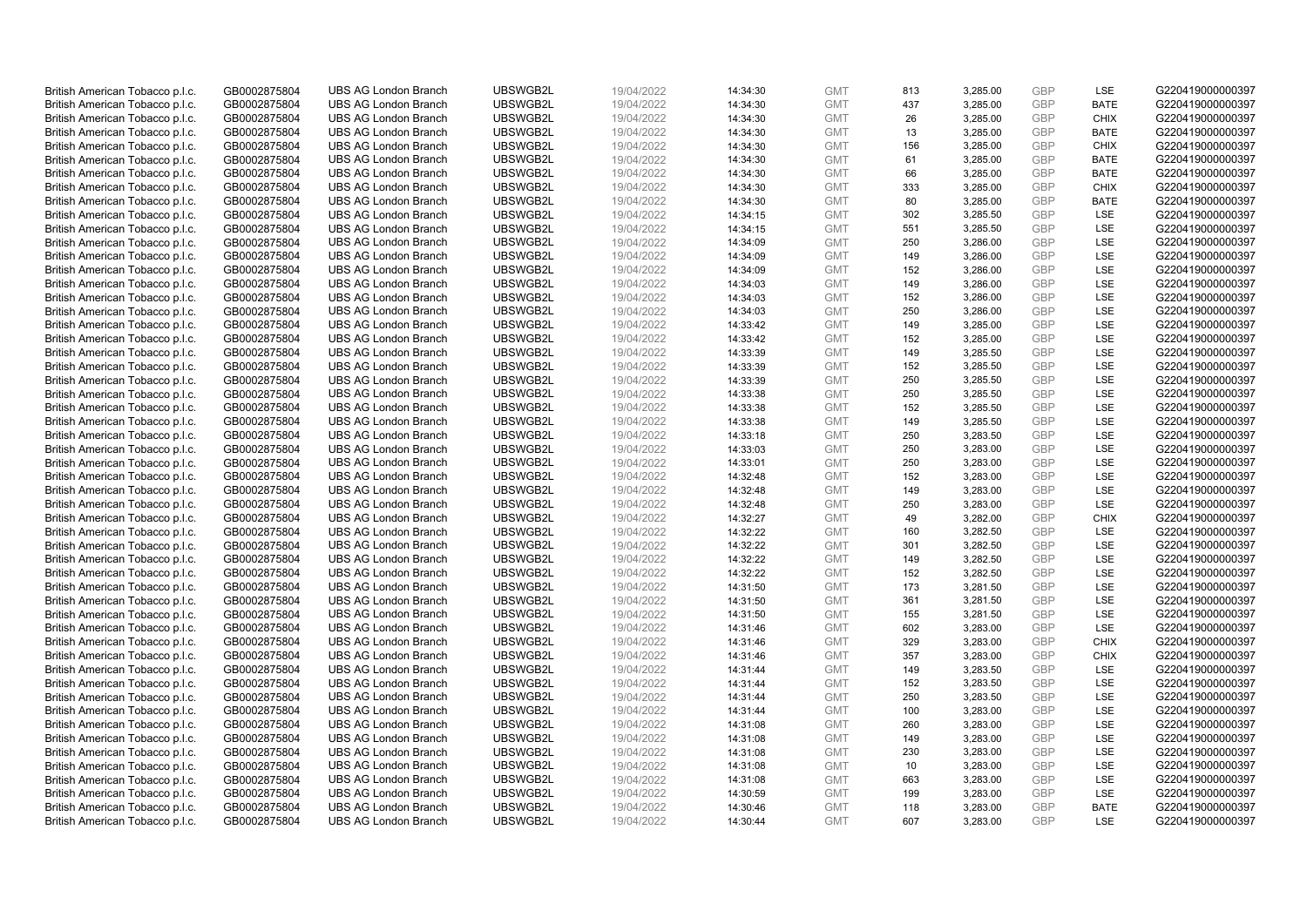| | | | | | | | | | | | |
|---|---|---|---|---|---|---|---|---|---|---|---|
| British American Tobacco p.l.c. | GB0002875804 | UBS AG London Branch | UBSWGB2L | 19/04/2022 | 14:34:30 | GMT | 813 | 3,285.00 | GBP | LSE | G220419000000397 |
| British American Tobacco p.l.c. | GB0002875804 | UBS AG London Branch | UBSWGB2L | 19/04/2022 | 14:34:30 | GMT | 437 | 3,285.00 | GBP | BATE | G220419000000397 |
| British American Tobacco p.l.c. | GB0002875804 | UBS AG London Branch | UBSWGB2L | 19/04/2022 | 14:34:30 | GMT | 26 | 3,285.00 | GBP | CHIX | G220419000000397 |
| British American Tobacco p.l.c. | GB0002875804 | UBS AG London Branch | UBSWGB2L | 19/04/2022 | 14:34:30 | GMT | 13 | 3,285.00 | GBP | BATE | G220419000000397 |
| British American Tobacco p.l.c. | GB0002875804 | UBS AG London Branch | UBSWGB2L | 19/04/2022 | 14:34:30 | GMT | 156 | 3,285.00 | GBP | CHIX | G220419000000397 |
| British American Tobacco p.l.c. | GB0002875804 | UBS AG London Branch | UBSWGB2L | 19/04/2022 | 14:34:30 | GMT | 61 | 3,285.00 | GBP | BATE | G220419000000397 |
| British American Tobacco p.l.c. | GB0002875804 | UBS AG London Branch | UBSWGB2L | 19/04/2022 | 14:34:30 | GMT | 66 | 3,285.00 | GBP | BATE | G220419000000397 |
| British American Tobacco p.l.c. | GB0002875804 | UBS AG London Branch | UBSWGB2L | 19/04/2022 | 14:34:30 | GMT | 333 | 3,285.00 | GBP | CHIX | G220419000000397 |
| British American Tobacco p.l.c. | GB0002875804 | UBS AG London Branch | UBSWGB2L | 19/04/2022 | 14:34:30 | GMT | 80 | 3,285.00 | GBP | BATE | G220419000000397 |
| British American Tobacco p.l.c. | GB0002875804 | UBS AG London Branch | UBSWGB2L | 19/04/2022 | 14:34:15 | GMT | 302 | 3,285.50 | GBP | LSE | G220419000000397 |
| British American Tobacco p.l.c. | GB0002875804 | UBS AG London Branch | UBSWGB2L | 19/04/2022 | 14:34:15 | GMT | 551 | 3,285.50 | GBP | LSE | G220419000000397 |
| British American Tobacco p.l.c. | GB0002875804 | UBS AG London Branch | UBSWGB2L | 19/04/2022 | 14:34:09 | GMT | 250 | 3,286.00 | GBP | LSE | G220419000000397 |
| British American Tobacco p.l.c. | GB0002875804 | UBS AG London Branch | UBSWGB2L | 19/04/2022 | 14:34:09 | GMT | 149 | 3,286.00 | GBP | LSE | G220419000000397 |
| British American Tobacco p.l.c. | GB0002875804 | UBS AG London Branch | UBSWGB2L | 19/04/2022 | 14:34:09 | GMT | 152 | 3,286.00 | GBP | LSE | G220419000000397 |
| British American Tobacco p.l.c. | GB0002875804 | UBS AG London Branch | UBSWGB2L | 19/04/2022 | 14:34:03 | GMT | 149 | 3,286.00 | GBP | LSE | G220419000000397 |
| British American Tobacco p.l.c. | GB0002875804 | UBS AG London Branch | UBSWGB2L | 19/04/2022 | 14:34:03 | GMT | 152 | 3,286.00 | GBP | LSE | G220419000000397 |
| British American Tobacco p.l.c. | GB0002875804 | UBS AG London Branch | UBSWGB2L | 19/04/2022 | 14:34:03 | GMT | 250 | 3,286.00 | GBP | LSE | G220419000000397 |
| British American Tobacco p.l.c. | GB0002875804 | UBS AG London Branch | UBSWGB2L | 19/04/2022 | 14:33:42 | GMT | 149 | 3,285.00 | GBP | LSE | G220419000000397 |
| British American Tobacco p.l.c. | GB0002875804 | UBS AG London Branch | UBSWGB2L | 19/04/2022 | 14:33:42 | GMT | 152 | 3,285.00 | GBP | LSE | G220419000000397 |
| British American Tobacco p.l.c. | GB0002875804 | UBS AG London Branch | UBSWGB2L | 19/04/2022 | 14:33:39 | GMT | 149 | 3,285.50 | GBP | LSE | G220419000000397 |
| British American Tobacco p.l.c. | GB0002875804 | UBS AG London Branch | UBSWGB2L | 19/04/2022 | 14:33:39 | GMT | 152 | 3,285.50 | GBP | LSE | G220419000000397 |
| British American Tobacco p.l.c. | GB0002875804 | UBS AG London Branch | UBSWGB2L | 19/04/2022 | 14:33:39 | GMT | 250 | 3,285.50 | GBP | LSE | G220419000000397 |
| British American Tobacco p.l.c. | GB0002875804 | UBS AG London Branch | UBSWGB2L | 19/04/2022 | 14:33:38 | GMT | 250 | 3,285.50 | GBP | LSE | G220419000000397 |
| British American Tobacco p.l.c. | GB0002875804 | UBS AG London Branch | UBSWGB2L | 19/04/2022 | 14:33:38 | GMT | 152 | 3,285.50 | GBP | LSE | G220419000000397 |
| British American Tobacco p.l.c. | GB0002875804 | UBS AG London Branch | UBSWGB2L | 19/04/2022 | 14:33:38 | GMT | 149 | 3,285.50 | GBP | LSE | G220419000000397 |
| British American Tobacco p.l.c. | GB0002875804 | UBS AG London Branch | UBSWGB2L | 19/04/2022 | 14:33:18 | GMT | 250 | 3,283.50 | GBP | LSE | G220419000000397 |
| British American Tobacco p.l.c. | GB0002875804 | UBS AG London Branch | UBSWGB2L | 19/04/2022 | 14:33:03 | GMT | 250 | 3,283.00 | GBP | LSE | G220419000000397 |
| British American Tobacco p.l.c. | GB0002875804 | UBS AG London Branch | UBSWGB2L | 19/04/2022 | 14:33:01 | GMT | 250 | 3,283.00 | GBP | LSE | G220419000000397 |
| British American Tobacco p.l.c. | GB0002875804 | UBS AG London Branch | UBSWGB2L | 19/04/2022 | 14:32:48 | GMT | 152 | 3,283.00 | GBP | LSE | G220419000000397 |
| British American Tobacco p.l.c. | GB0002875804 | UBS AG London Branch | UBSWGB2L | 19/04/2022 | 14:32:48 | GMT | 149 | 3,283.00 | GBP | LSE | G220419000000397 |
| British American Tobacco p.l.c. | GB0002875804 | UBS AG London Branch | UBSWGB2L | 19/04/2022 | 14:32:48 | GMT | 250 | 3,283.00 | GBP | LSE | G220419000000397 |
| British American Tobacco p.l.c. | GB0002875804 | UBS AG London Branch | UBSWGB2L | 19/04/2022 | 14:32:27 | GMT | 49 | 3,282.00 | GBP | CHIX | G220419000000397 |
| British American Tobacco p.l.c. | GB0002875804 | UBS AG London Branch | UBSWGB2L | 19/04/2022 | 14:32:22 | GMT | 160 | 3,282.50 | GBP | LSE | G220419000000397 |
| British American Tobacco p.l.c. | GB0002875804 | UBS AG London Branch | UBSWGB2L | 19/04/2022 | 14:32:22 | GMT | 301 | 3,282.50 | GBP | LSE | G220419000000397 |
| British American Tobacco p.l.c. | GB0002875804 | UBS AG London Branch | UBSWGB2L | 19/04/2022 | 14:32:22 | GMT | 149 | 3,282.50 | GBP | LSE | G220419000000397 |
| British American Tobacco p.l.c. | GB0002875804 | UBS AG London Branch | UBSWGB2L | 19/04/2022 | 14:32:22 | GMT | 152 | 3,282.50 | GBP | LSE | G220419000000397 |
| British American Tobacco p.l.c. | GB0002875804 | UBS AG London Branch | UBSWGB2L | 19/04/2022 | 14:31:50 | GMT | 173 | 3,281.50 | GBP | LSE | G220419000000397 |
| British American Tobacco p.l.c. | GB0002875804 | UBS AG London Branch | UBSWGB2L | 19/04/2022 | 14:31:50 | GMT | 361 | 3,281.50 | GBP | LSE | G220419000000397 |
| British American Tobacco p.l.c. | GB0002875804 | UBS AG London Branch | UBSWGB2L | 19/04/2022 | 14:31:50 | GMT | 155 | 3,281.50 | GBP | LSE | G220419000000397 |
| British American Tobacco p.l.c. | GB0002875804 | UBS AG London Branch | UBSWGB2L | 19/04/2022 | 14:31:46 | GMT | 602 | 3,283.00 | GBP | LSE | G220419000000397 |
| British American Tobacco p.l.c. | GB0002875804 | UBS AG London Branch | UBSWGB2L | 19/04/2022 | 14:31:46 | GMT | 329 | 3,283.00 | GBP | CHIX | G220419000000397 |
| British American Tobacco p.l.c. | GB0002875804 | UBS AG London Branch | UBSWGB2L | 19/04/2022 | 14:31:46 | GMT | 357 | 3,283.00 | GBP | CHIX | G220419000000397 |
| British American Tobacco p.l.c. | GB0002875804 | UBS AG London Branch | UBSWGB2L | 19/04/2022 | 14:31:44 | GMT | 149 | 3,283.50 | GBP | LSE | G220419000000397 |
| British American Tobacco p.l.c. | GB0002875804 | UBS AG London Branch | UBSWGB2L | 19/04/2022 | 14:31:44 | GMT | 152 | 3,283.50 | GBP | LSE | G220419000000397 |
| British American Tobacco p.l.c. | GB0002875804 | UBS AG London Branch | UBSWGB2L | 19/04/2022 | 14:31:44 | GMT | 250 | 3,283.50 | GBP | LSE | G220419000000397 |
| British American Tobacco p.l.c. | GB0002875804 | UBS AG London Branch | UBSWGB2L | 19/04/2022 | 14:31:44 | GMT | 100 | 3,283.00 | GBP | LSE | G220419000000397 |
| British American Tobacco p.l.c. | GB0002875804 | UBS AG London Branch | UBSWGB2L | 19/04/2022 | 14:31:08 | GMT | 260 | 3,283.00 | GBP | LSE | G220419000000397 |
| British American Tobacco p.l.c. | GB0002875804 | UBS AG London Branch | UBSWGB2L | 19/04/2022 | 14:31:08 | GMT | 149 | 3,283.00 | GBP | LSE | G220419000000397 |
| British American Tobacco p.l.c. | GB0002875804 | UBS AG London Branch | UBSWGB2L | 19/04/2022 | 14:31:08 | GMT | 230 | 3,283.00 | GBP | LSE | G220419000000397 |
| British American Tobacco p.l.c. | GB0002875804 | UBS AG London Branch | UBSWGB2L | 19/04/2022 | 14:31:08 | GMT | 10 | 3,283.00 | GBP | LSE | G220419000000397 |
| British American Tobacco p.l.c. | GB0002875804 | UBS AG London Branch | UBSWGB2L | 19/04/2022 | 14:31:08 | GMT | 663 | 3,283.00 | GBP | LSE | G220419000000397 |
| British American Tobacco p.l.c. | GB0002875804 | UBS AG London Branch | UBSWGB2L | 19/04/2022 | 14:30:59 | GMT | 199 | 3,283.00 | GBP | LSE | G220419000000397 |
| British American Tobacco p.l.c. | GB0002875804 | UBS AG London Branch | UBSWGB2L | 19/04/2022 | 14:30:46 | GMT | 118 | 3,283.00 | GBP | BATE | G220419000000397 |
| British American Tobacco p.l.c. | GB0002875804 | UBS AG London Branch | UBSWGB2L | 19/04/2022 | 14:30:44 | GMT | 607 | 3,283.00 | GBP | LSE | G220419000000397 |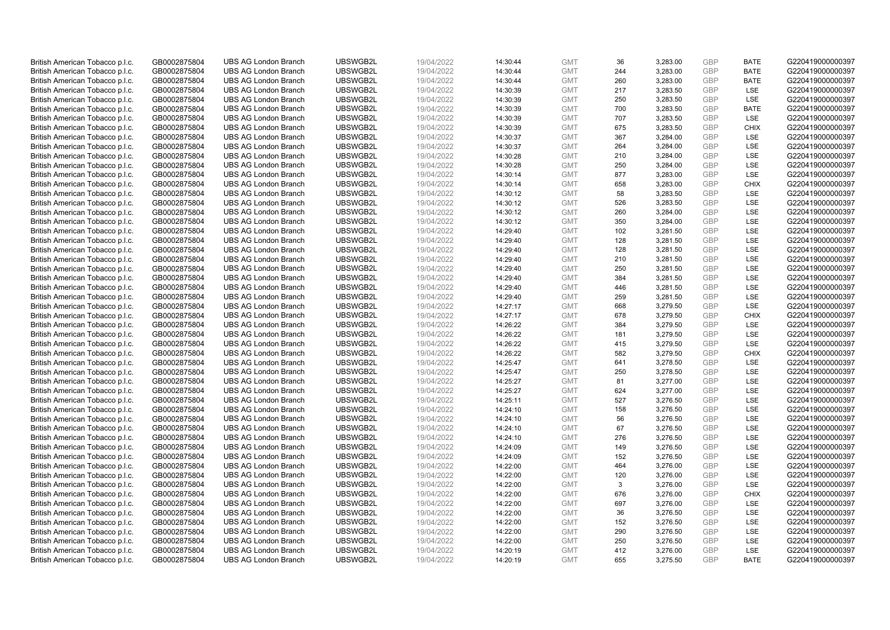| British American Tobacco p.l.c. | GB0002875804 | UBS AG London Branch | UBSWGB2L | 19/04/2022 | 14:30:44 | GMT | 36 | 3,283.00 | GBP | BATE | G220419000000397 |
|---|---|---|---|---|---|---|---|---|---|---|---|
| British American Tobacco p.l.c. | GB0002875804 | UBS AG London Branch | UBSWGB2L | 19/04/2022 | 14:30:44 | GMT | 244 | 3,283.00 | GBP | BATE | G220419000000397 |
| British American Tobacco p.l.c. | GB0002875804 | UBS AG London Branch | UBSWGB2L | 19/04/2022 | 14:30:44 | GMT | 260 | 3,283.00 | GBP | BATE | G220419000000397 |
| British American Tobacco p.l.c. | GB0002875804 | UBS AG London Branch | UBSWGB2L | 19/04/2022 | 14:30:39 | GMT | 217 | 3,283.50 | GBP | LSE | G220419000000397 |
| British American Tobacco p.l.c. | GB0002875804 | UBS AG London Branch | UBSWGB2L | 19/04/2022 | 14:30:39 | GMT | 250 | 3,283.50 | GBP | LSE | G220419000000397 |
| British American Tobacco p.l.c. | GB0002875804 | UBS AG London Branch | UBSWGB2L | 19/04/2022 | 14:30:39 | GMT | 700 | 3,283.50 | GBP | BATE | G220419000000397 |
| British American Tobacco p.l.c. | GB0002875804 | UBS AG London Branch | UBSWGB2L | 19/04/2022 | 14:30:39 | GMT | 707 | 3,283.50 | GBP | LSE | G220419000000397 |
| British American Tobacco p.l.c. | GB0002875804 | UBS AG London Branch | UBSWGB2L | 19/04/2022 | 14:30:39 | GMT | 675 | 3,283.50 | GBP | CHIX | G220419000000397 |
| British American Tobacco p.l.c. | GB0002875804 | UBS AG London Branch | UBSWGB2L | 19/04/2022 | 14:30:37 | GMT | 367 | 3,284.00 | GBP | LSE | G220419000000397 |
| British American Tobacco p.l.c. | GB0002875804 | UBS AG London Branch | UBSWGB2L | 19/04/2022 | 14:30:37 | GMT | 264 | 3,284.00 | GBP | LSE | G220419000000397 |
| British American Tobacco p.l.c. | GB0002875804 | UBS AG London Branch | UBSWGB2L | 19/04/2022 | 14:30:28 | GMT | 210 | 3,284.00 | GBP | LSE | G220419000000397 |
| British American Tobacco p.l.c. | GB0002875804 | UBS AG London Branch | UBSWGB2L | 19/04/2022 | 14:30:28 | GMT | 250 | 3,284.00 | GBP | LSE | G220419000000397 |
| British American Tobacco p.l.c. | GB0002875804 | UBS AG London Branch | UBSWGB2L | 19/04/2022 | 14:30:14 | GMT | 877 | 3,283.00 | GBP | LSE | G220419000000397 |
| British American Tobacco p.l.c. | GB0002875804 | UBS AG London Branch | UBSWGB2L | 19/04/2022 | 14:30:14 | GMT | 658 | 3,283.00 | GBP | CHIX | G220419000000397 |
| British American Tobacco p.l.c. | GB0002875804 | UBS AG London Branch | UBSWGB2L | 19/04/2022 | 14:30:12 | GMT | 58 | 3,283.50 | GBP | LSE | G220419000000397 |
| British American Tobacco p.l.c. | GB0002875804 | UBS AG London Branch | UBSWGB2L | 19/04/2022 | 14:30:12 | GMT | 526 | 3,283.50 | GBP | LSE | G220419000000397 |
| British American Tobacco p.l.c. | GB0002875804 | UBS AG London Branch | UBSWGB2L | 19/04/2022 | 14:30:12 | GMT | 260 | 3,284.00 | GBP | LSE | G220419000000397 |
| British American Tobacco p.l.c. | GB0002875804 | UBS AG London Branch | UBSWGB2L | 19/04/2022 | 14:30:12 | GMT | 350 | 3,284.00 | GBP | LSE | G220419000000397 |
| British American Tobacco p.l.c. | GB0002875804 | UBS AG London Branch | UBSWGB2L | 19/04/2022 | 14:29:40 | GMT | 102 | 3,281.50 | GBP | LSE | G220419000000397 |
| British American Tobacco p.l.c. | GB0002875804 | UBS AG London Branch | UBSWGB2L | 19/04/2022 | 14:29:40 | GMT | 128 | 3,281.50 | GBP | LSE | G220419000000397 |
| British American Tobacco p.l.c. | GB0002875804 | UBS AG London Branch | UBSWGB2L | 19/04/2022 | 14:29:40 | GMT | 128 | 3,281.50 | GBP | LSE | G220419000000397 |
| British American Tobacco p.l.c. | GB0002875804 | UBS AG London Branch | UBSWGB2L | 19/04/2022 | 14:29:40 | GMT | 210 | 3,281.50 | GBP | LSE | G220419000000397 |
| British American Tobacco p.l.c. | GB0002875804 | UBS AG London Branch | UBSWGB2L | 19/04/2022 | 14:29:40 | GMT | 250 | 3,281.50 | GBP | LSE | G220419000000397 |
| British American Tobacco p.l.c. | GB0002875804 | UBS AG London Branch | UBSWGB2L | 19/04/2022 | 14:29:40 | GMT | 384 | 3,281.50 | GBP | LSE | G220419000000397 |
| British American Tobacco p.l.c. | GB0002875804 | UBS AG London Branch | UBSWGB2L | 19/04/2022 | 14:29:40 | GMT | 446 | 3,281.50 | GBP | LSE | G220419000000397 |
| British American Tobacco p.l.c. | GB0002875804 | UBS AG London Branch | UBSWGB2L | 19/04/2022 | 14:29:40 | GMT | 259 | 3,281.50 | GBP | LSE | G220419000000397 |
| British American Tobacco p.l.c. | GB0002875804 | UBS AG London Branch | UBSWGB2L | 19/04/2022 | 14:27:17 | GMT | 668 | 3,279.50 | GBP | LSE | G220419000000397 |
| British American Tobacco p.l.c. | GB0002875804 | UBS AG London Branch | UBSWGB2L | 19/04/2022 | 14:27:17 | GMT | 678 | 3,279.50 | GBP | CHIX | G220419000000397 |
| British American Tobacco p.l.c. | GB0002875804 | UBS AG London Branch | UBSWGB2L | 19/04/2022 | 14:26:22 | GMT | 384 | 3,279.50 | GBP | LSE | G220419000000397 |
| British American Tobacco p.l.c. | GB0002875804 | UBS AG London Branch | UBSWGB2L | 19/04/2022 | 14:26:22 | GMT | 181 | 3,279.50 | GBP | LSE | G220419000000397 |
| British American Tobacco p.l.c. | GB0002875804 | UBS AG London Branch | UBSWGB2L | 19/04/2022 | 14:26:22 | GMT | 415 | 3,279.50 | GBP | LSE | G220419000000397 |
| British American Tobacco p.l.c. | GB0002875804 | UBS AG London Branch | UBSWGB2L | 19/04/2022 | 14:26:22 | GMT | 582 | 3,279.50 | GBP | CHIX | G220419000000397 |
| British American Tobacco p.l.c. | GB0002875804 | UBS AG London Branch | UBSWGB2L | 19/04/2022 | 14:25:47 | GMT | 641 | 3,278.50 | GBP | LSE | G220419000000397 |
| British American Tobacco p.l.c. | GB0002875804 | UBS AG London Branch | UBSWGB2L | 19/04/2022 | 14:25:47 | GMT | 250 | 3,278.50 | GBP | LSE | G220419000000397 |
| British American Tobacco p.l.c. | GB0002875804 | UBS AG London Branch | UBSWGB2L | 19/04/2022 | 14:25:27 | GMT | 81 | 3,277.00 | GBP | LSE | G220419000000397 |
| British American Tobacco p.l.c. | GB0002875804 | UBS AG London Branch | UBSWGB2L | 19/04/2022 | 14:25:27 | GMT | 624 | 3,277.00 | GBP | LSE | G220419000000397 |
| British American Tobacco p.l.c. | GB0002875804 | UBS AG London Branch | UBSWGB2L | 19/04/2022 | 14:25:11 | GMT | 527 | 3,276.50 | GBP | LSE | G220419000000397 |
| British American Tobacco p.l.c. | GB0002875804 | UBS AG London Branch | UBSWGB2L | 19/04/2022 | 14:24:10 | GMT | 158 | 3,276.50 | GBP | LSE | G220419000000397 |
| British American Tobacco p.l.c. | GB0002875804 | UBS AG London Branch | UBSWGB2L | 19/04/2022 | 14:24:10 | GMT | 56 | 3,276.50 | GBP | LSE | G220419000000397 |
| British American Tobacco p.l.c. | GB0002875804 | UBS AG London Branch | UBSWGB2L | 19/04/2022 | 14:24:10 | GMT | 67 | 3,276.50 | GBP | LSE | G220419000000397 |
| British American Tobacco p.l.c. | GB0002875804 | UBS AG London Branch | UBSWGB2L | 19/04/2022 | 14:24:10 | GMT | 276 | 3,276.50 | GBP | LSE | G220419000000397 |
| British American Tobacco p.l.c. | GB0002875804 | UBS AG London Branch | UBSWGB2L | 19/04/2022 | 14:24:09 | GMT | 149 | 3,276.50 | GBP | LSE | G220419000000397 |
| British American Tobacco p.l.c. | GB0002875804 | UBS AG London Branch | UBSWGB2L | 19/04/2022 | 14:24:09 | GMT | 152 | 3,276.50 | GBP | LSE | G220419000000397 |
| British American Tobacco p.l.c. | GB0002875804 | UBS AG London Branch | UBSWGB2L | 19/04/2022 | 14:22:00 | GMT | 464 | 3,276.00 | GBP | LSE | G220419000000397 |
| British American Tobacco p.l.c. | GB0002875804 | UBS AG London Branch | UBSWGB2L | 19/04/2022 | 14:22:00 | GMT | 120 | 3,276.00 | GBP | LSE | G220419000000397 |
| British American Tobacco p.l.c. | GB0002875804 | UBS AG London Branch | UBSWGB2L | 19/04/2022 | 14:22:00 | GMT | 3 | 3,276.00 | GBP | LSE | G220419000000397 |
| British American Tobacco p.l.c. | GB0002875804 | UBS AG London Branch | UBSWGB2L | 19/04/2022 | 14:22:00 | GMT | 676 | 3,276.00 | GBP | CHIX | G220419000000397 |
| British American Tobacco p.l.c. | GB0002875804 | UBS AG London Branch | UBSWGB2L | 19/04/2022 | 14:22:00 | GMT | 697 | 3,276.00 | GBP | LSE | G220419000000397 |
| British American Tobacco p.l.c. | GB0002875804 | UBS AG London Branch | UBSWGB2L | 19/04/2022 | 14:22:00 | GMT | 36 | 3,276.50 | GBP | LSE | G220419000000397 |
| British American Tobacco p.l.c. | GB0002875804 | UBS AG London Branch | UBSWGB2L | 19/04/2022 | 14:22:00 | GMT | 152 | 3,276.50 | GBP | LSE | G220419000000397 |
| British American Tobacco p.l.c. | GB0002875804 | UBS AG London Branch | UBSWGB2L | 19/04/2022 | 14:22:00 | GMT | 290 | 3,276.50 | GBP | LSE | G220419000000397 |
| British American Tobacco p.l.c. | GB0002875804 | UBS AG London Branch | UBSWGB2L | 19/04/2022 | 14:22:00 | GMT | 250 | 3,276.50 | GBP | LSE | G220419000000397 |
| British American Tobacco p.l.c. | GB0002875804 | UBS AG London Branch | UBSWGB2L | 19/04/2022 | 14:20:19 | GMT | 412 | 3,276.00 | GBP | LSE | G220419000000397 |
| British American Tobacco p.l.c. | GB0002875804 | UBS AG London Branch | UBSWGB2L | 19/04/2022 | 14:20:19 | GMT | 655 | 3,275.50 | GBP | BATE | G220419000000397 |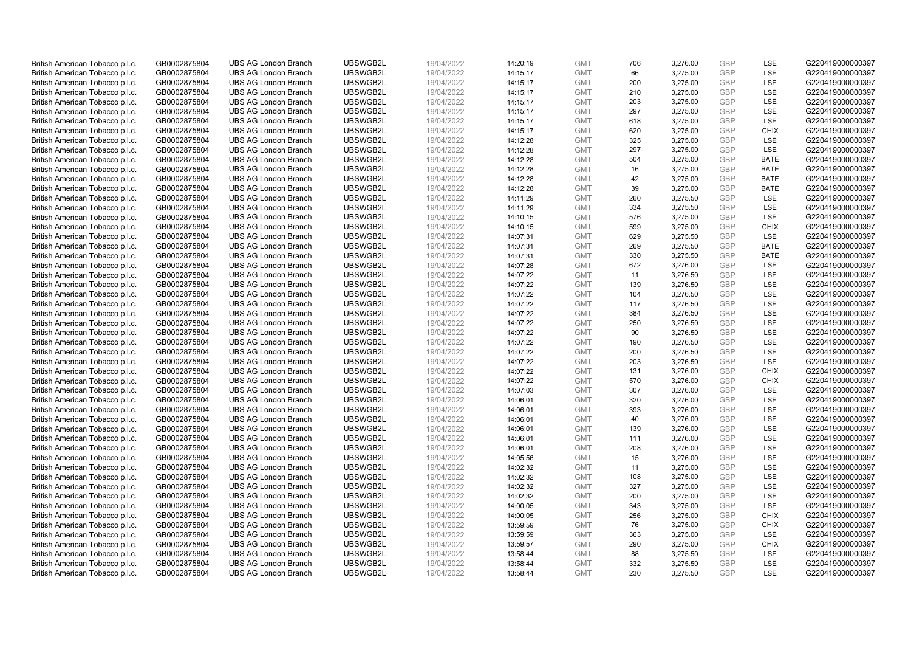| | | | | | | | | | | | |
|---|---|---|---|---|---|---|---|---|---|---|---|
| British American Tobacco p.l.c. | GB0002875804 | UBS AG London Branch | UBSWGB2L | 19/04/2022 | 14:20:19 | GMT | 706 | 3,276.00 | GBP | LSE | G220419000000397 |
| British American Tobacco p.l.c. | GB0002875804 | UBS AG London Branch | UBSWGB2L | 19/04/2022 | 14:15:17 | GMT | 66 | 3,275.00 | GBP | LSE | G220419000000397 |
| British American Tobacco p.l.c. | GB0002875804 | UBS AG London Branch | UBSWGB2L | 19/04/2022 | 14:15:17 | GMT | 200 | 3,275.00 | GBP | LSE | G220419000000397 |
| British American Tobacco p.l.c. | GB0002875804 | UBS AG London Branch | UBSWGB2L | 19/04/2022 | 14:15:17 | GMT | 210 | 3,275.00 | GBP | LSE | G220419000000397 |
| British American Tobacco p.l.c. | GB0002875804 | UBS AG London Branch | UBSWGB2L | 19/04/2022 | 14:15:17 | GMT | 203 | 3,275.00 | GBP | LSE | G220419000000397 |
| British American Tobacco p.l.c. | GB0002875804 | UBS AG London Branch | UBSWGB2L | 19/04/2022 | 14:15:17 | GMT | 297 | 3,275.00 | GBP | LSE | G220419000000397 |
| British American Tobacco p.l.c. | GB0002875804 | UBS AG London Branch | UBSWGB2L | 19/04/2022 | 14:15:17 | GMT | 618 | 3,275.00 | GBP | LSE | G220419000000397 |
| British American Tobacco p.l.c. | GB0002875804 | UBS AG London Branch | UBSWGB2L | 19/04/2022 | 14:15:17 | GMT | 620 | 3,275.00 | GBP | CHIX | G220419000000397 |
| British American Tobacco p.l.c. | GB0002875804 | UBS AG London Branch | UBSWGB2L | 19/04/2022 | 14:12:28 | GMT | 325 | 3,275.00 | GBP | LSE | G220419000000397 |
| British American Tobacco p.l.c. | GB0002875804 | UBS AG London Branch | UBSWGB2L | 19/04/2022 | 14:12:28 | GMT | 297 | 3,275.00 | GBP | LSE | G220419000000397 |
| British American Tobacco p.l.c. | GB0002875804 | UBS AG London Branch | UBSWGB2L | 19/04/2022 | 14:12:28 | GMT | 504 | 3,275.00 | GBP | BATE | G220419000000397 |
| British American Tobacco p.l.c. | GB0002875804 | UBS AG London Branch | UBSWGB2L | 19/04/2022 | 14:12:28 | GMT | 16 | 3,275.00 | GBP | BATE | G220419000000397 |
| British American Tobacco p.l.c. | GB0002875804 | UBS AG London Branch | UBSWGB2L | 19/04/2022 | 14:12:28 | GMT | 42 | 3,275.00 | GBP | BATE | G220419000000397 |
| British American Tobacco p.l.c. | GB0002875804 | UBS AG London Branch | UBSWGB2L | 19/04/2022 | 14:12:28 | GMT | 39 | 3,275.00 | GBP | BATE | G220419000000397 |
| British American Tobacco p.l.c. | GB0002875804 | UBS AG London Branch | UBSWGB2L | 19/04/2022 | 14:11:29 | GMT | 260 | 3,275.50 | GBP | LSE | G220419000000397 |
| British American Tobacco p.l.c. | GB0002875804 | UBS AG London Branch | UBSWGB2L | 19/04/2022 | 14:11:29 | GMT | 334 | 3,275.50 | GBP | LSE | G220419000000397 |
| British American Tobacco p.l.c. | GB0002875804 | UBS AG London Branch | UBSWGB2L | 19/04/2022 | 14:10:15 | GMT | 576 | 3,275.00 | GBP | LSE | G220419000000397 |
| British American Tobacco p.l.c. | GB0002875804 | UBS AG London Branch | UBSWGB2L | 19/04/2022 | 14:10:15 | GMT | 599 | 3,275.00 | GBP | CHIX | G220419000000397 |
| British American Tobacco p.l.c. | GB0002875804 | UBS AG London Branch | UBSWGB2L | 19/04/2022 | 14:07:31 | GMT | 629 | 3,275.50 | GBP | LSE | G220419000000397 |
| British American Tobacco p.l.c. | GB0002875804 | UBS AG London Branch | UBSWGB2L | 19/04/2022 | 14:07:31 | GMT | 269 | 3,275.50 | GBP | BATE | G220419000000397 |
| British American Tobacco p.l.c. | GB0002875804 | UBS AG London Branch | UBSWGB2L | 19/04/2022 | 14:07:31 | GMT | 330 | 3,275.50 | GBP | BATE | G220419000000397 |
| British American Tobacco p.l.c. | GB0002875804 | UBS AG London Branch | UBSWGB2L | 19/04/2022 | 14:07:28 | GMT | 672 | 3,276.00 | GBP | LSE | G220419000000397 |
| British American Tobacco p.l.c. | GB0002875804 | UBS AG London Branch | UBSWGB2L | 19/04/2022 | 14:07:22 | GMT | 11 | 3,276.50 | GBP | LSE | G220419000000397 |
| British American Tobacco p.l.c. | GB0002875804 | UBS AG London Branch | UBSWGB2L | 19/04/2022 | 14:07:22 | GMT | 139 | 3,276.50 | GBP | LSE | G220419000000397 |
| British American Tobacco p.l.c. | GB0002875804 | UBS AG London Branch | UBSWGB2L | 19/04/2022 | 14:07:22 | GMT | 104 | 3,276.50 | GBP | LSE | G220419000000397 |
| British American Tobacco p.l.c. | GB0002875804 | UBS AG London Branch | UBSWGB2L | 19/04/2022 | 14:07:22 | GMT | 117 | 3,276.50 | GBP | LSE | G220419000000397 |
| British American Tobacco p.l.c. | GB0002875804 | UBS AG London Branch | UBSWGB2L | 19/04/2022 | 14:07:22 | GMT | 384 | 3,276.50 | GBP | LSE | G220419000000397 |
| British American Tobacco p.l.c. | GB0002875804 | UBS AG London Branch | UBSWGB2L | 19/04/2022 | 14:07:22 | GMT | 250 | 3,276.50 | GBP | LSE | G220419000000397 |
| British American Tobacco p.l.c. | GB0002875804 | UBS AG London Branch | UBSWGB2L | 19/04/2022 | 14:07:22 | GMT | 90 | 3,276.50 | GBP | LSE | G220419000000397 |
| British American Tobacco p.l.c. | GB0002875804 | UBS AG London Branch | UBSWGB2L | 19/04/2022 | 14:07:22 | GMT | 190 | 3,276.50 | GBP | LSE | G220419000000397 |
| British American Tobacco p.l.c. | GB0002875804 | UBS AG London Branch | UBSWGB2L | 19/04/2022 | 14:07:22 | GMT | 200 | 3,276.50 | GBP | LSE | G220419000000397 |
| British American Tobacco p.l.c. | GB0002875804 | UBS AG London Branch | UBSWGB2L | 19/04/2022 | 14:07:22 | GMT | 203 | 3,276.50 | GBP | LSE | G220419000000397 |
| British American Tobacco p.l.c. | GB0002875804 | UBS AG London Branch | UBSWGB2L | 19/04/2022 | 14:07:22 | GMT | 131 | 3,276.00 | GBP | CHIX | G220419000000397 |
| British American Tobacco p.l.c. | GB0002875804 | UBS AG London Branch | UBSWGB2L | 19/04/2022 | 14:07:22 | GMT | 570 | 3,276.00 | GBP | CHIX | G220419000000397 |
| British American Tobacco p.l.c. | GB0002875804 | UBS AG London Branch | UBSWGB2L | 19/04/2022 | 14:07:03 | GMT | 307 | 3,276.00 | GBP | LSE | G220419000000397 |
| British American Tobacco p.l.c. | GB0002875804 | UBS AG London Branch | UBSWGB2L | 19/04/2022 | 14:06:01 | GMT | 320 | 3,276.00 | GBP | LSE | G220419000000397 |
| British American Tobacco p.l.c. | GB0002875804 | UBS AG London Branch | UBSWGB2L | 19/04/2022 | 14:06:01 | GMT | 393 | 3,276.00 | GBP | LSE | G220419000000397 |
| British American Tobacco p.l.c. | GB0002875804 | UBS AG London Branch | UBSWGB2L | 19/04/2022 | 14:06:01 | GMT | 40 | 3,276.00 | GBP | LSE | G220419000000397 |
| British American Tobacco p.l.c. | GB0002875804 | UBS AG London Branch | UBSWGB2L | 19/04/2022 | 14:06:01 | GMT | 139 | 3,276.00 | GBP | LSE | G220419000000397 |
| British American Tobacco p.l.c. | GB0002875804 | UBS AG London Branch | UBSWGB2L | 19/04/2022 | 14:06:01 | GMT | 111 | 3,276.00 | GBP | LSE | G220419000000397 |
| British American Tobacco p.l.c. | GB0002875804 | UBS AG London Branch | UBSWGB2L | 19/04/2022 | 14:06:01 | GMT | 208 | 3,276.00 | GBP | LSE | G220419000000397 |
| British American Tobacco p.l.c. | GB0002875804 | UBS AG London Branch | UBSWGB2L | 19/04/2022 | 14:05:56 | GMT | 15 | 3,276.00 | GBP | LSE | G220419000000397 |
| British American Tobacco p.l.c. | GB0002875804 | UBS AG London Branch | UBSWGB2L | 19/04/2022 | 14:02:32 | GMT | 11 | 3,275.00 | GBP | LSE | G220419000000397 |
| British American Tobacco p.l.c. | GB0002875804 | UBS AG London Branch | UBSWGB2L | 19/04/2022 | 14:02:32 | GMT | 108 | 3,275.00 | GBP | LSE | G220419000000397 |
| British American Tobacco p.l.c. | GB0002875804 | UBS AG London Branch | UBSWGB2L | 19/04/2022 | 14:02:32 | GMT | 327 | 3,275.00 | GBP | LSE | G220419000000397 |
| British American Tobacco p.l.c. | GB0002875804 | UBS AG London Branch | UBSWGB2L | 19/04/2022 | 14:02:32 | GMT | 200 | 3,275.00 | GBP | LSE | G220419000000397 |
| British American Tobacco p.l.c. | GB0002875804 | UBS AG London Branch | UBSWGB2L | 19/04/2022 | 14:00:05 | GMT | 343 | 3,275.00 | GBP | LSE | G220419000000397 |
| British American Tobacco p.l.c. | GB0002875804 | UBS AG London Branch | UBSWGB2L | 19/04/2022 | 14:00:05 | GMT | 256 | 3,275.00 | GBP | CHIX | G220419000000397 |
| British American Tobacco p.l.c. | GB0002875804 | UBS AG London Branch | UBSWGB2L | 19/04/2022 | 13:59:59 | GMT | 76 | 3,275.00 | GBP | CHIX | G220419000000397 |
| British American Tobacco p.l.c. | GB0002875804 | UBS AG London Branch | UBSWGB2L | 19/04/2022 | 13:59:59 | GMT | 363 | 3,275.00 | GBP | LSE | G220419000000397 |
| British American Tobacco p.l.c. | GB0002875804 | UBS AG London Branch | UBSWGB2L | 19/04/2022 | 13:59:57 | GMT | 290 | 3,275.00 | GBP | CHIX | G220419000000397 |
| British American Tobacco p.l.c. | GB0002875804 | UBS AG London Branch | UBSWGB2L | 19/04/2022 | 13:58:44 | GMT | 88 | 3,275.50 | GBP | LSE | G220419000000397 |
| British American Tobacco p.l.c. | GB0002875804 | UBS AG London Branch | UBSWGB2L | 19/04/2022 | 13:58:44 | GMT | 332 | 3,275.50 | GBP | LSE | G220419000000397 |
| British American Tobacco p.l.c. | GB0002875804 | UBS AG London Branch | UBSWGB2L | 19/04/2022 | 13:58:44 | GMT | 230 | 3,275.50 | GBP | LSE | G220419000000397 |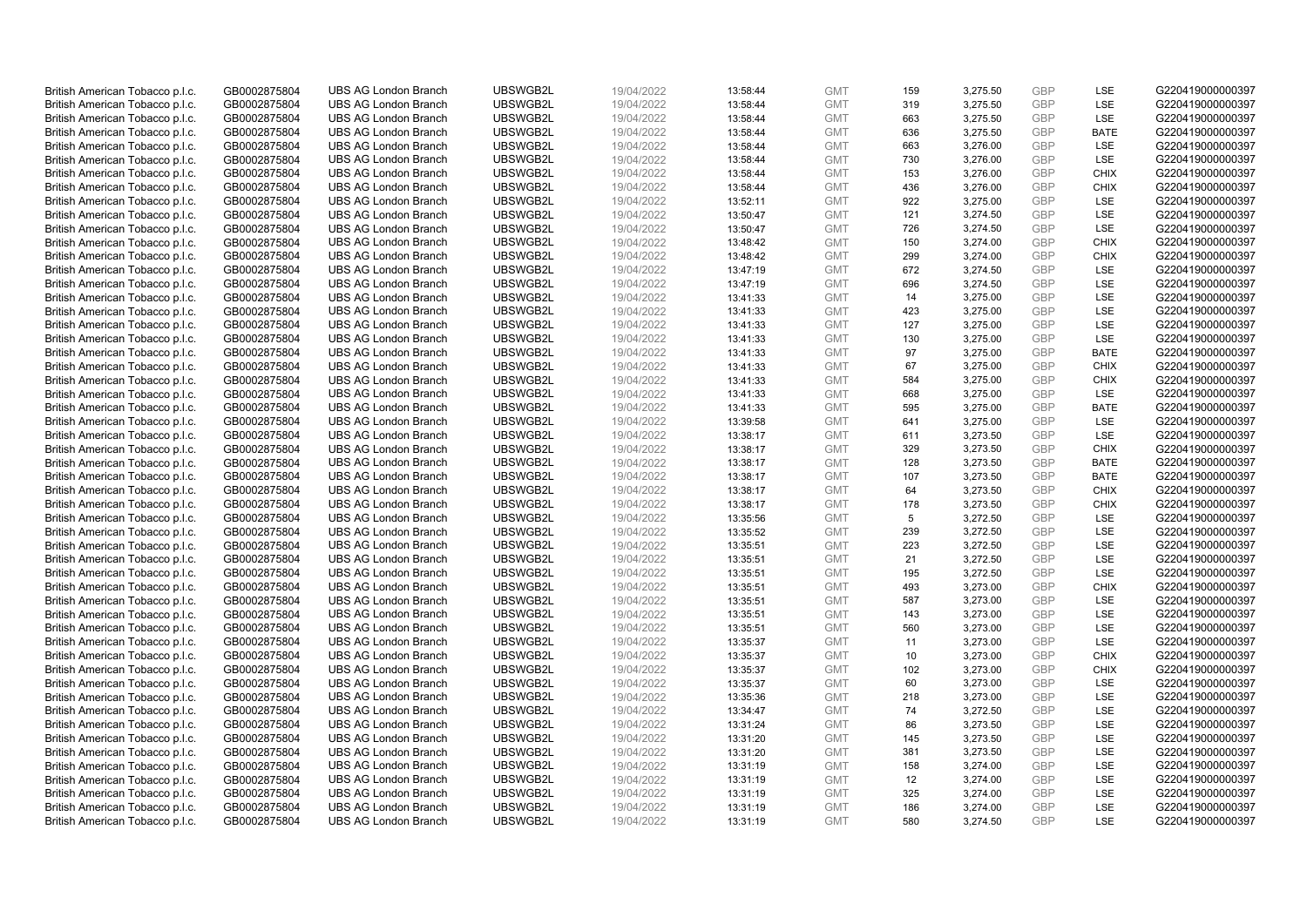| | | | | | | | | | | | |
|---|---|---|---|---|---|---|---|---|---|---|---|
| British American Tobacco p.l.c. | GB0002875804 | UBS AG London Branch | UBSWGB2L | 19/04/2022 | 13:58:44 | GMT | 159 | 3,275.50 | GBP | LSE | G220419000000397 |
| British American Tobacco p.l.c. | GB0002875804 | UBS AG London Branch | UBSWGB2L | 19/04/2022 | 13:58:44 | GMT | 319 | 3,275.50 | GBP | LSE | G220419000000397 |
| British American Tobacco p.l.c. | GB0002875804 | UBS AG London Branch | UBSWGB2L | 19/04/2022 | 13:58:44 | GMT | 663 | 3,275.50 | GBP | LSE | G220419000000397 |
| British American Tobacco p.l.c. | GB0002875804 | UBS AG London Branch | UBSWGB2L | 19/04/2022 | 13:58:44 | GMT | 636 | 3,275.50 | GBP | BATE | G220419000000397 |
| British American Tobacco p.l.c. | GB0002875804 | UBS AG London Branch | UBSWGB2L | 19/04/2022 | 13:58:44 | GMT | 663 | 3,276.00 | GBP | LSE | G220419000000397 |
| British American Tobacco p.l.c. | GB0002875804 | UBS AG London Branch | UBSWGB2L | 19/04/2022 | 13:58:44 | GMT | 730 | 3,276.00 | GBP | LSE | G220419000000397 |
| British American Tobacco p.l.c. | GB0002875804 | UBS AG London Branch | UBSWGB2L | 19/04/2022 | 13:58:44 | GMT | 153 | 3,276.00 | GBP | CHIX | G220419000000397 |
| British American Tobacco p.l.c. | GB0002875804 | UBS AG London Branch | UBSWGB2L | 19/04/2022 | 13:58:44 | GMT | 436 | 3,276.00 | GBP | CHIX | G220419000000397 |
| British American Tobacco p.l.c. | GB0002875804 | UBS AG London Branch | UBSWGB2L | 19/04/2022 | 13:52:11 | GMT | 922 | 3,275.00 | GBP | LSE | G220419000000397 |
| British American Tobacco p.l.c. | GB0002875804 | UBS AG London Branch | UBSWGB2L | 19/04/2022 | 13:50:47 | GMT | 121 | 3,274.50 | GBP | LSE | G220419000000397 |
| British American Tobacco p.l.c. | GB0002875804 | UBS AG London Branch | UBSWGB2L | 19/04/2022 | 13:50:47 | GMT | 726 | 3,274.50 | GBP | LSE | G220419000000397 |
| British American Tobacco p.l.c. | GB0002875804 | UBS AG London Branch | UBSWGB2L | 19/04/2022 | 13:48:42 | GMT | 150 | 3,274.00 | GBP | CHIX | G220419000000397 |
| British American Tobacco p.l.c. | GB0002875804 | UBS AG London Branch | UBSWGB2L | 19/04/2022 | 13:48:42 | GMT | 299 | 3,274.00 | GBP | CHIX | G220419000000397 |
| British American Tobacco p.l.c. | GB0002875804 | UBS AG London Branch | UBSWGB2L | 19/04/2022 | 13:47:19 | GMT | 672 | 3,274.50 | GBP | LSE | G220419000000397 |
| British American Tobacco p.l.c. | GB0002875804 | UBS AG London Branch | UBSWGB2L | 19/04/2022 | 13:47:19 | GMT | 696 | 3,274.50 | GBP | LSE | G220419000000397 |
| British American Tobacco p.l.c. | GB0002875804 | UBS AG London Branch | UBSWGB2L | 19/04/2022 | 13:41:33 | GMT | 14 | 3,275.00 | GBP | LSE | G220419000000397 |
| British American Tobacco p.l.c. | GB0002875804 | UBS AG London Branch | UBSWGB2L | 19/04/2022 | 13:41:33 | GMT | 423 | 3,275.00 | GBP | LSE | G220419000000397 |
| British American Tobacco p.l.c. | GB0002875804 | UBS AG London Branch | UBSWGB2L | 19/04/2022 | 13:41:33 | GMT | 127 | 3,275.00 | GBP | LSE | G220419000000397 |
| British American Tobacco p.l.c. | GB0002875804 | UBS AG London Branch | UBSWGB2L | 19/04/2022 | 13:41:33 | GMT | 130 | 3,275.00 | GBP | LSE | G220419000000397 |
| British American Tobacco p.l.c. | GB0002875804 | UBS AG London Branch | UBSWGB2L | 19/04/2022 | 13:41:33 | GMT | 97 | 3,275.00 | GBP | BATE | G220419000000397 |
| British American Tobacco p.l.c. | GB0002875804 | UBS AG London Branch | UBSWGB2L | 19/04/2022 | 13:41:33 | GMT | 67 | 3,275.00 | GBP | CHIX | G220419000000397 |
| British American Tobacco p.l.c. | GB0002875804 | UBS AG London Branch | UBSWGB2L | 19/04/2022 | 13:41:33 | GMT | 584 | 3,275.00 | GBP | CHIX | G220419000000397 |
| British American Tobacco p.l.c. | GB0002875804 | UBS AG London Branch | UBSWGB2L | 19/04/2022 | 13:41:33 | GMT | 668 | 3,275.00 | GBP | LSE | G220419000000397 |
| British American Tobacco p.l.c. | GB0002875804 | UBS AG London Branch | UBSWGB2L | 19/04/2022 | 13:41:33 | GMT | 595 | 3,275.00 | GBP | BATE | G220419000000397 |
| British American Tobacco p.l.c. | GB0002875804 | UBS AG London Branch | UBSWGB2L | 19/04/2022 | 13:39:58 | GMT | 641 | 3,275.00 | GBP | LSE | G220419000000397 |
| British American Tobacco p.l.c. | GB0002875804 | UBS AG London Branch | UBSWGB2L | 19/04/2022 | 13:38:17 | GMT | 611 | 3,273.50 | GBP | LSE | G220419000000397 |
| British American Tobacco p.l.c. | GB0002875804 | UBS AG London Branch | UBSWGB2L | 19/04/2022 | 13:38:17 | GMT | 329 | 3,273.50 | GBP | CHIX | G220419000000397 |
| British American Tobacco p.l.c. | GB0002875804 | UBS AG London Branch | UBSWGB2L | 19/04/2022 | 13:38:17 | GMT | 128 | 3,273.50 | GBP | BATE | G220419000000397 |
| British American Tobacco p.l.c. | GB0002875804 | UBS AG London Branch | UBSWGB2L | 19/04/2022 | 13:38:17 | GMT | 107 | 3,273.50 | GBP | BATE | G220419000000397 |
| British American Tobacco p.l.c. | GB0002875804 | UBS AG London Branch | UBSWGB2L | 19/04/2022 | 13:38:17 | GMT | 64 | 3,273.50 | GBP | CHIX | G220419000000397 |
| British American Tobacco p.l.c. | GB0002875804 | UBS AG London Branch | UBSWGB2L | 19/04/2022 | 13:38:17 | GMT | 178 | 3,273.50 | GBP | CHIX | G220419000000397 |
| British American Tobacco p.l.c. | GB0002875804 | UBS AG London Branch | UBSWGB2L | 19/04/2022 | 13:35:56 | GMT | 5 | 3,272.50 | GBP | LSE | G220419000000397 |
| British American Tobacco p.l.c. | GB0002875804 | UBS AG London Branch | UBSWGB2L | 19/04/2022 | 13:35:52 | GMT | 239 | 3,272.50 | GBP | LSE | G220419000000397 |
| British American Tobacco p.l.c. | GB0002875804 | UBS AG London Branch | UBSWGB2L | 19/04/2022 | 13:35:51 | GMT | 223 | 3,272.50 | GBP | LSE | G220419000000397 |
| British American Tobacco p.l.c. | GB0002875804 | UBS AG London Branch | UBSWGB2L | 19/04/2022 | 13:35:51 | GMT | 21 | 3,272.50 | GBP | LSE | G220419000000397 |
| British American Tobacco p.l.c. | GB0002875804 | UBS AG London Branch | UBSWGB2L | 19/04/2022 | 13:35:51 | GMT | 195 | 3,272.50 | GBP | LSE | G220419000000397 |
| British American Tobacco p.l.c. | GB0002875804 | UBS AG London Branch | UBSWGB2L | 19/04/2022 | 13:35:51 | GMT | 493 | 3,273.00 | GBP | CHIX | G220419000000397 |
| British American Tobacco p.l.c. | GB0002875804 | UBS AG London Branch | UBSWGB2L | 19/04/2022 | 13:35:51 | GMT | 587 | 3,273.00 | GBP | LSE | G220419000000397 |
| British American Tobacco p.l.c. | GB0002875804 | UBS AG London Branch | UBSWGB2L | 19/04/2022 | 13:35:51 | GMT | 143 | 3,273.00 | GBP | LSE | G220419000000397 |
| British American Tobacco p.l.c. | GB0002875804 | UBS AG London Branch | UBSWGB2L | 19/04/2022 | 13:35:51 | GMT | 560 | 3,273.00 | GBP | LSE | G220419000000397 |
| British American Tobacco p.l.c. | GB0002875804 | UBS AG London Branch | UBSWGB2L | 19/04/2022 | 13:35:37 | GMT | 11 | 3,273.00 | GBP | LSE | G220419000000397 |
| British American Tobacco p.l.c. | GB0002875804 | UBS AG London Branch | UBSWGB2L | 19/04/2022 | 13:35:37 | GMT | 10 | 3,273.00 | GBP | CHIX | G220419000000397 |
| British American Tobacco p.l.c. | GB0002875804 | UBS AG London Branch | UBSWGB2L | 19/04/2022 | 13:35:37 | GMT | 102 | 3,273.00 | GBP | CHIX | G220419000000397 |
| British American Tobacco p.l.c. | GB0002875804 | UBS AG London Branch | UBSWGB2L | 19/04/2022 | 13:35:37 | GMT | 60 | 3,273.00 | GBP | LSE | G220419000000397 |
| British American Tobacco p.l.c. | GB0002875804 | UBS AG London Branch | UBSWGB2L | 19/04/2022 | 13:35:36 | GMT | 218 | 3,273.00 | GBP | LSE | G220419000000397 |
| British American Tobacco p.l.c. | GB0002875804 | UBS AG London Branch | UBSWGB2L | 19/04/2022 | 13:34:47 | GMT | 74 | 3,272.50 | GBP | LSE | G220419000000397 |
| British American Tobacco p.l.c. | GB0002875804 | UBS AG London Branch | UBSWGB2L | 19/04/2022 | 13:31:24 | GMT | 86 | 3,273.50 | GBP | LSE | G220419000000397 |
| British American Tobacco p.l.c. | GB0002875804 | UBS AG London Branch | UBSWGB2L | 19/04/2022 | 13:31:20 | GMT | 145 | 3,273.50 | GBP | LSE | G220419000000397 |
| British American Tobacco p.l.c. | GB0002875804 | UBS AG London Branch | UBSWGB2L | 19/04/2022 | 13:31:20 | GMT | 381 | 3,273.50 | GBP | LSE | G220419000000397 |
| British American Tobacco p.l.c. | GB0002875804 | UBS AG London Branch | UBSWGB2L | 19/04/2022 | 13:31:19 | GMT | 158 | 3,274.00 | GBP | LSE | G220419000000397 |
| British American Tobacco p.l.c. | GB0002875804 | UBS AG London Branch | UBSWGB2L | 19/04/2022 | 13:31:19 | GMT | 12 | 3,274.00 | GBP | LSE | G220419000000397 |
| British American Tobacco p.l.c. | GB0002875804 | UBS AG London Branch | UBSWGB2L | 19/04/2022 | 13:31:19 | GMT | 325 | 3,274.00 | GBP | LSE | G220419000000397 |
| British American Tobacco p.l.c. | GB0002875804 | UBS AG London Branch | UBSWGB2L | 19/04/2022 | 13:31:19 | GMT | 186 | 3,274.00 | GBP | LSE | G220419000000397 |
| British American Tobacco p.l.c. | GB0002875804 | UBS AG London Branch | UBSWGB2L | 19/04/2022 | 13:31:19 | GMT | 580 | 3,274.50 | GBP | LSE | G220419000000397 |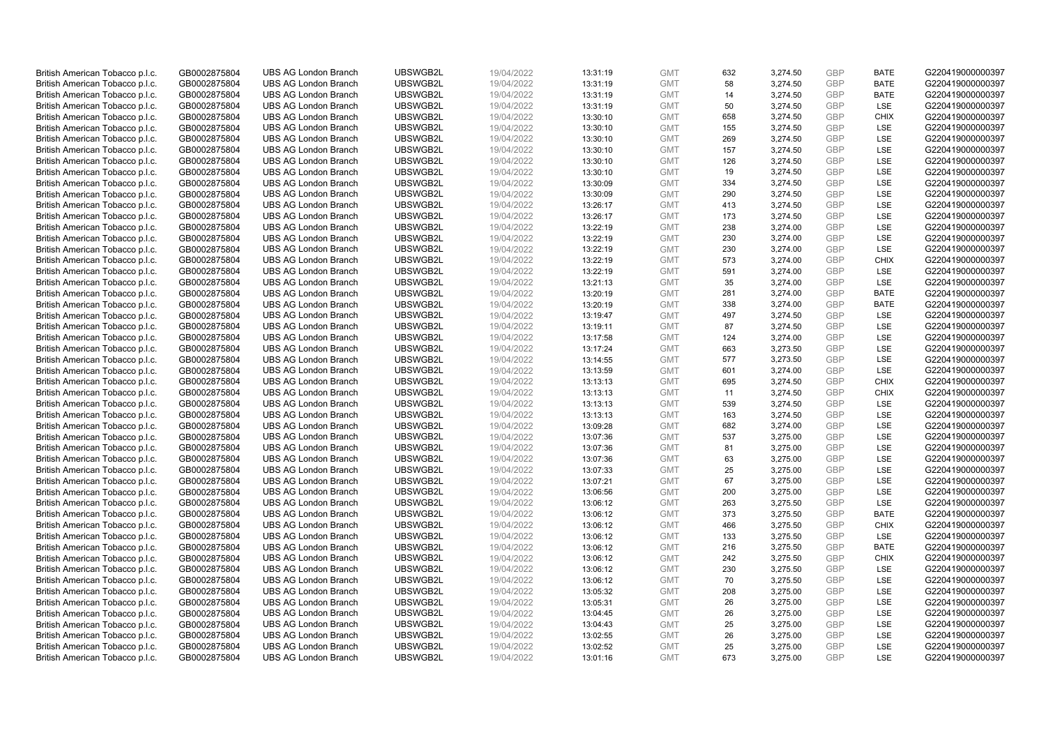| | | | | | | | | | | | |
|---|---|---|---|---|---|---|---|---|---|---|---|
| British American Tobacco p.l.c. | GB0002875804 | UBS AG London Branch | UBSWGB2L | 19/04/2022 | 13:31:19 | GMT | 632 | 3,274.50 | GBP | BATE | G220419000000397 |
| British American Tobacco p.l.c. | GB0002875804 | UBS AG London Branch | UBSWGB2L | 19/04/2022 | 13:31:19 | GMT | 58 | 3,274.50 | GBP | BATE | G220419000000397 |
| British American Tobacco p.l.c. | GB0002875804 | UBS AG London Branch | UBSWGB2L | 19/04/2022 | 13:31:19 | GMT | 14 | 3,274.50 | GBP | BATE | G220419000000397 |
| British American Tobacco p.l.c. | GB0002875804 | UBS AG London Branch | UBSWGB2L | 19/04/2022 | 13:31:19 | GMT | 50 | 3,274.50 | GBP | LSE | G220419000000397 |
| British American Tobacco p.l.c. | GB0002875804 | UBS AG London Branch | UBSWGB2L | 19/04/2022 | 13:30:10 | GMT | 658 | 3,274.50 | GBP | CHIX | G220419000000397 |
| British American Tobacco p.l.c. | GB0002875804 | UBS AG London Branch | UBSWGB2L | 19/04/2022 | 13:30:10 | GMT | 155 | 3,274.50 | GBP | LSE | G220419000000397 |
| British American Tobacco p.l.c. | GB0002875804 | UBS AG London Branch | UBSWGB2L | 19/04/2022 | 13:30:10 | GMT | 269 | 3,274.50 | GBP | LSE | G220419000000397 |
| British American Tobacco p.l.c. | GB0002875804 | UBS AG London Branch | UBSWGB2L | 19/04/2022 | 13:30:10 | GMT | 157 | 3,274.50 | GBP | LSE | G220419000000397 |
| British American Tobacco p.l.c. | GB0002875804 | UBS AG London Branch | UBSWGB2L | 19/04/2022 | 13:30:10 | GMT | 126 | 3,274.50 | GBP | LSE | G220419000000397 |
| British American Tobacco p.l.c. | GB0002875804 | UBS AG London Branch | UBSWGB2L | 19/04/2022 | 13:30:10 | GMT | 19 | 3,274.50 | GBP | LSE | G220419000000397 |
| British American Tobacco p.l.c. | GB0002875804 | UBS AG London Branch | UBSWGB2L | 19/04/2022 | 13:30:09 | GMT | 334 | 3,274.50 | GBP | LSE | G220419000000397 |
| British American Tobacco p.l.c. | GB0002875804 | UBS AG London Branch | UBSWGB2L | 19/04/2022 | 13:30:09 | GMT | 290 | 3,274.50 | GBP | LSE | G220419000000397 |
| British American Tobacco p.l.c. | GB0002875804 | UBS AG London Branch | UBSWGB2L | 19/04/2022 | 13:26:17 | GMT | 413 | 3,274.50 | GBP | LSE | G220419000000397 |
| British American Tobacco p.l.c. | GB0002875804 | UBS AG London Branch | UBSWGB2L | 19/04/2022 | 13:26:17 | GMT | 173 | 3,274.50 | GBP | LSE | G220419000000397 |
| British American Tobacco p.l.c. | GB0002875804 | UBS AG London Branch | UBSWGB2L | 19/04/2022 | 13:22:19 | GMT | 238 | 3,274.00 | GBP | LSE | G220419000000397 |
| British American Tobacco p.l.c. | GB0002875804 | UBS AG London Branch | UBSWGB2L | 19/04/2022 | 13:22:19 | GMT | 230 | 3,274.00 | GBP | LSE | G220419000000397 |
| British American Tobacco p.l.c. | GB0002875804 | UBS AG London Branch | UBSWGB2L | 19/04/2022 | 13:22:19 | GMT | 230 | 3,274.00 | GBP | LSE | G220419000000397 |
| British American Tobacco p.l.c. | GB0002875804 | UBS AG London Branch | UBSWGB2L | 19/04/2022 | 13:22:19 | GMT | 573 | 3,274.00 | GBP | CHIX | G220419000000397 |
| British American Tobacco p.l.c. | GB0002875804 | UBS AG London Branch | UBSWGB2L | 19/04/2022 | 13:22:19 | GMT | 591 | 3,274.00 | GBP | LSE | G220419000000397 |
| British American Tobacco p.l.c. | GB0002875804 | UBS AG London Branch | UBSWGB2L | 19/04/2022 | 13:21:13 | GMT | 35 | 3,274.00 | GBP | LSE | G220419000000397 |
| British American Tobacco p.l.c. | GB0002875804 | UBS AG London Branch | UBSWGB2L | 19/04/2022 | 13:20:19 | GMT | 281 | 3,274.00 | GBP | BATE | G220419000000397 |
| British American Tobacco p.l.c. | GB0002875804 | UBS AG London Branch | UBSWGB2L | 19/04/2022 | 13:20:19 | GMT | 338 | 3,274.00 | GBP | BATE | G220419000000397 |
| British American Tobacco p.l.c. | GB0002875804 | UBS AG London Branch | UBSWGB2L | 19/04/2022 | 13:19:47 | GMT | 497 | 3,274.50 | GBP | LSE | G220419000000397 |
| British American Tobacco p.l.c. | GB0002875804 | UBS AG London Branch | UBSWGB2L | 19/04/2022 | 13:19:11 | GMT | 87 | 3,274.50 | GBP | LSE | G220419000000397 |
| British American Tobacco p.l.c. | GB0002875804 | UBS AG London Branch | UBSWGB2L | 19/04/2022 | 13:17:58 | GMT | 124 | 3,274.00 | GBP | LSE | G220419000000397 |
| British American Tobacco p.l.c. | GB0002875804 | UBS AG London Branch | UBSWGB2L | 19/04/2022 | 13:17:24 | GMT | 663 | 3,273.50 | GBP | LSE | G220419000000397 |
| British American Tobacco p.l.c. | GB0002875804 | UBS AG London Branch | UBSWGB2L | 19/04/2022 | 13:14:55 | GMT | 577 | 3,273.50 | GBP | LSE | G220419000000397 |
| British American Tobacco p.l.c. | GB0002875804 | UBS AG London Branch | UBSWGB2L | 19/04/2022 | 13:13:59 | GMT | 601 | 3,274.00 | GBP | LSE | G220419000000397 |
| British American Tobacco p.l.c. | GB0002875804 | UBS AG London Branch | UBSWGB2L | 19/04/2022 | 13:13:13 | GMT | 695 | 3,274.50 | GBP | CHIX | G220419000000397 |
| British American Tobacco p.l.c. | GB0002875804 | UBS AG London Branch | UBSWGB2L | 19/04/2022 | 13:13:13 | GMT | 11 | 3,274.50 | GBP | CHIX | G220419000000397 |
| British American Tobacco p.l.c. | GB0002875804 | UBS AG London Branch | UBSWGB2L | 19/04/2022 | 13:13:13 | GMT | 539 | 3,274.50 | GBP | LSE | G220419000000397 |
| British American Tobacco p.l.c. | GB0002875804 | UBS AG London Branch | UBSWGB2L | 19/04/2022 | 13:13:13 | GMT | 163 | 3,274.50 | GBP | LSE | G220419000000397 |
| British American Tobacco p.l.c. | GB0002875804 | UBS AG London Branch | UBSWGB2L | 19/04/2022 | 13:09:28 | GMT | 682 | 3,274.00 | GBP | LSE | G220419000000397 |
| British American Tobacco p.l.c. | GB0002875804 | UBS AG London Branch | UBSWGB2L | 19/04/2022 | 13:07:36 | GMT | 537 | 3,275.00 | GBP | LSE | G220419000000397 |
| British American Tobacco p.l.c. | GB0002875804 | UBS AG London Branch | UBSWGB2L | 19/04/2022 | 13:07:36 | GMT | 81 | 3,275.00 | GBP | LSE | G220419000000397 |
| British American Tobacco p.l.c. | GB0002875804 | UBS AG London Branch | UBSWGB2L | 19/04/2022 | 13:07:36 | GMT | 63 | 3,275.00 | GBP | LSE | G220419000000397 |
| British American Tobacco p.l.c. | GB0002875804 | UBS AG London Branch | UBSWGB2L | 19/04/2022 | 13:07:33 | GMT | 25 | 3,275.00 | GBP | LSE | G220419000000397 |
| British American Tobacco p.l.c. | GB0002875804 | UBS AG London Branch | UBSWGB2L | 19/04/2022 | 13:07:21 | GMT | 67 | 3,275.00 | GBP | LSE | G220419000000397 |
| British American Tobacco p.l.c. | GB0002875804 | UBS AG London Branch | UBSWGB2L | 19/04/2022 | 13:06:56 | GMT | 200 | 3,275.00 | GBP | LSE | G220419000000397 |
| British American Tobacco p.l.c. | GB0002875804 | UBS AG London Branch | UBSWGB2L | 19/04/2022 | 13:06:12 | GMT | 263 | 3,275.50 | GBP | LSE | G220419000000397 |
| British American Tobacco p.l.c. | GB0002875804 | UBS AG London Branch | UBSWGB2L | 19/04/2022 | 13:06:12 | GMT | 373 | 3,275.50 | GBP | BATE | G220419000000397 |
| British American Tobacco p.l.c. | GB0002875804 | UBS AG London Branch | UBSWGB2L | 19/04/2022 | 13:06:12 | GMT | 466 | 3,275.50 | GBP | CHIX | G220419000000397 |
| British American Tobacco p.l.c. | GB0002875804 | UBS AG London Branch | UBSWGB2L | 19/04/2022 | 13:06:12 | GMT | 133 | 3,275.50 | GBP | LSE | G220419000000397 |
| British American Tobacco p.l.c. | GB0002875804 | UBS AG London Branch | UBSWGB2L | 19/04/2022 | 13:06:12 | GMT | 216 | 3,275.50 | GBP | BATE | G220419000000397 |
| British American Tobacco p.l.c. | GB0002875804 | UBS AG London Branch | UBSWGB2L | 19/04/2022 | 13:06:12 | GMT | 242 | 3,275.50 | GBP | CHIX | G220419000000397 |
| British American Tobacco p.l.c. | GB0002875804 | UBS AG London Branch | UBSWGB2L | 19/04/2022 | 13:06:12 | GMT | 230 | 3,275.50 | GBP | LSE | G220419000000397 |
| British American Tobacco p.l.c. | GB0002875804 | UBS AG London Branch | UBSWGB2L | 19/04/2022 | 13:06:12 | GMT | 70 | 3,275.50 | GBP | LSE | G220419000000397 |
| British American Tobacco p.l.c. | GB0002875804 | UBS AG London Branch | UBSWGB2L | 19/04/2022 | 13:05:32 | GMT | 208 | 3,275.00 | GBP | LSE | G220419000000397 |
| British American Tobacco p.l.c. | GB0002875804 | UBS AG London Branch | UBSWGB2L | 19/04/2022 | 13:05:31 | GMT | 26 | 3,275.00 | GBP | LSE | G220419000000397 |
| British American Tobacco p.l.c. | GB0002875804 | UBS AG London Branch | UBSWGB2L | 19/04/2022 | 13:04:45 | GMT | 26 | 3,275.00 | GBP | LSE | G220419000000397 |
| British American Tobacco p.l.c. | GB0002875804 | UBS AG London Branch | UBSWGB2L | 19/04/2022 | 13:04:43 | GMT | 25 | 3,275.00 | GBP | LSE | G220419000000397 |
| British American Tobacco p.l.c. | GB0002875804 | UBS AG London Branch | UBSWGB2L | 19/04/2022 | 13:02:55 | GMT | 26 | 3,275.00 | GBP | LSE | G220419000000397 |
| British American Tobacco p.l.c. | GB0002875804 | UBS AG London Branch | UBSWGB2L | 19/04/2022 | 13:02:52 | GMT | 25 | 3,275.00 | GBP | LSE | G220419000000397 |
| British American Tobacco p.l.c. | GB0002875804 | UBS AG London Branch | UBSWGB2L | 19/04/2022 | 13:01:16 | GMT | 673 | 3,275.00 | GBP | LSE | G220419000000397 |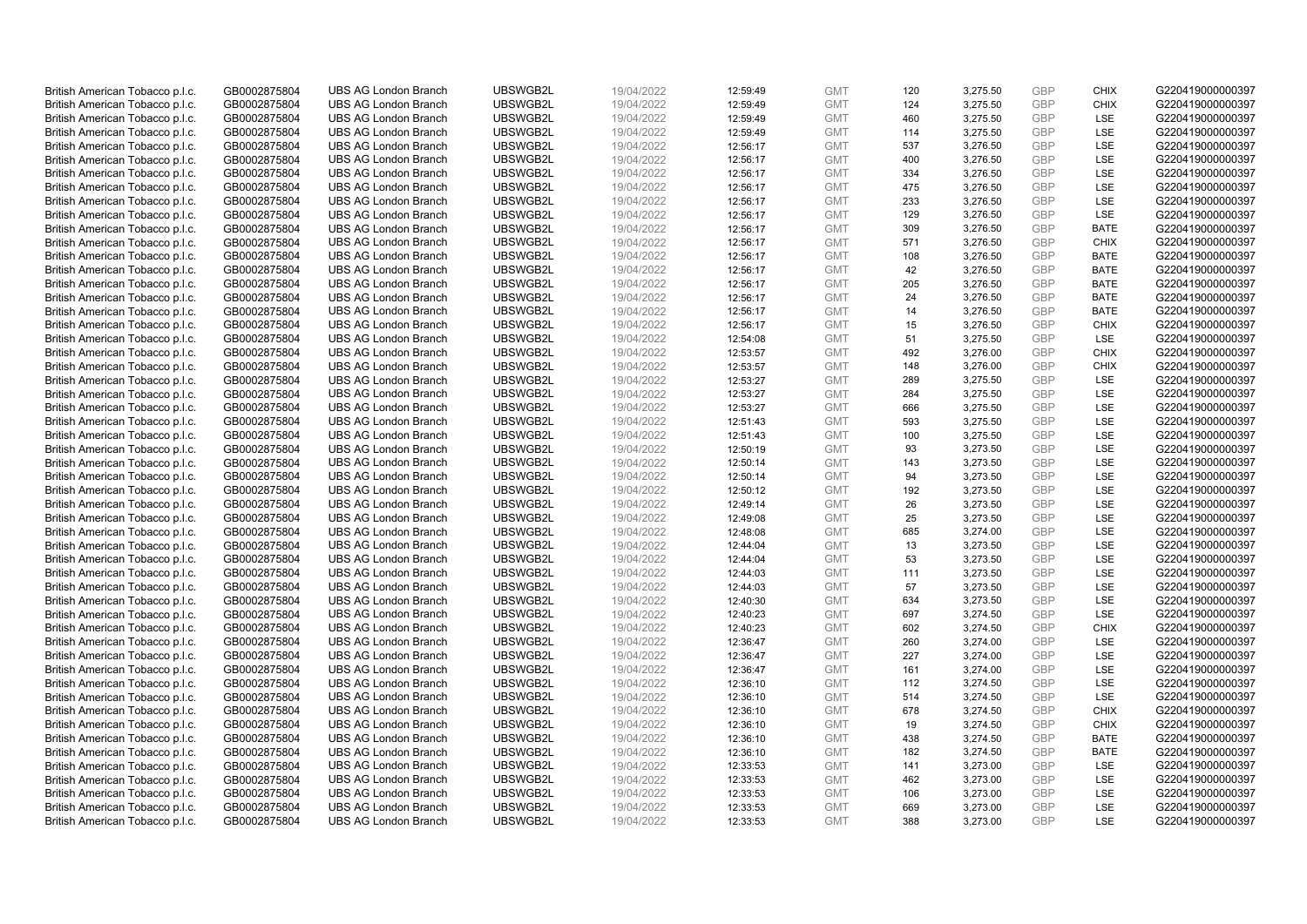| British American Tobacco p.l.c. | GB0002875804 | UBS AG London Branch | UBSWGB2L | 19/04/2022 | 12:59:49 | GMT | 120 | 3,275.50 | GBP | CHIX | G220419000000397 |
|---|---|---|---|---|---|---|---|---|---|---|---|
| British American Tobacco p.l.c. | GB0002875804 | UBS AG London Branch | UBSWGB2L | 19/04/2022 | 12:59:49 | GMT | 124 | 3,275.50 | GBP | CHIX | G220419000000397 |
| British American Tobacco p.l.c. | GB0002875804 | UBS AG London Branch | UBSWGB2L | 19/04/2022 | 12:59:49 | GMT | 460 | 3,275.50 | GBP | LSE | G220419000000397 |
| British American Tobacco p.l.c. | GB0002875804 | UBS AG London Branch | UBSWGB2L | 19/04/2022 | 12:59:49 | GMT | 114 | 3,275.50 | GBP | LSE | G220419000000397 |
| British American Tobacco p.l.c. | GB0002875804 | UBS AG London Branch | UBSWGB2L | 19/04/2022 | 12:56:17 | GMT | 537 | 3,276.50 | GBP | LSE | G220419000000397 |
| British American Tobacco p.l.c. | GB0002875804 | UBS AG London Branch | UBSWGB2L | 19/04/2022 | 12:56:17 | GMT | 400 | 3,276.50 | GBP | LSE | G220419000000397 |
| British American Tobacco p.l.c. | GB0002875804 | UBS AG London Branch | UBSWGB2L | 19/04/2022 | 12:56:17 | GMT | 334 | 3,276.50 | GBP | LSE | G220419000000397 |
| British American Tobacco p.l.c. | GB0002875804 | UBS AG London Branch | UBSWGB2L | 19/04/2022 | 12:56:17 | GMT | 475 | 3,276.50 | GBP | LSE | G220419000000397 |
| British American Tobacco p.l.c. | GB0002875804 | UBS AG London Branch | UBSWGB2L | 19/04/2022 | 12:56:17 | GMT | 233 | 3,276.50 | GBP | LSE | G220419000000397 |
| British American Tobacco p.l.c. | GB0002875804 | UBS AG London Branch | UBSWGB2L | 19/04/2022 | 12:56:17 | GMT | 129 | 3,276.50 | GBP | LSE | G220419000000397 |
| British American Tobacco p.l.c. | GB0002875804 | UBS AG London Branch | UBSWGB2L | 19/04/2022 | 12:56:17 | GMT | 309 | 3,276.50 | GBP | BATE | G220419000000397 |
| British American Tobacco p.l.c. | GB0002875804 | UBS AG London Branch | UBSWGB2L | 19/04/2022 | 12:56:17 | GMT | 571 | 3,276.50 | GBP | CHIX | G220419000000397 |
| British American Tobacco p.l.c. | GB0002875804 | UBS AG London Branch | UBSWGB2L | 19/04/2022 | 12:56:17 | GMT | 108 | 3,276.50 | GBP | BATE | G220419000000397 |
| British American Tobacco p.l.c. | GB0002875804 | UBS AG London Branch | UBSWGB2L | 19/04/2022 | 12:56:17 | GMT | 42 | 3,276.50 | GBP | BATE | G220419000000397 |
| British American Tobacco p.l.c. | GB0002875804 | UBS AG London Branch | UBSWGB2L | 19/04/2022 | 12:56:17 | GMT | 205 | 3,276.50 | GBP | BATE | G220419000000397 |
| British American Tobacco p.l.c. | GB0002875804 | UBS AG London Branch | UBSWGB2L | 19/04/2022 | 12:56:17 | GMT | 24 | 3,276.50 | GBP | BATE | G220419000000397 |
| British American Tobacco p.l.c. | GB0002875804 | UBS AG London Branch | UBSWGB2L | 19/04/2022 | 12:56:17 | GMT | 14 | 3,276.50 | GBP | BATE | G220419000000397 |
| British American Tobacco p.l.c. | GB0002875804 | UBS AG London Branch | UBSWGB2L | 19/04/2022 | 12:56:17 | GMT | 15 | 3,276.50 | GBP | CHIX | G220419000000397 |
| British American Tobacco p.l.c. | GB0002875804 | UBS AG London Branch | UBSWGB2L | 19/04/2022 | 12:54:08 | GMT | 51 | 3,275.50 | GBP | LSE | G220419000000397 |
| British American Tobacco p.l.c. | GB0002875804 | UBS AG London Branch | UBSWGB2L | 19/04/2022 | 12:53:57 | GMT | 492 | 3,276.00 | GBP | CHIX | G220419000000397 |
| British American Tobacco p.l.c. | GB0002875804 | UBS AG London Branch | UBSWGB2L | 19/04/2022 | 12:53:57 | GMT | 148 | 3,276.00 | GBP | CHIX | G220419000000397 |
| British American Tobacco p.l.c. | GB0002875804 | UBS AG London Branch | UBSWGB2L | 19/04/2022 | 12:53:27 | GMT | 289 | 3,275.50 | GBP | LSE | G220419000000397 |
| British American Tobacco p.l.c. | GB0002875804 | UBS AG London Branch | UBSWGB2L | 19/04/2022 | 12:53:27 | GMT | 284 | 3,275.50 | GBP | LSE | G220419000000397 |
| British American Tobacco p.l.c. | GB0002875804 | UBS AG London Branch | UBSWGB2L | 19/04/2022 | 12:53:27 | GMT | 666 | 3,275.50 | GBP | LSE | G220419000000397 |
| British American Tobacco p.l.c. | GB0002875804 | UBS AG London Branch | UBSWGB2L | 19/04/2022 | 12:51:43 | GMT | 593 | 3,275.50 | GBP | LSE | G220419000000397 |
| British American Tobacco p.l.c. | GB0002875804 | UBS AG London Branch | UBSWGB2L | 19/04/2022 | 12:51:43 | GMT | 100 | 3,275.50 | GBP | LSE | G220419000000397 |
| British American Tobacco p.l.c. | GB0002875804 | UBS AG London Branch | UBSWGB2L | 19/04/2022 | 12:50:19 | GMT | 93 | 3,273.50 | GBP | LSE | G220419000000397 |
| British American Tobacco p.l.c. | GB0002875804 | UBS AG London Branch | UBSWGB2L | 19/04/2022 | 12:50:14 | GMT | 143 | 3,273.50 | GBP | LSE | G220419000000397 |
| British American Tobacco p.l.c. | GB0002875804 | UBS AG London Branch | UBSWGB2L | 19/04/2022 | 12:50:14 | GMT | 94 | 3,273.50 | GBP | LSE | G220419000000397 |
| British American Tobacco p.l.c. | GB0002875804 | UBS AG London Branch | UBSWGB2L | 19/04/2022 | 12:50:12 | GMT | 192 | 3,273.50 | GBP | LSE | G220419000000397 |
| British American Tobacco p.l.c. | GB0002875804 | UBS AG London Branch | UBSWGB2L | 19/04/2022 | 12:49:14 | GMT | 26 | 3,273.50 | GBP | LSE | G220419000000397 |
| British American Tobacco p.l.c. | GB0002875804 | UBS AG London Branch | UBSWGB2L | 19/04/2022 | 12:49:08 | GMT | 25 | 3,273.50 | GBP | LSE | G220419000000397 |
| British American Tobacco p.l.c. | GB0002875804 | UBS AG London Branch | UBSWGB2L | 19/04/2022 | 12:48:08 | GMT | 685 | 3,274.00 | GBP | LSE | G220419000000397 |
| British American Tobacco p.l.c. | GB0002875804 | UBS AG London Branch | UBSWGB2L | 19/04/2022 | 12:44:04 | GMT | 13 | 3,273.50 | GBP | LSE | G220419000000397 |
| British American Tobacco p.l.c. | GB0002875804 | UBS AG London Branch | UBSWGB2L | 19/04/2022 | 12:44:04 | GMT | 53 | 3,273.50 | GBP | LSE | G220419000000397 |
| British American Tobacco p.l.c. | GB0002875804 | UBS AG London Branch | UBSWGB2L | 19/04/2022 | 12:44:03 | GMT | 111 | 3,273.50 | GBP | LSE | G220419000000397 |
| British American Tobacco p.l.c. | GB0002875804 | UBS AG London Branch | UBSWGB2L | 19/04/2022 | 12:44:03 | GMT | 57 | 3,273.50 | GBP | LSE | G220419000000397 |
| British American Tobacco p.l.c. | GB0002875804 | UBS AG London Branch | UBSWGB2L | 19/04/2022 | 12:40:30 | GMT | 634 | 3,273.50 | GBP | LSE | G220419000000397 |
| British American Tobacco p.l.c. | GB0002875804 | UBS AG London Branch | UBSWGB2L | 19/04/2022 | 12:40:23 | GMT | 697 | 3,274.50 | GBP | LSE | G220419000000397 |
| British American Tobacco p.l.c. | GB0002875804 | UBS AG London Branch | UBSWGB2L | 19/04/2022 | 12:40:23 | GMT | 602 | 3,274.50 | GBP | CHIX | G220419000000397 |
| British American Tobacco p.l.c. | GB0002875804 | UBS AG London Branch | UBSWGB2L | 19/04/2022 | 12:36:47 | GMT | 260 | 3,274.00 | GBP | LSE | G220419000000397 |
| British American Tobacco p.l.c. | GB0002875804 | UBS AG London Branch | UBSWGB2L | 19/04/2022 | 12:36:47 | GMT | 227 | 3,274.00 | GBP | LSE | G220419000000397 |
| British American Tobacco p.l.c. | GB0002875804 | UBS AG London Branch | UBSWGB2L | 19/04/2022 | 12:36:47 | GMT | 161 | 3,274.00 | GBP | LSE | G220419000000397 |
| British American Tobacco p.l.c. | GB0002875804 | UBS AG London Branch | UBSWGB2L | 19/04/2022 | 12:36:10 | GMT | 112 | 3,274.50 | GBP | LSE | G220419000000397 |
| British American Tobacco p.l.c. | GB0002875804 | UBS AG London Branch | UBSWGB2L | 19/04/2022 | 12:36:10 | GMT | 514 | 3,274.50 | GBP | LSE | G220419000000397 |
| British American Tobacco p.l.c. | GB0002875804 | UBS AG London Branch | UBSWGB2L | 19/04/2022 | 12:36:10 | GMT | 678 | 3,274.50 | GBP | CHIX | G220419000000397 |
| British American Tobacco p.l.c. | GB0002875804 | UBS AG London Branch | UBSWGB2L | 19/04/2022 | 12:36:10 | GMT | 19 | 3,274.50 | GBP | CHIX | G220419000000397 |
| British American Tobacco p.l.c. | GB0002875804 | UBS AG London Branch | UBSWGB2L | 19/04/2022 | 12:36:10 | GMT | 438 | 3,274.50 | GBP | BATE | G220419000000397 |
| British American Tobacco p.l.c. | GB0002875804 | UBS AG London Branch | UBSWGB2L | 19/04/2022 | 12:36:10 | GMT | 182 | 3,274.50 | GBP | BATE | G220419000000397 |
| British American Tobacco p.l.c. | GB0002875804 | UBS AG London Branch | UBSWGB2L | 19/04/2022 | 12:33:53 | GMT | 141 | 3,273.00 | GBP | LSE | G220419000000397 |
| British American Tobacco p.l.c. | GB0002875804 | UBS AG London Branch | UBSWGB2L | 19/04/2022 | 12:33:53 | GMT | 462 | 3,273.00 | GBP | LSE | G220419000000397 |
| British American Tobacco p.l.c. | GB0002875804 | UBS AG London Branch | UBSWGB2L | 19/04/2022 | 12:33:53 | GMT | 106 | 3,273.00 | GBP | LSE | G220419000000397 |
| British American Tobacco p.l.c. | GB0002875804 | UBS AG London Branch | UBSWGB2L | 19/04/2022 | 12:33:53 | GMT | 669 | 3,273.00 | GBP | LSE | G220419000000397 |
| British American Tobacco p.l.c. | GB0002875804 | UBS AG London Branch | UBSWGB2L | 19/04/2022 | 12:33:53 | GMT | 388 | 3,273.00 | GBP | LSE | G220419000000397 |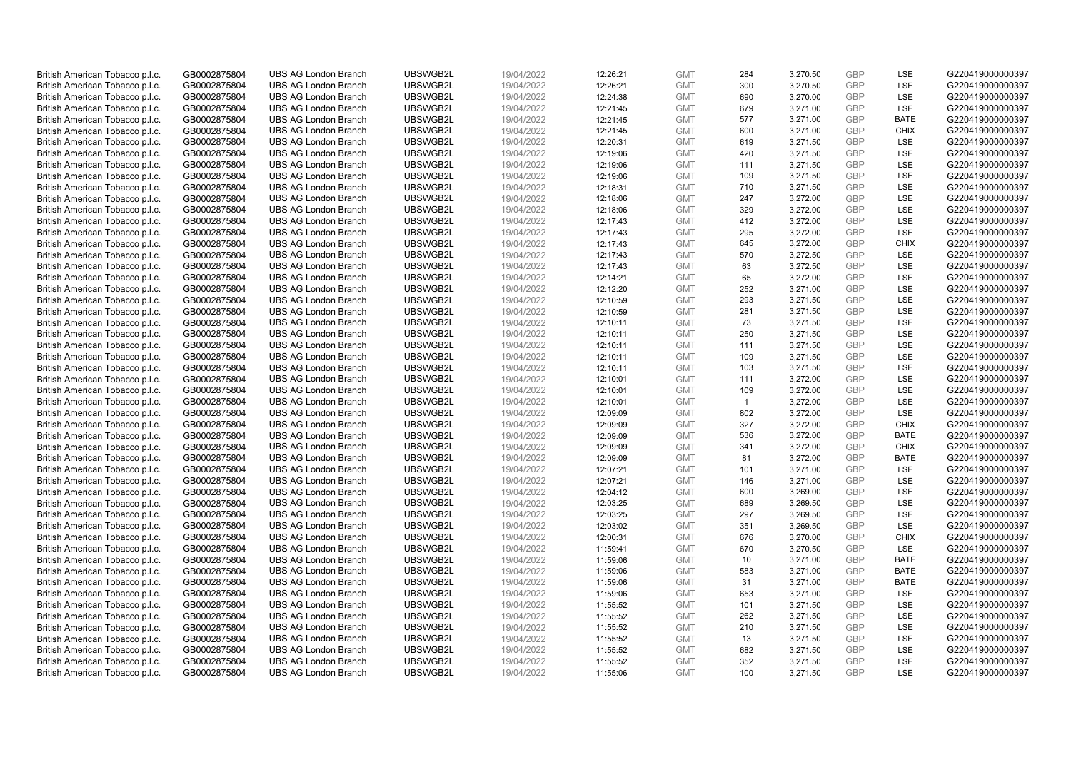| British American Tobacco p.l.c. | GB0002875804 | UBS AG London Branch | UBSWGB2L | 19/04/2022 | 12:26:21 | GMT | 284 | 3,270.50 | GBP | LSE | G220419000000397 |
|---|---|---|---|---|---|---|---|---|---|---|---|
| British American Tobacco p.l.c. | GB0002875804 | UBS AG London Branch | UBSWGB2L | 19/04/2022 | 12:26:21 | GMT | 300 | 3,270.50 | GBP | LSE | G220419000000397 |
| British American Tobacco p.l.c. | GB0002875804 | UBS AG London Branch | UBSWGB2L | 19/04/2022 | 12:24:38 | GMT | 690 | 3,270.00 | GBP | LSE | G220419000000397 |
| British American Tobacco p.l.c. | GB0002875804 | UBS AG London Branch | UBSWGB2L | 19/04/2022 | 12:21:45 | GMT | 679 | 3,271.00 | GBP | LSE | G220419000000397 |
| British American Tobacco p.l.c. | GB0002875804 | UBS AG London Branch | UBSWGB2L | 19/04/2022 | 12:21:45 | GMT | 577 | 3,271.00 | GBP | BATE | G220419000000397 |
| British American Tobacco p.l.c. | GB0002875804 | UBS AG London Branch | UBSWGB2L | 19/04/2022 | 12:21:45 | GMT | 600 | 3,271.00 | GBP | CHIX | G220419000000397 |
| British American Tobacco p.l.c. | GB0002875804 | UBS AG London Branch | UBSWGB2L | 19/04/2022 | 12:20:31 | GMT | 619 | 3,271.50 | GBP | LSE | G220419000000397 |
| British American Tobacco p.l.c. | GB0002875804 | UBS AG London Branch | UBSWGB2L | 19/04/2022 | 12:19:06 | GMT | 420 | 3,271.50 | GBP | LSE | G220419000000397 |
| British American Tobacco p.l.c. | GB0002875804 | UBS AG London Branch | UBSWGB2L | 19/04/2022 | 12:19:06 | GMT | 111 | 3,271.50 | GBP | LSE | G220419000000397 |
| British American Tobacco p.l.c. | GB0002875804 | UBS AG London Branch | UBSWGB2L | 19/04/2022 | 12:19:06 | GMT | 109 | 3,271.50 | GBP | LSE | G220419000000397 |
| British American Tobacco p.l.c. | GB0002875804 | UBS AG London Branch | UBSWGB2L | 19/04/2022 | 12:18:31 | GMT | 710 | 3,271.50 | GBP | LSE | G220419000000397 |
| British American Tobacco p.l.c. | GB0002875804 | UBS AG London Branch | UBSWGB2L | 19/04/2022 | 12:18:06 | GMT | 247 | 3,272.00 | GBP | LSE | G220419000000397 |
| British American Tobacco p.l.c. | GB0002875804 | UBS AG London Branch | UBSWGB2L | 19/04/2022 | 12:18:06 | GMT | 329 | 3,272.00 | GBP | LSE | G220419000000397 |
| British American Tobacco p.l.c. | GB0002875804 | UBS AG London Branch | UBSWGB2L | 19/04/2022 | 12:17:43 | GMT | 412 | 3,272.00 | GBP | LSE | G220419000000397 |
| British American Tobacco p.l.c. | GB0002875804 | UBS AG London Branch | UBSWGB2L | 19/04/2022 | 12:17:43 | GMT | 295 | 3,272.00 | GBP | LSE | G220419000000397 |
| British American Tobacco p.l.c. | GB0002875804 | UBS AG London Branch | UBSWGB2L | 19/04/2022 | 12:17:43 | GMT | 645 | 3,272.00 | GBP | CHIX | G220419000000397 |
| British American Tobacco p.l.c. | GB0002875804 | UBS AG London Branch | UBSWGB2L | 19/04/2022 | 12:17:43 | GMT | 570 | 3,272.50 | GBP | LSE | G220419000000397 |
| British American Tobacco p.l.c. | GB0002875804 | UBS AG London Branch | UBSWGB2L | 19/04/2022 | 12:17:43 | GMT | 63 | 3,272.50 | GBP | LSE | G220419000000397 |
| British American Tobacco p.l.c. | GB0002875804 | UBS AG London Branch | UBSWGB2L | 19/04/2022 | 12:14:21 | GMT | 65 | 3,272.00 | GBP | LSE | G220419000000397 |
| British American Tobacco p.l.c. | GB0002875804 | UBS AG London Branch | UBSWGB2L | 19/04/2022 | 12:12:20 | GMT | 252 | 3,271.00 | GBP | LSE | G220419000000397 |
| British American Tobacco p.l.c. | GB0002875804 | UBS AG London Branch | UBSWGB2L | 19/04/2022 | 12:10:59 | GMT | 293 | 3,271.50 | GBP | LSE | G220419000000397 |
| British American Tobacco p.l.c. | GB0002875804 | UBS AG London Branch | UBSWGB2L | 19/04/2022 | 12:10:59 | GMT | 281 | 3,271.50 | GBP | LSE | G220419000000397 |
| British American Tobacco p.l.c. | GB0002875804 | UBS AG London Branch | UBSWGB2L | 19/04/2022 | 12:10:11 | GMT | 73 | 3,271.50 | GBP | LSE | G220419000000397 |
| British American Tobacco p.l.c. | GB0002875804 | UBS AG London Branch | UBSWGB2L | 19/04/2022 | 12:10:11 | GMT | 250 | 3,271.50 | GBP | LSE | G220419000000397 |
| British American Tobacco p.l.c. | GB0002875804 | UBS AG London Branch | UBSWGB2L | 19/04/2022 | 12:10:11 | GMT | 111 | 3,271.50 | GBP | LSE | G220419000000397 |
| British American Tobacco p.l.c. | GB0002875804 | UBS AG London Branch | UBSWGB2L | 19/04/2022 | 12:10:11 | GMT | 109 | 3,271.50 | GBP | LSE | G220419000000397 |
| British American Tobacco p.l.c. | GB0002875804 | UBS AG London Branch | UBSWGB2L | 19/04/2022 | 12:10:11 | GMT | 103 | 3,271.50 | GBP | LSE | G220419000000397 |
| British American Tobacco p.l.c. | GB0002875804 | UBS AG London Branch | UBSWGB2L | 19/04/2022 | 12:10:01 | GMT | 111 | 3,272.00 | GBP | LSE | G220419000000397 |
| British American Tobacco p.l.c. | GB0002875804 | UBS AG London Branch | UBSWGB2L | 19/04/2022 | 12:10:01 | GMT | 109 | 3,272.00 | GBP | LSE | G220419000000397 |
| British American Tobacco p.l.c. | GB0002875804 | UBS AG London Branch | UBSWGB2L | 19/04/2022 | 12:10:01 | GMT | 1 | 3,272.00 | GBP | LSE | G220419000000397 |
| British American Tobacco p.l.c. | GB0002875804 | UBS AG London Branch | UBSWGB2L | 19/04/2022 | 12:09:09 | GMT | 802 | 3,272.00 | GBP | LSE | G220419000000397 |
| British American Tobacco p.l.c. | GB0002875804 | UBS AG London Branch | UBSWGB2L | 19/04/2022 | 12:09:09 | GMT | 327 | 3,272.00 | GBP | CHIX | G220419000000397 |
| British American Tobacco p.l.c. | GB0002875804 | UBS AG London Branch | UBSWGB2L | 19/04/2022 | 12:09:09 | GMT | 536 | 3,272.00 | GBP | BATE | G220419000000397 |
| British American Tobacco p.l.c. | GB0002875804 | UBS AG London Branch | UBSWGB2L | 19/04/2022 | 12:09:09 | GMT | 341 | 3,272.00 | GBP | CHIX | G220419000000397 |
| British American Tobacco p.l.c. | GB0002875804 | UBS AG London Branch | UBSWGB2L | 19/04/2022 | 12:09:09 | GMT | 81 | 3,272.00 | GBP | BATE | G220419000000397 |
| British American Tobacco p.l.c. | GB0002875804 | UBS AG London Branch | UBSWGB2L | 19/04/2022 | 12:07:21 | GMT | 101 | 3,271.00 | GBP | LSE | G220419000000397 |
| British American Tobacco p.l.c. | GB0002875804 | UBS AG London Branch | UBSWGB2L | 19/04/2022 | 12:07:21 | GMT | 146 | 3,271.00 | GBP | LSE | G220419000000397 |
| British American Tobacco p.l.c. | GB0002875804 | UBS AG London Branch | UBSWGB2L | 19/04/2022 | 12:04:12 | GMT | 600 | 3,269.00 | GBP | LSE | G220419000000397 |
| British American Tobacco p.l.c. | GB0002875804 | UBS AG London Branch | UBSWGB2L | 19/04/2022 | 12:03:25 | GMT | 689 | 3,269.50 | GBP | LSE | G220419000000397 |
| British American Tobacco p.l.c. | GB0002875804 | UBS AG London Branch | UBSWGB2L | 19/04/2022 | 12:03:25 | GMT | 297 | 3,269.50 | GBP | LSE | G220419000000397 |
| British American Tobacco p.l.c. | GB0002875804 | UBS AG London Branch | UBSWGB2L | 19/04/2022 | 12:03:02 | GMT | 351 | 3,269.50 | GBP | LSE | G220419000000397 |
| British American Tobacco p.l.c. | GB0002875804 | UBS AG London Branch | UBSWGB2L | 19/04/2022 | 12:00:31 | GMT | 676 | 3,270.00 | GBP | CHIX | G220419000000397 |
| British American Tobacco p.l.c. | GB0002875804 | UBS AG London Branch | UBSWGB2L | 19/04/2022 | 11:59:41 | GMT | 670 | 3,270.50 | GBP | LSE | G220419000000397 |
| British American Tobacco p.l.c. | GB0002875804 | UBS AG London Branch | UBSWGB2L | 19/04/2022 | 11:59:06 | GMT | 10 | 3,271.00 | GBP | BATE | G220419000000397 |
| British American Tobacco p.l.c. | GB0002875804 | UBS AG London Branch | UBSWGB2L | 19/04/2022 | 11:59:06 | GMT | 583 | 3,271.00 | GBP | BATE | G220419000000397 |
| British American Tobacco p.l.c. | GB0002875804 | UBS AG London Branch | UBSWGB2L | 19/04/2022 | 11:59:06 | GMT | 31 | 3,271.00 | GBP | BATE | G220419000000397 |
| British American Tobacco p.l.c. | GB0002875804 | UBS AG London Branch | UBSWGB2L | 19/04/2022 | 11:59:06 | GMT | 653 | 3,271.00 | GBP | LSE | G220419000000397 |
| British American Tobacco p.l.c. | GB0002875804 | UBS AG London Branch | UBSWGB2L | 19/04/2022 | 11:55:52 | GMT | 101 | 3,271.50 | GBP | LSE | G220419000000397 |
| British American Tobacco p.l.c. | GB0002875804 | UBS AG London Branch | UBSWGB2L | 19/04/2022 | 11:55:52 | GMT | 262 | 3,271.50 | GBP | LSE | G220419000000397 |
| British American Tobacco p.l.c. | GB0002875804 | UBS AG London Branch | UBSWGB2L | 19/04/2022 | 11:55:52 | GMT | 210 | 3,271.50 | GBP | LSE | G220419000000397 |
| British American Tobacco p.l.c. | GB0002875804 | UBS AG London Branch | UBSWGB2L | 19/04/2022 | 11:55:52 | GMT | 13 | 3,271.50 | GBP | LSE | G220419000000397 |
| British American Tobacco p.l.c. | GB0002875804 | UBS AG London Branch | UBSWGB2L | 19/04/2022 | 11:55:52 | GMT | 682 | 3,271.50 | GBP | LSE | G220419000000397 |
| British American Tobacco p.l.c. | GB0002875804 | UBS AG London Branch | UBSWGB2L | 19/04/2022 | 11:55:52 | GMT | 352 | 3,271.50 | GBP | LSE | G220419000000397 |
| British American Tobacco p.l.c. | GB0002875804 | UBS AG London Branch | UBSWGB2L | 19/04/2022 | 11:55:06 | GMT | 100 | 3,271.50 | GBP | LSE | G220419000000397 |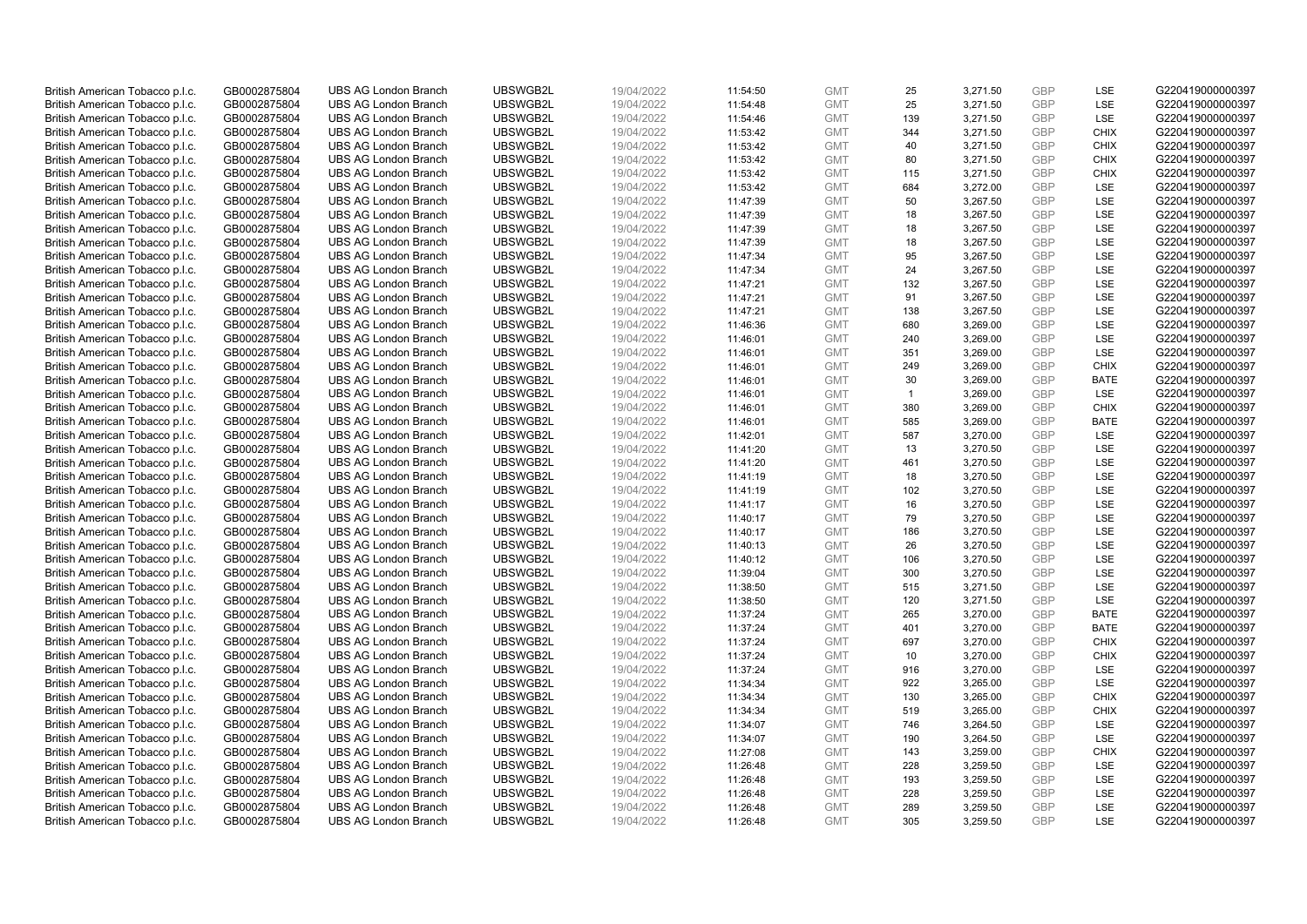| British American Tobacco p.l.c. | GB0002875804 | UBS AG London Branch | UBSWGB2L | 19/04/2022 | 11:54:50 | GMT | 25 | 3,271.50 | GBP | LSE | G220419000000397 |
|---|---|---|---|---|---|---|---|---|---|---|---|
| British American Tobacco p.l.c. | GB0002875804 | UBS AG London Branch | UBSWGB2L | 19/04/2022 | 11:54:48 | GMT | 25 | 3,271.50 | GBP | LSE | G220419000000397 |
| British American Tobacco p.l.c. | GB0002875804 | UBS AG London Branch | UBSWGB2L | 19/04/2022 | 11:54:46 | GMT | 139 | 3,271.50 | GBP | LSE | G220419000000397 |
| British American Tobacco p.l.c. | GB0002875804 | UBS AG London Branch | UBSWGB2L | 19/04/2022 | 11:53:42 | GMT | 344 | 3,271.50 | GBP | CHIX | G220419000000397 |
| British American Tobacco p.l.c. | GB0002875804 | UBS AG London Branch | UBSWGB2L | 19/04/2022 | 11:53:42 | GMT | 40 | 3,271.50 | GBP | CHIX | G220419000000397 |
| British American Tobacco p.l.c. | GB0002875804 | UBS AG London Branch | UBSWGB2L | 19/04/2022 | 11:53:42 | GMT | 80 | 3,271.50 | GBP | CHIX | G220419000000397 |
| British American Tobacco p.l.c. | GB0002875804 | UBS AG London Branch | UBSWGB2L | 19/04/2022 | 11:53:42 | GMT | 115 | 3,271.50 | GBP | CHIX | G220419000000397 |
| British American Tobacco p.l.c. | GB0002875804 | UBS AG London Branch | UBSWGB2L | 19/04/2022 | 11:53:42 | GMT | 684 | 3,272.00 | GBP | LSE | G220419000000397 |
| British American Tobacco p.l.c. | GB0002875804 | UBS AG London Branch | UBSWGB2L | 19/04/2022 | 11:47:39 | GMT | 50 | 3,267.50 | GBP | LSE | G220419000000397 |
| British American Tobacco p.l.c. | GB0002875804 | UBS AG London Branch | UBSWGB2L | 19/04/2022 | 11:47:39 | GMT | 18 | 3,267.50 | GBP | LSE | G220419000000397 |
| British American Tobacco p.l.c. | GB0002875804 | UBS AG London Branch | UBSWGB2L | 19/04/2022 | 11:47:39 | GMT | 18 | 3,267.50 | GBP | LSE | G220419000000397 |
| British American Tobacco p.l.c. | GB0002875804 | UBS AG London Branch | UBSWGB2L | 19/04/2022 | 11:47:39 | GMT | 18 | 3,267.50 | GBP | LSE | G220419000000397 |
| British American Tobacco p.l.c. | GB0002875804 | UBS AG London Branch | UBSWGB2L | 19/04/2022 | 11:47:34 | GMT | 95 | 3,267.50 | GBP | LSE | G220419000000397 |
| British American Tobacco p.l.c. | GB0002875804 | UBS AG London Branch | UBSWGB2L | 19/04/2022 | 11:47:34 | GMT | 24 | 3,267.50 | GBP | LSE | G220419000000397 |
| British American Tobacco p.l.c. | GB0002875804 | UBS AG London Branch | UBSWGB2L | 19/04/2022 | 11:47:21 | GMT | 132 | 3,267.50 | GBP | LSE | G220419000000397 |
| British American Tobacco p.l.c. | GB0002875804 | UBS AG London Branch | UBSWGB2L | 19/04/2022 | 11:47:21 | GMT | 91 | 3,267.50 | GBP | LSE | G220419000000397 |
| British American Tobacco p.l.c. | GB0002875804 | UBS AG London Branch | UBSWGB2L | 19/04/2022 | 11:47:21 | GMT | 138 | 3,267.50 | GBP | LSE | G220419000000397 |
| British American Tobacco p.l.c. | GB0002875804 | UBS AG London Branch | UBSWGB2L | 19/04/2022 | 11:46:36 | GMT | 680 | 3,269.00 | GBP | LSE | G220419000000397 |
| British American Tobacco p.l.c. | GB0002875804 | UBS AG London Branch | UBSWGB2L | 19/04/2022 | 11:46:01 | GMT | 240 | 3,269.00 | GBP | LSE | G220419000000397 |
| British American Tobacco p.l.c. | GB0002875804 | UBS AG London Branch | UBSWGB2L | 19/04/2022 | 11:46:01 | GMT | 351 | 3,269.00 | GBP | LSE | G220419000000397 |
| British American Tobacco p.l.c. | GB0002875804 | UBS AG London Branch | UBSWGB2L | 19/04/2022 | 11:46:01 | GMT | 249 | 3,269.00 | GBP | CHIX | G220419000000397 |
| British American Tobacco p.l.c. | GB0002875804 | UBS AG London Branch | UBSWGB2L | 19/04/2022 | 11:46:01 | GMT | 30 | 3,269.00 | GBP | BATE | G220419000000397 |
| British American Tobacco p.l.c. | GB0002875804 | UBS AG London Branch | UBSWGB2L | 19/04/2022 | 11:46:01 | GMT | 1 | 3,269.00 | GBP | LSE | G220419000000397 |
| British American Tobacco p.l.c. | GB0002875804 | UBS AG London Branch | UBSWGB2L | 19/04/2022 | 11:46:01 | GMT | 380 | 3,269.00 | GBP | CHIX | G220419000000397 |
| British American Tobacco p.l.c. | GB0002875804 | UBS AG London Branch | UBSWGB2L | 19/04/2022 | 11:46:01 | GMT | 585 | 3,269.00 | GBP | BATE | G220419000000397 |
| British American Tobacco p.l.c. | GB0002875804 | UBS AG London Branch | UBSWGB2L | 19/04/2022 | 11:42:01 | GMT | 587 | 3,270.00 | GBP | LSE | G220419000000397 |
| British American Tobacco p.l.c. | GB0002875804 | UBS AG London Branch | UBSWGB2L | 19/04/2022 | 11:41:20 | GMT | 13 | 3,270.50 | GBP | LSE | G220419000000397 |
| British American Tobacco p.l.c. | GB0002875804 | UBS AG London Branch | UBSWGB2L | 19/04/2022 | 11:41:20 | GMT | 461 | 3,270.50 | GBP | LSE | G220419000000397 |
| British American Tobacco p.l.c. | GB0002875804 | UBS AG London Branch | UBSWGB2L | 19/04/2022 | 11:41:19 | GMT | 18 | 3,270.50 | GBP | LSE | G220419000000397 |
| British American Tobacco p.l.c. | GB0002875804 | UBS AG London Branch | UBSWGB2L | 19/04/2022 | 11:41:19 | GMT | 102 | 3,270.50 | GBP | LSE | G220419000000397 |
| British American Tobacco p.l.c. | GB0002875804 | UBS AG London Branch | UBSWGB2L | 19/04/2022 | 11:41:17 | GMT | 16 | 3,270.50 | GBP | LSE | G220419000000397 |
| British American Tobacco p.l.c. | GB0002875804 | UBS AG London Branch | UBSWGB2L | 19/04/2022 | 11:40:17 | GMT | 79 | 3,270.50 | GBP | LSE | G220419000000397 |
| British American Tobacco p.l.c. | GB0002875804 | UBS AG London Branch | UBSWGB2L | 19/04/2022 | 11:40:17 | GMT | 186 | 3,270.50 | GBP | LSE | G220419000000397 |
| British American Tobacco p.l.c. | GB0002875804 | UBS AG London Branch | UBSWGB2L | 19/04/2022 | 11:40:13 | GMT | 26 | 3,270.50 | GBP | LSE | G220419000000397 |
| British American Tobacco p.l.c. | GB0002875804 | UBS AG London Branch | UBSWGB2L | 19/04/2022 | 11:40:12 | GMT | 106 | 3,270.50 | GBP | LSE | G220419000000397 |
| British American Tobacco p.l.c. | GB0002875804 | UBS AG London Branch | UBSWGB2L | 19/04/2022 | 11:39:04 | GMT | 300 | 3,270.50 | GBP | LSE | G220419000000397 |
| British American Tobacco p.l.c. | GB0002875804 | UBS AG London Branch | UBSWGB2L | 19/04/2022 | 11:38:50 | GMT | 515 | 3,271.50 | GBP | LSE | G220419000000397 |
| British American Tobacco p.l.c. | GB0002875804 | UBS AG London Branch | UBSWGB2L | 19/04/2022 | 11:38:50 | GMT | 120 | 3,271.50 | GBP | LSE | G220419000000397 |
| British American Tobacco p.l.c. | GB0002875804 | UBS AG London Branch | UBSWGB2L | 19/04/2022 | 11:37:24 | GMT | 265 | 3,270.00 | GBP | BATE | G220419000000397 |
| British American Tobacco p.l.c. | GB0002875804 | UBS AG London Branch | UBSWGB2L | 19/04/2022 | 11:37:24 | GMT | 401 | 3,270.00 | GBP | BATE | G220419000000397 |
| British American Tobacco p.l.c. | GB0002875804 | UBS AG London Branch | UBSWGB2L | 19/04/2022 | 11:37:24 | GMT | 697 | 3,270.00 | GBP | CHIX | G220419000000397 |
| British American Tobacco p.l.c. | GB0002875804 | UBS AG London Branch | UBSWGB2L | 19/04/2022 | 11:37:24 | GMT | 10 | 3,270.00 | GBP | CHIX | G220419000000397 |
| British American Tobacco p.l.c. | GB0002875804 | UBS AG London Branch | UBSWGB2L | 19/04/2022 | 11:37:24 | GMT | 916 | 3,270.00 | GBP | LSE | G220419000000397 |
| British American Tobacco p.l.c. | GB0002875804 | UBS AG London Branch | UBSWGB2L | 19/04/2022 | 11:34:34 | GMT | 922 | 3,265.00 | GBP | LSE | G220419000000397 |
| British American Tobacco p.l.c. | GB0002875804 | UBS AG London Branch | UBSWGB2L | 19/04/2022 | 11:34:34 | GMT | 130 | 3,265.00 | GBP | CHIX | G220419000000397 |
| British American Tobacco p.l.c. | GB0002875804 | UBS AG London Branch | UBSWGB2L | 19/04/2022 | 11:34:34 | GMT | 519 | 3,265.00 | GBP | CHIX | G220419000000397 |
| British American Tobacco p.l.c. | GB0002875804 | UBS AG London Branch | UBSWGB2L | 19/04/2022 | 11:34:07 | GMT | 746 | 3,264.50 | GBP | LSE | G220419000000397 |
| British American Tobacco p.l.c. | GB0002875804 | UBS AG London Branch | UBSWGB2L | 19/04/2022 | 11:34:07 | GMT | 190 | 3,264.50 | GBP | LSE | G220419000000397 |
| British American Tobacco p.l.c. | GB0002875804 | UBS AG London Branch | UBSWGB2L | 19/04/2022 | 11:27:08 | GMT | 143 | 3,259.00 | GBP | CHIX | G220419000000397 |
| British American Tobacco p.l.c. | GB0002875804 | UBS AG London Branch | UBSWGB2L | 19/04/2022 | 11:26:48 | GMT | 228 | 3,259.50 | GBP | LSE | G220419000000397 |
| British American Tobacco p.l.c. | GB0002875804 | UBS AG London Branch | UBSWGB2L | 19/04/2022 | 11:26:48 | GMT | 193 | 3,259.50 | GBP | LSE | G220419000000397 |
| British American Tobacco p.l.c. | GB0002875804 | UBS AG London Branch | UBSWGB2L | 19/04/2022 | 11:26:48 | GMT | 228 | 3,259.50 | GBP | LSE | G220419000000397 |
| British American Tobacco p.l.c. | GB0002875804 | UBS AG London Branch | UBSWGB2L | 19/04/2022 | 11:26:48 | GMT | 289 | 3,259.50 | GBP | LSE | G220419000000397 |
| British American Tobacco p.l.c. | GB0002875804 | UBS AG London Branch | UBSWGB2L | 19/04/2022 | 11:26:48 | GMT | 305 | 3,259.50 | GBP | LSE | G220419000000397 |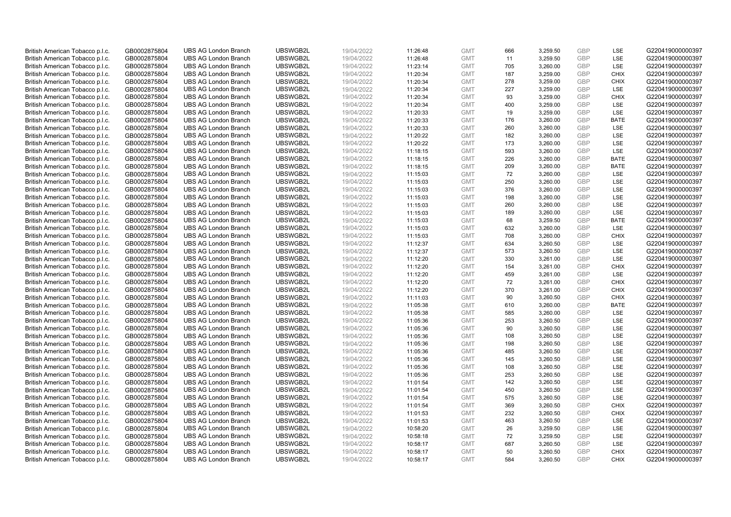| | | | | | | | | | | | |
|---|---|---|---|---|---|---|---|---|---|---|---|
| British American Tobacco p.l.c. | GB0002875804 | UBS AG London Branch | UBSWGB2L | 19/04/2022 | 11:26:48 | GMT | 666 | 3,259.50 | GBP | LSE | G220419000000397 |
| British American Tobacco p.l.c. | GB0002875804 | UBS AG London Branch | UBSWGB2L | 19/04/2022 | 11:26:48 | GMT | 11 | 3,259.50 | GBP | LSE | G220419000000397 |
| British American Tobacco p.l.c. | GB0002875804 | UBS AG London Branch | UBSWGB2L | 19/04/2022 | 11:23:14 | GMT | 705 | 3,260.00 | GBP | LSE | G220419000000397 |
| British American Tobacco p.l.c. | GB0002875804 | UBS AG London Branch | UBSWGB2L | 19/04/2022 | 11:20:34 | GMT | 187 | 3,259.00 | GBP | CHIX | G220419000000397 |
| British American Tobacco p.l.c. | GB0002875804 | UBS AG London Branch | UBSWGB2L | 19/04/2022 | 11:20:34 | GMT | 278 | 3,259.00 | GBP | CHIX | G220419000000397 |
| British American Tobacco p.l.c. | GB0002875804 | UBS AG London Branch | UBSWGB2L | 19/04/2022 | 11:20:34 | GMT | 227 | 3,259.00 | GBP | LSE | G220419000000397 |
| British American Tobacco p.l.c. | GB0002875804 | UBS AG London Branch | UBSWGB2L | 19/04/2022 | 11:20:34 | GMT | 93 | 3,259.00 | GBP | CHIX | G220419000000397 |
| British American Tobacco p.l.c. | GB0002875804 | UBS AG London Branch | UBSWGB2L | 19/04/2022 | 11:20:34 | GMT | 400 | 3,259.00 | GBP | LSE | G220419000000397 |
| British American Tobacco p.l.c. | GB0002875804 | UBS AG London Branch | UBSWGB2L | 19/04/2022 | 11:20:33 | GMT | 19 | 3,259.00 | GBP | LSE | G220419000000397 |
| British American Tobacco p.l.c. | GB0002875804 | UBS AG London Branch | UBSWGB2L | 19/04/2022 | 11:20:33 | GMT | 176 | 3,260.00 | GBP | BATE | G220419000000397 |
| British American Tobacco p.l.c. | GB0002875804 | UBS AG London Branch | UBSWGB2L | 19/04/2022 | 11:20:33 | GMT | 260 | 3,260.00 | GBP | LSE | G220419000000397 |
| British American Tobacco p.l.c. | GB0002875804 | UBS AG London Branch | UBSWGB2L | 19/04/2022 | 11:20:22 | GMT | 182 | 3,260.00 | GBP | LSE | G220419000000397 |
| British American Tobacco p.l.c. | GB0002875804 | UBS AG London Branch | UBSWGB2L | 19/04/2022 | 11:20:22 | GMT | 173 | 3,260.00 | GBP | LSE | G220419000000397 |
| British American Tobacco p.l.c. | GB0002875804 | UBS AG London Branch | UBSWGB2L | 19/04/2022 | 11:18:15 | GMT | 593 | 3,260.00 | GBP | LSE | G220419000000397 |
| British American Tobacco p.l.c. | GB0002875804 | UBS AG London Branch | UBSWGB2L | 19/04/2022 | 11:18:15 | GMT | 226 | 3,260.00 | GBP | BATE | G220419000000397 |
| British American Tobacco p.l.c. | GB0002875804 | UBS AG London Branch | UBSWGB2L | 19/04/2022 | 11:18:15 | GMT | 209 | 3,260.00 | GBP | BATE | G220419000000397 |
| British American Tobacco p.l.c. | GB0002875804 | UBS AG London Branch | UBSWGB2L | 19/04/2022 | 11:15:03 | GMT | 72 | 3,260.00 | GBP | LSE | G220419000000397 |
| British American Tobacco p.l.c. | GB0002875804 | UBS AG London Branch | UBSWGB2L | 19/04/2022 | 11:15:03 | GMT | 250 | 3,260.00 | GBP | LSE | G220419000000397 |
| British American Tobacco p.l.c. | GB0002875804 | UBS AG London Branch | UBSWGB2L | 19/04/2022 | 11:15:03 | GMT | 376 | 3,260.00 | GBP | LSE | G220419000000397 |
| British American Tobacco p.l.c. | GB0002875804 | UBS AG London Branch | UBSWGB2L | 19/04/2022 | 11:15:03 | GMT | 198 | 3,260.00 | GBP | LSE | G220419000000397 |
| British American Tobacco p.l.c. | GB0002875804 | UBS AG London Branch | UBSWGB2L | 19/04/2022 | 11:15:03 | GMT | 260 | 3,260.00 | GBP | LSE | G220419000000397 |
| British American Tobacco p.l.c. | GB0002875804 | UBS AG London Branch | UBSWGB2L | 19/04/2022 | 11:15:03 | GMT | 189 | 3,260.00 | GBP | LSE | G220419000000397 |
| British American Tobacco p.l.c. | GB0002875804 | UBS AG London Branch | UBSWGB2L | 19/04/2022 | 11:15:03 | GMT | 68 | 3,259.50 | GBP | BATE | G220419000000397 |
| British American Tobacco p.l.c. | GB0002875804 | UBS AG London Branch | UBSWGB2L | 19/04/2022 | 11:15:03 | GMT | 632 | 3,260.00 | GBP | LSE | G220419000000397 |
| British American Tobacco p.l.c. | GB0002875804 | UBS AG London Branch | UBSWGB2L | 19/04/2022 | 11:15:03 | GMT | 708 | 3,260.00 | GBP | CHIX | G220419000000397 |
| British American Tobacco p.l.c. | GB0002875804 | UBS AG London Branch | UBSWGB2L | 19/04/2022 | 11:12:37 | GMT | 634 | 3,260.50 | GBP | LSE | G220419000000397 |
| British American Tobacco p.l.c. | GB0002875804 | UBS AG London Branch | UBSWGB2L | 19/04/2022 | 11:12:37 | GMT | 573 | 3,260.50 | GBP | LSE | G220419000000397 |
| British American Tobacco p.l.c. | GB0002875804 | UBS AG London Branch | UBSWGB2L | 19/04/2022 | 11:12:20 | GMT | 330 | 3,261.00 | GBP | LSE | G220419000000397 |
| British American Tobacco p.l.c. | GB0002875804 | UBS AG London Branch | UBSWGB2L | 19/04/2022 | 11:12:20 | GMT | 154 | 3,261.00 | GBP | CHIX | G220419000000397 |
| British American Tobacco p.l.c. | GB0002875804 | UBS AG London Branch | UBSWGB2L | 19/04/2022 | 11:12:20 | GMT | 459 | 3,261.00 | GBP | LSE | G220419000000397 |
| British American Tobacco p.l.c. | GB0002875804 | UBS AG London Branch | UBSWGB2L | 19/04/2022 | 11:12:20 | GMT | 72 | 3,261.00 | GBP | CHIX | G220419000000397 |
| British American Tobacco p.l.c. | GB0002875804 | UBS AG London Branch | UBSWGB2L | 19/04/2022 | 11:12:20 | GMT | 370 | 3,261.00 | GBP | CHIX | G220419000000397 |
| British American Tobacco p.l.c. | GB0002875804 | UBS AG London Branch | UBSWGB2L | 19/04/2022 | 11:11:03 | GMT | 90 | 3,260.50 | GBP | CHIX | G220419000000397 |
| British American Tobacco p.l.c. | GB0002875804 | UBS AG London Branch | UBSWGB2L | 19/04/2022 | 11:05:38 | GMT | 610 | 3,260.00 | GBP | BATE | G220419000000397 |
| British American Tobacco p.l.c. | GB0002875804 | UBS AG London Branch | UBSWGB2L | 19/04/2022 | 11:05:38 | GMT | 585 | 3,260.00 | GBP | LSE | G220419000000397 |
| British American Tobacco p.l.c. | GB0002875804 | UBS AG London Branch | UBSWGB2L | 19/04/2022 | 11:05:36 | GMT | 253 | 3,260.50 | GBP | LSE | G220419000000397 |
| British American Tobacco p.l.c. | GB0002875804 | UBS AG London Branch | UBSWGB2L | 19/04/2022 | 11:05:36 | GMT | 90 | 3,260.50 | GBP | LSE | G220419000000397 |
| British American Tobacco p.l.c. | GB0002875804 | UBS AG London Branch | UBSWGB2L | 19/04/2022 | 11:05:36 | GMT | 108 | 3,260.50 | GBP | LSE | G220419000000397 |
| British American Tobacco p.l.c. | GB0002875804 | UBS AG London Branch | UBSWGB2L | 19/04/2022 | 11:05:36 | GMT | 198 | 3,260.50 | GBP | LSE | G220419000000397 |
| British American Tobacco p.l.c. | GB0002875804 | UBS AG London Branch | UBSWGB2L | 19/04/2022 | 11:05:36 | GMT | 485 | 3,260.50 | GBP | LSE | G220419000000397 |
| British American Tobacco p.l.c. | GB0002875804 | UBS AG London Branch | UBSWGB2L | 19/04/2022 | 11:05:36 | GMT | 145 | 3,260.50 | GBP | LSE | G220419000000397 |
| British American Tobacco p.l.c. | GB0002875804 | UBS AG London Branch | UBSWGB2L | 19/04/2022 | 11:05:36 | GMT | 108 | 3,260.50 | GBP | LSE | G220419000000397 |
| British American Tobacco p.l.c. | GB0002875804 | UBS AG London Branch | UBSWGB2L | 19/04/2022 | 11:05:36 | GMT | 253 | 3,260.50 | GBP | LSE | G220419000000397 |
| British American Tobacco p.l.c. | GB0002875804 | UBS AG London Branch | UBSWGB2L | 19/04/2022 | 11:01:54 | GMT | 142 | 3,260.50 | GBP | LSE | G220419000000397 |
| British American Tobacco p.l.c. | GB0002875804 | UBS AG London Branch | UBSWGB2L | 19/04/2022 | 11:01:54 | GMT | 450 | 3,260.50 | GBP | LSE | G220419000000397 |
| British American Tobacco p.l.c. | GB0002875804 | UBS AG London Branch | UBSWGB2L | 19/04/2022 | 11:01:54 | GMT | 575 | 3,260.50 | GBP | LSE | G220419000000397 |
| British American Tobacco p.l.c. | GB0002875804 | UBS AG London Branch | UBSWGB2L | 19/04/2022 | 11:01:54 | GMT | 369 | 3,260.50 | GBP | CHIX | G220419000000397 |
| British American Tobacco p.l.c. | GB0002875804 | UBS AG London Branch | UBSWGB2L | 19/04/2022 | 11:01:53 | GMT | 232 | 3,260.50 | GBP | CHIX | G220419000000397 |
| British American Tobacco p.l.c. | GB0002875804 | UBS AG London Branch | UBSWGB2L | 19/04/2022 | 11:01:53 | GMT | 463 | 3,260.50 | GBP | LSE | G220419000000397 |
| British American Tobacco p.l.c. | GB0002875804 | UBS AG London Branch | UBSWGB2L | 19/04/2022 | 10:58:20 | GMT | 26 | 3,259.50 | GBP | LSE | G220419000000397 |
| British American Tobacco p.l.c. | GB0002875804 | UBS AG London Branch | UBSWGB2L | 19/04/2022 | 10:58:18 | GMT | 72 | 3,259.50 | GBP | LSE | G220419000000397 |
| British American Tobacco p.l.c. | GB0002875804 | UBS AG London Branch | UBSWGB2L | 19/04/2022 | 10:58:17 | GMT | 687 | 3,260.50 | GBP | LSE | G220419000000397 |
| British American Tobacco p.l.c. | GB0002875804 | UBS AG London Branch | UBSWGB2L | 19/04/2022 | 10:58:17 | GMT | 50 | 3,260.50 | GBP | CHIX | G220419000000397 |
| British American Tobacco p.l.c. | GB0002875804 | UBS AG London Branch | UBSWGB2L | 19/04/2022 | 10:58:17 | GMT | 584 | 3,260.50 | GBP | CHIX | G220419000000397 |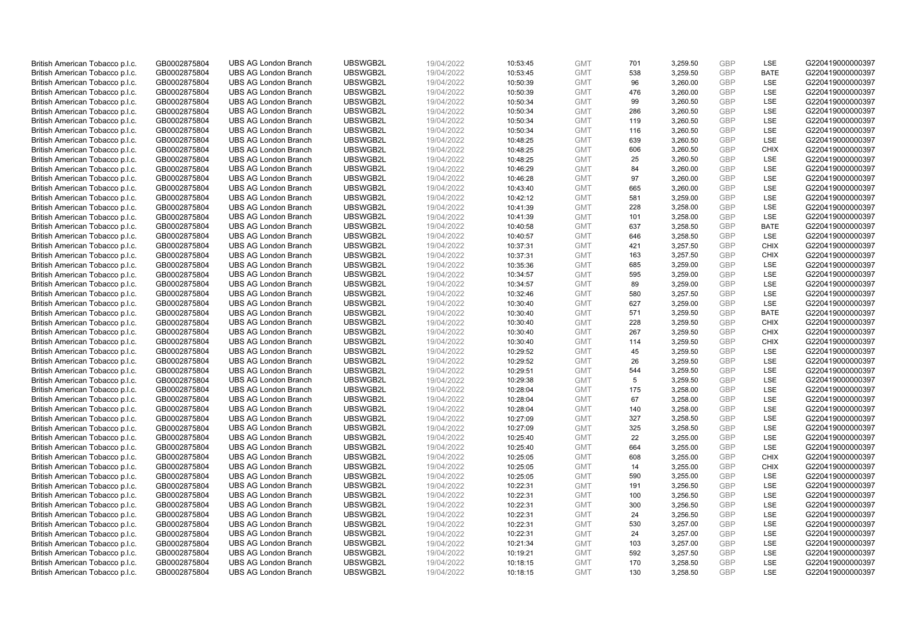| | | | | | | | | | | | |
|---|---|---|---|---|---|---|---|---|---|---|---|
| British American Tobacco p.l.c. | GB0002875804 | UBS AG London Branch | UBSWGB2L | 19/04/2022 | 10:53:45 | GMT | 701 | 3,259.50 | GBP | LSE | G220419000000397 |
| British American Tobacco p.l.c. | GB0002875804 | UBS AG London Branch | UBSWGB2L | 19/04/2022 | 10:53:45 | GMT | 538 | 3,259.50 | GBP | BATE | G220419000000397 |
| British American Tobacco p.l.c. | GB0002875804 | UBS AG London Branch | UBSWGB2L | 19/04/2022 | 10:50:39 | GMT | 96 | 3,260.00 | GBP | LSE | G220419000000397 |
| British American Tobacco p.l.c. | GB0002875804 | UBS AG London Branch | UBSWGB2L | 19/04/2022 | 10:50:39 | GMT | 476 | 3,260.00 | GBP | LSE | G220419000000397 |
| British American Tobacco p.l.c. | GB0002875804 | UBS AG London Branch | UBSWGB2L | 19/04/2022 | 10:50:34 | GMT | 99 | 3,260.50 | GBP | LSE | G220419000000397 |
| British American Tobacco p.l.c. | GB0002875804 | UBS AG London Branch | UBSWGB2L | 19/04/2022 | 10:50:34 | GMT | 286 | 3,260.50 | GBP | LSE | G220419000000397 |
| British American Tobacco p.l.c. | GB0002875804 | UBS AG London Branch | UBSWGB2L | 19/04/2022 | 10:50:34 | GMT | 119 | 3,260.50 | GBP | LSE | G220419000000397 |
| British American Tobacco p.l.c. | GB0002875804 | UBS AG London Branch | UBSWGB2L | 19/04/2022 | 10:50:34 | GMT | 116 | 3,260.50 | GBP | LSE | G220419000000397 |
| British American Tobacco p.l.c. | GB0002875804 | UBS AG London Branch | UBSWGB2L | 19/04/2022 | 10:48:25 | GMT | 639 | 3,260.50 | GBP | LSE | G220419000000397 |
| British American Tobacco p.l.c. | GB0002875804 | UBS AG London Branch | UBSWGB2L | 19/04/2022 | 10:48:25 | GMT | 606 | 3,260.50 | GBP | CHIX | G220419000000397 |
| British American Tobacco p.l.c. | GB0002875804 | UBS AG London Branch | UBSWGB2L | 19/04/2022 | 10:48:25 | GMT | 25 | 3,260.50 | GBP | LSE | G220419000000397 |
| British American Tobacco p.l.c. | GB0002875804 | UBS AG London Branch | UBSWGB2L | 19/04/2022 | 10:46:29 | GMT | 84 | 3,260.00 | GBP | LSE | G220419000000397 |
| British American Tobacco p.l.c. | GB0002875804 | UBS AG London Branch | UBSWGB2L | 19/04/2022 | 10:46:28 | GMT | 97 | 3,260.00 | GBP | LSE | G220419000000397 |
| British American Tobacco p.l.c. | GB0002875804 | UBS AG London Branch | UBSWGB2L | 19/04/2022 | 10:43:40 | GMT | 665 | 3,260.00 | GBP | LSE | G220419000000397 |
| British American Tobacco p.l.c. | GB0002875804 | UBS AG London Branch | UBSWGB2L | 19/04/2022 | 10:42:12 | GMT | 581 | 3,259.00 | GBP | LSE | G220419000000397 |
| British American Tobacco p.l.c. | GB0002875804 | UBS AG London Branch | UBSWGB2L | 19/04/2022 | 10:41:39 | GMT | 228 | 3,258.00 | GBP | LSE | G220419000000397 |
| British American Tobacco p.l.c. | GB0002875804 | UBS AG London Branch | UBSWGB2L | 19/04/2022 | 10:41:39 | GMT | 101 | 3,258.00 | GBP | LSE | G220419000000397 |
| British American Tobacco p.l.c. | GB0002875804 | UBS AG London Branch | UBSWGB2L | 19/04/2022 | 10:40:58 | GMT | 637 | 3,258.50 | GBP | BATE | G220419000000397 |
| British American Tobacco p.l.c. | GB0002875804 | UBS AG London Branch | UBSWGB2L | 19/04/2022 | 10:40:57 | GMT | 646 | 3,258.50 | GBP | LSE | G220419000000397 |
| British American Tobacco p.l.c. | GB0002875804 | UBS AG London Branch | UBSWGB2L | 19/04/2022 | 10:37:31 | GMT | 421 | 3,257.50 | GBP | CHIX | G220419000000397 |
| British American Tobacco p.l.c. | GB0002875804 | UBS AG London Branch | UBSWGB2L | 19/04/2022 | 10:37:31 | GMT | 163 | 3,257.50 | GBP | CHIX | G220419000000397 |
| British American Tobacco p.l.c. | GB0002875804 | UBS AG London Branch | UBSWGB2L | 19/04/2022 | 10:35:36 | GMT | 685 | 3,259.00 | GBP | LSE | G220419000000397 |
| British American Tobacco p.l.c. | GB0002875804 | UBS AG London Branch | UBSWGB2L | 19/04/2022 | 10:34:57 | GMT | 595 | 3,259.00 | GBP | LSE | G220419000000397 |
| British American Tobacco p.l.c. | GB0002875804 | UBS AG London Branch | UBSWGB2L | 19/04/2022 | 10:34:57 | GMT | 89 | 3,259.00 | GBP | LSE | G220419000000397 |
| British American Tobacco p.l.c. | GB0002875804 | UBS AG London Branch | UBSWGB2L | 19/04/2022 | 10:32:46 | GMT | 580 | 3,257.50 | GBP | LSE | G220419000000397 |
| British American Tobacco p.l.c. | GB0002875804 | UBS AG London Branch | UBSWGB2L | 19/04/2022 | 10:30:40 | GMT | 627 | 3,259.00 | GBP | LSE | G220419000000397 |
| British American Tobacco p.l.c. | GB0002875804 | UBS AG London Branch | UBSWGB2L | 19/04/2022 | 10:30:40 | GMT | 571 | 3,259.50 | GBP | BATE | G220419000000397 |
| British American Tobacco p.l.c. | GB0002875804 | UBS AG London Branch | UBSWGB2L | 19/04/2022 | 10:30:40 | GMT | 228 | 3,259.50 | GBP | CHIX | G220419000000397 |
| British American Tobacco p.l.c. | GB0002875804 | UBS AG London Branch | UBSWGB2L | 19/04/2022 | 10:30:40 | GMT | 267 | 3,259.50 | GBP | CHIX | G220419000000397 |
| British American Tobacco p.l.c. | GB0002875804 | UBS AG London Branch | UBSWGB2L | 19/04/2022 | 10:30:40 | GMT | 114 | 3,259.50 | GBP | CHIX | G220419000000397 |
| British American Tobacco p.l.c. | GB0002875804 | UBS AG London Branch | UBSWGB2L | 19/04/2022 | 10:29:52 | GMT | 45 | 3,259.50 | GBP | LSE | G220419000000397 |
| British American Tobacco p.l.c. | GB0002875804 | UBS AG London Branch | UBSWGB2L | 19/04/2022 | 10:29:52 | GMT | 26 | 3,259.50 | GBP | LSE | G220419000000397 |
| British American Tobacco p.l.c. | GB0002875804 | UBS AG London Branch | UBSWGB2L | 19/04/2022 | 10:29:51 | GMT | 544 | 3,259.50 | GBP | LSE | G220419000000397 |
| British American Tobacco p.l.c. | GB0002875804 | UBS AG London Branch | UBSWGB2L | 19/04/2022 | 10:29:38 | GMT | 5 | 3,259.50 | GBP | LSE | G220419000000397 |
| British American Tobacco p.l.c. | GB0002875804 | UBS AG London Branch | UBSWGB2L | 19/04/2022 | 10:28:04 | GMT | 175 | 3,258.00 | GBP | LSE | G220419000000397 |
| British American Tobacco p.l.c. | GB0002875804 | UBS AG London Branch | UBSWGB2L | 19/04/2022 | 10:28:04 | GMT | 67 | 3,258.00 | GBP | LSE | G220419000000397 |
| British American Tobacco p.l.c. | GB0002875804 | UBS AG London Branch | UBSWGB2L | 19/04/2022 | 10:28:04 | GMT | 140 | 3,258.00 | GBP | LSE | G220419000000397 |
| British American Tobacco p.l.c. | GB0002875804 | UBS AG London Branch | UBSWGB2L | 19/04/2022 | 10:27:09 | GMT | 327 | 3,258.50 | GBP | LSE | G220419000000397 |
| British American Tobacco p.l.c. | GB0002875804 | UBS AG London Branch | UBSWGB2L | 19/04/2022 | 10:27:09 | GMT | 325 | 3,258.50 | GBP | LSE | G220419000000397 |
| British American Tobacco p.l.c. | GB0002875804 | UBS AG London Branch | UBSWGB2L | 19/04/2022 | 10:25:40 | GMT | 22 | 3,255.00 | GBP | LSE | G220419000000397 |
| British American Tobacco p.l.c. | GB0002875804 | UBS AG London Branch | UBSWGB2L | 19/04/2022 | 10:25:40 | GMT | 664 | 3,255.00 | GBP | LSE | G220419000000397 |
| British American Tobacco p.l.c. | GB0002875804 | UBS AG London Branch | UBSWGB2L | 19/04/2022 | 10:25:05 | GMT | 608 | 3,255.00 | GBP | CHIX | G220419000000397 |
| British American Tobacco p.l.c. | GB0002875804 | UBS AG London Branch | UBSWGB2L | 19/04/2022 | 10:25:05 | GMT | 14 | 3,255.00 | GBP | CHIX | G220419000000397 |
| British American Tobacco p.l.c. | GB0002875804 | UBS AG London Branch | UBSWGB2L | 19/04/2022 | 10:25:05 | GMT | 590 | 3,255.00 | GBP | LSE | G220419000000397 |
| British American Tobacco p.l.c. | GB0002875804 | UBS AG London Branch | UBSWGB2L | 19/04/2022 | 10:22:31 | GMT | 191 | 3,256.50 | GBP | LSE | G220419000000397 |
| British American Tobacco p.l.c. | GB0002875804 | UBS AG London Branch | UBSWGB2L | 19/04/2022 | 10:22:31 | GMT | 100 | 3,256.50 | GBP | LSE | G220419000000397 |
| British American Tobacco p.l.c. | GB0002875804 | UBS AG London Branch | UBSWGB2L | 19/04/2022 | 10:22:31 | GMT | 300 | 3,256.50 | GBP | LSE | G220419000000397 |
| British American Tobacco p.l.c. | GB0002875804 | UBS AG London Branch | UBSWGB2L | 19/04/2022 | 10:22:31 | GMT | 24 | 3,256.50 | GBP | LSE | G220419000000397 |
| British American Tobacco p.l.c. | GB0002875804 | UBS AG London Branch | UBSWGB2L | 19/04/2022 | 10:22:31 | GMT | 530 | 3,257.00 | GBP | LSE | G220419000000397 |
| British American Tobacco p.l.c. | GB0002875804 | UBS AG London Branch | UBSWGB2L | 19/04/2022 | 10:22:31 | GMT | 24 | 3,257.00 | GBP | LSE | G220419000000397 |
| British American Tobacco p.l.c. | GB0002875804 | UBS AG London Branch | UBSWGB2L | 19/04/2022 | 10:21:34 | GMT | 103 | 3,257.00 | GBP | LSE | G220419000000397 |
| British American Tobacco p.l.c. | GB0002875804 | UBS AG London Branch | UBSWGB2L | 19/04/2022 | 10:19:21 | GMT | 592 | 3,257.50 | GBP | LSE | G220419000000397 |
| British American Tobacco p.l.c. | GB0002875804 | UBS AG London Branch | UBSWGB2L | 19/04/2022 | 10:18:15 | GMT | 170 | 3,258.50 | GBP | LSE | G220419000000397 |
| British American Tobacco p.l.c. | GB0002875804 | UBS AG London Branch | UBSWGB2L | 19/04/2022 | 10:18:15 | GMT | 130 | 3,258.50 | GBP | LSE | G220419000000397 |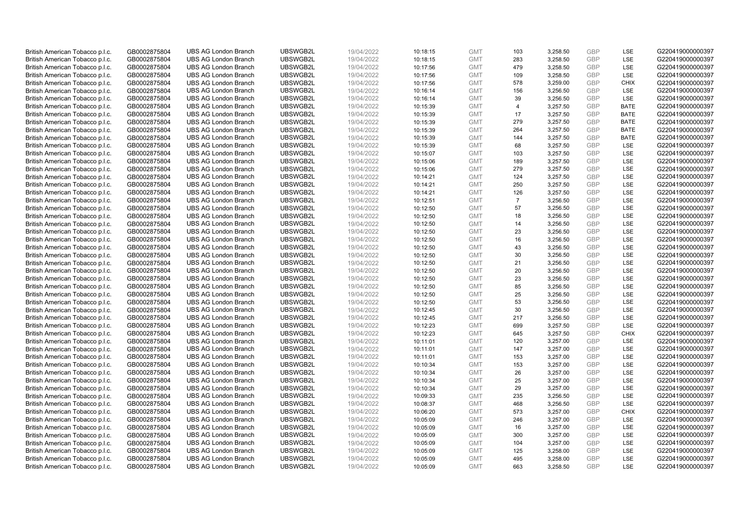| | | | | | | | | | | |
|---|---|---|---|---|---|---|---|---|---|---|
| British American Tobacco p.l.c. | GB0002875804 | UBS AG London Branch | UBSWGB2L | 19/04/2022 | 10:18:15 | GMT | 103 | 3,258.50 | GBP | LSE | G220419000000397 |
| British American Tobacco p.l.c. | GB0002875804 | UBS AG London Branch | UBSWGB2L | 19/04/2022 | 10:18:15 | GMT | 283 | 3,258.50 | GBP | LSE | G220419000000397 |
| British American Tobacco p.l.c. | GB0002875804 | UBS AG London Branch | UBSWGB2L | 19/04/2022 | 10:17:56 | GMT | 479 | 3,258.50 | GBP | LSE | G220419000000397 |
| British American Tobacco p.l.c. | GB0002875804 | UBS AG London Branch | UBSWGB2L | 19/04/2022 | 10:17:56 | GMT | 109 | 3,258.50 | GBP | LSE | G220419000000397 |
| British American Tobacco p.l.c. | GB0002875804 | UBS AG London Branch | UBSWGB2L | 19/04/2022 | 10:17:56 | GMT | 578 | 3,259.00 | GBP | CHIX | G220419000000397 |
| British American Tobacco p.l.c. | GB0002875804 | UBS AG London Branch | UBSWGB2L | 19/04/2022 | 10:16:14 | GMT | 156 | 3,256.50 | GBP | LSE | G220419000000397 |
| British American Tobacco p.l.c. | GB0002875804 | UBS AG London Branch | UBSWGB2L | 19/04/2022 | 10:16:14 | GMT | 39 | 3,256.50 | GBP | LSE | G220419000000397 |
| British American Tobacco p.l.c. | GB0002875804 | UBS AG London Branch | UBSWGB2L | 19/04/2022 | 10:15:39 | GMT | 4 | 3,257.50 | GBP | BATE | G220419000000397 |
| British American Tobacco p.l.c. | GB0002875804 | UBS AG London Branch | UBSWGB2L | 19/04/2022 | 10:15:39 | GMT | 17 | 3,257.50 | GBP | BATE | G220419000000397 |
| British American Tobacco p.l.c. | GB0002875804 | UBS AG London Branch | UBSWGB2L | 19/04/2022 | 10:15:39 | GMT | 279 | 3,257.50 | GBP | BATE | G220419000000397 |
| British American Tobacco p.l.c. | GB0002875804 | UBS AG London Branch | UBSWGB2L | 19/04/2022 | 10:15:39 | GMT | 264 | 3,257.50 | GBP | BATE | G220419000000397 |
| British American Tobacco p.l.c. | GB0002875804 | UBS AG London Branch | UBSWGB2L | 19/04/2022 | 10:15:39 | GMT | 144 | 3,257.50 | GBP | BATE | G220419000000397 |
| British American Tobacco p.l.c. | GB0002875804 | UBS AG London Branch | UBSWGB2L | 19/04/2022 | 10:15:39 | GMT | 68 | 3,257.50 | GBP | LSE | G220419000000397 |
| British American Tobacco p.l.c. | GB0002875804 | UBS AG London Branch | UBSWGB2L | 19/04/2022 | 10:15:07 | GMT | 103 | 3,257.50 | GBP | LSE | G220419000000397 |
| British American Tobacco p.l.c. | GB0002875804 | UBS AG London Branch | UBSWGB2L | 19/04/2022 | 10:15:06 | GMT | 189 | 3,257.50 | GBP | LSE | G220419000000397 |
| British American Tobacco p.l.c. | GB0002875804 | UBS AG London Branch | UBSWGB2L | 19/04/2022 | 10:15:06 | GMT | 279 | 3,257.50 | GBP | LSE | G220419000000397 |
| British American Tobacco p.l.c. | GB0002875804 | UBS AG London Branch | UBSWGB2L | 19/04/2022 | 10:14:21 | GMT | 124 | 3,257.50 | GBP | LSE | G220419000000397 |
| British American Tobacco p.l.c. | GB0002875804 | UBS AG London Branch | UBSWGB2L | 19/04/2022 | 10:14:21 | GMT | 250 | 3,257.50 | GBP | LSE | G220419000000397 |
| British American Tobacco p.l.c. | GB0002875804 | UBS AG London Branch | UBSWGB2L | 19/04/2022 | 10:14:21 | GMT | 126 | 3,257.50 | GBP | LSE | G220419000000397 |
| British American Tobacco p.l.c. | GB0002875804 | UBS AG London Branch | UBSWGB2L | 19/04/2022 | 10:12:51 | GMT | 7 | 3,256.50 | GBP | LSE | G220419000000397 |
| British American Tobacco p.l.c. | GB0002875804 | UBS AG London Branch | UBSWGB2L | 19/04/2022 | 10:12:50 | GMT | 57 | 3,256.50 | GBP | LSE | G220419000000397 |
| British American Tobacco p.l.c. | GB0002875804 | UBS AG London Branch | UBSWGB2L | 19/04/2022 | 10:12:50 | GMT | 18 | 3,256.50 | GBP | LSE | G220419000000397 |
| British American Tobacco p.l.c. | GB0002875804 | UBS AG London Branch | UBSWGB2L | 19/04/2022 | 10:12:50 | GMT | 14 | 3,256.50 | GBP | LSE | G220419000000397 |
| British American Tobacco p.l.c. | GB0002875804 | UBS AG London Branch | UBSWGB2L | 19/04/2022 | 10:12:50 | GMT | 23 | 3,256.50 | GBP | LSE | G220419000000397 |
| British American Tobacco p.l.c. | GB0002875804 | UBS AG London Branch | UBSWGB2L | 19/04/2022 | 10:12:50 | GMT | 16 | 3,256.50 | GBP | LSE | G220419000000397 |
| British American Tobacco p.l.c. | GB0002875804 | UBS AG London Branch | UBSWGB2L | 19/04/2022 | 10:12:50 | GMT | 43 | 3,256.50 | GBP | LSE | G220419000000397 |
| British American Tobacco p.l.c. | GB0002875804 | UBS AG London Branch | UBSWGB2L | 19/04/2022 | 10:12:50 | GMT | 30 | 3,256.50 | GBP | LSE | G220419000000397 |
| British American Tobacco p.l.c. | GB0002875804 | UBS AG London Branch | UBSWGB2L | 19/04/2022 | 10:12:50 | GMT | 21 | 3,256.50 | GBP | LSE | G220419000000397 |
| British American Tobacco p.l.c. | GB0002875804 | UBS AG London Branch | UBSWGB2L | 19/04/2022 | 10:12:50 | GMT | 20 | 3,256.50 | GBP | LSE | G220419000000397 |
| British American Tobacco p.l.c. | GB0002875804 | UBS AG London Branch | UBSWGB2L | 19/04/2022 | 10:12:50 | GMT | 23 | 3,256.50 | GBP | LSE | G220419000000397 |
| British American Tobacco p.l.c. | GB0002875804 | UBS AG London Branch | UBSWGB2L | 19/04/2022 | 10:12:50 | GMT | 85 | 3,256.50 | GBP | LSE | G220419000000397 |
| British American Tobacco p.l.c. | GB0002875804 | UBS AG London Branch | UBSWGB2L | 19/04/2022 | 10:12:50 | GMT | 25 | 3,256.50 | GBP | LSE | G220419000000397 |
| British American Tobacco p.l.c. | GB0002875804 | UBS AG London Branch | UBSWGB2L | 19/04/2022 | 10:12:50 | GMT | 53 | 3,256.50 | GBP | LSE | G220419000000397 |
| British American Tobacco p.l.c. | GB0002875804 | UBS AG London Branch | UBSWGB2L | 19/04/2022 | 10:12:45 | GMT | 30 | 3,256.50 | GBP | LSE | G220419000000397 |
| British American Tobacco p.l.c. | GB0002875804 | UBS AG London Branch | UBSWGB2L | 19/04/2022 | 10:12:45 | GMT | 217 | 3,256.50 | GBP | LSE | G220419000000397 |
| British American Tobacco p.l.c. | GB0002875804 | UBS AG London Branch | UBSWGB2L | 19/04/2022 | 10:12:23 | GMT | 699 | 3,257.50 | GBP | LSE | G220419000000397 |
| British American Tobacco p.l.c. | GB0002875804 | UBS AG London Branch | UBSWGB2L | 19/04/2022 | 10:12:23 | GMT | 645 | 3,257.50 | GBP | CHIX | G220419000000397 |
| British American Tobacco p.l.c. | GB0002875804 | UBS AG London Branch | UBSWGB2L | 19/04/2022 | 10:11:01 | GMT | 120 | 3,257.00 | GBP | LSE | G220419000000397 |
| British American Tobacco p.l.c. | GB0002875804 | UBS AG London Branch | UBSWGB2L | 19/04/2022 | 10:11:01 | GMT | 147 | 3,257.00 | GBP | LSE | G220419000000397 |
| British American Tobacco p.l.c. | GB0002875804 | UBS AG London Branch | UBSWGB2L | 19/04/2022 | 10:11:01 | GMT | 153 | 3,257.00 | GBP | LSE | G220419000000397 |
| British American Tobacco p.l.c. | GB0002875804 | UBS AG London Branch | UBSWGB2L | 19/04/2022 | 10:10:34 | GMT | 153 | 3,257.00 | GBP | LSE | G220419000000397 |
| British American Tobacco p.l.c. | GB0002875804 | UBS AG London Branch | UBSWGB2L | 19/04/2022 | 10:10:34 | GMT | 26 | 3,257.00 | GBP | LSE | G220419000000397 |
| British American Tobacco p.l.c. | GB0002875804 | UBS AG London Branch | UBSWGB2L | 19/04/2022 | 10:10:34 | GMT | 25 | 3,257.00 | GBP | LSE | G220419000000397 |
| British American Tobacco p.l.c. | GB0002875804 | UBS AG London Branch | UBSWGB2L | 19/04/2022 | 10:10:34 | GMT | 29 | 3,257.00 | GBP | LSE | G220419000000397 |
| British American Tobacco p.l.c. | GB0002875804 | UBS AG London Branch | UBSWGB2L | 19/04/2022 | 10:09:33 | GMT | 235 | 3,256.50 | GBP | LSE | G220419000000397 |
| British American Tobacco p.l.c. | GB0002875804 | UBS AG London Branch | UBSWGB2L | 19/04/2022 | 10:08:37 | GMT | 468 | 3,256.50 | GBP | LSE | G220419000000397 |
| British American Tobacco p.l.c. | GB0002875804 | UBS AG London Branch | UBSWGB2L | 19/04/2022 | 10:06:20 | GMT | 573 | 3,257.00 | GBP | CHIX | G220419000000397 |
| British American Tobacco p.l.c. | GB0002875804 | UBS AG London Branch | UBSWGB2L | 19/04/2022 | 10:05:09 | GMT | 246 | 3,257.00 | GBP | LSE | G220419000000397 |
| British American Tobacco p.l.c. | GB0002875804 | UBS AG London Branch | UBSWGB2L | 19/04/2022 | 10:05:09 | GMT | 16 | 3,257.00 | GBP | LSE | G220419000000397 |
| British American Tobacco p.l.c. | GB0002875804 | UBS AG London Branch | UBSWGB2L | 19/04/2022 | 10:05:09 | GMT | 300 | 3,257.00 | GBP | LSE | G220419000000397 |
| British American Tobacco p.l.c. | GB0002875804 | UBS AG London Branch | UBSWGB2L | 19/04/2022 | 10:05:09 | GMT | 104 | 3,257.00 | GBP | LSE | G220419000000397 |
| British American Tobacco p.l.c. | GB0002875804 | UBS AG London Branch | UBSWGB2L | 19/04/2022 | 10:05:09 | GMT | 125 | 3,258.00 | GBP | LSE | G220419000000397 |
| British American Tobacco p.l.c. | GB0002875804 | UBS AG London Branch | UBSWGB2L | 19/04/2022 | 10:05:09 | GMT | 495 | 3,258.00 | GBP | LSE | G220419000000397 |
| British American Tobacco p.l.c. | GB0002875804 | UBS AG London Branch | UBSWGB2L | 19/04/2022 | 10:05:09 | GMT | 663 | 3,258.50 | GBP | LSE | G220419000000397 |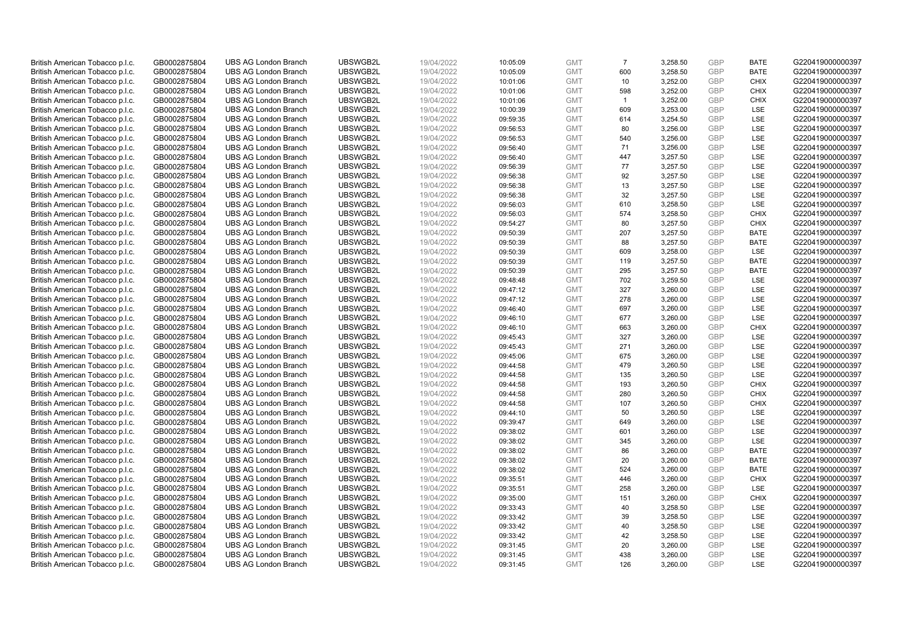| | | | | | | | | | | | |
|---|---|---|---|---|---|---|---|---|---|---|---|
| British American Tobacco p.l.c. | GB0002875804 | UBS AG London Branch | UBSWGB2L | 19/04/2022 | 10:05:09 | GMT | 7 | 3,258.50 | GBP | BATE | G220419000000397 |
| British American Tobacco p.l.c. | GB0002875804 | UBS AG London Branch | UBSWGB2L | 19/04/2022 | 10:05:09 | GMT | 600 | 3,258.50 | GBP | BATE | G220419000000397 |
| British American Tobacco p.l.c. | GB0002875804 | UBS AG London Branch | UBSWGB2L | 19/04/2022 | 10:01:06 | GMT | 10 | 3,252.00 | GBP | CHIX | G220419000000397 |
| British American Tobacco p.l.c. | GB0002875804 | UBS AG London Branch | UBSWGB2L | 19/04/2022 | 10:01:06 | GMT | 598 | 3,252.00 | GBP | CHIX | G220419000000397 |
| British American Tobacco p.l.c. | GB0002875804 | UBS AG London Branch | UBSWGB2L | 19/04/2022 | 10:01:06 | GMT | 1 | 3,252.00 | GBP | CHIX | G220419000000397 |
| British American Tobacco p.l.c. | GB0002875804 | UBS AG London Branch | UBSWGB2L | 19/04/2022 | 10:00:39 | GMT | 609 | 3,253.00 | GBP | LSE | G220419000000397 |
| British American Tobacco p.l.c. | GB0002875804 | UBS AG London Branch | UBSWGB2L | 19/04/2022 | 09:59:35 | GMT | 614 | 3,254.50 | GBP | LSE | G220419000000397 |
| British American Tobacco p.l.c. | GB0002875804 | UBS AG London Branch | UBSWGB2L | 19/04/2022 | 09:56:53 | GMT | 80 | 3,256.00 | GBP | LSE | G220419000000397 |
| British American Tobacco p.l.c. | GB0002875804 | UBS AG London Branch | UBSWGB2L | 19/04/2022 | 09:56:53 | GMT | 540 | 3,256.00 | GBP | LSE | G220419000000397 |
| British American Tobacco p.l.c. | GB0002875804 | UBS AG London Branch | UBSWGB2L | 19/04/2022 | 09:56:40 | GMT | 71 | 3,256.00 | GBP | LSE | G220419000000397 |
| British American Tobacco p.l.c. | GB0002875804 | UBS AG London Branch | UBSWGB2L | 19/04/2022 | 09:56:40 | GMT | 447 | 3,257.50 | GBP | LSE | G220419000000397 |
| British American Tobacco p.l.c. | GB0002875804 | UBS AG London Branch | UBSWGB2L | 19/04/2022 | 09:56:39 | GMT | 77 | 3,257.50 | GBP | LSE | G220419000000397 |
| British American Tobacco p.l.c. | GB0002875804 | UBS AG London Branch | UBSWGB2L | 19/04/2022 | 09:56:38 | GMT | 92 | 3,257.50 | GBP | LSE | G220419000000397 |
| British American Tobacco p.l.c. | GB0002875804 | UBS AG London Branch | UBSWGB2L | 19/04/2022 | 09:56:38 | GMT | 13 | 3,257.50 | GBP | LSE | G220419000000397 |
| British American Tobacco p.l.c. | GB0002875804 | UBS AG London Branch | UBSWGB2L | 19/04/2022 | 09:56:38 | GMT | 32 | 3,257.50 | GBP | LSE | G220419000000397 |
| British American Tobacco p.l.c. | GB0002875804 | UBS AG London Branch | UBSWGB2L | 19/04/2022 | 09:56:03 | GMT | 610 | 3,258.50 | GBP | LSE | G220419000000397 |
| British American Tobacco p.l.c. | GB0002875804 | UBS AG London Branch | UBSWGB2L | 19/04/2022 | 09:56:03 | GMT | 574 | 3,258.50 | GBP | CHIX | G220419000000397 |
| British American Tobacco p.l.c. | GB0002875804 | UBS AG London Branch | UBSWGB2L | 19/04/2022 | 09:54:27 | GMT | 80 | 3,257.50 | GBP | CHIX | G220419000000397 |
| British American Tobacco p.l.c. | GB0002875804 | UBS AG London Branch | UBSWGB2L | 19/04/2022 | 09:50:39 | GMT | 207 | 3,257.50 | GBP | BATE | G220419000000397 |
| British American Tobacco p.l.c. | GB0002875804 | UBS AG London Branch | UBSWGB2L | 19/04/2022 | 09:50:39 | GMT | 88 | 3,257.50 | GBP | BATE | G220419000000397 |
| British American Tobacco p.l.c. | GB0002875804 | UBS AG London Branch | UBSWGB2L | 19/04/2022 | 09:50:39 | GMT | 609 | 3,258.00 | GBP | LSE | G220419000000397 |
| British American Tobacco p.l.c. | GB0002875804 | UBS AG London Branch | UBSWGB2L | 19/04/2022 | 09:50:39 | GMT | 119 | 3,257.50 | GBP | BATE | G220419000000397 |
| British American Tobacco p.l.c. | GB0002875804 | UBS AG London Branch | UBSWGB2L | 19/04/2022 | 09:50:39 | GMT | 295 | 3,257.50 | GBP | BATE | G220419000000397 |
| British American Tobacco p.l.c. | GB0002875804 | UBS AG London Branch | UBSWGB2L | 19/04/2022 | 09:48:48 | GMT | 702 | 3,259.50 | GBP | LSE | G220419000000397 |
| British American Tobacco p.l.c. | GB0002875804 | UBS AG London Branch | UBSWGB2L | 19/04/2022 | 09:47:12 | GMT | 327 | 3,260.00 | GBP | LSE | G220419000000397 |
| British American Tobacco p.l.c. | GB0002875804 | UBS AG London Branch | UBSWGB2L | 19/04/2022 | 09:47:12 | GMT | 278 | 3,260.00 | GBP | LSE | G220419000000397 |
| British American Tobacco p.l.c. | GB0002875804 | UBS AG London Branch | UBSWGB2L | 19/04/2022 | 09:46:40 | GMT | 697 | 3,260.00 | GBP | LSE | G220419000000397 |
| British American Tobacco p.l.c. | GB0002875804 | UBS AG London Branch | UBSWGB2L | 19/04/2022 | 09:46:10 | GMT | 677 | 3,260.00 | GBP | LSE | G220419000000397 |
| British American Tobacco p.l.c. | GB0002875804 | UBS AG London Branch | UBSWGB2L | 19/04/2022 | 09:46:10 | GMT | 663 | 3,260.00 | GBP | CHIX | G220419000000397 |
| British American Tobacco p.l.c. | GB0002875804 | UBS AG London Branch | UBSWGB2L | 19/04/2022 | 09:45:43 | GMT | 327 | 3,260.00 | GBP | LSE | G220419000000397 |
| British American Tobacco p.l.c. | GB0002875804 | UBS AG London Branch | UBSWGB2L | 19/04/2022 | 09:45:43 | GMT | 271 | 3,260.00 | GBP | LSE | G220419000000397 |
| British American Tobacco p.l.c. | GB0002875804 | UBS AG London Branch | UBSWGB2L | 19/04/2022 | 09:45:06 | GMT | 675 | 3,260.00 | GBP | LSE | G220419000000397 |
| British American Tobacco p.l.c. | GB0002875804 | UBS AG London Branch | UBSWGB2L | 19/04/2022 | 09:44:58 | GMT | 479 | 3,260.50 | GBP | LSE | G220419000000397 |
| British American Tobacco p.l.c. | GB0002875804 | UBS AG London Branch | UBSWGB2L | 19/04/2022 | 09:44:58 | GMT | 135 | 3,260.50 | GBP | LSE | G220419000000397 |
| British American Tobacco p.l.c. | GB0002875804 | UBS AG London Branch | UBSWGB2L | 19/04/2022 | 09:44:58 | GMT | 193 | 3,260.50 | GBP | CHIX | G220419000000397 |
| British American Tobacco p.l.c. | GB0002875804 | UBS AG London Branch | UBSWGB2L | 19/04/2022 | 09:44:58 | GMT | 280 | 3,260.50 | GBP | CHIX | G220419000000397 |
| British American Tobacco p.l.c. | GB0002875804 | UBS AG London Branch | UBSWGB2L | 19/04/2022 | 09:44:58 | GMT | 107 | 3,260.50 | GBP | CHIX | G220419000000397 |
| British American Tobacco p.l.c. | GB0002875804 | UBS AG London Branch | UBSWGB2L | 19/04/2022 | 09:44:10 | GMT | 50 | 3,260.50 | GBP | LSE | G220419000000397 |
| British American Tobacco p.l.c. | GB0002875804 | UBS AG London Branch | UBSWGB2L | 19/04/2022 | 09:39:47 | GMT | 649 | 3,260.00 | GBP | LSE | G220419000000397 |
| British American Tobacco p.l.c. | GB0002875804 | UBS AG London Branch | UBSWGB2L | 19/04/2022 | 09:38:02 | GMT | 601 | 3,260.00 | GBP | LSE | G220419000000397 |
| British American Tobacco p.l.c. | GB0002875804 | UBS AG London Branch | UBSWGB2L | 19/04/2022 | 09:38:02 | GMT | 345 | 3,260.00 | GBP | LSE | G220419000000397 |
| British American Tobacco p.l.c. | GB0002875804 | UBS AG London Branch | UBSWGB2L | 19/04/2022 | 09:38:02 | GMT | 86 | 3,260.00 | GBP | BATE | G220419000000397 |
| British American Tobacco p.l.c. | GB0002875804 | UBS AG London Branch | UBSWGB2L | 19/04/2022 | 09:38:02 | GMT | 20 | 3,260.00 | GBP | BATE | G220419000000397 |
| British American Tobacco p.l.c. | GB0002875804 | UBS AG London Branch | UBSWGB2L | 19/04/2022 | 09:38:02 | GMT | 524 | 3,260.00 | GBP | BATE | G220419000000397 |
| British American Tobacco p.l.c. | GB0002875804 | UBS AG London Branch | UBSWGB2L | 19/04/2022 | 09:35:51 | GMT | 446 | 3,260.00 | GBP | CHIX | G220419000000397 |
| British American Tobacco p.l.c. | GB0002875804 | UBS AG London Branch | UBSWGB2L | 19/04/2022 | 09:35:51 | GMT | 258 | 3,260.00 | GBP | LSE | G220419000000397 |
| British American Tobacco p.l.c. | GB0002875804 | UBS AG London Branch | UBSWGB2L | 19/04/2022 | 09:35:00 | GMT | 151 | 3,260.00 | GBP | CHIX | G220419000000397 |
| British American Tobacco p.l.c. | GB0002875804 | UBS AG London Branch | UBSWGB2L | 19/04/2022 | 09:33:43 | GMT | 40 | 3,258.50 | GBP | LSE | G220419000000397 |
| British American Tobacco p.l.c. | GB0002875804 | UBS AG London Branch | UBSWGB2L | 19/04/2022 | 09:33:42 | GMT | 39 | 3,258.50 | GBP | LSE | G220419000000397 |
| British American Tobacco p.l.c. | GB0002875804 | UBS AG London Branch | UBSWGB2L | 19/04/2022 | 09:33:42 | GMT | 40 | 3,258.50 | GBP | LSE | G220419000000397 |
| British American Tobacco p.l.c. | GB0002875804 | UBS AG London Branch | UBSWGB2L | 19/04/2022 | 09:33:42 | GMT | 42 | 3,258.50 | GBP | LSE | G220419000000397 |
| British American Tobacco p.l.c. | GB0002875804 | UBS AG London Branch | UBSWGB2L | 19/04/2022 | 09:31:45 | GMT | 20 | 3,260.00 | GBP | LSE | G220419000000397 |
| British American Tobacco p.l.c. | GB0002875804 | UBS AG London Branch | UBSWGB2L | 19/04/2022 | 09:31:45 | GMT | 438 | 3,260.00 | GBP | LSE | G220419000000397 |
| British American Tobacco p.l.c. | GB0002875804 | UBS AG London Branch | UBSWGB2L | 19/04/2022 | 09:31:45 | GMT | 126 | 3,260.00 | GBP | LSE | G220419000000397 |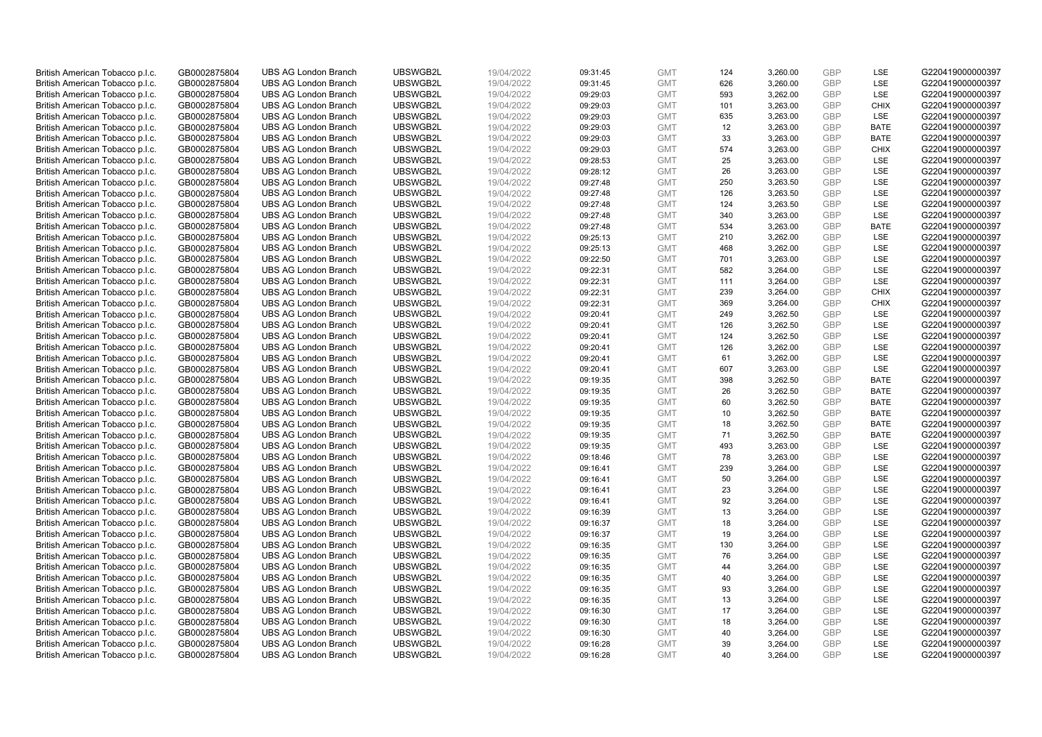| British American Tobacco p.l.c. | GB0002875804 | UBS AG London Branch | UBSWGB2L | 19/04/2022 | 09:31:45 | GMT | 124 | 3,260.00 | GBP | LSE | G220419000000397 |
|---|---|---|---|---|---|---|---|---|---|---|---|
| British American Tobacco p.l.c. | GB0002875804 | UBS AG London Branch | UBSWGB2L | 19/04/2022 | 09:31:45 | GMT | 626 | 3,260.00 | GBP | LSE | G220419000000397 |
| British American Tobacco p.l.c. | GB0002875804 | UBS AG London Branch | UBSWGB2L | 19/04/2022 | 09:29:03 | GMT | 593 | 3,262.00 | GBP | LSE | G220419000000397 |
| British American Tobacco p.l.c. | GB0002875804 | UBS AG London Branch | UBSWGB2L | 19/04/2022 | 09:29:03 | GMT | 101 | 3,263.00 | GBP | CHIX | G220419000000397 |
| British American Tobacco p.l.c. | GB0002875804 | UBS AG London Branch | UBSWGB2L | 19/04/2022 | 09:29:03 | GMT | 635 | 3,263.00 | GBP | LSE | G220419000000397 |
| British American Tobacco p.l.c. | GB0002875804 | UBS AG London Branch | UBSWGB2L | 19/04/2022 | 09:29:03 | GMT | 12 | 3,263.00 | GBP | BATE | G220419000000397 |
| British American Tobacco p.l.c. | GB0002875804 | UBS AG London Branch | UBSWGB2L | 19/04/2022 | 09:29:03 | GMT | 33 | 3,263.00 | GBP | BATE | G220419000000397 |
| British American Tobacco p.l.c. | GB0002875804 | UBS AG London Branch | UBSWGB2L | 19/04/2022 | 09:29:03 | GMT | 574 | 3,263.00 | GBP | CHIX | G220419000000397 |
| British American Tobacco p.l.c. | GB0002875804 | UBS AG London Branch | UBSWGB2L | 19/04/2022 | 09:28:53 | GMT | 25 | 3,263.00 | GBP | LSE | G220419000000397 |
| British American Tobacco p.l.c. | GB0002875804 | UBS AG London Branch | UBSWGB2L | 19/04/2022 | 09:28:12 | GMT | 26 | 3,263.00 | GBP | LSE | G220419000000397 |
| British American Tobacco p.l.c. | GB0002875804 | UBS AG London Branch | UBSWGB2L | 19/04/2022 | 09:27:48 | GMT | 250 | 3,263.50 | GBP | LSE | G220419000000397 |
| British American Tobacco p.l.c. | GB0002875804 | UBS AG London Branch | UBSWGB2L | 19/04/2022 | 09:27:48 | GMT | 126 | 3,263.50 | GBP | LSE | G220419000000397 |
| British American Tobacco p.l.c. | GB0002875804 | UBS AG London Branch | UBSWGB2L | 19/04/2022 | 09:27:48 | GMT | 124 | 3,263.50 | GBP | LSE | G220419000000397 |
| British American Tobacco p.l.c. | GB0002875804 | UBS AG London Branch | UBSWGB2L | 19/04/2022 | 09:27:48 | GMT | 340 | 3,263.00 | GBP | LSE | G220419000000397 |
| British American Tobacco p.l.c. | GB0002875804 | UBS AG London Branch | UBSWGB2L | 19/04/2022 | 09:27:48 | GMT | 534 | 3,263.00 | GBP | BATE | G220419000000397 |
| British American Tobacco p.l.c. | GB0002875804 | UBS AG London Branch | UBSWGB2L | 19/04/2022 | 09:25:13 | GMT | 210 | 3,262.00 | GBP | LSE | G220419000000397 |
| British American Tobacco p.l.c. | GB0002875804 | UBS AG London Branch | UBSWGB2L | 19/04/2022 | 09:25:13 | GMT | 468 | 3,262.00 | GBP | LSE | G220419000000397 |
| British American Tobacco p.l.c. | GB0002875804 | UBS AG London Branch | UBSWGB2L | 19/04/2022 | 09:22:50 | GMT | 701 | 3,263.00 | GBP | LSE | G220419000000397 |
| British American Tobacco p.l.c. | GB0002875804 | UBS AG London Branch | UBSWGB2L | 19/04/2022 | 09:22:31 | GMT | 582 | 3,264.00 | GBP | LSE | G220419000000397 |
| British American Tobacco p.l.c. | GB0002875804 | UBS AG London Branch | UBSWGB2L | 19/04/2022 | 09:22:31 | GMT | 111 | 3,264.00 | GBP | LSE | G220419000000397 |
| British American Tobacco p.l.c. | GB0002875804 | UBS AG London Branch | UBSWGB2L | 19/04/2022 | 09:22:31 | GMT | 239 | 3,264.00 | GBP | CHIX | G220419000000397 |
| British American Tobacco p.l.c. | GB0002875804 | UBS AG London Branch | UBSWGB2L | 19/04/2022 | 09:22:31 | GMT | 369 | 3,264.00 | GBP | CHIX | G220419000000397 |
| British American Tobacco p.l.c. | GB0002875804 | UBS AG London Branch | UBSWGB2L | 19/04/2022 | 09:20:41 | GMT | 249 | 3,262.50 | GBP | LSE | G220419000000397 |
| British American Tobacco p.l.c. | GB0002875804 | UBS AG London Branch | UBSWGB2L | 19/04/2022 | 09:20:41 | GMT | 126 | 3,262.50 | GBP | LSE | G220419000000397 |
| British American Tobacco p.l.c. | GB0002875804 | UBS AG London Branch | UBSWGB2L | 19/04/2022 | 09:20:41 | GMT | 124 | 3,262.50 | GBP | LSE | G220419000000397 |
| British American Tobacco p.l.c. | GB0002875804 | UBS AG London Branch | UBSWGB2L | 19/04/2022 | 09:20:41 | GMT | 126 | 3,262.00 | GBP | LSE | G220419000000397 |
| British American Tobacco p.l.c. | GB0002875804 | UBS AG London Branch | UBSWGB2L | 19/04/2022 | 09:20:41 | GMT | 61 | 3,262.00 | GBP | LSE | G220419000000397 |
| British American Tobacco p.l.c. | GB0002875804 | UBS AG London Branch | UBSWGB2L | 19/04/2022 | 09:20:41 | GMT | 607 | 3,263.00 | GBP | LSE | G220419000000397 |
| British American Tobacco p.l.c. | GB0002875804 | UBS AG London Branch | UBSWGB2L | 19/04/2022 | 09:19:35 | GMT | 398 | 3,262.50 | GBP | BATE | G220419000000397 |
| British American Tobacco p.l.c. | GB0002875804 | UBS AG London Branch | UBSWGB2L | 19/04/2022 | 09:19:35 | GMT | 26 | 3,262.50 | GBP | BATE | G220419000000397 |
| British American Tobacco p.l.c. | GB0002875804 | UBS AG London Branch | UBSWGB2L | 19/04/2022 | 09:19:35 | GMT | 60 | 3,262.50 | GBP | BATE | G220419000000397 |
| British American Tobacco p.l.c. | GB0002875804 | UBS AG London Branch | UBSWGB2L | 19/04/2022 | 09:19:35 | GMT | 10 | 3,262.50 | GBP | BATE | G220419000000397 |
| British American Tobacco p.l.c. | GB0002875804 | UBS AG London Branch | UBSWGB2L | 19/04/2022 | 09:19:35 | GMT | 18 | 3,262.50 | GBP | BATE | G220419000000397 |
| British American Tobacco p.l.c. | GB0002875804 | UBS AG London Branch | UBSWGB2L | 19/04/2022 | 09:19:35 | GMT | 71 | 3,262.50 | GBP | BATE | G220419000000397 |
| British American Tobacco p.l.c. | GB0002875804 | UBS AG London Branch | UBSWGB2L | 19/04/2022 | 09:19:35 | GMT | 493 | 3,263.00 | GBP | LSE | G220419000000397 |
| British American Tobacco p.l.c. | GB0002875804 | UBS AG London Branch | UBSWGB2L | 19/04/2022 | 09:18:46 | GMT | 78 | 3,263.00 | GBP | LSE | G220419000000397 |
| British American Tobacco p.l.c. | GB0002875804 | UBS AG London Branch | UBSWGB2L | 19/04/2022 | 09:16:41 | GMT | 239 | 3,264.00 | GBP | LSE | G220419000000397 |
| British American Tobacco p.l.c. | GB0002875804 | UBS AG London Branch | UBSWGB2L | 19/04/2022 | 09:16:41 | GMT | 50 | 3,264.00 | GBP | LSE | G220419000000397 |
| British American Tobacco p.l.c. | GB0002875804 | UBS AG London Branch | UBSWGB2L | 19/04/2022 | 09:16:41 | GMT | 23 | 3,264.00 | GBP | LSE | G220419000000397 |
| British American Tobacco p.l.c. | GB0002875804 | UBS AG London Branch | UBSWGB2L | 19/04/2022 | 09:16:41 | GMT | 92 | 3,264.00 | GBP | LSE | G220419000000397 |
| British American Tobacco p.l.c. | GB0002875804 | UBS AG London Branch | UBSWGB2L | 19/04/2022 | 09:16:39 | GMT | 13 | 3,264.00 | GBP | LSE | G220419000000397 |
| British American Tobacco p.l.c. | GB0002875804 | UBS AG London Branch | UBSWGB2L | 19/04/2022 | 09:16:37 | GMT | 18 | 3,264.00 | GBP | LSE | G220419000000397 |
| British American Tobacco p.l.c. | GB0002875804 | UBS AG London Branch | UBSWGB2L | 19/04/2022 | 09:16:37 | GMT | 19 | 3,264.00 | GBP | LSE | G220419000000397 |
| British American Tobacco p.l.c. | GB0002875804 | UBS AG London Branch | UBSWGB2L | 19/04/2022 | 09:16:35 | GMT | 130 | 3,264.00 | GBP | LSE | G220419000000397 |
| British American Tobacco p.l.c. | GB0002875804 | UBS AG London Branch | UBSWGB2L | 19/04/2022 | 09:16:35 | GMT | 76 | 3,264.00 | GBP | LSE | G220419000000397 |
| British American Tobacco p.l.c. | GB0002875804 | UBS AG London Branch | UBSWGB2L | 19/04/2022 | 09:16:35 | GMT | 44 | 3,264.00 | GBP | LSE | G220419000000397 |
| British American Tobacco p.l.c. | GB0002875804 | UBS AG London Branch | UBSWGB2L | 19/04/2022 | 09:16:35 | GMT | 40 | 3,264.00 | GBP | LSE | G220419000000397 |
| British American Tobacco p.l.c. | GB0002875804 | UBS AG London Branch | UBSWGB2L | 19/04/2022 | 09:16:35 | GMT | 93 | 3,264.00 | GBP | LSE | G220419000000397 |
| British American Tobacco p.l.c. | GB0002875804 | UBS AG London Branch | UBSWGB2L | 19/04/2022 | 09:16:35 | GMT | 13 | 3,264.00 | GBP | LSE | G220419000000397 |
| British American Tobacco p.l.c. | GB0002875804 | UBS AG London Branch | UBSWGB2L | 19/04/2022 | 09:16:30 | GMT | 17 | 3,264.00 | GBP | LSE | G220419000000397 |
| British American Tobacco p.l.c. | GB0002875804 | UBS AG London Branch | UBSWGB2L | 19/04/2022 | 09:16:30 | GMT | 18 | 3,264.00 | GBP | LSE | G220419000000397 |
| British American Tobacco p.l.c. | GB0002875804 | UBS AG London Branch | UBSWGB2L | 19/04/2022 | 09:16:30 | GMT | 40 | 3,264.00 | GBP | LSE | G220419000000397 |
| British American Tobacco p.l.c. | GB0002875804 | UBS AG London Branch | UBSWGB2L | 19/04/2022 | 09:16:28 | GMT | 39 | 3,264.00 | GBP | LSE | G220419000000397 |
| British American Tobacco p.l.c. | GB0002875804 | UBS AG London Branch | UBSWGB2L | 19/04/2022 | 09:16:28 | GMT | 40 | 3,264.00 | GBP | LSE | G220419000000397 |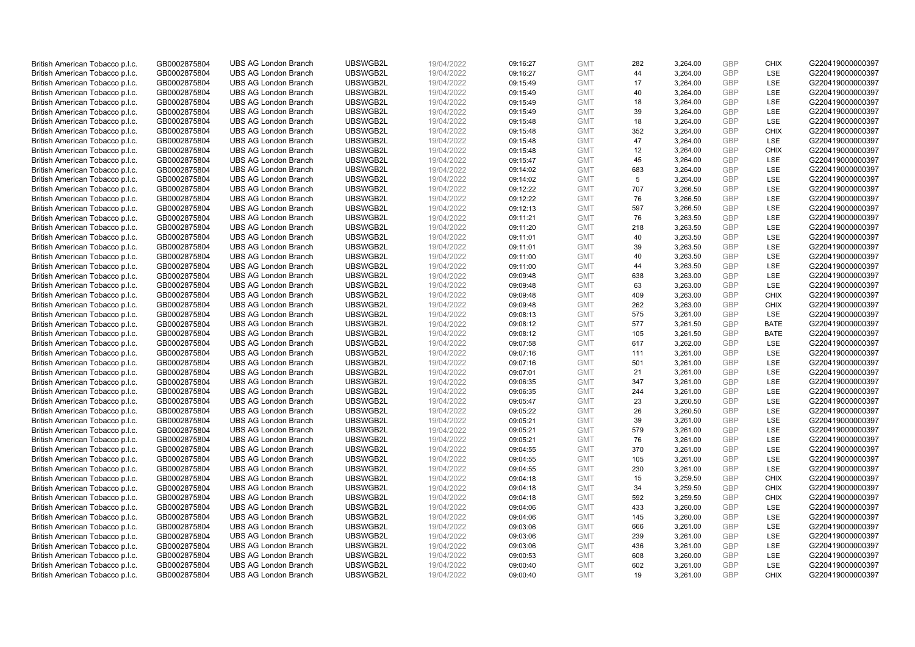| British American Tobacco p.l.c. | GB0002875804 | UBS AG London Branch | UBSWGB2L | 19/04/2022 | 09:16:27 | GMT | 282 | 3,264.00 | GBP | CHIX | G220419000000397 |
|---|---|---|---|---|---|---|---|---|---|---|---|
| British American Tobacco p.l.c. | GB0002875804 | UBS AG London Branch | UBSWGB2L | 19/04/2022 | 09:16:27 | GMT | 44 | 3,264.00 | GBP | LSE | G220419000000397 |
| British American Tobacco p.l.c. | GB0002875804 | UBS AG London Branch | UBSWGB2L | 19/04/2022 | 09:15:49 | GMT | 17 | 3,264.00 | GBP | LSE | G220419000000397 |
| British American Tobacco p.l.c. | GB0002875804 | UBS AG London Branch | UBSWGB2L | 19/04/2022 | 09:15:49 | GMT | 40 | 3,264.00 | GBP | LSE | G220419000000397 |
| British American Tobacco p.l.c. | GB0002875804 | UBS AG London Branch | UBSWGB2L | 19/04/2022 | 09:15:49 | GMT | 18 | 3,264.00 | GBP | LSE | G220419000000397 |
| British American Tobacco p.l.c. | GB0002875804 | UBS AG London Branch | UBSWGB2L | 19/04/2022 | 09:15:49 | GMT | 39 | 3,264.00 | GBP | LSE | G220419000000397 |
| British American Tobacco p.l.c. | GB0002875804 | UBS AG London Branch | UBSWGB2L | 19/04/2022 | 09:15:48 | GMT | 18 | 3,264.00 | GBP | LSE | G220419000000397 |
| British American Tobacco p.l.c. | GB0002875804 | UBS AG London Branch | UBSWGB2L | 19/04/2022 | 09:15:48 | GMT | 352 | 3,264.00 | GBP | CHIX | G220419000000397 |
| British American Tobacco p.l.c. | GB0002875804 | UBS AG London Branch | UBSWGB2L | 19/04/2022 | 09:15:48 | GMT | 47 | 3,264.00 | GBP | LSE | G220419000000397 |
| British American Tobacco p.l.c. | GB0002875804 | UBS AG London Branch | UBSWGB2L | 19/04/2022 | 09:15:48 | GMT | 12 | 3,264.00 | GBP | CHIX | G220419000000397 |
| British American Tobacco p.l.c. | GB0002875804 | UBS AG London Branch | UBSWGB2L | 19/04/2022 | 09:15:47 | GMT | 45 | 3,264.00 | GBP | LSE | G220419000000397 |
| British American Tobacco p.l.c. | GB0002875804 | UBS AG London Branch | UBSWGB2L | 19/04/2022 | 09:14:02 | GMT | 683 | 3,264.00 | GBP | LSE | G220419000000397 |
| British American Tobacco p.l.c. | GB0002875804 | UBS AG London Branch | UBSWGB2L | 19/04/2022 | 09:14:02 | GMT | 5 | 3,264.00 | GBP | LSE | G220419000000397 |
| British American Tobacco p.l.c. | GB0002875804 | UBS AG London Branch | UBSWGB2L | 19/04/2022 | 09:12:22 | GMT | 707 | 3,266.50 | GBP | LSE | G220419000000397 |
| British American Tobacco p.l.c. | GB0002875804 | UBS AG London Branch | UBSWGB2L | 19/04/2022 | 09:12:22 | GMT | 76 | 3,266.50 | GBP | LSE | G220419000000397 |
| British American Tobacco p.l.c. | GB0002875804 | UBS AG London Branch | UBSWGB2L | 19/04/2022 | 09:12:13 | GMT | 597 | 3,266.50 | GBP | LSE | G220419000000397 |
| British American Tobacco p.l.c. | GB0002875804 | UBS AG London Branch | UBSWGB2L | 19/04/2022 | 09:11:21 | GMT | 76 | 3,263.50 | GBP | LSE | G220419000000397 |
| British American Tobacco p.l.c. | GB0002875804 | UBS AG London Branch | UBSWGB2L | 19/04/2022 | 09:11:20 | GMT | 218 | 3,263.50 | GBP | LSE | G220419000000397 |
| British American Tobacco p.l.c. | GB0002875804 | UBS AG London Branch | UBSWGB2L | 19/04/2022 | 09:11:01 | GMT | 40 | 3,263.50 | GBP | LSE | G220419000000397 |
| British American Tobacco p.l.c. | GB0002875804 | UBS AG London Branch | UBSWGB2L | 19/04/2022 | 09:11:01 | GMT | 39 | 3,263.50 | GBP | LSE | G220419000000397 |
| British American Tobacco p.l.c. | GB0002875804 | UBS AG London Branch | UBSWGB2L | 19/04/2022 | 09:11:00 | GMT | 40 | 3,263.50 | GBP | LSE | G220419000000397 |
| British American Tobacco p.l.c. | GB0002875804 | UBS AG London Branch | UBSWGB2L | 19/04/2022 | 09:11:00 | GMT | 44 | 3,263.50 | GBP | LSE | G220419000000397 |
| British American Tobacco p.l.c. | GB0002875804 | UBS AG London Branch | UBSWGB2L | 19/04/2022 | 09:09:48 | GMT | 638 | 3,263.00 | GBP | LSE | G220419000000397 |
| British American Tobacco p.l.c. | GB0002875804 | UBS AG London Branch | UBSWGB2L | 19/04/2022 | 09:09:48 | GMT | 63 | 3,263.00 | GBP | LSE | G220419000000397 |
| British American Tobacco p.l.c. | GB0002875804 | UBS AG London Branch | UBSWGB2L | 19/04/2022 | 09:09:48 | GMT | 409 | 3,263.00 | GBP | CHIX | G220419000000397 |
| British American Tobacco p.l.c. | GB0002875804 | UBS AG London Branch | UBSWGB2L | 19/04/2022 | 09:09:48 | GMT | 262 | 3,263.00 | GBP | CHIX | G220419000000397 |
| British American Tobacco p.l.c. | GB0002875804 | UBS AG London Branch | UBSWGB2L | 19/04/2022 | 09:08:13 | GMT | 575 | 3,261.00 | GBP | LSE | G220419000000397 |
| British American Tobacco p.l.c. | GB0002875804 | UBS AG London Branch | UBSWGB2L | 19/04/2022 | 09:08:12 | GMT | 577 | 3,261.50 | GBP | BATE | G220419000000397 |
| British American Tobacco p.l.c. | GB0002875804 | UBS AG London Branch | UBSWGB2L | 19/04/2022 | 09:08:12 | GMT | 105 | 3,261.50 | GBP | BATE | G220419000000397 |
| British American Tobacco p.l.c. | GB0002875804 | UBS AG London Branch | UBSWGB2L | 19/04/2022 | 09:07:58 | GMT | 617 | 3,262.00 | GBP | LSE | G220419000000397 |
| British American Tobacco p.l.c. | GB0002875804 | UBS AG London Branch | UBSWGB2L | 19/04/2022 | 09:07:16 | GMT | 111 | 3,261.00 | GBP | LSE | G220419000000397 |
| British American Tobacco p.l.c. | GB0002875804 | UBS AG London Branch | UBSWGB2L | 19/04/2022 | 09:07:16 | GMT | 501 | 3,261.00 | GBP | LSE | G220419000000397 |
| British American Tobacco p.l.c. | GB0002875804 | UBS AG London Branch | UBSWGB2L | 19/04/2022 | 09:07:01 | GMT | 21 | 3,261.00 | GBP | LSE | G220419000000397 |
| British American Tobacco p.l.c. | GB0002875804 | UBS AG London Branch | UBSWGB2L | 19/04/2022 | 09:06:35 | GMT | 347 | 3,261.00 | GBP | LSE | G220419000000397 |
| British American Tobacco p.l.c. | GB0002875804 | UBS AG London Branch | UBSWGB2L | 19/04/2022 | 09:06:35 | GMT | 244 | 3,261.00 | GBP | LSE | G220419000000397 |
| British American Tobacco p.l.c. | GB0002875804 | UBS AG London Branch | UBSWGB2L | 19/04/2022 | 09:05:47 | GMT | 23 | 3,260.50 | GBP | LSE | G220419000000397 |
| British American Tobacco p.l.c. | GB0002875804 | UBS AG London Branch | UBSWGB2L | 19/04/2022 | 09:05:22 | GMT | 26 | 3,260.50 | GBP | LSE | G220419000000397 |
| British American Tobacco p.l.c. | GB0002875804 | UBS AG London Branch | UBSWGB2L | 19/04/2022 | 09:05:21 | GMT | 39 | 3,261.00 | GBP | LSE | G220419000000397 |
| British American Tobacco p.l.c. | GB0002875804 | UBS AG London Branch | UBSWGB2L | 19/04/2022 | 09:05:21 | GMT | 579 | 3,261.00 | GBP | LSE | G220419000000397 |
| British American Tobacco p.l.c. | GB0002875804 | UBS AG London Branch | UBSWGB2L | 19/04/2022 | 09:05:21 | GMT | 76 | 3,261.00 | GBP | LSE | G220419000000397 |
| British American Tobacco p.l.c. | GB0002875804 | UBS AG London Branch | UBSWGB2L | 19/04/2022 | 09:04:55 | GMT | 370 | 3,261.00 | GBP | LSE | G220419000000397 |
| British American Tobacco p.l.c. | GB0002875804 | UBS AG London Branch | UBSWGB2L | 19/04/2022 | 09:04:55 | GMT | 105 | 3,261.00 | GBP | LSE | G220419000000397 |
| British American Tobacco p.l.c. | GB0002875804 | UBS AG London Branch | UBSWGB2L | 19/04/2022 | 09:04:55 | GMT | 230 | 3,261.00 | GBP | LSE | G220419000000397 |
| British American Tobacco p.l.c. | GB0002875804 | UBS AG London Branch | UBSWGB2L | 19/04/2022 | 09:04:18 | GMT | 15 | 3,259.50 | GBP | CHIX | G220419000000397 |
| British American Tobacco p.l.c. | GB0002875804 | UBS AG London Branch | UBSWGB2L | 19/04/2022 | 09:04:18 | GMT | 34 | 3,259.50 | GBP | CHIX | G220419000000397 |
| British American Tobacco p.l.c. | GB0002875804 | UBS AG London Branch | UBSWGB2L | 19/04/2022 | 09:04:18 | GMT | 592 | 3,259.50 | GBP | CHIX | G220419000000397 |
| British American Tobacco p.l.c. | GB0002875804 | UBS AG London Branch | UBSWGB2L | 19/04/2022 | 09:04:06 | GMT | 433 | 3,260.00 | GBP | LSE | G220419000000397 |
| British American Tobacco p.l.c. | GB0002875804 | UBS AG London Branch | UBSWGB2L | 19/04/2022 | 09:04:06 | GMT | 145 | 3,260.00 | GBP | LSE | G220419000000397 |
| British American Tobacco p.l.c. | GB0002875804 | UBS AG London Branch | UBSWGB2L | 19/04/2022 | 09:03:06 | GMT | 666 | 3,261.00 | GBP | LSE | G220419000000397 |
| British American Tobacco p.l.c. | GB0002875804 | UBS AG London Branch | UBSWGB2L | 19/04/2022 | 09:03:06 | GMT | 239 | 3,261.00 | GBP | LSE | G220419000000397 |
| British American Tobacco p.l.c. | GB0002875804 | UBS AG London Branch | UBSWGB2L | 19/04/2022 | 09:03:06 | GMT | 436 | 3,261.00 | GBP | LSE | G220419000000397 |
| British American Tobacco p.l.c. | GB0002875804 | UBS AG London Branch | UBSWGB2L | 19/04/2022 | 09:00:53 | GMT | 608 | 3,260.00 | GBP | LSE | G220419000000397 |
| British American Tobacco p.l.c. | GB0002875804 | UBS AG London Branch | UBSWGB2L | 19/04/2022 | 09:00:40 | GMT | 602 | 3,261.00 | GBP | LSE | G220419000000397 |
| British American Tobacco p.l.c. | GB0002875804 | UBS AG London Branch | UBSWGB2L | 19/04/2022 | 09:00:40 | GMT | 19 | 3,261.00 | GBP | CHIX | G220419000000397 |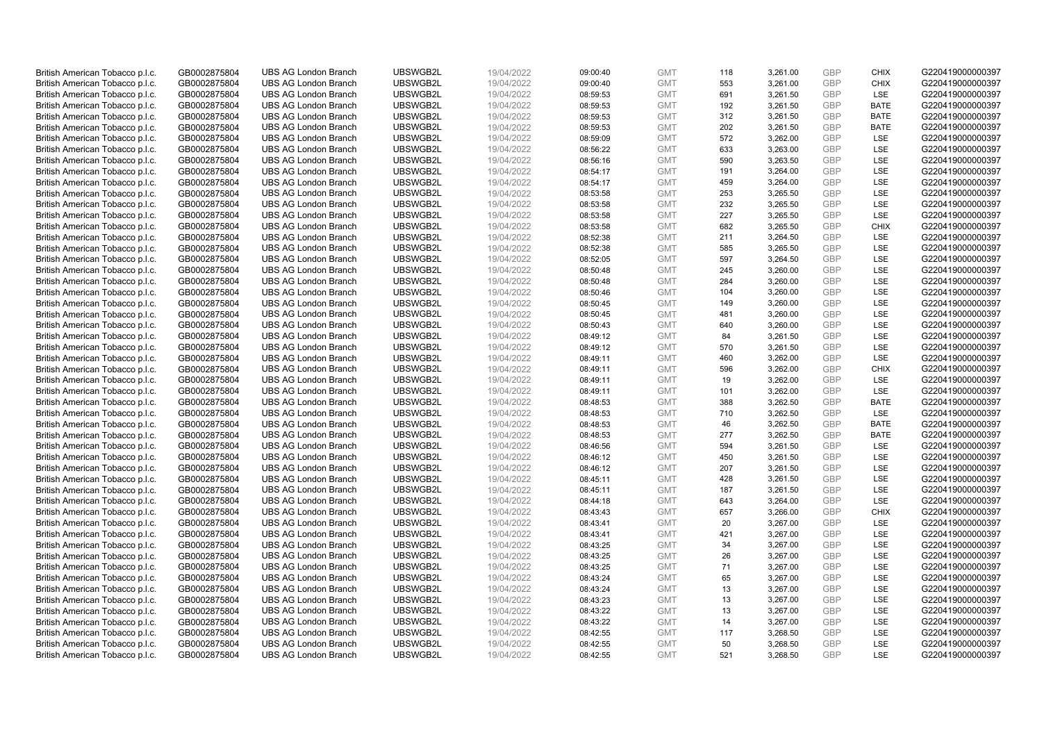| | | | | | | | | | | |
|---|---|---|---|---|---|---|---|---|---|---|
| British American Tobacco p.l.c. | GB0002875804 | UBS AG London Branch | UBSWGB2L | 19/04/2022 | 09:00:40 | GMT | 118 | 3,261.00 | GBP | CHIX | G220419000000397 |
| British American Tobacco p.l.c. | GB0002875804 | UBS AG London Branch | UBSWGB2L | 19/04/2022 | 09:00:40 | GMT | 553 | 3,261.00 | GBP | CHIX | G220419000000397 |
| British American Tobacco p.l.c. | GB0002875804 | UBS AG London Branch | UBSWGB2L | 19/04/2022 | 08:59:53 | GMT | 691 | 3,261.50 | GBP | LSE | G220419000000397 |
| British American Tobacco p.l.c. | GB0002875804 | UBS AG London Branch | UBSWGB2L | 19/04/2022 | 08:59:53 | GMT | 192 | 3,261.50 | GBP | BATE | G220419000000397 |
| British American Tobacco p.l.c. | GB0002875804 | UBS AG London Branch | UBSWGB2L | 19/04/2022 | 08:59:53 | GMT | 312 | 3,261.50 | GBP | BATE | G220419000000397 |
| British American Tobacco p.l.c. | GB0002875804 | UBS AG London Branch | UBSWGB2L | 19/04/2022 | 08:59:53 | GMT | 202 | 3,261.50 | GBP | BATE | G220419000000397 |
| British American Tobacco p.l.c. | GB0002875804 | UBS AG London Branch | UBSWGB2L | 19/04/2022 | 08:59:09 | GMT | 572 | 3,262.00 | GBP | LSE | G220419000000397 |
| British American Tobacco p.l.c. | GB0002875804 | UBS AG London Branch | UBSWGB2L | 19/04/2022 | 08:56:22 | GMT | 633 | 3,263.00 | GBP | LSE | G220419000000397 |
| British American Tobacco p.l.c. | GB0002875804 | UBS AG London Branch | UBSWGB2L | 19/04/2022 | 08:56:16 | GMT | 590 | 3,263.50 | GBP | LSE | G220419000000397 |
| British American Tobacco p.l.c. | GB0002875804 | UBS AG London Branch | UBSWGB2L | 19/04/2022 | 08:54:17 | GMT | 191 | 3,264.00 | GBP | LSE | G220419000000397 |
| British American Tobacco p.l.c. | GB0002875804 | UBS AG London Branch | UBSWGB2L | 19/04/2022 | 08:54:17 | GMT | 459 | 3,264.00 | GBP | LSE | G220419000000397 |
| British American Tobacco p.l.c. | GB0002875804 | UBS AG London Branch | UBSWGB2L | 19/04/2022 | 08:53:58 | GMT | 253 | 3,265.50 | GBP | LSE | G220419000000397 |
| British American Tobacco p.l.c. | GB0002875804 | UBS AG London Branch | UBSWGB2L | 19/04/2022 | 08:53:58 | GMT | 232 | 3,265.50 | GBP | LSE | G220419000000397 |
| British American Tobacco p.l.c. | GB0002875804 | UBS AG London Branch | UBSWGB2L | 19/04/2022 | 08:53:58 | GMT | 227 | 3,265.50 | GBP | LSE | G220419000000397 |
| British American Tobacco p.l.c. | GB0002875804 | UBS AG London Branch | UBSWGB2L | 19/04/2022 | 08:53:58 | GMT | 682 | 3,265.50 | GBP | CHIX | G220419000000397 |
| British American Tobacco p.l.c. | GB0002875804 | UBS AG London Branch | UBSWGB2L | 19/04/2022 | 08:52:38 | GMT | 211 | 3,264.50 | GBP | LSE | G220419000000397 |
| British American Tobacco p.l.c. | GB0002875804 | UBS AG London Branch | UBSWGB2L | 19/04/2022 | 08:52:38 | GMT | 585 | 3,265.50 | GBP | LSE | G220419000000397 |
| British American Tobacco p.l.c. | GB0002875804 | UBS AG London Branch | UBSWGB2L | 19/04/2022 | 08:52:05 | GMT | 597 | 3,264.50 | GBP | LSE | G220419000000397 |
| British American Tobacco p.l.c. | GB0002875804 | UBS AG London Branch | UBSWGB2L | 19/04/2022 | 08:50:48 | GMT | 245 | 3,260.00 | GBP | LSE | G220419000000397 |
| British American Tobacco p.l.c. | GB0002875804 | UBS AG London Branch | UBSWGB2L | 19/04/2022 | 08:50:48 | GMT | 284 | 3,260.00 | GBP | LSE | G220419000000397 |
| British American Tobacco p.l.c. | GB0002875804 | UBS AG London Branch | UBSWGB2L | 19/04/2022 | 08:50:46 | GMT | 104 | 3,260.00 | GBP | LSE | G220419000000397 |
| British American Tobacco p.l.c. | GB0002875804 | UBS AG London Branch | UBSWGB2L | 19/04/2022 | 08:50:45 | GMT | 149 | 3,260.00 | GBP | LSE | G220419000000397 |
| British American Tobacco p.l.c. | GB0002875804 | UBS AG London Branch | UBSWGB2L | 19/04/2022 | 08:50:45 | GMT | 481 | 3,260.00 | GBP | LSE | G220419000000397 |
| British American Tobacco p.l.c. | GB0002875804 | UBS AG London Branch | UBSWGB2L | 19/04/2022 | 08:50:43 | GMT | 640 | 3,260.00 | GBP | LSE | G220419000000397 |
| British American Tobacco p.l.c. | GB0002875804 | UBS AG London Branch | UBSWGB2L | 19/04/2022 | 08:49:12 | GMT | 84 | 3,261.50 | GBP | LSE | G220419000000397 |
| British American Tobacco p.l.c. | GB0002875804 | UBS AG London Branch | UBSWGB2L | 19/04/2022 | 08:49:12 | GMT | 570 | 3,261.50 | GBP | LSE | G220419000000397 |
| British American Tobacco p.l.c. | GB0002875804 | UBS AG London Branch | UBSWGB2L | 19/04/2022 | 08:49:11 | GMT | 460 | 3,262.00 | GBP | LSE | G220419000000397 |
| British American Tobacco p.l.c. | GB0002875804 | UBS AG London Branch | UBSWGB2L | 19/04/2022 | 08:49:11 | GMT | 596 | 3,262.00 | GBP | CHIX | G220419000000397 |
| British American Tobacco p.l.c. | GB0002875804 | UBS AG London Branch | UBSWGB2L | 19/04/2022 | 08:49:11 | GMT | 19 | 3,262.00 | GBP | LSE | G220419000000397 |
| British American Tobacco p.l.c. | GB0002875804 | UBS AG London Branch | UBSWGB2L | 19/04/2022 | 08:49:11 | GMT | 101 | 3,262.00 | GBP | LSE | G220419000000397 |
| British American Tobacco p.l.c. | GB0002875804 | UBS AG London Branch | UBSWGB2L | 19/04/2022 | 08:48:53 | GMT | 388 | 3,262.50 | GBP | BATE | G220419000000397 |
| British American Tobacco p.l.c. | GB0002875804 | UBS AG London Branch | UBSWGB2L | 19/04/2022 | 08:48:53 | GMT | 710 | 3,262.50 | GBP | LSE | G220419000000397 |
| British American Tobacco p.l.c. | GB0002875804 | UBS AG London Branch | UBSWGB2L | 19/04/2022 | 08:48:53 | GMT | 46 | 3,262.50 | GBP | BATE | G220419000000397 |
| British American Tobacco p.l.c. | GB0002875804 | UBS AG London Branch | UBSWGB2L | 19/04/2022 | 08:48:53 | GMT | 277 | 3,262.50 | GBP | BATE | G220419000000397 |
| British American Tobacco p.l.c. | GB0002875804 | UBS AG London Branch | UBSWGB2L | 19/04/2022 | 08:46:56 | GMT | 594 | 3,261.50 | GBP | LSE | G220419000000397 |
| British American Tobacco p.l.c. | GB0002875804 | UBS AG London Branch | UBSWGB2L | 19/04/2022 | 08:46:12 | GMT | 450 | 3,261.50 | GBP | LSE | G220419000000397 |
| British American Tobacco p.l.c. | GB0002875804 | UBS AG London Branch | UBSWGB2L | 19/04/2022 | 08:46:12 | GMT | 207 | 3,261.50 | GBP | LSE | G220419000000397 |
| British American Tobacco p.l.c. | GB0002875804 | UBS AG London Branch | UBSWGB2L | 19/04/2022 | 08:45:11 | GMT | 428 | 3,261.50 | GBP | LSE | G220419000000397 |
| British American Tobacco p.l.c. | GB0002875804 | UBS AG London Branch | UBSWGB2L | 19/04/2022 | 08:45:11 | GMT | 187 | 3,261.50 | GBP | LSE | G220419000000397 |
| British American Tobacco p.l.c. | GB0002875804 | UBS AG London Branch | UBSWGB2L | 19/04/2022 | 08:44:18 | GMT | 643 | 3,264.00 | GBP | LSE | G220419000000397 |
| British American Tobacco p.l.c. | GB0002875804 | UBS AG London Branch | UBSWGB2L | 19/04/2022 | 08:43:43 | GMT | 657 | 3,266.00 | GBP | CHIX | G220419000000397 |
| British American Tobacco p.l.c. | GB0002875804 | UBS AG London Branch | UBSWGB2L | 19/04/2022 | 08:43:41 | GMT | 20 | 3,267.00 | GBP | LSE | G220419000000397 |
| British American Tobacco p.l.c. | GB0002875804 | UBS AG London Branch | UBSWGB2L | 19/04/2022 | 08:43:41 | GMT | 421 | 3,267.00 | GBP | LSE | G220419000000397 |
| British American Tobacco p.l.c. | GB0002875804 | UBS AG London Branch | UBSWGB2L | 19/04/2022 | 08:43:25 | GMT | 34 | 3,267.00 | GBP | LSE | G220419000000397 |
| British American Tobacco p.l.c. | GB0002875804 | UBS AG London Branch | UBSWGB2L | 19/04/2022 | 08:43:25 | GMT | 26 | 3,267.00 | GBP | LSE | G220419000000397 |
| British American Tobacco p.l.c. | GB0002875804 | UBS AG London Branch | UBSWGB2L | 19/04/2022 | 08:43:25 | GMT | 71 | 3,267.00 | GBP | LSE | G220419000000397 |
| British American Tobacco p.l.c. | GB0002875804 | UBS AG London Branch | UBSWGB2L | 19/04/2022 | 08:43:24 | GMT | 65 | 3,267.00 | GBP | LSE | G220419000000397 |
| British American Tobacco p.l.c. | GB0002875804 | UBS AG London Branch | UBSWGB2L | 19/04/2022 | 08:43:24 | GMT | 13 | 3,267.00 | GBP | LSE | G220419000000397 |
| British American Tobacco p.l.c. | GB0002875804 | UBS AG London Branch | UBSWGB2L | 19/04/2022 | 08:43:23 | GMT | 13 | 3,267.00 | GBP | LSE | G220419000000397 |
| British American Tobacco p.l.c. | GB0002875804 | UBS AG London Branch | UBSWGB2L | 19/04/2022 | 08:43:22 | GMT | 13 | 3,267.00 | GBP | LSE | G220419000000397 |
| British American Tobacco p.l.c. | GB0002875804 | UBS AG London Branch | UBSWGB2L | 19/04/2022 | 08:43:22 | GMT | 14 | 3,267.00 | GBP | LSE | G220419000000397 |
| British American Tobacco p.l.c. | GB0002875804 | UBS AG London Branch | UBSWGB2L | 19/04/2022 | 08:42:55 | GMT | 117 | 3,268.50 | GBP | LSE | G220419000000397 |
| British American Tobacco p.l.c. | GB0002875804 | UBS AG London Branch | UBSWGB2L | 19/04/2022 | 08:42:55 | GMT | 50 | 3,268.50 | GBP | LSE | G220419000000397 |
| British American Tobacco p.l.c. | GB0002875804 | UBS AG London Branch | UBSWGB2L | 19/04/2022 | 08:42:55 | GMT | 521 | 3,268.50 | GBP | LSE | G220419000000397 |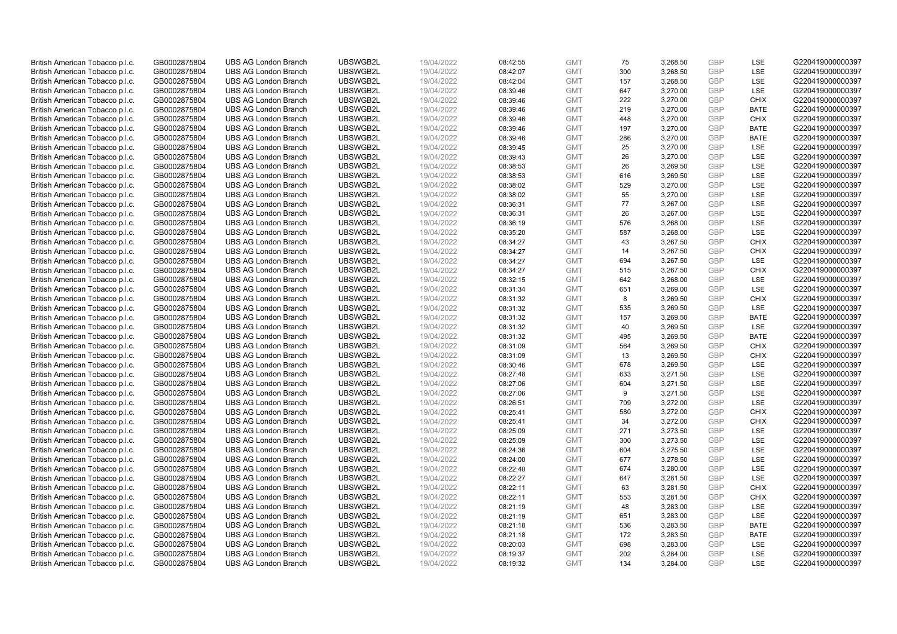| | | | | | | | | | | | |
|---|---|---|---|---|---|---|---|---|---|---|---|
| British American Tobacco p.l.c. | GB0002875804 | UBS AG London Branch | UBSWGB2L | 19/04/2022 | 08:42:55 | GMT | 75 | 3,268.50 | GBP | LSE | G220419000000397 |
| British American Tobacco p.l.c. | GB0002875804 | UBS AG London Branch | UBSWGB2L | 19/04/2022 | 08:42:07 | GMT | 300 | 3,268.50 | GBP | LSE | G220419000000397 |
| British American Tobacco p.l.c. | GB0002875804 | UBS AG London Branch | UBSWGB2L | 19/04/2022 | 08:42:04 | GMT | 157 | 3,268.50 | GBP | LSE | G220419000000397 |
| British American Tobacco p.l.c. | GB0002875804 | UBS AG London Branch | UBSWGB2L | 19/04/2022 | 08:39:46 | GMT | 647 | 3,270.00 | GBP | LSE | G220419000000397 |
| British American Tobacco p.l.c. | GB0002875804 | UBS AG London Branch | UBSWGB2L | 19/04/2022 | 08:39:46 | GMT | 222 | 3,270.00 | GBP | CHIX | G220419000000397 |
| British American Tobacco p.l.c. | GB0002875804 | UBS AG London Branch | UBSWGB2L | 19/04/2022 | 08:39:46 | GMT | 219 | 3,270.00 | GBP | BATE | G220419000000397 |
| British American Tobacco p.l.c. | GB0002875804 | UBS AG London Branch | UBSWGB2L | 19/04/2022 | 08:39:46 | GMT | 448 | 3,270.00 | GBP | CHIX | G220419000000397 |
| British American Tobacco p.l.c. | GB0002875804 | UBS AG London Branch | UBSWGB2L | 19/04/2022 | 08:39:46 | GMT | 197 | 3,270.00 | GBP | BATE | G220419000000397 |
| British American Tobacco p.l.c. | GB0002875804 | UBS AG London Branch | UBSWGB2L | 19/04/2022 | 08:39:46 | GMT | 286 | 3,270.00 | GBP | BATE | G220419000000397 |
| British American Tobacco p.l.c. | GB0002875804 | UBS AG London Branch | UBSWGB2L | 19/04/2022 | 08:39:45 | GMT | 25 | 3,270.00 | GBP | LSE | G220419000000397 |
| British American Tobacco p.l.c. | GB0002875804 | UBS AG London Branch | UBSWGB2L | 19/04/2022 | 08:39:43 | GMT | 26 | 3,270.00 | GBP | LSE | G220419000000397 |
| British American Tobacco p.l.c. | GB0002875804 | UBS AG London Branch | UBSWGB2L | 19/04/2022 | 08:38:53 | GMT | 26 | 3,269.50 | GBP | LSE | G220419000000397 |
| British American Tobacco p.l.c. | GB0002875804 | UBS AG London Branch | UBSWGB2L | 19/04/2022 | 08:38:53 | GMT | 616 | 3,269.50 | GBP | LSE | G220419000000397 |
| British American Tobacco p.l.c. | GB0002875804 | UBS AG London Branch | UBSWGB2L | 19/04/2022 | 08:38:02 | GMT | 529 | 3,270.00 | GBP | LSE | G220419000000397 |
| British American Tobacco p.l.c. | GB0002875804 | UBS AG London Branch | UBSWGB2L | 19/04/2022 | 08:38:02 | GMT | 55 | 3,270.00 | GBP | LSE | G220419000000397 |
| British American Tobacco p.l.c. | GB0002875804 | UBS AG London Branch | UBSWGB2L | 19/04/2022 | 08:36:31 | GMT | 77 | 3,267.00 | GBP | LSE | G220419000000397 |
| British American Tobacco p.l.c. | GB0002875804 | UBS AG London Branch | UBSWGB2L | 19/04/2022 | 08:36:31 | GMT | 26 | 3,267.00 | GBP | LSE | G220419000000397 |
| British American Tobacco p.l.c. | GB0002875804 | UBS AG London Branch | UBSWGB2L | 19/04/2022 | 08:36:19 | GMT | 576 | 3,268.00 | GBP | LSE | G220419000000397 |
| British American Tobacco p.l.c. | GB0002875804 | UBS AG London Branch | UBSWGB2L | 19/04/2022 | 08:35:20 | GMT | 587 | 3,268.00 | GBP | LSE | G220419000000397 |
| British American Tobacco p.l.c. | GB0002875804 | UBS AG London Branch | UBSWGB2L | 19/04/2022 | 08:34:27 | GMT | 43 | 3,267.50 | GBP | CHIX | G220419000000397 |
| British American Tobacco p.l.c. | GB0002875804 | UBS AG London Branch | UBSWGB2L | 19/04/2022 | 08:34:27 | GMT | 14 | 3,267.50 | GBP | CHIX | G220419000000397 |
| British American Tobacco p.l.c. | GB0002875804 | UBS AG London Branch | UBSWGB2L | 19/04/2022 | 08:34:27 | GMT | 694 | 3,267.50 | GBP | LSE | G220419000000397 |
| British American Tobacco p.l.c. | GB0002875804 | UBS AG London Branch | UBSWGB2L | 19/04/2022 | 08:34:27 | GMT | 515 | 3,267.50 | GBP | CHIX | G220419000000397 |
| British American Tobacco p.l.c. | GB0002875804 | UBS AG London Branch | UBSWGB2L | 19/04/2022 | 08:32:15 | GMT | 642 | 3,268.00 | GBP | LSE | G220419000000397 |
| British American Tobacco p.l.c. | GB0002875804 | UBS AG London Branch | UBSWGB2L | 19/04/2022 | 08:31:34 | GMT | 651 | 3,269.00 | GBP | LSE | G220419000000397 |
| British American Tobacco p.l.c. | GB0002875804 | UBS AG London Branch | UBSWGB2L | 19/04/2022 | 08:31:32 | GMT | 8 | 3,269.50 | GBP | CHIX | G220419000000397 |
| British American Tobacco p.l.c. | GB0002875804 | UBS AG London Branch | UBSWGB2L | 19/04/2022 | 08:31:32 | GMT | 535 | 3,269.50 | GBP | LSE | G220419000000397 |
| British American Tobacco p.l.c. | GB0002875804 | UBS AG London Branch | UBSWGB2L | 19/04/2022 | 08:31:32 | GMT | 157 | 3,269.50 | GBP | BATE | G220419000000397 |
| British American Tobacco p.l.c. | GB0002875804 | UBS AG London Branch | UBSWGB2L | 19/04/2022 | 08:31:32 | GMT | 40 | 3,269.50 | GBP | LSE | G220419000000397 |
| British American Tobacco p.l.c. | GB0002875804 | UBS AG London Branch | UBSWGB2L | 19/04/2022 | 08:31:32 | GMT | 495 | 3,269.50 | GBP | BATE | G220419000000397 |
| British American Tobacco p.l.c. | GB0002875804 | UBS AG London Branch | UBSWGB2L | 19/04/2022 | 08:31:09 | GMT | 564 | 3,269.50 | GBP | CHIX | G220419000000397 |
| British American Tobacco p.l.c. | GB0002875804 | UBS AG London Branch | UBSWGB2L | 19/04/2022 | 08:31:09 | GMT | 13 | 3,269.50 | GBP | CHIX | G220419000000397 |
| British American Tobacco p.l.c. | GB0002875804 | UBS AG London Branch | UBSWGB2L | 19/04/2022 | 08:30:46 | GMT | 678 | 3,269.50 | GBP | LSE | G220419000000397 |
| British American Tobacco p.l.c. | GB0002875804 | UBS AG London Branch | UBSWGB2L | 19/04/2022 | 08:27:48 | GMT | 633 | 3,271.50 | GBP | LSE | G220419000000397 |
| British American Tobacco p.l.c. | GB0002875804 | UBS AG London Branch | UBSWGB2L | 19/04/2022 | 08:27:06 | GMT | 604 | 3,271.50 | GBP | LSE | G220419000000397 |
| British American Tobacco p.l.c. | GB0002875804 | UBS AG London Branch | UBSWGB2L | 19/04/2022 | 08:27:06 | GMT | 9 | 3,271.50 | GBP | LSE | G220419000000397 |
| British American Tobacco p.l.c. | GB0002875804 | UBS AG London Branch | UBSWGB2L | 19/04/2022 | 08:26:51 | GMT | 709 | 3,272.00 | GBP | LSE | G220419000000397 |
| British American Tobacco p.l.c. | GB0002875804 | UBS AG London Branch | UBSWGB2L | 19/04/2022 | 08:25:41 | GMT | 580 | 3,272.00 | GBP | CHIX | G220419000000397 |
| British American Tobacco p.l.c. | GB0002875804 | UBS AG London Branch | UBSWGB2L | 19/04/2022 | 08:25:41 | GMT | 34 | 3,272.00 | GBP | CHIX | G220419000000397 |
| British American Tobacco p.l.c. | GB0002875804 | UBS AG London Branch | UBSWGB2L | 19/04/2022 | 08:25:09 | GMT | 271 | 3,273.50 | GBP | LSE | G220419000000397 |
| British American Tobacco p.l.c. | GB0002875804 | UBS AG London Branch | UBSWGB2L | 19/04/2022 | 08:25:09 | GMT | 300 | 3,273.50 | GBP | LSE | G220419000000397 |
| British American Tobacco p.l.c. | GB0002875804 | UBS AG London Branch | UBSWGB2L | 19/04/2022 | 08:24:36 | GMT | 604 | 3,275.50 | GBP | LSE | G220419000000397 |
| British American Tobacco p.l.c. | GB0002875804 | UBS AG London Branch | UBSWGB2L | 19/04/2022 | 08:24:00 | GMT | 677 | 3,278.50 | GBP | LSE | G220419000000397 |
| British American Tobacco p.l.c. | GB0002875804 | UBS AG London Branch | UBSWGB2L | 19/04/2022 | 08:22:40 | GMT | 674 | 3,280.00 | GBP | LSE | G220419000000397 |
| British American Tobacco p.l.c. | GB0002875804 | UBS AG London Branch | UBSWGB2L | 19/04/2022 | 08:22:27 | GMT | 647 | 3,281.50 | GBP | LSE | G220419000000397 |
| British American Tobacco p.l.c. | GB0002875804 | UBS AG London Branch | UBSWGB2L | 19/04/2022 | 08:22:11 | GMT | 63 | 3,281.50 | GBP | CHIX | G220419000000397 |
| British American Tobacco p.l.c. | GB0002875804 | UBS AG London Branch | UBSWGB2L | 19/04/2022 | 08:22:11 | GMT | 553 | 3,281.50 | GBP | CHIX | G220419000000397 |
| British American Tobacco p.l.c. | GB0002875804 | UBS AG London Branch | UBSWGB2L | 19/04/2022 | 08:21:19 | GMT | 48 | 3,283.00 | GBP | LSE | G220419000000397 |
| British American Tobacco p.l.c. | GB0002875804 | UBS AG London Branch | UBSWGB2L | 19/04/2022 | 08:21:19 | GMT | 651 | 3,283.00 | GBP | LSE | G220419000000397 |
| British American Tobacco p.l.c. | GB0002875804 | UBS AG London Branch | UBSWGB2L | 19/04/2022 | 08:21:18 | GMT | 536 | 3,283.50 | GBP | BATE | G220419000000397 |
| British American Tobacco p.l.c. | GB0002875804 | UBS AG London Branch | UBSWGB2L | 19/04/2022 | 08:21:18 | GMT | 172 | 3,283.50 | GBP | BATE | G220419000000397 |
| British American Tobacco p.l.c. | GB0002875804 | UBS AG London Branch | UBSWGB2L | 19/04/2022 | 08:20:03 | GMT | 698 | 3,283.00 | GBP | LSE | G220419000000397 |
| British American Tobacco p.l.c. | GB0002875804 | UBS AG London Branch | UBSWGB2L | 19/04/2022 | 08:19:37 | GMT | 202 | 3,284.00 | GBP | LSE | G220419000000397 |
| British American Tobacco p.l.c. | GB0002875804 | UBS AG London Branch | UBSWGB2L | 19/04/2022 | 08:19:32 | GMT | 134 | 3,284.00 | GBP | LSE | G220419000000397 |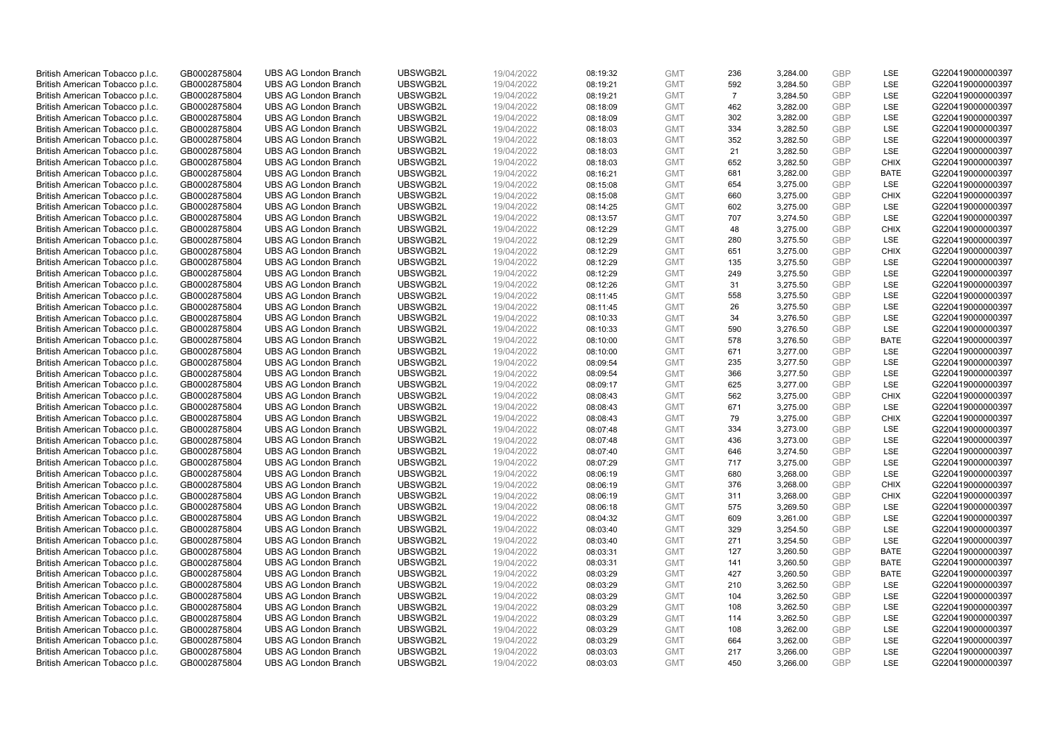| British American Tobacco p.l.c. | GB0002875804 | UBS AG London Branch | UBSWGB2L | 19/04/2022 | 08:19:32 | GMT | 236 | 3,284.00 | GBP | LSE | G220419000000397 |
|---|---|---|---|---|---|---|---|---|---|---|---|
| British American Tobacco p.l.c. | GB0002875804 | UBS AG London Branch | UBSWGB2L | 19/04/2022 | 08:19:21 | GMT | 592 | 3,284.50 | GBP | LSE | G220419000000397 |
| British American Tobacco p.l.c. | GB0002875804 | UBS AG London Branch | UBSWGB2L | 19/04/2022 | 08:19:21 | GMT | 7 | 3,284.50 | GBP | LSE | G220419000000397 |
| British American Tobacco p.l.c. | GB0002875804 | UBS AG London Branch | UBSWGB2L | 19/04/2022 | 08:18:09 | GMT | 462 | 3,282.00 | GBP | LSE | G220419000000397 |
| British American Tobacco p.l.c. | GB0002875804 | UBS AG London Branch | UBSWGB2L | 19/04/2022 | 08:18:09 | GMT | 302 | 3,282.00 | GBP | LSE | G220419000000397 |
| British American Tobacco p.l.c. | GB0002875804 | UBS AG London Branch | UBSWGB2L | 19/04/2022 | 08:18:03 | GMT | 334 | 3,282.50 | GBP | LSE | G220419000000397 |
| British American Tobacco p.l.c. | GB0002875804 | UBS AG London Branch | UBSWGB2L | 19/04/2022 | 08:18:03 | GMT | 352 | 3,282.50 | GBP | LSE | G220419000000397 |
| British American Tobacco p.l.c. | GB0002875804 | UBS AG London Branch | UBSWGB2L | 19/04/2022 | 08:18:03 | GMT | 21 | 3,282.50 | GBP | LSE | G220419000000397 |
| British American Tobacco p.l.c. | GB0002875804 | UBS AG London Branch | UBSWGB2L | 19/04/2022 | 08:18:03 | GMT | 652 | 3,282.50 | GBP | CHIX | G220419000000397 |
| British American Tobacco p.l.c. | GB0002875804 | UBS AG London Branch | UBSWGB2L | 19/04/2022 | 08:16:21 | GMT | 681 | 3,282.00 | GBP | BATE | G220419000000397 |
| British American Tobacco p.l.c. | GB0002875804 | UBS AG London Branch | UBSWGB2L | 19/04/2022 | 08:15:08 | GMT | 654 | 3,275.00 | GBP | LSE | G220419000000397 |
| British American Tobacco p.l.c. | GB0002875804 | UBS AG London Branch | UBSWGB2L | 19/04/2022 | 08:15:08 | GMT | 660 | 3,275.00 | GBP | CHIX | G220419000000397 |
| British American Tobacco p.l.c. | GB0002875804 | UBS AG London Branch | UBSWGB2L | 19/04/2022 | 08:14:25 | GMT | 602 | 3,275.00 | GBP | LSE | G220419000000397 |
| British American Tobacco p.l.c. | GB0002875804 | UBS AG London Branch | UBSWGB2L | 19/04/2022 | 08:13:57 | GMT | 707 | 3,274.50 | GBP | LSE | G220419000000397 |
| British American Tobacco p.l.c. | GB0002875804 | UBS AG London Branch | UBSWGB2L | 19/04/2022 | 08:12:29 | GMT | 48 | 3,275.00 | GBP | CHIX | G220419000000397 |
| British American Tobacco p.l.c. | GB0002875804 | UBS AG London Branch | UBSWGB2L | 19/04/2022 | 08:12:29 | GMT | 280 | 3,275.50 | GBP | LSE | G220419000000397 |
| British American Tobacco p.l.c. | GB0002875804 | UBS AG London Branch | UBSWGB2L | 19/04/2022 | 08:12:29 | GMT | 651 | 3,275.00 | GBP | CHIX | G220419000000397 |
| British American Tobacco p.l.c. | GB0002875804 | UBS AG London Branch | UBSWGB2L | 19/04/2022 | 08:12:29 | GMT | 135 | 3,275.50 | GBP | LSE | G220419000000397 |
| British American Tobacco p.l.c. | GB0002875804 | UBS AG London Branch | UBSWGB2L | 19/04/2022 | 08:12:29 | GMT | 249 | 3,275.50 | GBP | LSE | G220419000000397 |
| British American Tobacco p.l.c. | GB0002875804 | UBS AG London Branch | UBSWGB2L | 19/04/2022 | 08:12:26 | GMT | 31 | 3,275.50 | GBP | LSE | G220419000000397 |
| British American Tobacco p.l.c. | GB0002875804 | UBS AG London Branch | UBSWGB2L | 19/04/2022 | 08:11:45 | GMT | 558 | 3,275.50 | GBP | LSE | G220419000000397 |
| British American Tobacco p.l.c. | GB0002875804 | UBS AG London Branch | UBSWGB2L | 19/04/2022 | 08:11:45 | GMT | 26 | 3,275.50 | GBP | LSE | G220419000000397 |
| British American Tobacco p.l.c. | GB0002875804 | UBS AG London Branch | UBSWGB2L | 19/04/2022 | 08:10:33 | GMT | 34 | 3,276.50 | GBP | LSE | G220419000000397 |
| British American Tobacco p.l.c. | GB0002875804 | UBS AG London Branch | UBSWGB2L | 19/04/2022 | 08:10:33 | GMT | 590 | 3,276.50 | GBP | LSE | G220419000000397 |
| British American Tobacco p.l.c. | GB0002875804 | UBS AG London Branch | UBSWGB2L | 19/04/2022 | 08:10:00 | GMT | 578 | 3,276.50 | GBP | BATE | G220419000000397 |
| British American Tobacco p.l.c. | GB0002875804 | UBS AG London Branch | UBSWGB2L | 19/04/2022 | 08:10:00 | GMT | 671 | 3,277.00 | GBP | LSE | G220419000000397 |
| British American Tobacco p.l.c. | GB0002875804 | UBS AG London Branch | UBSWGB2L | 19/04/2022 | 08:09:54 | GMT | 235 | 3,277.50 | GBP | LSE | G220419000000397 |
| British American Tobacco p.l.c. | GB0002875804 | UBS AG London Branch | UBSWGB2L | 19/04/2022 | 08:09:54 | GMT | 366 | 3,277.50 | GBP | LSE | G220419000000397 |
| British American Tobacco p.l.c. | GB0002875804 | UBS AG London Branch | UBSWGB2L | 19/04/2022 | 08:09:17 | GMT | 625 | 3,277.00 | GBP | LSE | G220419000000397 |
| British American Tobacco p.l.c. | GB0002875804 | UBS AG London Branch | UBSWGB2L | 19/04/2022 | 08:08:43 | GMT | 562 | 3,275.00 | GBP | CHIX | G220419000000397 |
| British American Tobacco p.l.c. | GB0002875804 | UBS AG London Branch | UBSWGB2L | 19/04/2022 | 08:08:43 | GMT | 671 | 3,275.00 | GBP | LSE | G220419000000397 |
| British American Tobacco p.l.c. | GB0002875804 | UBS AG London Branch | UBSWGB2L | 19/04/2022 | 08:08:43 | GMT | 79 | 3,275.00 | GBP | CHIX | G220419000000397 |
| British American Tobacco p.l.c. | GB0002875804 | UBS AG London Branch | UBSWGB2L | 19/04/2022 | 08:07:48 | GMT | 334 | 3,273.00 | GBP | LSE | G220419000000397 |
| British American Tobacco p.l.c. | GB0002875804 | UBS AG London Branch | UBSWGB2L | 19/04/2022 | 08:07:48 | GMT | 436 | 3,273.00 | GBP | LSE | G220419000000397 |
| British American Tobacco p.l.c. | GB0002875804 | UBS AG London Branch | UBSWGB2L | 19/04/2022 | 08:07:40 | GMT | 646 | 3,274.50 | GBP | LSE | G220419000000397 |
| British American Tobacco p.l.c. | GB0002875804 | UBS AG London Branch | UBSWGB2L | 19/04/2022 | 08:07:29 | GMT | 717 | 3,275.00 | GBP | LSE | G220419000000397 |
| British American Tobacco p.l.c. | GB0002875804 | UBS AG London Branch | UBSWGB2L | 19/04/2022 | 08:06:19 | GMT | 680 | 3,268.00 | GBP | LSE | G220419000000397 |
| British American Tobacco p.l.c. | GB0002875804 | UBS AG London Branch | UBSWGB2L | 19/04/2022 | 08:06:19 | GMT | 376 | 3,268.00 | GBP | CHIX | G220419000000397 |
| British American Tobacco p.l.c. | GB0002875804 | UBS AG London Branch | UBSWGB2L | 19/04/2022 | 08:06:19 | GMT | 311 | 3,268.00 | GBP | CHIX | G220419000000397 |
| British American Tobacco p.l.c. | GB0002875804 | UBS AG London Branch | UBSWGB2L | 19/04/2022 | 08:06:18 | GMT | 575 | 3,269.50 | GBP | LSE | G220419000000397 |
| British American Tobacco p.l.c. | GB0002875804 | UBS AG London Branch | UBSWGB2L | 19/04/2022 | 08:04:32 | GMT | 609 | 3,261.00 | GBP | LSE | G220419000000397 |
| British American Tobacco p.l.c. | GB0002875804 | UBS AG London Branch | UBSWGB2L | 19/04/2022 | 08:03:40 | GMT | 329 | 3,254.50 | GBP | LSE | G220419000000397 |
| British American Tobacco p.l.c. | GB0002875804 | UBS AG London Branch | UBSWGB2L | 19/04/2022 | 08:03:40 | GMT | 271 | 3,254.50 | GBP | LSE | G220419000000397 |
| British American Tobacco p.l.c. | GB0002875804 | UBS AG London Branch | UBSWGB2L | 19/04/2022 | 08:03:31 | GMT | 127 | 3,260.50 | GBP | BATE | G220419000000397 |
| British American Tobacco p.l.c. | GB0002875804 | UBS AG London Branch | UBSWGB2L | 19/04/2022 | 08:03:31 | GMT | 141 | 3,260.50 | GBP | BATE | G220419000000397 |
| British American Tobacco p.l.c. | GB0002875804 | UBS AG London Branch | UBSWGB2L | 19/04/2022 | 08:03:29 | GMT | 427 | 3,260.50 | GBP | BATE | G220419000000397 |
| British American Tobacco p.l.c. | GB0002875804 | UBS AG London Branch | UBSWGB2L | 19/04/2022 | 08:03:29 | GMT | 210 | 3,262.50 | GBP | LSE | G220419000000397 |
| British American Tobacco p.l.c. | GB0002875804 | UBS AG London Branch | UBSWGB2L | 19/04/2022 | 08:03:29 | GMT | 104 | 3,262.50 | GBP | LSE | G220419000000397 |
| British American Tobacco p.l.c. | GB0002875804 | UBS AG London Branch | UBSWGB2L | 19/04/2022 | 08:03:29 | GMT | 108 | 3,262.50 | GBP | LSE | G220419000000397 |
| British American Tobacco p.l.c. | GB0002875804 | UBS AG London Branch | UBSWGB2L | 19/04/2022 | 08:03:29 | GMT | 114 | 3,262.50 | GBP | LSE | G220419000000397 |
| British American Tobacco p.l.c. | GB0002875804 | UBS AG London Branch | UBSWGB2L | 19/04/2022 | 08:03:29 | GMT | 108 | 3,262.00 | GBP | LSE | G220419000000397 |
| British American Tobacco p.l.c. | GB0002875804 | UBS AG London Branch | UBSWGB2L | 19/04/2022 | 08:03:29 | GMT | 664 | 3,262.00 | GBP | LSE | G220419000000397 |
| British American Tobacco p.l.c. | GB0002875804 | UBS AG London Branch | UBSWGB2L | 19/04/2022 | 08:03:03 | GMT | 217 | 3,266.00 | GBP | LSE | G220419000000397 |
| British American Tobacco p.l.c. | GB0002875804 | UBS AG London Branch | UBSWGB2L | 19/04/2022 | 08:03:03 | GMT | 450 | 3,266.00 | GBP | LSE | G220419000000397 |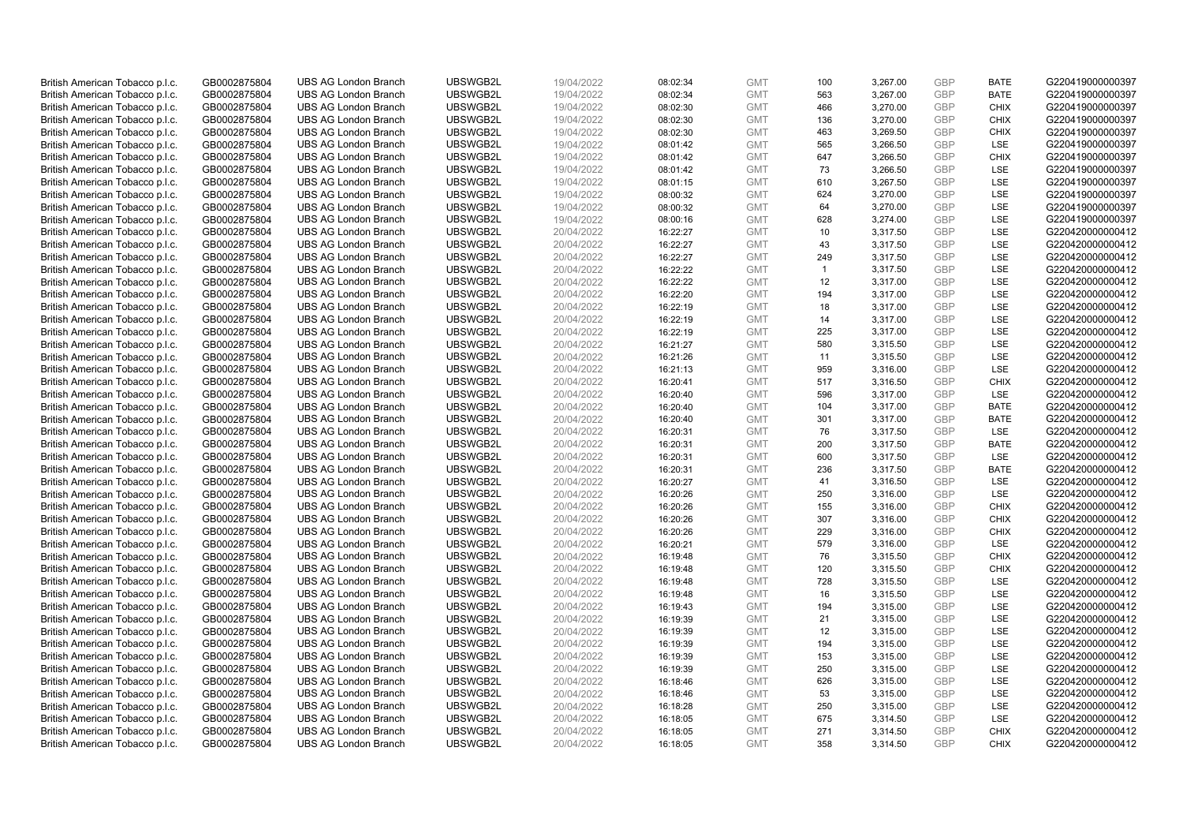| | | | | | | | | | | | |
|---|---|---|---|---|---|---|---|---|---|---|---|
| British American Tobacco p.l.c. | GB0002875804 | UBS AG London Branch | UBSWGB2L | 19/04/2022 | 08:02:34 | GMT | 100 | 3,267.00 | GBP | BATE | G220419000000397 |
| British American Tobacco p.l.c. | GB0002875804 | UBS AG London Branch | UBSWGB2L | 19/04/2022 | 08:02:34 | GMT | 563 | 3,267.00 | GBP | BATE | G220419000000397 |
| British American Tobacco p.l.c. | GB0002875804 | UBS AG London Branch | UBSWGB2L | 19/04/2022 | 08:02:30 | GMT | 466 | 3,270.00 | GBP | CHIX | G220419000000397 |
| British American Tobacco p.l.c. | GB0002875804 | UBS AG London Branch | UBSWGB2L | 19/04/2022 | 08:02:30 | GMT | 136 | 3,270.00 | GBP | CHIX | G220419000000397 |
| British American Tobacco p.l.c. | GB0002875804 | UBS AG London Branch | UBSWGB2L | 19/04/2022 | 08:02:30 | GMT | 463 | 3,269.50 | GBP | CHIX | G220419000000397 |
| British American Tobacco p.l.c. | GB0002875804 | UBS AG London Branch | UBSWGB2L | 19/04/2022 | 08:01:42 | GMT | 565 | 3,266.50 | GBP | LSE | G220419000000397 |
| British American Tobacco p.l.c. | GB0002875804 | UBS AG London Branch | UBSWGB2L | 19/04/2022 | 08:01:42 | GMT | 647 | 3,266.50 | GBP | CHIX | G220419000000397 |
| British American Tobacco p.l.c. | GB0002875804 | UBS AG London Branch | UBSWGB2L | 19/04/2022 | 08:01:42 | GMT | 73 | 3,266.50 | GBP | LSE | G220419000000397 |
| British American Tobacco p.l.c. | GB0002875804 | UBS AG London Branch | UBSWGB2L | 19/04/2022 | 08:01:15 | GMT | 610 | 3,267.50 | GBP | LSE | G220419000000397 |
| British American Tobacco p.l.c. | GB0002875804 | UBS AG London Branch | UBSWGB2L | 19/04/2022 | 08:00:32 | GMT | 624 | 3,270.00 | GBP | LSE | G220419000000397 |
| British American Tobacco p.l.c. | GB0002875804 | UBS AG London Branch | UBSWGB2L | 19/04/2022 | 08:00:32 | GMT | 64 | 3,270.00 | GBP | LSE | G220419000000397 |
| British American Tobacco p.l.c. | GB0002875804 | UBS AG London Branch | UBSWGB2L | 19/04/2022 | 08:00:16 | GMT | 628 | 3,274.00 | GBP | LSE | G220419000000397 |
| British American Tobacco p.l.c. | GB0002875804 | UBS AG London Branch | UBSWGB2L | 20/04/2022 | 16:22:27 | GMT | 10 | 3,317.50 | GBP | LSE | G220420000000412 |
| British American Tobacco p.l.c. | GB0002875804 | UBS AG London Branch | UBSWGB2L | 20/04/2022 | 16:22:27 | GMT | 43 | 3,317.50 | GBP | LSE | G220420000000412 |
| British American Tobacco p.l.c. | GB0002875804 | UBS AG London Branch | UBSWGB2L | 20/04/2022 | 16:22:27 | GMT | 249 | 3,317.50 | GBP | LSE | G220420000000412 |
| British American Tobacco p.l.c. | GB0002875804 | UBS AG London Branch | UBSWGB2L | 20/04/2022 | 16:22:22 | GMT | 1 | 3,317.50 | GBP | LSE | G220420000000412 |
| British American Tobacco p.l.c. | GB0002875804 | UBS AG London Branch | UBSWGB2L | 20/04/2022 | 16:22:22 | GMT | 12 | 3,317.00 | GBP | LSE | G220420000000412 |
| British American Tobacco p.l.c. | GB0002875804 | UBS AG London Branch | UBSWGB2L | 20/04/2022 | 16:22:20 | GMT | 194 | 3,317.00 | GBP | LSE | G220420000000412 |
| British American Tobacco p.l.c. | GB0002875804 | UBS AG London Branch | UBSWGB2L | 20/04/2022 | 16:22:19 | GMT | 18 | 3,317.00 | GBP | LSE | G220420000000412 |
| British American Tobacco p.l.c. | GB0002875804 | UBS AG London Branch | UBSWGB2L | 20/04/2022 | 16:22:19 | GMT | 14 | 3,317.00 | GBP | LSE | G220420000000412 |
| British American Tobacco p.l.c. | GB0002875804 | UBS AG London Branch | UBSWGB2L | 20/04/2022 | 16:22:19 | GMT | 225 | 3,317.00 | GBP | LSE | G220420000000412 |
| British American Tobacco p.l.c. | GB0002875804 | UBS AG London Branch | UBSWGB2L | 20/04/2022 | 16:21:27 | GMT | 580 | 3,315.50 | GBP | LSE | G220420000000412 |
| British American Tobacco p.l.c. | GB0002875804 | UBS AG London Branch | UBSWGB2L | 20/04/2022 | 16:21:26 | GMT | 11 | 3,315.50 | GBP | LSE | G220420000000412 |
| British American Tobacco p.l.c. | GB0002875804 | UBS AG London Branch | UBSWGB2L | 20/04/2022 | 16:21:13 | GMT | 959 | 3,316.00 | GBP | LSE | G220420000000412 |
| British American Tobacco p.l.c. | GB0002875804 | UBS AG London Branch | UBSWGB2L | 20/04/2022 | 16:20:41 | GMT | 517 | 3,316.50 | GBP | CHIX | G220420000000412 |
| British American Tobacco p.l.c. | GB0002875804 | UBS AG London Branch | UBSWGB2L | 20/04/2022 | 16:20:40 | GMT | 596 | 3,317.00 | GBP | LSE | G220420000000412 |
| British American Tobacco p.l.c. | GB0002875804 | UBS AG London Branch | UBSWGB2L | 20/04/2022 | 16:20:40 | GMT | 104 | 3,317.00 | GBP | BATE | G220420000000412 |
| British American Tobacco p.l.c. | GB0002875804 | UBS AG London Branch | UBSWGB2L | 20/04/2022 | 16:20:40 | GMT | 301 | 3,317.00 | GBP | BATE | G220420000000412 |
| British American Tobacco p.l.c. | GB0002875804 | UBS AG London Branch | UBSWGB2L | 20/04/2022 | 16:20:31 | GMT | 76 | 3,317.50 | GBP | LSE | G220420000000412 |
| British American Tobacco p.l.c. | GB0002875804 | UBS AG London Branch | UBSWGB2L | 20/04/2022 | 16:20:31 | GMT | 200 | 3,317.50 | GBP | BATE | G220420000000412 |
| British American Tobacco p.l.c. | GB0002875804 | UBS AG London Branch | UBSWGB2L | 20/04/2022 | 16:20:31 | GMT | 600 | 3,317.50 | GBP | LSE | G220420000000412 |
| British American Tobacco p.l.c. | GB0002875804 | UBS AG London Branch | UBSWGB2L | 20/04/2022 | 16:20:31 | GMT | 236 | 3,317.50 | GBP | BATE | G220420000000412 |
| British American Tobacco p.l.c. | GB0002875804 | UBS AG London Branch | UBSWGB2L | 20/04/2022 | 16:20:27 | GMT | 41 | 3,316.50 | GBP | LSE | G220420000000412 |
| British American Tobacco p.l.c. | GB0002875804 | UBS AG London Branch | UBSWGB2L | 20/04/2022 | 16:20:26 | GMT | 250 | 3,316.00 | GBP | LSE | G220420000000412 |
| British American Tobacco p.l.c. | GB0002875804 | UBS AG London Branch | UBSWGB2L | 20/04/2022 | 16:20:26 | GMT | 155 | 3,316.00 | GBP | CHIX | G220420000000412 |
| British American Tobacco p.l.c. | GB0002875804 | UBS AG London Branch | UBSWGB2L | 20/04/2022 | 16:20:26 | GMT | 307 | 3,316.00 | GBP | CHIX | G220420000000412 |
| British American Tobacco p.l.c. | GB0002875804 | UBS AG London Branch | UBSWGB2L | 20/04/2022 | 16:20:26 | GMT | 229 | 3,316.00 | GBP | CHIX | G220420000000412 |
| British American Tobacco p.l.c. | GB0002875804 | UBS AG London Branch | UBSWGB2L | 20/04/2022 | 16:20:21 | GMT | 579 | 3,316.00 | GBP | LSE | G220420000000412 |
| British American Tobacco p.l.c. | GB0002875804 | UBS AG London Branch | UBSWGB2L | 20/04/2022 | 16:19:48 | GMT | 76 | 3,315.50 | GBP | CHIX | G220420000000412 |
| British American Tobacco p.l.c. | GB0002875804 | UBS AG London Branch | UBSWGB2L | 20/04/2022 | 16:19:48 | GMT | 120 | 3,315.50 | GBP | CHIX | G220420000000412 |
| British American Tobacco p.l.c. | GB0002875804 | UBS AG London Branch | UBSWGB2L | 20/04/2022 | 16:19:48 | GMT | 728 | 3,315.50 | GBP | LSE | G220420000000412 |
| British American Tobacco p.l.c. | GB0002875804 | UBS AG London Branch | UBSWGB2L | 20/04/2022 | 16:19:48 | GMT | 16 | 3,315.50 | GBP | LSE | G220420000000412 |
| British American Tobacco p.l.c. | GB0002875804 | UBS AG London Branch | UBSWGB2L | 20/04/2022 | 16:19:43 | GMT | 194 | 3,315.00 | GBP | LSE | G220420000000412 |
| British American Tobacco p.l.c. | GB0002875804 | UBS AG London Branch | UBSWGB2L | 20/04/2022 | 16:19:39 | GMT | 21 | 3,315.00 | GBP | LSE | G220420000000412 |
| British American Tobacco p.l.c. | GB0002875804 | UBS AG London Branch | UBSWGB2L | 20/04/2022 | 16:19:39 | GMT | 12 | 3,315.00 | GBP | LSE | G220420000000412 |
| British American Tobacco p.l.c. | GB0002875804 | UBS AG London Branch | UBSWGB2L | 20/04/2022 | 16:19:39 | GMT | 194 | 3,315.00 | GBP | LSE | G220420000000412 |
| British American Tobacco p.l.c. | GB0002875804 | UBS AG London Branch | UBSWGB2L | 20/04/2022 | 16:19:39 | GMT | 153 | 3,315.00 | GBP | LSE | G220420000000412 |
| British American Tobacco p.l.c. | GB0002875804 | UBS AG London Branch | UBSWGB2L | 20/04/2022 | 16:19:39 | GMT | 250 | 3,315.00 | GBP | LSE | G220420000000412 |
| British American Tobacco p.l.c. | GB0002875804 | UBS AG London Branch | UBSWGB2L | 20/04/2022 | 16:18:46 | GMT | 626 | 3,315.00 | GBP | LSE | G220420000000412 |
| British American Tobacco p.l.c. | GB0002875804 | UBS AG London Branch | UBSWGB2L | 20/04/2022 | 16:18:46 | GMT | 53 | 3,315.00 | GBP | LSE | G220420000000412 |
| British American Tobacco p.l.c. | GB0002875804 | UBS AG London Branch | UBSWGB2L | 20/04/2022 | 16:18:28 | GMT | 250 | 3,315.00 | GBP | LSE | G220420000000412 |
| British American Tobacco p.l.c. | GB0002875804 | UBS AG London Branch | UBSWGB2L | 20/04/2022 | 16:18:05 | GMT | 675 | 3,314.50 | GBP | LSE | G220420000000412 |
| British American Tobacco p.l.c. | GB0002875804 | UBS AG London Branch | UBSWGB2L | 20/04/2022 | 16:18:05 | GMT | 271 | 3,314.50 | GBP | CHIX | G220420000000412 |
| British American Tobacco p.l.c. | GB0002875804 | UBS AG London Branch | UBSWGB2L | 20/04/2022 | 16:18:05 | GMT | 358 | 3,314.50 | GBP | CHIX | G220420000000412 |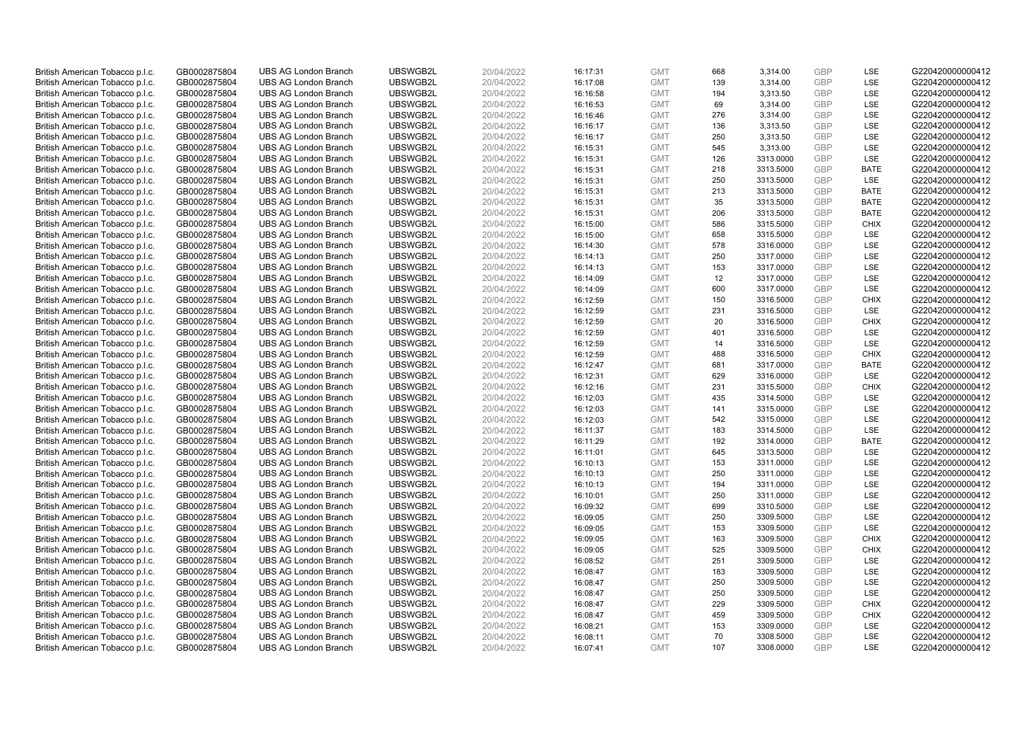| | | | | | | | | | | | |
|---|---|---|---|---|---|---|---|---|---|---|---|
| British American Tobacco p.l.c. | GB0002875804 | UBS AG London Branch | UBSWGB2L | 20/04/2022 | 16:17:31 | GMT | 668 | 3,314.00 | GBP | LSE | G220420000000412 |
| British American Tobacco p.l.c. | GB0002875804 | UBS AG London Branch | UBSWGB2L | 20/04/2022 | 16:17:08 | GMT | 139 | 3,314.00 | GBP | LSE | G220420000000412 |
| British American Tobacco p.l.c. | GB0002875804 | UBS AG London Branch | UBSWGB2L | 20/04/2022 | 16:16:58 | GMT | 194 | 3,313.50 | GBP | LSE | G220420000000412 |
| British American Tobacco p.l.c. | GB0002875804 | UBS AG London Branch | UBSWGB2L | 20/04/2022 | 16:16:53 | GMT | 69 | 3,314.00 | GBP | LSE | G220420000000412 |
| British American Tobacco p.l.c. | GB0002875804 | UBS AG London Branch | UBSWGB2L | 20/04/2022 | 16:16:46 | GMT | 276 | 3,314.00 | GBP | LSE | G220420000000412 |
| British American Tobacco p.l.c. | GB0002875804 | UBS AG London Branch | UBSWGB2L | 20/04/2022 | 16:16:17 | GMT | 136 | 3,313.50 | GBP | LSE | G220420000000412 |
| British American Tobacco p.l.c. | GB0002875804 | UBS AG London Branch | UBSWGB2L | 20/04/2022 | 16:16:17 | GMT | 250 | 3,313.50 | GBP | LSE | G220420000000412 |
| British American Tobacco p.l.c. | GB0002875804 | UBS AG London Branch | UBSWGB2L | 20/04/2022 | 16:15:31 | GMT | 545 | 3,313.00 | GBP | LSE | G220420000000412 |
| British American Tobacco p.l.c. | GB0002875804 | UBS AG London Branch | UBSWGB2L | 20/04/2022 | 16:15:31 | GMT | 126 | 3313.0000 | GBP | LSE | G220420000000412 |
| British American Tobacco p.l.c. | GB0002875804 | UBS AG London Branch | UBSWGB2L | 20/04/2022 | 16:15:31 | GMT | 218 | 3313.5000 | GBP | BATE | G220420000000412 |
| British American Tobacco p.l.c. | GB0002875804 | UBS AG London Branch | UBSWGB2L | 20/04/2022 | 16:15:31 | GMT | 250 | 3313.5000 | GBP | LSE | G220420000000412 |
| British American Tobacco p.l.c. | GB0002875804 | UBS AG London Branch | UBSWGB2L | 20/04/2022 | 16:15:31 | GMT | 213 | 3313.5000 | GBP | BATE | G220420000000412 |
| British American Tobacco p.l.c. | GB0002875804 | UBS AG London Branch | UBSWGB2L | 20/04/2022 | 16:15:31 | GMT | 35 | 3313.5000 | GBP | BATE | G220420000000412 |
| British American Tobacco p.l.c. | GB0002875804 | UBS AG London Branch | UBSWGB2L | 20/04/2022 | 16:15:31 | GMT | 206 | 3313.5000 | GBP | BATE | G220420000000412 |
| British American Tobacco p.l.c. | GB0002875804 | UBS AG London Branch | UBSWGB2L | 20/04/2022 | 16:15:00 | GMT | 586 | 3315.5000 | GBP | CHIX | G220420000000412 |
| British American Tobacco p.l.c. | GB0002875804 | UBS AG London Branch | UBSWGB2L | 20/04/2022 | 16:15:00 | GMT | 658 | 3315.5000 | GBP | LSE | G220420000000412 |
| British American Tobacco p.l.c. | GB0002875804 | UBS AG London Branch | UBSWGB2L | 20/04/2022 | 16:14:30 | GMT | 578 | 3316.0000 | GBP | LSE | G220420000000412 |
| British American Tobacco p.l.c. | GB0002875804 | UBS AG London Branch | UBSWGB2L | 20/04/2022 | 16:14:13 | GMT | 250 | 3317.0000 | GBP | LSE | G220420000000412 |
| British American Tobacco p.l.c. | GB0002875804 | UBS AG London Branch | UBSWGB2L | 20/04/2022 | 16:14:13 | GMT | 153 | 3317.0000 | GBP | LSE | G220420000000412 |
| British American Tobacco p.l.c. | GB0002875804 | UBS AG London Branch | UBSWGB2L | 20/04/2022 | 16:14:09 | GMT | 12 | 3317.0000 | GBP | LSE | G220420000000412 |
| British American Tobacco p.l.c. | GB0002875804 | UBS AG London Branch | UBSWGB2L | 20/04/2022 | 16:14:09 | GMT | 600 | 3317.0000 | GBP | LSE | G220420000000412 |
| British American Tobacco p.l.c. | GB0002875804 | UBS AG London Branch | UBSWGB2L | 20/04/2022 | 16:12:59 | GMT | 150 | 3316.5000 | GBP | CHIX | G220420000000412 |
| British American Tobacco p.l.c. | GB0002875804 | UBS AG London Branch | UBSWGB2L | 20/04/2022 | 16:12:59 | GMT | 231 | 3316.5000 | GBP | LSE | G220420000000412 |
| British American Tobacco p.l.c. | GB0002875804 | UBS AG London Branch | UBSWGB2L | 20/04/2022 | 16:12:59 | GMT | 20 | 3316.5000 | GBP | CHIX | G220420000000412 |
| British American Tobacco p.l.c. | GB0002875804 | UBS AG London Branch | UBSWGB2L | 20/04/2022 | 16:12:59 | GMT | 401 | 3316.5000 | GBP | LSE | G220420000000412 |
| British American Tobacco p.l.c. | GB0002875804 | UBS AG London Branch | UBSWGB2L | 20/04/2022 | 16:12:59 | GMT | 14 | 3316.5000 | GBP | LSE | G220420000000412 |
| British American Tobacco p.l.c. | GB0002875804 | UBS AG London Branch | UBSWGB2L | 20/04/2022 | 16:12:59 | GMT | 488 | 3316.5000 | GBP | CHIX | G220420000000412 |
| British American Tobacco p.l.c. | GB0002875804 | UBS AG London Branch | UBSWGB2L | 20/04/2022 | 16:12:47 | GMT | 681 | 3317.0000 | GBP | BATE | G220420000000412 |
| British American Tobacco p.l.c. | GB0002875804 | UBS AG London Branch | UBSWGB2L | 20/04/2022 | 16:12:31 | GMT | 629 | 3316.0000 | GBP | LSE | G220420000000412 |
| British American Tobacco p.l.c. | GB0002875804 | UBS AG London Branch | UBSWGB2L | 20/04/2022 | 16:12:16 | GMT | 231 | 3315.5000 | GBP | CHIX | G220420000000412 |
| British American Tobacco p.l.c. | GB0002875804 | UBS AG London Branch | UBSWGB2L | 20/04/2022 | 16:12:03 | GMT | 435 | 3314.5000 | GBP | LSE | G220420000000412 |
| British American Tobacco p.l.c. | GB0002875804 | UBS AG London Branch | UBSWGB2L | 20/04/2022 | 16:12:03 | GMT | 141 | 3315.0000 | GBP | LSE | G220420000000412 |
| British American Tobacco p.l.c. | GB0002875804 | UBS AG London Branch | UBSWGB2L | 20/04/2022 | 16:12:03 | GMT | 542 | 3315.0000 | GBP | LSE | G220420000000412 |
| British American Tobacco p.l.c. | GB0002875804 | UBS AG London Branch | UBSWGB2L | 20/04/2022 | 16:11:37 | GMT | 183 | 3314.5000 | GBP | LSE | G220420000000412 |
| British American Tobacco p.l.c. | GB0002875804 | UBS AG London Branch | UBSWGB2L | 20/04/2022 | 16:11:29 | GMT | 192 | 3314.0000 | GBP | BATE | G220420000000412 |
| British American Tobacco p.l.c. | GB0002875804 | UBS AG London Branch | UBSWGB2L | 20/04/2022 | 16:11:01 | GMT | 645 | 3313.5000 | GBP | LSE | G220420000000412 |
| British American Tobacco p.l.c. | GB0002875804 | UBS AG London Branch | UBSWGB2L | 20/04/2022 | 16:10:13 | GMT | 153 | 3311.0000 | GBP | LSE | G220420000000412 |
| British American Tobacco p.l.c. | GB0002875804 | UBS AG London Branch | UBSWGB2L | 20/04/2022 | 16:10:13 | GMT | 250 | 3311.0000 | GBP | LSE | G220420000000412 |
| British American Tobacco p.l.c. | GB0002875804 | UBS AG London Branch | UBSWGB2L | 20/04/2022 | 16:10:13 | GMT | 194 | 3311.0000 | GBP | LSE | G220420000000412 |
| British American Tobacco p.l.c. | GB0002875804 | UBS AG London Branch | UBSWGB2L | 20/04/2022 | 16:10:01 | GMT | 250 | 3311.0000 | GBP | LSE | G220420000000412 |
| British American Tobacco p.l.c. | GB0002875804 | UBS AG London Branch | UBSWGB2L | 20/04/2022 | 16:09:32 | GMT | 699 | 3310.5000 | GBP | LSE | G220420000000412 |
| British American Tobacco p.l.c. | GB0002875804 | UBS AG London Branch | UBSWGB2L | 20/04/2022 | 16:09:05 | GMT | 250 | 3309.5000 | GBP | LSE | G220420000000412 |
| British American Tobacco p.l.c. | GB0002875804 | UBS AG London Branch | UBSWGB2L | 20/04/2022 | 16:09:05 | GMT | 153 | 3309.5000 | GBP | LSE | G220420000000412 |
| British American Tobacco p.l.c. | GB0002875804 | UBS AG London Branch | UBSWGB2L | 20/04/2022 | 16:09:05 | GMT | 163 | 3309.5000 | GBP | CHIX | G220420000000412 |
| British American Tobacco p.l.c. | GB0002875804 | UBS AG London Branch | UBSWGB2L | 20/04/2022 | 16:09:05 | GMT | 525 | 3309.5000 | GBP | CHIX | G220420000000412 |
| British American Tobacco p.l.c. | GB0002875804 | UBS AG London Branch | UBSWGB2L | 20/04/2022 | 16:08:52 | GMT | 251 | 3309.5000 | GBP | LSE | G220420000000412 |
| British American Tobacco p.l.c. | GB0002875804 | UBS AG London Branch | UBSWGB2L | 20/04/2022 | 16:08:47 | GMT | 183 | 3309.5000 | GBP | LSE | G220420000000412 |
| British American Tobacco p.l.c. | GB0002875804 | UBS AG London Branch | UBSWGB2L | 20/04/2022 | 16:08:47 | GMT | 250 | 3309.5000 | GBP | LSE | G220420000000412 |
| British American Tobacco p.l.c. | GB0002875804 | UBS AG London Branch | UBSWGB2L | 20/04/2022 | 16:08:47 | GMT | 250 | 3309.5000 | GBP | LSE | G220420000000412 |
| British American Tobacco p.l.c. | GB0002875804 | UBS AG London Branch | UBSWGB2L | 20/04/2022 | 16:08:47 | GMT | 229 | 3309.5000 | GBP | CHIX | G220420000000412 |
| British American Tobacco p.l.c. | GB0002875804 | UBS AG London Branch | UBSWGB2L | 20/04/2022 | 16:08:47 | GMT | 459 | 3309.5000 | GBP | CHIX | G220420000000412 |
| British American Tobacco p.l.c. | GB0002875804 | UBS AG London Branch | UBSWGB2L | 20/04/2022 | 16:08:21 | GMT | 153 | 3309.0000 | GBP | LSE | G220420000000412 |
| British American Tobacco p.l.c. | GB0002875804 | UBS AG London Branch | UBSWGB2L | 20/04/2022 | 16:08:11 | GMT | 70 | 3308.5000 | GBP | LSE | G220420000000412 |
| British American Tobacco p.l.c. | GB0002875804 | UBS AG London Branch | UBSWGB2L | 20/04/2022 | 16:07:41 | GMT | 107 | 3308.0000 | GBP | LSE | G220420000000412 |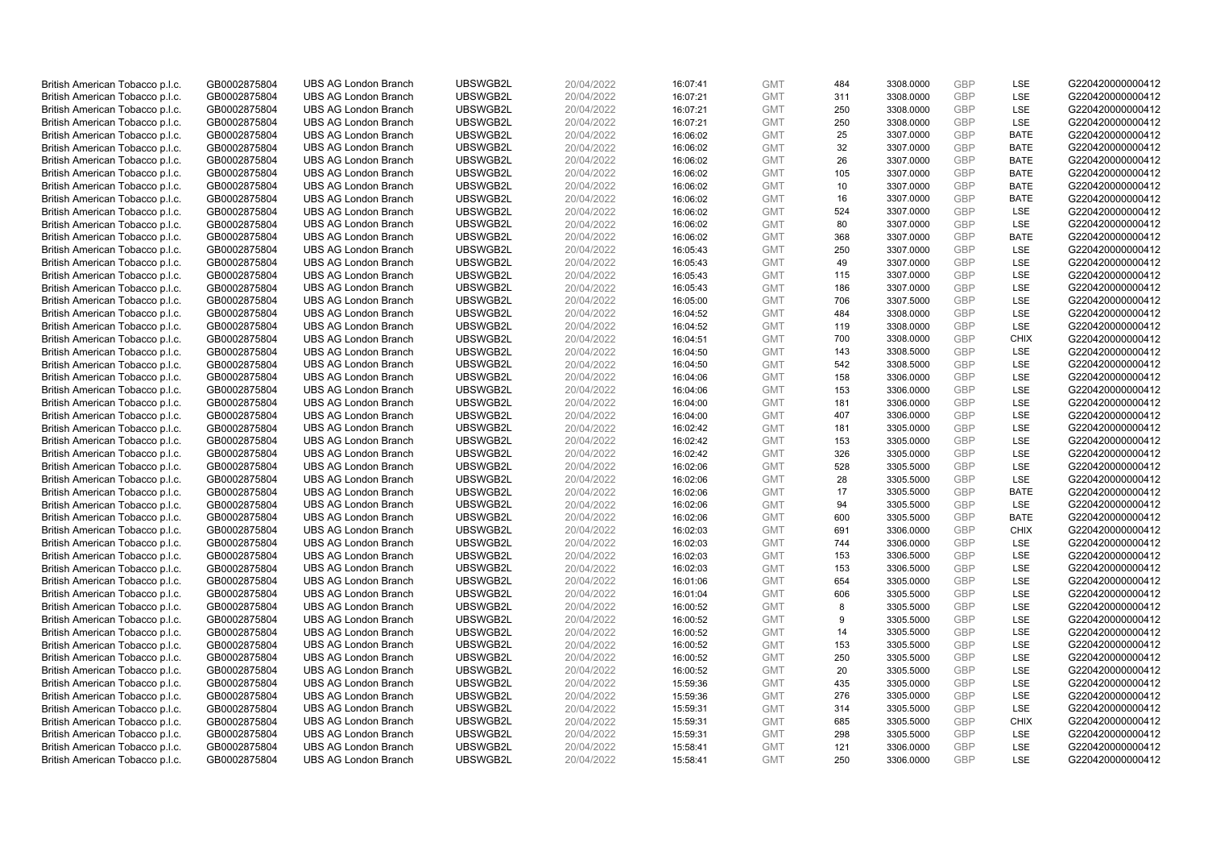| | | | | | | | | | | | |
|---|---|---|---|---|---|---|---|---|---|---|---|
| British American Tobacco p.l.c. | GB0002875804 | UBS AG London Branch | UBSWGB2L | 20/04/2022 | 16:07:41 | GMT | 484 | 3308.0000 | GBP | LSE | G220420000000412 |
| British American Tobacco p.l.c. | GB0002875804 | UBS AG London Branch | UBSWGB2L | 20/04/2022 | 16:07:21 | GMT | 311 | 3308.0000 | GBP | LSE | G220420000000412 |
| British American Tobacco p.l.c. | GB0002875804 | UBS AG London Branch | UBSWGB2L | 20/04/2022 | 16:07:21 | GMT | 250 | 3308.0000 | GBP | LSE | G220420000000412 |
| British American Tobacco p.l.c. | GB0002875804 | UBS AG London Branch | UBSWGB2L | 20/04/2022 | 16:07:21 | GMT | 250 | 3308.0000 | GBP | LSE | G220420000000412 |
| British American Tobacco p.l.c. | GB0002875804 | UBS AG London Branch | UBSWGB2L | 20/04/2022 | 16:06:02 | GMT | 25 | 3307.0000 | GBP | BATE | G220420000000412 |
| British American Tobacco p.l.c. | GB0002875804 | UBS AG London Branch | UBSWGB2L | 20/04/2022 | 16:06:02 | GMT | 32 | 3307.0000 | GBP | BATE | G220420000000412 |
| British American Tobacco p.l.c. | GB0002875804 | UBS AG London Branch | UBSWGB2L | 20/04/2022 | 16:06:02 | GMT | 26 | 3307.0000 | GBP | BATE | G220420000000412 |
| British American Tobacco p.l.c. | GB0002875804 | UBS AG London Branch | UBSWGB2L | 20/04/2022 | 16:06:02 | GMT | 105 | 3307.0000 | GBP | BATE | G220420000000412 |
| British American Tobacco p.l.c. | GB0002875804 | UBS AG London Branch | UBSWGB2L | 20/04/2022 | 16:06:02 | GMT | 10 | 3307.0000 | GBP | BATE | G220420000000412 |
| British American Tobacco p.l.c. | GB0002875804 | UBS AG London Branch | UBSWGB2L | 20/04/2022 | 16:06:02 | GMT | 16 | 3307.0000 | GBP | BATE | G220420000000412 |
| British American Tobacco p.l.c. | GB0002875804 | UBS AG London Branch | UBSWGB2L | 20/04/2022 | 16:06:02 | GMT | 524 | 3307.0000 | GBP | LSE | G220420000000412 |
| British American Tobacco p.l.c. | GB0002875804 | UBS AG London Branch | UBSWGB2L | 20/04/2022 | 16:06:02 | GMT | 80 | 3307.0000 | GBP | LSE | G220420000000412 |
| British American Tobacco p.l.c. | GB0002875804 | UBS AG London Branch | UBSWGB2L | 20/04/2022 | 16:06:02 | GMT | 368 | 3307.0000 | GBP | BATE | G220420000000412 |
| British American Tobacco p.l.c. | GB0002875804 | UBS AG London Branch | UBSWGB2L | 20/04/2022 | 16:05:43 | GMT | 250 | 3307.0000 | GBP | LSE | G220420000000412 |
| British American Tobacco p.l.c. | GB0002875804 | UBS AG London Branch | UBSWGB2L | 20/04/2022 | 16:05:43 | GMT | 49 | 3307.0000 | GBP | LSE | G220420000000412 |
| British American Tobacco p.l.c. | GB0002875804 | UBS AG London Branch | UBSWGB2L | 20/04/2022 | 16:05:43 | GMT | 115 | 3307.0000 | GBP | LSE | G220420000000412 |
| British American Tobacco p.l.c. | GB0002875804 | UBS AG London Branch | UBSWGB2L | 20/04/2022 | 16:05:43 | GMT | 186 | 3307.0000 | GBP | LSE | G220420000000412 |
| British American Tobacco p.l.c. | GB0002875804 | UBS AG London Branch | UBSWGB2L | 20/04/2022 | 16:05:00 | GMT | 706 | 3307.5000 | GBP | LSE | G220420000000412 |
| British American Tobacco p.l.c. | GB0002875804 | UBS AG London Branch | UBSWGB2L | 20/04/2022 | 16:04:52 | GMT | 484 | 3308.0000 | GBP | LSE | G220420000000412 |
| British American Tobacco p.l.c. | GB0002875804 | UBS AG London Branch | UBSWGB2L | 20/04/2022 | 16:04:52 | GMT | 119 | 3308.0000 | GBP | LSE | G220420000000412 |
| British American Tobacco p.l.c. | GB0002875804 | UBS AG London Branch | UBSWGB2L | 20/04/2022 | 16:04:51 | GMT | 700 | 3308.0000 | GBP | CHIX | G220420000000412 |
| British American Tobacco p.l.c. | GB0002875804 | UBS AG London Branch | UBSWGB2L | 20/04/2022 | 16:04:50 | GMT | 143 | 3308.5000 | GBP | LSE | G220420000000412 |
| British American Tobacco p.l.c. | GB0002875804 | UBS AG London Branch | UBSWGB2L | 20/04/2022 | 16:04:50 | GMT | 542 | 3308.5000 | GBP | LSE | G220420000000412 |
| British American Tobacco p.l.c. | GB0002875804 | UBS AG London Branch | UBSWGB2L | 20/04/2022 | 16:04:06 | GMT | 158 | 3306.0000 | GBP | LSE | G220420000000412 |
| British American Tobacco p.l.c. | GB0002875804 | UBS AG London Branch | UBSWGB2L | 20/04/2022 | 16:04:06 | GMT | 153 | 3306.0000 | GBP | LSE | G220420000000412 |
| British American Tobacco p.l.c. | GB0002875804 | UBS AG London Branch | UBSWGB2L | 20/04/2022 | 16:04:00 | GMT | 181 | 3306.0000 | GBP | LSE | G220420000000412 |
| British American Tobacco p.l.c. | GB0002875804 | UBS AG London Branch | UBSWGB2L | 20/04/2022 | 16:04:00 | GMT | 407 | 3306.0000 | GBP | LSE | G220420000000412 |
| British American Tobacco p.l.c. | GB0002875804 | UBS AG London Branch | UBSWGB2L | 20/04/2022 | 16:02:42 | GMT | 181 | 3305.0000 | GBP | LSE | G220420000000412 |
| British American Tobacco p.l.c. | GB0002875804 | UBS AG London Branch | UBSWGB2L | 20/04/2022 | 16:02:42 | GMT | 153 | 3305.0000 | GBP | LSE | G220420000000412 |
| British American Tobacco p.l.c. | GB0002875804 | UBS AG London Branch | UBSWGB2L | 20/04/2022 | 16:02:42 | GMT | 326 | 3305.0000 | GBP | LSE | G220420000000412 |
| British American Tobacco p.l.c. | GB0002875804 | UBS AG London Branch | UBSWGB2L | 20/04/2022 | 16:02:06 | GMT | 528 | 3305.5000 | GBP | LSE | G220420000000412 |
| British American Tobacco p.l.c. | GB0002875804 | UBS AG London Branch | UBSWGB2L | 20/04/2022 | 16:02:06 | GMT | 28 | 3305.5000 | GBP | LSE | G220420000000412 |
| British American Tobacco p.l.c. | GB0002875804 | UBS AG London Branch | UBSWGB2L | 20/04/2022 | 16:02:06 | GMT | 17 | 3305.5000 | GBP | BATE | G220420000000412 |
| British American Tobacco p.l.c. | GB0002875804 | UBS AG London Branch | UBSWGB2L | 20/04/2022 | 16:02:06 | GMT | 94 | 3305.5000 | GBP | LSE | G220420000000412 |
| British American Tobacco p.l.c. | GB0002875804 | UBS AG London Branch | UBSWGB2L | 20/04/2022 | 16:02:06 | GMT | 600 | 3305.5000 | GBP | BATE | G220420000000412 |
| British American Tobacco p.l.c. | GB0002875804 | UBS AG London Branch | UBSWGB2L | 20/04/2022 | 16:02:03 | GMT | 691 | 3306.0000 | GBP | CHIX | G220420000000412 |
| British American Tobacco p.l.c. | GB0002875804 | UBS AG London Branch | UBSWGB2L | 20/04/2022 | 16:02:03 | GMT | 744 | 3306.0000 | GBP | LSE | G220420000000412 |
| British American Tobacco p.l.c. | GB0002875804 | UBS AG London Branch | UBSWGB2L | 20/04/2022 | 16:02:03 | GMT | 153 | 3306.5000 | GBP | LSE | G220420000000412 |
| British American Tobacco p.l.c. | GB0002875804 | UBS AG London Branch | UBSWGB2L | 20/04/2022 | 16:02:03 | GMT | 153 | 3306.5000 | GBP | LSE | G220420000000412 |
| British American Tobacco p.l.c. | GB0002875804 | UBS AG London Branch | UBSWGB2L | 20/04/2022 | 16:01:06 | GMT | 654 | 3305.0000 | GBP | LSE | G220420000000412 |
| British American Tobacco p.l.c. | GB0002875804 | UBS AG London Branch | UBSWGB2L | 20/04/2022 | 16:01:04 | GMT | 606 | 3305.5000 | GBP | LSE | G220420000000412 |
| British American Tobacco p.l.c. | GB0002875804 | UBS AG London Branch | UBSWGB2L | 20/04/2022 | 16:00:52 | GMT | 8 | 3305.5000 | GBP | LSE | G220420000000412 |
| British American Tobacco p.l.c. | GB0002875804 | UBS AG London Branch | UBSWGB2L | 20/04/2022 | 16:00:52 | GMT | 9 | 3305.5000 | GBP | LSE | G220420000000412 |
| British American Tobacco p.l.c. | GB0002875804 | UBS AG London Branch | UBSWGB2L | 20/04/2022 | 16:00:52 | GMT | 14 | 3305.5000 | GBP | LSE | G220420000000412 |
| British American Tobacco p.l.c. | GB0002875804 | UBS AG London Branch | UBSWGB2L | 20/04/2022 | 16:00:52 | GMT | 153 | 3305.5000 | GBP | LSE | G220420000000412 |
| British American Tobacco p.l.c. | GB0002875804 | UBS AG London Branch | UBSWGB2L | 20/04/2022 | 16:00:52 | GMT | 250 | 3305.5000 | GBP | LSE | G220420000000412 |
| British American Tobacco p.l.c. | GB0002875804 | UBS AG London Branch | UBSWGB2L | 20/04/2022 | 16:00:52 | GMT | 20 | 3305.5000 | GBP | LSE | G220420000000412 |
| British American Tobacco p.l.c. | GB0002875804 | UBS AG London Branch | UBSWGB2L | 20/04/2022 | 15:59:36 | GMT | 435 | 3305.0000 | GBP | LSE | G220420000000412 |
| British American Tobacco p.l.c. | GB0002875804 | UBS AG London Branch | UBSWGB2L | 20/04/2022 | 15:59:36 | GMT | 276 | 3305.0000 | GBP | LSE | G220420000000412 |
| British American Tobacco p.l.c. | GB0002875804 | UBS AG London Branch | UBSWGB2L | 20/04/2022 | 15:59:31 | GMT | 314 | 3305.5000 | GBP | LSE | G220420000000412 |
| British American Tobacco p.l.c. | GB0002875804 | UBS AG London Branch | UBSWGB2L | 20/04/2022 | 15:59:31 | GMT | 685 | 3305.5000 | GBP | CHIX | G220420000000412 |
| British American Tobacco p.l.c. | GB0002875804 | UBS AG London Branch | UBSWGB2L | 20/04/2022 | 15:59:31 | GMT | 298 | 3305.5000 | GBP | LSE | G220420000000412 |
| British American Tobacco p.l.c. | GB0002875804 | UBS AG London Branch | UBSWGB2L | 20/04/2022 | 15:58:41 | GMT | 121 | 3306.0000 | GBP | LSE | G220420000000412 |
| British American Tobacco p.l.c. | GB0002875804 | UBS AG London Branch | UBSWGB2L | 20/04/2022 | 15:58:41 | GMT | 250 | 3306.0000 | GBP | LSE | G220420000000412 |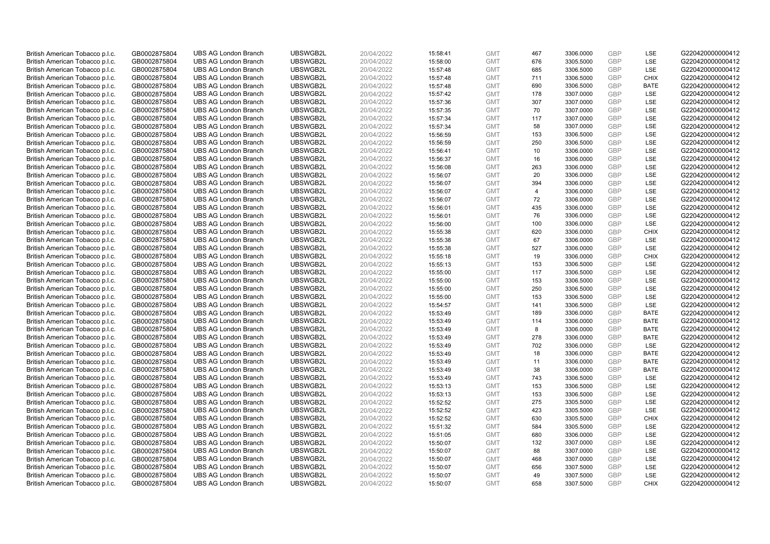| | | | | | | | | | | | |
|---|---|---|---|---|---|---|---|---|---|---|---|
| British American Tobacco p.l.c. | GB0002875804 | UBS AG London Branch | UBSWGB2L | 20/04/2022 | 15:58:41 | GMT | 467 | 3306.0000 | GBP | LSE | G220420000000412 |
| British American Tobacco p.l.c. | GB0002875804 | UBS AG London Branch | UBSWGB2L | 20/04/2022 | 15:58:00 | GMT | 676 | 3305.5000 | GBP | LSE | G220420000000412 |
| British American Tobacco p.l.c. | GB0002875804 | UBS AG London Branch | UBSWGB2L | 20/04/2022 | 15:57:48 | GMT | 685 | 3306.5000 | GBP | LSE | G220420000000412 |
| British American Tobacco p.l.c. | GB0002875804 | UBS AG London Branch | UBSWGB2L | 20/04/2022 | 15:57:48 | GMT | 711 | 3306.5000 | GBP | CHIX | G220420000000412 |
| British American Tobacco p.l.c. | GB0002875804 | UBS AG London Branch | UBSWGB2L | 20/04/2022 | 15:57:48 | GMT | 690 | 3306.5000 | GBP | BATE | G220420000000412 |
| British American Tobacco p.l.c. | GB0002875804 | UBS AG London Branch | UBSWGB2L | 20/04/2022 | 15:57:42 | GMT | 178 | 3307.0000 | GBP | LSE | G220420000000412 |
| British American Tobacco p.l.c. | GB0002875804 | UBS AG London Branch | UBSWGB2L | 20/04/2022 | 15:57:36 | GMT | 307 | 3307.0000 | GBP | LSE | G220420000000412 |
| British American Tobacco p.l.c. | GB0002875804 | UBS AG London Branch | UBSWGB2L | 20/04/2022 | 15:57:35 | GMT | 70 | 3307.0000 | GBP | LSE | G220420000000412 |
| British American Tobacco p.l.c. | GB0002875804 | UBS AG London Branch | UBSWGB2L | 20/04/2022 | 15:57:34 | GMT | 117 | 3307.0000 | GBP | LSE | G220420000000412 |
| British American Tobacco p.l.c. | GB0002875804 | UBS AG London Branch | UBSWGB2L | 20/04/2022 | 15:57:34 | GMT | 58 | 3307.0000 | GBP | LSE | G220420000000412 |
| British American Tobacco p.l.c. | GB0002875804 | UBS AG London Branch | UBSWGB2L | 20/04/2022 | 15:56:59 | GMT | 153 | 3306.5000 | GBP | LSE | G220420000000412 |
| British American Tobacco p.l.c. | GB0002875804 | UBS AG London Branch | UBSWGB2L | 20/04/2022 | 15:56:59 | GMT | 250 | 3306.5000 | GBP | LSE | G220420000000412 |
| British American Tobacco p.l.c. | GB0002875804 | UBS AG London Branch | UBSWGB2L | 20/04/2022 | 15:56:41 | GMT | 10 | 3306.0000 | GBP | LSE | G220420000000412 |
| British American Tobacco p.l.c. | GB0002875804 | UBS AG London Branch | UBSWGB2L | 20/04/2022 | 15:56:37 | GMT | 16 | 3306.0000 | GBP | LSE | G220420000000412 |
| British American Tobacco p.l.c. | GB0002875804 | UBS AG London Branch | UBSWGB2L | 20/04/2022 | 15:56:08 | GMT | 263 | 3306.0000 | GBP | LSE | G220420000000412 |
| British American Tobacco p.l.c. | GB0002875804 | UBS AG London Branch | UBSWGB2L | 20/04/2022 | 15:56:07 | GMT | 20 | 3306.0000 | GBP | LSE | G220420000000412 |
| British American Tobacco p.l.c. | GB0002875804 | UBS AG London Branch | UBSWGB2L | 20/04/2022 | 15:56:07 | GMT | 394 | 3306.0000 | GBP | LSE | G220420000000412 |
| British American Tobacco p.l.c. | GB0002875804 | UBS AG London Branch | UBSWGB2L | 20/04/2022 | 15:56:07 | GMT | 4 | 3306.0000 | GBP | LSE | G220420000000412 |
| British American Tobacco p.l.c. | GB0002875804 | UBS AG London Branch | UBSWGB2L | 20/04/2022 | 15:56:07 | GMT | 72 | 3306.0000 | GBP | LSE | G220420000000412 |
| British American Tobacco p.l.c. | GB0002875804 | UBS AG London Branch | UBSWGB2L | 20/04/2022 | 15:56:01 | GMT | 435 | 3306.0000 | GBP | LSE | G220420000000412 |
| British American Tobacco p.l.c. | GB0002875804 | UBS AG London Branch | UBSWGB2L | 20/04/2022 | 15:56:01 | GMT | 76 | 3306.0000 | GBP | LSE | G220420000000412 |
| British American Tobacco p.l.c. | GB0002875804 | UBS AG London Branch | UBSWGB2L | 20/04/2022 | 15:56:00 | GMT | 100 | 3306.0000 | GBP | LSE | G220420000000412 |
| British American Tobacco p.l.c. | GB0002875804 | UBS AG London Branch | UBSWGB2L | 20/04/2022 | 15:55:38 | GMT | 620 | 3306.0000 | GBP | CHIX | G220420000000412 |
| British American Tobacco p.l.c. | GB0002875804 | UBS AG London Branch | UBSWGB2L | 20/04/2022 | 15:55:38 | GMT | 67 | 3306.0000 | GBP | LSE | G220420000000412 |
| British American Tobacco p.l.c. | GB0002875804 | UBS AG London Branch | UBSWGB2L | 20/04/2022 | 15:55:38 | GMT | 527 | 3306.0000 | GBP | LSE | G220420000000412 |
| British American Tobacco p.l.c. | GB0002875804 | UBS AG London Branch | UBSWGB2L | 20/04/2022 | 15:55:18 | GMT | 19 | 3306.0000 | GBP | CHIX | G220420000000412 |
| British American Tobacco p.l.c. | GB0002875804 | UBS AG London Branch | UBSWGB2L | 20/04/2022 | 15:55:13 | GMT | 153 | 3306.5000 | GBP | LSE | G220420000000412 |
| British American Tobacco p.l.c. | GB0002875804 | UBS AG London Branch | UBSWGB2L | 20/04/2022 | 15:55:00 | GMT | 117 | 3306.5000 | GBP | LSE | G220420000000412 |
| British American Tobacco p.l.c. | GB0002875804 | UBS AG London Branch | UBSWGB2L | 20/04/2022 | 15:55:00 | GMT | 153 | 3306.5000 | GBP | LSE | G220420000000412 |
| British American Tobacco p.l.c. | GB0002875804 | UBS AG London Branch | UBSWGB2L | 20/04/2022 | 15:55:00 | GMT | 250 | 3306.5000 | GBP | LSE | G220420000000412 |
| British American Tobacco p.l.c. | GB0002875804 | UBS AG London Branch | UBSWGB2L | 20/04/2022 | 15:55:00 | GMT | 153 | 3306.5000 | GBP | LSE | G220420000000412 |
| British American Tobacco p.l.c. | GB0002875804 | UBS AG London Branch | UBSWGB2L | 20/04/2022 | 15:54:57 | GMT | 141 | 3306.5000 | GBP | LSE | G220420000000412 |
| British American Tobacco p.l.c. | GB0002875804 | UBS AG London Branch | UBSWGB2L | 20/04/2022 | 15:53:49 | GMT | 189 | 3306.0000 | GBP | BATE | G220420000000412 |
| British American Tobacco p.l.c. | GB0002875804 | UBS AG London Branch | UBSWGB2L | 20/04/2022 | 15:53:49 | GMT | 114 | 3306.0000 | GBP | BATE | G220420000000412 |
| British American Tobacco p.l.c. | GB0002875804 | UBS AG London Branch | UBSWGB2L | 20/04/2022 | 15:53:49 | GMT | 8 | 3306.0000 | GBP | BATE | G220420000000412 |
| British American Tobacco p.l.c. | GB0002875804 | UBS AG London Branch | UBSWGB2L | 20/04/2022 | 15:53:49 | GMT | 278 | 3306.0000 | GBP | BATE | G220420000000412 |
| British American Tobacco p.l.c. | GB0002875804 | UBS AG London Branch | UBSWGB2L | 20/04/2022 | 15:53:49 | GMT | 702 | 3306.0000 | GBP | LSE | G220420000000412 |
| British American Tobacco p.l.c. | GB0002875804 | UBS AG London Branch | UBSWGB2L | 20/04/2022 | 15:53:49 | GMT | 18 | 3306.0000 | GBP | BATE | G220420000000412 |
| British American Tobacco p.l.c. | GB0002875804 | UBS AG London Branch | UBSWGB2L | 20/04/2022 | 15:53:49 | GMT | 11 | 3306.0000 | GBP | BATE | G220420000000412 |
| British American Tobacco p.l.c. | GB0002875804 | UBS AG London Branch | UBSWGB2L | 20/04/2022 | 15:53:49 | GMT | 38 | 3306.0000 | GBP | BATE | G220420000000412 |
| British American Tobacco p.l.c. | GB0002875804 | UBS AG London Branch | UBSWGB2L | 20/04/2022 | 15:53:49 | GMT | 743 | 3306.5000 | GBP | LSE | G220420000000412 |
| British American Tobacco p.l.c. | GB0002875804 | UBS AG London Branch | UBSWGB2L | 20/04/2022 | 15:53:13 | GMT | 153 | 3306.5000 | GBP | LSE | G220420000000412 |
| British American Tobacco p.l.c. | GB0002875804 | UBS AG London Branch | UBSWGB2L | 20/04/2022 | 15:53:13 | GMT | 153 | 3306.5000 | GBP | LSE | G220420000000412 |
| British American Tobacco p.l.c. | GB0002875804 | UBS AG London Branch | UBSWGB2L | 20/04/2022 | 15:52:52 | GMT | 275 | 3305.5000 | GBP | LSE | G220420000000412 |
| British American Tobacco p.l.c. | GB0002875804 | UBS AG London Branch | UBSWGB2L | 20/04/2022 | 15:52:52 | GMT | 423 | 3305.5000 | GBP | LSE | G220420000000412 |
| British American Tobacco p.l.c. | GB0002875804 | UBS AG London Branch | UBSWGB2L | 20/04/2022 | 15:52:52 | GMT | 630 | 3305.5000 | GBP | CHIX | G220420000000412 |
| British American Tobacco p.l.c. | GB0002875804 | UBS AG London Branch | UBSWGB2L | 20/04/2022 | 15:51:32 | GMT | 584 | 3305.5000 | GBP | LSE | G220420000000412 |
| British American Tobacco p.l.c. | GB0002875804 | UBS AG London Branch | UBSWGB2L | 20/04/2022 | 15:51:05 | GMT | 680 | 3306.0000 | GBP | LSE | G220420000000412 |
| British American Tobacco p.l.c. | GB0002875804 | UBS AG London Branch | UBSWGB2L | 20/04/2022 | 15:50:07 | GMT | 132 | 3307.0000 | GBP | LSE | G220420000000412 |
| British American Tobacco p.l.c. | GB0002875804 | UBS AG London Branch | UBSWGB2L | 20/04/2022 | 15:50:07 | GMT | 88 | 3307.0000 | GBP | LSE | G220420000000412 |
| British American Tobacco p.l.c. | GB0002875804 | UBS AG London Branch | UBSWGB2L | 20/04/2022 | 15:50:07 | GMT | 468 | 3307.0000 | GBP | LSE | G220420000000412 |
| British American Tobacco p.l.c. | GB0002875804 | UBS AG London Branch | UBSWGB2L | 20/04/2022 | 15:50:07 | GMT | 656 | 3307.5000 | GBP | LSE | G220420000000412 |
| British American Tobacco p.l.c. | GB0002875804 | UBS AG London Branch | UBSWGB2L | 20/04/2022 | 15:50:07 | GMT | 49 | 3307.5000 | GBP | LSE | G220420000000412 |
| British American Tobacco p.l.c. | GB0002875804 | UBS AG London Branch | UBSWGB2L | 20/04/2022 | 15:50:07 | GMT | 658 | 3307.5000 | GBP | CHIX | G220420000000412 |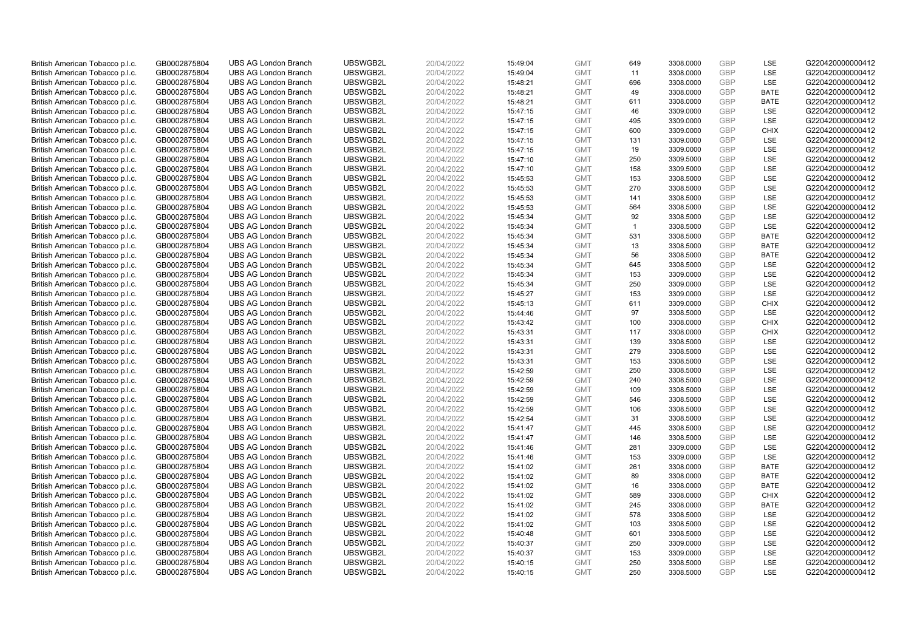| | | | | | | | | | | | |
|---|---|---|---|---|---|---|---|---|---|---|---|
| British American Tobacco p.l.c. | GB0002875804 | UBS AG London Branch | UBSWGB2L | 20/04/2022 | 15:49:04 | GMT | 649 | 3308.0000 | GBP | LSE | G220420000000412 |
| British American Tobacco p.l.c. | GB0002875804 | UBS AG London Branch | UBSWGB2L | 20/04/2022 | 15:49:04 | GMT | 11 | 3308.0000 | GBP | LSE | G220420000000412 |
| British American Tobacco p.l.c. | GB0002875804 | UBS AG London Branch | UBSWGB2L | 20/04/2022 | 15:48:21 | GMT | 696 | 3308.0000 | GBP | LSE | G220420000000412 |
| British American Tobacco p.l.c. | GB0002875804 | UBS AG London Branch | UBSWGB2L | 20/04/2022 | 15:48:21 | GMT | 49 | 3308.0000 | GBP | BATE | G220420000000412 |
| British American Tobacco p.l.c. | GB0002875804 | UBS AG London Branch | UBSWGB2L | 20/04/2022 | 15:48:21 | GMT | 611 | 3308.0000 | GBP | BATE | G220420000000412 |
| British American Tobacco p.l.c. | GB0002875804 | UBS AG London Branch | UBSWGB2L | 20/04/2022 | 15:47:15 | GMT | 46 | 3309.0000 | GBP | LSE | G220420000000412 |
| British American Tobacco p.l.c. | GB0002875804 | UBS AG London Branch | UBSWGB2L | 20/04/2022 | 15:47:15 | GMT | 495 | 3309.0000 | GBP | LSE | G220420000000412 |
| British American Tobacco p.l.c. | GB0002875804 | UBS AG London Branch | UBSWGB2L | 20/04/2022 | 15:47:15 | GMT | 600 | 3309.0000 | GBP | CHIX | G220420000000412 |
| British American Tobacco p.l.c. | GB0002875804 | UBS AG London Branch | UBSWGB2L | 20/04/2022 | 15:47:15 | GMT | 131 | 3309.0000 | GBP | LSE | G220420000000412 |
| British American Tobacco p.l.c. | GB0002875804 | UBS AG London Branch | UBSWGB2L | 20/04/2022 | 15:47:15 | GMT | 19 | 3309.0000 | GBP | LSE | G220420000000412 |
| British American Tobacco p.l.c. | GB0002875804 | UBS AG London Branch | UBSWGB2L | 20/04/2022 | 15:47:10 | GMT | 250 | 3309.5000 | GBP | LSE | G220420000000412 |
| British American Tobacco p.l.c. | GB0002875804 | UBS AG London Branch | UBSWGB2L | 20/04/2022 | 15:47:10 | GMT | 158 | 3309.5000 | GBP | LSE | G220420000000412 |
| British American Tobacco p.l.c. | GB0002875804 | UBS AG London Branch | UBSWGB2L | 20/04/2022 | 15:45:53 | GMT | 153 | 3308.5000 | GBP | LSE | G220420000000412 |
| British American Tobacco p.l.c. | GB0002875804 | UBS AG London Branch | UBSWGB2L | 20/04/2022 | 15:45:53 | GMT | 270 | 3308.5000 | GBP | LSE | G220420000000412 |
| British American Tobacco p.l.c. | GB0002875804 | UBS AG London Branch | UBSWGB2L | 20/04/2022 | 15:45:53 | GMT | 141 | 3308.5000 | GBP | LSE | G220420000000412 |
| British American Tobacco p.l.c. | GB0002875804 | UBS AG London Branch | UBSWGB2L | 20/04/2022 | 15:45:53 | GMT | 564 | 3308.5000 | GBP | LSE | G220420000000412 |
| British American Tobacco p.l.c. | GB0002875804 | UBS AG London Branch | UBSWGB2L | 20/04/2022 | 15:45:34 | GMT | 92 | 3308.5000 | GBP | LSE | G220420000000412 |
| British American Tobacco p.l.c. | GB0002875804 | UBS AG London Branch | UBSWGB2L | 20/04/2022 | 15:45:34 | GMT | 1 | 3308.5000 | GBP | LSE | G220420000000412 |
| British American Tobacco p.l.c. | GB0002875804 | UBS AG London Branch | UBSWGB2L | 20/04/2022 | 15:45:34 | GMT | 531 | 3308.5000 | GBP | BATE | G220420000000412 |
| British American Tobacco p.l.c. | GB0002875804 | UBS AG London Branch | UBSWGB2L | 20/04/2022 | 15:45:34 | GMT | 13 | 3308.5000 | GBP | BATE | G220420000000412 |
| British American Tobacco p.l.c. | GB0002875804 | UBS AG London Branch | UBSWGB2L | 20/04/2022 | 15:45:34 | GMT | 56 | 3308.5000 | GBP | BATE | G220420000000412 |
| British American Tobacco p.l.c. | GB0002875804 | UBS AG London Branch | UBSWGB2L | 20/04/2022 | 15:45:34 | GMT | 645 | 3308.5000 | GBP | LSE | G220420000000412 |
| British American Tobacco p.l.c. | GB0002875804 | UBS AG London Branch | UBSWGB2L | 20/04/2022 | 15:45:34 | GMT | 153 | 3309.0000 | GBP | LSE | G220420000000412 |
| British American Tobacco p.l.c. | GB0002875804 | UBS AG London Branch | UBSWGB2L | 20/04/2022 | 15:45:34 | GMT | 250 | 3309.0000 | GBP | LSE | G220420000000412 |
| British American Tobacco p.l.c. | GB0002875804 | UBS AG London Branch | UBSWGB2L | 20/04/2022 | 15:45:27 | GMT | 153 | 3309.0000 | GBP | LSE | G220420000000412 |
| British American Tobacco p.l.c. | GB0002875804 | UBS AG London Branch | UBSWGB2L | 20/04/2022 | 15:45:13 | GMT | 611 | 3309.0000 | GBP | CHIX | G220420000000412 |
| British American Tobacco p.l.c. | GB0002875804 | UBS AG London Branch | UBSWGB2L | 20/04/2022 | 15:44:46 | GMT | 97 | 3308.5000 | GBP | LSE | G220420000000412 |
| British American Tobacco p.l.c. | GB0002875804 | UBS AG London Branch | UBSWGB2L | 20/04/2022 | 15:43:42 | GMT | 100 | 3308.0000 | GBP | CHIX | G220420000000412 |
| British American Tobacco p.l.c. | GB0002875804 | UBS AG London Branch | UBSWGB2L | 20/04/2022 | 15:43:31 | GMT | 117 | 3308.0000 | GBP | CHIX | G220420000000412 |
| British American Tobacco p.l.c. | GB0002875804 | UBS AG London Branch | UBSWGB2L | 20/04/2022 | 15:43:31 | GMT | 139 | 3308.5000 | GBP | LSE | G220420000000412 |
| British American Tobacco p.l.c. | GB0002875804 | UBS AG London Branch | UBSWGB2L | 20/04/2022 | 15:43:31 | GMT | 279 | 3308.5000 | GBP | LSE | G220420000000412 |
| British American Tobacco p.l.c. | GB0002875804 | UBS AG London Branch | UBSWGB2L | 20/04/2022 | 15:43:31 | GMT | 153 | 3308.5000 | GBP | LSE | G220420000000412 |
| British American Tobacco p.l.c. | GB0002875804 | UBS AG London Branch | UBSWGB2L | 20/04/2022 | 15:42:59 | GMT | 250 | 3308.5000 | GBP | LSE | G220420000000412 |
| British American Tobacco p.l.c. | GB0002875804 | UBS AG London Branch | UBSWGB2L | 20/04/2022 | 15:42:59 | GMT | 240 | 3308.5000 | GBP | LSE | G220420000000412 |
| British American Tobacco p.l.c. | GB0002875804 | UBS AG London Branch | UBSWGB2L | 20/04/2022 | 15:42:59 | GMT | 109 | 3308.5000 | GBP | LSE | G220420000000412 |
| British American Tobacco p.l.c. | GB0002875804 | UBS AG London Branch | UBSWGB2L | 20/04/2022 | 15:42:59 | GMT | 546 | 3308.5000 | GBP | LSE | G220420000000412 |
| British American Tobacco p.l.c. | GB0002875804 | UBS AG London Branch | UBSWGB2L | 20/04/2022 | 15:42:59 | GMT | 106 | 3308.5000 | GBP | LSE | G220420000000412 |
| British American Tobacco p.l.c. | GB0002875804 | UBS AG London Branch | UBSWGB2L | 20/04/2022 | 15:42:54 | GMT | 31 | 3308.5000 | GBP | LSE | G220420000000412 |
| British American Tobacco p.l.c. | GB0002875804 | UBS AG London Branch | UBSWGB2L | 20/04/2022 | 15:41:47 | GMT | 445 | 3308.5000 | GBP | LSE | G220420000000412 |
| British American Tobacco p.l.c. | GB0002875804 | UBS AG London Branch | UBSWGB2L | 20/04/2022 | 15:41:47 | GMT | 146 | 3308.5000 | GBP | LSE | G220420000000412 |
| British American Tobacco p.l.c. | GB0002875804 | UBS AG London Branch | UBSWGB2L | 20/04/2022 | 15:41:46 | GMT | 281 | 3309.0000 | GBP | LSE | G220420000000412 |
| British American Tobacco p.l.c. | GB0002875804 | UBS AG London Branch | UBSWGB2L | 20/04/2022 | 15:41:46 | GMT | 153 | 3309.0000 | GBP | LSE | G220420000000412 |
| British American Tobacco p.l.c. | GB0002875804 | UBS AG London Branch | UBSWGB2L | 20/04/2022 | 15:41:02 | GMT | 261 | 3308.0000 | GBP | BATE | G220420000000412 |
| British American Tobacco p.l.c. | GB0002875804 | UBS AG London Branch | UBSWGB2L | 20/04/2022 | 15:41:02 | GMT | 89 | 3308.0000 | GBP | BATE | G220420000000412 |
| British American Tobacco p.l.c. | GB0002875804 | UBS AG London Branch | UBSWGB2L | 20/04/2022 | 15:41:02 | GMT | 16 | 3308.0000 | GBP | BATE | G220420000000412 |
| British American Tobacco p.l.c. | GB0002875804 | UBS AG London Branch | UBSWGB2L | 20/04/2022 | 15:41:02 | GMT | 589 | 3308.0000 | GBP | CHIX | G220420000000412 |
| British American Tobacco p.l.c. | GB0002875804 | UBS AG London Branch | UBSWGB2L | 20/04/2022 | 15:41:02 | GMT | 245 | 3308.0000 | GBP | BATE | G220420000000412 |
| British American Tobacco p.l.c. | GB0002875804 | UBS AG London Branch | UBSWGB2L | 20/04/2022 | 15:41:02 | GMT | 578 | 3308.5000 | GBP | LSE | G220420000000412 |
| British American Tobacco p.l.c. | GB0002875804 | UBS AG London Branch | UBSWGB2L | 20/04/2022 | 15:41:02 | GMT | 103 | 3308.5000 | GBP | LSE | G220420000000412 |
| British American Tobacco p.l.c. | GB0002875804 | UBS AG London Branch | UBSWGB2L | 20/04/2022 | 15:40:48 | GMT | 601 | 3308.5000 | GBP | LSE | G220420000000412 |
| British American Tobacco p.l.c. | GB0002875804 | UBS AG London Branch | UBSWGB2L | 20/04/2022 | 15:40:37 | GMT | 250 | 3309.0000 | GBP | LSE | G220420000000412 |
| British American Tobacco p.l.c. | GB0002875804 | UBS AG London Branch | UBSWGB2L | 20/04/2022 | 15:40:37 | GMT | 153 | 3309.0000 | GBP | LSE | G220420000000412 |
| British American Tobacco p.l.c. | GB0002875804 | UBS AG London Branch | UBSWGB2L | 20/04/2022 | 15:40:15 | GMT | 250 | 3308.5000 | GBP | LSE | G220420000000412 |
| British American Tobacco p.l.c. | GB0002875804 | UBS AG London Branch | UBSWGB2L | 20/04/2022 | 15:40:15 | GMT | 250 | 3308.5000 | GBP | LSE | G220420000000412 |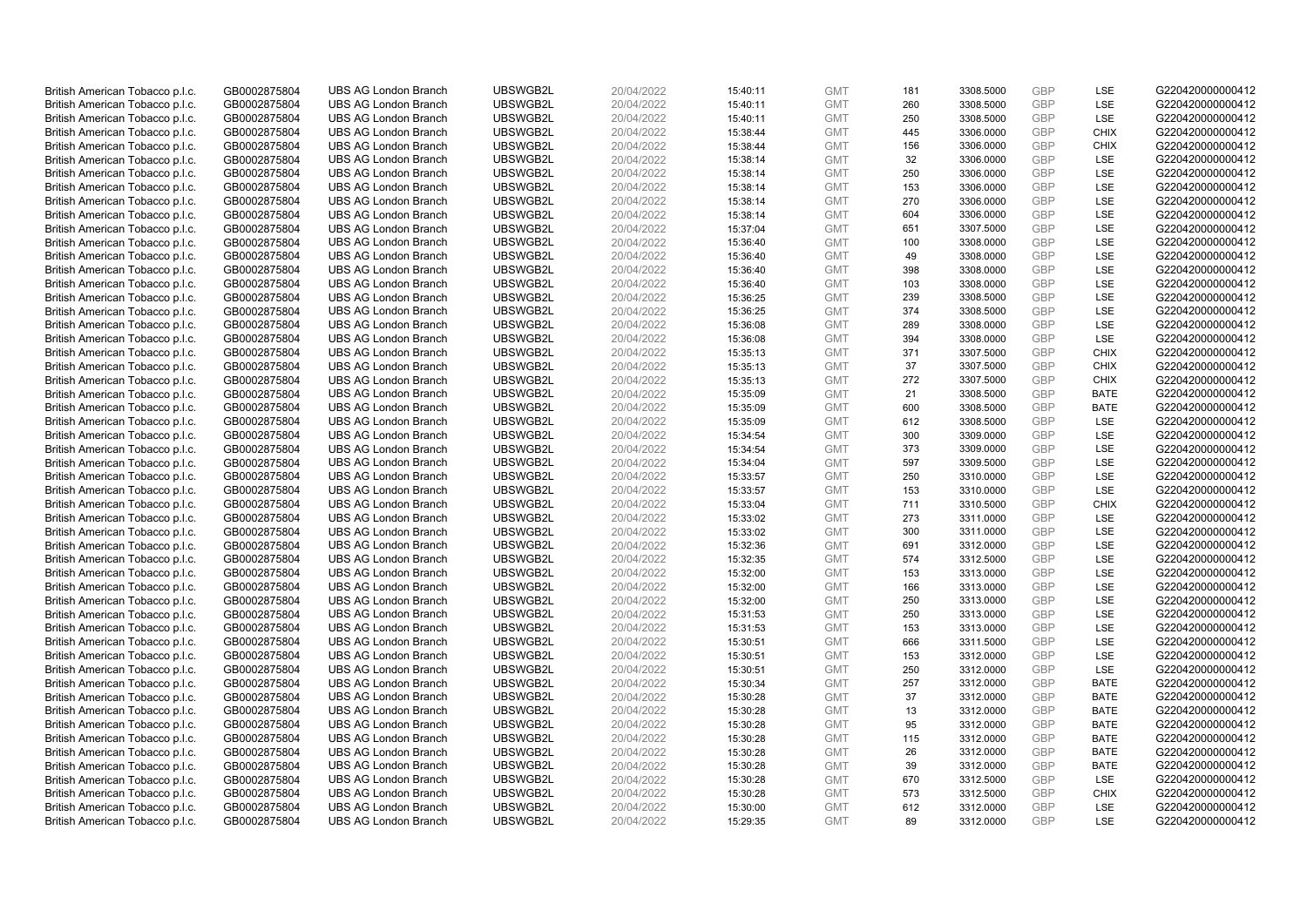| | | | | | | | | | | | |
|---|---|---|---|---|---|---|---|---|---|---|---|
| British American Tobacco p.l.c. | GB0002875804 | UBS AG London Branch | UBSWGB2L | 20/04/2022 | 15:40:11 | GMT | 181 | 3308.5000 | GBP | LSE | G220420000000412 |
| British American Tobacco p.l.c. | GB0002875804 | UBS AG London Branch | UBSWGB2L | 20/04/2022 | 15:40:11 | GMT | 260 | 3308.5000 | GBP | LSE | G220420000000412 |
| British American Tobacco p.l.c. | GB0002875804 | UBS AG London Branch | UBSWGB2L | 20/04/2022 | 15:40:11 | GMT | 250 | 3308.5000 | GBP | LSE | G220420000000412 |
| British American Tobacco p.l.c. | GB0002875804 | UBS AG London Branch | UBSWGB2L | 20/04/2022 | 15:38:44 | GMT | 445 | 3306.0000 | GBP | CHIX | G220420000000412 |
| British American Tobacco p.l.c. | GB0002875804 | UBS AG London Branch | UBSWGB2L | 20/04/2022 | 15:38:44 | GMT | 156 | 3306.0000 | GBP | CHIX | G220420000000412 |
| British American Tobacco p.l.c. | GB0002875804 | UBS AG London Branch | UBSWGB2L | 20/04/2022 | 15:38:14 | GMT | 32 | 3306.0000 | GBP | LSE | G220420000000412 |
| British American Tobacco p.l.c. | GB0002875804 | UBS AG London Branch | UBSWGB2L | 20/04/2022 | 15:38:14 | GMT | 250 | 3306.0000 | GBP | LSE | G220420000000412 |
| British American Tobacco p.l.c. | GB0002875804 | UBS AG London Branch | UBSWGB2L | 20/04/2022 | 15:38:14 | GMT | 153 | 3306.0000 | GBP | LSE | G220420000000412 |
| British American Tobacco p.l.c. | GB0002875804 | UBS AG London Branch | UBSWGB2L | 20/04/2022 | 15:38:14 | GMT | 270 | 3306.0000 | GBP | LSE | G220420000000412 |
| British American Tobacco p.l.c. | GB0002875804 | UBS AG London Branch | UBSWGB2L | 20/04/2022 | 15:38:14 | GMT | 604 | 3306.0000 | GBP | LSE | G220420000000412 |
| British American Tobacco p.l.c. | GB0002875804 | UBS AG London Branch | UBSWGB2L | 20/04/2022 | 15:37:04 | GMT | 651 | 3307.5000 | GBP | LSE | G220420000000412 |
| British American Tobacco p.l.c. | GB0002875804 | UBS AG London Branch | UBSWGB2L | 20/04/2022 | 15:36:40 | GMT | 100 | 3308.0000 | GBP | LSE | G220420000000412 |
| British American Tobacco p.l.c. | GB0002875804 | UBS AG London Branch | UBSWGB2L | 20/04/2022 | 15:36:40 | GMT | 49 | 3308.0000 | GBP | LSE | G220420000000412 |
| British American Tobacco p.l.c. | GB0002875804 | UBS AG London Branch | UBSWGB2L | 20/04/2022 | 15:36:40 | GMT | 398 | 3308.0000 | GBP | LSE | G220420000000412 |
| British American Tobacco p.l.c. | GB0002875804 | UBS AG London Branch | UBSWGB2L | 20/04/2022 | 15:36:40 | GMT | 103 | 3308.0000 | GBP | LSE | G220420000000412 |
| British American Tobacco p.l.c. | GB0002875804 | UBS AG London Branch | UBSWGB2L | 20/04/2022 | 15:36:25 | GMT | 239 | 3308.5000 | GBP | LSE | G220420000000412 |
| British American Tobacco p.l.c. | GB0002875804 | UBS AG London Branch | UBSWGB2L | 20/04/2022 | 15:36:25 | GMT | 374 | 3308.5000 | GBP | LSE | G220420000000412 |
| British American Tobacco p.l.c. | GB0002875804 | UBS AG London Branch | UBSWGB2L | 20/04/2022 | 15:36:08 | GMT | 289 | 3308.0000 | GBP | LSE | G220420000000412 |
| British American Tobacco p.l.c. | GB0002875804 | UBS AG London Branch | UBSWGB2L | 20/04/2022 | 15:36:08 | GMT | 394 | 3308.0000 | GBP | LSE | G220420000000412 |
| British American Tobacco p.l.c. | GB0002875804 | UBS AG London Branch | UBSWGB2L | 20/04/2022 | 15:35:13 | GMT | 371 | 3307.5000 | GBP | CHIX | G220420000000412 |
| British American Tobacco p.l.c. | GB0002875804 | UBS AG London Branch | UBSWGB2L | 20/04/2022 | 15:35:13 | GMT | 37 | 3307.5000 | GBP | CHIX | G220420000000412 |
| British American Tobacco p.l.c. | GB0002875804 | UBS AG London Branch | UBSWGB2L | 20/04/2022 | 15:35:13 | GMT | 272 | 3307.5000 | GBP | CHIX | G220420000000412 |
| British American Tobacco p.l.c. | GB0002875804 | UBS AG London Branch | UBSWGB2L | 20/04/2022 | 15:35:09 | GMT | 21 | 3308.5000 | GBP | BATE | G220420000000412 |
| British American Tobacco p.l.c. | GB0002875804 | UBS AG London Branch | UBSWGB2L | 20/04/2022 | 15:35:09 | GMT | 600 | 3308.5000 | GBP | BATE | G220420000000412 |
| British American Tobacco p.l.c. | GB0002875804 | UBS AG London Branch | UBSWGB2L | 20/04/2022 | 15:35:09 | GMT | 612 | 3308.5000 | GBP | LSE | G220420000000412 |
| British American Tobacco p.l.c. | GB0002875804 | UBS AG London Branch | UBSWGB2L | 20/04/2022 | 15:34:54 | GMT | 300 | 3309.0000 | GBP | LSE | G220420000000412 |
| British American Tobacco p.l.c. | GB0002875804 | UBS AG London Branch | UBSWGB2L | 20/04/2022 | 15:34:54 | GMT | 373 | 3309.0000 | GBP | LSE | G220420000000412 |
| British American Tobacco p.l.c. | GB0002875804 | UBS AG London Branch | UBSWGB2L | 20/04/2022 | 15:34:04 | GMT | 597 | 3309.5000 | GBP | LSE | G220420000000412 |
| British American Tobacco p.l.c. | GB0002875804 | UBS AG London Branch | UBSWGB2L | 20/04/2022 | 15:33:57 | GMT | 250 | 3310.0000 | GBP | LSE | G220420000000412 |
| British American Tobacco p.l.c. | GB0002875804 | UBS AG London Branch | UBSWGB2L | 20/04/2022 | 15:33:57 | GMT | 153 | 3310.0000 | GBP | LSE | G220420000000412 |
| British American Tobacco p.l.c. | GB0002875804 | UBS AG London Branch | UBSWGB2L | 20/04/2022 | 15:33:04 | GMT | 711 | 3310.5000 | GBP | CHIX | G220420000000412 |
| British American Tobacco p.l.c. | GB0002875804 | UBS AG London Branch | UBSWGB2L | 20/04/2022 | 15:33:02 | GMT | 273 | 3311.0000 | GBP | LSE | G220420000000412 |
| British American Tobacco p.l.c. | GB0002875804 | UBS AG London Branch | UBSWGB2L | 20/04/2022 | 15:33:02 | GMT | 300 | 3311.0000 | GBP | LSE | G220420000000412 |
| British American Tobacco p.l.c. | GB0002875804 | UBS AG London Branch | UBSWGB2L | 20/04/2022 | 15:32:36 | GMT | 691 | 3312.0000 | GBP | LSE | G220420000000412 |
| British American Tobacco p.l.c. | GB0002875804 | UBS AG London Branch | UBSWGB2L | 20/04/2022 | 15:32:35 | GMT | 574 | 3312.5000 | GBP | LSE | G220420000000412 |
| British American Tobacco p.l.c. | GB0002875804 | UBS AG London Branch | UBSWGB2L | 20/04/2022 | 15:32:00 | GMT | 153 | 3313.0000 | GBP | LSE | G220420000000412 |
| British American Tobacco p.l.c. | GB0002875804 | UBS AG London Branch | UBSWGB2L | 20/04/2022 | 15:32:00 | GMT | 166 | 3313.0000 | GBP | LSE | G220420000000412 |
| British American Tobacco p.l.c. | GB0002875804 | UBS AG London Branch | UBSWGB2L | 20/04/2022 | 15:32:00 | GMT | 250 | 3313.0000 | GBP | LSE | G220420000000412 |
| British American Tobacco p.l.c. | GB0002875804 | UBS AG London Branch | UBSWGB2L | 20/04/2022 | 15:31:53 | GMT | 250 | 3313.0000 | GBP | LSE | G220420000000412 |
| British American Tobacco p.l.c. | GB0002875804 | UBS AG London Branch | UBSWGB2L | 20/04/2022 | 15:31:53 | GMT | 153 | 3313.0000 | GBP | LSE | G220420000000412 |
| British American Tobacco p.l.c. | GB0002875804 | UBS AG London Branch | UBSWGB2L | 20/04/2022 | 15:30:51 | GMT | 666 | 3311.5000 | GBP | LSE | G220420000000412 |
| British American Tobacco p.l.c. | GB0002875804 | UBS AG London Branch | UBSWGB2L | 20/04/2022 | 15:30:51 | GMT | 153 | 3312.0000 | GBP | LSE | G220420000000412 |
| British American Tobacco p.l.c. | GB0002875804 | UBS AG London Branch | UBSWGB2L | 20/04/2022 | 15:30:51 | GMT | 250 | 3312.0000 | GBP | LSE | G220420000000412 |
| British American Tobacco p.l.c. | GB0002875804 | UBS AG London Branch | UBSWGB2L | 20/04/2022 | 15:30:34 | GMT | 257 | 3312.0000 | GBP | BATE | G220420000000412 |
| British American Tobacco p.l.c. | GB0002875804 | UBS AG London Branch | UBSWGB2L | 20/04/2022 | 15:30:28 | GMT | 37 | 3312.0000 | GBP | BATE | G220420000000412 |
| British American Tobacco p.l.c. | GB0002875804 | UBS AG London Branch | UBSWGB2L | 20/04/2022 | 15:30:28 | GMT | 13 | 3312.0000 | GBP | BATE | G220420000000412 |
| British American Tobacco p.l.c. | GB0002875804 | UBS AG London Branch | UBSWGB2L | 20/04/2022 | 15:30:28 | GMT | 95 | 3312.0000 | GBP | BATE | G220420000000412 |
| British American Tobacco p.l.c. | GB0002875804 | UBS AG London Branch | UBSWGB2L | 20/04/2022 | 15:30:28 | GMT | 115 | 3312.0000 | GBP | BATE | G220420000000412 |
| British American Tobacco p.l.c. | GB0002875804 | UBS AG London Branch | UBSWGB2L | 20/04/2022 | 15:30:28 | GMT | 26 | 3312.0000 | GBP | BATE | G220420000000412 |
| British American Tobacco p.l.c. | GB0002875804 | UBS AG London Branch | UBSWGB2L | 20/04/2022 | 15:30:28 | GMT | 39 | 3312.0000 | GBP | BATE | G220420000000412 |
| British American Tobacco p.l.c. | GB0002875804 | UBS AG London Branch | UBSWGB2L | 20/04/2022 | 15:30:28 | GMT | 670 | 3312.5000 | GBP | LSE | G220420000000412 |
| British American Tobacco p.l.c. | GB0002875804 | UBS AG London Branch | UBSWGB2L | 20/04/2022 | 15:30:28 | GMT | 573 | 3312.5000 | GBP | CHIX | G220420000000412 |
| British American Tobacco p.l.c. | GB0002875804 | UBS AG London Branch | UBSWGB2L | 20/04/2022 | 15:30:00 | GMT | 612 | 3312.0000 | GBP | LSE | G220420000000412 |
| British American Tobacco p.l.c. | GB0002875804 | UBS AG London Branch | UBSWGB2L | 20/04/2022 | 15:29:35 | GMT | 89 | 3312.0000 | GBP | LSE | G220420000000412 |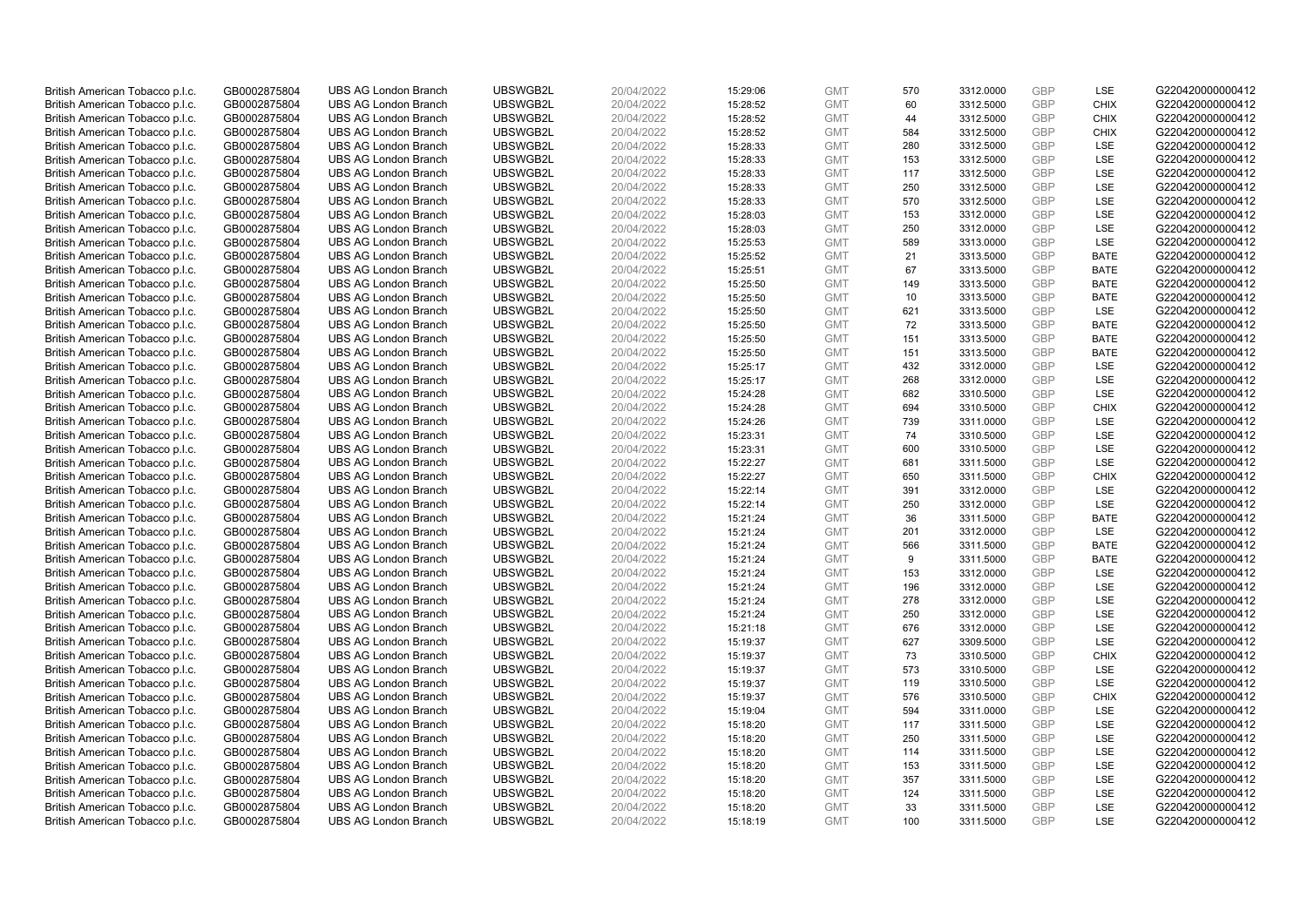| | | | | | | | | | | | |
|---|---|---|---|---|---|---|---|---|---|---|---|
| British American Tobacco p.l.c. | GB0002875804 | UBS AG London Branch | UBSWGB2L | 20/04/2022 | 15:29:06 | GMT | 570 | 3312.0000 | GBP | LSE | G220420000000412 |
| British American Tobacco p.l.c. | GB0002875804 | UBS AG London Branch | UBSWGB2L | 20/04/2022 | 15:28:52 | GMT | 60 | 3312.5000 | GBP | CHIX | G220420000000412 |
| British American Tobacco p.l.c. | GB0002875804 | UBS AG London Branch | UBSWGB2L | 20/04/2022 | 15:28:52 | GMT | 44 | 3312.5000 | GBP | CHIX | G220420000000412 |
| British American Tobacco p.l.c. | GB0002875804 | UBS AG London Branch | UBSWGB2L | 20/04/2022 | 15:28:52 | GMT | 584 | 3312.5000 | GBP | CHIX | G220420000000412 |
| British American Tobacco p.l.c. | GB0002875804 | UBS AG London Branch | UBSWGB2L | 20/04/2022 | 15:28:33 | GMT | 280 | 3312.5000 | GBP | LSE | G220420000000412 |
| British American Tobacco p.l.c. | GB0002875804 | UBS AG London Branch | UBSWGB2L | 20/04/2022 | 15:28:33 | GMT | 153 | 3312.5000 | GBP | LSE | G220420000000412 |
| British American Tobacco p.l.c. | GB0002875804 | UBS AG London Branch | UBSWGB2L | 20/04/2022 | 15:28:33 | GMT | 117 | 3312.5000 | GBP | LSE | G220420000000412 |
| British American Tobacco p.l.c. | GB0002875804 | UBS AG London Branch | UBSWGB2L | 20/04/2022 | 15:28:33 | GMT | 250 | 3312.5000 | GBP | LSE | G220420000000412 |
| British American Tobacco p.l.c. | GB0002875804 | UBS AG London Branch | UBSWGB2L | 20/04/2022 | 15:28:33 | GMT | 570 | 3312.5000 | GBP | LSE | G220420000000412 |
| British American Tobacco p.l.c. | GB0002875804 | UBS AG London Branch | UBSWGB2L | 20/04/2022 | 15:28:03 | GMT | 153 | 3312.0000 | GBP | LSE | G220420000000412 |
| British American Tobacco p.l.c. | GB0002875804 | UBS AG London Branch | UBSWGB2L | 20/04/2022 | 15:28:03 | GMT | 250 | 3312.0000 | GBP | LSE | G220420000000412 |
| British American Tobacco p.l.c. | GB0002875804 | UBS AG London Branch | UBSWGB2L | 20/04/2022 | 15:25:53 | GMT | 589 | 3313.0000 | GBP | LSE | G220420000000412 |
| British American Tobacco p.l.c. | GB0002875804 | UBS AG London Branch | UBSWGB2L | 20/04/2022 | 15:25:52 | GMT | 21 | 3313.5000 | GBP | BATE | G220420000000412 |
| British American Tobacco p.l.c. | GB0002875804 | UBS AG London Branch | UBSWGB2L | 20/04/2022 | 15:25:51 | GMT | 67 | 3313.5000 | GBP | BATE | G220420000000412 |
| British American Tobacco p.l.c. | GB0002875804 | UBS AG London Branch | UBSWGB2L | 20/04/2022 | 15:25:50 | GMT | 149 | 3313.5000 | GBP | BATE | G220420000000412 |
| British American Tobacco p.l.c. | GB0002875804 | UBS AG London Branch | UBSWGB2L | 20/04/2022 | 15:25:50 | GMT | 10 | 3313.5000 | GBP | BATE | G220420000000412 |
| British American Tobacco p.l.c. | GB0002875804 | UBS AG London Branch | UBSWGB2L | 20/04/2022 | 15:25:50 | GMT | 621 | 3313.5000 | GBP | LSE | G220420000000412 |
| British American Tobacco p.l.c. | GB0002875804 | UBS AG London Branch | UBSWGB2L | 20/04/2022 | 15:25:50 | GMT | 72 | 3313.5000 | GBP | BATE | G220420000000412 |
| British American Tobacco p.l.c. | GB0002875804 | UBS AG London Branch | UBSWGB2L | 20/04/2022 | 15:25:50 | GMT | 151 | 3313.5000 | GBP | BATE | G220420000000412 |
| British American Tobacco p.l.c. | GB0002875804 | UBS AG London Branch | UBSWGB2L | 20/04/2022 | 15:25:50 | GMT | 151 | 3313.5000 | GBP | BATE | G220420000000412 |
| British American Tobacco p.l.c. | GB0002875804 | UBS AG London Branch | UBSWGB2L | 20/04/2022 | 15:25:17 | GMT | 432 | 3312.0000 | GBP | LSE | G220420000000412 |
| British American Tobacco p.l.c. | GB0002875804 | UBS AG London Branch | UBSWGB2L | 20/04/2022 | 15:25:17 | GMT | 268 | 3312.0000 | GBP | LSE | G220420000000412 |
| British American Tobacco p.l.c. | GB0002875804 | UBS AG London Branch | UBSWGB2L | 20/04/2022 | 15:24:28 | GMT | 682 | 3310.5000 | GBP | LSE | G220420000000412 |
| British American Tobacco p.l.c. | GB0002875804 | UBS AG London Branch | UBSWGB2L | 20/04/2022 | 15:24:28 | GMT | 694 | 3310.5000 | GBP | CHIX | G220420000000412 |
| British American Tobacco p.l.c. | GB0002875804 | UBS AG London Branch | UBSWGB2L | 20/04/2022 | 15:24:26 | GMT | 739 | 3311.0000 | GBP | LSE | G220420000000412 |
| British American Tobacco p.l.c. | GB0002875804 | UBS AG London Branch | UBSWGB2L | 20/04/2022 | 15:23:31 | GMT | 74 | 3310.5000 | GBP | LSE | G220420000000412 |
| British American Tobacco p.l.c. | GB0002875804 | UBS AG London Branch | UBSWGB2L | 20/04/2022 | 15:23:31 | GMT | 600 | 3310.5000 | GBP | LSE | G220420000000412 |
| British American Tobacco p.l.c. | GB0002875804 | UBS AG London Branch | UBSWGB2L | 20/04/2022 | 15:22:27 | GMT | 681 | 3311.5000 | GBP | LSE | G220420000000412 |
| British American Tobacco p.l.c. | GB0002875804 | UBS AG London Branch | UBSWGB2L | 20/04/2022 | 15:22:27 | GMT | 650 | 3311.5000 | GBP | CHIX | G220420000000412 |
| British American Tobacco p.l.c. | GB0002875804 | UBS AG London Branch | UBSWGB2L | 20/04/2022 | 15:22:14 | GMT | 391 | 3312.0000 | GBP | LSE | G220420000000412 |
| British American Tobacco p.l.c. | GB0002875804 | UBS AG London Branch | UBSWGB2L | 20/04/2022 | 15:22:14 | GMT | 250 | 3312.0000 | GBP | LSE | G220420000000412 |
| British American Tobacco p.l.c. | GB0002875804 | UBS AG London Branch | UBSWGB2L | 20/04/2022 | 15:21:24 | GMT | 36 | 3311.5000 | GBP | BATE | G220420000000412 |
| British American Tobacco p.l.c. | GB0002875804 | UBS AG London Branch | UBSWGB2L | 20/04/2022 | 15:21:24 | GMT | 201 | 3312.0000 | GBP | LSE | G220420000000412 |
| British American Tobacco p.l.c. | GB0002875804 | UBS AG London Branch | UBSWGB2L | 20/04/2022 | 15:21:24 | GMT | 566 | 3311.5000 | GBP | BATE | G220420000000412 |
| British American Tobacco p.l.c. | GB0002875804 | UBS AG London Branch | UBSWGB2L | 20/04/2022 | 15:21:24 | GMT | 9 | 3311.5000 | GBP | BATE | G220420000000412 |
| British American Tobacco p.l.c. | GB0002875804 | UBS AG London Branch | UBSWGB2L | 20/04/2022 | 15:21:24 | GMT | 153 | 3312.0000 | GBP | LSE | G220420000000412 |
| British American Tobacco p.l.c. | GB0002875804 | UBS AG London Branch | UBSWGB2L | 20/04/2022 | 15:21:24 | GMT | 196 | 3312.0000 | GBP | LSE | G220420000000412 |
| British American Tobacco p.l.c. | GB0002875804 | UBS AG London Branch | UBSWGB2L | 20/04/2022 | 15:21:24 | GMT | 278 | 3312.0000 | GBP | LSE | G220420000000412 |
| British American Tobacco p.l.c. | GB0002875804 | UBS AG London Branch | UBSWGB2L | 20/04/2022 | 15:21:24 | GMT | 250 | 3312.0000 | GBP | LSE | G220420000000412 |
| British American Tobacco p.l.c. | GB0002875804 | UBS AG London Branch | UBSWGB2L | 20/04/2022 | 15:21:18 | GMT | 676 | 3312.0000 | GBP | LSE | G220420000000412 |
| British American Tobacco p.l.c. | GB0002875804 | UBS AG London Branch | UBSWGB2L | 20/04/2022 | 15:19:37 | GMT | 627 | 3309.5000 | GBP | LSE | G220420000000412 |
| British American Tobacco p.l.c. | GB0002875804 | UBS AG London Branch | UBSWGB2L | 20/04/2022 | 15:19:37 | GMT | 73 | 3310.5000 | GBP | CHIX | G220420000000412 |
| British American Tobacco p.l.c. | GB0002875804 | UBS AG London Branch | UBSWGB2L | 20/04/2022 | 15:19:37 | GMT | 573 | 3310.5000 | GBP | LSE | G220420000000412 |
| British American Tobacco p.l.c. | GB0002875804 | UBS AG London Branch | UBSWGB2L | 20/04/2022 | 15:19:37 | GMT | 119 | 3310.5000 | GBP | LSE | G220420000000412 |
| British American Tobacco p.l.c. | GB0002875804 | UBS AG London Branch | UBSWGB2L | 20/04/2022 | 15:19:37 | GMT | 576 | 3310.5000 | GBP | CHIX | G220420000000412 |
| British American Tobacco p.l.c. | GB0002875804 | UBS AG London Branch | UBSWGB2L | 20/04/2022 | 15:19:04 | GMT | 594 | 3311.0000 | GBP | LSE | G220420000000412 |
| British American Tobacco p.l.c. | GB0002875804 | UBS AG London Branch | UBSWGB2L | 20/04/2022 | 15:18:20 | GMT | 117 | 3311.5000 | GBP | LSE | G220420000000412 |
| British American Tobacco p.l.c. | GB0002875804 | UBS AG London Branch | UBSWGB2L | 20/04/2022 | 15:18:20 | GMT | 250 | 3311.5000 | GBP | LSE | G220420000000412 |
| British American Tobacco p.l.c. | GB0002875804 | UBS AG London Branch | UBSWGB2L | 20/04/2022 | 15:18:20 | GMT | 114 | 3311.5000 | GBP | LSE | G220420000000412 |
| British American Tobacco p.l.c. | GB0002875804 | UBS AG London Branch | UBSWGB2L | 20/04/2022 | 15:18:20 | GMT | 153 | 3311.5000 | GBP | LSE | G220420000000412 |
| British American Tobacco p.l.c. | GB0002875804 | UBS AG London Branch | UBSWGB2L | 20/04/2022 | 15:18:20 | GMT | 357 | 3311.5000 | GBP | LSE | G220420000000412 |
| British American Tobacco p.l.c. | GB0002875804 | UBS AG London Branch | UBSWGB2L | 20/04/2022 | 15:18:20 | GMT | 124 | 3311.5000 | GBP | LSE | G220420000000412 |
| British American Tobacco p.l.c. | GB0002875804 | UBS AG London Branch | UBSWGB2L | 20/04/2022 | 15:18:20 | GMT | 33 | 3311.5000 | GBP | LSE | G220420000000412 |
| British American Tobacco p.l.c. | GB0002875804 | UBS AG London Branch | UBSWGB2L | 20/04/2022 | 15:18:19 | GMT | 100 | 3311.5000 | GBP | LSE | G220420000000412 |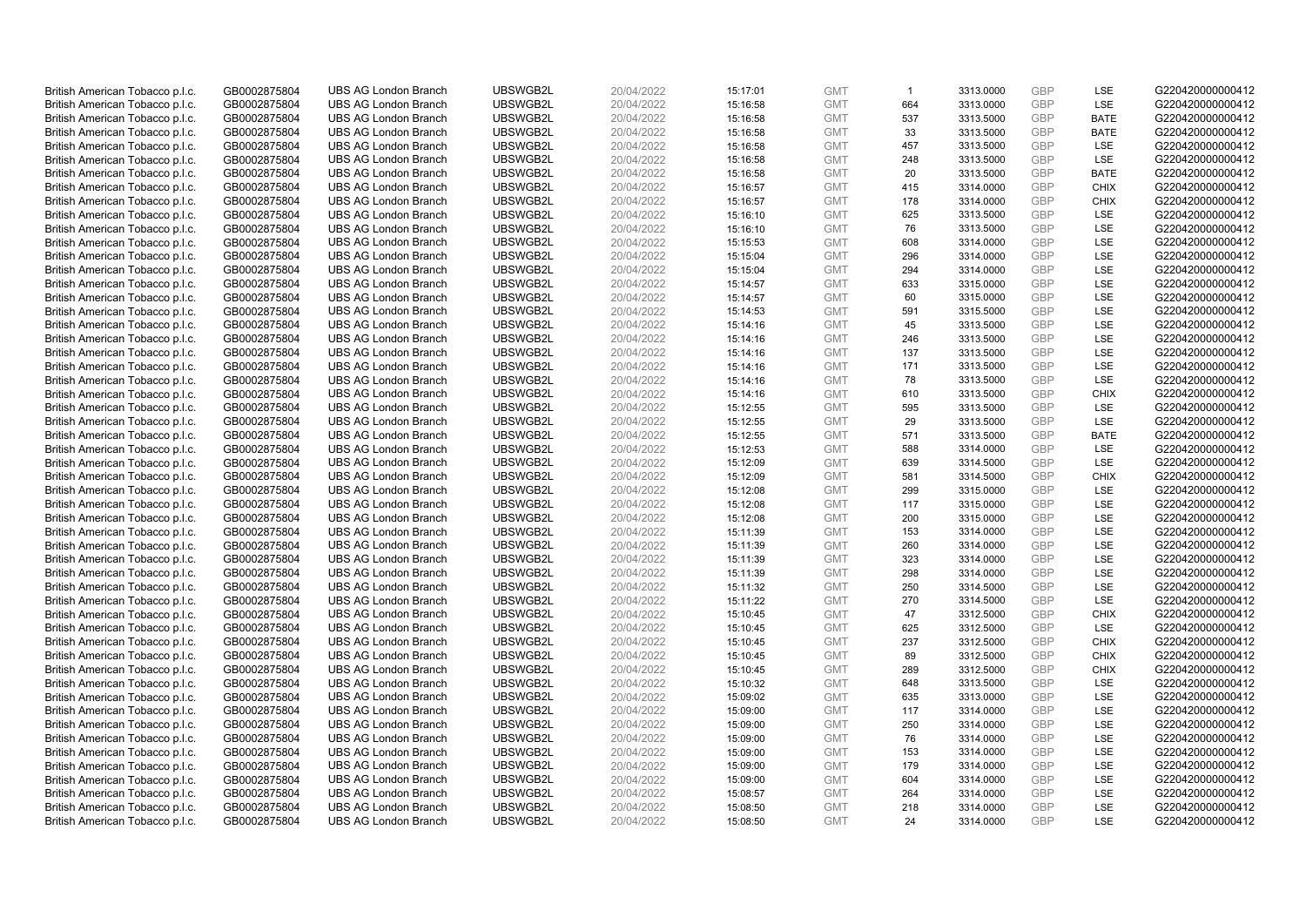| British American Tobacco p.l.c. | GB0002875804 | UBS AG London Branch | UBSWGB2L | 20/04/2022 | 15:17:01 | GMT | 1 | 3313.0000 | GBP | LSE | G220420000000412 |
|---|---|---|---|---|---|---|---|---|---|---|---|
| British American Tobacco p.l.c. | GB0002875804 | UBS AG London Branch | UBSWGB2L | 20/04/2022 | 15:16:58 | GMT | 664 | 3313.0000 | GBP | LSE | G220420000000412 |
| British American Tobacco p.l.c. | GB0002875804 | UBS AG London Branch | UBSWGB2L | 20/04/2022 | 15:16:58 | GMT | 537 | 3313.5000 | GBP | BATE | G220420000000412 |
| British American Tobacco p.l.c. | GB0002875804 | UBS AG London Branch | UBSWGB2L | 20/04/2022 | 15:16:58 | GMT | 33 | 3313.5000 | GBP | BATE | G220420000000412 |
| British American Tobacco p.l.c. | GB0002875804 | UBS AG London Branch | UBSWGB2L | 20/04/2022 | 15:16:58 | GMT | 457 | 3313.5000 | GBP | LSE | G220420000000412 |
| British American Tobacco p.l.c. | GB0002875804 | UBS AG London Branch | UBSWGB2L | 20/04/2022 | 15:16:58 | GMT | 248 | 3313.5000 | GBP | LSE | G220420000000412 |
| British American Tobacco p.l.c. | GB0002875804 | UBS AG London Branch | UBSWGB2L | 20/04/2022 | 15:16:58 | GMT | 20 | 3313.5000 | GBP | BATE | G220420000000412 |
| British American Tobacco p.l.c. | GB0002875804 | UBS AG London Branch | UBSWGB2L | 20/04/2022 | 15:16:57 | GMT | 415 | 3314.0000 | GBP | CHIX | G220420000000412 |
| British American Tobacco p.l.c. | GB0002875804 | UBS AG London Branch | UBSWGB2L | 20/04/2022 | 15:16:57 | GMT | 178 | 3314.0000 | GBP | CHIX | G220420000000412 |
| British American Tobacco p.l.c. | GB0002875804 | UBS AG London Branch | UBSWGB2L | 20/04/2022 | 15:16:10 | GMT | 625 | 3313.5000 | GBP | LSE | G220420000000412 |
| British American Tobacco p.l.c. | GB0002875804 | UBS AG London Branch | UBSWGB2L | 20/04/2022 | 15:16:10 | GMT | 76 | 3313.5000 | GBP | LSE | G220420000000412 |
| British American Tobacco p.l.c. | GB0002875804 | UBS AG London Branch | UBSWGB2L | 20/04/2022 | 15:15:53 | GMT | 608 | 3314.0000 | GBP | LSE | G220420000000412 |
| British American Tobacco p.l.c. | GB0002875804 | UBS AG London Branch | UBSWGB2L | 20/04/2022 | 15:15:04 | GMT | 296 | 3314.0000 | GBP | LSE | G220420000000412 |
| British American Tobacco p.l.c. | GB0002875804 | UBS AG London Branch | UBSWGB2L | 20/04/2022 | 15:15:04 | GMT | 294 | 3314.0000 | GBP | LSE | G220420000000412 |
| British American Tobacco p.l.c. | GB0002875804 | UBS AG London Branch | UBSWGB2L | 20/04/2022 | 15:14:57 | GMT | 633 | 3315.0000 | GBP | LSE | G220420000000412 |
| British American Tobacco p.l.c. | GB0002875804 | UBS AG London Branch | UBSWGB2L | 20/04/2022 | 15:14:57 | GMT | 60 | 3315.0000 | GBP | LSE | G220420000000412 |
| British American Tobacco p.l.c. | GB0002875804 | UBS AG London Branch | UBSWGB2L | 20/04/2022 | 15:14:53 | GMT | 591 | 3315.5000 | GBP | LSE | G220420000000412 |
| British American Tobacco p.l.c. | GB0002875804 | UBS AG London Branch | UBSWGB2L | 20/04/2022 | 15:14:16 | GMT | 45 | 3313.5000 | GBP | LSE | G220420000000412 |
| British American Tobacco p.l.c. | GB0002875804 | UBS AG London Branch | UBSWGB2L | 20/04/2022 | 15:14:16 | GMT | 246 | 3313.5000 | GBP | LSE | G220420000000412 |
| British American Tobacco p.l.c. | GB0002875804 | UBS AG London Branch | UBSWGB2L | 20/04/2022 | 15:14:16 | GMT | 137 | 3313.5000 | GBP | LSE | G220420000000412 |
| British American Tobacco p.l.c. | GB0002875804 | UBS AG London Branch | UBSWGB2L | 20/04/2022 | 15:14:16 | GMT | 171 | 3313.5000 | GBP | LSE | G220420000000412 |
| British American Tobacco p.l.c. | GB0002875804 | UBS AG London Branch | UBSWGB2L | 20/04/2022 | 15:14:16 | GMT | 78 | 3313.5000 | GBP | LSE | G220420000000412 |
| British American Tobacco p.l.c. | GB0002875804 | UBS AG London Branch | UBSWGB2L | 20/04/2022 | 15:14:16 | GMT | 610 | 3313.5000 | GBP | CHIX | G220420000000412 |
| British American Tobacco p.l.c. | GB0002875804 | UBS AG London Branch | UBSWGB2L | 20/04/2022 | 15:12:55 | GMT | 595 | 3313.5000 | GBP | LSE | G220420000000412 |
| British American Tobacco p.l.c. | GB0002875804 | UBS AG London Branch | UBSWGB2L | 20/04/2022 | 15:12:55 | GMT | 29 | 3313.5000 | GBP | LSE | G220420000000412 |
| British American Tobacco p.l.c. | GB0002875804 | UBS AG London Branch | UBSWGB2L | 20/04/2022 | 15:12:55 | GMT | 571 | 3313.5000 | GBP | BATE | G220420000000412 |
| British American Tobacco p.l.c. | GB0002875804 | UBS AG London Branch | UBSWGB2L | 20/04/2022 | 15:12:53 | GMT | 588 | 3314.0000 | GBP | LSE | G220420000000412 |
| British American Tobacco p.l.c. | GB0002875804 | UBS AG London Branch | UBSWGB2L | 20/04/2022 | 15:12:09 | GMT | 639 | 3314.5000 | GBP | LSE | G220420000000412 |
| British American Tobacco p.l.c. | GB0002875804 | UBS AG London Branch | UBSWGB2L | 20/04/2022 | 15:12:09 | GMT | 581 | 3314.5000 | GBP | CHIX | G220420000000412 |
| British American Tobacco p.l.c. | GB0002875804 | UBS AG London Branch | UBSWGB2L | 20/04/2022 | 15:12:08 | GMT | 299 | 3315.0000 | GBP | LSE | G220420000000412 |
| British American Tobacco p.l.c. | GB0002875804 | UBS AG London Branch | UBSWGB2L | 20/04/2022 | 15:12:08 | GMT | 117 | 3315.0000 | GBP | LSE | G220420000000412 |
| British American Tobacco p.l.c. | GB0002875804 | UBS AG London Branch | UBSWGB2L | 20/04/2022 | 15:12:08 | GMT | 200 | 3315.0000 | GBP | LSE | G220420000000412 |
| British American Tobacco p.l.c. | GB0002875804 | UBS AG London Branch | UBSWGB2L | 20/04/2022 | 15:11:39 | GMT | 153 | 3314.0000 | GBP | LSE | G220420000000412 |
| British American Tobacco p.l.c. | GB0002875804 | UBS AG London Branch | UBSWGB2L | 20/04/2022 | 15:11:39 | GMT | 260 | 3314.0000 | GBP | LSE | G220420000000412 |
| British American Tobacco p.l.c. | GB0002875804 | UBS AG London Branch | UBSWGB2L | 20/04/2022 | 15:11:39 | GMT | 323 | 3314.0000 | GBP | LSE | G220420000000412 |
| British American Tobacco p.l.c. | GB0002875804 | UBS AG London Branch | UBSWGB2L | 20/04/2022 | 15:11:39 | GMT | 298 | 3314.0000 | GBP | LSE | G220420000000412 |
| British American Tobacco p.l.c. | GB0002875804 | UBS AG London Branch | UBSWGB2L | 20/04/2022 | 15:11:32 | GMT | 250 | 3314.5000 | GBP | LSE | G220420000000412 |
| British American Tobacco p.l.c. | GB0002875804 | UBS AG London Branch | UBSWGB2L | 20/04/2022 | 15:11:22 | GMT | 270 | 3314.5000 | GBP | LSE | G220420000000412 |
| British American Tobacco p.l.c. | GB0002875804 | UBS AG London Branch | UBSWGB2L | 20/04/2022 | 15:10:45 | GMT | 47 | 3312.5000 | GBP | CHIX | G220420000000412 |
| British American Tobacco p.l.c. | GB0002875804 | UBS AG London Branch | UBSWGB2L | 20/04/2022 | 15:10:45 | GMT | 625 | 3312.5000 | GBP | LSE | G220420000000412 |
| British American Tobacco p.l.c. | GB0002875804 | UBS AG London Branch | UBSWGB2L | 20/04/2022 | 15:10:45 | GMT | 237 | 3312.5000 | GBP | CHIX | G220420000000412 |
| British American Tobacco p.l.c. | GB0002875804 | UBS AG London Branch | UBSWGB2L | 20/04/2022 | 15:10:45 | GMT | 89 | 3312.5000 | GBP | CHIX | G220420000000412 |
| British American Tobacco p.l.c. | GB0002875804 | UBS AG London Branch | UBSWGB2L | 20/04/2022 | 15:10:45 | GMT | 289 | 3312.5000 | GBP | CHIX | G220420000000412 |
| British American Tobacco p.l.c. | GB0002875804 | UBS AG London Branch | UBSWGB2L | 20/04/2022 | 15:10:32 | GMT | 648 | 3313.5000 | GBP | LSE | G220420000000412 |
| British American Tobacco p.l.c. | GB0002875804 | UBS AG London Branch | UBSWGB2L | 20/04/2022 | 15:09:02 | GMT | 635 | 3313.0000 | GBP | LSE | G220420000000412 |
| British American Tobacco p.l.c. | GB0002875804 | UBS AG London Branch | UBSWGB2L | 20/04/2022 | 15:09:00 | GMT | 117 | 3314.0000 | GBP | LSE | G220420000000412 |
| British American Tobacco p.l.c. | GB0002875804 | UBS AG London Branch | UBSWGB2L | 20/04/2022 | 15:09:00 | GMT | 250 | 3314.0000 | GBP | LSE | G220420000000412 |
| British American Tobacco p.l.c. | GB0002875804 | UBS AG London Branch | UBSWGB2L | 20/04/2022 | 15:09:00 | GMT | 76 | 3314.0000 | GBP | LSE | G220420000000412 |
| British American Tobacco p.l.c. | GB0002875804 | UBS AG London Branch | UBSWGB2L | 20/04/2022 | 15:09:00 | GMT | 153 | 3314.0000 | GBP | LSE | G220420000000412 |
| British American Tobacco p.l.c. | GB0002875804 | UBS AG London Branch | UBSWGB2L | 20/04/2022 | 15:09:00 | GMT | 179 | 3314.0000 | GBP | LSE | G220420000000412 |
| British American Tobacco p.l.c. | GB0002875804 | UBS AG London Branch | UBSWGB2L | 20/04/2022 | 15:09:00 | GMT | 604 | 3314.0000 | GBP | LSE | G220420000000412 |
| British American Tobacco p.l.c. | GB0002875804 | UBS AG London Branch | UBSWGB2L | 20/04/2022 | 15:08:57 | GMT | 264 | 3314.0000 | GBP | LSE | G220420000000412 |
| British American Tobacco p.l.c. | GB0002875804 | UBS AG London Branch | UBSWGB2L | 20/04/2022 | 15:08:50 | GMT | 218 | 3314.0000 | GBP | LSE | G220420000000412 |
| British American Tobacco p.l.c. | GB0002875804 | UBS AG London Branch | UBSWGB2L | 20/04/2022 | 15:08:50 | GMT | 24 | 3314.0000 | GBP | LSE | G220420000000412 |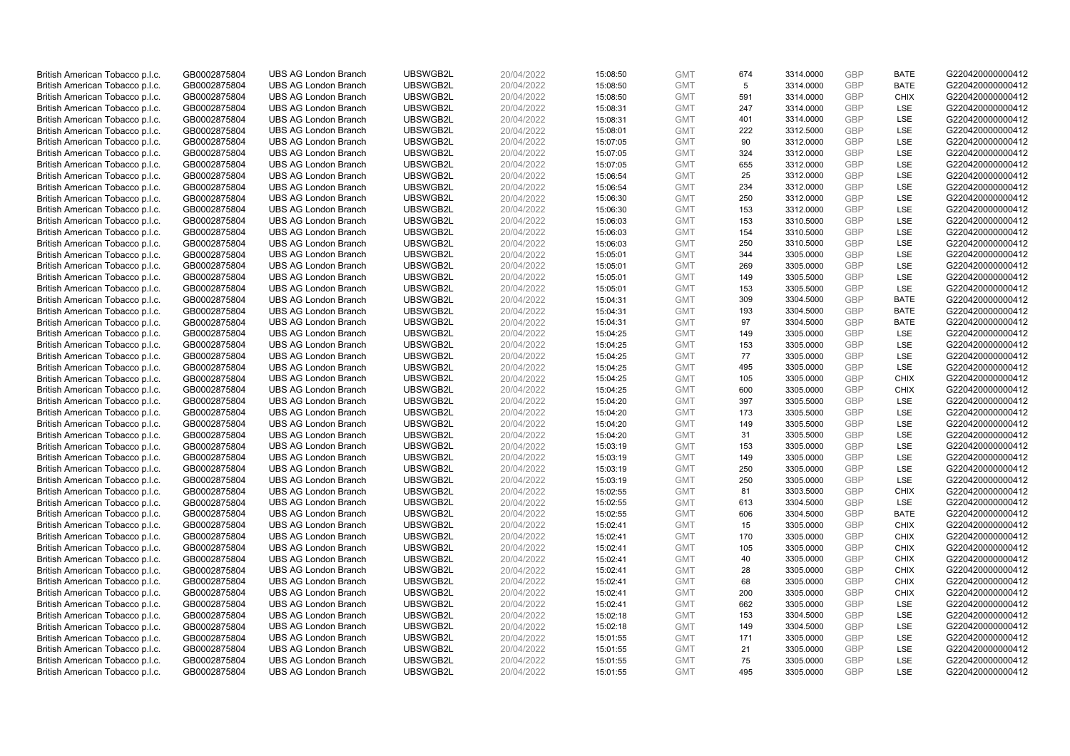| | | | | | | | | | | | |
|---|---|---|---|---|---|---|---|---|---|---|---|
| British American Tobacco p.l.c. | GB0002875804 | UBS AG London Branch | UBSWGB2L | 20/04/2022 | 15:08:50 | GMT | 674 | 3314.0000 | GBP | BATE | G220420000000412 |
| British American Tobacco p.l.c. | GB0002875804 | UBS AG London Branch | UBSWGB2L | 20/04/2022 | 15:08:50 | GMT | 5 | 3314.0000 | GBP | BATE | G220420000000412 |
| British American Tobacco p.l.c. | GB0002875804 | UBS AG London Branch | UBSWGB2L | 20/04/2022 | 15:08:50 | GMT | 591 | 3314.0000 | GBP | CHIX | G220420000000412 |
| British American Tobacco p.l.c. | GB0002875804 | UBS AG London Branch | UBSWGB2L | 20/04/2022 | 15:08:31 | GMT | 247 | 3314.0000 | GBP | LSE | G220420000000412 |
| British American Tobacco p.l.c. | GB0002875804 | UBS AG London Branch | UBSWGB2L | 20/04/2022 | 15:08:31 | GMT | 401 | 3314.0000 | GBP | LSE | G220420000000412 |
| British American Tobacco p.l.c. | GB0002875804 | UBS AG London Branch | UBSWGB2L | 20/04/2022 | 15:08:01 | GMT | 222 | 3312.5000 | GBP | LSE | G220420000000412 |
| British American Tobacco p.l.c. | GB0002875804 | UBS AG London Branch | UBSWGB2L | 20/04/2022 | 15:07:05 | GMT | 90 | 3312.0000 | GBP | LSE | G220420000000412 |
| British American Tobacco p.l.c. | GB0002875804 | UBS AG London Branch | UBSWGB2L | 20/04/2022 | 15:07:05 | GMT | 324 | 3312.0000 | GBP | LSE | G220420000000412 |
| British American Tobacco p.l.c. | GB0002875804 | UBS AG London Branch | UBSWGB2L | 20/04/2022 | 15:07:05 | GMT | 655 | 3312.0000 | GBP | LSE | G220420000000412 |
| British American Tobacco p.l.c. | GB0002875804 | UBS AG London Branch | UBSWGB2L | 20/04/2022 | 15:06:54 | GMT | 25 | 3312.0000 | GBP | LSE | G220420000000412 |
| British American Tobacco p.l.c. | GB0002875804 | UBS AG London Branch | UBSWGB2L | 20/04/2022 | 15:06:54 | GMT | 234 | 3312.0000 | GBP | LSE | G220420000000412 |
| British American Tobacco p.l.c. | GB0002875804 | UBS AG London Branch | UBSWGB2L | 20/04/2022 | 15:06:30 | GMT | 250 | 3312.0000 | GBP | LSE | G220420000000412 |
| British American Tobacco p.l.c. | GB0002875804 | UBS AG London Branch | UBSWGB2L | 20/04/2022 | 15:06:30 | GMT | 153 | 3312.0000 | GBP | LSE | G220420000000412 |
| British American Tobacco p.l.c. | GB0002875804 | UBS AG London Branch | UBSWGB2L | 20/04/2022 | 15:06:03 | GMT | 153 | 3310.5000 | GBP | LSE | G220420000000412 |
| British American Tobacco p.l.c. | GB0002875804 | UBS AG London Branch | UBSWGB2L | 20/04/2022 | 15:06:03 | GMT | 154 | 3310.5000 | GBP | LSE | G220420000000412 |
| British American Tobacco p.l.c. | GB0002875804 | UBS AG London Branch | UBSWGB2L | 20/04/2022 | 15:06:03 | GMT | 250 | 3310.5000 | GBP | LSE | G220420000000412 |
| British American Tobacco p.l.c. | GB0002875804 | UBS AG London Branch | UBSWGB2L | 20/04/2022 | 15:05:01 | GMT | 344 | 3305.0000 | GBP | LSE | G220420000000412 |
| British American Tobacco p.l.c. | GB0002875804 | UBS AG London Branch | UBSWGB2L | 20/04/2022 | 15:05:01 | GMT | 269 | 3305.0000 | GBP | LSE | G220420000000412 |
| British American Tobacco p.l.c. | GB0002875804 | UBS AG London Branch | UBSWGB2L | 20/04/2022 | 15:05:01 | GMT | 149 | 3305.5000 | GBP | LSE | G220420000000412 |
| British American Tobacco p.l.c. | GB0002875804 | UBS AG London Branch | UBSWGB2L | 20/04/2022 | 15:05:01 | GMT | 153 | 3305.5000 | GBP | LSE | G220420000000412 |
| British American Tobacco p.l.c. | GB0002875804 | UBS AG London Branch | UBSWGB2L | 20/04/2022 | 15:04:31 | GMT | 309 | 3304.5000 | GBP | BATE | G220420000000412 |
| British American Tobacco p.l.c. | GB0002875804 | UBS AG London Branch | UBSWGB2L | 20/04/2022 | 15:04:31 | GMT | 193 | 3304.5000 | GBP | BATE | G220420000000412 |
| British American Tobacco p.l.c. | GB0002875804 | UBS AG London Branch | UBSWGB2L | 20/04/2022 | 15:04:31 | GMT | 97 | 3304.5000 | GBP | BATE | G220420000000412 |
| British American Tobacco p.l.c. | GB0002875804 | UBS AG London Branch | UBSWGB2L | 20/04/2022 | 15:04:25 | GMT | 149 | 3305.0000 | GBP | LSE | G220420000000412 |
| British American Tobacco p.l.c. | GB0002875804 | UBS AG London Branch | UBSWGB2L | 20/04/2022 | 15:04:25 | GMT | 153 | 3305.0000 | GBP | LSE | G220420000000412 |
| British American Tobacco p.l.c. | GB0002875804 | UBS AG London Branch | UBSWGB2L | 20/04/2022 | 15:04:25 | GMT | 77 | 3305.0000 | GBP | LSE | G220420000000412 |
| British American Tobacco p.l.c. | GB0002875804 | UBS AG London Branch | UBSWGB2L | 20/04/2022 | 15:04:25 | GMT | 495 | 3305.0000 | GBP | LSE | G220420000000412 |
| British American Tobacco p.l.c. | GB0002875804 | UBS AG London Branch | UBSWGB2L | 20/04/2022 | 15:04:25 | GMT | 105 | 3305.0000 | GBP | CHIX | G220420000000412 |
| British American Tobacco p.l.c. | GB0002875804 | UBS AG London Branch | UBSWGB2L | 20/04/2022 | 15:04:25 | GMT | 600 | 3305.0000 | GBP | CHIX | G220420000000412 |
| British American Tobacco p.l.c. | GB0002875804 | UBS AG London Branch | UBSWGB2L | 20/04/2022 | 15:04:20 | GMT | 397 | 3305.5000 | GBP | LSE | G220420000000412 |
| British American Tobacco p.l.c. | GB0002875804 | UBS AG London Branch | UBSWGB2L | 20/04/2022 | 15:04:20 | GMT | 173 | 3305.5000 | GBP | LSE | G220420000000412 |
| British American Tobacco p.l.c. | GB0002875804 | UBS AG London Branch | UBSWGB2L | 20/04/2022 | 15:04:20 | GMT | 149 | 3305.5000 | GBP | LSE | G220420000000412 |
| British American Tobacco p.l.c. | GB0002875804 | UBS AG London Branch | UBSWGB2L | 20/04/2022 | 15:04:20 | GMT | 31 | 3305.5000 | GBP | LSE | G220420000000412 |
| British American Tobacco p.l.c. | GB0002875804 | UBS AG London Branch | UBSWGB2L | 20/04/2022 | 15:03:19 | GMT | 153 | 3305.0000 | GBP | LSE | G220420000000412 |
| British American Tobacco p.l.c. | GB0002875804 | UBS AG London Branch | UBSWGB2L | 20/04/2022 | 15:03:19 | GMT | 149 | 3305.0000 | GBP | LSE | G220420000000412 |
| British American Tobacco p.l.c. | GB0002875804 | UBS AG London Branch | UBSWGB2L | 20/04/2022 | 15:03:19 | GMT | 250 | 3305.0000 | GBP | LSE | G220420000000412 |
| British American Tobacco p.l.c. | GB0002875804 | UBS AG London Branch | UBSWGB2L | 20/04/2022 | 15:03:19 | GMT | 250 | 3305.0000 | GBP | LSE | G220420000000412 |
| British American Tobacco p.l.c. | GB0002875804 | UBS AG London Branch | UBSWGB2L | 20/04/2022 | 15:02:55 | GMT | 81 | 3303.5000 | GBP | CHIX | G220420000000412 |
| British American Tobacco p.l.c. | GB0002875804 | UBS AG London Branch | UBSWGB2L | 20/04/2022 | 15:02:55 | GMT | 613 | 3304.5000 | GBP | LSE | G220420000000412 |
| British American Tobacco p.l.c. | GB0002875804 | UBS AG London Branch | UBSWGB2L | 20/04/2022 | 15:02:55 | GMT | 606 | 3304.5000 | GBP | BATE | G220420000000412 |
| British American Tobacco p.l.c. | GB0002875804 | UBS AG London Branch | UBSWGB2L | 20/04/2022 | 15:02:41 | GMT | 15 | 3305.0000 | GBP | CHIX | G220420000000412 |
| British American Tobacco p.l.c. | GB0002875804 | UBS AG London Branch | UBSWGB2L | 20/04/2022 | 15:02:41 | GMT | 170 | 3305.0000 | GBP | CHIX | G220420000000412 |
| British American Tobacco p.l.c. | GB0002875804 | UBS AG London Branch | UBSWGB2L | 20/04/2022 | 15:02:41 | GMT | 105 | 3305.0000 | GBP | CHIX | G220420000000412 |
| British American Tobacco p.l.c. | GB0002875804 | UBS AG London Branch | UBSWGB2L | 20/04/2022 | 15:02:41 | GMT | 40 | 3305.0000 | GBP | CHIX | G220420000000412 |
| British American Tobacco p.l.c. | GB0002875804 | UBS AG London Branch | UBSWGB2L | 20/04/2022 | 15:02:41 | GMT | 28 | 3305.0000 | GBP | CHIX | G220420000000412 |
| British American Tobacco p.l.c. | GB0002875804 | UBS AG London Branch | UBSWGB2L | 20/04/2022 | 15:02:41 | GMT | 68 | 3305.0000 | GBP | CHIX | G220420000000412 |
| British American Tobacco p.l.c. | GB0002875804 | UBS AG London Branch | UBSWGB2L | 20/04/2022 | 15:02:41 | GMT | 200 | 3305.0000 | GBP | CHIX | G220420000000412 |
| British American Tobacco p.l.c. | GB0002875804 | UBS AG London Branch | UBSWGB2L | 20/04/2022 | 15:02:41 | GMT | 662 | 3305.0000 | GBP | LSE | G220420000000412 |
| British American Tobacco p.l.c. | GB0002875804 | UBS AG London Branch | UBSWGB2L | 20/04/2022 | 15:02:18 | GMT | 153 | 3304.5000 | GBP | LSE | G220420000000412 |
| British American Tobacco p.l.c. | GB0002875804 | UBS AG London Branch | UBSWGB2L | 20/04/2022 | 15:02:18 | GMT | 149 | 3304.5000 | GBP | LSE | G220420000000412 |
| British American Tobacco p.l.c. | GB0002875804 | UBS AG London Branch | UBSWGB2L | 20/04/2022 | 15:01:55 | GMT | 171 | 3305.0000 | GBP | LSE | G220420000000412 |
| British American Tobacco p.l.c. | GB0002875804 | UBS AG London Branch | UBSWGB2L | 20/04/2022 | 15:01:55 | GMT | 21 | 3305.0000 | GBP | LSE | G220420000000412 |
| British American Tobacco p.l.c. | GB0002875804 | UBS AG London Branch | UBSWGB2L | 20/04/2022 | 15:01:55 | GMT | 75 | 3305.0000 | GBP | LSE | G220420000000412 |
| British American Tobacco p.l.c. | GB0002875804 | UBS AG London Branch | UBSWGB2L | 20/04/2022 | 15:01:55 | GMT | 495 | 3305.0000 | GBP | LSE | G220420000000412 |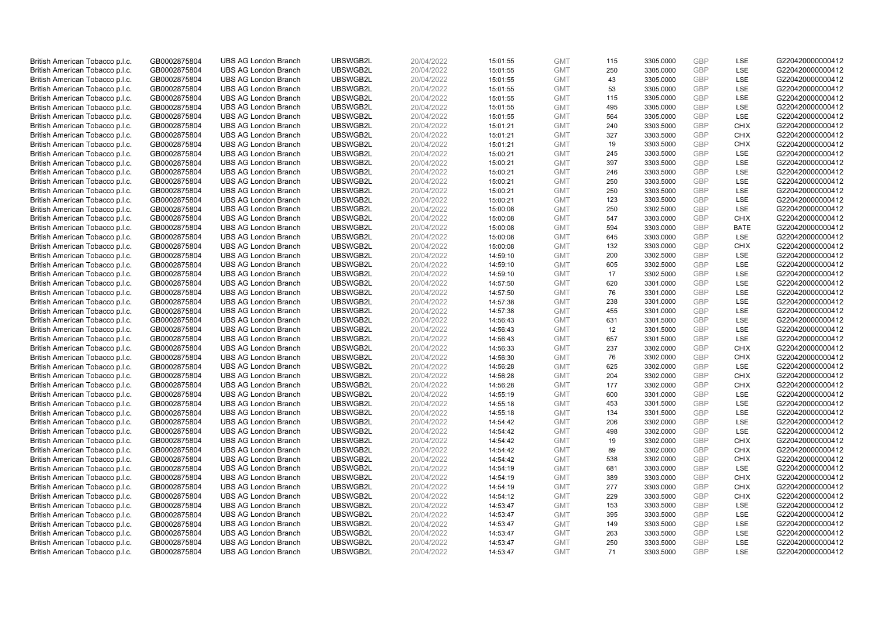| | | | | | | | | | | | |
|---|---|---|---|---|---|---|---|---|---|---|---|
| British American Tobacco p.l.c. | GB0002875804 | UBS AG London Branch | UBSWGB2L | 20/04/2022 | 15:01:55 | GMT | 115 | 3305.0000 | GBP | LSE | G220420000000412 |
| British American Tobacco p.l.c. | GB0002875804 | UBS AG London Branch | UBSWGB2L | 20/04/2022 | 15:01:55 | GMT | 250 | 3305.0000 | GBP | LSE | G220420000000412 |
| British American Tobacco p.l.c. | GB0002875804 | UBS AG London Branch | UBSWGB2L | 20/04/2022 | 15:01:55 | GMT | 43 | 3305.0000 | GBP | LSE | G220420000000412 |
| British American Tobacco p.l.c. | GB0002875804 | UBS AG London Branch | UBSWGB2L | 20/04/2022 | 15:01:55 | GMT | 53 | 3305.0000 | GBP | LSE | G220420000000412 |
| British American Tobacco p.l.c. | GB0002875804 | UBS AG London Branch | UBSWGB2L | 20/04/2022 | 15:01:55 | GMT | 115 | 3305.0000 | GBP | LSE | G220420000000412 |
| British American Tobacco p.l.c. | GB0002875804 | UBS AG London Branch | UBSWGB2L | 20/04/2022 | 15:01:55 | GMT | 495 | 3305.0000 | GBP | LSE | G220420000000412 |
| British American Tobacco p.l.c. | GB0002875804 | UBS AG London Branch | UBSWGB2L | 20/04/2022 | 15:01:55 | GMT | 564 | 3305.0000 | GBP | LSE | G220420000000412 |
| British American Tobacco p.l.c. | GB0002875804 | UBS AG London Branch | UBSWGB2L | 20/04/2022 | 15:01:21 | GMT | 240 | 3303.5000 | GBP | CHIX | G220420000000412 |
| British American Tobacco p.l.c. | GB0002875804 | UBS AG London Branch | UBSWGB2L | 20/04/2022 | 15:01:21 | GMT | 327 | 3303.5000 | GBP | CHIX | G220420000000412 |
| British American Tobacco p.l.c. | GB0002875804 | UBS AG London Branch | UBSWGB2L | 20/04/2022 | 15:01:21 | GMT | 19 | 3303.5000 | GBP | CHIX | G220420000000412 |
| British American Tobacco p.l.c. | GB0002875804 | UBS AG London Branch | UBSWGB2L | 20/04/2022 | 15:00:21 | GMT | 245 | 3303.5000 | GBP | LSE | G220420000000412 |
| British American Tobacco p.l.c. | GB0002875804 | UBS AG London Branch | UBSWGB2L | 20/04/2022 | 15:00:21 | GMT | 397 | 3303.5000 | GBP | LSE | G220420000000412 |
| British American Tobacco p.l.c. | GB0002875804 | UBS AG London Branch | UBSWGB2L | 20/04/2022 | 15:00:21 | GMT | 246 | 3303.5000 | GBP | LSE | G220420000000412 |
| British American Tobacco p.l.c. | GB0002875804 | UBS AG London Branch | UBSWGB2L | 20/04/2022 | 15:00:21 | GMT | 250 | 3303.5000 | GBP | LSE | G220420000000412 |
| British American Tobacco p.l.c. | GB0002875804 | UBS AG London Branch | UBSWGB2L | 20/04/2022 | 15:00:21 | GMT | 250 | 3303.5000 | GBP | LSE | G220420000000412 |
| British American Tobacco p.l.c. | GB0002875804 | UBS AG London Branch | UBSWGB2L | 20/04/2022 | 15:00:21 | GMT | 123 | 3303.5000 | GBP | LSE | G220420000000412 |
| British American Tobacco p.l.c. | GB0002875804 | UBS AG London Branch | UBSWGB2L | 20/04/2022 | 15:00:08 | GMT | 250 | 3302.5000 | GBP | LSE | G220420000000412 |
| British American Tobacco p.l.c. | GB0002875804 | UBS AG London Branch | UBSWGB2L | 20/04/2022 | 15:00:08 | GMT | 547 | 3303.0000 | GBP | CHIX | G220420000000412 |
| British American Tobacco p.l.c. | GB0002875804 | UBS AG London Branch | UBSWGB2L | 20/04/2022 | 15:00:08 | GMT | 594 | 3303.0000 | GBP | BATE | G220420000000412 |
| British American Tobacco p.l.c. | GB0002875804 | UBS AG London Branch | UBSWGB2L | 20/04/2022 | 15:00:08 | GMT | 645 | 3303.0000 | GBP | LSE | G220420000000412 |
| British American Tobacco p.l.c. | GB0002875804 | UBS AG London Branch | UBSWGB2L | 20/04/2022 | 15:00:08 | GMT | 132 | 3303.0000 | GBP | CHIX | G220420000000412 |
| British American Tobacco p.l.c. | GB0002875804 | UBS AG London Branch | UBSWGB2L | 20/04/2022 | 14:59:10 | GMT | 200 | 3302.5000 | GBP | LSE | G220420000000412 |
| British American Tobacco p.l.c. | GB0002875804 | UBS AG London Branch | UBSWGB2L | 20/04/2022 | 14:59:10 | GMT | 605 | 3302.5000 | GBP | LSE | G220420000000412 |
| British American Tobacco p.l.c. | GB0002875804 | UBS AG London Branch | UBSWGB2L | 20/04/2022 | 14:59:10 | GMT | 17 | 3302.5000 | GBP | LSE | G220420000000412 |
| British American Tobacco p.l.c. | GB0002875804 | UBS AG London Branch | UBSWGB2L | 20/04/2022 | 14:57:50 | GMT | 620 | 3301.0000 | GBP | LSE | G220420000000412 |
| British American Tobacco p.l.c. | GB0002875804 | UBS AG London Branch | UBSWGB2L | 20/04/2022 | 14:57:50 | GMT | 76 | 3301.0000 | GBP | LSE | G220420000000412 |
| British American Tobacco p.l.c. | GB0002875804 | UBS AG London Branch | UBSWGB2L | 20/04/2022 | 14:57:38 | GMT | 238 | 3301.0000 | GBP | LSE | G220420000000412 |
| British American Tobacco p.l.c. | GB0002875804 | UBS AG London Branch | UBSWGB2L | 20/04/2022 | 14:57:38 | GMT | 455 | 3301.0000 | GBP | LSE | G220420000000412 |
| British American Tobacco p.l.c. | GB0002875804 | UBS AG London Branch | UBSWGB2L | 20/04/2022 | 14:56:43 | GMT | 631 | 3301.5000 | GBP | LSE | G220420000000412 |
| British American Tobacco p.l.c. | GB0002875804 | UBS AG London Branch | UBSWGB2L | 20/04/2022 | 14:56:43 | GMT | 12 | 3301.5000 | GBP | LSE | G220420000000412 |
| British American Tobacco p.l.c. | GB0002875804 | UBS AG London Branch | UBSWGB2L | 20/04/2022 | 14:56:43 | GMT | 657 | 3301.5000 | GBP | LSE | G220420000000412 |
| British American Tobacco p.l.c. | GB0002875804 | UBS AG London Branch | UBSWGB2L | 20/04/2022 | 14:56:33 | GMT | 237 | 3302.0000 | GBP | CHIX | G220420000000412 |
| British American Tobacco p.l.c. | GB0002875804 | UBS AG London Branch | UBSWGB2L | 20/04/2022 | 14:56:30 | GMT | 76 | 3302.0000 | GBP | CHIX | G220420000000412 |
| British American Tobacco p.l.c. | GB0002875804 | UBS AG London Branch | UBSWGB2L | 20/04/2022 | 14:56:28 | GMT | 625 | 3302.0000 | GBP | LSE | G220420000000412 |
| British American Tobacco p.l.c. | GB0002875804 | UBS AG London Branch | UBSWGB2L | 20/04/2022 | 14:56:28 | GMT | 204 | 3302.0000 | GBP | CHIX | G220420000000412 |
| British American Tobacco p.l.c. | GB0002875804 | UBS AG London Branch | UBSWGB2L | 20/04/2022 | 14:56:28 | GMT | 177 | 3302.0000 | GBP | CHIX | G220420000000412 |
| British American Tobacco p.l.c. | GB0002875804 | UBS AG London Branch | UBSWGB2L | 20/04/2022 | 14:55:19 | GMT | 600 | 3301.0000 | GBP | LSE | G220420000000412 |
| British American Tobacco p.l.c. | GB0002875804 | UBS AG London Branch | UBSWGB2L | 20/04/2022 | 14:55:18 | GMT | 453 | 3301.5000 | GBP | LSE | G220420000000412 |
| British American Tobacco p.l.c. | GB0002875804 | UBS AG London Branch | UBSWGB2L | 20/04/2022 | 14:55:18 | GMT | 134 | 3301.5000 | GBP | LSE | G220420000000412 |
| British American Tobacco p.l.c. | GB0002875804 | UBS AG London Branch | UBSWGB2L | 20/04/2022 | 14:54:42 | GMT | 206 | 3302.0000 | GBP | LSE | G220420000000412 |
| British American Tobacco p.l.c. | GB0002875804 | UBS AG London Branch | UBSWGB2L | 20/04/2022 | 14:54:42 | GMT | 498 | 3302.0000 | GBP | LSE | G220420000000412 |
| British American Tobacco p.l.c. | GB0002875804 | UBS AG London Branch | UBSWGB2L | 20/04/2022 | 14:54:42 | GMT | 19 | 3302.0000 | GBP | CHIX | G220420000000412 |
| British American Tobacco p.l.c. | GB0002875804 | UBS AG London Branch | UBSWGB2L | 20/04/2022 | 14:54:42 | GMT | 89 | 3302.0000 | GBP | CHIX | G220420000000412 |
| British American Tobacco p.l.c. | GB0002875804 | UBS AG London Branch | UBSWGB2L | 20/04/2022 | 14:54:42 | GMT | 538 | 3302.0000 | GBP | CHIX | G220420000000412 |
| British American Tobacco p.l.c. | GB0002875804 | UBS AG London Branch | UBSWGB2L | 20/04/2022 | 14:54:19 | GMT | 681 | 3303.0000 | GBP | LSE | G220420000000412 |
| British American Tobacco p.l.c. | GB0002875804 | UBS AG London Branch | UBSWGB2L | 20/04/2022 | 14:54:19 | GMT | 389 | 3303.0000 | GBP | CHIX | G220420000000412 |
| British American Tobacco p.l.c. | GB0002875804 | UBS AG London Branch | UBSWGB2L | 20/04/2022 | 14:54:19 | GMT | 277 | 3303.0000 | GBP | CHIX | G220420000000412 |
| British American Tobacco p.l.c. | GB0002875804 | UBS AG London Branch | UBSWGB2L | 20/04/2022 | 14:54:12 | GMT | 229 | 3303.5000 | GBP | CHIX | G220420000000412 |
| British American Tobacco p.l.c. | GB0002875804 | UBS AG London Branch | UBSWGB2L | 20/04/2022 | 14:53:47 | GMT | 153 | 3303.5000 | GBP | LSE | G220420000000412 |
| British American Tobacco p.l.c. | GB0002875804 | UBS AG London Branch | UBSWGB2L | 20/04/2022 | 14:53:47 | GMT | 395 | 3303.5000 | GBP | LSE | G220420000000412 |
| British American Tobacco p.l.c. | GB0002875804 | UBS AG London Branch | UBSWGB2L | 20/04/2022 | 14:53:47 | GMT | 149 | 3303.5000 | GBP | LSE | G220420000000412 |
| British American Tobacco p.l.c. | GB0002875804 | UBS AG London Branch | UBSWGB2L | 20/04/2022 | 14:53:47 | GMT | 263 | 3303.5000 | GBP | LSE | G220420000000412 |
| British American Tobacco p.l.c. | GB0002875804 | UBS AG London Branch | UBSWGB2L | 20/04/2022 | 14:53:47 | GMT | 250 | 3303.5000 | GBP | LSE | G220420000000412 |
| British American Tobacco p.l.c. | GB0002875804 | UBS AG London Branch | UBSWGB2L | 20/04/2022 | 14:53:47 | GMT | 71 | 3303.5000 | GBP | LSE | G220420000000412 |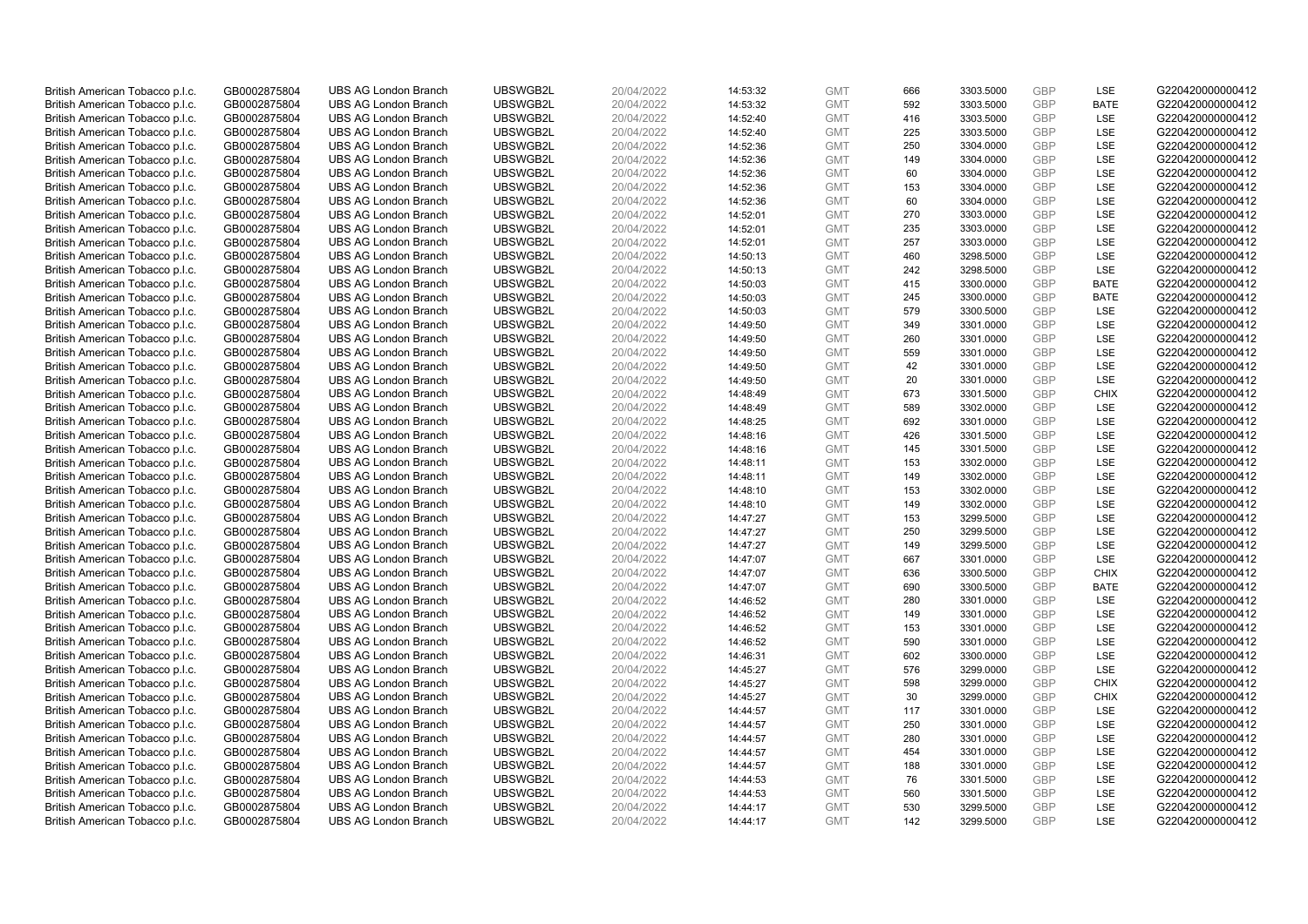| | | | | | | | | | | | |
|---|---|---|---|---|---|---|---|---|---|---|---|
| British American Tobacco p.l.c. | GB0002875804 | UBS AG London Branch | UBSWGB2L | 20/04/2022 | 14:53:32 | GMT | 666 | 3303.5000 | GBP | LSE | G220420000000412 |
| British American Tobacco p.l.c. | GB0002875804 | UBS AG London Branch | UBSWGB2L | 20/04/2022 | 14:53:32 | GMT | 592 | 3303.5000 | GBP | BATE | G220420000000412 |
| British American Tobacco p.l.c. | GB0002875804 | UBS AG London Branch | UBSWGB2L | 20/04/2022 | 14:52:40 | GMT | 416 | 3303.5000 | GBP | LSE | G220420000000412 |
| British American Tobacco p.l.c. | GB0002875804 | UBS AG London Branch | UBSWGB2L | 20/04/2022 | 14:52:40 | GMT | 225 | 3303.5000 | GBP | LSE | G220420000000412 |
| British American Tobacco p.l.c. | GB0002875804 | UBS AG London Branch | UBSWGB2L | 20/04/2022 | 14:52:36 | GMT | 250 | 3304.0000 | GBP | LSE | G220420000000412 |
| British American Tobacco p.l.c. | GB0002875804 | UBS AG London Branch | UBSWGB2L | 20/04/2022 | 14:52:36 | GMT | 149 | 3304.0000 | GBP | LSE | G220420000000412 |
| British American Tobacco p.l.c. | GB0002875804 | UBS AG London Branch | UBSWGB2L | 20/04/2022 | 14:52:36 | GMT | 60 | 3304.0000 | GBP | LSE | G220420000000412 |
| British American Tobacco p.l.c. | GB0002875804 | UBS AG London Branch | UBSWGB2L | 20/04/2022 | 14:52:36 | GMT | 153 | 3304.0000 | GBP | LSE | G220420000000412 |
| British American Tobacco p.l.c. | GB0002875804 | UBS AG London Branch | UBSWGB2L | 20/04/2022 | 14:52:36 | GMT | 60 | 3304.0000 | GBP | LSE | G220420000000412 |
| British American Tobacco p.l.c. | GB0002875804 | UBS AG London Branch | UBSWGB2L | 20/04/2022 | 14:52:01 | GMT | 270 | 3303.0000 | GBP | LSE | G220420000000412 |
| British American Tobacco p.l.c. | GB0002875804 | UBS AG London Branch | UBSWGB2L | 20/04/2022 | 14:52:01 | GMT | 235 | 3303.0000 | GBP | LSE | G220420000000412 |
| British American Tobacco p.l.c. | GB0002875804 | UBS AG London Branch | UBSWGB2L | 20/04/2022 | 14:52:01 | GMT | 257 | 3303.0000 | GBP | LSE | G220420000000412 |
| British American Tobacco p.l.c. | GB0002875804 | UBS AG London Branch | UBSWGB2L | 20/04/2022 | 14:50:13 | GMT | 460 | 3298.5000 | GBP | LSE | G220420000000412 |
| British American Tobacco p.l.c. | GB0002875804 | UBS AG London Branch | UBSWGB2L | 20/04/2022 | 14:50:13 | GMT | 242 | 3298.5000 | GBP | LSE | G220420000000412 |
| British American Tobacco p.l.c. | GB0002875804 | UBS AG London Branch | UBSWGB2L | 20/04/2022 | 14:50:03 | GMT | 415 | 3300.0000 | GBP | BATE | G220420000000412 |
| British American Tobacco p.l.c. | GB0002875804 | UBS AG London Branch | UBSWGB2L | 20/04/2022 | 14:50:03 | GMT | 245 | 3300.0000 | GBP | BATE | G220420000000412 |
| British American Tobacco p.l.c. | GB0002875804 | UBS AG London Branch | UBSWGB2L | 20/04/2022 | 14:50:03 | GMT | 579 | 3300.5000 | GBP | LSE | G220420000000412 |
| British American Tobacco p.l.c. | GB0002875804 | UBS AG London Branch | UBSWGB2L | 20/04/2022 | 14:49:50 | GMT | 349 | 3301.0000 | GBP | LSE | G220420000000412 |
| British American Tobacco p.l.c. | GB0002875804 | UBS AG London Branch | UBSWGB2L | 20/04/2022 | 14:49:50 | GMT | 260 | 3301.0000 | GBP | LSE | G220420000000412 |
| British American Tobacco p.l.c. | GB0002875804 | UBS AG London Branch | UBSWGB2L | 20/04/2022 | 14:49:50 | GMT | 559 | 3301.0000 | GBP | LSE | G220420000000412 |
| British American Tobacco p.l.c. | GB0002875804 | UBS AG London Branch | UBSWGB2L | 20/04/2022 | 14:49:50 | GMT | 42 | 3301.0000 | GBP | LSE | G220420000000412 |
| British American Tobacco p.l.c. | GB0002875804 | UBS AG London Branch | UBSWGB2L | 20/04/2022 | 14:49:50 | GMT | 20 | 3301.0000 | GBP | LSE | G220420000000412 |
| British American Tobacco p.l.c. | GB0002875804 | UBS AG London Branch | UBSWGB2L | 20/04/2022 | 14:48:49 | GMT | 673 | 3301.5000 | GBP | CHIX | G220420000000412 |
| British American Tobacco p.l.c. | GB0002875804 | UBS AG London Branch | UBSWGB2L | 20/04/2022 | 14:48:49 | GMT | 589 | 3302.0000 | GBP | LSE | G220420000000412 |
| British American Tobacco p.l.c. | GB0002875804 | UBS AG London Branch | UBSWGB2L | 20/04/2022 | 14:48:25 | GMT | 692 | 3301.0000 | GBP | LSE | G220420000000412 |
| British American Tobacco p.l.c. | GB0002875804 | UBS AG London Branch | UBSWGB2L | 20/04/2022 | 14:48:16 | GMT | 426 | 3301.5000 | GBP | LSE | G220420000000412 |
| British American Tobacco p.l.c. | GB0002875804 | UBS AG London Branch | UBSWGB2L | 20/04/2022 | 14:48:16 | GMT | 145 | 3301.5000 | GBP | LSE | G220420000000412 |
| British American Tobacco p.l.c. | GB0002875804 | UBS AG London Branch | UBSWGB2L | 20/04/2022 | 14:48:11 | GMT | 153 | 3302.0000 | GBP | LSE | G220420000000412 |
| British American Tobacco p.l.c. | GB0002875804 | UBS AG London Branch | UBSWGB2L | 20/04/2022 | 14:48:11 | GMT | 149 | 3302.0000 | GBP | LSE | G220420000000412 |
| British American Tobacco p.l.c. | GB0002875804 | UBS AG London Branch | UBSWGB2L | 20/04/2022 | 14:48:10 | GMT | 153 | 3302.0000 | GBP | LSE | G220420000000412 |
| British American Tobacco p.l.c. | GB0002875804 | UBS AG London Branch | UBSWGB2L | 20/04/2022 | 14:48:10 | GMT | 149 | 3302.0000 | GBP | LSE | G220420000000412 |
| British American Tobacco p.l.c. | GB0002875804 | UBS AG London Branch | UBSWGB2L | 20/04/2022 | 14:47:27 | GMT | 153 | 3299.5000 | GBP | LSE | G220420000000412 |
| British American Tobacco p.l.c. | GB0002875804 | UBS AG London Branch | UBSWGB2L | 20/04/2022 | 14:47:27 | GMT | 250 | 3299.5000 | GBP | LSE | G220420000000412 |
| British American Tobacco p.l.c. | GB0002875804 | UBS AG London Branch | UBSWGB2L | 20/04/2022 | 14:47:27 | GMT | 149 | 3299.5000 | GBP | LSE | G220420000000412 |
| British American Tobacco p.l.c. | GB0002875804 | UBS AG London Branch | UBSWGB2L | 20/04/2022 | 14:47:07 | GMT | 667 | 3301.0000 | GBP | LSE | G220420000000412 |
| British American Tobacco p.l.c. | GB0002875804 | UBS AG London Branch | UBSWGB2L | 20/04/2022 | 14:47:07 | GMT | 636 | 3300.5000 | GBP | CHIX | G220420000000412 |
| British American Tobacco p.l.c. | GB0002875804 | UBS AG London Branch | UBSWGB2L | 20/04/2022 | 14:47:07 | GMT | 690 | 3300.5000 | GBP | BATE | G220420000000412 |
| British American Tobacco p.l.c. | GB0002875804 | UBS AG London Branch | UBSWGB2L | 20/04/2022 | 14:46:52 | GMT | 280 | 3301.0000 | GBP | LSE | G220420000000412 |
| British American Tobacco p.l.c. | GB0002875804 | UBS AG London Branch | UBSWGB2L | 20/04/2022 | 14:46:52 | GMT | 149 | 3301.0000 | GBP | LSE | G220420000000412 |
| British American Tobacco p.l.c. | GB0002875804 | UBS AG London Branch | UBSWGB2L | 20/04/2022 | 14:46:52 | GMT | 153 | 3301.0000 | GBP | LSE | G220420000000412 |
| British American Tobacco p.l.c. | GB0002875804 | UBS AG London Branch | UBSWGB2L | 20/04/2022 | 14:46:52 | GMT | 590 | 3301.0000 | GBP | LSE | G220420000000412 |
| British American Tobacco p.l.c. | GB0002875804 | UBS AG London Branch | UBSWGB2L | 20/04/2022 | 14:46:31 | GMT | 602 | 3300.0000 | GBP | LSE | G220420000000412 |
| British American Tobacco p.l.c. | GB0002875804 | UBS AG London Branch | UBSWGB2L | 20/04/2022 | 14:45:27 | GMT | 576 | 3299.0000 | GBP | LSE | G220420000000412 |
| British American Tobacco p.l.c. | GB0002875804 | UBS AG London Branch | UBSWGB2L | 20/04/2022 | 14:45:27 | GMT | 598 | 3299.0000 | GBP | CHIX | G220420000000412 |
| British American Tobacco p.l.c. | GB0002875804 | UBS AG London Branch | UBSWGB2L | 20/04/2022 | 14:45:27 | GMT | 30 | 3299.0000 | GBP | CHIX | G220420000000412 |
| British American Tobacco p.l.c. | GB0002875804 | UBS AG London Branch | UBSWGB2L | 20/04/2022 | 14:44:57 | GMT | 117 | 3301.0000 | GBP | LSE | G220420000000412 |
| British American Tobacco p.l.c. | GB0002875804 | UBS AG London Branch | UBSWGB2L | 20/04/2022 | 14:44:57 | GMT | 250 | 3301.0000 | GBP | LSE | G220420000000412 |
| British American Tobacco p.l.c. | GB0002875804 | UBS AG London Branch | UBSWGB2L | 20/04/2022 | 14:44:57 | GMT | 280 | 3301.0000 | GBP | LSE | G220420000000412 |
| British American Tobacco p.l.c. | GB0002875804 | UBS AG London Branch | UBSWGB2L | 20/04/2022 | 14:44:57 | GMT | 454 | 3301.0000 | GBP | LSE | G220420000000412 |
| British American Tobacco p.l.c. | GB0002875804 | UBS AG London Branch | UBSWGB2L | 20/04/2022 | 14:44:57 | GMT | 188 | 3301.0000 | GBP | LSE | G220420000000412 |
| British American Tobacco p.l.c. | GB0002875804 | UBS AG London Branch | UBSWGB2L | 20/04/2022 | 14:44:53 | GMT | 76 | 3301.5000 | GBP | LSE | G220420000000412 |
| British American Tobacco p.l.c. | GB0002875804 | UBS AG London Branch | UBSWGB2L | 20/04/2022 | 14:44:53 | GMT | 560 | 3301.5000 | GBP | LSE | G220420000000412 |
| British American Tobacco p.l.c. | GB0002875804 | UBS AG London Branch | UBSWGB2L | 20/04/2022 | 14:44:17 | GMT | 530 | 3299.5000 | GBP | LSE | G220420000000412 |
| British American Tobacco p.l.c. | GB0002875804 | UBS AG London Branch | UBSWGB2L | 20/04/2022 | 14:44:17 | GMT | 142 | 3299.5000 | GBP | LSE | G220420000000412 |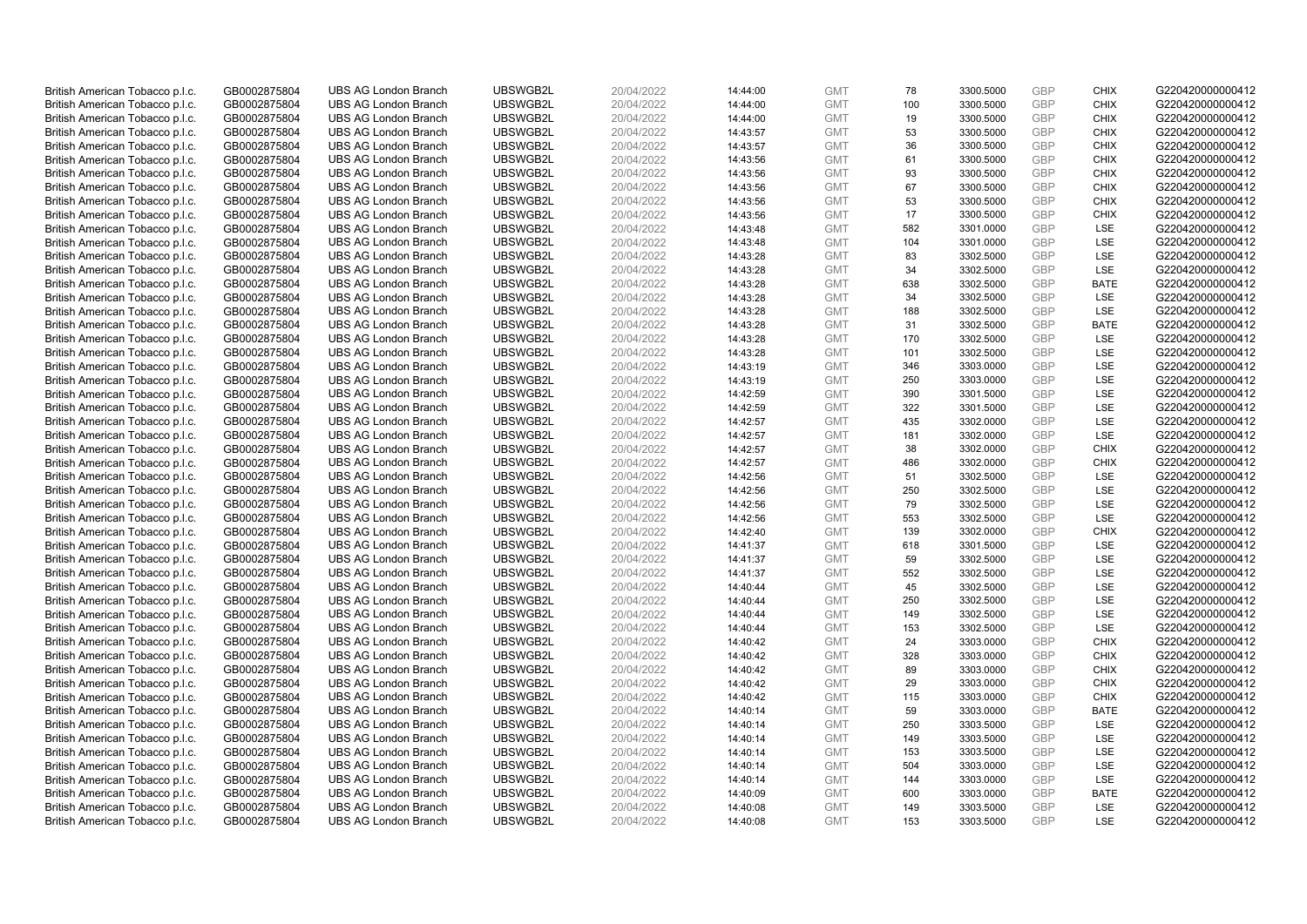| British American Tobacco p.l.c. | GB0002875804 | UBS AG London Branch | UBSWGB2L | 20/04/2022 | 14:44:00 | GMT | 78 | 3300.5000 | GBP | CHIX | G220420000000412 |
|---|---|---|---|---|---|---|---|---|---|---|---|
| British American Tobacco p.l.c. | GB0002875804 | UBS AG London Branch | UBSWGB2L | 20/04/2022 | 14:44:00 | GMT | 100 | 3300.5000 | GBP | CHIX | G220420000000412 |
| British American Tobacco p.l.c. | GB0002875804 | UBS AG London Branch | UBSWGB2L | 20/04/2022 | 14:44:00 | GMT | 19 | 3300.5000 | GBP | CHIX | G220420000000412 |
| British American Tobacco p.l.c. | GB0002875804 | UBS AG London Branch | UBSWGB2L | 20/04/2022 | 14:43:57 | GMT | 53 | 3300.5000 | GBP | CHIX | G220420000000412 |
| British American Tobacco p.l.c. | GB0002875804 | UBS AG London Branch | UBSWGB2L | 20/04/2022 | 14:43:57 | GMT | 36 | 3300.5000 | GBP | CHIX | G220420000000412 |
| British American Tobacco p.l.c. | GB0002875804 | UBS AG London Branch | UBSWGB2L | 20/04/2022 | 14:43:56 | GMT | 61 | 3300.5000 | GBP | CHIX | G220420000000412 |
| British American Tobacco p.l.c. | GB0002875804 | UBS AG London Branch | UBSWGB2L | 20/04/2022 | 14:43:56 | GMT | 93 | 3300.5000 | GBP | CHIX | G220420000000412 |
| British American Tobacco p.l.c. | GB0002875804 | UBS AG London Branch | UBSWGB2L | 20/04/2022 | 14:43:56 | GMT | 67 | 3300.5000 | GBP | CHIX | G220420000000412 |
| British American Tobacco p.l.c. | GB0002875804 | UBS AG London Branch | UBSWGB2L | 20/04/2022 | 14:43:56 | GMT | 53 | 3300.5000 | GBP | CHIX | G220420000000412 |
| British American Tobacco p.l.c. | GB0002875804 | UBS AG London Branch | UBSWGB2L | 20/04/2022 | 14:43:56 | GMT | 17 | 3300.5000 | GBP | CHIX | G220420000000412 |
| British American Tobacco p.l.c. | GB0002875804 | UBS AG London Branch | UBSWGB2L | 20/04/2022 | 14:43:48 | GMT | 582 | 3301.0000 | GBP | LSE | G220420000000412 |
| British American Tobacco p.l.c. | GB0002875804 | UBS AG London Branch | UBSWGB2L | 20/04/2022 | 14:43:48 | GMT | 104 | 3301.0000 | GBP | LSE | G220420000000412 |
| British American Tobacco p.l.c. | GB0002875804 | UBS AG London Branch | UBSWGB2L | 20/04/2022 | 14:43:28 | GMT | 83 | 3302.5000 | GBP | LSE | G220420000000412 |
| British American Tobacco p.l.c. | GB0002875804 | UBS AG London Branch | UBSWGB2L | 20/04/2022 | 14:43:28 | GMT | 34 | 3302.5000 | GBP | LSE | G220420000000412 |
| British American Tobacco p.l.c. | GB0002875804 | UBS AG London Branch | UBSWGB2L | 20/04/2022 | 14:43:28 | GMT | 638 | 3302.5000 | GBP | BATE | G220420000000412 |
| British American Tobacco p.l.c. | GB0002875804 | UBS AG London Branch | UBSWGB2L | 20/04/2022 | 14:43:28 | GMT | 34 | 3302.5000 | GBP | LSE | G220420000000412 |
| British American Tobacco p.l.c. | GB0002875804 | UBS AG London Branch | UBSWGB2L | 20/04/2022 | 14:43:28 | GMT | 188 | 3302.5000 | GBP | LSE | G220420000000412 |
| British American Tobacco p.l.c. | GB0002875804 | UBS AG London Branch | UBSWGB2L | 20/04/2022 | 14:43:28 | GMT | 31 | 3302.5000 | GBP | BATE | G220420000000412 |
| British American Tobacco p.l.c. | GB0002875804 | UBS AG London Branch | UBSWGB2L | 20/04/2022 | 14:43:28 | GMT | 170 | 3302.5000 | GBP | LSE | G220420000000412 |
| British American Tobacco p.l.c. | GB0002875804 | UBS AG London Branch | UBSWGB2L | 20/04/2022 | 14:43:28 | GMT | 101 | 3302.5000 | GBP | LSE | G220420000000412 |
| British American Tobacco p.l.c. | GB0002875804 | UBS AG London Branch | UBSWGB2L | 20/04/2022 | 14:43:19 | GMT | 346 | 3303.0000 | GBP | LSE | G220420000000412 |
| British American Tobacco p.l.c. | GB0002875804 | UBS AG London Branch | UBSWGB2L | 20/04/2022 | 14:43:19 | GMT | 250 | 3303.0000 | GBP | LSE | G220420000000412 |
| British American Tobacco p.l.c. | GB0002875804 | UBS AG London Branch | UBSWGB2L | 20/04/2022 | 14:42:59 | GMT | 390 | 3301.5000 | GBP | LSE | G220420000000412 |
| British American Tobacco p.l.c. | GB0002875804 | UBS AG London Branch | UBSWGB2L | 20/04/2022 | 14:42:59 | GMT | 322 | 3301.5000 | GBP | LSE | G220420000000412 |
| British American Tobacco p.l.c. | GB0002875804 | UBS AG London Branch | UBSWGB2L | 20/04/2022 | 14:42:57 | GMT | 435 | 3302.0000 | GBP | LSE | G220420000000412 |
| British American Tobacco p.l.c. | GB0002875804 | UBS AG London Branch | UBSWGB2L | 20/04/2022 | 14:42:57 | GMT | 181 | 3302.0000 | GBP | LSE | G220420000000412 |
| British American Tobacco p.l.c. | GB0002875804 | UBS AG London Branch | UBSWGB2L | 20/04/2022 | 14:42:57 | GMT | 38 | 3302.0000 | GBP | CHIX | G220420000000412 |
| British American Tobacco p.l.c. | GB0002875804 | UBS AG London Branch | UBSWGB2L | 20/04/2022 | 14:42:57 | GMT | 486 | 3302.0000 | GBP | CHIX | G220420000000412 |
| British American Tobacco p.l.c. | GB0002875804 | UBS AG London Branch | UBSWGB2L | 20/04/2022 | 14:42:56 | GMT | 51 | 3302.5000 | GBP | LSE | G220420000000412 |
| British American Tobacco p.l.c. | GB0002875804 | UBS AG London Branch | UBSWGB2L | 20/04/2022 | 14:42:56 | GMT | 250 | 3302.5000 | GBP | LSE | G220420000000412 |
| British American Tobacco p.l.c. | GB0002875804 | UBS AG London Branch | UBSWGB2L | 20/04/2022 | 14:42:56 | GMT | 79 | 3302.5000 | GBP | LSE | G220420000000412 |
| British American Tobacco p.l.c. | GB0002875804 | UBS AG London Branch | UBSWGB2L | 20/04/2022 | 14:42:56 | GMT | 553 | 3302.5000 | GBP | LSE | G220420000000412 |
| British American Tobacco p.l.c. | GB0002875804 | UBS AG London Branch | UBSWGB2L | 20/04/2022 | 14:42:40 | GMT | 139 | 3302.0000 | GBP | CHIX | G220420000000412 |
| British American Tobacco p.l.c. | GB0002875804 | UBS AG London Branch | UBSWGB2L | 20/04/2022 | 14:41:37 | GMT | 618 | 3301.5000 | GBP | LSE | G220420000000412 |
| British American Tobacco p.l.c. | GB0002875804 | UBS AG London Branch | UBSWGB2L | 20/04/2022 | 14:41:37 | GMT | 59 | 3302.5000 | GBP | LSE | G220420000000412 |
| British American Tobacco p.l.c. | GB0002875804 | UBS AG London Branch | UBSWGB2L | 20/04/2022 | 14:41:37 | GMT | 552 | 3302.5000 | GBP | LSE | G220420000000412 |
| British American Tobacco p.l.c. | GB0002875804 | UBS AG London Branch | UBSWGB2L | 20/04/2022 | 14:40:44 | GMT | 45 | 3302.5000 | GBP | LSE | G220420000000412 |
| British American Tobacco p.l.c. | GB0002875804 | UBS AG London Branch | UBSWGB2L | 20/04/2022 | 14:40:44 | GMT | 250 | 3302.5000 | GBP | LSE | G220420000000412 |
| British American Tobacco p.l.c. | GB0002875804 | UBS AG London Branch | UBSWGB2L | 20/04/2022 | 14:40:44 | GMT | 149 | 3302.5000 | GBP | LSE | G220420000000412 |
| British American Tobacco p.l.c. | GB0002875804 | UBS AG London Branch | UBSWGB2L | 20/04/2022 | 14:40:44 | GMT | 153 | 3302.5000 | GBP | LSE | G220420000000412 |
| British American Tobacco p.l.c. | GB0002875804 | UBS AG London Branch | UBSWGB2L | 20/04/2022 | 14:40:42 | GMT | 24 | 3303.0000 | GBP | CHIX | G220420000000412 |
| British American Tobacco p.l.c. | GB0002875804 | UBS AG London Branch | UBSWGB2L | 20/04/2022 | 14:40:42 | GMT | 328 | 3303.0000 | GBP | CHIX | G220420000000412 |
| British American Tobacco p.l.c. | GB0002875804 | UBS AG London Branch | UBSWGB2L | 20/04/2022 | 14:40:42 | GMT | 89 | 3303.0000 | GBP | CHIX | G220420000000412 |
| British American Tobacco p.l.c. | GB0002875804 | UBS AG London Branch | UBSWGB2L | 20/04/2022 | 14:40:42 | GMT | 29 | 3303.0000 | GBP | CHIX | G220420000000412 |
| British American Tobacco p.l.c. | GB0002875804 | UBS AG London Branch | UBSWGB2L | 20/04/2022 | 14:40:42 | GMT | 115 | 3303.0000 | GBP | CHIX | G220420000000412 |
| British American Tobacco p.l.c. | GB0002875804 | UBS AG London Branch | UBSWGB2L | 20/04/2022 | 14:40:14 | GMT | 59 | 3303.0000 | GBP | BATE | G220420000000412 |
| British American Tobacco p.l.c. | GB0002875804 | UBS AG London Branch | UBSWGB2L | 20/04/2022 | 14:40:14 | GMT | 250 | 3303.5000 | GBP | LSE | G220420000000412 |
| British American Tobacco p.l.c. | GB0002875804 | UBS AG London Branch | UBSWGB2L | 20/04/2022 | 14:40:14 | GMT | 149 | 3303.5000 | GBP | LSE | G220420000000412 |
| British American Tobacco p.l.c. | GB0002875804 | UBS AG London Branch | UBSWGB2L | 20/04/2022 | 14:40:14 | GMT | 153 | 3303.5000 | GBP | LSE | G220420000000412 |
| British American Tobacco p.l.c. | GB0002875804 | UBS AG London Branch | UBSWGB2L | 20/04/2022 | 14:40:14 | GMT | 504 | 3303.0000 | GBP | LSE | G220420000000412 |
| British American Tobacco p.l.c. | GB0002875804 | UBS AG London Branch | UBSWGB2L | 20/04/2022 | 14:40:14 | GMT | 144 | 3303.0000 | GBP | LSE | G220420000000412 |
| British American Tobacco p.l.c. | GB0002875804 | UBS AG London Branch | UBSWGB2L | 20/04/2022 | 14:40:09 | GMT | 600 | 3303.0000 | GBP | BATE | G220420000000412 |
| British American Tobacco p.l.c. | GB0002875804 | UBS AG London Branch | UBSWGB2L | 20/04/2022 | 14:40:08 | GMT | 149 | 3303.5000 | GBP | LSE | G220420000000412 |
| British American Tobacco p.l.c. | GB0002875804 | UBS AG London Branch | UBSWGB2L | 20/04/2022 | 14:40:08 | GMT | 153 | 3303.5000 | GBP | LSE | G220420000000412 |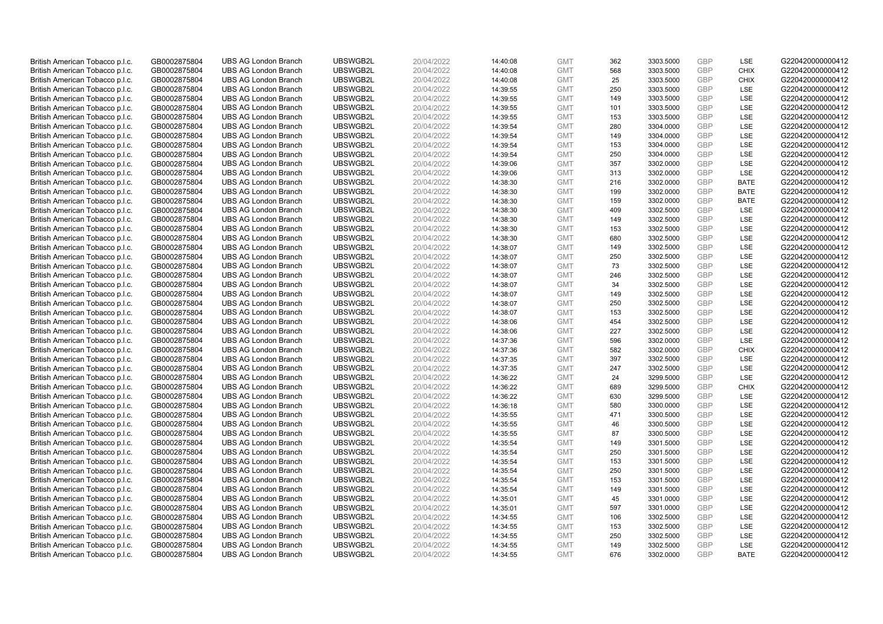| | | | | | | | | | | | |
|---|---|---|---|---|---|---|---|---|---|---|---|
| British American Tobacco p.l.c. | GB0002875804 | UBS AG London Branch | UBSWGB2L | 20/04/2022 | 14:40:08 | GMT | 362 | 3303.5000 | GBP | LSE | G220420000000412 |
| British American Tobacco p.l.c. | GB0002875804 | UBS AG London Branch | UBSWGB2L | 20/04/2022 | 14:40:08 | GMT | 568 | 3303.5000 | GBP | CHIX | G220420000000412 |
| British American Tobacco p.l.c. | GB0002875804 | UBS AG London Branch | UBSWGB2L | 20/04/2022 | 14:40:08 | GMT | 25 | 3303.5000 | GBP | CHIX | G220420000000412 |
| British American Tobacco p.l.c. | GB0002875804 | UBS AG London Branch | UBSWGB2L | 20/04/2022 | 14:39:55 | GMT | 250 | 3303.5000 | GBP | LSE | G220420000000412 |
| British American Tobacco p.l.c. | GB0002875804 | UBS AG London Branch | UBSWGB2L | 20/04/2022 | 14:39:55 | GMT | 149 | 3303.5000 | GBP | LSE | G220420000000412 |
| British American Tobacco p.l.c. | GB0002875804 | UBS AG London Branch | UBSWGB2L | 20/04/2022 | 14:39:55 | GMT | 101 | 3303.5000 | GBP | LSE | G220420000000412 |
| British American Tobacco p.l.c. | GB0002875804 | UBS AG London Branch | UBSWGB2L | 20/04/2022 | 14:39:55 | GMT | 153 | 3303.5000 | GBP | LSE | G220420000000412 |
| British American Tobacco p.l.c. | GB0002875804 | UBS AG London Branch | UBSWGB2L | 20/04/2022 | 14:39:54 | GMT | 280 | 3304.0000 | GBP | LSE | G220420000000412 |
| British American Tobacco p.l.c. | GB0002875804 | UBS AG London Branch | UBSWGB2L | 20/04/2022 | 14:39:54 | GMT | 149 | 3304.0000 | GBP | LSE | G220420000000412 |
| British American Tobacco p.l.c. | GB0002875804 | UBS AG London Branch | UBSWGB2L | 20/04/2022 | 14:39:54 | GMT | 153 | 3304.0000 | GBP | LSE | G220420000000412 |
| British American Tobacco p.l.c. | GB0002875804 | UBS AG London Branch | UBSWGB2L | 20/04/2022 | 14:39:54 | GMT | 250 | 3304.0000 | GBP | LSE | G220420000000412 |
| British American Tobacco p.l.c. | GB0002875804 | UBS AG London Branch | UBSWGB2L | 20/04/2022 | 14:39:06 | GMT | 357 | 3302.0000 | GBP | LSE | G220420000000412 |
| British American Tobacco p.l.c. | GB0002875804 | UBS AG London Branch | UBSWGB2L | 20/04/2022 | 14:39:06 | GMT | 313 | 3302.0000 | GBP | LSE | G220420000000412 |
| British American Tobacco p.l.c. | GB0002875804 | UBS AG London Branch | UBSWGB2L | 20/04/2022 | 14:38:30 | GMT | 216 | 3302.0000 | GBP | BATE | G220420000000412 |
| British American Tobacco p.l.c. | GB0002875804 | UBS AG London Branch | UBSWGB2L | 20/04/2022 | 14:38:30 | GMT | 199 | 3302.0000 | GBP | BATE | G220420000000412 |
| British American Tobacco p.l.c. | GB0002875804 | UBS AG London Branch | UBSWGB2L | 20/04/2022 | 14:38:30 | GMT | 159 | 3302.0000 | GBP | BATE | G220420000000412 |
| British American Tobacco p.l.c. | GB0002875804 | UBS AG London Branch | UBSWGB2L | 20/04/2022 | 14:38:30 | GMT | 409 | 3302.5000 | GBP | LSE | G220420000000412 |
| British American Tobacco p.l.c. | GB0002875804 | UBS AG London Branch | UBSWGB2L | 20/04/2022 | 14:38:30 | GMT | 149 | 3302.5000 | GBP | LSE | G220420000000412 |
| British American Tobacco p.l.c. | GB0002875804 | UBS AG London Branch | UBSWGB2L | 20/04/2022 | 14:38:30 | GMT | 153 | 3302.5000 | GBP | LSE | G220420000000412 |
| British American Tobacco p.l.c. | GB0002875804 | UBS AG London Branch | UBSWGB2L | 20/04/2022 | 14:38:30 | GMT | 680 | 3302.5000 | GBP | LSE | G220420000000412 |
| British American Tobacco p.l.c. | GB0002875804 | UBS AG London Branch | UBSWGB2L | 20/04/2022 | 14:38:07 | GMT | 149 | 3302.5000 | GBP | LSE | G220420000000412 |
| British American Tobacco p.l.c. | GB0002875804 | UBS AG London Branch | UBSWGB2L | 20/04/2022 | 14:38:07 | GMT | 250 | 3302.5000 | GBP | LSE | G220420000000412 |
| British American Tobacco p.l.c. | GB0002875804 | UBS AG London Branch | UBSWGB2L | 20/04/2022 | 14:38:07 | GMT | 73 | 3302.5000 | GBP | LSE | G220420000000412 |
| British American Tobacco p.l.c. | GB0002875804 | UBS AG London Branch | UBSWGB2L | 20/04/2022 | 14:38:07 | GMT | 246 | 3302.5000 | GBP | LSE | G220420000000412 |
| British American Tobacco p.l.c. | GB0002875804 | UBS AG London Branch | UBSWGB2L | 20/04/2022 | 14:38:07 | GMT | 34 | 3302.5000 | GBP | LSE | G220420000000412 |
| British American Tobacco p.l.c. | GB0002875804 | UBS AG London Branch | UBSWGB2L | 20/04/2022 | 14:38:07 | GMT | 149 | 3302.5000 | GBP | LSE | G220420000000412 |
| British American Tobacco p.l.c. | GB0002875804 | UBS AG London Branch | UBSWGB2L | 20/04/2022 | 14:38:07 | GMT | 250 | 3302.5000 | GBP | LSE | G220420000000412 |
| British American Tobacco p.l.c. | GB0002875804 | UBS AG London Branch | UBSWGB2L | 20/04/2022 | 14:38:07 | GMT | 153 | 3302.5000 | GBP | LSE | G220420000000412 |
| British American Tobacco p.l.c. | GB0002875804 | UBS AG London Branch | UBSWGB2L | 20/04/2022 | 14:38:06 | GMT | 454 | 3302.5000 | GBP | LSE | G220420000000412 |
| British American Tobacco p.l.c. | GB0002875804 | UBS AG London Branch | UBSWGB2L | 20/04/2022 | 14:38:06 | GMT | 227 | 3302.5000 | GBP | LSE | G220420000000412 |
| British American Tobacco p.l.c. | GB0002875804 | UBS AG London Branch | UBSWGB2L | 20/04/2022 | 14:37:36 | GMT | 596 | 3302.0000 | GBP | LSE | G220420000000412 |
| British American Tobacco p.l.c. | GB0002875804 | UBS AG London Branch | UBSWGB2L | 20/04/2022 | 14:37:36 | GMT | 582 | 3302.0000 | GBP | CHIX | G220420000000412 |
| British American Tobacco p.l.c. | GB0002875804 | UBS AG London Branch | UBSWGB2L | 20/04/2022 | 14:37:35 | GMT | 397 | 3302.5000 | GBP | LSE | G220420000000412 |
| British American Tobacco p.l.c. | GB0002875804 | UBS AG London Branch | UBSWGB2L | 20/04/2022 | 14:37:35 | GMT | 247 | 3302.5000 | GBP | LSE | G220420000000412 |
| British American Tobacco p.l.c. | GB0002875804 | UBS AG London Branch | UBSWGB2L | 20/04/2022 | 14:36:22 | GMT | 24 | 3299.5000 | GBP | LSE | G220420000000412 |
| British American Tobacco p.l.c. | GB0002875804 | UBS AG London Branch | UBSWGB2L | 20/04/2022 | 14:36:22 | GMT | 689 | 3299.5000 | GBP | CHIX | G220420000000412 |
| British American Tobacco p.l.c. | GB0002875804 | UBS AG London Branch | UBSWGB2L | 20/04/2022 | 14:36:22 | GMT | 630 | 3299.5000 | GBP | LSE | G220420000000412 |
| British American Tobacco p.l.c. | GB0002875804 | UBS AG London Branch | UBSWGB2L | 20/04/2022 | 14:36:18 | GMT | 580 | 3300.0000 | GBP | LSE | G220420000000412 |
| British American Tobacco p.l.c. | GB0002875804 | UBS AG London Branch | UBSWGB2L | 20/04/2022 | 14:35:55 | GMT | 471 | 3300.5000 | GBP | LSE | G220420000000412 |
| British American Tobacco p.l.c. | GB0002875804 | UBS AG London Branch | UBSWGB2L | 20/04/2022 | 14:35:55 | GMT | 46 | 3300.5000 | GBP | LSE | G220420000000412 |
| British American Tobacco p.l.c. | GB0002875804 | UBS AG London Branch | UBSWGB2L | 20/04/2022 | 14:35:55 | GMT | 87 | 3300.5000 | GBP | LSE | G220420000000412 |
| British American Tobacco p.l.c. | GB0002875804 | UBS AG London Branch | UBSWGB2L | 20/04/2022 | 14:35:54 | GMT | 149 | 3301.5000 | GBP | LSE | G220420000000412 |
| British American Tobacco p.l.c. | GB0002875804 | UBS AG London Branch | UBSWGB2L | 20/04/2022 | 14:35:54 | GMT | 250 | 3301.5000 | GBP | LSE | G220420000000412 |
| British American Tobacco p.l.c. | GB0002875804 | UBS AG London Branch | UBSWGB2L | 20/04/2022 | 14:35:54 | GMT | 153 | 3301.5000 | GBP | LSE | G220420000000412 |
| British American Tobacco p.l.c. | GB0002875804 | UBS AG London Branch | UBSWGB2L | 20/04/2022 | 14:35:54 | GMT | 250 | 3301.5000 | GBP | LSE | G220420000000412 |
| British American Tobacco p.l.c. | GB0002875804 | UBS AG London Branch | UBSWGB2L | 20/04/2022 | 14:35:54 | GMT | 153 | 3301.5000 | GBP | LSE | G220420000000412 |
| British American Tobacco p.l.c. | GB0002875804 | UBS AG London Branch | UBSWGB2L | 20/04/2022 | 14:35:54 | GMT | 149 | 3301.5000 | GBP | LSE | G220420000000412 |
| British American Tobacco p.l.c. | GB0002875804 | UBS AG London Branch | UBSWGB2L | 20/04/2022 | 14:35:01 | GMT | 45 | 3301.0000 | GBP | LSE | G220420000000412 |
| British American Tobacco p.l.c. | GB0002875804 | UBS AG London Branch | UBSWGB2L | 20/04/2022 | 14:35:01 | GMT | 597 | 3301.0000 | GBP | LSE | G220420000000412 |
| British American Tobacco p.l.c. | GB0002875804 | UBS AG London Branch | UBSWGB2L | 20/04/2022 | 14:34:55 | GMT | 106 | 3302.5000 | GBP | LSE | G220420000000412 |
| British American Tobacco p.l.c. | GB0002875804 | UBS AG London Branch | UBSWGB2L | 20/04/2022 | 14:34:55 | GMT | 153 | 3302.5000 | GBP | LSE | G220420000000412 |
| British American Tobacco p.l.c. | GB0002875804 | UBS AG London Branch | UBSWGB2L | 20/04/2022 | 14:34:55 | GMT | 250 | 3302.5000 | GBP | LSE | G220420000000412 |
| British American Tobacco p.l.c. | GB0002875804 | UBS AG London Branch | UBSWGB2L | 20/04/2022 | 14:34:55 | GMT | 149 | 3302.5000 | GBP | LSE | G220420000000412 |
| British American Tobacco p.l.c. | GB0002875804 | UBS AG London Branch | UBSWGB2L | 20/04/2022 | 14:34:55 | GMT | 676 | 3302.0000 | GBP | BATE | G220420000000412 |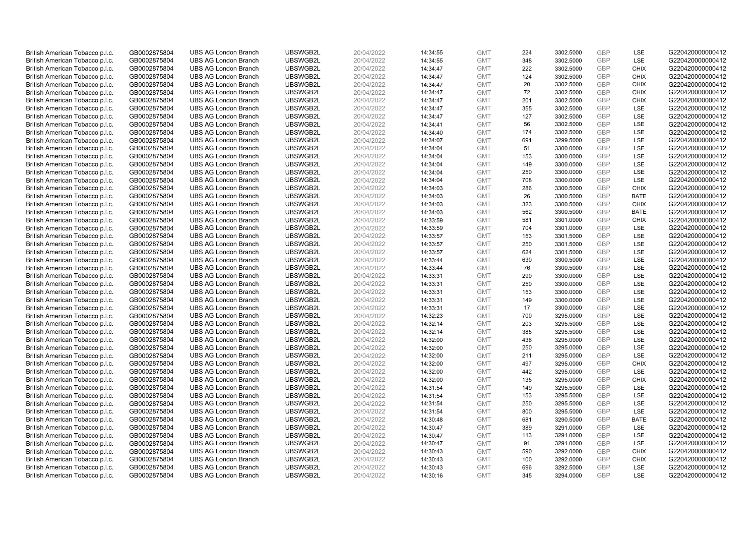| | | | | | | | | | | | |
|---|---|---|---|---|---|---|---|---|---|---|---|
| British American Tobacco p.l.c. | GB0002875804 | UBS AG London Branch | UBSWGB2L | 20/04/2022 | 14:34:55 | GMT | 224 | 3302.5000 | GBP | LSE | G220420000000412 |
| British American Tobacco p.l.c. | GB0002875804 | UBS AG London Branch | UBSWGB2L | 20/04/2022 | 14:34:55 | GMT | 348 | 3302.5000 | GBP | LSE | G220420000000412 |
| British American Tobacco p.l.c. | GB0002875804 | UBS AG London Branch | UBSWGB2L | 20/04/2022 | 14:34:47 | GMT | 222 | 3302.5000 | GBP | CHIX | G220420000000412 |
| British American Tobacco p.l.c. | GB0002875804 | UBS AG London Branch | UBSWGB2L | 20/04/2022 | 14:34:47 | GMT | 124 | 3302.5000 | GBP | CHIX | G220420000000412 |
| British American Tobacco p.l.c. | GB0002875804 | UBS AG London Branch | UBSWGB2L | 20/04/2022 | 14:34:47 | GMT | 20 | 3302.5000 | GBP | CHIX | G220420000000412 |
| British American Tobacco p.l.c. | GB0002875804 | UBS AG London Branch | UBSWGB2L | 20/04/2022 | 14:34:47 | GMT | 72 | 3302.5000 | GBP | CHIX | G220420000000412 |
| British American Tobacco p.l.c. | GB0002875804 | UBS AG London Branch | UBSWGB2L | 20/04/2022 | 14:34:47 | GMT | 201 | 3302.5000 | GBP | CHIX | G220420000000412 |
| British American Tobacco p.l.c. | GB0002875804 | UBS AG London Branch | UBSWGB2L | 20/04/2022 | 14:34:47 | GMT | 355 | 3302.5000 | GBP | LSE | G220420000000412 |
| British American Tobacco p.l.c. | GB0002875804 | UBS AG London Branch | UBSWGB2L | 20/04/2022 | 14:34:47 | GMT | 127 | 3302.5000 | GBP | LSE | G220420000000412 |
| British American Tobacco p.l.c. | GB0002875804 | UBS AG London Branch | UBSWGB2L | 20/04/2022 | 14:34:41 | GMT | 56 | 3302.5000 | GBP | LSE | G220420000000412 |
| British American Tobacco p.l.c. | GB0002875804 | UBS AG London Branch | UBSWGB2L | 20/04/2022 | 14:34:40 | GMT | 174 | 3302.5000 | GBP | LSE | G220420000000412 |
| British American Tobacco p.l.c. | GB0002875804 | UBS AG London Branch | UBSWGB2L | 20/04/2022 | 14:34:07 | GMT | 691 | 3299.5000 | GBP | LSE | G220420000000412 |
| British American Tobacco p.l.c. | GB0002875804 | UBS AG London Branch | UBSWGB2L | 20/04/2022 | 14:34:04 | GMT | 51 | 3300.0000 | GBP | LSE | G220420000000412 |
| British American Tobacco p.l.c. | GB0002875804 | UBS AG London Branch | UBSWGB2L | 20/04/2022 | 14:34:04 | GMT | 153 | 3300.0000 | GBP | LSE | G220420000000412 |
| British American Tobacco p.l.c. | GB0002875804 | UBS AG London Branch | UBSWGB2L | 20/04/2022 | 14:34:04 | GMT | 149 | 3300.0000 | GBP | LSE | G220420000000412 |
| British American Tobacco p.l.c. | GB0002875804 | UBS AG London Branch | UBSWGB2L | 20/04/2022 | 14:34:04 | GMT | 250 | 3300.0000 | GBP | LSE | G220420000000412 |
| British American Tobacco p.l.c. | GB0002875804 | UBS AG London Branch | UBSWGB2L | 20/04/2022 | 14:34:04 | GMT | 708 | 3300.0000 | GBP | LSE | G220420000000412 |
| British American Tobacco p.l.c. | GB0002875804 | UBS AG London Branch | UBSWGB2L | 20/04/2022 | 14:34:03 | GMT | 286 | 3300.5000 | GBP | CHIX | G220420000000412 |
| British American Tobacco p.l.c. | GB0002875804 | UBS AG London Branch | UBSWGB2L | 20/04/2022 | 14:34:03 | GMT | 26 | 3300.5000 | GBP | BATE | G220420000000412 |
| British American Tobacco p.l.c. | GB0002875804 | UBS AG London Branch | UBSWGB2L | 20/04/2022 | 14:34:03 | GMT | 323 | 3300.5000 | GBP | CHIX | G220420000000412 |
| British American Tobacco p.l.c. | GB0002875804 | UBS AG London Branch | UBSWGB2L | 20/04/2022 | 14:34:03 | GMT | 562 | 3300.5000 | GBP | BATE | G220420000000412 |
| British American Tobacco p.l.c. | GB0002875804 | UBS AG London Branch | UBSWGB2L | 20/04/2022 | 14:33:59 | GMT | 581 | 3301.0000 | GBP | CHIX | G220420000000412 |
| British American Tobacco p.l.c. | GB0002875804 | UBS AG London Branch | UBSWGB2L | 20/04/2022 | 14:33:59 | GMT | 704 | 3301.0000 | GBP | LSE | G220420000000412 |
| British American Tobacco p.l.c. | GB0002875804 | UBS AG London Branch | UBSWGB2L | 20/04/2022 | 14:33:57 | GMT | 153 | 3301.5000 | GBP | LSE | G220420000000412 |
| British American Tobacco p.l.c. | GB0002875804 | UBS AG London Branch | UBSWGB2L | 20/04/2022 | 14:33:57 | GMT | 250 | 3301.5000 | GBP | LSE | G220420000000412 |
| British American Tobacco p.l.c. | GB0002875804 | UBS AG London Branch | UBSWGB2L | 20/04/2022 | 14:33:57 | GMT | 624 | 3301.5000 | GBP | LSE | G220420000000412 |
| British American Tobacco p.l.c. | GB0002875804 | UBS AG London Branch | UBSWGB2L | 20/04/2022 | 14:33:44 | GMT | 630 | 3300.5000 | GBP | LSE | G220420000000412 |
| British American Tobacco p.l.c. | GB0002875804 | UBS AG London Branch | UBSWGB2L | 20/04/2022 | 14:33:44 | GMT | 76 | 3300.5000 | GBP | LSE | G220420000000412 |
| British American Tobacco p.l.c. | GB0002875804 | UBS AG London Branch | UBSWGB2L | 20/04/2022 | 14:33:31 | GMT | 290 | 3300.0000 | GBP | LSE | G220420000000412 |
| British American Tobacco p.l.c. | GB0002875804 | UBS AG London Branch | UBSWGB2L | 20/04/2022 | 14:33:31 | GMT | 250 | 3300.0000 | GBP | LSE | G220420000000412 |
| British American Tobacco p.l.c. | GB0002875804 | UBS AG London Branch | UBSWGB2L | 20/04/2022 | 14:33:31 | GMT | 153 | 3300.0000 | GBP | LSE | G220420000000412 |
| British American Tobacco p.l.c. | GB0002875804 | UBS AG London Branch | UBSWGB2L | 20/04/2022 | 14:33:31 | GMT | 149 | 3300.0000 | GBP | LSE | G220420000000412 |
| British American Tobacco p.l.c. | GB0002875804 | UBS AG London Branch | UBSWGB2L | 20/04/2022 | 14:33:31 | GMT | 17 | 3300.0000 | GBP | LSE | G220420000000412 |
| British American Tobacco p.l.c. | GB0002875804 | UBS AG London Branch | UBSWGB2L | 20/04/2022 | 14:32:23 | GMT | 700 | 3295.0000 | GBP | LSE | G220420000000412 |
| British American Tobacco p.l.c. | GB0002875804 | UBS AG London Branch | UBSWGB2L | 20/04/2022 | 14:32:14 | GMT | 203 | 3295.5000 | GBP | LSE | G220420000000412 |
| British American Tobacco p.l.c. | GB0002875804 | UBS AG London Branch | UBSWGB2L | 20/04/2022 | 14:32:14 | GMT | 385 | 3295.5000 | GBP | LSE | G220420000000412 |
| British American Tobacco p.l.c. | GB0002875804 | UBS AG London Branch | UBSWGB2L | 20/04/2022 | 14:32:00 | GMT | 436 | 3295.0000 | GBP | LSE | G220420000000412 |
| British American Tobacco p.l.c. | GB0002875804 | UBS AG London Branch | UBSWGB2L | 20/04/2022 | 14:32:00 | GMT | 250 | 3295.0000 | GBP | LSE | G220420000000412 |
| British American Tobacco p.l.c. | GB0002875804 | UBS AG London Branch | UBSWGB2L | 20/04/2022 | 14:32:00 | GMT | 211 | 3295.0000 | GBP | LSE | G220420000000412 |
| British American Tobacco p.l.c. | GB0002875804 | UBS AG London Branch | UBSWGB2L | 20/04/2022 | 14:32:00 | GMT | 497 | 3295.0000 | GBP | CHIX | G220420000000412 |
| British American Tobacco p.l.c. | GB0002875804 | UBS AG London Branch | UBSWGB2L | 20/04/2022 | 14:32:00 | GMT | 442 | 3295.0000 | GBP | LSE | G220420000000412 |
| British American Tobacco p.l.c. | GB0002875804 | UBS AG London Branch | UBSWGB2L | 20/04/2022 | 14:32:00 | GMT | 135 | 3295.0000 | GBP | CHIX | G220420000000412 |
| British American Tobacco p.l.c. | GB0002875804 | UBS AG London Branch | UBSWGB2L | 20/04/2022 | 14:31:54 | GMT | 149 | 3295.5000 | GBP | LSE | G220420000000412 |
| British American Tobacco p.l.c. | GB0002875804 | UBS AG London Branch | UBSWGB2L | 20/04/2022 | 14:31:54 | GMT | 153 | 3295.5000 | GBP | LSE | G220420000000412 |
| British American Tobacco p.l.c. | GB0002875804 | UBS AG London Branch | UBSWGB2L | 20/04/2022 | 14:31:54 | GMT | 250 | 3295.5000 | GBP | LSE | G220420000000412 |
| British American Tobacco p.l.c. | GB0002875804 | UBS AG London Branch | UBSWGB2L | 20/04/2022 | 14:31:54 | GMT | 800 | 3295.5000 | GBP | LSE | G220420000000412 |
| British American Tobacco p.l.c. | GB0002875804 | UBS AG London Branch | UBSWGB2L | 20/04/2022 | 14:30:48 | GMT | 681 | 3290.5000 | GBP | BATE | G220420000000412 |
| British American Tobacco p.l.c. | GB0002875804 | UBS AG London Branch | UBSWGB2L | 20/04/2022 | 14:30:47 | GMT | 389 | 3291.0000 | GBP | LSE | G220420000000412 |
| British American Tobacco p.l.c. | GB0002875804 | UBS AG London Branch | UBSWGB2L | 20/04/2022 | 14:30:47 | GMT | 113 | 3291.0000 | GBP | LSE | G220420000000412 |
| British American Tobacco p.l.c. | GB0002875804 | UBS AG London Branch | UBSWGB2L | 20/04/2022 | 14:30:47 | GMT | 91 | 3291.0000 | GBP | LSE | G220420000000412 |
| British American Tobacco p.l.c. | GB0002875804 | UBS AG London Branch | UBSWGB2L | 20/04/2022 | 14:30:43 | GMT | 590 | 3292.0000 | GBP | CHIX | G220420000000412 |
| British American Tobacco p.l.c. | GB0002875804 | UBS AG London Branch | UBSWGB2L | 20/04/2022 | 14:30:43 | GMT | 100 | 3292.0000 | GBP | CHIX | G220420000000412 |
| British American Tobacco p.l.c. | GB0002875804 | UBS AG London Branch | UBSWGB2L | 20/04/2022 | 14:30:43 | GMT | 696 | 3292.5000 | GBP | LSE | G220420000000412 |
| British American Tobacco p.l.c. | GB0002875804 | UBS AG London Branch | UBSWGB2L | 20/04/2022 | 14:30:16 | GMT | 345 | 3294.0000 | GBP | LSE | G220420000000412 |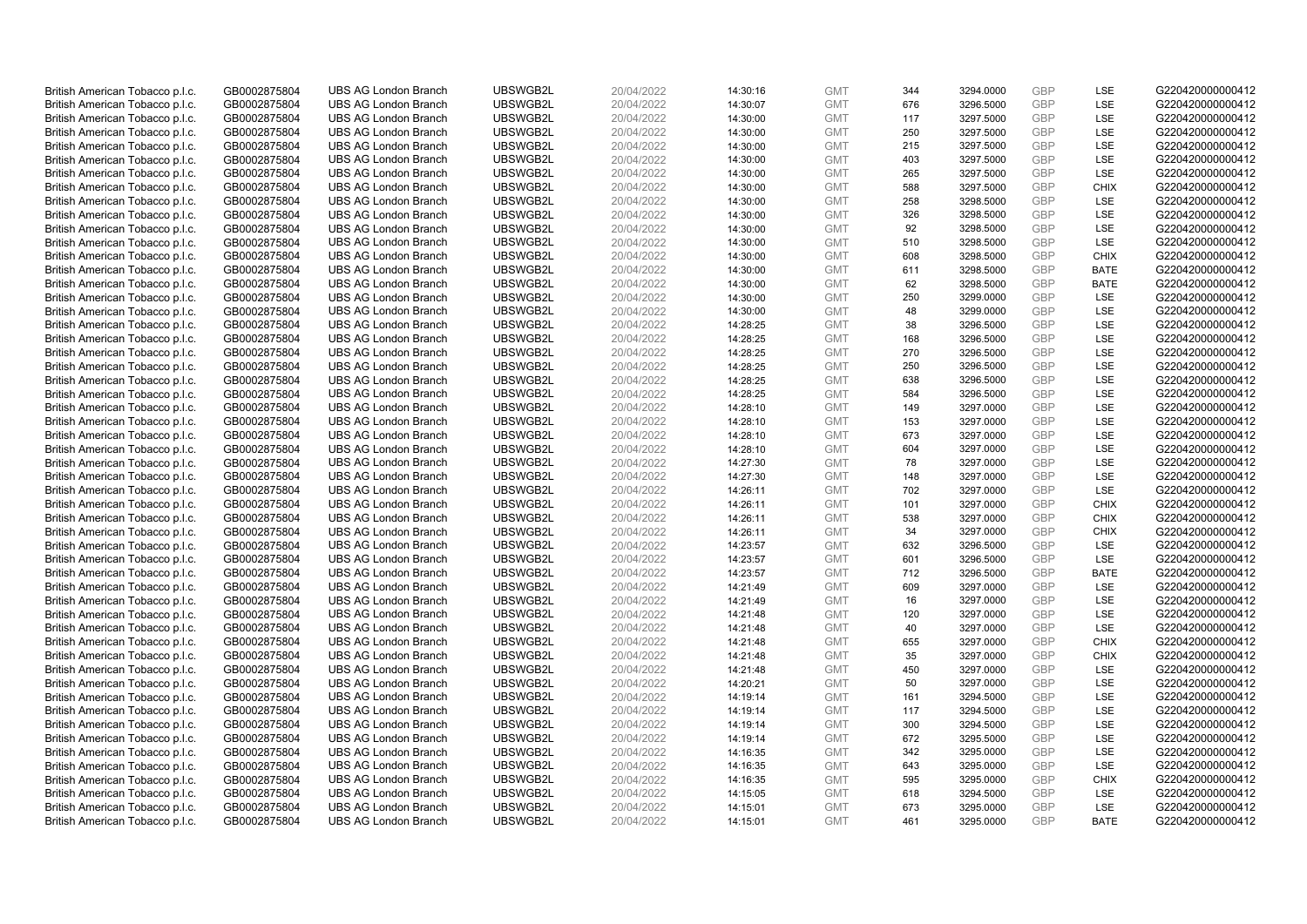| | | | | | | | | | | | |
|---|---|---|---|---|---|---|---|---|---|---|---|
| British American Tobacco p.l.c. | GB0002875804 | UBS AG London Branch | UBSWGB2L | 20/04/2022 | 14:30:16 | GMT | 344 | 3294.0000 | GBP | LSE | G220420000000412 |
| British American Tobacco p.l.c. | GB0002875804 | UBS AG London Branch | UBSWGB2L | 20/04/2022 | 14:30:07 | GMT | 676 | 3296.5000 | GBP | LSE | G220420000000412 |
| British American Tobacco p.l.c. | GB0002875804 | UBS AG London Branch | UBSWGB2L | 20/04/2022 | 14:30:00 | GMT | 117 | 3297.5000 | GBP | LSE | G220420000000412 |
| British American Tobacco p.l.c. | GB0002875804 | UBS AG London Branch | UBSWGB2L | 20/04/2022 | 14:30:00 | GMT | 250 | 3297.5000 | GBP | LSE | G220420000000412 |
| British American Tobacco p.l.c. | GB0002875804 | UBS AG London Branch | UBSWGB2L | 20/04/2022 | 14:30:00 | GMT | 215 | 3297.5000 | GBP | LSE | G220420000000412 |
| British American Tobacco p.l.c. | GB0002875804 | UBS AG London Branch | UBSWGB2L | 20/04/2022 | 14:30:00 | GMT | 403 | 3297.5000 | GBP | LSE | G220420000000412 |
| British American Tobacco p.l.c. | GB0002875804 | UBS AG London Branch | UBSWGB2L | 20/04/2022 | 14:30:00 | GMT | 265 | 3297.5000 | GBP | LSE | G220420000000412 |
| British American Tobacco p.l.c. | GB0002875804 | UBS AG London Branch | UBSWGB2L | 20/04/2022 | 14:30:00 | GMT | 588 | 3297.5000 | GBP | CHIX | G220420000000412 |
| British American Tobacco p.l.c. | GB0002875804 | UBS AG London Branch | UBSWGB2L | 20/04/2022 | 14:30:00 | GMT | 258 | 3298.5000 | GBP | LSE | G220420000000412 |
| British American Tobacco p.l.c. | GB0002875804 | UBS AG London Branch | UBSWGB2L | 20/04/2022 | 14:30:00 | GMT | 326 | 3298.5000 | GBP | LSE | G220420000000412 |
| British American Tobacco p.l.c. | GB0002875804 | UBS AG London Branch | UBSWGB2L | 20/04/2022 | 14:30:00 | GMT | 92 | 3298.5000 | GBP | LSE | G220420000000412 |
| British American Tobacco p.l.c. | GB0002875804 | UBS AG London Branch | UBSWGB2L | 20/04/2022 | 14:30:00 | GMT | 510 | 3298.5000 | GBP | LSE | G220420000000412 |
| British American Tobacco p.l.c. | GB0002875804 | UBS AG London Branch | UBSWGB2L | 20/04/2022 | 14:30:00 | GMT | 608 | 3298.5000 | GBP | CHIX | G220420000000412 |
| British American Tobacco p.l.c. | GB0002875804 | UBS AG London Branch | UBSWGB2L | 20/04/2022 | 14:30:00 | GMT | 611 | 3298.5000 | GBP | BATE | G220420000000412 |
| British American Tobacco p.l.c. | GB0002875804 | UBS AG London Branch | UBSWGB2L | 20/04/2022 | 14:30:00 | GMT | 62 | 3298.5000 | GBP | BATE | G220420000000412 |
| British American Tobacco p.l.c. | GB0002875804 | UBS AG London Branch | UBSWGB2L | 20/04/2022 | 14:30:00 | GMT | 250 | 3299.0000 | GBP | LSE | G220420000000412 |
| British American Tobacco p.l.c. | GB0002875804 | UBS AG London Branch | UBSWGB2L | 20/04/2022 | 14:30:00 | GMT | 48 | 3299.0000 | GBP | LSE | G220420000000412 |
| British American Tobacco p.l.c. | GB0002875804 | UBS AG London Branch | UBSWGB2L | 20/04/2022 | 14:28:25 | GMT | 38 | 3296.5000 | GBP | LSE | G220420000000412 |
| British American Tobacco p.l.c. | GB0002875804 | UBS AG London Branch | UBSWGB2L | 20/04/2022 | 14:28:25 | GMT | 168 | 3296.5000 | GBP | LSE | G220420000000412 |
| British American Tobacco p.l.c. | GB0002875804 | UBS AG London Branch | UBSWGB2L | 20/04/2022 | 14:28:25 | GMT | 270 | 3296.5000 | GBP | LSE | G220420000000412 |
| British American Tobacco p.l.c. | GB0002875804 | UBS AG London Branch | UBSWGB2L | 20/04/2022 | 14:28:25 | GMT | 250 | 3296.5000 | GBP | LSE | G220420000000412 |
| British American Tobacco p.l.c. | GB0002875804 | UBS AG London Branch | UBSWGB2L | 20/04/2022 | 14:28:25 | GMT | 638 | 3296.5000 | GBP | LSE | G220420000000412 |
| British American Tobacco p.l.c. | GB0002875804 | UBS AG London Branch | UBSWGB2L | 20/04/2022 | 14:28:25 | GMT | 584 | 3296.5000 | GBP | LSE | G220420000000412 |
| British American Tobacco p.l.c. | GB0002875804 | UBS AG London Branch | UBSWGB2L | 20/04/2022 | 14:28:10 | GMT | 149 | 3297.0000 | GBP | LSE | G220420000000412 |
| British American Tobacco p.l.c. | GB0002875804 | UBS AG London Branch | UBSWGB2L | 20/04/2022 | 14:28:10 | GMT | 153 | 3297.0000 | GBP | LSE | G220420000000412 |
| British American Tobacco p.l.c. | GB0002875804 | UBS AG London Branch | UBSWGB2L | 20/04/2022 | 14:28:10 | GMT | 673 | 3297.0000 | GBP | LSE | G220420000000412 |
| British American Tobacco p.l.c. | GB0002875804 | UBS AG London Branch | UBSWGB2L | 20/04/2022 | 14:28:10 | GMT | 604 | 3297.0000 | GBP | LSE | G220420000000412 |
| British American Tobacco p.l.c. | GB0002875804 | UBS AG London Branch | UBSWGB2L | 20/04/2022 | 14:27:30 | GMT | 78 | 3297.0000 | GBP | LSE | G220420000000412 |
| British American Tobacco p.l.c. | GB0002875804 | UBS AG London Branch | UBSWGB2L | 20/04/2022 | 14:27:30 | GMT | 148 | 3297.0000 | GBP | LSE | G220420000000412 |
| British American Tobacco p.l.c. | GB0002875804 | UBS AG London Branch | UBSWGB2L | 20/04/2022 | 14:26:11 | GMT | 702 | 3297.0000 | GBP | LSE | G220420000000412 |
| British American Tobacco p.l.c. | GB0002875804 | UBS AG London Branch | UBSWGB2L | 20/04/2022 | 14:26:11 | GMT | 101 | 3297.0000 | GBP | CHIX | G220420000000412 |
| British American Tobacco p.l.c. | GB0002875804 | UBS AG London Branch | UBSWGB2L | 20/04/2022 | 14:26:11 | GMT | 538 | 3297.0000 | GBP | CHIX | G220420000000412 |
| British American Tobacco p.l.c. | GB0002875804 | UBS AG London Branch | UBSWGB2L | 20/04/2022 | 14:26:11 | GMT | 34 | 3297.0000 | GBP | CHIX | G220420000000412 |
| British American Tobacco p.l.c. | GB0002875804 | UBS AG London Branch | UBSWGB2L | 20/04/2022 | 14:23:57 | GMT | 632 | 3296.5000 | GBP | LSE | G220420000000412 |
| British American Tobacco p.l.c. | GB0002875804 | UBS AG London Branch | UBSWGB2L | 20/04/2022 | 14:23:57 | GMT | 601 | 3296.5000 | GBP | LSE | G220420000000412 |
| British American Tobacco p.l.c. | GB0002875804 | UBS AG London Branch | UBSWGB2L | 20/04/2022 | 14:23:57 | GMT | 712 | 3296.5000 | GBP | BATE | G220420000000412 |
| British American Tobacco p.l.c. | GB0002875804 | UBS AG London Branch | UBSWGB2L | 20/04/2022 | 14:21:49 | GMT | 609 | 3297.0000 | GBP | LSE | G220420000000412 |
| British American Tobacco p.l.c. | GB0002875804 | UBS AG London Branch | UBSWGB2L | 20/04/2022 | 14:21:49 | GMT | 16 | 3297.0000 | GBP | LSE | G220420000000412 |
| British American Tobacco p.l.c. | GB0002875804 | UBS AG London Branch | UBSWGB2L | 20/04/2022 | 14:21:48 | GMT | 120 | 3297.0000 | GBP | LSE | G220420000000412 |
| British American Tobacco p.l.c. | GB0002875804 | UBS AG London Branch | UBSWGB2L | 20/04/2022 | 14:21:48 | GMT | 40 | 3297.0000 | GBP | LSE | G220420000000412 |
| British American Tobacco p.l.c. | GB0002875804 | UBS AG London Branch | UBSWGB2L | 20/04/2022 | 14:21:48 | GMT | 655 | 3297.0000 | GBP | CHIX | G220420000000412 |
| British American Tobacco p.l.c. | GB0002875804 | UBS AG London Branch | UBSWGB2L | 20/04/2022 | 14:21:48 | GMT | 35 | 3297.0000 | GBP | CHIX | G220420000000412 |
| British American Tobacco p.l.c. | GB0002875804 | UBS AG London Branch | UBSWGB2L | 20/04/2022 | 14:21:48 | GMT | 450 | 3297.0000 | GBP | LSE | G220420000000412 |
| British American Tobacco p.l.c. | GB0002875804 | UBS AG London Branch | UBSWGB2L | 20/04/2022 | 14:20:21 | GMT | 50 | 3297.0000 | GBP | LSE | G220420000000412 |
| British American Tobacco p.l.c. | GB0002875804 | UBS AG London Branch | UBSWGB2L | 20/04/2022 | 14:19:14 | GMT | 161 | 3294.5000 | GBP | LSE | G220420000000412 |
| British American Tobacco p.l.c. | GB0002875804 | UBS AG London Branch | UBSWGB2L | 20/04/2022 | 14:19:14 | GMT | 117 | 3294.5000 | GBP | LSE | G220420000000412 |
| British American Tobacco p.l.c. | GB0002875804 | UBS AG London Branch | UBSWGB2L | 20/04/2022 | 14:19:14 | GMT | 300 | 3294.5000 | GBP | LSE | G220420000000412 |
| British American Tobacco p.l.c. | GB0002875804 | UBS AG London Branch | UBSWGB2L | 20/04/2022 | 14:19:14 | GMT | 672 | 3295.5000 | GBP | LSE | G220420000000412 |
| British American Tobacco p.l.c. | GB0002875804 | UBS AG London Branch | UBSWGB2L | 20/04/2022 | 14:16:35 | GMT | 342 | 3295.0000 | GBP | LSE | G220420000000412 |
| British American Tobacco p.l.c. | GB0002875804 | UBS AG London Branch | UBSWGB2L | 20/04/2022 | 14:16:35 | GMT | 643 | 3295.0000 | GBP | LSE | G220420000000412 |
| British American Tobacco p.l.c. | GB0002875804 | UBS AG London Branch | UBSWGB2L | 20/04/2022 | 14:16:35 | GMT | 595 | 3295.0000 | GBP | CHIX | G220420000000412 |
| British American Tobacco p.l.c. | GB0002875804 | UBS AG London Branch | UBSWGB2L | 20/04/2022 | 14:15:05 | GMT | 618 | 3294.5000 | GBP | LSE | G220420000000412 |
| British American Tobacco p.l.c. | GB0002875804 | UBS AG London Branch | UBSWGB2L | 20/04/2022 | 14:15:01 | GMT | 673 | 3295.0000 | GBP | LSE | G220420000000412 |
| British American Tobacco p.l.c. | GB0002875804 | UBS AG London Branch | UBSWGB2L | 20/04/2022 | 14:15:01 | GMT | 461 | 3295.0000 | GBP | BATE | G220420000000412 |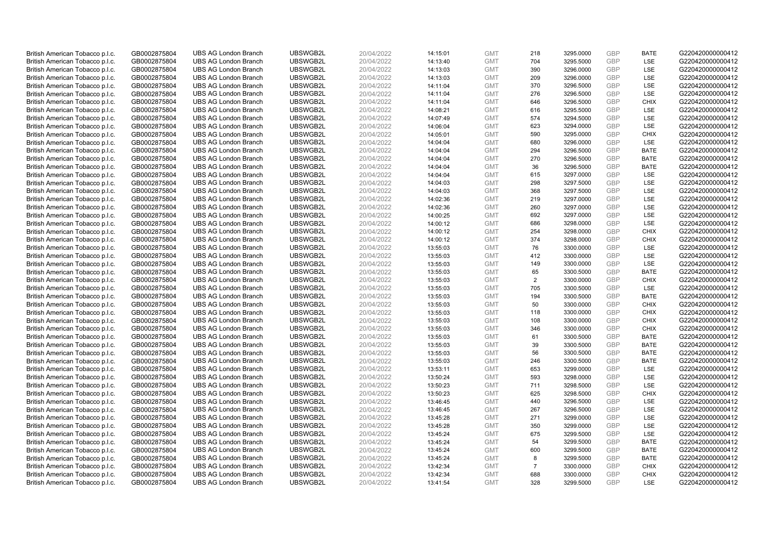| British American Tobacco p.l.c. | GB0002875804 | UBS AG London Branch | UBSWGB2L | 20/04/2022 | 14:15:01 | GMT | 218 | 3295.0000 | GBP | BATE | G220420000000412 |
|---|---|---|---|---|---|---|---|---|---|---|---|
| British American Tobacco p.l.c. | GB0002875804 | UBS AG London Branch | UBSWGB2L | 20/04/2022 | 14:13:40 | GMT | 704 | 3295.5000 | GBP | LSE | G220420000000412 |
| British American Tobacco p.l.c. | GB0002875804 | UBS AG London Branch | UBSWGB2L | 20/04/2022 | 14:13:03 | GMT | 390 | 3296.0000 | GBP | LSE | G220420000000412 |
| British American Tobacco p.l.c. | GB0002875804 | UBS AG London Branch | UBSWGB2L | 20/04/2022 | 14:13:03 | GMT | 209 | 3296.0000 | GBP | LSE | G220420000000412 |
| British American Tobacco p.l.c. | GB0002875804 | UBS AG London Branch | UBSWGB2L | 20/04/2022 | 14:11:04 | GMT | 370 | 3296.5000 | GBP | LSE | G220420000000412 |
| British American Tobacco p.l.c. | GB0002875804 | UBS AG London Branch | UBSWGB2L | 20/04/2022 | 14:11:04 | GMT | 276 | 3296.5000 | GBP | LSE | G220420000000412 |
| British American Tobacco p.l.c. | GB0002875804 | UBS AG London Branch | UBSWGB2L | 20/04/2022 | 14:11:04 | GMT | 646 | 3296.5000 | GBP | CHIX | G220420000000412 |
| British American Tobacco p.l.c. | GB0002875804 | UBS AG London Branch | UBSWGB2L | 20/04/2022 | 14:08:21 | GMT | 616 | 3295.5000 | GBP | LSE | G220420000000412 |
| British American Tobacco p.l.c. | GB0002875804 | UBS AG London Branch | UBSWGB2L | 20/04/2022 | 14:07:49 | GMT | 574 | 3294.5000 | GBP | LSE | G220420000000412 |
| British American Tobacco p.l.c. | GB0002875804 | UBS AG London Branch | UBSWGB2L | 20/04/2022 | 14:06:04 | GMT | 623 | 3294.0000 | GBP | LSE | G220420000000412 |
| British American Tobacco p.l.c. | GB0002875804 | UBS AG London Branch | UBSWGB2L | 20/04/2022 | 14:05:01 | GMT | 590 | 3295.0000 | GBP | CHIX | G220420000000412 |
| British American Tobacco p.l.c. | GB0002875804 | UBS AG London Branch | UBSWGB2L | 20/04/2022 | 14:04:04 | GMT | 680 | 3296.0000 | GBP | LSE | G220420000000412 |
| British American Tobacco p.l.c. | GB0002875804 | UBS AG London Branch | UBSWGB2L | 20/04/2022 | 14:04:04 | GMT | 294 | 3296.5000 | GBP | BATE | G220420000000412 |
| British American Tobacco p.l.c. | GB0002875804 | UBS AG London Branch | UBSWGB2L | 20/04/2022 | 14:04:04 | GMT | 270 | 3296.5000 | GBP | BATE | G220420000000412 |
| British American Tobacco p.l.c. | GB0002875804 | UBS AG London Branch | UBSWGB2L | 20/04/2022 | 14:04:04 | GMT | 36 | 3296.5000 | GBP | BATE | G220420000000412 |
| British American Tobacco p.l.c. | GB0002875804 | UBS AG London Branch | UBSWGB2L | 20/04/2022 | 14:04:04 | GMT | 615 | 3297.0000 | GBP | LSE | G220420000000412 |
| British American Tobacco p.l.c. | GB0002875804 | UBS AG London Branch | UBSWGB2L | 20/04/2022 | 14:04:03 | GMT | 298 | 3297.5000 | GBP | LSE | G220420000000412 |
| British American Tobacco p.l.c. | GB0002875804 | UBS AG London Branch | UBSWGB2L | 20/04/2022 | 14:04:03 | GMT | 368 | 3297.5000 | GBP | LSE | G220420000000412 |
| British American Tobacco p.l.c. | GB0002875804 | UBS AG London Branch | UBSWGB2L | 20/04/2022 | 14:02:36 | GMT | 219 | 3297.0000 | GBP | LSE | G220420000000412 |
| British American Tobacco p.l.c. | GB0002875804 | UBS AG London Branch | UBSWGB2L | 20/04/2022 | 14:02:36 | GMT | 260 | 3297.0000 | GBP | LSE | G220420000000412 |
| British American Tobacco p.l.c. | GB0002875804 | UBS AG London Branch | UBSWGB2L | 20/04/2022 | 14:00:25 | GMT | 692 | 3297.0000 | GBP | LSE | G220420000000412 |
| British American Tobacco p.l.c. | GB0002875804 | UBS AG London Branch | UBSWGB2L | 20/04/2022 | 14:00:12 | GMT | 686 | 3298.0000 | GBP | LSE | G220420000000412 |
| British American Tobacco p.l.c. | GB0002875804 | UBS AG London Branch | UBSWGB2L | 20/04/2022 | 14:00:12 | GMT | 254 | 3298.0000 | GBP | CHIX | G220420000000412 |
| British American Tobacco p.l.c. | GB0002875804 | UBS AG London Branch | UBSWGB2L | 20/04/2022 | 14:00:12 | GMT | 374 | 3298.0000 | GBP | CHIX | G220420000000412 |
| British American Tobacco p.l.c. | GB0002875804 | UBS AG London Branch | UBSWGB2L | 20/04/2022 | 13:55:03 | GMT | 76 | 3300.0000 | GBP | LSE | G220420000000412 |
| British American Tobacco p.l.c. | GB0002875804 | UBS AG London Branch | UBSWGB2L | 20/04/2022 | 13:55:03 | GMT | 412 | 3300.0000 | GBP | LSE | G220420000000412 |
| British American Tobacco p.l.c. | GB0002875804 | UBS AG London Branch | UBSWGB2L | 20/04/2022 | 13:55:03 | GMT | 149 | 3300.0000 | GBP | LSE | G220420000000412 |
| British American Tobacco p.l.c. | GB0002875804 | UBS AG London Branch | UBSWGB2L | 20/04/2022 | 13:55:03 | GMT | 65 | 3300.5000 | GBP | BATE | G220420000000412 |
| British American Tobacco p.l.c. | GB0002875804 | UBS AG London Branch | UBSWGB2L | 20/04/2022 | 13:55:03 | GMT | 2 | 3300.0000 | GBP | CHIX | G220420000000412 |
| British American Tobacco p.l.c. | GB0002875804 | UBS AG London Branch | UBSWGB2L | 20/04/2022 | 13:55:03 | GMT | 705 | 3300.5000 | GBP | LSE | G220420000000412 |
| British American Tobacco p.l.c. | GB0002875804 | UBS AG London Branch | UBSWGB2L | 20/04/2022 | 13:55:03 | GMT | 194 | 3300.5000 | GBP | BATE | G220420000000412 |
| British American Tobacco p.l.c. | GB0002875804 | UBS AG London Branch | UBSWGB2L | 20/04/2022 | 13:55:03 | GMT | 50 | 3300.0000 | GBP | CHIX | G220420000000412 |
| British American Tobacco p.l.c. | GB0002875804 | UBS AG London Branch | UBSWGB2L | 20/04/2022 | 13:55:03 | GMT | 118 | 3300.0000 | GBP | CHIX | G220420000000412 |
| British American Tobacco p.l.c. | GB0002875804 | UBS AG London Branch | UBSWGB2L | 20/04/2022 | 13:55:03 | GMT | 108 | 3300.0000 | GBP | CHIX | G220420000000412 |
| British American Tobacco p.l.c. | GB0002875804 | UBS AG London Branch | UBSWGB2L | 20/04/2022 | 13:55:03 | GMT | 346 | 3300.0000 | GBP | CHIX | G220420000000412 |
| British American Tobacco p.l.c. | GB0002875804 | UBS AG London Branch | UBSWGB2L | 20/04/2022 | 13:55:03 | GMT | 61 | 3300.5000 | GBP | BATE | G220420000000412 |
| British American Tobacco p.l.c. | GB0002875804 | UBS AG London Branch | UBSWGB2L | 20/04/2022 | 13:55:03 | GMT | 39 | 3300.5000 | GBP | BATE | G220420000000412 |
| British American Tobacco p.l.c. | GB0002875804 | UBS AG London Branch | UBSWGB2L | 20/04/2022 | 13:55:03 | GMT | 56 | 3300.5000 | GBP | BATE | G220420000000412 |
| British American Tobacco p.l.c. | GB0002875804 | UBS AG London Branch | UBSWGB2L | 20/04/2022 | 13:55:03 | GMT | 246 | 3300.5000 | GBP | BATE | G220420000000412 |
| British American Tobacco p.l.c. | GB0002875804 | UBS AG London Branch | UBSWGB2L | 20/04/2022 | 13:53:11 | GMT | 653 | 3299.0000 | GBP | LSE | G220420000000412 |
| British American Tobacco p.l.c. | GB0002875804 | UBS AG London Branch | UBSWGB2L | 20/04/2022 | 13:50:24 | GMT | 593 | 3298.0000 | GBP | LSE | G220420000000412 |
| British American Tobacco p.l.c. | GB0002875804 | UBS AG London Branch | UBSWGB2L | 20/04/2022 | 13:50:23 | GMT | 711 | 3298.5000 | GBP | LSE | G220420000000412 |
| British American Tobacco p.l.c. | GB0002875804 | UBS AG London Branch | UBSWGB2L | 20/04/2022 | 13:50:23 | GMT | 625 | 3298.5000 | GBP | CHIX | G220420000000412 |
| British American Tobacco p.l.c. | GB0002875804 | UBS AG London Branch | UBSWGB2L | 20/04/2022 | 13:46:45 | GMT | 440 | 3296.5000 | GBP | LSE | G220420000000412 |
| British American Tobacco p.l.c. | GB0002875804 | UBS AG London Branch | UBSWGB2L | 20/04/2022 | 13:46:45 | GMT | 267 | 3296.5000 | GBP | LSE | G220420000000412 |
| British American Tobacco p.l.c. | GB0002875804 | UBS AG London Branch | UBSWGB2L | 20/04/2022 | 13:45:28 | GMT | 271 | 3299.0000 | GBP | LSE | G220420000000412 |
| British American Tobacco p.l.c. | GB0002875804 | UBS AG London Branch | UBSWGB2L | 20/04/2022 | 13:45:28 | GMT | 350 | 3299.0000 | GBP | LSE | G220420000000412 |
| British American Tobacco p.l.c. | GB0002875804 | UBS AG London Branch | UBSWGB2L | 20/04/2022 | 13:45:24 | GMT | 675 | 3299.5000 | GBP | LSE | G220420000000412 |
| British American Tobacco p.l.c. | GB0002875804 | UBS AG London Branch | UBSWGB2L | 20/04/2022 | 13:45:24 | GMT | 54 | 3299.5000 | GBP | BATE | G220420000000412 |
| British American Tobacco p.l.c. | GB0002875804 | UBS AG London Branch | UBSWGB2L | 20/04/2022 | 13:45:24 | GMT | 600 | 3299.5000 | GBP | BATE | G220420000000412 |
| British American Tobacco p.l.c. | GB0002875804 | UBS AG London Branch | UBSWGB2L | 20/04/2022 | 13:45:24 | GMT | 8 | 3299.5000 | GBP | BATE | G220420000000412 |
| British American Tobacco p.l.c. | GB0002875804 | UBS AG London Branch | UBSWGB2L | 20/04/2022 | 13:42:34 | GMT | 7 | 3300.0000 | GBP | CHIX | G220420000000412 |
| British American Tobacco p.l.c. | GB0002875804 | UBS AG London Branch | UBSWGB2L | 20/04/2022 | 13:42:34 | GMT | 688 | 3300.0000 | GBP | CHIX | G220420000000412 |
| British American Tobacco p.l.c. | GB0002875804 | UBS AG London Branch | UBSWGB2L | 20/04/2022 | 13:41:54 | GMT | 328 | 3299.5000 | GBP | LSE | G220420000000412 |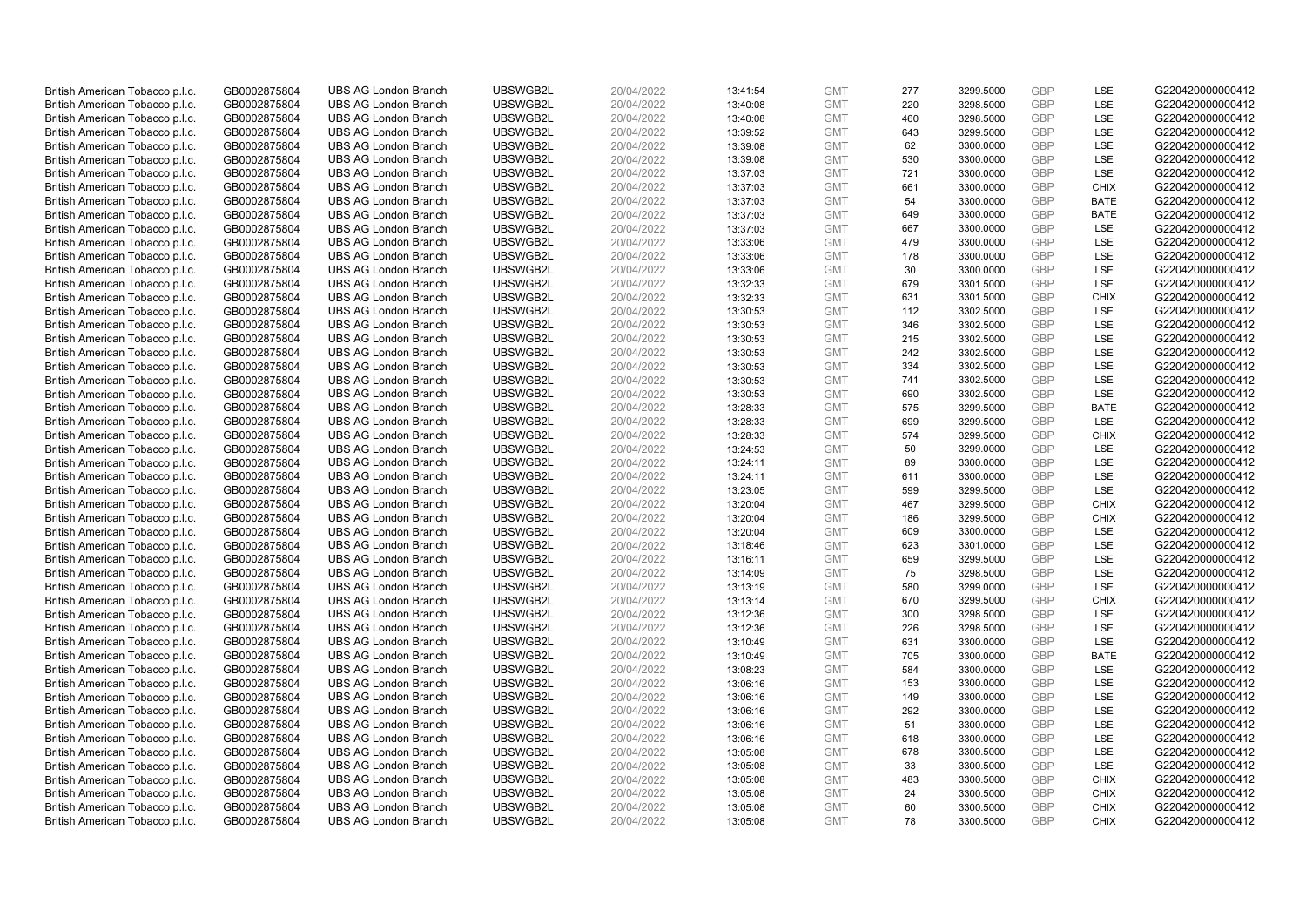| | | | | | | | | | | | |
|---|---|---|---|---|---|---|---|---|---|---|---|
| British American Tobacco p.l.c. | GB0002875804 | UBS AG London Branch | UBSWGB2L | 20/04/2022 | 13:41:54 | GMT | 277 | 3299.5000 | GBP | LSE | G220420000000412 |
| British American Tobacco p.l.c. | GB0002875804 | UBS AG London Branch | UBSWGB2L | 20/04/2022 | 13:40:08 | GMT | 220 | 3298.5000 | GBP | LSE | G220420000000412 |
| British American Tobacco p.l.c. | GB0002875804 | UBS AG London Branch | UBSWGB2L | 20/04/2022 | 13:40:08 | GMT | 460 | 3298.5000 | GBP | LSE | G220420000000412 |
| British American Tobacco p.l.c. | GB0002875804 | UBS AG London Branch | UBSWGB2L | 20/04/2022 | 13:39:52 | GMT | 643 | 3299.5000 | GBP | LSE | G220420000000412 |
| British American Tobacco p.l.c. | GB0002875804 | UBS AG London Branch | UBSWGB2L | 20/04/2022 | 13:39:08 | GMT | 62 | 3300.0000 | GBP | LSE | G220420000000412 |
| British American Tobacco p.l.c. | GB0002875804 | UBS AG London Branch | UBSWGB2L | 20/04/2022 | 13:39:08 | GMT | 530 | 3300.0000 | GBP | LSE | G220420000000412 |
| British American Tobacco p.l.c. | GB0002875804 | UBS AG London Branch | UBSWGB2L | 20/04/2022 | 13:37:03 | GMT | 721 | 3300.0000 | GBP | LSE | G220420000000412 |
| British American Tobacco p.l.c. | GB0002875804 | UBS AG London Branch | UBSWGB2L | 20/04/2022 | 13:37:03 | GMT | 661 | 3300.0000 | GBP | CHIX | G220420000000412 |
| British American Tobacco p.l.c. | GB0002875804 | UBS AG London Branch | UBSWGB2L | 20/04/2022 | 13:37:03 | GMT | 54 | 3300.0000 | GBP | BATE | G220420000000412 |
| British American Tobacco p.l.c. | GB0002875804 | UBS AG London Branch | UBSWGB2L | 20/04/2022 | 13:37:03 | GMT | 649 | 3300.0000 | GBP | BATE | G220420000000412 |
| British American Tobacco p.l.c. | GB0002875804 | UBS AG London Branch | UBSWGB2L | 20/04/2022 | 13:37:03 | GMT | 667 | 3300.0000 | GBP | LSE | G220420000000412 |
| British American Tobacco p.l.c. | GB0002875804 | UBS AG London Branch | UBSWGB2L | 20/04/2022 | 13:33:06 | GMT | 479 | 3300.0000 | GBP | LSE | G220420000000412 |
| British American Tobacco p.l.c. | GB0002875804 | UBS AG London Branch | UBSWGB2L | 20/04/2022 | 13:33:06 | GMT | 178 | 3300.0000 | GBP | LSE | G220420000000412 |
| British American Tobacco p.l.c. | GB0002875804 | UBS AG London Branch | UBSWGB2L | 20/04/2022 | 13:33:06 | GMT | 30 | 3300.0000 | GBP | LSE | G220420000000412 |
| British American Tobacco p.l.c. | GB0002875804 | UBS AG London Branch | UBSWGB2L | 20/04/2022 | 13:32:33 | GMT | 679 | 3301.5000 | GBP | LSE | G220420000000412 |
| British American Tobacco p.l.c. | GB0002875804 | UBS AG London Branch | UBSWGB2L | 20/04/2022 | 13:32:33 | GMT | 631 | 3301.5000 | GBP | CHIX | G220420000000412 |
| British American Tobacco p.l.c. | GB0002875804 | UBS AG London Branch | UBSWGB2L | 20/04/2022 | 13:30:53 | GMT | 112 | 3302.5000 | GBP | LSE | G220420000000412 |
| British American Tobacco p.l.c. | GB0002875804 | UBS AG London Branch | UBSWGB2L | 20/04/2022 | 13:30:53 | GMT | 346 | 3302.5000 | GBP | LSE | G220420000000412 |
| British American Tobacco p.l.c. | GB0002875804 | UBS AG London Branch | UBSWGB2L | 20/04/2022 | 13:30:53 | GMT | 215 | 3302.5000 | GBP | LSE | G220420000000412 |
| British American Tobacco p.l.c. | GB0002875804 | UBS AG London Branch | UBSWGB2L | 20/04/2022 | 13:30:53 | GMT | 242 | 3302.5000 | GBP | LSE | G220420000000412 |
| British American Tobacco p.l.c. | GB0002875804 | UBS AG London Branch | UBSWGB2L | 20/04/2022 | 13:30:53 | GMT | 334 | 3302.5000 | GBP | LSE | G220420000000412 |
| British American Tobacco p.l.c. | GB0002875804 | UBS AG London Branch | UBSWGB2L | 20/04/2022 | 13:30:53 | GMT | 741 | 3302.5000 | GBP | LSE | G220420000000412 |
| British American Tobacco p.l.c. | GB0002875804 | UBS AG London Branch | UBSWGB2L | 20/04/2022 | 13:30:53 | GMT | 690 | 3302.5000 | GBP | LSE | G220420000000412 |
| British American Tobacco p.l.c. | GB0002875804 | UBS AG London Branch | UBSWGB2L | 20/04/2022 | 13:28:33 | GMT | 575 | 3299.5000 | GBP | BATE | G220420000000412 |
| British American Tobacco p.l.c. | GB0002875804 | UBS AG London Branch | UBSWGB2L | 20/04/2022 | 13:28:33 | GMT | 699 | 3299.5000 | GBP | LSE | G220420000000412 |
| British American Tobacco p.l.c. | GB0002875804 | UBS AG London Branch | UBSWGB2L | 20/04/2022 | 13:28:33 | GMT | 574 | 3299.5000 | GBP | CHIX | G220420000000412 |
| British American Tobacco p.l.c. | GB0002875804 | UBS AG London Branch | UBSWGB2L | 20/04/2022 | 13:24:53 | GMT | 50 | 3299.0000 | GBP | LSE | G220420000000412 |
| British American Tobacco p.l.c. | GB0002875804 | UBS AG London Branch | UBSWGB2L | 20/04/2022 | 13:24:11 | GMT | 89 | 3300.0000 | GBP | LSE | G220420000000412 |
| British American Tobacco p.l.c. | GB0002875804 | UBS AG London Branch | UBSWGB2L | 20/04/2022 | 13:24:11 | GMT | 611 | 3300.0000 | GBP | LSE | G220420000000412 |
| British American Tobacco p.l.c. | GB0002875804 | UBS AG London Branch | UBSWGB2L | 20/04/2022 | 13:23:05 | GMT | 599 | 3299.5000 | GBP | LSE | G220420000000412 |
| British American Tobacco p.l.c. | GB0002875804 | UBS AG London Branch | UBSWGB2L | 20/04/2022 | 13:20:04 | GMT | 467 | 3299.5000 | GBP | CHIX | G220420000000412 |
| British American Tobacco p.l.c. | GB0002875804 | UBS AG London Branch | UBSWGB2L | 20/04/2022 | 13:20:04 | GMT | 186 | 3299.5000 | GBP | CHIX | G220420000000412 |
| British American Tobacco p.l.c. | GB0002875804 | UBS AG London Branch | UBSWGB2L | 20/04/2022 | 13:20:04 | GMT | 609 | 3300.0000 | GBP | LSE | G220420000000412 |
| British American Tobacco p.l.c. | GB0002875804 | UBS AG London Branch | UBSWGB2L | 20/04/2022 | 13:18:46 | GMT | 623 | 3301.0000 | GBP | LSE | G220420000000412 |
| British American Tobacco p.l.c. | GB0002875804 | UBS AG London Branch | UBSWGB2L | 20/04/2022 | 13:16:11 | GMT | 659 | 3299.5000 | GBP | LSE | G220420000000412 |
| British American Tobacco p.l.c. | GB0002875804 | UBS AG London Branch | UBSWGB2L | 20/04/2022 | 13:14:09 | GMT | 75 | 3298.5000 | GBP | LSE | G220420000000412 |
| British American Tobacco p.l.c. | GB0002875804 | UBS AG London Branch | UBSWGB2L | 20/04/2022 | 13:13:19 | GMT | 580 | 3299.0000 | GBP | LSE | G220420000000412 |
| British American Tobacco p.l.c. | GB0002875804 | UBS AG London Branch | UBSWGB2L | 20/04/2022 | 13:13:14 | GMT | 670 | 3299.5000 | GBP | CHIX | G220420000000412 |
| British American Tobacco p.l.c. | GB0002875804 | UBS AG London Branch | UBSWGB2L | 20/04/2022 | 13:12:36 | GMT | 300 | 3298.5000 | GBP | LSE | G220420000000412 |
| British American Tobacco p.l.c. | GB0002875804 | UBS AG London Branch | UBSWGB2L | 20/04/2022 | 13:12:36 | GMT | 226 | 3298.5000 | GBP | LSE | G220420000000412 |
| British American Tobacco p.l.c. | GB0002875804 | UBS AG London Branch | UBSWGB2L | 20/04/2022 | 13:10:49 | GMT | 631 | 3300.0000 | GBP | LSE | G220420000000412 |
| British American Tobacco p.l.c. | GB0002875804 | UBS AG London Branch | UBSWGB2L | 20/04/2022 | 13:10:49 | GMT | 705 | 3300.0000 | GBP | BATE | G220420000000412 |
| British American Tobacco p.l.c. | GB0002875804 | UBS AG London Branch | UBSWGB2L | 20/04/2022 | 13:08:23 | GMT | 584 | 3300.0000 | GBP | LSE | G220420000000412 |
| British American Tobacco p.l.c. | GB0002875804 | UBS AG London Branch | UBSWGB2L | 20/04/2022 | 13:06:16 | GMT | 153 | 3300.0000 | GBP | LSE | G220420000000412 |
| British American Tobacco p.l.c. | GB0002875804 | UBS AG London Branch | UBSWGB2L | 20/04/2022 | 13:06:16 | GMT | 149 | 3300.0000 | GBP | LSE | G220420000000412 |
| British American Tobacco p.l.c. | GB0002875804 | UBS AG London Branch | UBSWGB2L | 20/04/2022 | 13:06:16 | GMT | 292 | 3300.0000 | GBP | LSE | G220420000000412 |
| British American Tobacco p.l.c. | GB0002875804 | UBS AG London Branch | UBSWGB2L | 20/04/2022 | 13:06:16 | GMT | 51 | 3300.0000 | GBP | LSE | G220420000000412 |
| British American Tobacco p.l.c. | GB0002875804 | UBS AG London Branch | UBSWGB2L | 20/04/2022 | 13:06:16 | GMT | 618 | 3300.0000 | GBP | LSE | G220420000000412 |
| British American Tobacco p.l.c. | GB0002875804 | UBS AG London Branch | UBSWGB2L | 20/04/2022 | 13:05:08 | GMT | 678 | 3300.5000 | GBP | LSE | G220420000000412 |
| British American Tobacco p.l.c. | GB0002875804 | UBS AG London Branch | UBSWGB2L | 20/04/2022 | 13:05:08 | GMT | 33 | 3300.5000 | GBP | LSE | G220420000000412 |
| British American Tobacco p.l.c. | GB0002875804 | UBS AG London Branch | UBSWGB2L | 20/04/2022 | 13:05:08 | GMT | 483 | 3300.5000 | GBP | CHIX | G220420000000412 |
| British American Tobacco p.l.c. | GB0002875804 | UBS AG London Branch | UBSWGB2L | 20/04/2022 | 13:05:08 | GMT | 24 | 3300.5000 | GBP | CHIX | G220420000000412 |
| British American Tobacco p.l.c. | GB0002875804 | UBS AG London Branch | UBSWGB2L | 20/04/2022 | 13:05:08 | GMT | 60 | 3300.5000 | GBP | CHIX | G220420000000412 |
| British American Tobacco p.l.c. | GB0002875804 | UBS AG London Branch | UBSWGB2L | 20/04/2022 | 13:05:08 | GMT | 78 | 3300.5000 | GBP | CHIX | G220420000000412 |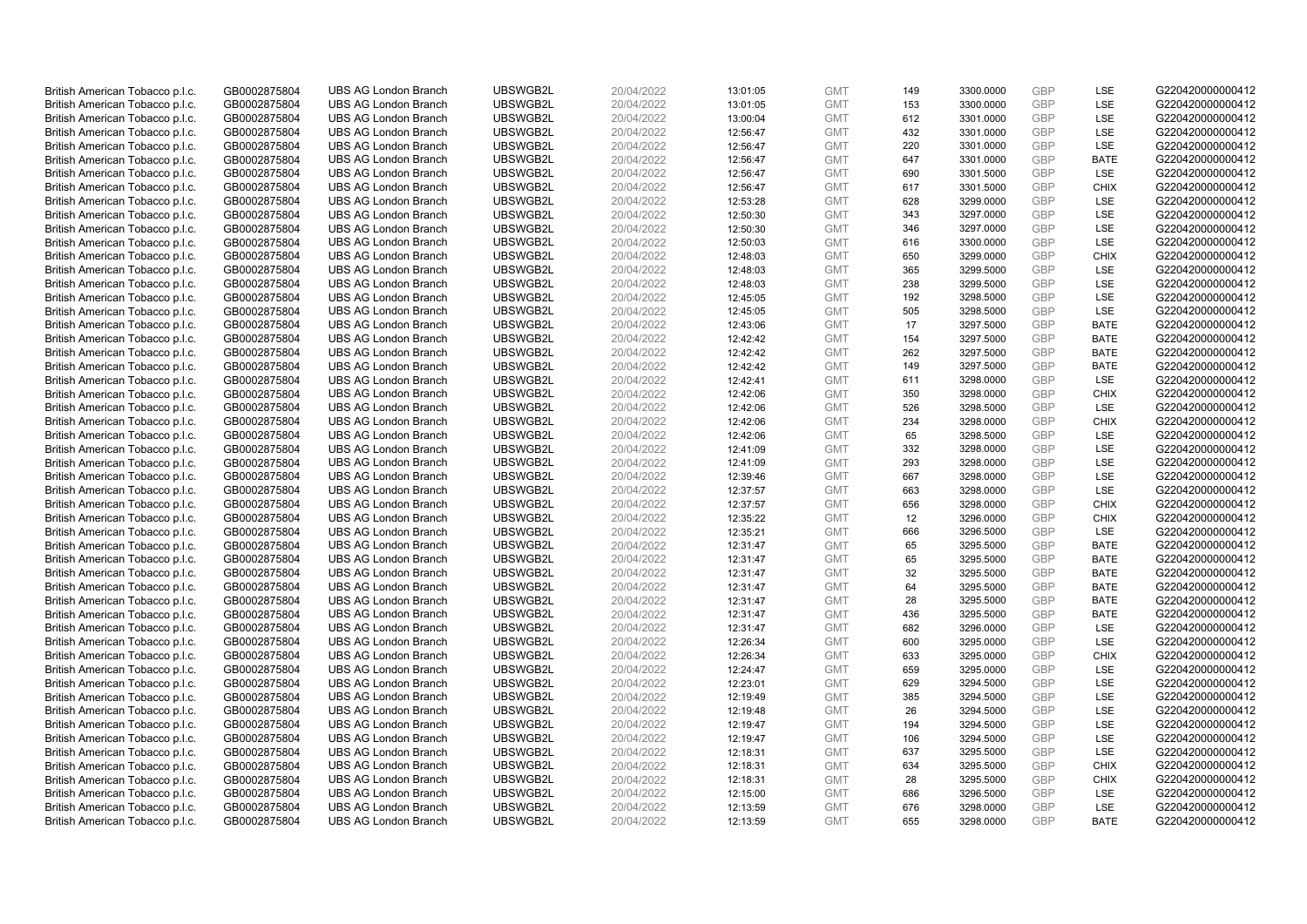| | | | | | | | | | | | |
|---|---|---|---|---|---|---|---|---|---|---|---|
| British American Tobacco p.l.c. | GB0002875804 | UBS AG London Branch | UBSWGB2L | 20/04/2022 | 13:01:05 | GMT | 149 | 3300.0000 | GBP | LSE | G220420000000412 |
| British American Tobacco p.l.c. | GB0002875804 | UBS AG London Branch | UBSWGB2L | 20/04/2022 | 13:01:05 | GMT | 153 | 3300.0000 | GBP | LSE | G220420000000412 |
| British American Tobacco p.l.c. | GB0002875804 | UBS AG London Branch | UBSWGB2L | 20/04/2022 | 13:00:04 | GMT | 612 | 3301.0000 | GBP | LSE | G220420000000412 |
| British American Tobacco p.l.c. | GB0002875804 | UBS AG London Branch | UBSWGB2L | 20/04/2022 | 12:56:47 | GMT | 432 | 3301.0000 | GBP | LSE | G220420000000412 |
| British American Tobacco p.l.c. | GB0002875804 | UBS AG London Branch | UBSWGB2L | 20/04/2022 | 12:56:47 | GMT | 220 | 3301.0000 | GBP | LSE | G220420000000412 |
| British American Tobacco p.l.c. | GB0002875804 | UBS AG London Branch | UBSWGB2L | 20/04/2022 | 12:56:47 | GMT | 647 | 3301.0000 | GBP | BATE | G220420000000412 |
| British American Tobacco p.l.c. | GB0002875804 | UBS AG London Branch | UBSWGB2L | 20/04/2022 | 12:56:47 | GMT | 690 | 3301.5000 | GBP | LSE | G220420000000412 |
| British American Tobacco p.l.c. | GB0002875804 | UBS AG London Branch | UBSWGB2L | 20/04/2022 | 12:56:47 | GMT | 617 | 3301.5000 | GBP | CHIX | G220420000000412 |
| British American Tobacco p.l.c. | GB0002875804 | UBS AG London Branch | UBSWGB2L | 20/04/2022 | 12:53:28 | GMT | 628 | 3299.0000 | GBP | LSE | G220420000000412 |
| British American Tobacco p.l.c. | GB0002875804 | UBS AG London Branch | UBSWGB2L | 20/04/2022 | 12:50:30 | GMT | 343 | 3297.0000 | GBP | LSE | G220420000000412 |
| British American Tobacco p.l.c. | GB0002875804 | UBS AG London Branch | UBSWGB2L | 20/04/2022 | 12:50:30 | GMT | 346 | 3297.0000 | GBP | LSE | G220420000000412 |
| British American Tobacco p.l.c. | GB0002875804 | UBS AG London Branch | UBSWGB2L | 20/04/2022 | 12:50:03 | GMT | 616 | 3300.0000 | GBP | LSE | G220420000000412 |
| British American Tobacco p.l.c. | GB0002875804 | UBS AG London Branch | UBSWGB2L | 20/04/2022 | 12:48:03 | GMT | 650 | 3299.0000 | GBP | CHIX | G220420000000412 |
| British American Tobacco p.l.c. | GB0002875804 | UBS AG London Branch | UBSWGB2L | 20/04/2022 | 12:48:03 | GMT | 365 | 3299.5000 | GBP | LSE | G220420000000412 |
| British American Tobacco p.l.c. | GB0002875804 | UBS AG London Branch | UBSWGB2L | 20/04/2022 | 12:48:03 | GMT | 238 | 3299.5000 | GBP | LSE | G220420000000412 |
| British American Tobacco p.l.c. | GB0002875804 | UBS AG London Branch | UBSWGB2L | 20/04/2022 | 12:45:05 | GMT | 192 | 3298.5000 | GBP | LSE | G220420000000412 |
| British American Tobacco p.l.c. | GB0002875804 | UBS AG London Branch | UBSWGB2L | 20/04/2022 | 12:45:05 | GMT | 505 | 3298.5000 | GBP | LSE | G220420000000412 |
| British American Tobacco p.l.c. | GB0002875804 | UBS AG London Branch | UBSWGB2L | 20/04/2022 | 12:43:06 | GMT | 17 | 3297.5000 | GBP | BATE | G220420000000412 |
| British American Tobacco p.l.c. | GB0002875804 | UBS AG London Branch | UBSWGB2L | 20/04/2022 | 12:42:42 | GMT | 154 | 3297.5000 | GBP | BATE | G220420000000412 |
| British American Tobacco p.l.c. | GB0002875804 | UBS AG London Branch | UBSWGB2L | 20/04/2022 | 12:42:42 | GMT | 262 | 3297.5000 | GBP | BATE | G220420000000412 |
| British American Tobacco p.l.c. | GB0002875804 | UBS AG London Branch | UBSWGB2L | 20/04/2022 | 12:42:42 | GMT | 149 | 3297.5000 | GBP | BATE | G220420000000412 |
| British American Tobacco p.l.c. | GB0002875804 | UBS AG London Branch | UBSWGB2L | 20/04/2022 | 12:42:41 | GMT | 611 | 3298.0000 | GBP | LSE | G220420000000412 |
| British American Tobacco p.l.c. | GB0002875804 | UBS AG London Branch | UBSWGB2L | 20/04/2022 | 12:42:06 | GMT | 350 | 3298.0000 | GBP | CHIX | G220420000000412 |
| British American Tobacco p.l.c. | GB0002875804 | UBS AG London Branch | UBSWGB2L | 20/04/2022 | 12:42:06 | GMT | 526 | 3298.5000 | GBP | LSE | G220420000000412 |
| British American Tobacco p.l.c. | GB0002875804 | UBS AG London Branch | UBSWGB2L | 20/04/2022 | 12:42:06 | GMT | 234 | 3298.0000 | GBP | CHIX | G220420000000412 |
| British American Tobacco p.l.c. | GB0002875804 | UBS AG London Branch | UBSWGB2L | 20/04/2022 | 12:42:06 | GMT | 65 | 3298.5000 | GBP | LSE | G220420000000412 |
| British American Tobacco p.l.c. | GB0002875804 | UBS AG London Branch | UBSWGB2L | 20/04/2022 | 12:41:09 | GMT | 332 | 3298.0000 | GBP | LSE | G220420000000412 |
| British American Tobacco p.l.c. | GB0002875804 | UBS AG London Branch | UBSWGB2L | 20/04/2022 | 12:41:09 | GMT | 293 | 3298.0000 | GBP | LSE | G220420000000412 |
| British American Tobacco p.l.c. | GB0002875804 | UBS AG London Branch | UBSWGB2L | 20/04/2022 | 12:39:46 | GMT | 667 | 3298.0000 | GBP | LSE | G220420000000412 |
| British American Tobacco p.l.c. | GB0002875804 | UBS AG London Branch | UBSWGB2L | 20/04/2022 | 12:37:57 | GMT | 663 | 3298.0000 | GBP | LSE | G220420000000412 |
| British American Tobacco p.l.c. | GB0002875804 | UBS AG London Branch | UBSWGB2L | 20/04/2022 | 12:37:57 | GMT | 656 | 3298.0000 | GBP | CHIX | G220420000000412 |
| British American Tobacco p.l.c. | GB0002875804 | UBS AG London Branch | UBSWGB2L | 20/04/2022 | 12:35:22 | GMT | 12 | 3296.0000 | GBP | CHIX | G220420000000412 |
| British American Tobacco p.l.c. | GB0002875804 | UBS AG London Branch | UBSWGB2L | 20/04/2022 | 12:35:21 | GMT | 666 | 3296.5000 | GBP | LSE | G220420000000412 |
| British American Tobacco p.l.c. | GB0002875804 | UBS AG London Branch | UBSWGB2L | 20/04/2022 | 12:31:47 | GMT | 65 | 3295.5000 | GBP | BATE | G220420000000412 |
| British American Tobacco p.l.c. | GB0002875804 | UBS AG London Branch | UBSWGB2L | 20/04/2022 | 12:31:47 | GMT | 65 | 3295.5000 | GBP | BATE | G220420000000412 |
| British American Tobacco p.l.c. | GB0002875804 | UBS AG London Branch | UBSWGB2L | 20/04/2022 | 12:31:47 | GMT | 32 | 3295.5000 | GBP | BATE | G220420000000412 |
| British American Tobacco p.l.c. | GB0002875804 | UBS AG London Branch | UBSWGB2L | 20/04/2022 | 12:31:47 | GMT | 64 | 3295.5000 | GBP | BATE | G220420000000412 |
| British American Tobacco p.l.c. | GB0002875804 | UBS AG London Branch | UBSWGB2L | 20/04/2022 | 12:31:47 | GMT | 28 | 3295.5000 | GBP | BATE | G220420000000412 |
| British American Tobacco p.l.c. | GB0002875804 | UBS AG London Branch | UBSWGB2L | 20/04/2022 | 12:31:47 | GMT | 436 | 3295.5000 | GBP | BATE | G220420000000412 |
| British American Tobacco p.l.c. | GB0002875804 | UBS AG London Branch | UBSWGB2L | 20/04/2022 | 12:31:47 | GMT | 682 | 3296.0000 | GBP | LSE | G220420000000412 |
| British American Tobacco p.l.c. | GB0002875804 | UBS AG London Branch | UBSWGB2L | 20/04/2022 | 12:26:34 | GMT | 600 | 3295.0000 | GBP | LSE | G220420000000412 |
| British American Tobacco p.l.c. | GB0002875804 | UBS AG London Branch | UBSWGB2L | 20/04/2022 | 12:26:34 | GMT | 633 | 3295.0000 | GBP | CHIX | G220420000000412 |
| British American Tobacco p.l.c. | GB0002875804 | UBS AG London Branch | UBSWGB2L | 20/04/2022 | 12:24:47 | GMT | 659 | 3295.0000 | GBP | LSE | G220420000000412 |
| British American Tobacco p.l.c. | GB0002875804 | UBS AG London Branch | UBSWGB2L | 20/04/2022 | 12:23:01 | GMT | 629 | 3294.5000 | GBP | LSE | G220420000000412 |
| British American Tobacco p.l.c. | GB0002875804 | UBS AG London Branch | UBSWGB2L | 20/04/2022 | 12:19:49 | GMT | 385 | 3294.5000 | GBP | LSE | G220420000000412 |
| British American Tobacco p.l.c. | GB0002875804 | UBS AG London Branch | UBSWGB2L | 20/04/2022 | 12:19:48 | GMT | 26 | 3294.5000 | GBP | LSE | G220420000000412 |
| British American Tobacco p.l.c. | GB0002875804 | UBS AG London Branch | UBSWGB2L | 20/04/2022 | 12:19:47 | GMT | 194 | 3294.5000 | GBP | LSE | G220420000000412 |
| British American Tobacco p.l.c. | GB0002875804 | UBS AG London Branch | UBSWGB2L | 20/04/2022 | 12:19:47 | GMT | 106 | 3294.5000 | GBP | LSE | G220420000000412 |
| British American Tobacco p.l.c. | GB0002875804 | UBS AG London Branch | UBSWGB2L | 20/04/2022 | 12:18:31 | GMT | 637 | 3295.5000 | GBP | LSE | G220420000000412 |
| British American Tobacco p.l.c. | GB0002875804 | UBS AG London Branch | UBSWGB2L | 20/04/2022 | 12:18:31 | GMT | 634 | 3295.5000 | GBP | CHIX | G220420000000412 |
| British American Tobacco p.l.c. | GB0002875804 | UBS AG London Branch | UBSWGB2L | 20/04/2022 | 12:18:31 | GMT | 28 | 3295.5000 | GBP | CHIX | G220420000000412 |
| British American Tobacco p.l.c. | GB0002875804 | UBS AG London Branch | UBSWGB2L | 20/04/2022 | 12:15:00 | GMT | 686 | 3296.5000 | GBP | LSE | G220420000000412 |
| British American Tobacco p.l.c. | GB0002875804 | UBS AG London Branch | UBSWGB2L | 20/04/2022 | 12:13:59 | GMT | 676 | 3298.0000 | GBP | LSE | G220420000000412 |
| British American Tobacco p.l.c. | GB0002875804 | UBS AG London Branch | UBSWGB2L | 20/04/2022 | 12:13:59 | GMT | 655 | 3298.0000 | GBP | BATE | G220420000000412 |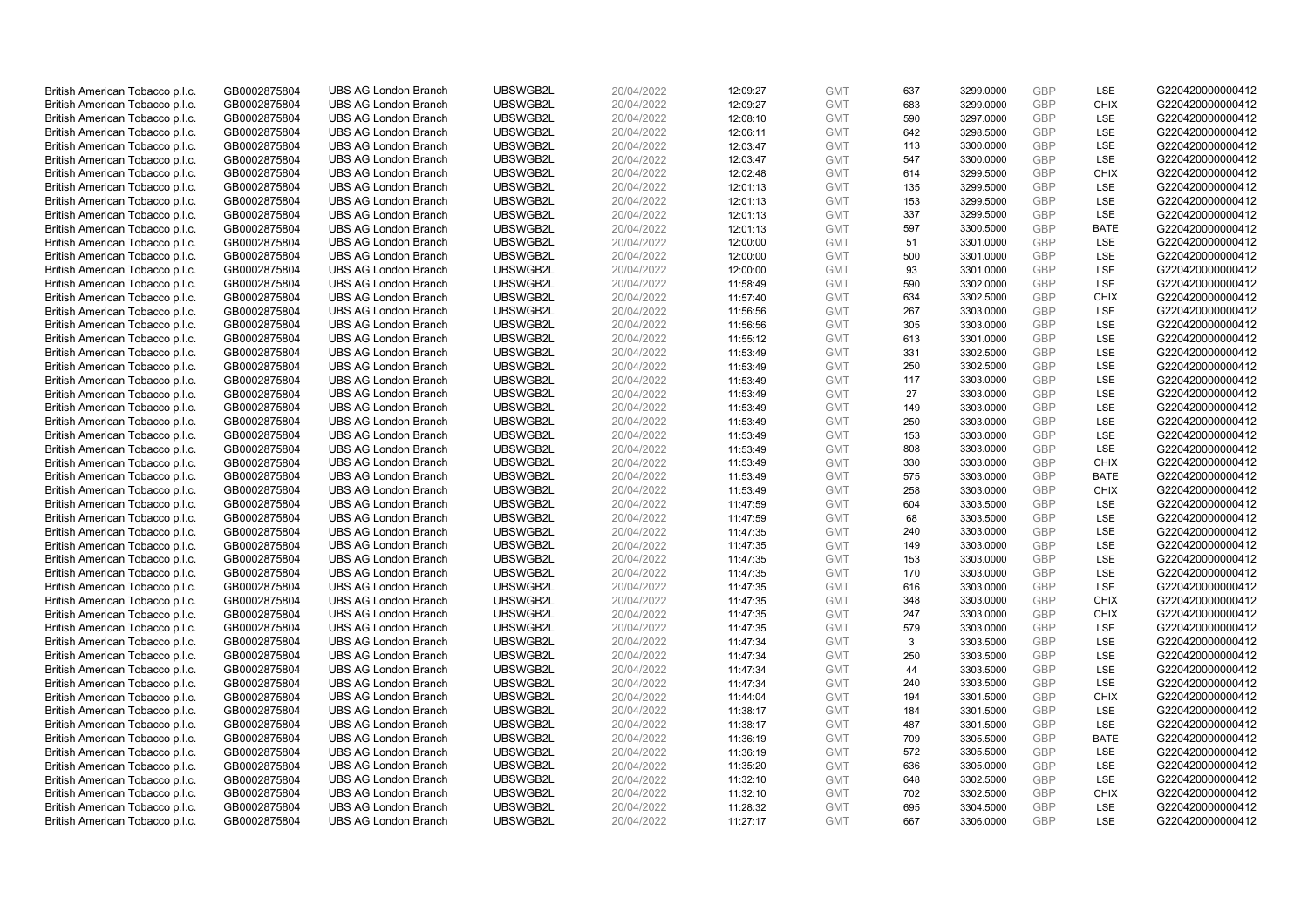| British American Tobacco p.l.c. | GB0002875804 | UBS AG London Branch | UBSWGB2L | 20/04/2022 | 12:09:27 | GMT | 637 | 3299.0000 | GBP | LSE | G220420000000412 |
|---|---|---|---|---|---|---|---|---|---|---|---|
| British American Tobacco p.l.c. | GB0002875804 | UBS AG London Branch | UBSWGB2L | 20/04/2022 | 12:09:27 | GMT | 683 | 3299.0000 | GBP | CHIX | G220420000000412 |
| British American Tobacco p.l.c. | GB0002875804 | UBS AG London Branch | UBSWGB2L | 20/04/2022 | 12:08:10 | GMT | 590 | 3297.0000 | GBP | LSE | G220420000000412 |
| British American Tobacco p.l.c. | GB0002875804 | UBS AG London Branch | UBSWGB2L | 20/04/2022 | 12:06:11 | GMT | 642 | 3298.5000 | GBP | LSE | G220420000000412 |
| British American Tobacco p.l.c. | GB0002875804 | UBS AG London Branch | UBSWGB2L | 20/04/2022 | 12:03:47 | GMT | 113 | 3300.0000 | GBP | LSE | G220420000000412 |
| British American Tobacco p.l.c. | GB0002875804 | UBS AG London Branch | UBSWGB2L | 20/04/2022 | 12:03:47 | GMT | 547 | 3300.0000 | GBP | LSE | G220420000000412 |
| British American Tobacco p.l.c. | GB0002875804 | UBS AG London Branch | UBSWGB2L | 20/04/2022 | 12:02:48 | GMT | 614 | 3299.5000 | GBP | CHIX | G220420000000412 |
| British American Tobacco p.l.c. | GB0002875804 | UBS AG London Branch | UBSWGB2L | 20/04/2022 | 12:01:13 | GMT | 135 | 3299.5000 | GBP | LSE | G220420000000412 |
| British American Tobacco p.l.c. | GB0002875804 | UBS AG London Branch | UBSWGB2L | 20/04/2022 | 12:01:13 | GMT | 153 | 3299.5000 | GBP | LSE | G220420000000412 |
| British American Tobacco p.l.c. | GB0002875804 | UBS AG London Branch | UBSWGB2L | 20/04/2022 | 12:01:13 | GMT | 337 | 3299.5000 | GBP | LSE | G220420000000412 |
| British American Tobacco p.l.c. | GB0002875804 | UBS AG London Branch | UBSWGB2L | 20/04/2022 | 12:01:13 | GMT | 597 | 3300.5000 | GBP | BATE | G220420000000412 |
| British American Tobacco p.l.c. | GB0002875804 | UBS AG London Branch | UBSWGB2L | 20/04/2022 | 12:00:00 | GMT | 51 | 3301.0000 | GBP | LSE | G220420000000412 |
| British American Tobacco p.l.c. | GB0002875804 | UBS AG London Branch | UBSWGB2L | 20/04/2022 | 12:00:00 | GMT | 500 | 3301.0000 | GBP | LSE | G220420000000412 |
| British American Tobacco p.l.c. | GB0002875804 | UBS AG London Branch | UBSWGB2L | 20/04/2022 | 12:00:00 | GMT | 93 | 3301.0000 | GBP | LSE | G220420000000412 |
| British American Tobacco p.l.c. | GB0002875804 | UBS AG London Branch | UBSWGB2L | 20/04/2022 | 11:58:49 | GMT | 590 | 3302.0000 | GBP | LSE | G220420000000412 |
| British American Tobacco p.l.c. | GB0002875804 | UBS AG London Branch | UBSWGB2L | 20/04/2022 | 11:57:40 | GMT | 634 | 3302.5000 | GBP | CHIX | G220420000000412 |
| British American Tobacco p.l.c. | GB0002875804 | UBS AG London Branch | UBSWGB2L | 20/04/2022 | 11:56:56 | GMT | 267 | 3303.0000 | GBP | LSE | G220420000000412 |
| British American Tobacco p.l.c. | GB0002875804 | UBS AG London Branch | UBSWGB2L | 20/04/2022 | 11:56:56 | GMT | 305 | 3303.0000 | GBP | LSE | G220420000000412 |
| British American Tobacco p.l.c. | GB0002875804 | UBS AG London Branch | UBSWGB2L | 20/04/2022 | 11:55:12 | GMT | 613 | 3301.0000 | GBP | LSE | G220420000000412 |
| British American Tobacco p.l.c. | GB0002875804 | UBS AG London Branch | UBSWGB2L | 20/04/2022 | 11:53:49 | GMT | 331 | 3302.5000 | GBP | LSE | G220420000000412 |
| British American Tobacco p.l.c. | GB0002875804 | UBS AG London Branch | UBSWGB2L | 20/04/2022 | 11:53:49 | GMT | 250 | 3302.5000 | GBP | LSE | G220420000000412 |
| British American Tobacco p.l.c. | GB0002875804 | UBS AG London Branch | UBSWGB2L | 20/04/2022 | 11:53:49 | GMT | 117 | 3303.0000 | GBP | LSE | G220420000000412 |
| British American Tobacco p.l.c. | GB0002875804 | UBS AG London Branch | UBSWGB2L | 20/04/2022 | 11:53:49 | GMT | 27 | 3303.0000 | GBP | LSE | G220420000000412 |
| British American Tobacco p.l.c. | GB0002875804 | UBS AG London Branch | UBSWGB2L | 20/04/2022 | 11:53:49 | GMT | 149 | 3303.0000 | GBP | LSE | G220420000000412 |
| British American Tobacco p.l.c. | GB0002875804 | UBS AG London Branch | UBSWGB2L | 20/04/2022 | 11:53:49 | GMT | 250 | 3303.0000 | GBP | LSE | G220420000000412 |
| British American Tobacco p.l.c. | GB0002875804 | UBS AG London Branch | UBSWGB2L | 20/04/2022 | 11:53:49 | GMT | 153 | 3303.0000 | GBP | LSE | G220420000000412 |
| British American Tobacco p.l.c. | GB0002875804 | UBS AG London Branch | UBSWGB2L | 20/04/2022 | 11:53:49 | GMT | 808 | 3303.0000 | GBP | LSE | G220420000000412 |
| British American Tobacco p.l.c. | GB0002875804 | UBS AG London Branch | UBSWGB2L | 20/04/2022 | 11:53:49 | GMT | 330 | 3303.0000 | GBP | CHIX | G220420000000412 |
| British American Tobacco p.l.c. | GB0002875804 | UBS AG London Branch | UBSWGB2L | 20/04/2022 | 11:53:49 | GMT | 575 | 3303.0000 | GBP | BATE | G220420000000412 |
| British American Tobacco p.l.c. | GB0002875804 | UBS AG London Branch | UBSWGB2L | 20/04/2022 | 11:53:49 | GMT | 258 | 3303.0000 | GBP | CHIX | G220420000000412 |
| British American Tobacco p.l.c. | GB0002875804 | UBS AG London Branch | UBSWGB2L | 20/04/2022 | 11:47:59 | GMT | 604 | 3303.5000 | GBP | LSE | G220420000000412 |
| British American Tobacco p.l.c. | GB0002875804 | UBS AG London Branch | UBSWGB2L | 20/04/2022 | 11:47:59 | GMT | 68 | 3303.5000 | GBP | LSE | G220420000000412 |
| British American Tobacco p.l.c. | GB0002875804 | UBS AG London Branch | UBSWGB2L | 20/04/2022 | 11:47:35 | GMT | 240 | 3303.0000 | GBP | LSE | G220420000000412 |
| British American Tobacco p.l.c. | GB0002875804 | UBS AG London Branch | UBSWGB2L | 20/04/2022 | 11:47:35 | GMT | 149 | 3303.0000 | GBP | LSE | G220420000000412 |
| British American Tobacco p.l.c. | GB0002875804 | UBS AG London Branch | UBSWGB2L | 20/04/2022 | 11:47:35 | GMT | 153 | 3303.0000 | GBP | LSE | G220420000000412 |
| British American Tobacco p.l.c. | GB0002875804 | UBS AG London Branch | UBSWGB2L | 20/04/2022 | 11:47:35 | GMT | 170 | 3303.0000 | GBP | LSE | G220420000000412 |
| British American Tobacco p.l.c. | GB0002875804 | UBS AG London Branch | UBSWGB2L | 20/04/2022 | 11:47:35 | GMT | 616 | 3303.0000 | GBP | LSE | G220420000000412 |
| British American Tobacco p.l.c. | GB0002875804 | UBS AG London Branch | UBSWGB2L | 20/04/2022 | 11:47:35 | GMT | 348 | 3303.0000 | GBP | CHIX | G220420000000412 |
| British American Tobacco p.l.c. | GB0002875804 | UBS AG London Branch | UBSWGB2L | 20/04/2022 | 11:47:35 | GMT | 247 | 3303.0000 | GBP | CHIX | G220420000000412 |
| British American Tobacco p.l.c. | GB0002875804 | UBS AG London Branch | UBSWGB2L | 20/04/2022 | 11:47:35 | GMT | 579 | 3303.0000 | GBP | LSE | G220420000000412 |
| British American Tobacco p.l.c. | GB0002875804 | UBS AG London Branch | UBSWGB2L | 20/04/2022 | 11:47:34 | GMT | 3 | 3303.5000 | GBP | LSE | G220420000000412 |
| British American Tobacco p.l.c. | GB0002875804 | UBS AG London Branch | UBSWGB2L | 20/04/2022 | 11:47:34 | GMT | 250 | 3303.5000 | GBP | LSE | G220420000000412 |
| British American Tobacco p.l.c. | GB0002875804 | UBS AG London Branch | UBSWGB2L | 20/04/2022 | 11:47:34 | GMT | 44 | 3303.5000 | GBP | LSE | G220420000000412 |
| British American Tobacco p.l.c. | GB0002875804 | UBS AG London Branch | UBSWGB2L | 20/04/2022 | 11:47:34 | GMT | 240 | 3303.5000 | GBP | LSE | G220420000000412 |
| British American Tobacco p.l.c. | GB0002875804 | UBS AG London Branch | UBSWGB2L | 20/04/2022 | 11:44:04 | GMT | 194 | 3301.5000 | GBP | CHIX | G220420000000412 |
| British American Tobacco p.l.c. | GB0002875804 | UBS AG London Branch | UBSWGB2L | 20/04/2022 | 11:38:17 | GMT | 184 | 3301.5000 | GBP | LSE | G220420000000412 |
| British American Tobacco p.l.c. | GB0002875804 | UBS AG London Branch | UBSWGB2L | 20/04/2022 | 11:38:17 | GMT | 487 | 3301.5000 | GBP | LSE | G220420000000412 |
| British American Tobacco p.l.c. | GB0002875804 | UBS AG London Branch | UBSWGB2L | 20/04/2022 | 11:36:19 | GMT | 709 | 3305.5000 | GBP | BATE | G220420000000412 |
| British American Tobacco p.l.c. | GB0002875804 | UBS AG London Branch | UBSWGB2L | 20/04/2022 | 11:36:19 | GMT | 572 | 3305.5000 | GBP | LSE | G220420000000412 |
| British American Tobacco p.l.c. | GB0002875804 | UBS AG London Branch | UBSWGB2L | 20/04/2022 | 11:35:20 | GMT | 636 | 3305.0000 | GBP | LSE | G220420000000412 |
| British American Tobacco p.l.c. | GB0002875804 | UBS AG London Branch | UBSWGB2L | 20/04/2022 | 11:32:10 | GMT | 648 | 3302.5000 | GBP | LSE | G220420000000412 |
| British American Tobacco p.l.c. | GB0002875804 | UBS AG London Branch | UBSWGB2L | 20/04/2022 | 11:32:10 | GMT | 702 | 3302.5000 | GBP | CHIX | G220420000000412 |
| British American Tobacco p.l.c. | GB0002875804 | UBS AG London Branch | UBSWGB2L | 20/04/2022 | 11:28:32 | GMT | 695 | 3304.5000 | GBP | LSE | G220420000000412 |
| British American Tobacco p.l.c. | GB0002875804 | UBS AG London Branch | UBSWGB2L | 20/04/2022 | 11:27:17 | GMT | 667 | 3306.0000 | GBP | LSE | G220420000000412 |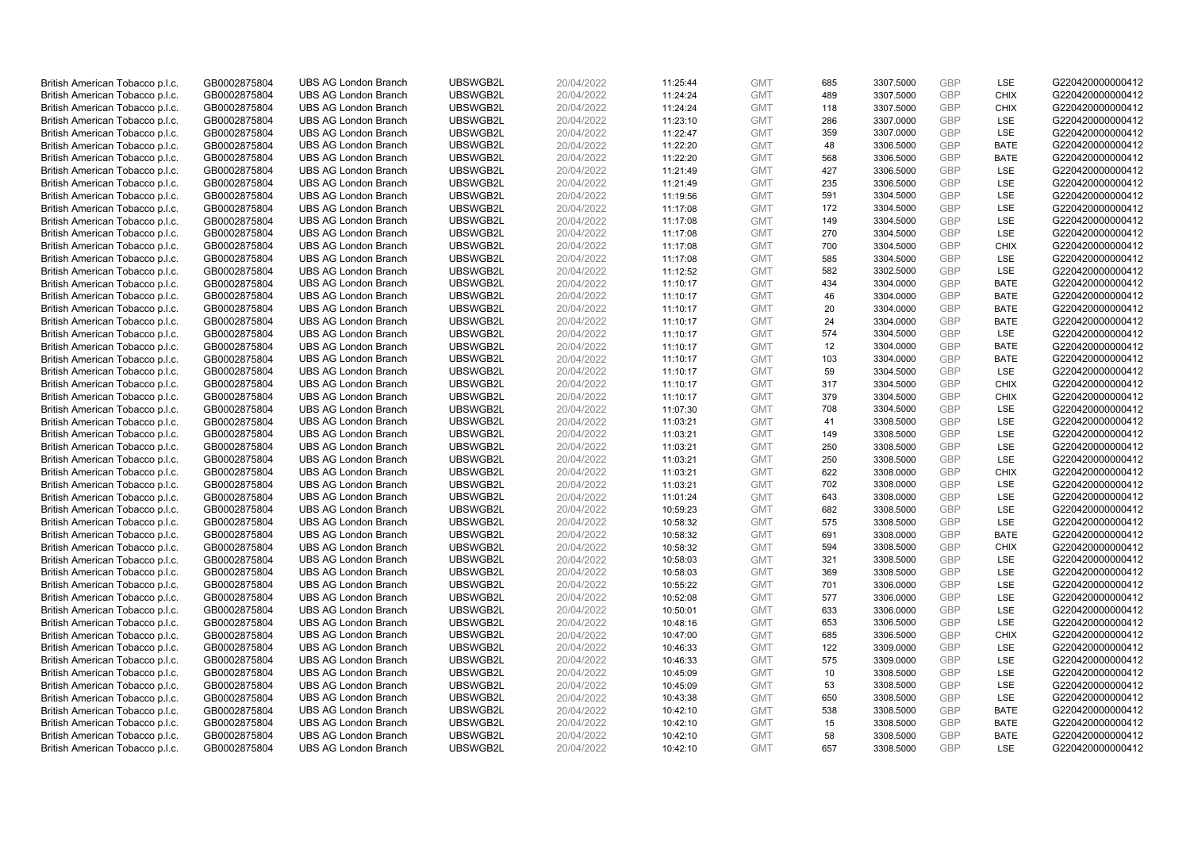| British American Tobacco p.l.c. | GB0002875804 | UBS AG London Branch | UBSWGB2L | 20/04/2022 | 11:25:44 | GMT | 685 | 3307.5000 | GBP | LSE | G220420000000412 |
|---|---|---|---|---|---|---|---|---|---|---|---|
| British American Tobacco p.l.c. | GB0002875804 | UBS AG London Branch | UBSWGB2L | 20/04/2022 | 11:24:24 | GMT | 489 | 3307.5000 | GBP | CHIX | G220420000000412 |
| British American Tobacco p.l.c. | GB0002875804 | UBS AG London Branch | UBSWGB2L | 20/04/2022 | 11:24:24 | GMT | 118 | 3307.5000 | GBP | CHIX | G220420000000412 |
| British American Tobacco p.l.c. | GB0002875804 | UBS AG London Branch | UBSWGB2L | 20/04/2022 | 11:23:10 | GMT | 286 | 3307.0000 | GBP | LSE | G220420000000412 |
| British American Tobacco p.l.c. | GB0002875804 | UBS AG London Branch | UBSWGB2L | 20/04/2022 | 11:22:47 | GMT | 359 | 3307.0000 | GBP | LSE | G220420000000412 |
| British American Tobacco p.l.c. | GB0002875804 | UBS AG London Branch | UBSWGB2L | 20/04/2022 | 11:22:20 | GMT | 48 | 3306.5000 | GBP | BATE | G220420000000412 |
| British American Tobacco p.l.c. | GB0002875804 | UBS AG London Branch | UBSWGB2L | 20/04/2022 | 11:22:20 | GMT | 568 | 3306.5000 | GBP | BATE | G220420000000412 |
| British American Tobacco p.l.c. | GB0002875804 | UBS AG London Branch | UBSWGB2L | 20/04/2022 | 11:21:49 | GMT | 427 | 3306.5000 | GBP | LSE | G220420000000412 |
| British American Tobacco p.l.c. | GB0002875804 | UBS AG London Branch | UBSWGB2L | 20/04/2022 | 11:21:49 | GMT | 235 | 3306.5000 | GBP | LSE | G220420000000412 |
| British American Tobacco p.l.c. | GB0002875804 | UBS AG London Branch | UBSWGB2L | 20/04/2022 | 11:19:56 | GMT | 591 | 3304.5000 | GBP | LSE | G220420000000412 |
| British American Tobacco p.l.c. | GB0002875804 | UBS AG London Branch | UBSWGB2L | 20/04/2022 | 11:17:08 | GMT | 172 | 3304.5000 | GBP | LSE | G220420000000412 |
| British American Tobacco p.l.c. | GB0002875804 | UBS AG London Branch | UBSWGB2L | 20/04/2022 | 11:17:08 | GMT | 149 | 3304.5000 | GBP | LSE | G220420000000412 |
| British American Tobacco p.l.c. | GB0002875804 | UBS AG London Branch | UBSWGB2L | 20/04/2022 | 11:17:08 | GMT | 270 | 3304.5000 | GBP | LSE | G220420000000412 |
| British American Tobacco p.l.c. | GB0002875804 | UBS AG London Branch | UBSWGB2L | 20/04/2022 | 11:17:08 | GMT | 700 | 3304.5000 | GBP | CHIX | G220420000000412 |
| British American Tobacco p.l.c. | GB0002875804 | UBS AG London Branch | UBSWGB2L | 20/04/2022 | 11:17:08 | GMT | 585 | 3304.5000 | GBP | LSE | G220420000000412 |
| British American Tobacco p.l.c. | GB0002875804 | UBS AG London Branch | UBSWGB2L | 20/04/2022 | 11:12:52 | GMT | 582 | 3302.5000 | GBP | LSE | G220420000000412 |
| British American Tobacco p.l.c. | GB0002875804 | UBS AG London Branch | UBSWGB2L | 20/04/2022 | 11:10:17 | GMT | 434 | 3304.0000 | GBP | BATE | G220420000000412 |
| British American Tobacco p.l.c. | GB0002875804 | UBS AG London Branch | UBSWGB2L | 20/04/2022 | 11:10:17 | GMT | 46 | 3304.0000 | GBP | BATE | G220420000000412 |
| British American Tobacco p.l.c. | GB0002875804 | UBS AG London Branch | UBSWGB2L | 20/04/2022 | 11:10:17 | GMT | 20 | 3304.0000 | GBP | BATE | G220420000000412 |
| British American Tobacco p.l.c. | GB0002875804 | UBS AG London Branch | UBSWGB2L | 20/04/2022 | 11:10:17 | GMT | 24 | 3304.0000 | GBP | BATE | G220420000000412 |
| British American Tobacco p.l.c. | GB0002875804 | UBS AG London Branch | UBSWGB2L | 20/04/2022 | 11:10:17 | GMT | 574 | 3304.5000 | GBP | LSE | G220420000000412 |
| British American Tobacco p.l.c. | GB0002875804 | UBS AG London Branch | UBSWGB2L | 20/04/2022 | 11:10:17 | GMT | 12 | 3304.0000 | GBP | BATE | G220420000000412 |
| British American Tobacco p.l.c. | GB0002875804 | UBS AG London Branch | UBSWGB2L | 20/04/2022 | 11:10:17 | GMT | 103 | 3304.0000 | GBP | BATE | G220420000000412 |
| British American Tobacco p.l.c. | GB0002875804 | UBS AG London Branch | UBSWGB2L | 20/04/2022 | 11:10:17 | GMT | 59 | 3304.5000 | GBP | LSE | G220420000000412 |
| British American Tobacco p.l.c. | GB0002875804 | UBS AG London Branch | UBSWGB2L | 20/04/2022 | 11:10:17 | GMT | 317 | 3304.5000 | GBP | CHIX | G220420000000412 |
| British American Tobacco p.l.c. | GB0002875804 | UBS AG London Branch | UBSWGB2L | 20/04/2022 | 11:10:17 | GMT | 379 | 3304.5000 | GBP | CHIX | G220420000000412 |
| British American Tobacco p.l.c. | GB0002875804 | UBS AG London Branch | UBSWGB2L | 20/04/2022 | 11:07:30 | GMT | 708 | 3304.5000 | GBP | LSE | G220420000000412 |
| British American Tobacco p.l.c. | GB0002875804 | UBS AG London Branch | UBSWGB2L | 20/04/2022 | 11:03:21 | GMT | 41 | 3308.5000 | GBP | LSE | G220420000000412 |
| British American Tobacco p.l.c. | GB0002875804 | UBS AG London Branch | UBSWGB2L | 20/04/2022 | 11:03:21 | GMT | 149 | 3308.5000 | GBP | LSE | G220420000000412 |
| British American Tobacco p.l.c. | GB0002875804 | UBS AG London Branch | UBSWGB2L | 20/04/2022 | 11:03:21 | GMT | 250 | 3308.5000 | GBP | LSE | G220420000000412 |
| British American Tobacco p.l.c. | GB0002875804 | UBS AG London Branch | UBSWGB2L | 20/04/2022 | 11:03:21 | GMT | 250 | 3308.5000 | GBP | LSE | G220420000000412 |
| British American Tobacco p.l.c. | GB0002875804 | UBS AG London Branch | UBSWGB2L | 20/04/2022 | 11:03:21 | GMT | 622 | 3308.0000 | GBP | CHIX | G220420000000412 |
| British American Tobacco p.l.c. | GB0002875804 | UBS AG London Branch | UBSWGB2L | 20/04/2022 | 11:03:21 | GMT | 702 | 3308.0000 | GBP | LSE | G220420000000412 |
| British American Tobacco p.l.c. | GB0002875804 | UBS AG London Branch | UBSWGB2L | 20/04/2022 | 11:01:24 | GMT | 643 | 3308.0000 | GBP | LSE | G220420000000412 |
| British American Tobacco p.l.c. | GB0002875804 | UBS AG London Branch | UBSWGB2L | 20/04/2022 | 10:59:23 | GMT | 682 | 3308.5000 | GBP | LSE | G220420000000412 |
| British American Tobacco p.l.c. | GB0002875804 | UBS AG London Branch | UBSWGB2L | 20/04/2022 | 10:58:32 | GMT | 575 | 3308.5000 | GBP | LSE | G220420000000412 |
| British American Tobacco p.l.c. | GB0002875804 | UBS AG London Branch | UBSWGB2L | 20/04/2022 | 10:58:32 | GMT | 691 | 3308.0000 | GBP | BATE | G220420000000412 |
| British American Tobacco p.l.c. | GB0002875804 | UBS AG London Branch | UBSWGB2L | 20/04/2022 | 10:58:32 | GMT | 594 | 3308.5000 | GBP | CHIX | G220420000000412 |
| British American Tobacco p.l.c. | GB0002875804 | UBS AG London Branch | UBSWGB2L | 20/04/2022 | 10:58:03 | GMT | 321 | 3308.5000 | GBP | LSE | G220420000000412 |
| British American Tobacco p.l.c. | GB0002875804 | UBS AG London Branch | UBSWGB2L | 20/04/2022 | 10:58:03 | GMT | 369 | 3308.5000 | GBP | LSE | G220420000000412 |
| British American Tobacco p.l.c. | GB0002875804 | UBS AG London Branch | UBSWGB2L | 20/04/2022 | 10:55:22 | GMT | 701 | 3306.0000 | GBP | LSE | G220420000000412 |
| British American Tobacco p.l.c. | GB0002875804 | UBS AG London Branch | UBSWGB2L | 20/04/2022 | 10:52:08 | GMT | 577 | 3306.0000 | GBP | LSE | G220420000000412 |
| British American Tobacco p.l.c. | GB0002875804 | UBS AG London Branch | UBSWGB2L | 20/04/2022 | 10:50:01 | GMT | 633 | 3306.0000 | GBP | LSE | G220420000000412 |
| British American Tobacco p.l.c. | GB0002875804 | UBS AG London Branch | UBSWGB2L | 20/04/2022 | 10:48:16 | GMT | 653 | 3306.5000 | GBP | LSE | G220420000000412 |
| British American Tobacco p.l.c. | GB0002875804 | UBS AG London Branch | UBSWGB2L | 20/04/2022 | 10:47:00 | GMT | 685 | 3306.5000 | GBP | CHIX | G220420000000412 |
| British American Tobacco p.l.c. | GB0002875804 | UBS AG London Branch | UBSWGB2L | 20/04/2022 | 10:46:33 | GMT | 122 | 3309.0000 | GBP | LSE | G220420000000412 |
| British American Tobacco p.l.c. | GB0002875804 | UBS AG London Branch | UBSWGB2L | 20/04/2022 | 10:46:33 | GMT | 575 | 3309.0000 | GBP | LSE | G220420000000412 |
| British American Tobacco p.l.c. | GB0002875804 | UBS AG London Branch | UBSWGB2L | 20/04/2022 | 10:45:09 | GMT | 10 | 3308.5000 | GBP | LSE | G220420000000412 |
| British American Tobacco p.l.c. | GB0002875804 | UBS AG London Branch | UBSWGB2L | 20/04/2022 | 10:45:09 | GMT | 53 | 3308.5000 | GBP | LSE | G220420000000412 |
| British American Tobacco p.l.c. | GB0002875804 | UBS AG London Branch | UBSWGB2L | 20/04/2022 | 10:43:38 | GMT | 650 | 3308.5000 | GBP | LSE | G220420000000412 |
| British American Tobacco p.l.c. | GB0002875804 | UBS AG London Branch | UBSWGB2L | 20/04/2022 | 10:42:10 | GMT | 538 | 3308.5000 | GBP | BATE | G220420000000412 |
| British American Tobacco p.l.c. | GB0002875804 | UBS AG London Branch | UBSWGB2L | 20/04/2022 | 10:42:10 | GMT | 15 | 3308.5000 | GBP | BATE | G220420000000412 |
| British American Tobacco p.l.c. | GB0002875804 | UBS AG London Branch | UBSWGB2L | 20/04/2022 | 10:42:10 | GMT | 58 | 3308.5000 | GBP | BATE | G220420000000412 |
| British American Tobacco p.l.c. | GB0002875804 | UBS AG London Branch | UBSWGB2L | 20/04/2022 | 10:42:10 | GMT | 657 | 3308.5000 | GBP | LSE | G220420000000412 |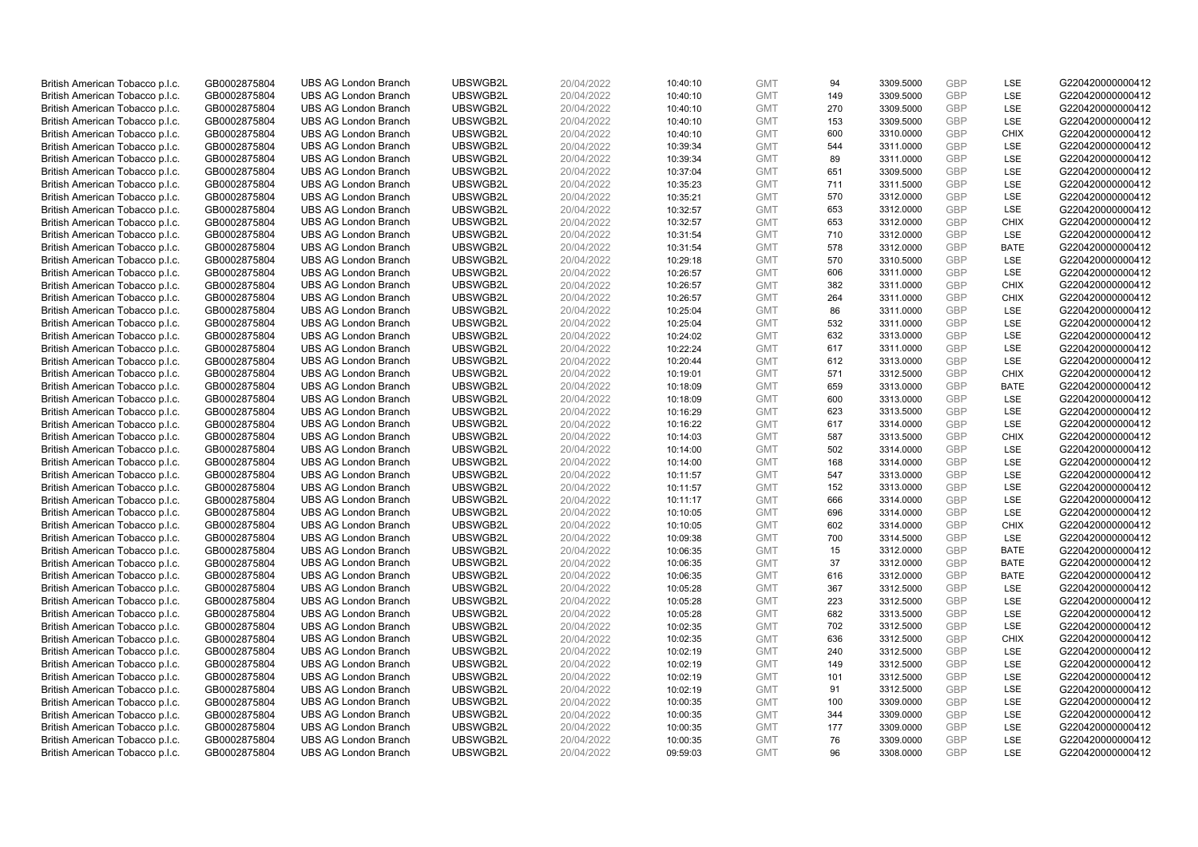| | | | | | | | | | | | |
|---|---|---|---|---|---|---|---|---|---|---|---|
| British American Tobacco p.l.c. | GB0002875804 | UBS AG London Branch | UBSWGB2L | 20/04/2022 | 10:40:10 | GMT | 94 | 3309.5000 | GBP | LSE | G220420000000412 |
| British American Tobacco p.l.c. | GB0002875804 | UBS AG London Branch | UBSWGB2L | 20/04/2022 | 10:40:10 | GMT | 149 | 3309.5000 | GBP | LSE | G220420000000412 |
| British American Tobacco p.l.c. | GB0002875804 | UBS AG London Branch | UBSWGB2L | 20/04/2022 | 10:40:10 | GMT | 270 | 3309.5000 | GBP | LSE | G220420000000412 |
| British American Tobacco p.l.c. | GB0002875804 | UBS AG London Branch | UBSWGB2L | 20/04/2022 | 10:40:10 | GMT | 153 | 3309.5000 | GBP | LSE | G220420000000412 |
| British American Tobacco p.l.c. | GB0002875804 | UBS AG London Branch | UBSWGB2L | 20/04/2022 | 10:40:10 | GMT | 600 | 3310.0000 | GBP | CHIX | G220420000000412 |
| British American Tobacco p.l.c. | GB0002875804 | UBS AG London Branch | UBSWGB2L | 20/04/2022 | 10:39:34 | GMT | 544 | 3311.0000 | GBP | LSE | G220420000000412 |
| British American Tobacco p.l.c. | GB0002875804 | UBS AG London Branch | UBSWGB2L | 20/04/2022 | 10:39:34 | GMT | 89 | 3311.0000 | GBP | LSE | G220420000000412 |
| British American Tobacco p.l.c. | GB0002875804 | UBS AG London Branch | UBSWGB2L | 20/04/2022 | 10:37:04 | GMT | 651 | 3309.5000 | GBP | LSE | G220420000000412 |
| British American Tobacco p.l.c. | GB0002875804 | UBS AG London Branch | UBSWGB2L | 20/04/2022 | 10:35:23 | GMT | 711 | 3311.5000 | GBP | LSE | G220420000000412 |
| British American Tobacco p.l.c. | GB0002875804 | UBS AG London Branch | UBSWGB2L | 20/04/2022 | 10:35:21 | GMT | 570 | 3312.0000 | GBP | LSE | G220420000000412 |
| British American Tobacco p.l.c. | GB0002875804 | UBS AG London Branch | UBSWGB2L | 20/04/2022 | 10:32:57 | GMT | 653 | 3312.0000 | GBP | LSE | G220420000000412 |
| British American Tobacco p.l.c. | GB0002875804 | UBS AG London Branch | UBSWGB2L | 20/04/2022 | 10:32:57 | GMT | 653 | 3312.0000 | GBP | CHIX | G220420000000412 |
| British American Tobacco p.l.c. | GB0002875804 | UBS AG London Branch | UBSWGB2L | 20/04/2022 | 10:31:54 | GMT | 710 | 3312.0000 | GBP | LSE | G220420000000412 |
| British American Tobacco p.l.c. | GB0002875804 | UBS AG London Branch | UBSWGB2L | 20/04/2022 | 10:31:54 | GMT | 578 | 3312.0000 | GBP | BATE | G220420000000412 |
| British American Tobacco p.l.c. | GB0002875804 | UBS AG London Branch | UBSWGB2L | 20/04/2022 | 10:29:18 | GMT | 570 | 3310.5000 | GBP | LSE | G220420000000412 |
| British American Tobacco p.l.c. | GB0002875804 | UBS AG London Branch | UBSWGB2L | 20/04/2022 | 10:26:57 | GMT | 606 | 3311.0000 | GBP | LSE | G220420000000412 |
| British American Tobacco p.l.c. | GB0002875804 | UBS AG London Branch | UBSWGB2L | 20/04/2022 | 10:26:57 | GMT | 382 | 3311.0000 | GBP | CHIX | G220420000000412 |
| British American Tobacco p.l.c. | GB0002875804 | UBS AG London Branch | UBSWGB2L | 20/04/2022 | 10:26:57 | GMT | 264 | 3311.0000 | GBP | CHIX | G220420000000412 |
| British American Tobacco p.l.c. | GB0002875804 | UBS AG London Branch | UBSWGB2L | 20/04/2022 | 10:25:04 | GMT | 86 | 3311.0000 | GBP | LSE | G220420000000412 |
| British American Tobacco p.l.c. | GB0002875804 | UBS AG London Branch | UBSWGB2L | 20/04/2022 | 10:25:04 | GMT | 532 | 3311.0000 | GBP | LSE | G220420000000412 |
| British American Tobacco p.l.c. | GB0002875804 | UBS AG London Branch | UBSWGB2L | 20/04/2022 | 10:24:02 | GMT | 632 | 3313.0000 | GBP | LSE | G220420000000412 |
| British American Tobacco p.l.c. | GB0002875804 | UBS AG London Branch | UBSWGB2L | 20/04/2022 | 10:22:24 | GMT | 617 | 3311.0000 | GBP | LSE | G220420000000412 |
| British American Tobacco p.l.c. | GB0002875804 | UBS AG London Branch | UBSWGB2L | 20/04/2022 | 10:20:44 | GMT | 612 | 3313.0000 | GBP | LSE | G220420000000412 |
| British American Tobacco p.l.c. | GB0002875804 | UBS AG London Branch | UBSWGB2L | 20/04/2022 | 10:19:01 | GMT | 571 | 3312.5000 | GBP | CHIX | G220420000000412 |
| British American Tobacco p.l.c. | GB0002875804 | UBS AG London Branch | UBSWGB2L | 20/04/2022 | 10:18:09 | GMT | 659 | 3313.0000 | GBP | BATE | G220420000000412 |
| British American Tobacco p.l.c. | GB0002875804 | UBS AG London Branch | UBSWGB2L | 20/04/2022 | 10:18:09 | GMT | 600 | 3313.0000 | GBP | LSE | G220420000000412 |
| British American Tobacco p.l.c. | GB0002875804 | UBS AG London Branch | UBSWGB2L | 20/04/2022 | 10:16:29 | GMT | 623 | 3313.5000 | GBP | LSE | G220420000000412 |
| British American Tobacco p.l.c. | GB0002875804 | UBS AG London Branch | UBSWGB2L | 20/04/2022 | 10:16:22 | GMT | 617 | 3314.0000 | GBP | LSE | G220420000000412 |
| British American Tobacco p.l.c. | GB0002875804 | UBS AG London Branch | UBSWGB2L | 20/04/2022 | 10:14:03 | GMT | 587 | 3313.5000 | GBP | CHIX | G220420000000412 |
| British American Tobacco p.l.c. | GB0002875804 | UBS AG London Branch | UBSWGB2L | 20/04/2022 | 10:14:00 | GMT | 502 | 3314.0000 | GBP | LSE | G220420000000412 |
| British American Tobacco p.l.c. | GB0002875804 | UBS AG London Branch | UBSWGB2L | 20/04/2022 | 10:14:00 | GMT | 168 | 3314.0000 | GBP | LSE | G220420000000412 |
| British American Tobacco p.l.c. | GB0002875804 | UBS AG London Branch | UBSWGB2L | 20/04/2022 | 10:11:57 | GMT | 547 | 3313.0000 | GBP | LSE | G220420000000412 |
| British American Tobacco p.l.c. | GB0002875804 | UBS AG London Branch | UBSWGB2L | 20/04/2022 | 10:11:57 | GMT | 152 | 3313.0000 | GBP | LSE | G220420000000412 |
| British American Tobacco p.l.c. | GB0002875804 | UBS AG London Branch | UBSWGB2L | 20/04/2022 | 10:11:17 | GMT | 666 | 3314.0000 | GBP | LSE | G220420000000412 |
| British American Tobacco p.l.c. | GB0002875804 | UBS AG London Branch | UBSWGB2L | 20/04/2022 | 10:10:05 | GMT | 696 | 3314.0000 | GBP | LSE | G220420000000412 |
| British American Tobacco p.l.c. | GB0002875804 | UBS AG London Branch | UBSWGB2L | 20/04/2022 | 10:10:05 | GMT | 602 | 3314.0000 | GBP | CHIX | G220420000000412 |
| British American Tobacco p.l.c. | GB0002875804 | UBS AG London Branch | UBSWGB2L | 20/04/2022 | 10:09:38 | GMT | 700 | 3314.5000 | GBP | LSE | G220420000000412 |
| British American Tobacco p.l.c. | GB0002875804 | UBS AG London Branch | UBSWGB2L | 20/04/2022 | 10:06:35 | GMT | 15 | 3312.0000 | GBP | BATE | G220420000000412 |
| British American Tobacco p.l.c. | GB0002875804 | UBS AG London Branch | UBSWGB2L | 20/04/2022 | 10:06:35 | GMT | 37 | 3312.0000 | GBP | BATE | G220420000000412 |
| British American Tobacco p.l.c. | GB0002875804 | UBS AG London Branch | UBSWGB2L | 20/04/2022 | 10:06:35 | GMT | 616 | 3312.0000 | GBP | BATE | G220420000000412 |
| British American Tobacco p.l.c. | GB0002875804 | UBS AG London Branch | UBSWGB2L | 20/04/2022 | 10:05:28 | GMT | 367 | 3312.5000 | GBP | LSE | G220420000000412 |
| British American Tobacco p.l.c. | GB0002875804 | UBS AG London Branch | UBSWGB2L | 20/04/2022 | 10:05:28 | GMT | 223 | 3312.5000 | GBP | LSE | G220420000000412 |
| British American Tobacco p.l.c. | GB0002875804 | UBS AG London Branch | UBSWGB2L | 20/04/2022 | 10:05:28 | GMT | 682 | 3313.5000 | GBP | LSE | G220420000000412 |
| British American Tobacco p.l.c. | GB0002875804 | UBS AG London Branch | UBSWGB2L | 20/04/2022 | 10:02:35 | GMT | 702 | 3312.5000 | GBP | LSE | G220420000000412 |
| British American Tobacco p.l.c. | GB0002875804 | UBS AG London Branch | UBSWGB2L | 20/04/2022 | 10:02:35 | GMT | 636 | 3312.5000 | GBP | CHIX | G220420000000412 |
| British American Tobacco p.l.c. | GB0002875804 | UBS AG London Branch | UBSWGB2L | 20/04/2022 | 10:02:19 | GMT | 240 | 3312.5000 | GBP | LSE | G220420000000412 |
| British American Tobacco p.l.c. | GB0002875804 | UBS AG London Branch | UBSWGB2L | 20/04/2022 | 10:02:19 | GMT | 149 | 3312.5000 | GBP | LSE | G220420000000412 |
| British American Tobacco p.l.c. | GB0002875804 | UBS AG London Branch | UBSWGB2L | 20/04/2022 | 10:02:19 | GMT | 101 | 3312.5000 | GBP | LSE | G220420000000412 |
| British American Tobacco p.l.c. | GB0002875804 | UBS AG London Branch | UBSWGB2L | 20/04/2022 | 10:02:19 | GMT | 91 | 3312.5000 | GBP | LSE | G220420000000412 |
| British American Tobacco p.l.c. | GB0002875804 | UBS AG London Branch | UBSWGB2L | 20/04/2022 | 10:00:35 | GMT | 100 | 3309.0000 | GBP | LSE | G220420000000412 |
| British American Tobacco p.l.c. | GB0002875804 | UBS AG London Branch | UBSWGB2L | 20/04/2022 | 10:00:35 | GMT | 344 | 3309.0000 | GBP | LSE | G220420000000412 |
| British American Tobacco p.l.c. | GB0002875804 | UBS AG London Branch | UBSWGB2L | 20/04/2022 | 10:00:35 | GMT | 177 | 3309.0000 | GBP | LSE | G220420000000412 |
| British American Tobacco p.l.c. | GB0002875804 | UBS AG London Branch | UBSWGB2L | 20/04/2022 | 10:00:35 | GMT | 76 | 3309.0000 | GBP | LSE | G220420000000412 |
| British American Tobacco p.l.c. | GB0002875804 | UBS AG London Branch | UBSWGB2L | 20/04/2022 | 09:59:03 | GMT | 96 | 3308.0000 | GBP | LSE | G220420000000412 |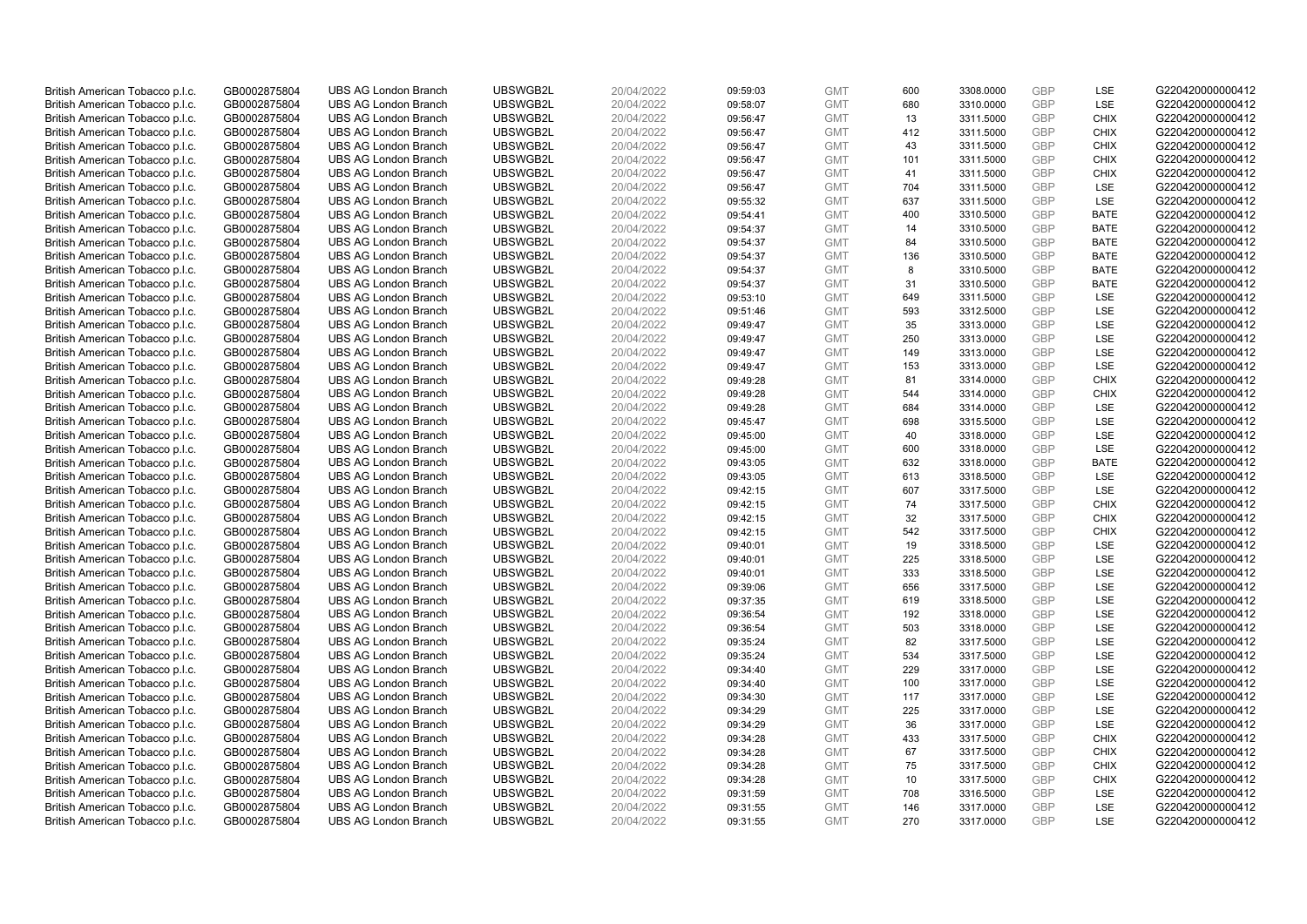| | | | | | | | | | | | |
|---|---|---|---|---|---|---|---|---|---|---|---|
| British American Tobacco p.l.c. | GB0002875804 | UBS AG London Branch | UBSWGB2L | 20/04/2022 | 09:59:03 | GMT | 600 | 3308.0000 | GBP | LSE | G220420000000412 |
| British American Tobacco p.l.c. | GB0002875804 | UBS AG London Branch | UBSWGB2L | 20/04/2022 | 09:58:07 | GMT | 680 | 3310.0000 | GBP | LSE | G220420000000412 |
| British American Tobacco p.l.c. | GB0002875804 | UBS AG London Branch | UBSWGB2L | 20/04/2022 | 09:56:47 | GMT | 13 | 3311.5000 | GBP | CHIX | G220420000000412 |
| British American Tobacco p.l.c. | GB0002875804 | UBS AG London Branch | UBSWGB2L | 20/04/2022 | 09:56:47 | GMT | 412 | 3311.5000 | GBP | CHIX | G220420000000412 |
| British American Tobacco p.l.c. | GB0002875804 | UBS AG London Branch | UBSWGB2L | 20/04/2022 | 09:56:47 | GMT | 43 | 3311.5000 | GBP | CHIX | G220420000000412 |
| British American Tobacco p.l.c. | GB0002875804 | UBS AG London Branch | UBSWGB2L | 20/04/2022 | 09:56:47 | GMT | 101 | 3311.5000 | GBP | CHIX | G220420000000412 |
| British American Tobacco p.l.c. | GB0002875804 | UBS AG London Branch | UBSWGB2L | 20/04/2022 | 09:56:47 | GMT | 41 | 3311.5000 | GBP | CHIX | G220420000000412 |
| British American Tobacco p.l.c. | GB0002875804 | UBS AG London Branch | UBSWGB2L | 20/04/2022 | 09:56:47 | GMT | 704 | 3311.5000 | GBP | LSE | G220420000000412 |
| British American Tobacco p.l.c. | GB0002875804 | UBS AG London Branch | UBSWGB2L | 20/04/2022 | 09:55:32 | GMT | 637 | 3311.5000 | GBP | LSE | G220420000000412 |
| British American Tobacco p.l.c. | GB0002875804 | UBS AG London Branch | UBSWGB2L | 20/04/2022 | 09:54:41 | GMT | 400 | 3310.5000 | GBP | BATE | G220420000000412 |
| British American Tobacco p.l.c. | GB0002875804 | UBS AG London Branch | UBSWGB2L | 20/04/2022 | 09:54:37 | GMT | 14 | 3310.5000 | GBP | BATE | G220420000000412 |
| British American Tobacco p.l.c. | GB0002875804 | UBS AG London Branch | UBSWGB2L | 20/04/2022 | 09:54:37 | GMT | 84 | 3310.5000 | GBP | BATE | G220420000000412 |
| British American Tobacco p.l.c. | GB0002875804 | UBS AG London Branch | UBSWGB2L | 20/04/2022 | 09:54:37 | GMT | 136 | 3310.5000 | GBP | BATE | G220420000000412 |
| British American Tobacco p.l.c. | GB0002875804 | UBS AG London Branch | UBSWGB2L | 20/04/2022 | 09:54:37 | GMT | 8 | 3310.5000 | GBP | BATE | G220420000000412 |
| British American Tobacco p.l.c. | GB0002875804 | UBS AG London Branch | UBSWGB2L | 20/04/2022 | 09:54:37 | GMT | 31 | 3310.5000 | GBP | BATE | G220420000000412 |
| British American Tobacco p.l.c. | GB0002875804 | UBS AG London Branch | UBSWGB2L | 20/04/2022 | 09:53:10 | GMT | 649 | 3311.5000 | GBP | LSE | G220420000000412 |
| British American Tobacco p.l.c. | GB0002875804 | UBS AG London Branch | UBSWGB2L | 20/04/2022 | 09:51:46 | GMT | 593 | 3312.5000 | GBP | LSE | G220420000000412 |
| British American Tobacco p.l.c. | GB0002875804 | UBS AG London Branch | UBSWGB2L | 20/04/2022 | 09:49:47 | GMT | 35 | 3313.0000 | GBP | LSE | G220420000000412 |
| British American Tobacco p.l.c. | GB0002875804 | UBS AG London Branch | UBSWGB2L | 20/04/2022 | 09:49:47 | GMT | 250 | 3313.0000 | GBP | LSE | G220420000000412 |
| British American Tobacco p.l.c. | GB0002875804 | UBS AG London Branch | UBSWGB2L | 20/04/2022 | 09:49:47 | GMT | 149 | 3313.0000 | GBP | LSE | G220420000000412 |
| British American Tobacco p.l.c. | GB0002875804 | UBS AG London Branch | UBSWGB2L | 20/04/2022 | 09:49:47 | GMT | 153 | 3313.0000 | GBP | LSE | G220420000000412 |
| British American Tobacco p.l.c. | GB0002875804 | UBS AG London Branch | UBSWGB2L | 20/04/2022 | 09:49:28 | GMT | 81 | 3314.0000 | GBP | CHIX | G220420000000412 |
| British American Tobacco p.l.c. | GB0002875804 | UBS AG London Branch | UBSWGB2L | 20/04/2022 | 09:49:28 | GMT | 544 | 3314.0000 | GBP | CHIX | G220420000000412 |
| British American Tobacco p.l.c. | GB0002875804 | UBS AG London Branch | UBSWGB2L | 20/04/2022 | 09:49:28 | GMT | 684 | 3314.0000 | GBP | LSE | G220420000000412 |
| British American Tobacco p.l.c. | GB0002875804 | UBS AG London Branch | UBSWGB2L | 20/04/2022 | 09:45:47 | GMT | 698 | 3315.5000 | GBP | LSE | G220420000000412 |
| British American Tobacco p.l.c. | GB0002875804 | UBS AG London Branch | UBSWGB2L | 20/04/2022 | 09:45:00 | GMT | 40 | 3318.0000 | GBP | LSE | G220420000000412 |
| British American Tobacco p.l.c. | GB0002875804 | UBS AG London Branch | UBSWGB2L | 20/04/2022 | 09:45:00 | GMT | 600 | 3318.0000 | GBP | LSE | G220420000000412 |
| British American Tobacco p.l.c. | GB0002875804 | UBS AG London Branch | UBSWGB2L | 20/04/2022 | 09:43:05 | GMT | 632 | 3318.0000 | GBP | BATE | G220420000000412 |
| British American Tobacco p.l.c. | GB0002875804 | UBS AG London Branch | UBSWGB2L | 20/04/2022 | 09:43:05 | GMT | 613 | 3318.5000 | GBP | LSE | G220420000000412 |
| British American Tobacco p.l.c. | GB0002875804 | UBS AG London Branch | UBSWGB2L | 20/04/2022 | 09:42:15 | GMT | 607 | 3317.5000 | GBP | LSE | G220420000000412 |
| British American Tobacco p.l.c. | GB0002875804 | UBS AG London Branch | UBSWGB2L | 20/04/2022 | 09:42:15 | GMT | 74 | 3317.5000 | GBP | CHIX | G220420000000412 |
| British American Tobacco p.l.c. | GB0002875804 | UBS AG London Branch | UBSWGB2L | 20/04/2022 | 09:42:15 | GMT | 32 | 3317.5000 | GBP | CHIX | G220420000000412 |
| British American Tobacco p.l.c. | GB0002875804 | UBS AG London Branch | UBSWGB2L | 20/04/2022 | 09:42:15 | GMT | 542 | 3317.5000 | GBP | CHIX | G220420000000412 |
| British American Tobacco p.l.c. | GB0002875804 | UBS AG London Branch | UBSWGB2L | 20/04/2022 | 09:40:01 | GMT | 19 | 3318.5000 | GBP | LSE | G220420000000412 |
| British American Tobacco p.l.c. | GB0002875804 | UBS AG London Branch | UBSWGB2L | 20/04/2022 | 09:40:01 | GMT | 225 | 3318.5000 | GBP | LSE | G220420000000412 |
| British American Tobacco p.l.c. | GB0002875804 | UBS AG London Branch | UBSWGB2L | 20/04/2022 | 09:40:01 | GMT | 333 | 3318.5000 | GBP | LSE | G220420000000412 |
| British American Tobacco p.l.c. | GB0002875804 | UBS AG London Branch | UBSWGB2L | 20/04/2022 | 09:39:06 | GMT | 656 | 3317.5000 | GBP | LSE | G220420000000412 |
| British American Tobacco p.l.c. | GB0002875804 | UBS AG London Branch | UBSWGB2L | 20/04/2022 | 09:37:35 | GMT | 619 | 3318.5000 | GBP | LSE | G220420000000412 |
| British American Tobacco p.l.c. | GB0002875804 | UBS AG London Branch | UBSWGB2L | 20/04/2022 | 09:36:54 | GMT | 192 | 3318.0000 | GBP | LSE | G220420000000412 |
| British American Tobacco p.l.c. | GB0002875804 | UBS AG London Branch | UBSWGB2L | 20/04/2022 | 09:36:54 | GMT | 503 | 3318.0000 | GBP | LSE | G220420000000412 |
| British American Tobacco p.l.c. | GB0002875804 | UBS AG London Branch | UBSWGB2L | 20/04/2022 | 09:35:24 | GMT | 82 | 3317.5000 | GBP | LSE | G220420000000412 |
| British American Tobacco p.l.c. | GB0002875804 | UBS AG London Branch | UBSWGB2L | 20/04/2022 | 09:35:24 | GMT | 534 | 3317.5000 | GBP | LSE | G220420000000412 |
| British American Tobacco p.l.c. | GB0002875804 | UBS AG London Branch | UBSWGB2L | 20/04/2022 | 09:34:40 | GMT | 229 | 3317.0000 | GBP | LSE | G220420000000412 |
| British American Tobacco p.l.c. | GB0002875804 | UBS AG London Branch | UBSWGB2L | 20/04/2022 | 09:34:40 | GMT | 100 | 3317.0000 | GBP | LSE | G220420000000412 |
| British American Tobacco p.l.c. | GB0002875804 | UBS AG London Branch | UBSWGB2L | 20/04/2022 | 09:34:30 | GMT | 117 | 3317.0000 | GBP | LSE | G220420000000412 |
| British American Tobacco p.l.c. | GB0002875804 | UBS AG London Branch | UBSWGB2L | 20/04/2022 | 09:34:29 | GMT | 225 | 3317.0000 | GBP | LSE | G220420000000412 |
| British American Tobacco p.l.c. | GB0002875804 | UBS AG London Branch | UBSWGB2L | 20/04/2022 | 09:34:29 | GMT | 36 | 3317.0000 | GBP | LSE | G220420000000412 |
| British American Tobacco p.l.c. | GB0002875804 | UBS AG London Branch | UBSWGB2L | 20/04/2022 | 09:34:28 | GMT | 433 | 3317.5000 | GBP | CHIX | G220420000000412 |
| British American Tobacco p.l.c. | GB0002875804 | UBS AG London Branch | UBSWGB2L | 20/04/2022 | 09:34:28 | GMT | 67 | 3317.5000 | GBP | CHIX | G220420000000412 |
| British American Tobacco p.l.c. | GB0002875804 | UBS AG London Branch | UBSWGB2L | 20/04/2022 | 09:34:28 | GMT | 75 | 3317.5000 | GBP | CHIX | G220420000000412 |
| British American Tobacco p.l.c. | GB0002875804 | UBS AG London Branch | UBSWGB2L | 20/04/2022 | 09:34:28 | GMT | 10 | 3317.5000 | GBP | CHIX | G220420000000412 |
| British American Tobacco p.l.c. | GB0002875804 | UBS AG London Branch | UBSWGB2L | 20/04/2022 | 09:31:59 | GMT | 708 | 3316.5000 | GBP | LSE | G220420000000412 |
| British American Tobacco p.l.c. | GB0002875804 | UBS AG London Branch | UBSWGB2L | 20/04/2022 | 09:31:55 | GMT | 146 | 3317.0000 | GBP | LSE | G220420000000412 |
| British American Tobacco p.l.c. | GB0002875804 | UBS AG London Branch | UBSWGB2L | 20/04/2022 | 09:31:55 | GMT | 270 | 3317.0000 | GBP | LSE | G220420000000412 |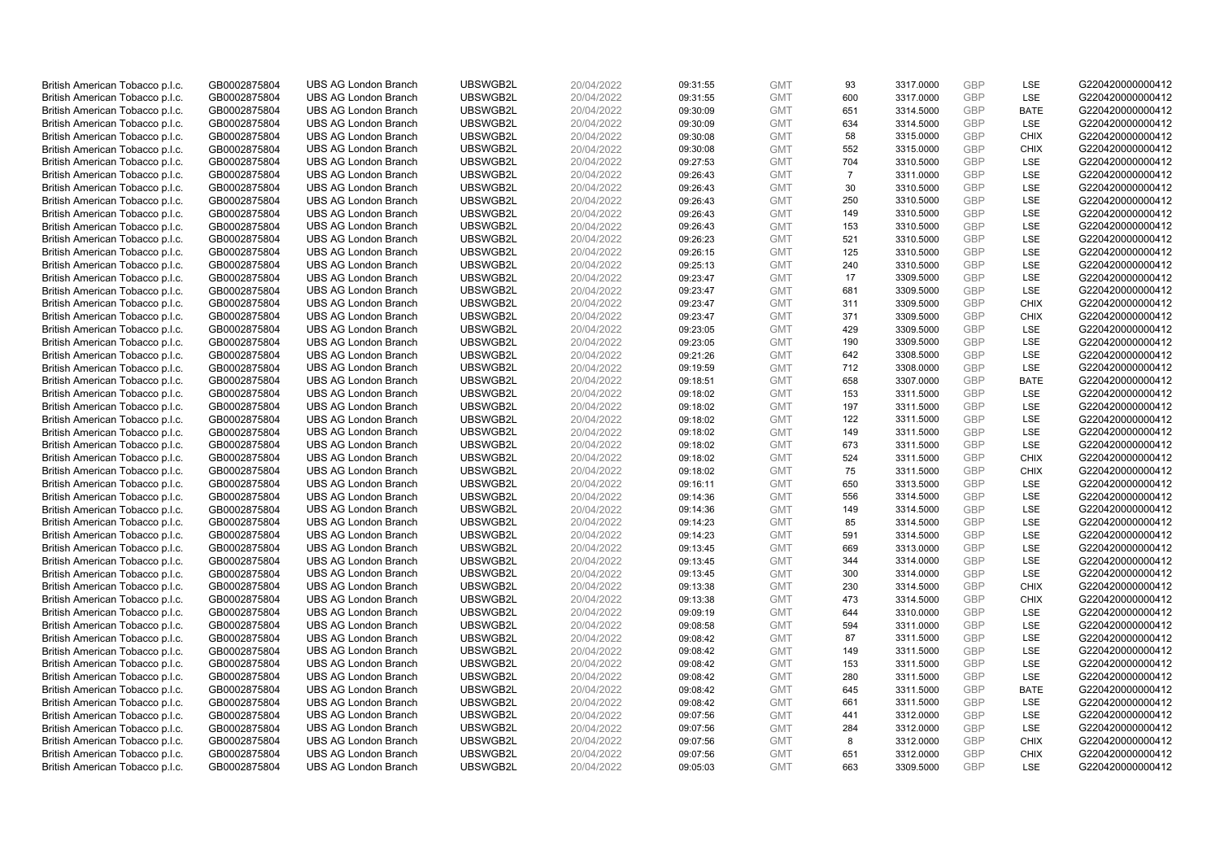| | | | | | | | | | | | |
|---|---|---|---|---|---|---|---|---|---|---|---|
| British American Tobacco p.l.c. | GB0002875804 | UBS AG London Branch | UBSWGB2L | 20/04/2022 | 09:31:55 | GMT | 93 | 3317.0000 | GBP | LSE | G220420000000412 |
| British American Tobacco p.l.c. | GB0002875804 | UBS AG London Branch | UBSWGB2L | 20/04/2022 | 09:31:55 | GMT | 600 | 3317.0000 | GBP | LSE | G220420000000412 |
| British American Tobacco p.l.c. | GB0002875804 | UBS AG London Branch | UBSWGB2L | 20/04/2022 | 09:30:09 | GMT | 651 | 3314.5000 | GBP | BATE | G220420000000412 |
| British American Tobacco p.l.c. | GB0002875804 | UBS AG London Branch | UBSWGB2L | 20/04/2022 | 09:30:09 | GMT | 634 | 3314.5000 | GBP | LSE | G220420000000412 |
| British American Tobacco p.l.c. | GB0002875804 | UBS AG London Branch | UBSWGB2L | 20/04/2022 | 09:30:08 | GMT | 58 | 3315.0000 | GBP | CHIX | G220420000000412 |
| British American Tobacco p.l.c. | GB0002875804 | UBS AG London Branch | UBSWGB2L | 20/04/2022 | 09:30:08 | GMT | 552 | 3315.0000 | GBP | CHIX | G220420000000412 |
| British American Tobacco p.l.c. | GB0002875804 | UBS AG London Branch | UBSWGB2L | 20/04/2022 | 09:27:53 | GMT | 704 | 3310.5000 | GBP | LSE | G220420000000412 |
| British American Tobacco p.l.c. | GB0002875804 | UBS AG London Branch | UBSWGB2L | 20/04/2022 | 09:26:43 | GMT | 7 | 3311.0000 | GBP | LSE | G220420000000412 |
| British American Tobacco p.l.c. | GB0002875804 | UBS AG London Branch | UBSWGB2L | 20/04/2022 | 09:26:43 | GMT | 30 | 3310.5000 | GBP | LSE | G220420000000412 |
| British American Tobacco p.l.c. | GB0002875804 | UBS AG London Branch | UBSWGB2L | 20/04/2022 | 09:26:43 | GMT | 250 | 3310.5000 | GBP | LSE | G220420000000412 |
| British American Tobacco p.l.c. | GB0002875804 | UBS AG London Branch | UBSWGB2L | 20/04/2022 | 09:26:43 | GMT | 149 | 3310.5000 | GBP | LSE | G220420000000412 |
| British American Tobacco p.l.c. | GB0002875804 | UBS AG London Branch | UBSWGB2L | 20/04/2022 | 09:26:43 | GMT | 153 | 3310.5000 | GBP | LSE | G220420000000412 |
| British American Tobacco p.l.c. | GB0002875804 | UBS AG London Branch | UBSWGB2L | 20/04/2022 | 09:26:23 | GMT | 521 | 3310.5000 | GBP | LSE | G220420000000412 |
| British American Tobacco p.l.c. | GB0002875804 | UBS AG London Branch | UBSWGB2L | 20/04/2022 | 09:26:15 | GMT | 125 | 3310.5000 | GBP | LSE | G220420000000412 |
| British American Tobacco p.l.c. | GB0002875804 | UBS AG London Branch | UBSWGB2L | 20/04/2022 | 09:25:13 | GMT | 240 | 3310.5000 | GBP | LSE | G220420000000412 |
| British American Tobacco p.l.c. | GB0002875804 | UBS AG London Branch | UBSWGB2L | 20/04/2022 | 09:23:47 | GMT | 17 | 3309.5000 | GBP | LSE | G220420000000412 |
| British American Tobacco p.l.c. | GB0002875804 | UBS AG London Branch | UBSWGB2L | 20/04/2022 | 09:23:47 | GMT | 681 | 3309.5000 | GBP | LSE | G220420000000412 |
| British American Tobacco p.l.c. | GB0002875804 | UBS AG London Branch | UBSWGB2L | 20/04/2022 | 09:23:47 | GMT | 311 | 3309.5000 | GBP | CHIX | G220420000000412 |
| British American Tobacco p.l.c. | GB0002875804 | UBS AG London Branch | UBSWGB2L | 20/04/2022 | 09:23:47 | GMT | 371 | 3309.5000 | GBP | CHIX | G220420000000412 |
| British American Tobacco p.l.c. | GB0002875804 | UBS AG London Branch | UBSWGB2L | 20/04/2022 | 09:23:05 | GMT | 429 | 3309.5000 | GBP | LSE | G220420000000412 |
| British American Tobacco p.l.c. | GB0002875804 | UBS AG London Branch | UBSWGB2L | 20/04/2022 | 09:23:05 | GMT | 190 | 3309.5000 | GBP | LSE | G220420000000412 |
| British American Tobacco p.l.c. | GB0002875804 | UBS AG London Branch | UBSWGB2L | 20/04/2022 | 09:21:26 | GMT | 642 | 3308.5000 | GBP | LSE | G220420000000412 |
| British American Tobacco p.l.c. | GB0002875804 | UBS AG London Branch | UBSWGB2L | 20/04/2022 | 09:19:59 | GMT | 712 | 3308.0000 | GBP | LSE | G220420000000412 |
| British American Tobacco p.l.c. | GB0002875804 | UBS AG London Branch | UBSWGB2L | 20/04/2022 | 09:18:51 | GMT | 658 | 3307.0000 | GBP | BATE | G220420000000412 |
| British American Tobacco p.l.c. | GB0002875804 | UBS AG London Branch | UBSWGB2L | 20/04/2022 | 09:18:02 | GMT | 153 | 3311.5000 | GBP | LSE | G220420000000412 |
| British American Tobacco p.l.c. | GB0002875804 | UBS AG London Branch | UBSWGB2L | 20/04/2022 | 09:18:02 | GMT | 197 | 3311.5000 | GBP | LSE | G220420000000412 |
| British American Tobacco p.l.c. | GB0002875804 | UBS AG London Branch | UBSWGB2L | 20/04/2022 | 09:18:02 | GMT | 122 | 3311.5000 | GBP | LSE | G220420000000412 |
| British American Tobacco p.l.c. | GB0002875804 | UBS AG London Branch | UBSWGB2L | 20/04/2022 | 09:18:02 | GMT | 149 | 3311.5000 | GBP | LSE | G220420000000412 |
| British American Tobacco p.l.c. | GB0002875804 | UBS AG London Branch | UBSWGB2L | 20/04/2022 | 09:18:02 | GMT | 673 | 3311.5000 | GBP | LSE | G220420000000412 |
| British American Tobacco p.l.c. | GB0002875804 | UBS AG London Branch | UBSWGB2L | 20/04/2022 | 09:18:02 | GMT | 524 | 3311.5000 | GBP | CHIX | G220420000000412 |
| British American Tobacco p.l.c. | GB0002875804 | UBS AG London Branch | UBSWGB2L | 20/04/2022 | 09:18:02 | GMT | 75 | 3311.5000 | GBP | CHIX | G220420000000412 |
| British American Tobacco p.l.c. | GB0002875804 | UBS AG London Branch | UBSWGB2L | 20/04/2022 | 09:16:11 | GMT | 650 | 3313.5000 | GBP | LSE | G220420000000412 |
| British American Tobacco p.l.c. | GB0002875804 | UBS AG London Branch | UBSWGB2L | 20/04/2022 | 09:14:36 | GMT | 556 | 3314.5000 | GBP | LSE | G220420000000412 |
| British American Tobacco p.l.c. | GB0002875804 | UBS AG London Branch | UBSWGB2L | 20/04/2022 | 09:14:36 | GMT | 149 | 3314.5000 | GBP | LSE | G220420000000412 |
| British American Tobacco p.l.c. | GB0002875804 | UBS AG London Branch | UBSWGB2L | 20/04/2022 | 09:14:23 | GMT | 85 | 3314.5000 | GBP | LSE | G220420000000412 |
| British American Tobacco p.l.c. | GB0002875804 | UBS AG London Branch | UBSWGB2L | 20/04/2022 | 09:14:23 | GMT | 591 | 3314.5000 | GBP | LSE | G220420000000412 |
| British American Tobacco p.l.c. | GB0002875804 | UBS AG London Branch | UBSWGB2L | 20/04/2022 | 09:13:45 | GMT | 669 | 3313.0000 | GBP | LSE | G220420000000412 |
| British American Tobacco p.l.c. | GB0002875804 | UBS AG London Branch | UBSWGB2L | 20/04/2022 | 09:13:45 | GMT | 344 | 3314.0000 | GBP | LSE | G220420000000412 |
| British American Tobacco p.l.c. | GB0002875804 | UBS AG London Branch | UBSWGB2L | 20/04/2022 | 09:13:45 | GMT | 300 | 3314.0000 | GBP | LSE | G220420000000412 |
| British American Tobacco p.l.c. | GB0002875804 | UBS AG London Branch | UBSWGB2L | 20/04/2022 | 09:13:38 | GMT | 230 | 3314.5000 | GBP | CHIX | G220420000000412 |
| British American Tobacco p.l.c. | GB0002875804 | UBS AG London Branch | UBSWGB2L | 20/04/2022 | 09:13:38 | GMT | 473 | 3314.5000 | GBP | CHIX | G220420000000412 |
| British American Tobacco p.l.c. | GB0002875804 | UBS AG London Branch | UBSWGB2L | 20/04/2022 | 09:09:19 | GMT | 644 | 3310.0000 | GBP | LSE | G220420000000412 |
| British American Tobacco p.l.c. | GB0002875804 | UBS AG London Branch | UBSWGB2L | 20/04/2022 | 09:08:58 | GMT | 594 | 3311.0000 | GBP | LSE | G220420000000412 |
| British American Tobacco p.l.c. | GB0002875804 | UBS AG London Branch | UBSWGB2L | 20/04/2022 | 09:08:42 | GMT | 87 | 3311.5000 | GBP | LSE | G220420000000412 |
| British American Tobacco p.l.c. | GB0002875804 | UBS AG London Branch | UBSWGB2L | 20/04/2022 | 09:08:42 | GMT | 149 | 3311.5000 | GBP | LSE | G220420000000412 |
| British American Tobacco p.l.c. | GB0002875804 | UBS AG London Branch | UBSWGB2L | 20/04/2022 | 09:08:42 | GMT | 153 | 3311.5000 | GBP | LSE | G220420000000412 |
| British American Tobacco p.l.c. | GB0002875804 | UBS AG London Branch | UBSWGB2L | 20/04/2022 | 09:08:42 | GMT | 280 | 3311.5000 | GBP | LSE | G220420000000412 |
| British American Tobacco p.l.c. | GB0002875804 | UBS AG London Branch | UBSWGB2L | 20/04/2022 | 09:08:42 | GMT | 645 | 3311.5000 | GBP | BATE | G220420000000412 |
| British American Tobacco p.l.c. | GB0002875804 | UBS AG London Branch | UBSWGB2L | 20/04/2022 | 09:08:42 | GMT | 661 | 3311.5000 | GBP | LSE | G220420000000412 |
| British American Tobacco p.l.c. | GB0002875804 | UBS AG London Branch | UBSWGB2L | 20/04/2022 | 09:07:56 | GMT | 441 | 3312.0000 | GBP | LSE | G220420000000412 |
| British American Tobacco p.l.c. | GB0002875804 | UBS AG London Branch | UBSWGB2L | 20/04/2022 | 09:07:56 | GMT | 284 | 3312.0000 | GBP | LSE | G220420000000412 |
| British American Tobacco p.l.c. | GB0002875804 | UBS AG London Branch | UBSWGB2L | 20/04/2022 | 09:07:56 | GMT | 8 | 3312.0000 | GBP | CHIX | G220420000000412 |
| British American Tobacco p.l.c. | GB0002875804 | UBS AG London Branch | UBSWGB2L | 20/04/2022 | 09:07:56 | GMT | 651 | 3312.0000 | GBP | CHIX | G220420000000412 |
| British American Tobacco p.l.c. | GB0002875804 | UBS AG London Branch | UBSWGB2L | 20/04/2022 | 09:05:03 | GMT | 663 | 3309.5000 | GBP | LSE | G220420000000412 |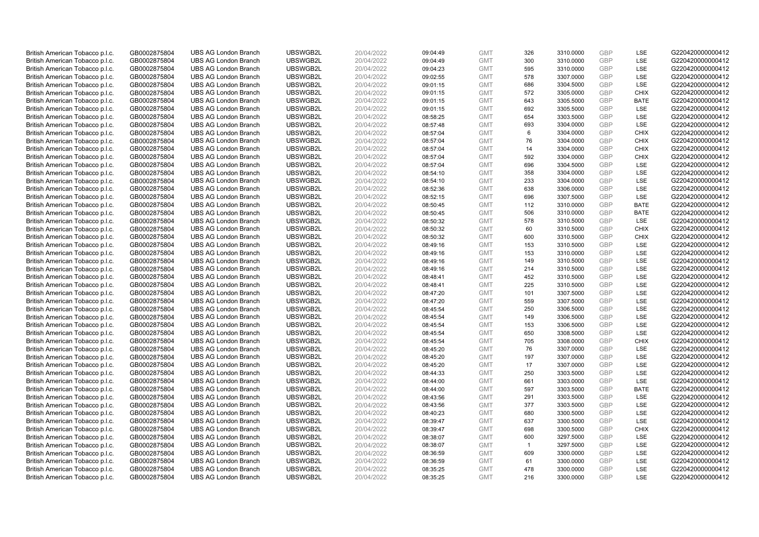| | | | | | | | | | | | |
|---|---|---|---|---|---|---|---|---|---|---|---|
| British American Tobacco p.l.c. | GB0002875804 | UBS AG London Branch | UBSWGB2L | 20/04/2022 | 09:04:49 | GMT | 326 | 3310.0000 | GBP | LSE | G220420000000412 |
| British American Tobacco p.l.c. | GB0002875804 | UBS AG London Branch | UBSWGB2L | 20/04/2022 | 09:04:49 | GMT | 300 | 3310.0000 | GBP | LSE | G220420000000412 |
| British American Tobacco p.l.c. | GB0002875804 | UBS AG London Branch | UBSWGB2L | 20/04/2022 | 09:04:23 | GMT | 595 | 3310.0000 | GBP | LSE | G220420000000412 |
| British American Tobacco p.l.c. | GB0002875804 | UBS AG London Branch | UBSWGB2L | 20/04/2022 | 09:02:55 | GMT | 578 | 3307.0000 | GBP | LSE | G220420000000412 |
| British American Tobacco p.l.c. | GB0002875804 | UBS AG London Branch | UBSWGB2L | 20/04/2022 | 09:01:15 | GMT | 686 | 3304.5000 | GBP | LSE | G220420000000412 |
| British American Tobacco p.l.c. | GB0002875804 | UBS AG London Branch | UBSWGB2L | 20/04/2022 | 09:01:15 | GMT | 572 | 3305.0000 | GBP | CHIX | G220420000000412 |
| British American Tobacco p.l.c. | GB0002875804 | UBS AG London Branch | UBSWGB2L | 20/04/2022 | 09:01:15 | GMT | 643 | 3305.5000 | GBP | BATE | G220420000000412 |
| British American Tobacco p.l.c. | GB0002875804 | UBS AG London Branch | UBSWGB2L | 20/04/2022 | 09:01:15 | GMT | 692 | 3305.5000 | GBP | LSE | G220420000000412 |
| British American Tobacco p.l.c. | GB0002875804 | UBS AG London Branch | UBSWGB2L | 20/04/2022 | 08:58:25 | GMT | 654 | 3303.5000 | GBP | LSE | G220420000000412 |
| British American Tobacco p.l.c. | GB0002875804 | UBS AG London Branch | UBSWGB2L | 20/04/2022 | 08:57:48 | GMT | 693 | 3304.0000 | GBP | LSE | G220420000000412 |
| British American Tobacco p.l.c. | GB0002875804 | UBS AG London Branch | UBSWGB2L | 20/04/2022 | 08:57:04 | GMT | 6 | 3304.0000 | GBP | CHIX | G220420000000412 |
| British American Tobacco p.l.c. | GB0002875804 | UBS AG London Branch | UBSWGB2L | 20/04/2022 | 08:57:04 | GMT | 76 | 3304.0000 | GBP | CHIX | G220420000000412 |
| British American Tobacco p.l.c. | GB0002875804 | UBS AG London Branch | UBSWGB2L | 20/04/2022 | 08:57:04 | GMT | 14 | 3304.0000 | GBP | CHIX | G220420000000412 |
| British American Tobacco p.l.c. | GB0002875804 | UBS AG London Branch | UBSWGB2L | 20/04/2022 | 08:57:04 | GMT | 592 | 3304.0000 | GBP | CHIX | G220420000000412 |
| British American Tobacco p.l.c. | GB0002875804 | UBS AG London Branch | UBSWGB2L | 20/04/2022 | 08:57:04 | GMT | 696 | 3304.5000 | GBP | LSE | G220420000000412 |
| British American Tobacco p.l.c. | GB0002875804 | UBS AG London Branch | UBSWGB2L | 20/04/2022 | 08:54:10 | GMT | 358 | 3304.0000 | GBP | LSE | G220420000000412 |
| British American Tobacco p.l.c. | GB0002875804 | UBS AG London Branch | UBSWGB2L | 20/04/2022 | 08:54:10 | GMT | 233 | 3304.0000 | GBP | LSE | G220420000000412 |
| British American Tobacco p.l.c. | GB0002875804 | UBS AG London Branch | UBSWGB2L | 20/04/2022 | 08:52:36 | GMT | 638 | 3306.0000 | GBP | LSE | G220420000000412 |
| British American Tobacco p.l.c. | GB0002875804 | UBS AG London Branch | UBSWGB2L | 20/04/2022 | 08:52:15 | GMT | 696 | 3307.5000 | GBP | LSE | G220420000000412 |
| British American Tobacco p.l.c. | GB0002875804 | UBS AG London Branch | UBSWGB2L | 20/04/2022 | 08:50:45 | GMT | 112 | 3310.0000 | GBP | BATE | G220420000000412 |
| British American Tobacco p.l.c. | GB0002875804 | UBS AG London Branch | UBSWGB2L | 20/04/2022 | 08:50:45 | GMT | 506 | 3310.0000 | GBP | BATE | G220420000000412 |
| British American Tobacco p.l.c. | GB0002875804 | UBS AG London Branch | UBSWGB2L | 20/04/2022 | 08:50:32 | GMT | 578 | 3310.5000 | GBP | LSE | G220420000000412 |
| British American Tobacco p.l.c. | GB0002875804 | UBS AG London Branch | UBSWGB2L | 20/04/2022 | 08:50:32 | GMT | 60 | 3310.5000 | GBP | CHIX | G220420000000412 |
| British American Tobacco p.l.c. | GB0002875804 | UBS AG London Branch | UBSWGB2L | 20/04/2022 | 08:50:32 | GMT | 600 | 3310.5000 | GBP | CHIX | G220420000000412 |
| British American Tobacco p.l.c. | GB0002875804 | UBS AG London Branch | UBSWGB2L | 20/04/2022 | 08:49:16 | GMT | 153 | 3310.5000 | GBP | LSE | G220420000000412 |
| British American Tobacco p.l.c. | GB0002875804 | UBS AG London Branch | UBSWGB2L | 20/04/2022 | 08:49:16 | GMT | 153 | 3310.0000 | GBP | LSE | G220420000000412 |
| British American Tobacco p.l.c. | GB0002875804 | UBS AG London Branch | UBSWGB2L | 20/04/2022 | 08:49:16 | GMT | 149 | 3310.5000 | GBP | LSE | G220420000000412 |
| British American Tobacco p.l.c. | GB0002875804 | UBS AG London Branch | UBSWGB2L | 20/04/2022 | 08:49:16 | GMT | 214 | 3310.5000 | GBP | LSE | G220420000000412 |
| British American Tobacco p.l.c. | GB0002875804 | UBS AG London Branch | UBSWGB2L | 20/04/2022 | 08:48:41 | GMT | 452 | 3310.5000 | GBP | LSE | G220420000000412 |
| British American Tobacco p.l.c. | GB0002875804 | UBS AG London Branch | UBSWGB2L | 20/04/2022 | 08:48:41 | GMT | 225 | 3310.5000 | GBP | LSE | G220420000000412 |
| British American Tobacco p.l.c. | GB0002875804 | UBS AG London Branch | UBSWGB2L | 20/04/2022 | 08:47:20 | GMT | 101 | 3307.5000 | GBP | LSE | G220420000000412 |
| British American Tobacco p.l.c. | GB0002875804 | UBS AG London Branch | UBSWGB2L | 20/04/2022 | 08:47:20 | GMT | 559 | 3307.5000 | GBP | LSE | G220420000000412 |
| British American Tobacco p.l.c. | GB0002875804 | UBS AG London Branch | UBSWGB2L | 20/04/2022 | 08:45:54 | GMT | 250 | 3306.5000 | GBP | LSE | G220420000000412 |
| British American Tobacco p.l.c. | GB0002875804 | UBS AG London Branch | UBSWGB2L | 20/04/2022 | 08:45:54 | GMT | 149 | 3306.5000 | GBP | LSE | G220420000000412 |
| British American Tobacco p.l.c. | GB0002875804 | UBS AG London Branch | UBSWGB2L | 20/04/2022 | 08:45:54 | GMT | 153 | 3306.5000 | GBP | LSE | G220420000000412 |
| British American Tobacco p.l.c. | GB0002875804 | UBS AG London Branch | UBSWGB2L | 20/04/2022 | 08:45:54 | GMT | 650 | 3308.5000 | GBP | LSE | G220420000000412 |
| British American Tobacco p.l.c. | GB0002875804 | UBS AG London Branch | UBSWGB2L | 20/04/2022 | 08:45:54 | GMT | 705 | 3308.0000 | GBP | CHIX | G220420000000412 |
| British American Tobacco p.l.c. | GB0002875804 | UBS AG London Branch | UBSWGB2L | 20/04/2022 | 08:45:20 | GMT | 76 | 3307.0000 | GBP | LSE | G220420000000412 |
| British American Tobacco p.l.c. | GB0002875804 | UBS AG London Branch | UBSWGB2L | 20/04/2022 | 08:45:20 | GMT | 197 | 3307.0000 | GBP | LSE | G220420000000412 |
| British American Tobacco p.l.c. | GB0002875804 | UBS AG London Branch | UBSWGB2L | 20/04/2022 | 08:45:20 | GMT | 17 | 3307.0000 | GBP | LSE | G220420000000412 |
| British American Tobacco p.l.c. | GB0002875804 | UBS AG London Branch | UBSWGB2L | 20/04/2022 | 08:44:33 | GMT | 250 | 3303.5000 | GBP | LSE | G220420000000412 |
| British American Tobacco p.l.c. | GB0002875804 | UBS AG London Branch | UBSWGB2L | 20/04/2022 | 08:44:00 | GMT | 661 | 3303.0000 | GBP | LSE | G220420000000412 |
| British American Tobacco p.l.c. | GB0002875804 | UBS AG London Branch | UBSWGB2L | 20/04/2022 | 08:44:00 | GMT | 597 | 3303.5000 | GBP | BATE | G220420000000412 |
| British American Tobacco p.l.c. | GB0002875804 | UBS AG London Branch | UBSWGB2L | 20/04/2022 | 08:43:56 | GMT | 291 | 3303.5000 | GBP | LSE | G220420000000412 |
| British American Tobacco p.l.c. | GB0002875804 | UBS AG London Branch | UBSWGB2L | 20/04/2022 | 08:43:56 | GMT | 377 | 3303.5000 | GBP | LSE | G220420000000412 |
| British American Tobacco p.l.c. | GB0002875804 | UBS AG London Branch | UBSWGB2L | 20/04/2022 | 08:40:23 | GMT | 680 | 3300.5000 | GBP | LSE | G220420000000412 |
| British American Tobacco p.l.c. | GB0002875804 | UBS AG London Branch | UBSWGB2L | 20/04/2022 | 08:39:47 | GMT | 637 | 3300.5000 | GBP | LSE | G220420000000412 |
| British American Tobacco p.l.c. | GB0002875804 | UBS AG London Branch | UBSWGB2L | 20/04/2022 | 08:39:47 | GMT | 698 | 3300.5000 | GBP | CHIX | G220420000000412 |
| British American Tobacco p.l.c. | GB0002875804 | UBS AG London Branch | UBSWGB2L | 20/04/2022 | 08:38:07 | GMT | 600 | 3297.5000 | GBP | LSE | G220420000000412 |
| British American Tobacco p.l.c. | GB0002875804 | UBS AG London Branch | UBSWGB2L | 20/04/2022 | 08:38:07 | GMT | 1 | 3297.5000 | GBP | LSE | G220420000000412 |
| British American Tobacco p.l.c. | GB0002875804 | UBS AG London Branch | UBSWGB2L | 20/04/2022 | 08:36:59 | GMT | 609 | 3300.0000 | GBP | LSE | G220420000000412 |
| British American Tobacco p.l.c. | GB0002875804 | UBS AG London Branch | UBSWGB2L | 20/04/2022 | 08:36:59 | GMT | 61 | 3300.0000 | GBP | LSE | G220420000000412 |
| British American Tobacco p.l.c. | GB0002875804 | UBS AG London Branch | UBSWGB2L | 20/04/2022 | 08:35:25 | GMT | 478 | 3300.0000 | GBP | LSE | G220420000000412 |
| British American Tobacco p.l.c. | GB0002875804 | UBS AG London Branch | UBSWGB2L | 20/04/2022 | 08:35:25 | GMT | 216 | 3300.0000 | GBP | LSE | G220420000000412 |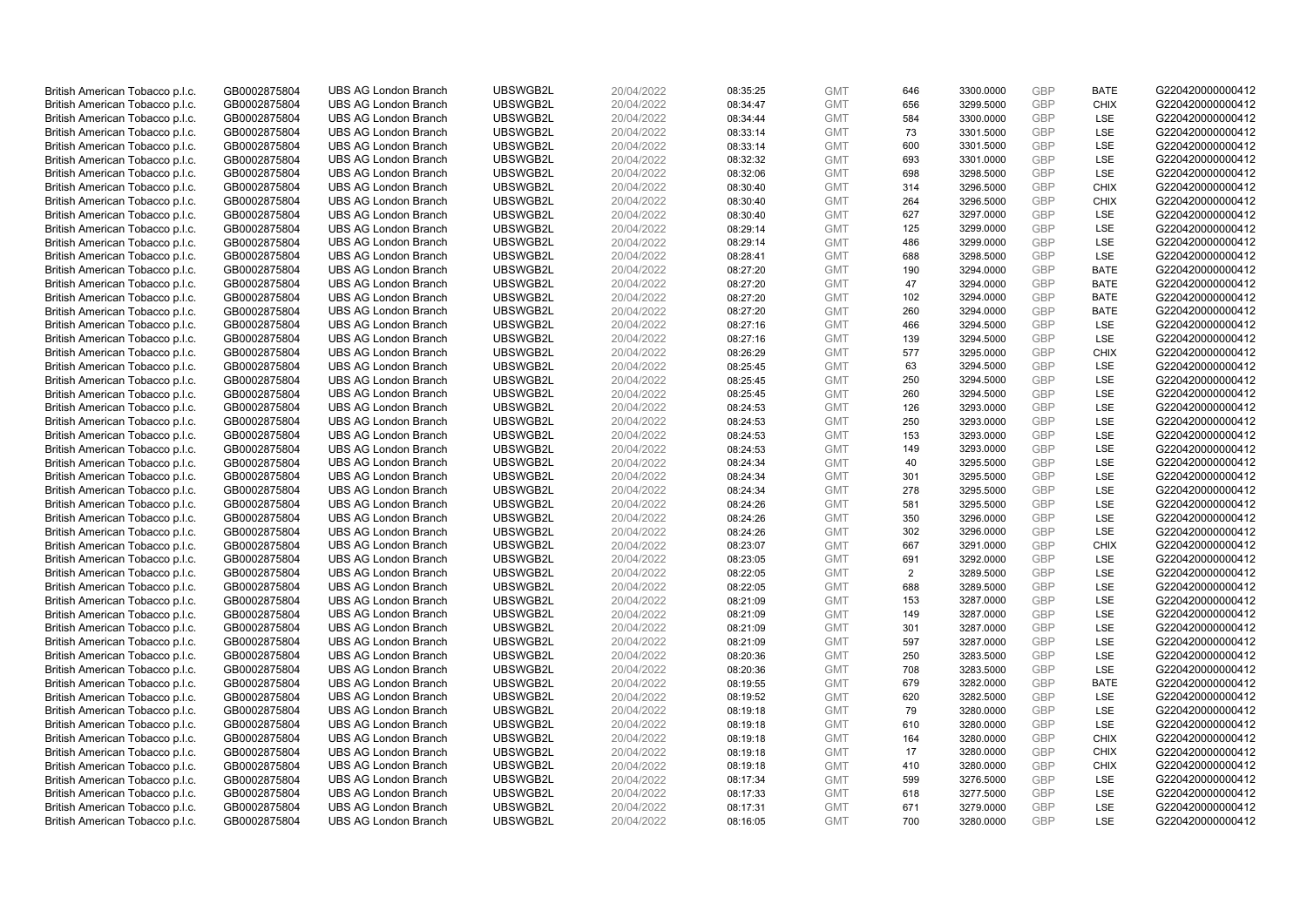| | | | | | | | | | | | |
|---|---|---|---|---|---|---|---|---|---|---|---|
| British American Tobacco p.l.c. | GB0002875804 | UBS AG London Branch | UBSWGB2L | 20/04/2022 | 08:35:25 | GMT | 646 | 3300.0000 | GBP | BATE | G220420000000412 |
| British American Tobacco p.l.c. | GB0002875804 | UBS AG London Branch | UBSWGB2L | 20/04/2022 | 08:34:47 | GMT | 656 | 3299.5000 | GBP | CHIX | G220420000000412 |
| British American Tobacco p.l.c. | GB0002875804 | UBS AG London Branch | UBSWGB2L | 20/04/2022 | 08:34:44 | GMT | 584 | 3300.0000 | GBP | LSE | G220420000000412 |
| British American Tobacco p.l.c. | GB0002875804 | UBS AG London Branch | UBSWGB2L | 20/04/2022 | 08:33:14 | GMT | 73 | 3301.5000 | GBP | LSE | G220420000000412 |
| British American Tobacco p.l.c. | GB0002875804 | UBS AG London Branch | UBSWGB2L | 20/04/2022 | 08:33:14 | GMT | 600 | 3301.5000 | GBP | LSE | G220420000000412 |
| British American Tobacco p.l.c. | GB0002875804 | UBS AG London Branch | UBSWGB2L | 20/04/2022 | 08:32:32 | GMT | 693 | 3301.0000 | GBP | LSE | G220420000000412 |
| British American Tobacco p.l.c. | GB0002875804 | UBS AG London Branch | UBSWGB2L | 20/04/2022 | 08:32:06 | GMT | 698 | 3298.5000 | GBP | LSE | G220420000000412 |
| British American Tobacco p.l.c. | GB0002875804 | UBS AG London Branch | UBSWGB2L | 20/04/2022 | 08:30:40 | GMT | 314 | 3296.5000 | GBP | CHIX | G220420000000412 |
| British American Tobacco p.l.c. | GB0002875804 | UBS AG London Branch | UBSWGB2L | 20/04/2022 | 08:30:40 | GMT | 264 | 3296.5000 | GBP | CHIX | G220420000000412 |
| British American Tobacco p.l.c. | GB0002875804 | UBS AG London Branch | UBSWGB2L | 20/04/2022 | 08:30:40 | GMT | 627 | 3297.0000 | GBP | LSE | G220420000000412 |
| British American Tobacco p.l.c. | GB0002875804 | UBS AG London Branch | UBSWGB2L | 20/04/2022 | 08:29:14 | GMT | 125 | 3299.0000 | GBP | LSE | G220420000000412 |
| British American Tobacco p.l.c. | GB0002875804 | UBS AG London Branch | UBSWGB2L | 20/04/2022 | 08:29:14 | GMT | 486 | 3299.0000 | GBP | LSE | G220420000000412 |
| British American Tobacco p.l.c. | GB0002875804 | UBS AG London Branch | UBSWGB2L | 20/04/2022 | 08:28:41 | GMT | 688 | 3298.5000 | GBP | LSE | G220420000000412 |
| British American Tobacco p.l.c. | GB0002875804 | UBS AG London Branch | UBSWGB2L | 20/04/2022 | 08:27:20 | GMT | 190 | 3294.0000 | GBP | BATE | G220420000000412 |
| British American Tobacco p.l.c. | GB0002875804 | UBS AG London Branch | UBSWGB2L | 20/04/2022 | 08:27:20 | GMT | 47 | 3294.0000 | GBP | BATE | G220420000000412 |
| British American Tobacco p.l.c. | GB0002875804 | UBS AG London Branch | UBSWGB2L | 20/04/2022 | 08:27:20 | GMT | 102 | 3294.0000 | GBP | BATE | G220420000000412 |
| British American Tobacco p.l.c. | GB0002875804 | UBS AG London Branch | UBSWGB2L | 20/04/2022 | 08:27:20 | GMT | 260 | 3294.0000 | GBP | BATE | G220420000000412 |
| British American Tobacco p.l.c. | GB0002875804 | UBS AG London Branch | UBSWGB2L | 20/04/2022 | 08:27:16 | GMT | 466 | 3294.5000 | GBP | LSE | G220420000000412 |
| British American Tobacco p.l.c. | GB0002875804 | UBS AG London Branch | UBSWGB2L | 20/04/2022 | 08:27:16 | GMT | 139 | 3294.5000 | GBP | LSE | G220420000000412 |
| British American Tobacco p.l.c. | GB0002875804 | UBS AG London Branch | UBSWGB2L | 20/04/2022 | 08:26:29 | GMT | 577 | 3295.0000 | GBP | CHIX | G220420000000412 |
| British American Tobacco p.l.c. | GB0002875804 | UBS AG London Branch | UBSWGB2L | 20/04/2022 | 08:25:45 | GMT | 63 | 3294.5000 | GBP | LSE | G220420000000412 |
| British American Tobacco p.l.c. | GB0002875804 | UBS AG London Branch | UBSWGB2L | 20/04/2022 | 08:25:45 | GMT | 250 | 3294.5000 | GBP | LSE | G220420000000412 |
| British American Tobacco p.l.c. | GB0002875804 | UBS AG London Branch | UBSWGB2L | 20/04/2022 | 08:25:45 | GMT | 260 | 3294.5000 | GBP | LSE | G220420000000412 |
| British American Tobacco p.l.c. | GB0002875804 | UBS AG London Branch | UBSWGB2L | 20/04/2022 | 08:24:53 | GMT | 126 | 3293.0000 | GBP | LSE | G220420000000412 |
| British American Tobacco p.l.c. | GB0002875804 | UBS AG London Branch | UBSWGB2L | 20/04/2022 | 08:24:53 | GMT | 250 | 3293.0000 | GBP | LSE | G220420000000412 |
| British American Tobacco p.l.c. | GB0002875804 | UBS AG London Branch | UBSWGB2L | 20/04/2022 | 08:24:53 | GMT | 153 | 3293.0000 | GBP | LSE | G220420000000412 |
| British American Tobacco p.l.c. | GB0002875804 | UBS AG London Branch | UBSWGB2L | 20/04/2022 | 08:24:53 | GMT | 149 | 3293.0000 | GBP | LSE | G220420000000412 |
| British American Tobacco p.l.c. | GB0002875804 | UBS AG London Branch | UBSWGB2L | 20/04/2022 | 08:24:34 | GMT | 40 | 3295.5000 | GBP | LSE | G220420000000412 |
| British American Tobacco p.l.c. | GB0002875804 | UBS AG London Branch | UBSWGB2L | 20/04/2022 | 08:24:34 | GMT | 301 | 3295.5000 | GBP | LSE | G220420000000412 |
| British American Tobacco p.l.c. | GB0002875804 | UBS AG London Branch | UBSWGB2L | 20/04/2022 | 08:24:34 | GMT | 278 | 3295.5000 | GBP | LSE | G220420000000412 |
| British American Tobacco p.l.c. | GB0002875804 | UBS AG London Branch | UBSWGB2L | 20/04/2022 | 08:24:26 | GMT | 581 | 3295.5000 | GBP | LSE | G220420000000412 |
| British American Tobacco p.l.c. | GB0002875804 | UBS AG London Branch | UBSWGB2L | 20/04/2022 | 08:24:26 | GMT | 350 | 3296.0000 | GBP | LSE | G220420000000412 |
| British American Tobacco p.l.c. | GB0002875804 | UBS AG London Branch | UBSWGB2L | 20/04/2022 | 08:24:26 | GMT | 302 | 3296.0000 | GBP | LSE | G220420000000412 |
| British American Tobacco p.l.c. | GB0002875804 | UBS AG London Branch | UBSWGB2L | 20/04/2022 | 08:23:07 | GMT | 667 | 3291.0000 | GBP | CHIX | G220420000000412 |
| British American Tobacco p.l.c. | GB0002875804 | UBS AG London Branch | UBSWGB2L | 20/04/2022 | 08:23:05 | GMT | 691 | 3292.0000 | GBP | LSE | G220420000000412 |
| British American Tobacco p.l.c. | GB0002875804 | UBS AG London Branch | UBSWGB2L | 20/04/2022 | 08:22:05 | GMT | 2 | 3289.5000 | GBP | LSE | G220420000000412 |
| British American Tobacco p.l.c. | GB0002875804 | UBS AG London Branch | UBSWGB2L | 20/04/2022 | 08:22:05 | GMT | 688 | 3289.5000 | GBP | LSE | G220420000000412 |
| British American Tobacco p.l.c. | GB0002875804 | UBS AG London Branch | UBSWGB2L | 20/04/2022 | 08:21:09 | GMT | 153 | 3287.0000 | GBP | LSE | G220420000000412 |
| British American Tobacco p.l.c. | GB0002875804 | UBS AG London Branch | UBSWGB2L | 20/04/2022 | 08:21:09 | GMT | 149 | 3287.0000 | GBP | LSE | G220420000000412 |
| British American Tobacco p.l.c. | GB0002875804 | UBS AG London Branch | UBSWGB2L | 20/04/2022 | 08:21:09 | GMT | 301 | 3287.0000 | GBP | LSE | G220420000000412 |
| British American Tobacco p.l.c. | GB0002875804 | UBS AG London Branch | UBSWGB2L | 20/04/2022 | 08:21:09 | GMT | 597 | 3287.0000 | GBP | LSE | G220420000000412 |
| British American Tobacco p.l.c. | GB0002875804 | UBS AG London Branch | UBSWGB2L | 20/04/2022 | 08:20:36 | GMT | 250 | 3283.5000 | GBP | LSE | G220420000000412 |
| British American Tobacco p.l.c. | GB0002875804 | UBS AG London Branch | UBSWGB2L | 20/04/2022 | 08:20:36 | GMT | 708 | 3283.5000 | GBP | LSE | G220420000000412 |
| British American Tobacco p.l.c. | GB0002875804 | UBS AG London Branch | UBSWGB2L | 20/04/2022 | 08:19:55 | GMT | 679 | 3282.0000 | GBP | BATE | G220420000000412 |
| British American Tobacco p.l.c. | GB0002875804 | UBS AG London Branch | UBSWGB2L | 20/04/2022 | 08:19:52 | GMT | 620 | 3282.5000 | GBP | LSE | G220420000000412 |
| British American Tobacco p.l.c. | GB0002875804 | UBS AG London Branch | UBSWGB2L | 20/04/2022 | 08:19:18 | GMT | 79 | 3280.0000 | GBP | LSE | G220420000000412 |
| British American Tobacco p.l.c. | GB0002875804 | UBS AG London Branch | UBSWGB2L | 20/04/2022 | 08:19:18 | GMT | 610 | 3280.0000 | GBP | LSE | G220420000000412 |
| British American Tobacco p.l.c. | GB0002875804 | UBS AG London Branch | UBSWGB2L | 20/04/2022 | 08:19:18 | GMT | 164 | 3280.0000 | GBP | CHIX | G220420000000412 |
| British American Tobacco p.l.c. | GB0002875804 | UBS AG London Branch | UBSWGB2L | 20/04/2022 | 08:19:18 | GMT | 17 | 3280.0000 | GBP | CHIX | G220420000000412 |
| British American Tobacco p.l.c. | GB0002875804 | UBS AG London Branch | UBSWGB2L | 20/04/2022 | 08:19:18 | GMT | 410 | 3280.0000 | GBP | CHIX | G220420000000412 |
| British American Tobacco p.l.c. | GB0002875804 | UBS AG London Branch | UBSWGB2L | 20/04/2022 | 08:17:34 | GMT | 599 | 3276.5000 | GBP | LSE | G220420000000412 |
| British American Tobacco p.l.c. | GB0002875804 | UBS AG London Branch | UBSWGB2L | 20/04/2022 | 08:17:33 | GMT | 618 | 3277.5000 | GBP | LSE | G220420000000412 |
| British American Tobacco p.l.c. | GB0002875804 | UBS AG London Branch | UBSWGB2L | 20/04/2022 | 08:17:31 | GMT | 671 | 3279.0000 | GBP | LSE | G220420000000412 |
| British American Tobacco p.l.c. | GB0002875804 | UBS AG London Branch | UBSWGB2L | 20/04/2022 | 08:16:05 | GMT | 700 | 3280.0000 | GBP | LSE | G220420000000412 |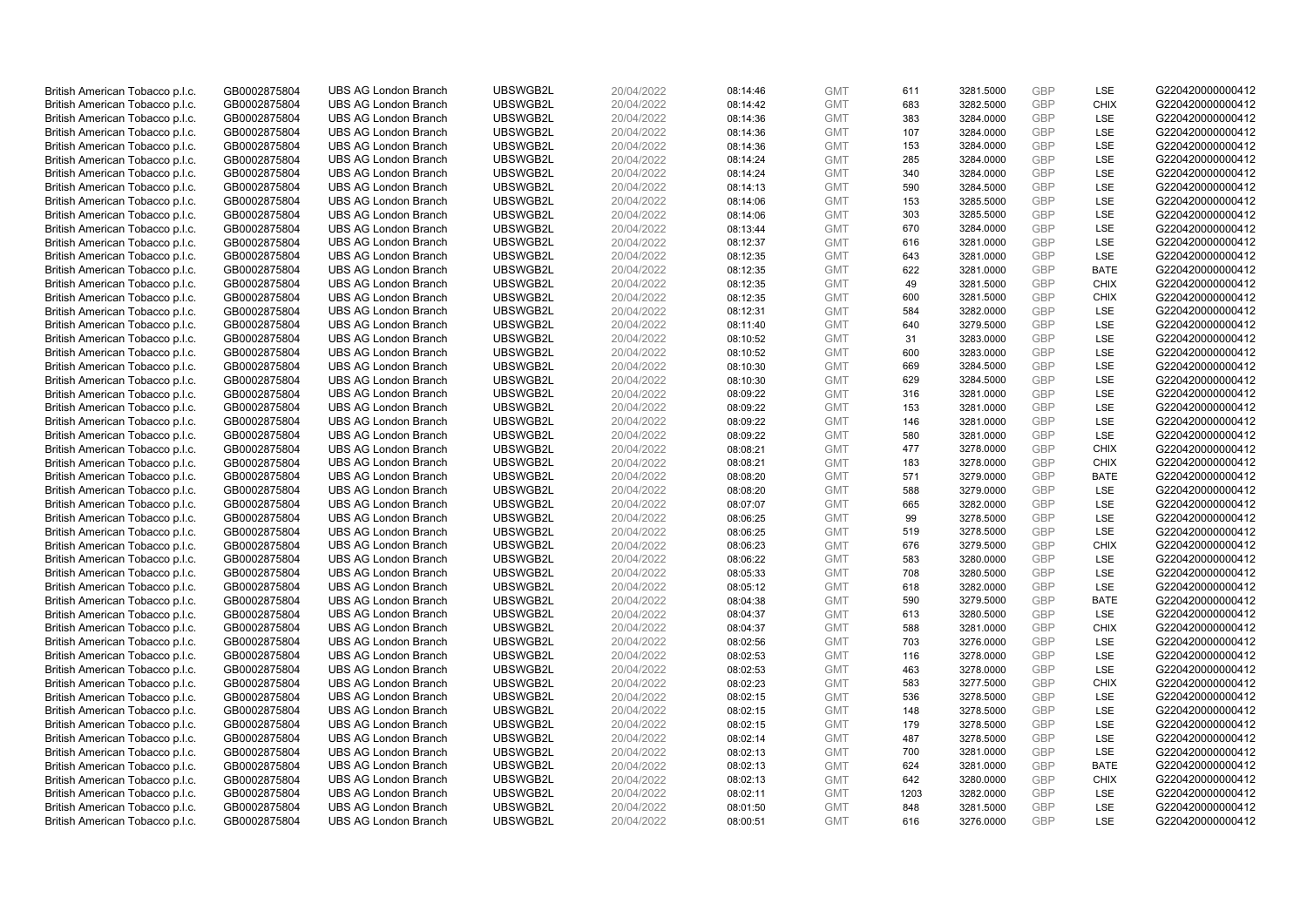| | | | | | | | | | | | |
|---|---|---|---|---|---|---|---|---|---|---|---|
| British American Tobacco p.l.c. | GB0002875804 | UBS AG London Branch | UBSWGB2L | 20/04/2022 | 08:14:46 | GMT | 611 | 3281.5000 | GBP | LSE | G220420000000412 |
| British American Tobacco p.l.c. | GB0002875804 | UBS AG London Branch | UBSWGB2L | 20/04/2022 | 08:14:42 | GMT | 683 | 3282.5000 | GBP | CHIX | G220420000000412 |
| British American Tobacco p.l.c. | GB0002875804 | UBS AG London Branch | UBSWGB2L | 20/04/2022 | 08:14:36 | GMT | 383 | 3284.0000 | GBP | LSE | G220420000000412 |
| British American Tobacco p.l.c. | GB0002875804 | UBS AG London Branch | UBSWGB2L | 20/04/2022 | 08:14:36 | GMT | 107 | 3284.0000 | GBP | LSE | G220420000000412 |
| British American Tobacco p.l.c. | GB0002875804 | UBS AG London Branch | UBSWGB2L | 20/04/2022 | 08:14:36 | GMT | 153 | 3284.0000 | GBP | LSE | G220420000000412 |
| British American Tobacco p.l.c. | GB0002875804 | UBS AG London Branch | UBSWGB2L | 20/04/2022 | 08:14:24 | GMT | 285 | 3284.0000 | GBP | LSE | G220420000000412 |
| British American Tobacco p.l.c. | GB0002875804 | UBS AG London Branch | UBSWGB2L | 20/04/2022 | 08:14:24 | GMT | 340 | 3284.0000 | GBP | LSE | G220420000000412 |
| British American Tobacco p.l.c. | GB0002875804 | UBS AG London Branch | UBSWGB2L | 20/04/2022 | 08:14:13 | GMT | 590 | 3284.5000 | GBP | LSE | G220420000000412 |
| British American Tobacco p.l.c. | GB0002875804 | UBS AG London Branch | UBSWGB2L | 20/04/2022 | 08:14:06 | GMT | 153 | 3285.5000 | GBP | LSE | G220420000000412 |
| British American Tobacco p.l.c. | GB0002875804 | UBS AG London Branch | UBSWGB2L | 20/04/2022 | 08:14:06 | GMT | 303 | 3285.5000 | GBP | LSE | G220420000000412 |
| British American Tobacco p.l.c. | GB0002875804 | UBS AG London Branch | UBSWGB2L | 20/04/2022 | 08:13:44 | GMT | 670 | 3284.0000 | GBP | LSE | G220420000000412 |
| British American Tobacco p.l.c. | GB0002875804 | UBS AG London Branch | UBSWGB2L | 20/04/2022 | 08:12:37 | GMT | 616 | 3281.0000 | GBP | LSE | G220420000000412 |
| British American Tobacco p.l.c. | GB0002875804 | UBS AG London Branch | UBSWGB2L | 20/04/2022 | 08:12:35 | GMT | 643 | 3281.0000 | GBP | LSE | G220420000000412 |
| British American Tobacco p.l.c. | GB0002875804 | UBS AG London Branch | UBSWGB2L | 20/04/2022 | 08:12:35 | GMT | 622 | 3281.0000 | GBP | BATE | G220420000000412 |
| British American Tobacco p.l.c. | GB0002875804 | UBS AG London Branch | UBSWGB2L | 20/04/2022 | 08:12:35 | GMT | 49 | 3281.5000 | GBP | CHIX | G220420000000412 |
| British American Tobacco p.l.c. | GB0002875804 | UBS AG London Branch | UBSWGB2L | 20/04/2022 | 08:12:35 | GMT | 600 | 3281.5000 | GBP | CHIX | G220420000000412 |
| British American Tobacco p.l.c. | GB0002875804 | UBS AG London Branch | UBSWGB2L | 20/04/2022 | 08:12:31 | GMT | 584 | 3282.0000 | GBP | LSE | G220420000000412 |
| British American Tobacco p.l.c. | GB0002875804 | UBS AG London Branch | UBSWGB2L | 20/04/2022 | 08:11:40 | GMT | 640 | 3279.5000 | GBP | LSE | G220420000000412 |
| British American Tobacco p.l.c. | GB0002875804 | UBS AG London Branch | UBSWGB2L | 20/04/2022 | 08:10:52 | GMT | 31 | 3283.0000 | GBP | LSE | G220420000000412 |
| British American Tobacco p.l.c. | GB0002875804 | UBS AG London Branch | UBSWGB2L | 20/04/2022 | 08:10:52 | GMT | 600 | 3283.0000 | GBP | LSE | G220420000000412 |
| British American Tobacco p.l.c. | GB0002875804 | UBS AG London Branch | UBSWGB2L | 20/04/2022 | 08:10:30 | GMT | 669 | 3284.5000 | GBP | LSE | G220420000000412 |
| British American Tobacco p.l.c. | GB0002875804 | UBS AG London Branch | UBSWGB2L | 20/04/2022 | 08:10:30 | GMT | 629 | 3284.5000 | GBP | LSE | G220420000000412 |
| British American Tobacco p.l.c. | GB0002875804 | UBS AG London Branch | UBSWGB2L | 20/04/2022 | 08:09:22 | GMT | 316 | 3281.0000 | GBP | LSE | G220420000000412 |
| British American Tobacco p.l.c. | GB0002875804 | UBS AG London Branch | UBSWGB2L | 20/04/2022 | 08:09:22 | GMT | 153 | 3281.0000 | GBP | LSE | G220420000000412 |
| British American Tobacco p.l.c. | GB0002875804 | UBS AG London Branch | UBSWGB2L | 20/04/2022 | 08:09:22 | GMT | 146 | 3281.0000 | GBP | LSE | G220420000000412 |
| British American Tobacco p.l.c. | GB0002875804 | UBS AG London Branch | UBSWGB2L | 20/04/2022 | 08:09:22 | GMT | 580 | 3281.0000 | GBP | LSE | G220420000000412 |
| British American Tobacco p.l.c. | GB0002875804 | UBS AG London Branch | UBSWGB2L | 20/04/2022 | 08:08:21 | GMT | 477 | 3278.0000 | GBP | CHIX | G220420000000412 |
| British American Tobacco p.l.c. | GB0002875804 | UBS AG London Branch | UBSWGB2L | 20/04/2022 | 08:08:21 | GMT | 183 | 3278.0000 | GBP | CHIX | G220420000000412 |
| British American Tobacco p.l.c. | GB0002875804 | UBS AG London Branch | UBSWGB2L | 20/04/2022 | 08:08:20 | GMT | 571 | 3279.0000 | GBP | BATE | G220420000000412 |
| British American Tobacco p.l.c. | GB0002875804 | UBS AG London Branch | UBSWGB2L | 20/04/2022 | 08:08:20 | GMT | 588 | 3279.0000 | GBP | LSE | G220420000000412 |
| British American Tobacco p.l.c. | GB0002875804 | UBS AG London Branch | UBSWGB2L | 20/04/2022 | 08:07:07 | GMT | 665 | 3282.0000 | GBP | LSE | G220420000000412 |
| British American Tobacco p.l.c. | GB0002875804 | UBS AG London Branch | UBSWGB2L | 20/04/2022 | 08:06:25 | GMT | 99 | 3278.5000 | GBP | LSE | G220420000000412 |
| British American Tobacco p.l.c. | GB0002875804 | UBS AG London Branch | UBSWGB2L | 20/04/2022 | 08:06:25 | GMT | 519 | 3278.5000 | GBP | LSE | G220420000000412 |
| British American Tobacco p.l.c. | GB0002875804 | UBS AG London Branch | UBSWGB2L | 20/04/2022 | 08:06:23 | GMT | 676 | 3279.5000 | GBP | CHIX | G220420000000412 |
| British American Tobacco p.l.c. | GB0002875804 | UBS AG London Branch | UBSWGB2L | 20/04/2022 | 08:06:22 | GMT | 583 | 3280.0000 | GBP | LSE | G220420000000412 |
| British American Tobacco p.l.c. | GB0002875804 | UBS AG London Branch | UBSWGB2L | 20/04/2022 | 08:05:33 | GMT | 708 | 3280.5000 | GBP | LSE | G220420000000412 |
| British American Tobacco p.l.c. | GB0002875804 | UBS AG London Branch | UBSWGB2L | 20/04/2022 | 08:05:12 | GMT | 618 | 3282.0000 | GBP | LSE | G220420000000412 |
| British American Tobacco p.l.c. | GB0002875804 | UBS AG London Branch | UBSWGB2L | 20/04/2022 | 08:04:38 | GMT | 590 | 3279.5000 | GBP | BATE | G220420000000412 |
| British American Tobacco p.l.c. | GB0002875804 | UBS AG London Branch | UBSWGB2L | 20/04/2022 | 08:04:37 | GMT | 613 | 3280.5000 | GBP | LSE | G220420000000412 |
| British American Tobacco p.l.c. | GB0002875804 | UBS AG London Branch | UBSWGB2L | 20/04/2022 | 08:04:37 | GMT | 588 | 3281.0000 | GBP | CHIX | G220420000000412 |
| British American Tobacco p.l.c. | GB0002875804 | UBS AG London Branch | UBSWGB2L | 20/04/2022 | 08:02:56 | GMT | 703 | 3276.0000 | GBP | LSE | G220420000000412 |
| British American Tobacco p.l.c. | GB0002875804 | UBS AG London Branch | UBSWGB2L | 20/04/2022 | 08:02:53 | GMT | 116 | 3278.0000 | GBP | LSE | G220420000000412 |
| British American Tobacco p.l.c. | GB0002875804 | UBS AG London Branch | UBSWGB2L | 20/04/2022 | 08:02:53 | GMT | 463 | 3278.0000 | GBP | LSE | G220420000000412 |
| British American Tobacco p.l.c. | GB0002875804 | UBS AG London Branch | UBSWGB2L | 20/04/2022 | 08:02:23 | GMT | 583 | 3277.5000 | GBP | CHIX | G220420000000412 |
| British American Tobacco p.l.c. | GB0002875804 | UBS AG London Branch | UBSWGB2L | 20/04/2022 | 08:02:15 | GMT | 536 | 3278.5000 | GBP | LSE | G220420000000412 |
| British American Tobacco p.l.c. | GB0002875804 | UBS AG London Branch | UBSWGB2L | 20/04/2022 | 08:02:15 | GMT | 148 | 3278.5000 | GBP | LSE | G220420000000412 |
| British American Tobacco p.l.c. | GB0002875804 | UBS AG London Branch | UBSWGB2L | 20/04/2022 | 08:02:15 | GMT | 179 | 3278.5000 | GBP | LSE | G220420000000412 |
| British American Tobacco p.l.c. | GB0002875804 | UBS AG London Branch | UBSWGB2L | 20/04/2022 | 08:02:14 | GMT | 487 | 3278.5000 | GBP | LSE | G220420000000412 |
| British American Tobacco p.l.c. | GB0002875804 | UBS AG London Branch | UBSWGB2L | 20/04/2022 | 08:02:13 | GMT | 700 | 3281.0000 | GBP | LSE | G220420000000412 |
| British American Tobacco p.l.c. | GB0002875804 | UBS AG London Branch | UBSWGB2L | 20/04/2022 | 08:02:13 | GMT | 624 | 3281.0000 | GBP | BATE | G220420000000412 |
| British American Tobacco p.l.c. | GB0002875804 | UBS AG London Branch | UBSWGB2L | 20/04/2022 | 08:02:13 | GMT | 642 | 3280.0000 | GBP | CHIX | G220420000000412 |
| British American Tobacco p.l.c. | GB0002875804 | UBS AG London Branch | UBSWGB2L | 20/04/2022 | 08:02:11 | GMT | 1203 | 3282.0000 | GBP | LSE | G220420000000412 |
| British American Tobacco p.l.c. | GB0002875804 | UBS AG London Branch | UBSWGB2L | 20/04/2022 | 08:01:50 | GMT | 848 | 3281.5000 | GBP | LSE | G220420000000412 |
| British American Tobacco p.l.c. | GB0002875804 | UBS AG London Branch | UBSWGB2L | 20/04/2022 | 08:00:51 | GMT | 616 | 3276.0000 | GBP | LSE | G220420000000412 |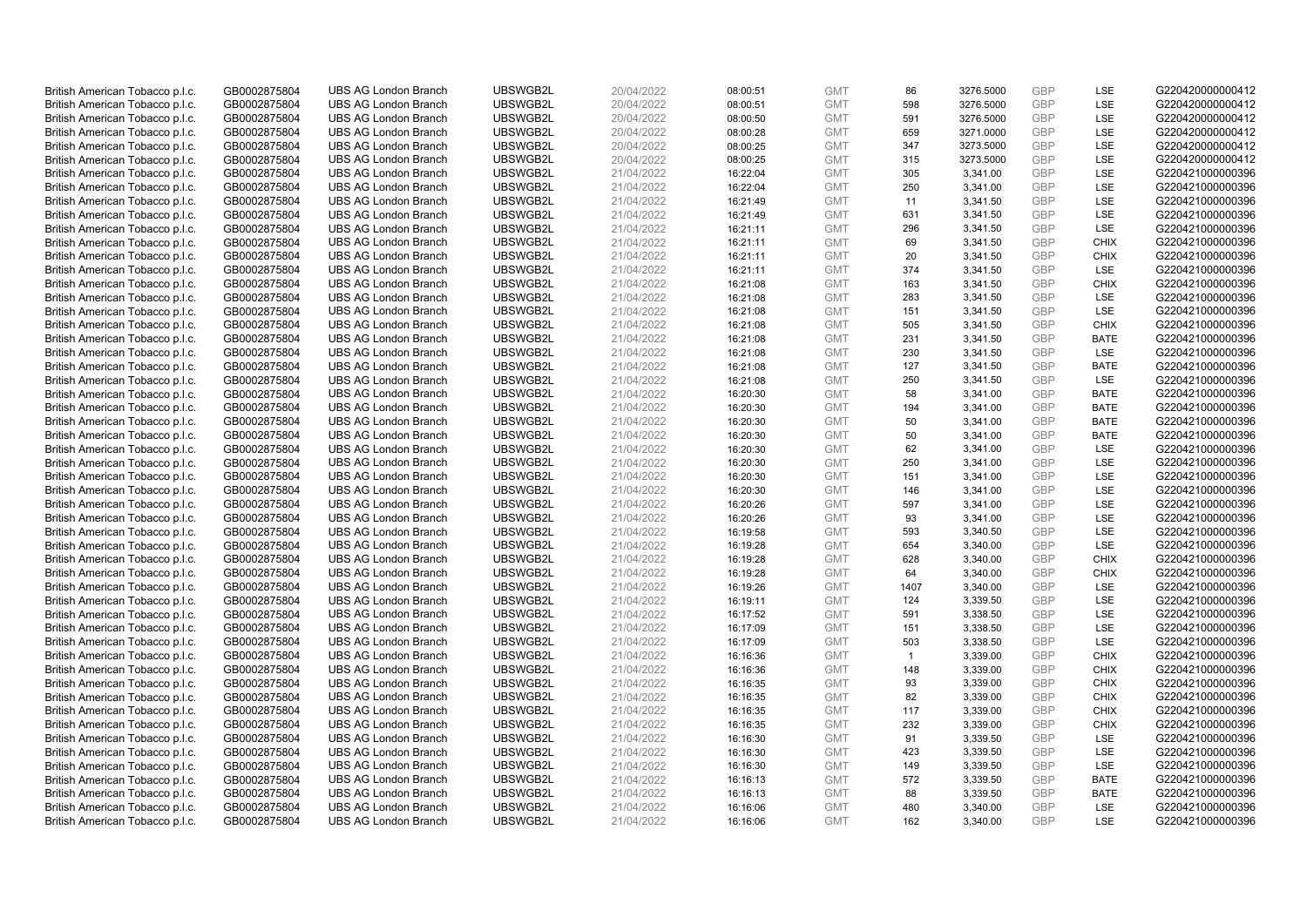| | | | | | | | | | | | |
|---|---|---|---|---|---|---|---|---|---|---|---|
| British American Tobacco p.l.c. | GB0002875804 | UBS AG London Branch | UBSWGB2L | 20/04/2022 | 08:00:51 | GMT | 86 | 3276.5000 | GBP | LSE | G220420000000412 |
| British American Tobacco p.l.c. | GB0002875804 | UBS AG London Branch | UBSWGB2L | 20/04/2022 | 08:00:51 | GMT | 598 | 3276.5000 | GBP | LSE | G220420000000412 |
| British American Tobacco p.l.c. | GB0002875804 | UBS AG London Branch | UBSWGB2L | 20/04/2022 | 08:00:50 | GMT | 591 | 3276.5000 | GBP | LSE | G220420000000412 |
| British American Tobacco p.l.c. | GB0002875804 | UBS AG London Branch | UBSWGB2L | 20/04/2022 | 08:00:28 | GMT | 659 | 3271.0000 | GBP | LSE | G220420000000412 |
| British American Tobacco p.l.c. | GB0002875804 | UBS AG London Branch | UBSWGB2L | 20/04/2022 | 08:00:25 | GMT | 347 | 3273.5000 | GBP | LSE | G220420000000412 |
| British American Tobacco p.l.c. | GB0002875804 | UBS AG London Branch | UBSWGB2L | 20/04/2022 | 08:00:25 | GMT | 315 | 3273.5000 | GBP | LSE | G220420000000412 |
| British American Tobacco p.l.c. | GB0002875804 | UBS AG London Branch | UBSWGB2L | 21/04/2022 | 16:22:04 | GMT | 305 | 3,341.00 | GBP | LSE | G220421000000396 |
| British American Tobacco p.l.c. | GB0002875804 | UBS AG London Branch | UBSWGB2L | 21/04/2022 | 16:22:04 | GMT | 250 | 3,341.00 | GBP | LSE | G220421000000396 |
| British American Tobacco p.l.c. | GB0002875804 | UBS AG London Branch | UBSWGB2L | 21/04/2022 | 16:21:49 | GMT | 11 | 3,341.50 | GBP | LSE | G220421000000396 |
| British American Tobacco p.l.c. | GB0002875804 | UBS AG London Branch | UBSWGB2L | 21/04/2022 | 16:21:49 | GMT | 631 | 3,341.50 | GBP | LSE | G220421000000396 |
| British American Tobacco p.l.c. | GB0002875804 | UBS AG London Branch | UBSWGB2L | 21/04/2022 | 16:21:11 | GMT | 296 | 3,341.50 | GBP | LSE | G220421000000396 |
| British American Tobacco p.l.c. | GB0002875804 | UBS AG London Branch | UBSWGB2L | 21/04/2022 | 16:21:11 | GMT | 69 | 3,341.50 | GBP | CHIX | G220421000000396 |
| British American Tobacco p.l.c. | GB0002875804 | UBS AG London Branch | UBSWGB2L | 21/04/2022 | 16:21:11 | GMT | 20 | 3,341.50 | GBP | CHIX | G220421000000396 |
| British American Tobacco p.l.c. | GB0002875804 | UBS AG London Branch | UBSWGB2L | 21/04/2022 | 16:21:11 | GMT | 374 | 3,341.50 | GBP | LSE | G220421000000396 |
| British American Tobacco p.l.c. | GB0002875804 | UBS AG London Branch | UBSWGB2L | 21/04/2022 | 16:21:08 | GMT | 163 | 3,341.50 | GBP | CHIX | G220421000000396 |
| British American Tobacco p.l.c. | GB0002875804 | UBS AG London Branch | UBSWGB2L | 21/04/2022 | 16:21:08 | GMT | 283 | 3,341.50 | GBP | LSE | G220421000000396 |
| British American Tobacco p.l.c. | GB0002875804 | UBS AG London Branch | UBSWGB2L | 21/04/2022 | 16:21:08 | GMT | 151 | 3,341.50 | GBP | LSE | G220421000000396 |
| British American Tobacco p.l.c. | GB0002875804 | UBS AG London Branch | UBSWGB2L | 21/04/2022 | 16:21:08 | GMT | 505 | 3,341.50 | GBP | CHIX | G220421000000396 |
| British American Tobacco p.l.c. | GB0002875804 | UBS AG London Branch | UBSWGB2L | 21/04/2022 | 16:21:08 | GMT | 231 | 3,341.50 | GBP | BATE | G220421000000396 |
| British American Tobacco p.l.c. | GB0002875804 | UBS AG London Branch | UBSWGB2L | 21/04/2022 | 16:21:08 | GMT | 230 | 3,341.50 | GBP | LSE | G220421000000396 |
| British American Tobacco p.l.c. | GB0002875804 | UBS AG London Branch | UBSWGB2L | 21/04/2022 | 16:21:08 | GMT | 127 | 3,341.50 | GBP | BATE | G220421000000396 |
| British American Tobacco p.l.c. | GB0002875804 | UBS AG London Branch | UBSWGB2L | 21/04/2022 | 16:21:08 | GMT | 250 | 3,341.50 | GBP | LSE | G220421000000396 |
| British American Tobacco p.l.c. | GB0002875804 | UBS AG London Branch | UBSWGB2L | 21/04/2022 | 16:20:30 | GMT | 58 | 3,341.00 | GBP | BATE | G220421000000396 |
| British American Tobacco p.l.c. | GB0002875804 | UBS AG London Branch | UBSWGB2L | 21/04/2022 | 16:20:30 | GMT | 194 | 3,341.00 | GBP | BATE | G220421000000396 |
| British American Tobacco p.l.c. | GB0002875804 | UBS AG London Branch | UBSWGB2L | 21/04/2022 | 16:20:30 | GMT | 50 | 3,341.00 | GBP | BATE | G220421000000396 |
| British American Tobacco p.l.c. | GB0002875804 | UBS AG London Branch | UBSWGB2L | 21/04/2022 | 16:20:30 | GMT | 50 | 3,341.00 | GBP | BATE | G220421000000396 |
| British American Tobacco p.l.c. | GB0002875804 | UBS AG London Branch | UBSWGB2L | 21/04/2022 | 16:20:30 | GMT | 62 | 3,341.00 | GBP | LSE | G220421000000396 |
| British American Tobacco p.l.c. | GB0002875804 | UBS AG London Branch | UBSWGB2L | 21/04/2022 | 16:20:30 | GMT | 250 | 3,341.00 | GBP | LSE | G220421000000396 |
| British American Tobacco p.l.c. | GB0002875804 | UBS AG London Branch | UBSWGB2L | 21/04/2022 | 16:20:30 | GMT | 151 | 3,341.00 | GBP | LSE | G220421000000396 |
| British American Tobacco p.l.c. | GB0002875804 | UBS AG London Branch | UBSWGB2L | 21/04/2022 | 16:20:30 | GMT | 146 | 3,341.00 | GBP | LSE | G220421000000396 |
| British American Tobacco p.l.c. | GB0002875804 | UBS AG London Branch | UBSWGB2L | 21/04/2022 | 16:20:26 | GMT | 597 | 3,341.00 | GBP | LSE | G220421000000396 |
| British American Tobacco p.l.c. | GB0002875804 | UBS AG London Branch | UBSWGB2L | 21/04/2022 | 16:20:26 | GMT | 93 | 3,341.00 | GBP | LSE | G220421000000396 |
| British American Tobacco p.l.c. | GB0002875804 | UBS AG London Branch | UBSWGB2L | 21/04/2022 | 16:19:58 | GMT | 593 | 3,340.50 | GBP | LSE | G220421000000396 |
| British American Tobacco p.l.c. | GB0002875804 | UBS AG London Branch | UBSWGB2L | 21/04/2022 | 16:19:28 | GMT | 654 | 3,340.00 | GBP | LSE | G220421000000396 |
| British American Tobacco p.l.c. | GB0002875804 | UBS AG London Branch | UBSWGB2L | 21/04/2022 | 16:19:28 | GMT | 628 | 3,340.00 | GBP | CHIX | G220421000000396 |
| British American Tobacco p.l.c. | GB0002875804 | UBS AG London Branch | UBSWGB2L | 21/04/2022 | 16:19:28 | GMT | 64 | 3,340.00 | GBP | CHIX | G220421000000396 |
| British American Tobacco p.l.c. | GB0002875804 | UBS AG London Branch | UBSWGB2L | 21/04/2022 | 16:19:26 | GMT | 1407 | 3,340.00 | GBP | LSE | G220421000000396 |
| British American Tobacco p.l.c. | GB0002875804 | UBS AG London Branch | UBSWGB2L | 21/04/2022 | 16:19:11 | GMT | 124 | 3,339.50 | GBP | LSE | G220421000000396 |
| British American Tobacco p.l.c. | GB0002875804 | UBS AG London Branch | UBSWGB2L | 21/04/2022 | 16:17:52 | GMT | 591 | 3,338.50 | GBP | LSE | G220421000000396 |
| British American Tobacco p.l.c. | GB0002875804 | UBS AG London Branch | UBSWGB2L | 21/04/2022 | 16:17:09 | GMT | 151 | 3,338.50 | GBP | LSE | G220421000000396 |
| British American Tobacco p.l.c. | GB0002875804 | UBS AG London Branch | UBSWGB2L | 21/04/2022 | 16:17:09 | GMT | 503 | 3,338.50 | GBP | LSE | G220421000000396 |
| British American Tobacco p.l.c. | GB0002875804 | UBS AG London Branch | UBSWGB2L | 21/04/2022 | 16:16:36 | GMT | 1 | 3,339.00 | GBP | CHIX | G220421000000396 |
| British American Tobacco p.l.c. | GB0002875804 | UBS AG London Branch | UBSWGB2L | 21/04/2022 | 16:16:36 | GMT | 148 | 3,339.00 | GBP | CHIX | G220421000000396 |
| British American Tobacco p.l.c. | GB0002875804 | UBS AG London Branch | UBSWGB2L | 21/04/2022 | 16:16:35 | GMT | 93 | 3,339.00 | GBP | CHIX | G220421000000396 |
| British American Tobacco p.l.c. | GB0002875804 | UBS AG London Branch | UBSWGB2L | 21/04/2022 | 16:16:35 | GMT | 82 | 3,339.00 | GBP | CHIX | G220421000000396 |
| British American Tobacco p.l.c. | GB0002875804 | UBS AG London Branch | UBSWGB2L | 21/04/2022 | 16:16:35 | GMT | 117 | 3,339.00 | GBP | CHIX | G220421000000396 |
| British American Tobacco p.l.c. | GB0002875804 | UBS AG London Branch | UBSWGB2L | 21/04/2022 | 16:16:35 | GMT | 232 | 3,339.00 | GBP | CHIX | G220421000000396 |
| British American Tobacco p.l.c. | GB0002875804 | UBS AG London Branch | UBSWGB2L | 21/04/2022 | 16:16:30 | GMT | 91 | 3,339.50 | GBP | LSE | G220421000000396 |
| British American Tobacco p.l.c. | GB0002875804 | UBS AG London Branch | UBSWGB2L | 21/04/2022 | 16:16:30 | GMT | 423 | 3,339.50 | GBP | LSE | G220421000000396 |
| British American Tobacco p.l.c. | GB0002875804 | UBS AG London Branch | UBSWGB2L | 21/04/2022 | 16:16:30 | GMT | 149 | 3,339.50 | GBP | LSE | G220421000000396 |
| British American Tobacco p.l.c. | GB0002875804 | UBS AG London Branch | UBSWGB2L | 21/04/2022 | 16:16:13 | GMT | 572 | 3,339.50 | GBP | BATE | G220421000000396 |
| British American Tobacco p.l.c. | GB0002875804 | UBS AG London Branch | UBSWGB2L | 21/04/2022 | 16:16:13 | GMT | 88 | 3,339.50 | GBP | BATE | G220421000000396 |
| British American Tobacco p.l.c. | GB0002875804 | UBS AG London Branch | UBSWGB2L | 21/04/2022 | 16:16:06 | GMT | 480 | 3,340.00 | GBP | LSE | G220421000000396 |
| British American Tobacco p.l.c. | GB0002875804 | UBS AG London Branch | UBSWGB2L | 21/04/2022 | 16:16:06 | GMT | 162 | 3,340.00 | GBP | LSE | G220421000000396 |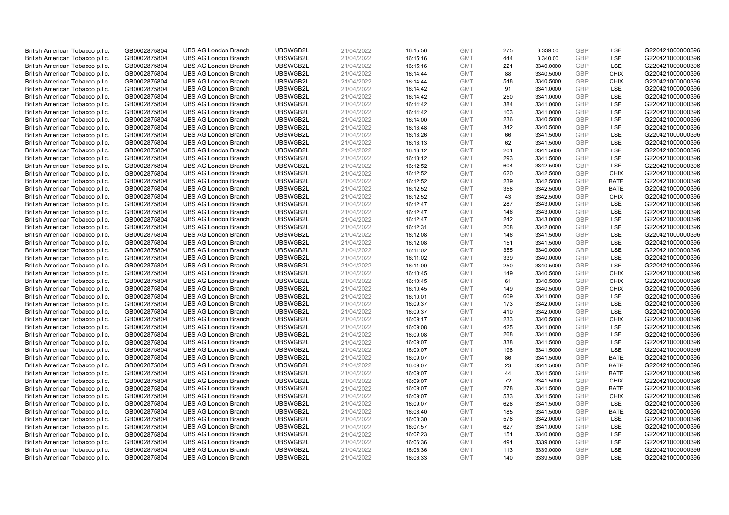| | | | | | | | | | | | |
|---|---|---|---|---|---|---|---|---|---|---|---|
| British American Tobacco p.l.c. | GB0002875804 | UBS AG London Branch | UBSWGB2L | 21/04/2022 | 16:15:56 | GMT | 275 | 3,339.50 | GBP | LSE | G220421000000396 |
| British American Tobacco p.l.c. | GB0002875804 | UBS AG London Branch | UBSWGB2L | 21/04/2022 | 16:15:16 | GMT | 444 | 3,340.00 | GBP | LSE | G220421000000396 |
| British American Tobacco p.l.c. | GB0002875804 | UBS AG London Branch | UBSWGB2L | 21/04/2022 | 16:15:16 | GMT | 221 | 3340.0000 | GBP | LSE | G220421000000396 |
| British American Tobacco p.l.c. | GB0002875804 | UBS AG London Branch | UBSWGB2L | 21/04/2022 | 16:14:44 | GMT | 88 | 3340.5000 | GBP | CHIX | G220421000000396 |
| British American Tobacco p.l.c. | GB0002875804 | UBS AG London Branch | UBSWGB2L | 21/04/2022 | 16:14:44 | GMT | 548 | 3340.5000 | GBP | CHIX | G220421000000396 |
| British American Tobacco p.l.c. | GB0002875804 | UBS AG London Branch | UBSWGB2L | 21/04/2022 | 16:14:42 | GMT | 91 | 3341.0000 | GBP | LSE | G220421000000396 |
| British American Tobacco p.l.c. | GB0002875804 | UBS AG London Branch | UBSWGB2L | 21/04/2022 | 16:14:42 | GMT | 250 | 3341.0000 | GBP | LSE | G220421000000396 |
| British American Tobacco p.l.c. | GB0002875804 | UBS AG London Branch | UBSWGB2L | 21/04/2022 | 16:14:42 | GMT | 384 | 3341.0000 | GBP | LSE | G220421000000396 |
| British American Tobacco p.l.c. | GB0002875804 | UBS AG London Branch | UBSWGB2L | 21/04/2022 | 16:14:42 | GMT | 103 | 3341.0000 | GBP | LSE | G220421000000396 |
| British American Tobacco p.l.c. | GB0002875804 | UBS AG London Branch | UBSWGB2L | 21/04/2022 | 16:14:00 | GMT | 236 | 3340.5000 | GBP | LSE | G220421000000396 |
| British American Tobacco p.l.c. | GB0002875804 | UBS AG London Branch | UBSWGB2L | 21/04/2022 | 16:13:48 | GMT | 342 | 3340.5000 | GBP | LSE | G220421000000396 |
| British American Tobacco p.l.c. | GB0002875804 | UBS AG London Branch | UBSWGB2L | 21/04/2022 | 16:13:26 | GMT | 66 | 3341.5000 | GBP | LSE | G220421000000396 |
| British American Tobacco p.l.c. | GB0002875804 | UBS AG London Branch | UBSWGB2L | 21/04/2022 | 16:13:13 | GMT | 62 | 3341.5000 | GBP | LSE | G220421000000396 |
| British American Tobacco p.l.c. | GB0002875804 | UBS AG London Branch | UBSWGB2L | 21/04/2022 | 16:13:12 | GMT | 201 | 3341.5000 | GBP | LSE | G220421000000396 |
| British American Tobacco p.l.c. | GB0002875804 | UBS AG London Branch | UBSWGB2L | 21/04/2022 | 16:13:12 | GMT | 293 | 3341.5000 | GBP | LSE | G220421000000396 |
| British American Tobacco p.l.c. | GB0002875804 | UBS AG London Branch | UBSWGB2L | 21/04/2022 | 16:12:52 | GMT | 604 | 3342.5000 | GBP | LSE | G220421000000396 |
| British American Tobacco p.l.c. | GB0002875804 | UBS AG London Branch | UBSWGB2L | 21/04/2022 | 16:12:52 | GMT | 620 | 3342.5000 | GBP | CHIX | G220421000000396 |
| British American Tobacco p.l.c. | GB0002875804 | UBS AG London Branch | UBSWGB2L | 21/04/2022 | 16:12:52 | GMT | 239 | 3342.5000 | GBP | BATE | G220421000000396 |
| British American Tobacco p.l.c. | GB0002875804 | UBS AG London Branch | UBSWGB2L | 21/04/2022 | 16:12:52 | GMT | 358 | 3342.5000 | GBP | BATE | G220421000000396 |
| British American Tobacco p.l.c. | GB0002875804 | UBS AG London Branch | UBSWGB2L | 21/04/2022 | 16:12:52 | GMT | 43 | 3342.5000 | GBP | CHIX | G220421000000396 |
| British American Tobacco p.l.c. | GB0002875804 | UBS AG London Branch | UBSWGB2L | 21/04/2022 | 16:12:47 | GMT | 287 | 3343.0000 | GBP | LSE | G220421000000396 |
| British American Tobacco p.l.c. | GB0002875804 | UBS AG London Branch | UBSWGB2L | 21/04/2022 | 16:12:47 | GMT | 146 | 3343.0000 | GBP | LSE | G220421000000396 |
| British American Tobacco p.l.c. | GB0002875804 | UBS AG London Branch | UBSWGB2L | 21/04/2022 | 16:12:47 | GMT | 242 | 3343.0000 | GBP | LSE | G220421000000396 |
| British American Tobacco p.l.c. | GB0002875804 | UBS AG London Branch | UBSWGB2L | 21/04/2022 | 16:12:31 | GMT | 208 | 3342.0000 | GBP | LSE | G220421000000396 |
| British American Tobacco p.l.c. | GB0002875804 | UBS AG London Branch | UBSWGB2L | 21/04/2022 | 16:12:08 | GMT | 146 | 3341.5000 | GBP | LSE | G220421000000396 |
| British American Tobacco p.l.c. | GB0002875804 | UBS AG London Branch | UBSWGB2L | 21/04/2022 | 16:12:08 | GMT | 151 | 3341.5000 | GBP | LSE | G220421000000396 |
| British American Tobacco p.l.c. | GB0002875804 | UBS AG London Branch | UBSWGB2L | 21/04/2022 | 16:11:02 | GMT | 355 | 3340.0000 | GBP | LSE | G220421000000396 |
| British American Tobacco p.l.c. | GB0002875804 | UBS AG London Branch | UBSWGB2L | 21/04/2022 | 16:11:02 | GMT | 339 | 3340.0000 | GBP | LSE | G220421000000396 |
| British American Tobacco p.l.c. | GB0002875804 | UBS AG London Branch | UBSWGB2L | 21/04/2022 | 16:11:00 | GMT | 250 | 3340.5000 | GBP | LSE | G220421000000396 |
| British American Tobacco p.l.c. | GB0002875804 | UBS AG London Branch | UBSWGB2L | 21/04/2022 | 16:10:45 | GMT | 149 | 3340.5000 | GBP | CHIX | G220421000000396 |
| British American Tobacco p.l.c. | GB0002875804 | UBS AG London Branch | UBSWGB2L | 21/04/2022 | 16:10:45 | GMT | 61 | 3340.5000 | GBP | CHIX | G220421000000396 |
| British American Tobacco p.l.c. | GB0002875804 | UBS AG London Branch | UBSWGB2L | 21/04/2022 | 16:10:45 | GMT | 149 | 3340.5000 | GBP | CHIX | G220421000000396 |
| British American Tobacco p.l.c. | GB0002875804 | UBS AG London Branch | UBSWGB2L | 21/04/2022 | 16:10:01 | GMT | 609 | 3341.0000 | GBP | LSE | G220421000000396 |
| British American Tobacco p.l.c. | GB0002875804 | UBS AG London Branch | UBSWGB2L | 21/04/2022 | 16:09:37 | GMT | 173 | 3342.0000 | GBP | LSE | G220421000000396 |
| British American Tobacco p.l.c. | GB0002875804 | UBS AG London Branch | UBSWGB2L | 21/04/2022 | 16:09:37 | GMT | 410 | 3342.0000 | GBP | LSE | G220421000000396 |
| British American Tobacco p.l.c. | GB0002875804 | UBS AG London Branch | UBSWGB2L | 21/04/2022 | 16:09:17 | GMT | 233 | 3340.5000 | GBP | CHIX | G220421000000396 |
| British American Tobacco p.l.c. | GB0002875804 | UBS AG London Branch | UBSWGB2L | 21/04/2022 | 16:09:08 | GMT | 425 | 3341.0000 | GBP | LSE | G220421000000396 |
| British American Tobacco p.l.c. | GB0002875804 | UBS AG London Branch | UBSWGB2L | 21/04/2022 | 16:09:08 | GMT | 268 | 3341.0000 | GBP | LSE | G220421000000396 |
| British American Tobacco p.l.c. | GB0002875804 | UBS AG London Branch | UBSWGB2L | 21/04/2022 | 16:09:07 | GMT | 338 | 3341.5000 | GBP | LSE | G220421000000396 |
| British American Tobacco p.l.c. | GB0002875804 | UBS AG London Branch | UBSWGB2L | 21/04/2022 | 16:09:07 | GMT | 198 | 3341.5000 | GBP | LSE | G220421000000396 |
| British American Tobacco p.l.c. | GB0002875804 | UBS AG London Branch | UBSWGB2L | 21/04/2022 | 16:09:07 | GMT | 86 | 3341.5000 | GBP | BATE | G220421000000396 |
| British American Tobacco p.l.c. | GB0002875804 | UBS AG London Branch | UBSWGB2L | 21/04/2022 | 16:09:07 | GMT | 23 | 3341.5000 | GBP | BATE | G220421000000396 |
| British American Tobacco p.l.c. | GB0002875804 | UBS AG London Branch | UBSWGB2L | 21/04/2022 | 16:09:07 | GMT | 44 | 3341.5000 | GBP | BATE | G220421000000396 |
| British American Tobacco p.l.c. | GB0002875804 | UBS AG London Branch | UBSWGB2L | 21/04/2022 | 16:09:07 | GMT | 72 | 3341.5000 | GBP | CHIX | G220421000000396 |
| British American Tobacco p.l.c. | GB0002875804 | UBS AG London Branch | UBSWGB2L | 21/04/2022 | 16:09:07 | GMT | 278 | 3341.5000 | GBP | BATE | G220421000000396 |
| British American Tobacco p.l.c. | GB0002875804 | UBS AG London Branch | UBSWGB2L | 21/04/2022 | 16:09:07 | GMT | 533 | 3341.5000 | GBP | CHIX | G220421000000396 |
| British American Tobacco p.l.c. | GB0002875804 | UBS AG London Branch | UBSWGB2L | 21/04/2022 | 16:09:07 | GMT | 628 | 3341.5000 | GBP | LSE | G220421000000396 |
| British American Tobacco p.l.c. | GB0002875804 | UBS AG London Branch | UBSWGB2L | 21/04/2022 | 16:08:40 | GMT | 185 | 3341.5000 | GBP | BATE | G220421000000396 |
| British American Tobacco p.l.c. | GB0002875804 | UBS AG London Branch | UBSWGB2L | 21/04/2022 | 16:08:30 | GMT | 578 | 3342.0000 | GBP | LSE | G220421000000396 |
| British American Tobacco p.l.c. | GB0002875804 | UBS AG London Branch | UBSWGB2L | 21/04/2022 | 16:07:57 | GMT | 627 | 3341.0000 | GBP | LSE | G220421000000396 |
| British American Tobacco p.l.c. | GB0002875804 | UBS AG London Branch | UBSWGB2L | 21/04/2022 | 16:07:23 | GMT | 151 | 3340.0000 | GBP | LSE | G220421000000396 |
| British American Tobacco p.l.c. | GB0002875804 | UBS AG London Branch | UBSWGB2L | 21/04/2022 | 16:06:36 | GMT | 491 | 3339.0000 | GBP | LSE | G220421000000396 |
| British American Tobacco p.l.c. | GB0002875804 | UBS AG London Branch | UBSWGB2L | 21/04/2022 | 16:06:36 | GMT | 113 | 3339.0000 | GBP | LSE | G220421000000396 |
| British American Tobacco p.l.c. | GB0002875804 | UBS AG London Branch | UBSWGB2L | 21/04/2022 | 16:06:33 | GMT | 140 | 3339.5000 | GBP | LSE | G220421000000396 |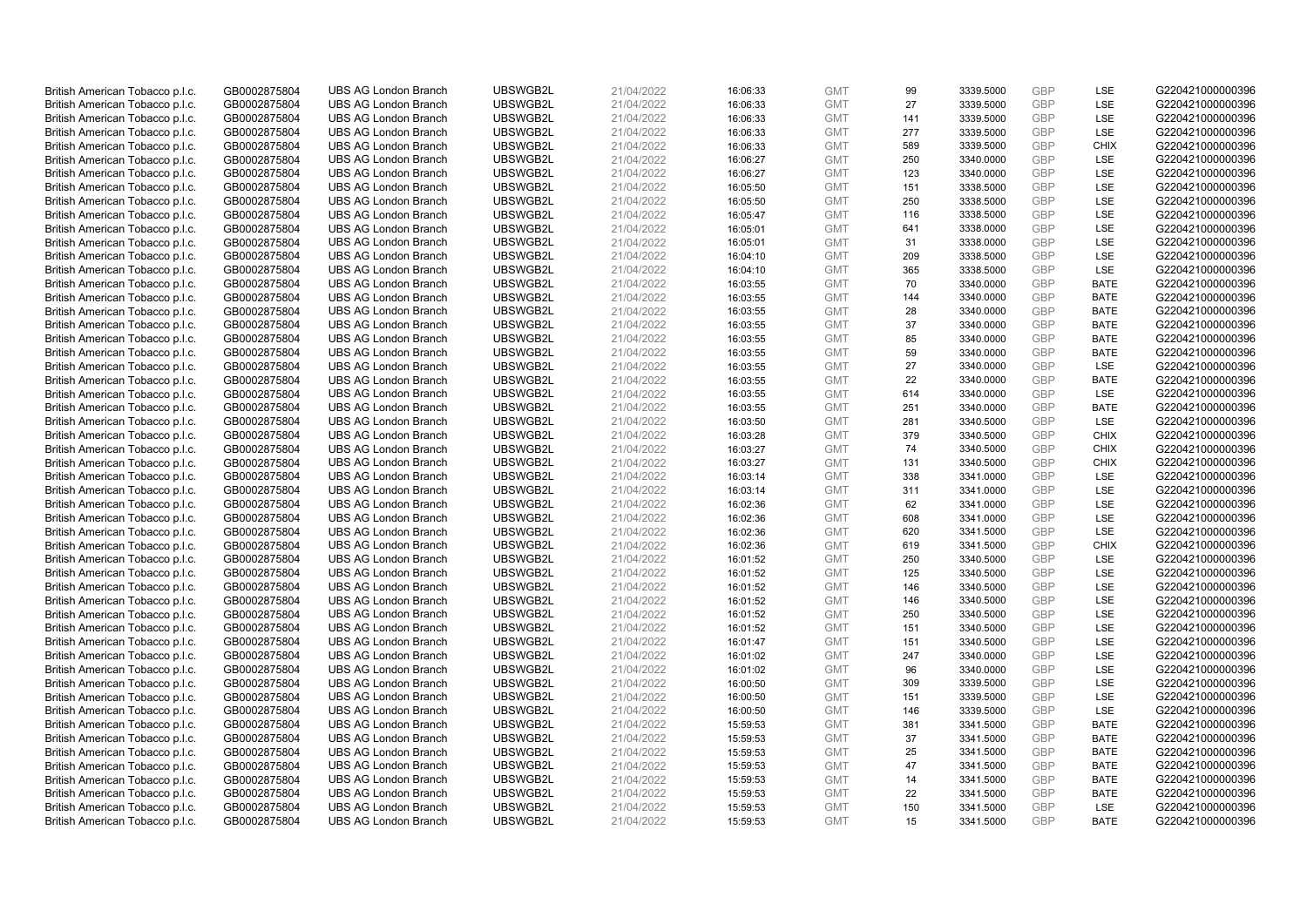| | | | | | | | | | | | |
|---|---|---|---|---|---|---|---|---|---|---|---|
| British American Tobacco p.l.c. | GB0002875804 | UBS AG London Branch | UBSWGB2L | 21/04/2022 | 16:06:33 | GMT | 99 | 3339.5000 | GBP | LSE | G220421000000396 |
| British American Tobacco p.l.c. | GB0002875804 | UBS AG London Branch | UBSWGB2L | 21/04/2022 | 16:06:33 | GMT | 27 | 3339.5000 | GBP | LSE | G220421000000396 |
| British American Tobacco p.l.c. | GB0002875804 | UBS AG London Branch | UBSWGB2L | 21/04/2022 | 16:06:33 | GMT | 141 | 3339.5000 | GBP | LSE | G220421000000396 |
| British American Tobacco p.l.c. | GB0002875804 | UBS AG London Branch | UBSWGB2L | 21/04/2022 | 16:06:33 | GMT | 277 | 3339.5000 | GBP | LSE | G220421000000396 |
| British American Tobacco p.l.c. | GB0002875804 | UBS AG London Branch | UBSWGB2L | 21/04/2022 | 16:06:33 | GMT | 589 | 3339.5000 | GBP | CHIX | G220421000000396 |
| British American Tobacco p.l.c. | GB0002875804 | UBS AG London Branch | UBSWGB2L | 21/04/2022 | 16:06:27 | GMT | 250 | 3340.0000 | GBP | LSE | G220421000000396 |
| British American Tobacco p.l.c. | GB0002875804 | UBS AG London Branch | UBSWGB2L | 21/04/2022 | 16:06:27 | GMT | 123 | 3340.0000 | GBP | LSE | G220421000000396 |
| British American Tobacco p.l.c. | GB0002875804 | UBS AG London Branch | UBSWGB2L | 21/04/2022 | 16:05:50 | GMT | 151 | 3338.5000 | GBP | LSE | G220421000000396 |
| British American Tobacco p.l.c. | GB0002875804 | UBS AG London Branch | UBSWGB2L | 21/04/2022 | 16:05:50 | GMT | 250 | 3338.5000 | GBP | LSE | G220421000000396 |
| British American Tobacco p.l.c. | GB0002875804 | UBS AG London Branch | UBSWGB2L | 21/04/2022 | 16:05:47 | GMT | 116 | 3338.5000 | GBP | LSE | G220421000000396 |
| British American Tobacco p.l.c. | GB0002875804 | UBS AG London Branch | UBSWGB2L | 21/04/2022 | 16:05:01 | GMT | 641 | 3338.0000 | GBP | LSE | G220421000000396 |
| British American Tobacco p.l.c. | GB0002875804 | UBS AG London Branch | UBSWGB2L | 21/04/2022 | 16:05:01 | GMT | 31 | 3338.0000 | GBP | LSE | G220421000000396 |
| British American Tobacco p.l.c. | GB0002875804 | UBS AG London Branch | UBSWGB2L | 21/04/2022 | 16:04:10 | GMT | 209 | 3338.5000 | GBP | LSE | G220421000000396 |
| British American Tobacco p.l.c. | GB0002875804 | UBS AG London Branch | UBSWGB2L | 21/04/2022 | 16:04:10 | GMT | 365 | 3338.5000 | GBP | LSE | G220421000000396 |
| British American Tobacco p.l.c. | GB0002875804 | UBS AG London Branch | UBSWGB2L | 21/04/2022 | 16:03:55 | GMT | 70 | 3340.0000 | GBP | BATE | G220421000000396 |
| British American Tobacco p.l.c. | GB0002875804 | UBS AG London Branch | UBSWGB2L | 21/04/2022 | 16:03:55 | GMT | 144 | 3340.0000 | GBP | BATE | G220421000000396 |
| British American Tobacco p.l.c. | GB0002875804 | UBS AG London Branch | UBSWGB2L | 21/04/2022 | 16:03:55 | GMT | 28 | 3340.0000 | GBP | BATE | G220421000000396 |
| British American Tobacco p.l.c. | GB0002875804 | UBS AG London Branch | UBSWGB2L | 21/04/2022 | 16:03:55 | GMT | 37 | 3340.0000 | GBP | BATE | G220421000000396 |
| British American Tobacco p.l.c. | GB0002875804 | UBS AG London Branch | UBSWGB2L | 21/04/2022 | 16:03:55 | GMT | 85 | 3340.0000 | GBP | BATE | G220421000000396 |
| British American Tobacco p.l.c. | GB0002875804 | UBS AG London Branch | UBSWGB2L | 21/04/2022 | 16:03:55 | GMT | 59 | 3340.0000 | GBP | BATE | G220421000000396 |
| British American Tobacco p.l.c. | GB0002875804 | UBS AG London Branch | UBSWGB2L | 21/04/2022 | 16:03:55 | GMT | 27 | 3340.0000 | GBP | LSE | G220421000000396 |
| British American Tobacco p.l.c. | GB0002875804 | UBS AG London Branch | UBSWGB2L | 21/04/2022 | 16:03:55 | GMT | 22 | 3340.0000 | GBP | BATE | G220421000000396 |
| British American Tobacco p.l.c. | GB0002875804 | UBS AG London Branch | UBSWGB2L | 21/04/2022 | 16:03:55 | GMT | 614 | 3340.0000 | GBP | LSE | G220421000000396 |
| British American Tobacco p.l.c. | GB0002875804 | UBS AG London Branch | UBSWGB2L | 21/04/2022 | 16:03:55 | GMT | 251 | 3340.0000 | GBP | BATE | G220421000000396 |
| British American Tobacco p.l.c. | GB0002875804 | UBS AG London Branch | UBSWGB2L | 21/04/2022 | 16:03:50 | GMT | 281 | 3340.5000 | GBP | LSE | G220421000000396 |
| British American Tobacco p.l.c. | GB0002875804 | UBS AG London Branch | UBSWGB2L | 21/04/2022 | 16:03:28 | GMT | 379 | 3340.5000 | GBP | CHIX | G220421000000396 |
| British American Tobacco p.l.c. | GB0002875804 | UBS AG London Branch | UBSWGB2L | 21/04/2022 | 16:03:27 | GMT | 74 | 3340.5000 | GBP | CHIX | G220421000000396 |
| British American Tobacco p.l.c. | GB0002875804 | UBS AG London Branch | UBSWGB2L | 21/04/2022 | 16:03:27 | GMT | 131 | 3340.5000 | GBP | CHIX | G220421000000396 |
| British American Tobacco p.l.c. | GB0002875804 | UBS AG London Branch | UBSWGB2L | 21/04/2022 | 16:03:14 | GMT | 338 | 3341.0000 | GBP | LSE | G220421000000396 |
| British American Tobacco p.l.c. | GB0002875804 | UBS AG London Branch | UBSWGB2L | 21/04/2022 | 16:03:14 | GMT | 311 | 3341.0000 | GBP | LSE | G220421000000396 |
| British American Tobacco p.l.c. | GB0002875804 | UBS AG London Branch | UBSWGB2L | 21/04/2022 | 16:02:36 | GMT | 62 | 3341.0000 | GBP | LSE | G220421000000396 |
| British American Tobacco p.l.c. | GB0002875804 | UBS AG London Branch | UBSWGB2L | 21/04/2022 | 16:02:36 | GMT | 608 | 3341.0000 | GBP | LSE | G220421000000396 |
| British American Tobacco p.l.c. | GB0002875804 | UBS AG London Branch | UBSWGB2L | 21/04/2022 | 16:02:36 | GMT | 620 | 3341.5000 | GBP | LSE | G220421000000396 |
| British American Tobacco p.l.c. | GB0002875804 | UBS AG London Branch | UBSWGB2L | 21/04/2022 | 16:02:36 | GMT | 619 | 3341.5000 | GBP | CHIX | G220421000000396 |
| British American Tobacco p.l.c. | GB0002875804 | UBS AG London Branch | UBSWGB2L | 21/04/2022 | 16:01:52 | GMT | 250 | 3340.5000 | GBP | LSE | G220421000000396 |
| British American Tobacco p.l.c. | GB0002875804 | UBS AG London Branch | UBSWGB2L | 21/04/2022 | 16:01:52 | GMT | 125 | 3340.5000 | GBP | LSE | G220421000000396 |
| British American Tobacco p.l.c. | GB0002875804 | UBS AG London Branch | UBSWGB2L | 21/04/2022 | 16:01:52 | GMT | 146 | 3340.5000 | GBP | LSE | G220421000000396 |
| British American Tobacco p.l.c. | GB0002875804 | UBS AG London Branch | UBSWGB2L | 21/04/2022 | 16:01:52 | GMT | 146 | 3340.5000 | GBP | LSE | G220421000000396 |
| British American Tobacco p.l.c. | GB0002875804 | UBS AG London Branch | UBSWGB2L | 21/04/2022 | 16:01:52 | GMT | 250 | 3340.5000 | GBP | LSE | G220421000000396 |
| British American Tobacco p.l.c. | GB0002875804 | UBS AG London Branch | UBSWGB2L | 21/04/2022 | 16:01:52 | GMT | 151 | 3340.5000 | GBP | LSE | G220421000000396 |
| British American Tobacco p.l.c. | GB0002875804 | UBS AG London Branch | UBSWGB2L | 21/04/2022 | 16:01:47 | GMT | 151 | 3340.5000 | GBP | LSE | G220421000000396 |
| British American Tobacco p.l.c. | GB0002875804 | UBS AG London Branch | UBSWGB2L | 21/04/2022 | 16:01:02 | GMT | 247 | 3340.0000 | GBP | LSE | G220421000000396 |
| British American Tobacco p.l.c. | GB0002875804 | UBS AG London Branch | UBSWGB2L | 21/04/2022 | 16:01:02 | GMT | 96 | 3340.0000 | GBP | LSE | G220421000000396 |
| British American Tobacco p.l.c. | GB0002875804 | UBS AG London Branch | UBSWGB2L | 21/04/2022 | 16:00:50 | GMT | 309 | 3339.5000 | GBP | LSE | G220421000000396 |
| British American Tobacco p.l.c. | GB0002875804 | UBS AG London Branch | UBSWGB2L | 21/04/2022 | 16:00:50 | GMT | 151 | 3339.5000 | GBP | LSE | G220421000000396 |
| British American Tobacco p.l.c. | GB0002875804 | UBS AG London Branch | UBSWGB2L | 21/04/2022 | 16:00:50 | GMT | 146 | 3339.5000 | GBP | LSE | G220421000000396 |
| British American Tobacco p.l.c. | GB0002875804 | UBS AG London Branch | UBSWGB2L | 21/04/2022 | 15:59:53 | GMT | 381 | 3341.5000 | GBP | BATE | G220421000000396 |
| British American Tobacco p.l.c. | GB0002875804 | UBS AG London Branch | UBSWGB2L | 21/04/2022 | 15:59:53 | GMT | 37 | 3341.5000 | GBP | BATE | G220421000000396 |
| British American Tobacco p.l.c. | GB0002875804 | UBS AG London Branch | UBSWGB2L | 21/04/2022 | 15:59:53 | GMT | 25 | 3341.5000 | GBP | BATE | G220421000000396 |
| British American Tobacco p.l.c. | GB0002875804 | UBS AG London Branch | UBSWGB2L | 21/04/2022 | 15:59:53 | GMT | 47 | 3341.5000 | GBP | BATE | G220421000000396 |
| British American Tobacco p.l.c. | GB0002875804 | UBS AG London Branch | UBSWGB2L | 21/04/2022 | 15:59:53 | GMT | 14 | 3341.5000 | GBP | BATE | G220421000000396 |
| British American Tobacco p.l.c. | GB0002875804 | UBS AG London Branch | UBSWGB2L | 21/04/2022 | 15:59:53 | GMT | 22 | 3341.5000 | GBP | BATE | G220421000000396 |
| British American Tobacco p.l.c. | GB0002875804 | UBS AG London Branch | UBSWGB2L | 21/04/2022 | 15:59:53 | GMT | 150 | 3341.5000 | GBP | LSE | G220421000000396 |
| British American Tobacco p.l.c. | GB0002875804 | UBS AG London Branch | UBSWGB2L | 21/04/2022 | 15:59:53 | GMT | 15 | 3341.5000 | GBP | BATE | G220421000000396 |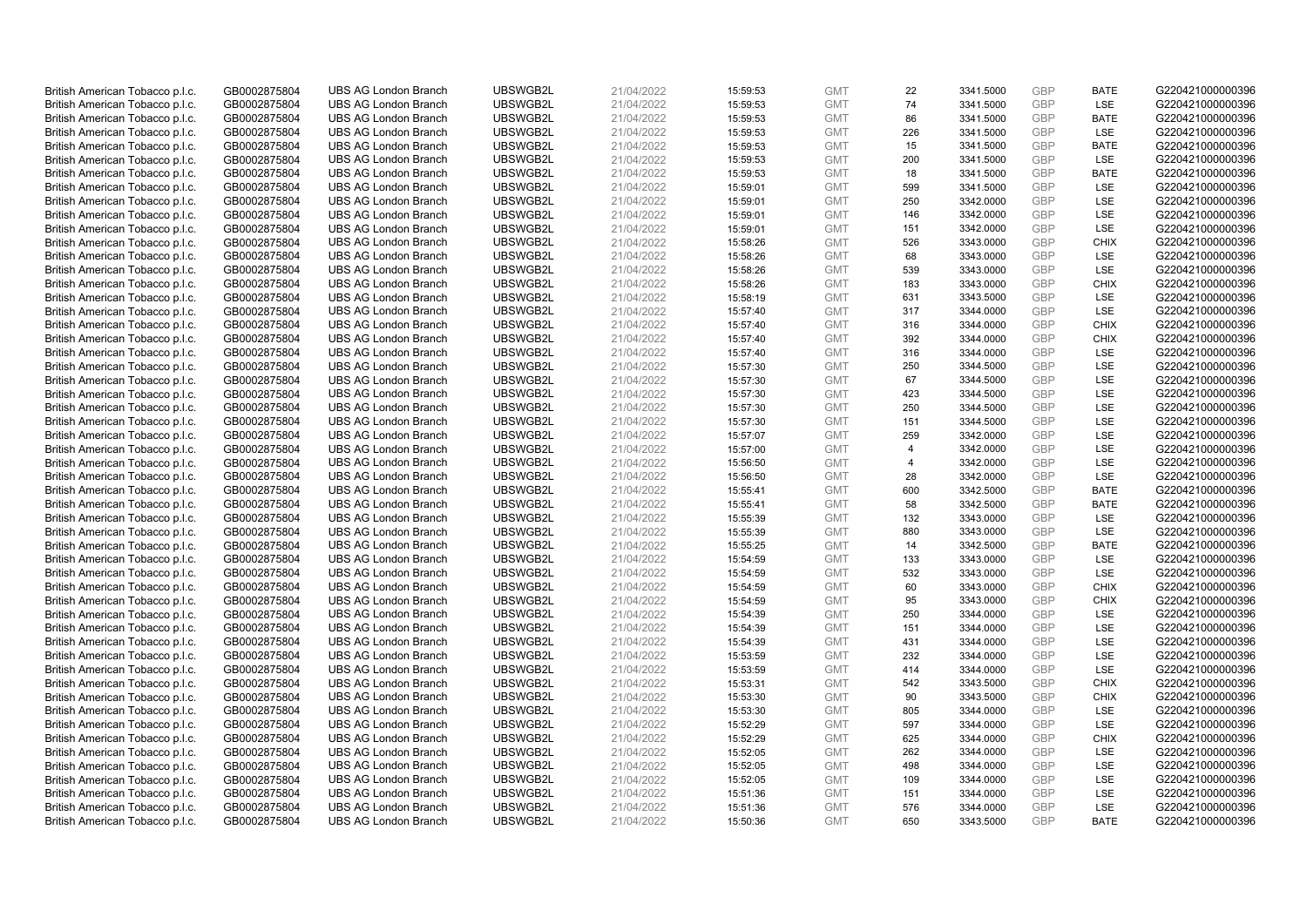| | | | | | | | | | | | |
|---|---|---|---|---|---|---|---|---|---|---|---|
| British American Tobacco p.l.c. | GB0002875804 | UBS AG London Branch | UBSWGB2L | 21/04/2022 | 15:59:53 | GMT | 22 | 3341.5000 | GBP | BATE | G220421000000396 |
| British American Tobacco p.l.c. | GB0002875804 | UBS AG London Branch | UBSWGB2L | 21/04/2022 | 15:59:53 | GMT | 74 | 3341.5000 | GBP | LSE | G220421000000396 |
| British American Tobacco p.l.c. | GB0002875804 | UBS AG London Branch | UBSWGB2L | 21/04/2022 | 15:59:53 | GMT | 86 | 3341.5000 | GBP | BATE | G220421000000396 |
| British American Tobacco p.l.c. | GB0002875804 | UBS AG London Branch | UBSWGB2L | 21/04/2022 | 15:59:53 | GMT | 226 | 3341.5000 | GBP | LSE | G220421000000396 |
| British American Tobacco p.l.c. | GB0002875804 | UBS AG London Branch | UBSWGB2L | 21/04/2022 | 15:59:53 | GMT | 15 | 3341.5000 | GBP | BATE | G220421000000396 |
| British American Tobacco p.l.c. | GB0002875804 | UBS AG London Branch | UBSWGB2L | 21/04/2022 | 15:59:53 | GMT | 200 | 3341.5000 | GBP | LSE | G220421000000396 |
| British American Tobacco p.l.c. | GB0002875804 | UBS AG London Branch | UBSWGB2L | 21/04/2022 | 15:59:53 | GMT | 18 | 3341.5000 | GBP | BATE | G220421000000396 |
| British American Tobacco p.l.c. | GB0002875804 | UBS AG London Branch | UBSWGB2L | 21/04/2022 | 15:59:01 | GMT | 599 | 3341.5000 | GBP | LSE | G220421000000396 |
| British American Tobacco p.l.c. | GB0002875804 | UBS AG London Branch | UBSWGB2L | 21/04/2022 | 15:59:01 | GMT | 250 | 3342.0000 | GBP | LSE | G220421000000396 |
| British American Tobacco p.l.c. | GB0002875804 | UBS AG London Branch | UBSWGB2L | 21/04/2022 | 15:59:01 | GMT | 146 | 3342.0000 | GBP | LSE | G220421000000396 |
| British American Tobacco p.l.c. | GB0002875804 | UBS AG London Branch | UBSWGB2L | 21/04/2022 | 15:59:01 | GMT | 151 | 3342.0000 | GBP | LSE | G220421000000396 |
| British American Tobacco p.l.c. | GB0002875804 | UBS AG London Branch | UBSWGB2L | 21/04/2022 | 15:58:26 | GMT | 526 | 3343.0000 | GBP | CHIX | G220421000000396 |
| British American Tobacco p.l.c. | GB0002875804 | UBS AG London Branch | UBSWGB2L | 21/04/2022 | 15:58:26 | GMT | 68 | 3343.0000 | GBP | LSE | G220421000000396 |
| British American Tobacco p.l.c. | GB0002875804 | UBS AG London Branch | UBSWGB2L | 21/04/2022 | 15:58:26 | GMT | 539 | 3343.0000 | GBP | LSE | G220421000000396 |
| British American Tobacco p.l.c. | GB0002875804 | UBS AG London Branch | UBSWGB2L | 21/04/2022 | 15:58:26 | GMT | 183 | 3343.0000 | GBP | CHIX | G220421000000396 |
| British American Tobacco p.l.c. | GB0002875804 | UBS AG London Branch | UBSWGB2L | 21/04/2022 | 15:58:19 | GMT | 631 | 3343.5000 | GBP | LSE | G220421000000396 |
| British American Tobacco p.l.c. | GB0002875804 | UBS AG London Branch | UBSWGB2L | 21/04/2022 | 15:57:40 | GMT | 317 | 3344.0000 | GBP | LSE | G220421000000396 |
| British American Tobacco p.l.c. | GB0002875804 | UBS AG London Branch | UBSWGB2L | 21/04/2022 | 15:57:40 | GMT | 316 | 3344.0000 | GBP | CHIX | G220421000000396 |
| British American Tobacco p.l.c. | GB0002875804 | UBS AG London Branch | UBSWGB2L | 21/04/2022 | 15:57:40 | GMT | 392 | 3344.0000 | GBP | CHIX | G220421000000396 |
| British American Tobacco p.l.c. | GB0002875804 | UBS AG London Branch | UBSWGB2L | 21/04/2022 | 15:57:40 | GMT | 316 | 3344.0000 | GBP | LSE | G220421000000396 |
| British American Tobacco p.l.c. | GB0002875804 | UBS AG London Branch | UBSWGB2L | 21/04/2022 | 15:57:30 | GMT | 250 | 3344.5000 | GBP | LSE | G220421000000396 |
| British American Tobacco p.l.c. | GB0002875804 | UBS AG London Branch | UBSWGB2L | 21/04/2022 | 15:57:30 | GMT | 67 | 3344.5000 | GBP | LSE | G220421000000396 |
| British American Tobacco p.l.c. | GB0002875804 | UBS AG London Branch | UBSWGB2L | 21/04/2022 | 15:57:30 | GMT | 423 | 3344.5000 | GBP | LSE | G220421000000396 |
| British American Tobacco p.l.c. | GB0002875804 | UBS AG London Branch | UBSWGB2L | 21/04/2022 | 15:57:30 | GMT | 250 | 3344.5000 | GBP | LSE | G220421000000396 |
| British American Tobacco p.l.c. | GB0002875804 | UBS AG London Branch | UBSWGB2L | 21/04/2022 | 15:57:30 | GMT | 151 | 3344.5000 | GBP | LSE | G220421000000396 |
| British American Tobacco p.l.c. | GB0002875804 | UBS AG London Branch | UBSWGB2L | 21/04/2022 | 15:57:07 | GMT | 259 | 3342.0000 | GBP | LSE | G220421000000396 |
| British American Tobacco p.l.c. | GB0002875804 | UBS AG London Branch | UBSWGB2L | 21/04/2022 | 15:57:00 | GMT | 4 | 3342.0000 | GBP | LSE | G220421000000396 |
| British American Tobacco p.l.c. | GB0002875804 | UBS AG London Branch | UBSWGB2L | 21/04/2022 | 15:56:50 | GMT | 4 | 3342.0000 | GBP | LSE | G220421000000396 |
| British American Tobacco p.l.c. | GB0002875804 | UBS AG London Branch | UBSWGB2L | 21/04/2022 | 15:56:50 | GMT | 28 | 3342.0000 | GBP | LSE | G220421000000396 |
| British American Tobacco p.l.c. | GB0002875804 | UBS AG London Branch | UBSWGB2L | 21/04/2022 | 15:55:41 | GMT | 600 | 3342.5000 | GBP | BATE | G220421000000396 |
| British American Tobacco p.l.c. | GB0002875804 | UBS AG London Branch | UBSWGB2L | 21/04/2022 | 15:55:41 | GMT | 58 | 3342.5000 | GBP | BATE | G220421000000396 |
| British American Tobacco p.l.c. | GB0002875804 | UBS AG London Branch | UBSWGB2L | 21/04/2022 | 15:55:39 | GMT | 132 | 3343.0000 | GBP | LSE | G220421000000396 |
| British American Tobacco p.l.c. | GB0002875804 | UBS AG London Branch | UBSWGB2L | 21/04/2022 | 15:55:39 | GMT | 880 | 3343.0000 | GBP | LSE | G220421000000396 |
| British American Tobacco p.l.c. | GB0002875804 | UBS AG London Branch | UBSWGB2L | 21/04/2022 | 15:55:25 | GMT | 14 | 3342.5000 | GBP | BATE | G220421000000396 |
| British American Tobacco p.l.c. | GB0002875804 | UBS AG London Branch | UBSWGB2L | 21/04/2022 | 15:54:59 | GMT | 133 | 3343.0000 | GBP | LSE | G220421000000396 |
| British American Tobacco p.l.c. | GB0002875804 | UBS AG London Branch | UBSWGB2L | 21/04/2022 | 15:54:59 | GMT | 532 | 3343.0000 | GBP | LSE | G220421000000396 |
| British American Tobacco p.l.c. | GB0002875804 | UBS AG London Branch | UBSWGB2L | 21/04/2022 | 15:54:59 | GMT | 60 | 3343.0000 | GBP | CHIX | G220421000000396 |
| British American Tobacco p.l.c. | GB0002875804 | UBS AG London Branch | UBSWGB2L | 21/04/2022 | 15:54:59 | GMT | 95 | 3343.0000 | GBP | CHIX | G220421000000396 |
| British American Tobacco p.l.c. | GB0002875804 | UBS AG London Branch | UBSWGB2L | 21/04/2022 | 15:54:39 | GMT | 250 | 3344.0000 | GBP | LSE | G220421000000396 |
| British American Tobacco p.l.c. | GB0002875804 | UBS AG London Branch | UBSWGB2L | 21/04/2022 | 15:54:39 | GMT | 151 | 3344.0000 | GBP | LSE | G220421000000396 |
| British American Tobacco p.l.c. | GB0002875804 | UBS AG London Branch | UBSWGB2L | 21/04/2022 | 15:54:39 | GMT | 431 | 3344.0000 | GBP | LSE | G220421000000396 |
| British American Tobacco p.l.c. | GB0002875804 | UBS AG London Branch | UBSWGB2L | 21/04/2022 | 15:53:59 | GMT | 232 | 3344.0000 | GBP | LSE | G220421000000396 |
| British American Tobacco p.l.c. | GB0002875804 | UBS AG London Branch | UBSWGB2L | 21/04/2022 | 15:53:59 | GMT | 414 | 3344.0000 | GBP | LSE | G220421000000396 |
| British American Tobacco p.l.c. | GB0002875804 | UBS AG London Branch | UBSWGB2L | 21/04/2022 | 15:53:31 | GMT | 542 | 3343.5000 | GBP | CHIX | G220421000000396 |
| British American Tobacco p.l.c. | GB0002875804 | UBS AG London Branch | UBSWGB2L | 21/04/2022 | 15:53:30 | GMT | 90 | 3343.5000 | GBP | CHIX | G220421000000396 |
| British American Tobacco p.l.c. | GB0002875804 | UBS AG London Branch | UBSWGB2L | 21/04/2022 | 15:53:30 | GMT | 805 | 3344.0000 | GBP | LSE | G220421000000396 |
| British American Tobacco p.l.c. | GB0002875804 | UBS AG London Branch | UBSWGB2L | 21/04/2022 | 15:52:29 | GMT | 597 | 3344.0000 | GBP | LSE | G220421000000396 |
| British American Tobacco p.l.c. | GB0002875804 | UBS AG London Branch | UBSWGB2L | 21/04/2022 | 15:52:29 | GMT | 625 | 3344.0000 | GBP | CHIX | G220421000000396 |
| British American Tobacco p.l.c. | GB0002875804 | UBS AG London Branch | UBSWGB2L | 21/04/2022 | 15:52:05 | GMT | 262 | 3344.0000 | GBP | LSE | G220421000000396 |
| British American Tobacco p.l.c. | GB0002875804 | UBS AG London Branch | UBSWGB2L | 21/04/2022 | 15:52:05 | GMT | 498 | 3344.0000 | GBP | LSE | G220421000000396 |
| British American Tobacco p.l.c. | GB0002875804 | UBS AG London Branch | UBSWGB2L | 21/04/2022 | 15:52:05 | GMT | 109 | 3344.0000 | GBP | LSE | G220421000000396 |
| British American Tobacco p.l.c. | GB0002875804 | UBS AG London Branch | UBSWGB2L | 21/04/2022 | 15:51:36 | GMT | 151 | 3344.0000 | GBP | LSE | G220421000000396 |
| British American Tobacco p.l.c. | GB0002875804 | UBS AG London Branch | UBSWGB2L | 21/04/2022 | 15:51:36 | GMT | 576 | 3344.0000 | GBP | LSE | G220421000000396 |
| British American Tobacco p.l.c. | GB0002875804 | UBS AG London Branch | UBSWGB2L | 21/04/2022 | 15:50:36 | GMT | 650 | 3343.5000 | GBP | BATE | G220421000000396 |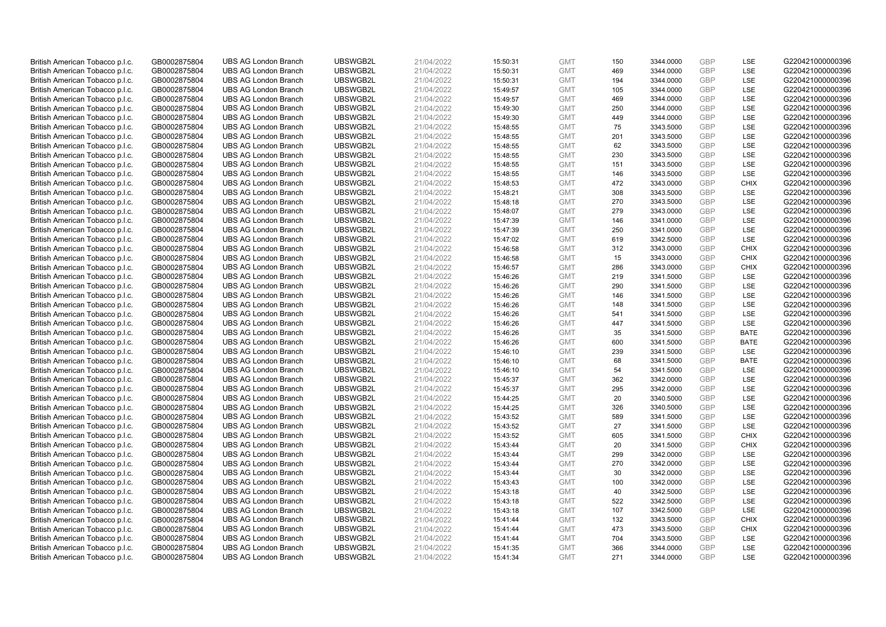| | | | | | | | | | | | |
|---|---|---|---|---|---|---|---|---|---|---|---|
| British American Tobacco p.l.c. | GB0002875804 | UBS AG London Branch | UBSWGB2L | 21/04/2022 | 15:50:31 | GMT | 150 | 3344.0000 | GBP | LSE | G220421000000396 |
| British American Tobacco p.l.c. | GB0002875804 | UBS AG London Branch | UBSWGB2L | 21/04/2022 | 15:50:31 | GMT | 469 | 3344.0000 | GBP | LSE | G220421000000396 |
| British American Tobacco p.l.c. | GB0002875804 | UBS AG London Branch | UBSWGB2L | 21/04/2022 | 15:50:31 | GMT | 194 | 3344.0000 | GBP | LSE | G220421000000396 |
| British American Tobacco p.l.c. | GB0002875804 | UBS AG London Branch | UBSWGB2L | 21/04/2022 | 15:49:57 | GMT | 105 | 3344.0000 | GBP | LSE | G220421000000396 |
| British American Tobacco p.l.c. | GB0002875804 | UBS AG London Branch | UBSWGB2L | 21/04/2022 | 15:49:57 | GMT | 469 | 3344.0000 | GBP | LSE | G220421000000396 |
| British American Tobacco p.l.c. | GB0002875804 | UBS AG London Branch | UBSWGB2L | 21/04/2022 | 15:49:30 | GMT | 250 | 3344.0000 | GBP | LSE | G220421000000396 |
| British American Tobacco p.l.c. | GB0002875804 | UBS AG London Branch | UBSWGB2L | 21/04/2022 | 15:49:30 | GMT | 449 | 3344.0000 | GBP | LSE | G220421000000396 |
| British American Tobacco p.l.c. | GB0002875804 | UBS AG London Branch | UBSWGB2L | 21/04/2022 | 15:48:55 | GMT | 75 | 3343.5000 | GBP | LSE | G220421000000396 |
| British American Tobacco p.l.c. | GB0002875804 | UBS AG London Branch | UBSWGB2L | 21/04/2022 | 15:48:55 | GMT | 201 | 3343.5000 | GBP | LSE | G220421000000396 |
| British American Tobacco p.l.c. | GB0002875804 | UBS AG London Branch | UBSWGB2L | 21/04/2022 | 15:48:55 | GMT | 62 | 3343.5000 | GBP | LSE | G220421000000396 |
| British American Tobacco p.l.c. | GB0002875804 | UBS AG London Branch | UBSWGB2L | 21/04/2022 | 15:48:55 | GMT | 230 | 3343.5000 | GBP | LSE | G220421000000396 |
| British American Tobacco p.l.c. | GB0002875804 | UBS AG London Branch | UBSWGB2L | 21/04/2022 | 15:48:55 | GMT | 151 | 3343.5000 | GBP | LSE | G220421000000396 |
| British American Tobacco p.l.c. | GB0002875804 | UBS AG London Branch | UBSWGB2L | 21/04/2022 | 15:48:55 | GMT | 146 | 3343.5000 | GBP | LSE | G220421000000396 |
| British American Tobacco p.l.c. | GB0002875804 | UBS AG London Branch | UBSWGB2L | 21/04/2022 | 15:48:53 | GMT | 472 | 3343.0000 | GBP | CHIX | G220421000000396 |
| British American Tobacco p.l.c. | GB0002875804 | UBS AG London Branch | UBSWGB2L | 21/04/2022 | 15:48:21 | GMT | 308 | 3343.5000 | GBP | LSE | G220421000000396 |
| British American Tobacco p.l.c. | GB0002875804 | UBS AG London Branch | UBSWGB2L | 21/04/2022 | 15:48:18 | GMT | 270 | 3343.5000 | GBP | LSE | G220421000000396 |
| British American Tobacco p.l.c. | GB0002875804 | UBS AG London Branch | UBSWGB2L | 21/04/2022 | 15:48:07 | GMT | 279 | 3343.0000 | GBP | LSE | G220421000000396 |
| British American Tobacco p.l.c. | GB0002875804 | UBS AG London Branch | UBSWGB2L | 21/04/2022 | 15:47:39 | GMT | 146 | 3341.0000 | GBP | LSE | G220421000000396 |
| British American Tobacco p.l.c. | GB0002875804 | UBS AG London Branch | UBSWGB2L | 21/04/2022 | 15:47:39 | GMT | 250 | 3341.0000 | GBP | LSE | G220421000000396 |
| British American Tobacco p.l.c. | GB0002875804 | UBS AG London Branch | UBSWGB2L | 21/04/2022 | 15:47:02 | GMT | 619 | 3342.5000 | GBP | LSE | G220421000000396 |
| British American Tobacco p.l.c. | GB0002875804 | UBS AG London Branch | UBSWGB2L | 21/04/2022 | 15:46:58 | GMT | 312 | 3343.0000 | GBP | CHIX | G220421000000396 |
| British American Tobacco p.l.c. | GB0002875804 | UBS AG London Branch | UBSWGB2L | 21/04/2022 | 15:46:58 | GMT | 15 | 3343.0000 | GBP | CHIX | G220421000000396 |
| British American Tobacco p.l.c. | GB0002875804 | UBS AG London Branch | UBSWGB2L | 21/04/2022 | 15:46:57 | GMT | 286 | 3343.0000 | GBP | CHIX | G220421000000396 |
| British American Tobacco p.l.c. | GB0002875804 | UBS AG London Branch | UBSWGB2L | 21/04/2022 | 15:46:26 | GMT | 219 | 3341.5000 | GBP | LSE | G220421000000396 |
| British American Tobacco p.l.c. | GB0002875804 | UBS AG London Branch | UBSWGB2L | 21/04/2022 | 15:46:26 | GMT | 290 | 3341.5000 | GBP | LSE | G220421000000396 |
| British American Tobacco p.l.c. | GB0002875804 | UBS AG London Branch | UBSWGB2L | 21/04/2022 | 15:46:26 | GMT | 146 | 3341.5000 | GBP | LSE | G220421000000396 |
| British American Tobacco p.l.c. | GB0002875804 | UBS AG London Branch | UBSWGB2L | 21/04/2022 | 15:46:26 | GMT | 148 | 3341.5000 | GBP | LSE | G220421000000396 |
| British American Tobacco p.l.c. | GB0002875804 | UBS AG London Branch | UBSWGB2L | 21/04/2022 | 15:46:26 | GMT | 541 | 3341.5000 | GBP | LSE | G220421000000396 |
| British American Tobacco p.l.c. | GB0002875804 | UBS AG London Branch | UBSWGB2L | 21/04/2022 | 15:46:26 | GMT | 447 | 3341.5000 | GBP | LSE | G220421000000396 |
| British American Tobacco p.l.c. | GB0002875804 | UBS AG London Branch | UBSWGB2L | 21/04/2022 | 15:46:26 | GMT | 35 | 3341.5000 | GBP | BATE | G220421000000396 |
| British American Tobacco p.l.c. | GB0002875804 | UBS AG London Branch | UBSWGB2L | 21/04/2022 | 15:46:26 | GMT | 600 | 3341.5000 | GBP | BATE | G220421000000396 |
| British American Tobacco p.l.c. | GB0002875804 | UBS AG London Branch | UBSWGB2L | 21/04/2022 | 15:46:10 | GMT | 239 | 3341.5000 | GBP | LSE | G220421000000396 |
| British American Tobacco p.l.c. | GB0002875804 | UBS AG London Branch | UBSWGB2L | 21/04/2022 | 15:46:10 | GMT | 68 | 3341.5000 | GBP | BATE | G220421000000396 |
| British American Tobacco p.l.c. | GB0002875804 | UBS AG London Branch | UBSWGB2L | 21/04/2022 | 15:46:10 | GMT | 54 | 3341.5000 | GBP | LSE | G220421000000396 |
| British American Tobacco p.l.c. | GB0002875804 | UBS AG London Branch | UBSWGB2L | 21/04/2022 | 15:45:37 | GMT | 362 | 3342.0000 | GBP | LSE | G220421000000396 |
| British American Tobacco p.l.c. | GB0002875804 | UBS AG London Branch | UBSWGB2L | 21/04/2022 | 15:45:37 | GMT | 295 | 3342.0000 | GBP | LSE | G220421000000396 |
| British American Tobacco p.l.c. | GB0002875804 | UBS AG London Branch | UBSWGB2L | 21/04/2022 | 15:44:25 | GMT | 20 | 3340.5000 | GBP | LSE | G220421000000396 |
| British American Tobacco p.l.c. | GB0002875804 | UBS AG London Branch | UBSWGB2L | 21/04/2022 | 15:44:25 | GMT | 326 | 3340.5000 | GBP | LSE | G220421000000396 |
| British American Tobacco p.l.c. | GB0002875804 | UBS AG London Branch | UBSWGB2L | 21/04/2022 | 15:43:52 | GMT | 589 | 3341.5000 | GBP | LSE | G220421000000396 |
| British American Tobacco p.l.c. | GB0002875804 | UBS AG London Branch | UBSWGB2L | 21/04/2022 | 15:43:52 | GMT | 27 | 3341.5000 | GBP | LSE | G220421000000396 |
| British American Tobacco p.l.c. | GB0002875804 | UBS AG London Branch | UBSWGB2L | 21/04/2022 | 15:43:52 | GMT | 605 | 3341.5000 | GBP | CHIX | G220421000000396 |
| British American Tobacco p.l.c. | GB0002875804 | UBS AG London Branch | UBSWGB2L | 21/04/2022 | 15:43:44 | GMT | 20 | 3341.5000 | GBP | CHIX | G220421000000396 |
| British American Tobacco p.l.c. | GB0002875804 | UBS AG London Branch | UBSWGB2L | 21/04/2022 | 15:43:44 | GMT | 299 | 3342.0000 | GBP | LSE | G220421000000396 |
| British American Tobacco p.l.c. | GB0002875804 | UBS AG London Branch | UBSWGB2L | 21/04/2022 | 15:43:44 | GMT | 270 | 3342.0000 | GBP | LSE | G220421000000396 |
| British American Tobacco p.l.c. | GB0002875804 | UBS AG London Branch | UBSWGB2L | 21/04/2022 | 15:43:44 | GMT | 30 | 3342.0000 | GBP | LSE | G220421000000396 |
| British American Tobacco p.l.c. | GB0002875804 | UBS AG London Branch | UBSWGB2L | 21/04/2022 | 15:43:43 | GMT | 100 | 3342.0000 | GBP | LSE | G220421000000396 |
| British American Tobacco p.l.c. | GB0002875804 | UBS AG London Branch | UBSWGB2L | 21/04/2022 | 15:43:18 | GMT | 40 | 3342.5000 | GBP | LSE | G220421000000396 |
| British American Tobacco p.l.c. | GB0002875804 | UBS AG London Branch | UBSWGB2L | 21/04/2022 | 15:43:18 | GMT | 522 | 3342.5000 | GBP | LSE | G220421000000396 |
| British American Tobacco p.l.c. | GB0002875804 | UBS AG London Branch | UBSWGB2L | 21/04/2022 | 15:43:18 | GMT | 107 | 3342.5000 | GBP | LSE | G220421000000396 |
| British American Tobacco p.l.c. | GB0002875804 | UBS AG London Branch | UBSWGB2L | 21/04/2022 | 15:41:44 | GMT | 132 | 3343.5000 | GBP | CHIX | G220421000000396 |
| British American Tobacco p.l.c. | GB0002875804 | UBS AG London Branch | UBSWGB2L | 21/04/2022 | 15:41:44 | GMT | 473 | 3343.5000 | GBP | CHIX | G220421000000396 |
| British American Tobacco p.l.c. | GB0002875804 | UBS AG London Branch | UBSWGB2L | 21/04/2022 | 15:41:44 | GMT | 704 | 3343.5000 | GBP | LSE | G220421000000396 |
| British American Tobacco p.l.c. | GB0002875804 | UBS AG London Branch | UBSWGB2L | 21/04/2022 | 15:41:35 | GMT | 366 | 3344.0000 | GBP | LSE | G220421000000396 |
| British American Tobacco p.l.c. | GB0002875804 | UBS AG London Branch | UBSWGB2L | 21/04/2022 | 15:41:34 | GMT | 271 | 3344.0000 | GBP | LSE | G220421000000396 |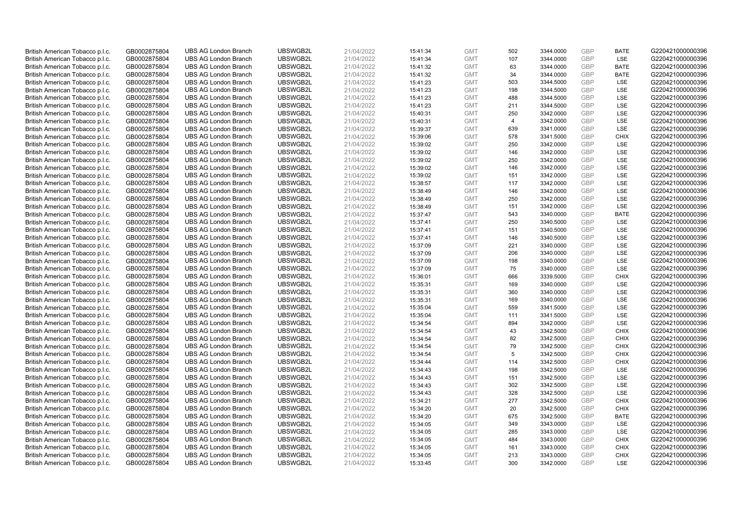| British American Tobacco p.l.c. | GB0002875804 | UBS AG London Branch | UBSWGB2L | 21/04/2022 | 15:41:34 | GMT | 502 | 3344.0000 | GBP | BATE | G220421000000396 |
|---|---|---|---|---|---|---|---|---|---|---|---|
| British American Tobacco p.l.c. | GB0002875804 | UBS AG London Branch | UBSWGB2L | 21/04/2022 | 15:41:34 | GMT | 107 | 3344.0000 | GBP | LSE | G220421000000396 |
| British American Tobacco p.l.c. | GB0002875804 | UBS AG London Branch | UBSWGB2L | 21/04/2022 | 15:41:32 | GMT | 63 | 3344.0000 | GBP | BATE | G220421000000396 |
| British American Tobacco p.l.c. | GB0002875804 | UBS AG London Branch | UBSWGB2L | 21/04/2022 | 15:41:32 | GMT | 34 | 3344.0000 | GBP | BATE | G220421000000396 |
| British American Tobacco p.l.c. | GB0002875804 | UBS AG London Branch | UBSWGB2L | 21/04/2022 | 15:41:23 | GMT | 503 | 3344.5000 | GBP | LSE | G220421000000396 |
| British American Tobacco p.l.c. | GB0002875804 | UBS AG London Branch | UBSWGB2L | 21/04/2022 | 15:41:23 | GMT | 198 | 3344.5000 | GBP | LSE | G220421000000396 |
| British American Tobacco p.l.c. | GB0002875804 | UBS AG London Branch | UBSWGB2L | 21/04/2022 | 15:41:23 | GMT | 488 | 3344.5000 | GBP | LSE | G220421000000396 |
| British American Tobacco p.l.c. | GB0002875804 | UBS AG London Branch | UBSWGB2L | 21/04/2022 | 15:41:23 | GMT | 211 | 3344.5000 | GBP | LSE | G220421000000396 |
| British American Tobacco p.l.c. | GB0002875804 | UBS AG London Branch | UBSWGB2L | 21/04/2022 | 15:40:31 | GMT | 250 | 3342.0000 | GBP | LSE | G220421000000396 |
| British American Tobacco p.l.c. | GB0002875804 | UBS AG London Branch | UBSWGB2L | 21/04/2022 | 15:40:31 | GMT | 4 | 3342.0000 | GBP | LSE | G220421000000396 |
| British American Tobacco p.l.c. | GB0002875804 | UBS AG London Branch | UBSWGB2L | 21/04/2022 | 15:39:37 | GMT | 639 | 3341.0000 | GBP | LSE | G220421000000396 |
| British American Tobacco p.l.c. | GB0002875804 | UBS AG London Branch | UBSWGB2L | 21/04/2022 | 15:39:06 | GMT | 578 | 3341.5000 | GBP | CHIX | G220421000000396 |
| British American Tobacco p.l.c. | GB0002875804 | UBS AG London Branch | UBSWGB2L | 21/04/2022 | 15:39:02 | GMT | 250 | 3342.0000 | GBP | LSE | G220421000000396 |
| British American Tobacco p.l.c. | GB0002875804 | UBS AG London Branch | UBSWGB2L | 21/04/2022 | 15:39:02 | GMT | 146 | 3342.0000 | GBP | LSE | G220421000000396 |
| British American Tobacco p.l.c. | GB0002875804 | UBS AG London Branch | UBSWGB2L | 21/04/2022 | 15:39:02 | GMT | 250 | 3342.0000 | GBP | LSE | G220421000000396 |
| British American Tobacco p.l.c. | GB0002875804 | UBS AG London Branch | UBSWGB2L | 21/04/2022 | 15:39:02 | GMT | 146 | 3342.0000 | GBP | LSE | G220421000000396 |
| British American Tobacco p.l.c. | GB0002875804 | UBS AG London Branch | UBSWGB2L | 21/04/2022 | 15:39:02 | GMT | 151 | 3342.0000 | GBP | LSE | G220421000000396 |
| British American Tobacco p.l.c. | GB0002875804 | UBS AG London Branch | UBSWGB2L | 21/04/2022 | 15:38:57 | GMT | 117 | 3342.0000 | GBP | LSE | G220421000000396 |
| British American Tobacco p.l.c. | GB0002875804 | UBS AG London Branch | UBSWGB2L | 21/04/2022 | 15:38:49 | GMT | 146 | 3342.0000 | GBP | LSE | G220421000000396 |
| British American Tobacco p.l.c. | GB0002875804 | UBS AG London Branch | UBSWGB2L | 21/04/2022 | 15:38:49 | GMT | 250 | 3342.0000 | GBP | LSE | G220421000000396 |
| British American Tobacco p.l.c. | GB0002875804 | UBS AG London Branch | UBSWGB2L | 21/04/2022 | 15:38:49 | GMT | 151 | 3342.0000 | GBP | LSE | G220421000000396 |
| British American Tobacco p.l.c. | GB0002875804 | UBS AG London Branch | UBSWGB2L | 21/04/2022 | 15:37:47 | GMT | 543 | 3340.0000 | GBP | BATE | G220421000000396 |
| British American Tobacco p.l.c. | GB0002875804 | UBS AG London Branch | UBSWGB2L | 21/04/2022 | 15:37:41 | GMT | 250 | 3340.5000 | GBP | LSE | G220421000000396 |
| British American Tobacco p.l.c. | GB0002875804 | UBS AG London Branch | UBSWGB2L | 21/04/2022 | 15:37:41 | GMT | 151 | 3340.5000 | GBP | LSE | G220421000000396 |
| British American Tobacco p.l.c. | GB0002875804 | UBS AG London Branch | UBSWGB2L | 21/04/2022 | 15:37:41 | GMT | 146 | 3340.5000 | GBP | LSE | G220421000000396 |
| British American Tobacco p.l.c. | GB0002875804 | UBS AG London Branch | UBSWGB2L | 21/04/2022 | 15:37:09 | GMT | 221 | 3340.0000 | GBP | LSE | G220421000000396 |
| British American Tobacco p.l.c. | GB0002875804 | UBS AG London Branch | UBSWGB2L | 21/04/2022 | 15:37:09 | GMT | 206 | 3340.0000 | GBP | LSE | G220421000000396 |
| British American Tobacco p.l.c. | GB0002875804 | UBS AG London Branch | UBSWGB2L | 21/04/2022 | 15:37:09 | GMT | 198 | 3340.0000 | GBP | LSE | G220421000000396 |
| British American Tobacco p.l.c. | GB0002875804 | UBS AG London Branch | UBSWGB2L | 21/04/2022 | 15:37:09 | GMT | 75 | 3340.0000 | GBP | LSE | G220421000000396 |
| British American Tobacco p.l.c. | GB0002875804 | UBS AG London Branch | UBSWGB2L | 21/04/2022 | 15:36:01 | GMT | 666 | 3339.5000 | GBP | CHIX | G220421000000396 |
| British American Tobacco p.l.c. | GB0002875804 | UBS AG London Branch | UBSWGB2L | 21/04/2022 | 15:35:31 | GMT | 169 | 3340.0000 | GBP | LSE | G220421000000396 |
| British American Tobacco p.l.c. | GB0002875804 | UBS AG London Branch | UBSWGB2L | 21/04/2022 | 15:35:31 | GMT | 360 | 3340.0000 | GBP | LSE | G220421000000396 |
| British American Tobacco p.l.c. | GB0002875804 | UBS AG London Branch | UBSWGB2L | 21/04/2022 | 15:35:31 | GMT | 169 | 3340.0000 | GBP | LSE | G220421000000396 |
| British American Tobacco p.l.c. | GB0002875804 | UBS AG London Branch | UBSWGB2L | 21/04/2022 | 15:35:04 | GMT | 559 | 3341.5000 | GBP | LSE | G220421000000396 |
| British American Tobacco p.l.c. | GB0002875804 | UBS AG London Branch | UBSWGB2L | 21/04/2022 | 15:35:04 | GMT | 111 | 3341.5000 | GBP | LSE | G220421000000396 |
| British American Tobacco p.l.c. | GB0002875804 | UBS AG London Branch | UBSWGB2L | 21/04/2022 | 15:34:54 | GMT | 894 | 3342.0000 | GBP | LSE | G220421000000396 |
| British American Tobacco p.l.c. | GB0002875804 | UBS AG London Branch | UBSWGB2L | 21/04/2022 | 15:34:54 | GMT | 43 | 3342.5000 | GBP | CHIX | G220421000000396 |
| British American Tobacco p.l.c. | GB0002875804 | UBS AG London Branch | UBSWGB2L | 21/04/2022 | 15:34:54 | GMT | 82 | 3342.5000 | GBP | CHIX | G220421000000396 |
| British American Tobacco p.l.c. | GB0002875804 | UBS AG London Branch | UBSWGB2L | 21/04/2022 | 15:34:54 | GMT | 79 | 3342.5000 | GBP | CHIX | G220421000000396 |
| British American Tobacco p.l.c. | GB0002875804 | UBS AG London Branch | UBSWGB2L | 21/04/2022 | 15:34:54 | GMT | 5 | 3342.5000 | GBP | CHIX | G220421000000396 |
| British American Tobacco p.l.c. | GB0002875804 | UBS AG London Branch | UBSWGB2L | 21/04/2022 | 15:34:44 | GMT | 114 | 3342.5000 | GBP | CHIX | G220421000000396 |
| British American Tobacco p.l.c. | GB0002875804 | UBS AG London Branch | UBSWGB2L | 21/04/2022 | 15:34:43 | GMT | 198 | 3342.5000 | GBP | LSE | G220421000000396 |
| British American Tobacco p.l.c. | GB0002875804 | UBS AG London Branch | UBSWGB2L | 21/04/2022 | 15:34:43 | GMT | 151 | 3342.5000 | GBP | LSE | G220421000000396 |
| British American Tobacco p.l.c. | GB0002875804 | UBS AG London Branch | UBSWGB2L | 21/04/2022 | 15:34:43 | GMT | 302 | 3342.5000 | GBP | LSE | G220421000000396 |
| British American Tobacco p.l.c. | GB0002875804 | UBS AG London Branch | UBSWGB2L | 21/04/2022 | 15:34:43 | GMT | 328 | 3342.5000 | GBP | LSE | G220421000000396 |
| British American Tobacco p.l.c. | GB0002875804 | UBS AG London Branch | UBSWGB2L | 21/04/2022 | 15:34:21 | GMT | 277 | 3342.5000 | GBP | CHIX | G220421000000396 |
| British American Tobacco p.l.c. | GB0002875804 | UBS AG London Branch | UBSWGB2L | 21/04/2022 | 15:34:20 | GMT | 20 | 3342.5000 | GBP | CHIX | G220421000000396 |
| British American Tobacco p.l.c. | GB0002875804 | UBS AG London Branch | UBSWGB2L | 21/04/2022 | 15:34:20 | GMT | 675 | 3342.5000 | GBP | BATE | G220421000000396 |
| British American Tobacco p.l.c. | GB0002875804 | UBS AG London Branch | UBSWGB2L | 21/04/2022 | 15:34:05 | GMT | 349 | 3343.0000 | GBP | LSE | G220421000000396 |
| British American Tobacco p.l.c. | GB0002875804 | UBS AG London Branch | UBSWGB2L | 21/04/2022 | 15:34:05 | GMT | 285 | 3343.0000 | GBP | LSE | G220421000000396 |
| British American Tobacco p.l.c. | GB0002875804 | UBS AG London Branch | UBSWGB2L | 21/04/2022 | 15:34:05 | GMT | 484 | 3343.0000 | GBP | CHIX | G220421000000396 |
| British American Tobacco p.l.c. | GB0002875804 | UBS AG London Branch | UBSWGB2L | 21/04/2022 | 15:34:05 | GMT | 161 | 3343.0000 | GBP | CHIX | G220421000000396 |
| British American Tobacco p.l.c. | GB0002875804 | UBS AG London Branch | UBSWGB2L | 21/04/2022 | 15:34:05 | GMT | 213 | 3343.0000 | GBP | CHIX | G220421000000396 |
| British American Tobacco p.l.c. | GB0002875804 | UBS AG London Branch | UBSWGB2L | 21/04/2022 | 15:33:45 | GMT | 300 | 3342.0000 | GBP | LSE | G220421000000396 |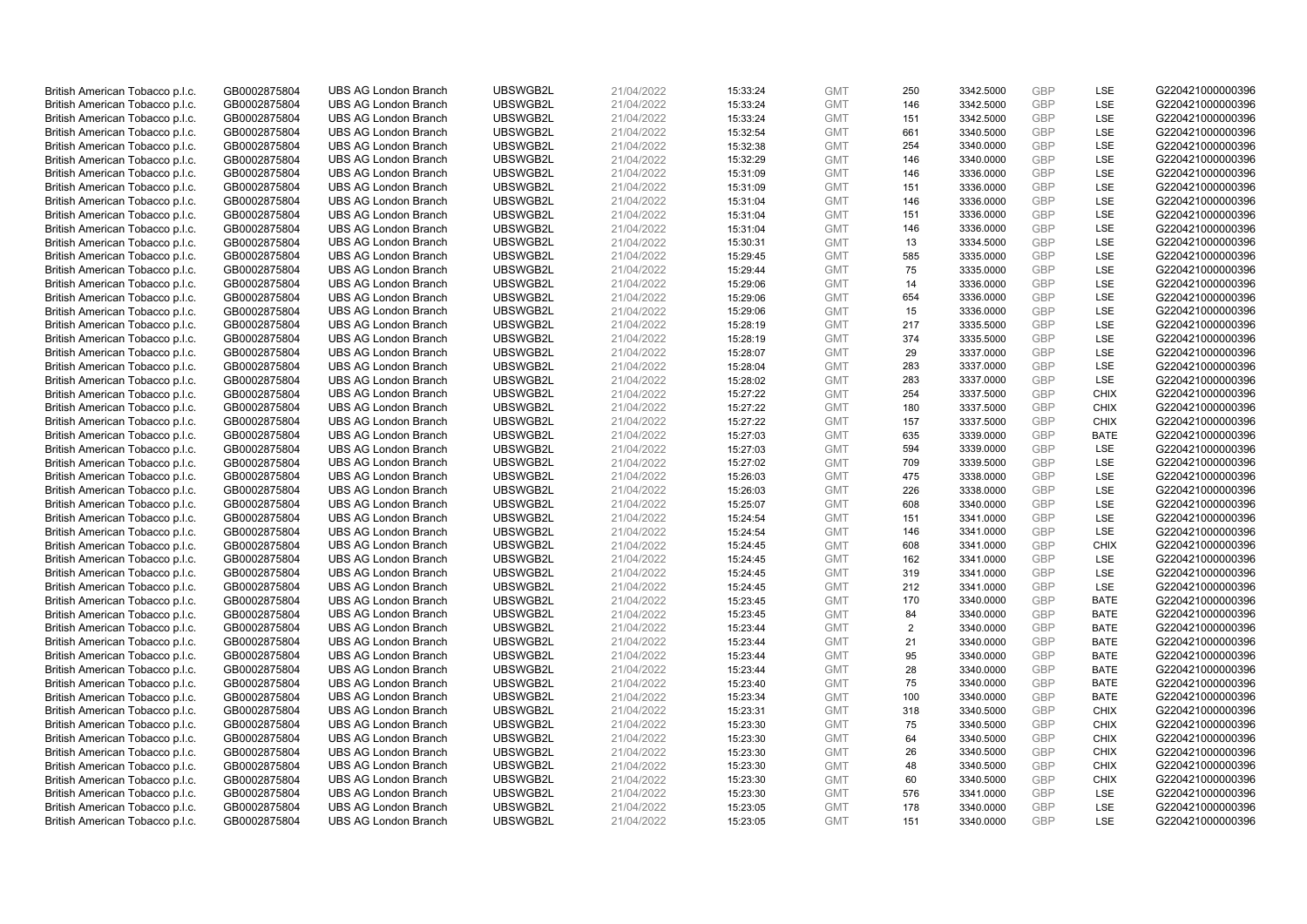| British American Tobacco p.l.c. | GB0002875804 | UBS AG London Branch | UBSWGB2L | 21/04/2022 | 15:33:24 | GMT | 250 | 3342.5000 | GBP | LSE | G220421000000396 |
|---|---|---|---|---|---|---|---|---|---|---|---|
| British American Tobacco p.l.c. | GB0002875804 | UBS AG London Branch | UBSWGB2L | 21/04/2022 | 15:33:24 | GMT | 146 | 3342.5000 | GBP | LSE | G220421000000396 |
| British American Tobacco p.l.c. | GB0002875804 | UBS AG London Branch | UBSWGB2L | 21/04/2022 | 15:33:24 | GMT | 151 | 3342.5000 | GBP | LSE | G220421000000396 |
| British American Tobacco p.l.c. | GB0002875804 | UBS AG London Branch | UBSWGB2L | 21/04/2022 | 15:32:54 | GMT | 661 | 3340.5000 | GBP | LSE | G220421000000396 |
| British American Tobacco p.l.c. | GB0002875804 | UBS AG London Branch | UBSWGB2L | 21/04/2022 | 15:32:38 | GMT | 254 | 3340.0000 | GBP | LSE | G220421000000396 |
| British American Tobacco p.l.c. | GB0002875804 | UBS AG London Branch | UBSWGB2L | 21/04/2022 | 15:32:29 | GMT | 146 | 3340.0000 | GBP | LSE | G220421000000396 |
| British American Tobacco p.l.c. | GB0002875804 | UBS AG London Branch | UBSWGB2L | 21/04/2022 | 15:31:09 | GMT | 146 | 3336.0000 | GBP | LSE | G220421000000396 |
| British American Tobacco p.l.c. | GB0002875804 | UBS AG London Branch | UBSWGB2L | 21/04/2022 | 15:31:09 | GMT | 151 | 3336.0000 | GBP | LSE | G220421000000396 |
| British American Tobacco p.l.c. | GB0002875804 | UBS AG London Branch | UBSWGB2L | 21/04/2022 | 15:31:04 | GMT | 146 | 3336.0000 | GBP | LSE | G220421000000396 |
| British American Tobacco p.l.c. | GB0002875804 | UBS AG London Branch | UBSWGB2L | 21/04/2022 | 15:31:04 | GMT | 151 | 3336.0000 | GBP | LSE | G220421000000396 |
| British American Tobacco p.l.c. | GB0002875804 | UBS AG London Branch | UBSWGB2L | 21/04/2022 | 15:31:04 | GMT | 146 | 3336.0000 | GBP | LSE | G220421000000396 |
| British American Tobacco p.l.c. | GB0002875804 | UBS AG London Branch | UBSWGB2L | 21/04/2022 | 15:30:31 | GMT | 13 | 3334.5000 | GBP | LSE | G220421000000396 |
| British American Tobacco p.l.c. | GB0002875804 | UBS AG London Branch | UBSWGB2L | 21/04/2022 | 15:29:45 | GMT | 585 | 3335.0000 | GBP | LSE | G220421000000396 |
| British American Tobacco p.l.c. | GB0002875804 | UBS AG London Branch | UBSWGB2L | 21/04/2022 | 15:29:44 | GMT | 75 | 3335.0000 | GBP | LSE | G220421000000396 |
| British American Tobacco p.l.c. | GB0002875804 | UBS AG London Branch | UBSWGB2L | 21/04/2022 | 15:29:06 | GMT | 14 | 3336.0000 | GBP | LSE | G220421000000396 |
| British American Tobacco p.l.c. | GB0002875804 | UBS AG London Branch | UBSWGB2L | 21/04/2022 | 15:29:06 | GMT | 654 | 3336.0000 | GBP | LSE | G220421000000396 |
| British American Tobacco p.l.c. | GB0002875804 | UBS AG London Branch | UBSWGB2L | 21/04/2022 | 15:29:06 | GMT | 15 | 3336.0000 | GBP | LSE | G220421000000396 |
| British American Tobacco p.l.c. | GB0002875804 | UBS AG London Branch | UBSWGB2L | 21/04/2022 | 15:28:19 | GMT | 217 | 3335.5000 | GBP | LSE | G220421000000396 |
| British American Tobacco p.l.c. | GB0002875804 | UBS AG London Branch | UBSWGB2L | 21/04/2022 | 15:28:19 | GMT | 374 | 3335.5000 | GBP | LSE | G220421000000396 |
| British American Tobacco p.l.c. | GB0002875804 | UBS AG London Branch | UBSWGB2L | 21/04/2022 | 15:28:07 | GMT | 29 | 3337.0000 | GBP | LSE | G220421000000396 |
| British American Tobacco p.l.c. | GB0002875804 | UBS AG London Branch | UBSWGB2L | 21/04/2022 | 15:28:04 | GMT | 283 | 3337.0000 | GBP | LSE | G220421000000396 |
| British American Tobacco p.l.c. | GB0002875804 | UBS AG London Branch | UBSWGB2L | 21/04/2022 | 15:28:02 | GMT | 283 | 3337.0000 | GBP | LSE | G220421000000396 |
| British American Tobacco p.l.c. | GB0002875804 | UBS AG London Branch | UBSWGB2L | 21/04/2022 | 15:27:22 | GMT | 254 | 3337.5000 | GBP | CHIX | G220421000000396 |
| British American Tobacco p.l.c. | GB0002875804 | UBS AG London Branch | UBSWGB2L | 21/04/2022 | 15:27:22 | GMT | 180 | 3337.5000 | GBP | CHIX | G220421000000396 |
| British American Tobacco p.l.c. | GB0002875804 | UBS AG London Branch | UBSWGB2L | 21/04/2022 | 15:27:22 | GMT | 157 | 3337.5000 | GBP | CHIX | G220421000000396 |
| British American Tobacco p.l.c. | GB0002875804 | UBS AG London Branch | UBSWGB2L | 21/04/2022 | 15:27:03 | GMT | 635 | 3339.0000 | GBP | BATE | G220421000000396 |
| British American Tobacco p.l.c. | GB0002875804 | UBS AG London Branch | UBSWGB2L | 21/04/2022 | 15:27:03 | GMT | 594 | 3339.0000 | GBP | LSE | G220421000000396 |
| British American Tobacco p.l.c. | GB0002875804 | UBS AG London Branch | UBSWGB2L | 21/04/2022 | 15:27:02 | GMT | 709 | 3339.5000 | GBP | LSE | G220421000000396 |
| British American Tobacco p.l.c. | GB0002875804 | UBS AG London Branch | UBSWGB2L | 21/04/2022 | 15:26:03 | GMT | 475 | 3338.0000 | GBP | LSE | G220421000000396 |
| British American Tobacco p.l.c. | GB0002875804 | UBS AG London Branch | UBSWGB2L | 21/04/2022 | 15:26:03 | GMT | 226 | 3338.0000 | GBP | LSE | G220421000000396 |
| British American Tobacco p.l.c. | GB0002875804 | UBS AG London Branch | UBSWGB2L | 21/04/2022 | 15:25:07 | GMT | 608 | 3340.0000 | GBP | LSE | G220421000000396 |
| British American Tobacco p.l.c. | GB0002875804 | UBS AG London Branch | UBSWGB2L | 21/04/2022 | 15:24:54 | GMT | 151 | 3341.0000 | GBP | LSE | G220421000000396 |
| British American Tobacco p.l.c. | GB0002875804 | UBS AG London Branch | UBSWGB2L | 21/04/2022 | 15:24:54 | GMT | 146 | 3341.0000 | GBP | LSE | G220421000000396 |
| British American Tobacco p.l.c. | GB0002875804 | UBS AG London Branch | UBSWGB2L | 21/04/2022 | 15:24:45 | GMT | 608 | 3341.0000 | GBP | CHIX | G220421000000396 |
| British American Tobacco p.l.c. | GB0002875804 | UBS AG London Branch | UBSWGB2L | 21/04/2022 | 15:24:45 | GMT | 162 | 3341.0000 | GBP | LSE | G220421000000396 |
| British American Tobacco p.l.c. | GB0002875804 | UBS AG London Branch | UBSWGB2L | 21/04/2022 | 15:24:45 | GMT | 319 | 3341.0000 | GBP | LSE | G220421000000396 |
| British American Tobacco p.l.c. | GB0002875804 | UBS AG London Branch | UBSWGB2L | 21/04/2022 | 15:24:45 | GMT | 212 | 3341.0000 | GBP | LSE | G220421000000396 |
| British American Tobacco p.l.c. | GB0002875804 | UBS AG London Branch | UBSWGB2L | 21/04/2022 | 15:23:45 | GMT | 170 | 3340.0000 | GBP | BATE | G220421000000396 |
| British American Tobacco p.l.c. | GB0002875804 | UBS AG London Branch | UBSWGB2L | 21/04/2022 | 15:23:45 | GMT | 84 | 3340.0000 | GBP | BATE | G220421000000396 |
| British American Tobacco p.l.c. | GB0002875804 | UBS AG London Branch | UBSWGB2L | 21/04/2022 | 15:23:44 | GMT | 2 | 3340.0000 | GBP | BATE | G220421000000396 |
| British American Tobacco p.l.c. | GB0002875804 | UBS AG London Branch | UBSWGB2L | 21/04/2022 | 15:23:44 | GMT | 21 | 3340.0000 | GBP | BATE | G220421000000396 |
| British American Tobacco p.l.c. | GB0002875804 | UBS AG London Branch | UBSWGB2L | 21/04/2022 | 15:23:44 | GMT | 95 | 3340.0000 | GBP | BATE | G220421000000396 |
| British American Tobacco p.l.c. | GB0002875804 | UBS AG London Branch | UBSWGB2L | 21/04/2022 | 15:23:44 | GMT | 28 | 3340.0000 | GBP | BATE | G220421000000396 |
| British American Tobacco p.l.c. | GB0002875804 | UBS AG London Branch | UBSWGB2L | 21/04/2022 | 15:23:40 | GMT | 75 | 3340.0000 | GBP | BATE | G220421000000396 |
| British American Tobacco p.l.c. | GB0002875804 | UBS AG London Branch | UBSWGB2L | 21/04/2022 | 15:23:34 | GMT | 100 | 3340.0000 | GBP | BATE | G220421000000396 |
| British American Tobacco p.l.c. | GB0002875804 | UBS AG London Branch | UBSWGB2L | 21/04/2022 | 15:23:31 | GMT | 318 | 3340.5000 | GBP | CHIX | G220421000000396 |
| British American Tobacco p.l.c. | GB0002875804 | UBS AG London Branch | UBSWGB2L | 21/04/2022 | 15:23:30 | GMT | 75 | 3340.5000 | GBP | CHIX | G220421000000396 |
| British American Tobacco p.l.c. | GB0002875804 | UBS AG London Branch | UBSWGB2L | 21/04/2022 | 15:23:30 | GMT | 64 | 3340.5000 | GBP | CHIX | G220421000000396 |
| British American Tobacco p.l.c. | GB0002875804 | UBS AG London Branch | UBSWGB2L | 21/04/2022 | 15:23:30 | GMT | 26 | 3340.5000 | GBP | CHIX | G220421000000396 |
| British American Tobacco p.l.c. | GB0002875804 | UBS AG London Branch | UBSWGB2L | 21/04/2022 | 15:23:30 | GMT | 48 | 3340.5000 | GBP | CHIX | G220421000000396 |
| British American Tobacco p.l.c. | GB0002875804 | UBS AG London Branch | UBSWGB2L | 21/04/2022 | 15:23:30 | GMT | 60 | 3340.5000 | GBP | CHIX | G220421000000396 |
| British American Tobacco p.l.c. | GB0002875804 | UBS AG London Branch | UBSWGB2L | 21/04/2022 | 15:23:30 | GMT | 576 | 3341.0000 | GBP | LSE | G220421000000396 |
| British American Tobacco p.l.c. | GB0002875804 | UBS AG London Branch | UBSWGB2L | 21/04/2022 | 15:23:05 | GMT | 178 | 3340.0000 | GBP | LSE | G220421000000396 |
| British American Tobacco p.l.c. | GB0002875804 | UBS AG London Branch | UBSWGB2L | 21/04/2022 | 15:23:05 | GMT | 151 | 3340.0000 | GBP | LSE | G220421000000396 |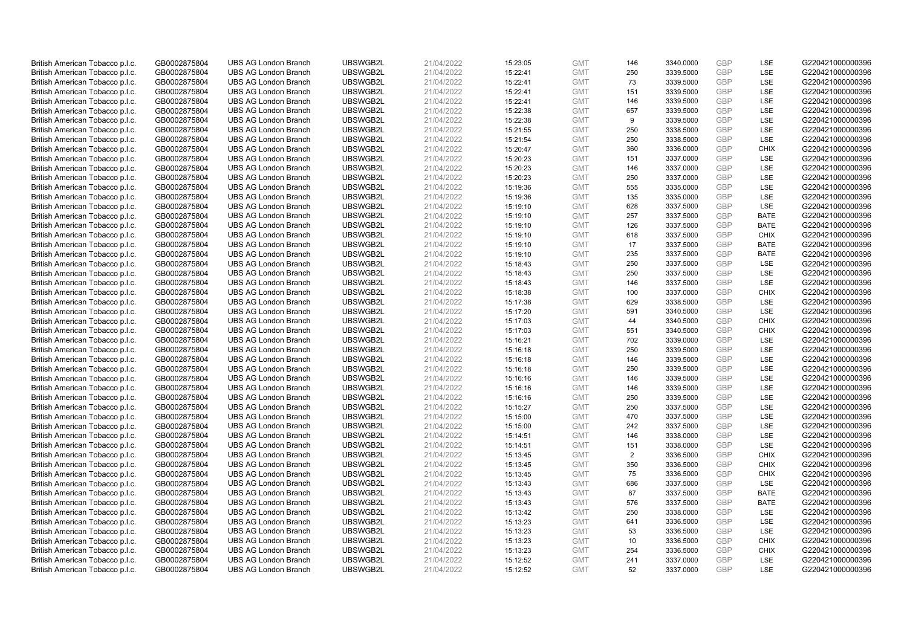| | | | | | | | | | | | |
|---|---|---|---|---|---|---|---|---|---|---|---|
| British American Tobacco p.l.c. | GB0002875804 | UBS AG London Branch | UBSWGB2L | 21/04/2022 | 15:23:05 | GMT | 146 | 3340.0000 | GBP | LSE | G220421000000396 |
| British American Tobacco p.l.c. | GB0002875804 | UBS AG London Branch | UBSWGB2L | 21/04/2022 | 15:22:41 | GMT | 250 | 3339.5000 | GBP | LSE | G220421000000396 |
| British American Tobacco p.l.c. | GB0002875804 | UBS AG London Branch | UBSWGB2L | 21/04/2022 | 15:22:41 | GMT | 73 | 3339.5000 | GBP | LSE | G220421000000396 |
| British American Tobacco p.l.c. | GB0002875804 | UBS AG London Branch | UBSWGB2L | 21/04/2022 | 15:22:41 | GMT | 151 | 3339.5000 | GBP | LSE | G220421000000396 |
| British American Tobacco p.l.c. | GB0002875804 | UBS AG London Branch | UBSWGB2L | 21/04/2022 | 15:22:41 | GMT | 146 | 3339.5000 | GBP | LSE | G220421000000396 |
| British American Tobacco p.l.c. | GB0002875804 | UBS AG London Branch | UBSWGB2L | 21/04/2022 | 15:22:38 | GMT | 657 | 3339.5000 | GBP | LSE | G220421000000396 |
| British American Tobacco p.l.c. | GB0002875804 | UBS AG London Branch | UBSWGB2L | 21/04/2022 | 15:22:38 | GMT | 9 | 3339.5000 | GBP | LSE | G220421000000396 |
| British American Tobacco p.l.c. | GB0002875804 | UBS AG London Branch | UBSWGB2L | 21/04/2022 | 15:21:55 | GMT | 250 | 3338.5000 | GBP | LSE | G220421000000396 |
| British American Tobacco p.l.c. | GB0002875804 | UBS AG London Branch | UBSWGB2L | 21/04/2022 | 15:21:54 | GMT | 250 | 3338.5000 | GBP | LSE | G220421000000396 |
| British American Tobacco p.l.c. | GB0002875804 | UBS AG London Branch | UBSWGB2L | 21/04/2022 | 15:20:47 | GMT | 360 | 3336.0000 | GBP | CHIX | G220421000000396 |
| British American Tobacco p.l.c. | GB0002875804 | UBS AG London Branch | UBSWGB2L | 21/04/2022 | 15:20:23 | GMT | 151 | 3337.0000 | GBP | LSE | G220421000000396 |
| British American Tobacco p.l.c. | GB0002875804 | UBS AG London Branch | UBSWGB2L | 21/04/2022 | 15:20:23 | GMT | 146 | 3337.0000 | GBP | LSE | G220421000000396 |
| British American Tobacco p.l.c. | GB0002875804 | UBS AG London Branch | UBSWGB2L | 21/04/2022 | 15:20:23 | GMT | 250 | 3337.0000 | GBP | LSE | G220421000000396 |
| British American Tobacco p.l.c. | GB0002875804 | UBS AG London Branch | UBSWGB2L | 21/04/2022 | 15:19:36 | GMT | 555 | 3335.0000 | GBP | LSE | G220421000000396 |
| British American Tobacco p.l.c. | GB0002875804 | UBS AG London Branch | UBSWGB2L | 21/04/2022 | 15:19:36 | GMT | 135 | 3335.0000 | GBP | LSE | G220421000000396 |
| British American Tobacco p.l.c. | GB0002875804 | UBS AG London Branch | UBSWGB2L | 21/04/2022 | 15:19:10 | GMT | 628 | 3337.5000 | GBP | LSE | G220421000000396 |
| British American Tobacco p.l.c. | GB0002875804 | UBS AG London Branch | UBSWGB2L | 21/04/2022 | 15:19:10 | GMT | 257 | 3337.5000 | GBP | BATE | G220421000000396 |
| British American Tobacco p.l.c. | GB0002875804 | UBS AG London Branch | UBSWGB2L | 21/04/2022 | 15:19:10 | GMT | 126 | 3337.5000 | GBP | BATE | G220421000000396 |
| British American Tobacco p.l.c. | GB0002875804 | UBS AG London Branch | UBSWGB2L | 21/04/2022 | 15:19:10 | GMT | 618 | 3337.5000 | GBP | CHIX | G220421000000396 |
| British American Tobacco p.l.c. | GB0002875804 | UBS AG London Branch | UBSWGB2L | 21/04/2022 | 15:19:10 | GMT | 17 | 3337.5000 | GBP | BATE | G220421000000396 |
| British American Tobacco p.l.c. | GB0002875804 | UBS AG London Branch | UBSWGB2L | 21/04/2022 | 15:19:10 | GMT | 235 | 3337.5000 | GBP | BATE | G220421000000396 |
| British American Tobacco p.l.c. | GB0002875804 | UBS AG London Branch | UBSWGB2L | 21/04/2022 | 15:18:43 | GMT | 250 | 3337.5000 | GBP | LSE | G220421000000396 |
| British American Tobacco p.l.c. | GB0002875804 | UBS AG London Branch | UBSWGB2L | 21/04/2022 | 15:18:43 | GMT | 250 | 3337.5000 | GBP | LSE | G220421000000396 |
| British American Tobacco p.l.c. | GB0002875804 | UBS AG London Branch | UBSWGB2L | 21/04/2022 | 15:18:43 | GMT | 146 | 3337.5000 | GBP | LSE | G220421000000396 |
| British American Tobacco p.l.c. | GB0002875804 | UBS AG London Branch | UBSWGB2L | 21/04/2022 | 15:18:38 | GMT | 100 | 3337.0000 | GBP | CHIX | G220421000000396 |
| British American Tobacco p.l.c. | GB0002875804 | UBS AG London Branch | UBSWGB2L | 21/04/2022 | 15:17:38 | GMT | 629 | 3338.5000 | GBP | LSE | G220421000000396 |
| British American Tobacco p.l.c. | GB0002875804 | UBS AG London Branch | UBSWGB2L | 21/04/2022 | 15:17:20 | GMT | 591 | 3340.5000 | GBP | LSE | G220421000000396 |
| British American Tobacco p.l.c. | GB0002875804 | UBS AG London Branch | UBSWGB2L | 21/04/2022 | 15:17:03 | GMT | 44 | 3340.5000 | GBP | CHIX | G220421000000396 |
| British American Tobacco p.l.c. | GB0002875804 | UBS AG London Branch | UBSWGB2L | 21/04/2022 | 15:17:03 | GMT | 551 | 3340.5000 | GBP | CHIX | G220421000000396 |
| British American Tobacco p.l.c. | GB0002875804 | UBS AG London Branch | UBSWGB2L | 21/04/2022 | 15:16:21 | GMT | 702 | 3339.0000 | GBP | LSE | G220421000000396 |
| British American Tobacco p.l.c. | GB0002875804 | UBS AG London Branch | UBSWGB2L | 21/04/2022 | 15:16:18 | GMT | 250 | 3339.5000 | GBP | LSE | G220421000000396 |
| British American Tobacco p.l.c. | GB0002875804 | UBS AG London Branch | UBSWGB2L | 21/04/2022 | 15:16:18 | GMT | 146 | 3339.5000 | GBP | LSE | G220421000000396 |
| British American Tobacco p.l.c. | GB0002875804 | UBS AG London Branch | UBSWGB2L | 21/04/2022 | 15:16:18 | GMT | 250 | 3339.5000 | GBP | LSE | G220421000000396 |
| British American Tobacco p.l.c. | GB0002875804 | UBS AG London Branch | UBSWGB2L | 21/04/2022 | 15:16:16 | GMT | 146 | 3339.5000 | GBP | LSE | G220421000000396 |
| British American Tobacco p.l.c. | GB0002875804 | UBS AG London Branch | UBSWGB2L | 21/04/2022 | 15:16:16 | GMT | 146 | 3339.5000 | GBP | LSE | G220421000000396 |
| British American Tobacco p.l.c. | GB0002875804 | UBS AG London Branch | UBSWGB2L | 21/04/2022 | 15:16:16 | GMT | 250 | 3339.5000 | GBP | LSE | G220421000000396 |
| British American Tobacco p.l.c. | GB0002875804 | UBS AG London Branch | UBSWGB2L | 21/04/2022 | 15:15:27 | GMT | 250 | 3337.5000 | GBP | LSE | G220421000000396 |
| British American Tobacco p.l.c. | GB0002875804 | UBS AG London Branch | UBSWGB2L | 21/04/2022 | 15:15:00 | GMT | 470 | 3337.5000 | GBP | LSE | G220421000000396 |
| British American Tobacco p.l.c. | GB0002875804 | UBS AG London Branch | UBSWGB2L | 21/04/2022 | 15:15:00 | GMT | 242 | 3337.5000 | GBP | LSE | G220421000000396 |
| British American Tobacco p.l.c. | GB0002875804 | UBS AG London Branch | UBSWGB2L | 21/04/2022 | 15:14:51 | GMT | 146 | 3338.0000 | GBP | LSE | G220421000000396 |
| British American Tobacco p.l.c. | GB0002875804 | UBS AG London Branch | UBSWGB2L | 21/04/2022 | 15:14:51 | GMT | 151 | 3338.0000 | GBP | LSE | G220421000000396 |
| British American Tobacco p.l.c. | GB0002875804 | UBS AG London Branch | UBSWGB2L | 21/04/2022 | 15:13:45 | GMT | 2 | 3336.5000 | GBP | CHIX | G220421000000396 |
| British American Tobacco p.l.c. | GB0002875804 | UBS AG London Branch | UBSWGB2L | 21/04/2022 | 15:13:45 | GMT | 350 | 3336.5000 | GBP | CHIX | G220421000000396 |
| British American Tobacco p.l.c. | GB0002875804 | UBS AG London Branch | UBSWGB2L | 21/04/2022 | 15:13:45 | GMT | 75 | 3336.5000 | GBP | CHIX | G220421000000396 |
| British American Tobacco p.l.c. | GB0002875804 | UBS AG London Branch | UBSWGB2L | 21/04/2022 | 15:13:43 | GMT | 686 | 3337.5000 | GBP | LSE | G220421000000396 |
| British American Tobacco p.l.c. | GB0002875804 | UBS AG London Branch | UBSWGB2L | 21/04/2022 | 15:13:43 | GMT | 87 | 3337.5000 | GBP | BATE | G220421000000396 |
| British American Tobacco p.l.c. | GB0002875804 | UBS AG London Branch | UBSWGB2L | 21/04/2022 | 15:13:43 | GMT | 576 | 3337.5000 | GBP | BATE | G220421000000396 |
| British American Tobacco p.l.c. | GB0002875804 | UBS AG London Branch | UBSWGB2L | 21/04/2022 | 15:13:42 | GMT | 250 | 3338.0000 | GBP | LSE | G220421000000396 |
| British American Tobacco p.l.c. | GB0002875804 | UBS AG London Branch | UBSWGB2L | 21/04/2022 | 15:13:23 | GMT | 641 | 3336.5000 | GBP | LSE | G220421000000396 |
| British American Tobacco p.l.c. | GB0002875804 | UBS AG London Branch | UBSWGB2L | 21/04/2022 | 15:13:23 | GMT | 53 | 3336.5000 | GBP | LSE | G220421000000396 |
| British American Tobacco p.l.c. | GB0002875804 | UBS AG London Branch | UBSWGB2L | 21/04/2022 | 15:13:23 | GMT | 10 | 3336.5000 | GBP | CHIX | G220421000000396 |
| British American Tobacco p.l.c. | GB0002875804 | UBS AG London Branch | UBSWGB2L | 21/04/2022 | 15:13:23 | GMT | 254 | 3336.5000 | GBP | CHIX | G220421000000396 |
| British American Tobacco p.l.c. | GB0002875804 | UBS AG London Branch | UBSWGB2L | 21/04/2022 | 15:12:52 | GMT | 241 | 3337.0000 | GBP | LSE | G220421000000396 |
| British American Tobacco p.l.c. | GB0002875804 | UBS AG London Branch | UBSWGB2L | 21/04/2022 | 15:12:52 | GMT | 52 | 3337.0000 | GBP | LSE | G220421000000396 |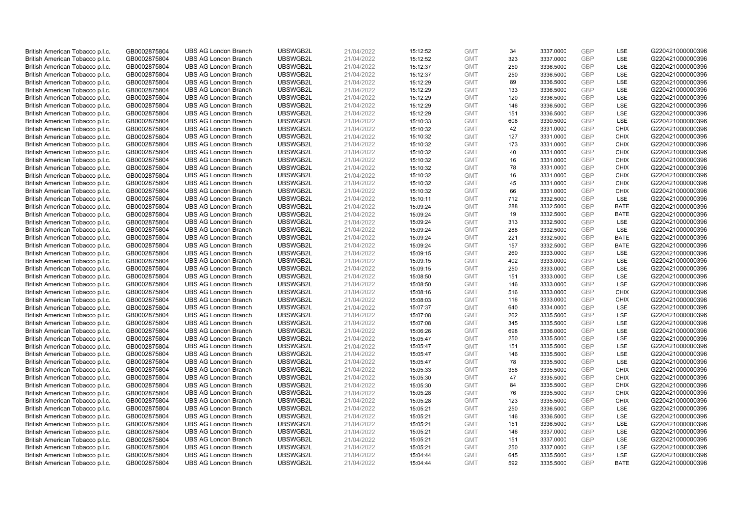| | | | | | | | | | | | |
|---|---|---|---|---|---|---|---|---|---|---|---|
| British American Tobacco p.l.c. | GB0002875804 | UBS AG London Branch | UBSWGB2L | 21/04/2022 | 15:12:52 | GMT | 34 | 3337.0000 | GBP | LSE | G220421000000396 |
| British American Tobacco p.l.c. | GB0002875804 | UBS AG London Branch | UBSWGB2L | 21/04/2022 | 15:12:52 | GMT | 323 | 3337.0000 | GBP | LSE | G220421000000396 |
| British American Tobacco p.l.c. | GB0002875804 | UBS AG London Branch | UBSWGB2L | 21/04/2022 | 15:12:37 | GMT | 250 | 3336.5000 | GBP | LSE | G220421000000396 |
| British American Tobacco p.l.c. | GB0002875804 | UBS AG London Branch | UBSWGB2L | 21/04/2022 | 15:12:37 | GMT | 250 | 3336.5000 | GBP | LSE | G220421000000396 |
| British American Tobacco p.l.c. | GB0002875804 | UBS AG London Branch | UBSWGB2L | 21/04/2022 | 15:12:29 | GMT | 89 | 3336.5000 | GBP | LSE | G220421000000396 |
| British American Tobacco p.l.c. | GB0002875804 | UBS AG London Branch | UBSWGB2L | 21/04/2022 | 15:12:29 | GMT | 133 | 3336.5000 | GBP | LSE | G220421000000396 |
| British American Tobacco p.l.c. | GB0002875804 | UBS AG London Branch | UBSWGB2L | 21/04/2022 | 15:12:29 | GMT | 120 | 3336.5000 | GBP | LSE | G220421000000396 |
| British American Tobacco p.l.c. | GB0002875804 | UBS AG London Branch | UBSWGB2L | 21/04/2022 | 15:12:29 | GMT | 146 | 3336.5000 | GBP | LSE | G220421000000396 |
| British American Tobacco p.l.c. | GB0002875804 | UBS AG London Branch | UBSWGB2L | 21/04/2022 | 15:12:29 | GMT | 151 | 3336.5000 | GBP | LSE | G220421000000396 |
| British American Tobacco p.l.c. | GB0002875804 | UBS AG London Branch | UBSWGB2L | 21/04/2022 | 15:10:33 | GMT | 608 | 3330.5000 | GBP | LSE | G220421000000396 |
| British American Tobacco p.l.c. | GB0002875804 | UBS AG London Branch | UBSWGB2L | 21/04/2022 | 15:10:32 | GMT | 42 | 3331.0000 | GBP | CHIX | G220421000000396 |
| British American Tobacco p.l.c. | GB0002875804 | UBS AG London Branch | UBSWGB2L | 21/04/2022 | 15:10:32 | GMT | 127 | 3331.0000 | GBP | CHIX | G220421000000396 |
| British American Tobacco p.l.c. | GB0002875804 | UBS AG London Branch | UBSWGB2L | 21/04/2022 | 15:10:32 | GMT | 173 | 3331.0000 | GBP | CHIX | G220421000000396 |
| British American Tobacco p.l.c. | GB0002875804 | UBS AG London Branch | UBSWGB2L | 21/04/2022 | 15:10:32 | GMT | 40 | 3331.0000 | GBP | CHIX | G220421000000396 |
| British American Tobacco p.l.c. | GB0002875804 | UBS AG London Branch | UBSWGB2L | 21/04/2022 | 15:10:32 | GMT | 16 | 3331.0000 | GBP | CHIX | G220421000000396 |
| British American Tobacco p.l.c. | GB0002875804 | UBS AG London Branch | UBSWGB2L | 21/04/2022 | 15:10:32 | GMT | 78 | 3331.0000 | GBP | CHIX | G220421000000396 |
| British American Tobacco p.l.c. | GB0002875804 | UBS AG London Branch | UBSWGB2L | 21/04/2022 | 15:10:32 | GMT | 16 | 3331.0000 | GBP | CHIX | G220421000000396 |
| British American Tobacco p.l.c. | GB0002875804 | UBS AG London Branch | UBSWGB2L | 21/04/2022 | 15:10:32 | GMT | 45 | 3331.0000 | GBP | CHIX | G220421000000396 |
| British American Tobacco p.l.c. | GB0002875804 | UBS AG London Branch | UBSWGB2L | 21/04/2022 | 15:10:32 | GMT | 66 | 3331.0000 | GBP | CHIX | G220421000000396 |
| British American Tobacco p.l.c. | GB0002875804 | UBS AG London Branch | UBSWGB2L | 21/04/2022 | 15:10:11 | GMT | 712 | 3332.5000 | GBP | LSE | G220421000000396 |
| British American Tobacco p.l.c. | GB0002875804 | UBS AG London Branch | UBSWGB2L | 21/04/2022 | 15:09:24 | GMT | 288 | 3332.5000 | GBP | BATE | G220421000000396 |
| British American Tobacco p.l.c. | GB0002875804 | UBS AG London Branch | UBSWGB2L | 21/04/2022 | 15:09:24 | GMT | 19 | 3332.5000 | GBP | BATE | G220421000000396 |
| British American Tobacco p.l.c. | GB0002875804 | UBS AG London Branch | UBSWGB2L | 21/04/2022 | 15:09:24 | GMT | 313 | 3332.5000 | GBP | LSE | G220421000000396 |
| British American Tobacco p.l.c. | GB0002875804 | UBS AG London Branch | UBSWGB2L | 21/04/2022 | 15:09:24 | GMT | 288 | 3332.5000 | GBP | LSE | G220421000000396 |
| British American Tobacco p.l.c. | GB0002875804 | UBS AG London Branch | UBSWGB2L | 21/04/2022 | 15:09:24 | GMT | 221 | 3332.5000 | GBP | BATE | G220421000000396 |
| British American Tobacco p.l.c. | GB0002875804 | UBS AG London Branch | UBSWGB2L | 21/04/2022 | 15:09:24 | GMT | 157 | 3332.5000 | GBP | BATE | G220421000000396 |
| British American Tobacco p.l.c. | GB0002875804 | UBS AG London Branch | UBSWGB2L | 21/04/2022 | 15:09:15 | GMT | 260 | 3333.0000 | GBP | LSE | G220421000000396 |
| British American Tobacco p.l.c. | GB0002875804 | UBS AG London Branch | UBSWGB2L | 21/04/2022 | 15:09:15 | GMT | 402 | 3333.0000 | GBP | LSE | G220421000000396 |
| British American Tobacco p.l.c. | GB0002875804 | UBS AG London Branch | UBSWGB2L | 21/04/2022 | 15:09:15 | GMT | 250 | 3333.0000 | GBP | LSE | G220421000000396 |
| British American Tobacco p.l.c. | GB0002875804 | UBS AG London Branch | UBSWGB2L | 21/04/2022 | 15:08:50 | GMT | 151 | 3333.0000 | GBP | LSE | G220421000000396 |
| British American Tobacco p.l.c. | GB0002875804 | UBS AG London Branch | UBSWGB2L | 21/04/2022 | 15:08:50 | GMT | 146 | 3333.0000 | GBP | LSE | G220421000000396 |
| British American Tobacco p.l.c. | GB0002875804 | UBS AG London Branch | UBSWGB2L | 21/04/2022 | 15:08:16 | GMT | 516 | 3333.0000 | GBP | CHIX | G220421000000396 |
| British American Tobacco p.l.c. | GB0002875804 | UBS AG London Branch | UBSWGB2L | 21/04/2022 | 15:08:03 | GMT | 116 | 3333.0000 | GBP | CHIX | G220421000000396 |
| British American Tobacco p.l.c. | GB0002875804 | UBS AG London Branch | UBSWGB2L | 21/04/2022 | 15:07:37 | GMT | 640 | 3334.0000 | GBP | LSE | G220421000000396 |
| British American Tobacco p.l.c. | GB0002875804 | UBS AG London Branch | UBSWGB2L | 21/04/2022 | 15:07:08 | GMT | 262 | 3335.5000 | GBP | LSE | G220421000000396 |
| British American Tobacco p.l.c. | GB0002875804 | UBS AG London Branch | UBSWGB2L | 21/04/2022 | 15:07:08 | GMT | 345 | 3335.5000 | GBP | LSE | G220421000000396 |
| British American Tobacco p.l.c. | GB0002875804 | UBS AG London Branch | UBSWGB2L | 21/04/2022 | 15:06:26 | GMT | 698 | 3336.0000 | GBP | LSE | G220421000000396 |
| British American Tobacco p.l.c. | GB0002875804 | UBS AG London Branch | UBSWGB2L | 21/04/2022 | 15:05:47 | GMT | 250 | 3335.5000 | GBP | LSE | G220421000000396 |
| British American Tobacco p.l.c. | GB0002875804 | UBS AG London Branch | UBSWGB2L | 21/04/2022 | 15:05:47 | GMT | 151 | 3335.5000 | GBP | LSE | G220421000000396 |
| British American Tobacco p.l.c. | GB0002875804 | UBS AG London Branch | UBSWGB2L | 21/04/2022 | 15:05:47 | GMT | 146 | 3335.5000 | GBP | LSE | G220421000000396 |
| British American Tobacco p.l.c. | GB0002875804 | UBS AG London Branch | UBSWGB2L | 21/04/2022 | 15:05:47 | GMT | 78 | 3335.5000 | GBP | LSE | G220421000000396 |
| British American Tobacco p.l.c. | GB0002875804 | UBS AG London Branch | UBSWGB2L | 21/04/2022 | 15:05:33 | GMT | 358 | 3335.5000 | GBP | CHIX | G220421000000396 |
| British American Tobacco p.l.c. | GB0002875804 | UBS AG London Branch | UBSWGB2L | 21/04/2022 | 15:05:30 | GMT | 47 | 3335.5000 | GBP | CHIX | G220421000000396 |
| British American Tobacco p.l.c. | GB0002875804 | UBS AG London Branch | UBSWGB2L | 21/04/2022 | 15:05:30 | GMT | 84 | 3335.5000 | GBP | CHIX | G220421000000396 |
| British American Tobacco p.l.c. | GB0002875804 | UBS AG London Branch | UBSWGB2L | 21/04/2022 | 15:05:28 | GMT | 76 | 3335.5000 | GBP | CHIX | G220421000000396 |
| British American Tobacco p.l.c. | GB0002875804 | UBS AG London Branch | UBSWGB2L | 21/04/2022 | 15:05:28 | GMT | 123 | 3335.5000 | GBP | CHIX | G220421000000396 |
| British American Tobacco p.l.c. | GB0002875804 | UBS AG London Branch | UBSWGB2L | 21/04/2022 | 15:05:21 | GMT | 250 | 3336.5000 | GBP | LSE | G220421000000396 |
| British American Tobacco p.l.c. | GB0002875804 | UBS AG London Branch | UBSWGB2L | 21/04/2022 | 15:05:21 | GMT | 146 | 3336.5000 | GBP | LSE | G220421000000396 |
| British American Tobacco p.l.c. | GB0002875804 | UBS AG London Branch | UBSWGB2L | 21/04/2022 | 15:05:21 | GMT | 151 | 3336.5000 | GBP | LSE | G220421000000396 |
| British American Tobacco p.l.c. | GB0002875804 | UBS AG London Branch | UBSWGB2L | 21/04/2022 | 15:05:21 | GMT | 146 | 3337.0000 | GBP | LSE | G220421000000396 |
| British American Tobacco p.l.c. | GB0002875804 | UBS AG London Branch | UBSWGB2L | 21/04/2022 | 15:05:21 | GMT | 151 | 3337.0000 | GBP | LSE | G220421000000396 |
| British American Tobacco p.l.c. | GB0002875804 | UBS AG London Branch | UBSWGB2L | 21/04/2022 | 15:05:21 | GMT | 250 | 3337.0000 | GBP | LSE | G220421000000396 |
| British American Tobacco p.l.c. | GB0002875804 | UBS AG London Branch | UBSWGB2L | 21/04/2022 | 15:04:44 | GMT | 645 | 3335.5000 | GBP | LSE | G220421000000396 |
| British American Tobacco p.l.c. | GB0002875804 | UBS AG London Branch | UBSWGB2L | 21/04/2022 | 15:04:44 | GMT | 592 | 3335.5000 | GBP | BATE | G220421000000396 |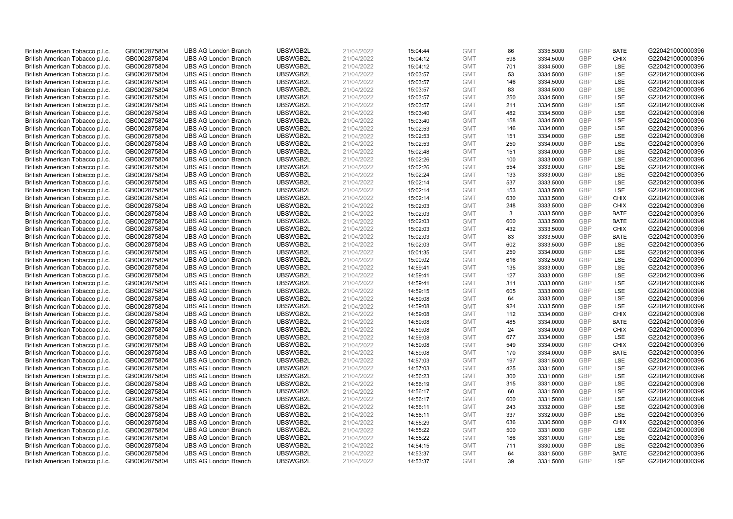| | | | | | | | | | | | |
|---|---|---|---|---|---|---|---|---|---|---|---|
| British American Tobacco p.l.c. | GB0002875804 | UBS AG London Branch | UBSWGB2L | 21/04/2022 | 15:04:44 | GMT | 86 | 3335.5000 | GBP | BATE | G220421000000396 |
| British American Tobacco p.l.c. | GB0002875804 | UBS AG London Branch | UBSWGB2L | 21/04/2022 | 15:04:12 | GMT | 598 | 3334.5000 | GBP | CHIX | G220421000000396 |
| British American Tobacco p.l.c. | GB0002875804 | UBS AG London Branch | UBSWGB2L | 21/04/2022 | 15:04:12 | GMT | 701 | 3334.5000 | GBP | LSE | G220421000000396 |
| British American Tobacco p.l.c. | GB0002875804 | UBS AG London Branch | UBSWGB2L | 21/04/2022 | 15:03:57 | GMT | 53 | 3334.5000 | GBP | LSE | G220421000000396 |
| British American Tobacco p.l.c. | GB0002875804 | UBS AG London Branch | UBSWGB2L | 21/04/2022 | 15:03:57 | GMT | 146 | 3334.5000 | GBP | LSE | G220421000000396 |
| British American Tobacco p.l.c. | GB0002875804 | UBS AG London Branch | UBSWGB2L | 21/04/2022 | 15:03:57 | GMT | 83 | 3334.5000 | GBP | LSE | G220421000000396 |
| British American Tobacco p.l.c. | GB0002875804 | UBS AG London Branch | UBSWGB2L | 21/04/2022 | 15:03:57 | GMT | 250 | 3334.5000 | GBP | LSE | G220421000000396 |
| British American Tobacco p.l.c. | GB0002875804 | UBS AG London Branch | UBSWGB2L | 21/04/2022 | 15:03:57 | GMT | 211 | 3334.5000 | GBP | LSE | G220421000000396 |
| British American Tobacco p.l.c. | GB0002875804 | UBS AG London Branch | UBSWGB2L | 21/04/2022 | 15:03:40 | GMT | 482 | 3334.5000 | GBP | LSE | G220421000000396 |
| British American Tobacco p.l.c. | GB0002875804 | UBS AG London Branch | UBSWGB2L | 21/04/2022 | 15:03:40 | GMT | 158 | 3334.5000 | GBP | LSE | G220421000000396 |
| British American Tobacco p.l.c. | GB0002875804 | UBS AG London Branch | UBSWGB2L | 21/04/2022 | 15:02:53 | GMT | 146 | 3334.0000 | GBP | LSE | G220421000000396 |
| British American Tobacco p.l.c. | GB0002875804 | UBS AG London Branch | UBSWGB2L | 21/04/2022 | 15:02:53 | GMT | 151 | 3334.0000 | GBP | LSE | G220421000000396 |
| British American Tobacco p.l.c. | GB0002875804 | UBS AG London Branch | UBSWGB2L | 21/04/2022 | 15:02:53 | GMT | 250 | 3334.0000 | GBP | LSE | G220421000000396 |
| British American Tobacco p.l.c. | GB0002875804 | UBS AG London Branch | UBSWGB2L | 21/04/2022 | 15:02:48 | GMT | 151 | 3334.0000 | GBP | LSE | G220421000000396 |
| British American Tobacco p.l.c. | GB0002875804 | UBS AG London Branch | UBSWGB2L | 21/04/2022 | 15:02:26 | GMT | 100 | 3333.0000 | GBP | LSE | G220421000000396 |
| British American Tobacco p.l.c. | GB0002875804 | UBS AG London Branch | UBSWGB2L | 21/04/2022 | 15:02:26 | GMT | 554 | 3333.0000 | GBP | LSE | G220421000000396 |
| British American Tobacco p.l.c. | GB0002875804 | UBS AG London Branch | UBSWGB2L | 21/04/2022 | 15:02:24 | GMT | 133 | 3333.0000 | GBP | LSE | G220421000000396 |
| British American Tobacco p.l.c. | GB0002875804 | UBS AG London Branch | UBSWGB2L | 21/04/2022 | 15:02:14 | GMT | 537 | 3333.5000 | GBP | LSE | G220421000000396 |
| British American Tobacco p.l.c. | GB0002875804 | UBS AG London Branch | UBSWGB2L | 21/04/2022 | 15:02:14 | GMT | 153 | 3333.5000 | GBP | LSE | G220421000000396 |
| British American Tobacco p.l.c. | GB0002875804 | UBS AG London Branch | UBSWGB2L | 21/04/2022 | 15:02:14 | GMT | 630 | 3333.5000 | GBP | CHIX | G220421000000396 |
| British American Tobacco p.l.c. | GB0002875804 | UBS AG London Branch | UBSWGB2L | 21/04/2022 | 15:02:03 | GMT | 248 | 3333.5000 | GBP | CHIX | G220421000000396 |
| British American Tobacco p.l.c. | GB0002875804 | UBS AG London Branch | UBSWGB2L | 21/04/2022 | 15:02:03 | GMT | 3 | 3333.5000 | GBP | BATE | G220421000000396 |
| British American Tobacco p.l.c. | GB0002875804 | UBS AG London Branch | UBSWGB2L | 21/04/2022 | 15:02:03 | GMT | 600 | 3333.5000 | GBP | BATE | G220421000000396 |
| British American Tobacco p.l.c. | GB0002875804 | UBS AG London Branch | UBSWGB2L | 21/04/2022 | 15:02:03 | GMT | 432 | 3333.5000 | GBP | CHIX | G220421000000396 |
| British American Tobacco p.l.c. | GB0002875804 | UBS AG London Branch | UBSWGB2L | 21/04/2022 | 15:02:03 | GMT | 83 | 3333.5000 | GBP | BATE | G220421000000396 |
| British American Tobacco p.l.c. | GB0002875804 | UBS AG London Branch | UBSWGB2L | 21/04/2022 | 15:02:03 | GMT | 602 | 3333.5000 | GBP | LSE | G220421000000396 |
| British American Tobacco p.l.c. | GB0002875804 | UBS AG London Branch | UBSWGB2L | 21/04/2022 | 15:01:35 | GMT | 250 | 3334.0000 | GBP | LSE | G220421000000396 |
| British American Tobacco p.l.c. | GB0002875804 | UBS AG London Branch | UBSWGB2L | 21/04/2022 | 15:00:02 | GMT | 616 | 3332.5000 | GBP | LSE | G220421000000396 |
| British American Tobacco p.l.c. | GB0002875804 | UBS AG London Branch | UBSWGB2L | 21/04/2022 | 14:59:41 | GMT | 135 | 3333.0000 | GBP | LSE | G220421000000396 |
| British American Tobacco p.l.c. | GB0002875804 | UBS AG London Branch | UBSWGB2L | 21/04/2022 | 14:59:41 | GMT | 127 | 3333.0000 | GBP | LSE | G220421000000396 |
| British American Tobacco p.l.c. | GB0002875804 | UBS AG London Branch | UBSWGB2L | 21/04/2022 | 14:59:41 | GMT | 311 | 3333.0000 | GBP | LSE | G220421000000396 |
| British American Tobacco p.l.c. | GB0002875804 | UBS AG London Branch | UBSWGB2L | 21/04/2022 | 14:59:15 | GMT | 605 | 3333.0000 | GBP | LSE | G220421000000396 |
| British American Tobacco p.l.c. | GB0002875804 | UBS AG London Branch | UBSWGB2L | 21/04/2022 | 14:59:08 | GMT | 64 | 3333.5000 | GBP | LSE | G220421000000396 |
| British American Tobacco p.l.c. | GB0002875804 | UBS AG London Branch | UBSWGB2L | 21/04/2022 | 14:59:08 | GMT | 924 | 3333.5000 | GBP | LSE | G220421000000396 |
| British American Tobacco p.l.c. | GB0002875804 | UBS AG London Branch | UBSWGB2L | 21/04/2022 | 14:59:08 | GMT | 112 | 3334.0000 | GBP | CHIX | G220421000000396 |
| British American Tobacco p.l.c. | GB0002875804 | UBS AG London Branch | UBSWGB2L | 21/04/2022 | 14:59:08 | GMT | 485 | 3334.0000 | GBP | BATE | G220421000000396 |
| British American Tobacco p.l.c. | GB0002875804 | UBS AG London Branch | UBSWGB2L | 21/04/2022 | 14:59:08 | GMT | 24 | 3334.0000 | GBP | CHIX | G220421000000396 |
| British American Tobacco p.l.c. | GB0002875804 | UBS AG London Branch | UBSWGB2L | 21/04/2022 | 14:59:08 | GMT | 677 | 3334.0000 | GBP | LSE | G220421000000396 |
| British American Tobacco p.l.c. | GB0002875804 | UBS AG London Branch | UBSWGB2L | 21/04/2022 | 14:59:08 | GMT | 549 | 3334.0000 | GBP | CHIX | G220421000000396 |
| British American Tobacco p.l.c. | GB0002875804 | UBS AG London Branch | UBSWGB2L | 21/04/2022 | 14:59:08 | GMT | 170 | 3334.0000 | GBP | BATE | G220421000000396 |
| British American Tobacco p.l.c. | GB0002875804 | UBS AG London Branch | UBSWGB2L | 21/04/2022 | 14:57:03 | GMT | 197 | 3331.5000 | GBP | LSE | G220421000000396 |
| British American Tobacco p.l.c. | GB0002875804 | UBS AG London Branch | UBSWGB2L | 21/04/2022 | 14:57:03 | GMT | 425 | 3331.5000 | GBP | LSE | G220421000000396 |
| British American Tobacco p.l.c. | GB0002875804 | UBS AG London Branch | UBSWGB2L | 21/04/2022 | 14:56:23 | GMT | 300 | 3331.0000 | GBP | LSE | G220421000000396 |
| British American Tobacco p.l.c. | GB0002875804 | UBS AG London Branch | UBSWGB2L | 21/04/2022 | 14:56:19 | GMT | 315 | 3331.0000 | GBP | LSE | G220421000000396 |
| British American Tobacco p.l.c. | GB0002875804 | UBS AG London Branch | UBSWGB2L | 21/04/2022 | 14:56:17 | GMT | 60 | 3331.5000 | GBP | LSE | G220421000000396 |
| British American Tobacco p.l.c. | GB0002875804 | UBS AG London Branch | UBSWGB2L | 21/04/2022 | 14:56:17 | GMT | 600 | 3331.5000 | GBP | LSE | G220421000000396 |
| British American Tobacco p.l.c. | GB0002875804 | UBS AG London Branch | UBSWGB2L | 21/04/2022 | 14:56:11 | GMT | 243 | 3332.0000 | GBP | LSE | G220421000000396 |
| British American Tobacco p.l.c. | GB0002875804 | UBS AG London Branch | UBSWGB2L | 21/04/2022 | 14:56:11 | GMT | 337 | 3332.0000 | GBP | LSE | G220421000000396 |
| British American Tobacco p.l.c. | GB0002875804 | UBS AG London Branch | UBSWGB2L | 21/04/2022 | 14:55:29 | GMT | 636 | 3330.5000 | GBP | CHIX | G220421000000396 |
| British American Tobacco p.l.c. | GB0002875804 | UBS AG London Branch | UBSWGB2L | 21/04/2022 | 14:55:22 | GMT | 500 | 3331.0000 | GBP | LSE | G220421000000396 |
| British American Tobacco p.l.c. | GB0002875804 | UBS AG London Branch | UBSWGB2L | 21/04/2022 | 14:55:22 | GMT | 186 | 3331.0000 | GBP | LSE | G220421000000396 |
| British American Tobacco p.l.c. | GB0002875804 | UBS AG London Branch | UBSWGB2L | 21/04/2022 | 14:54:15 | GMT | 711 | 3330.0000 | GBP | LSE | G220421000000396 |
| British American Tobacco p.l.c. | GB0002875804 | UBS AG London Branch | UBSWGB2L | 21/04/2022 | 14:53:37 | GMT | 64 | 3331.5000 | GBP | BATE | G220421000000396 |
| British American Tobacco p.l.c. | GB0002875804 | UBS AG London Branch | UBSWGB2L | 21/04/2022 | 14:53:37 | GMT | 39 | 3331.5000 | GBP | LSE | G220421000000396 |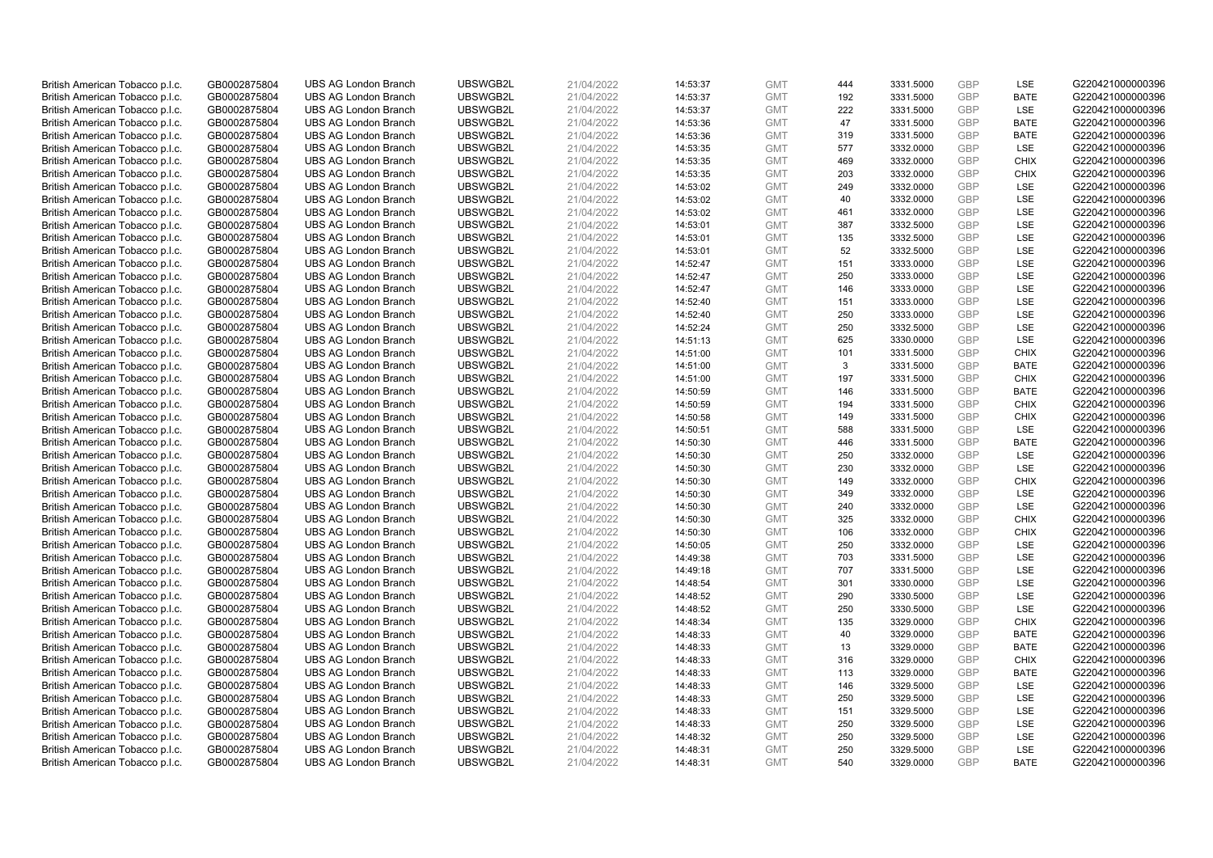| British American Tobacco p.l.c. | GB0002875804 | UBS AG London Branch | UBSWGB2L | 21/04/2022 | 14:53:37 | GMT | 444 | 3331.5000 | GBP | LSE | G220421000000396 |
|---|---|---|---|---|---|---|---|---|---|---|---|
| British American Tobacco p.l.c. | GB0002875804 | UBS AG London Branch | UBSWGB2L | 21/04/2022 | 14:53:37 | GMT | 192 | 3331.5000 | GBP | BATE | G220421000000396 |
| British American Tobacco p.l.c. | GB0002875804 | UBS AG London Branch | UBSWGB2L | 21/04/2022 | 14:53:37 | GMT | 222 | 3331.5000 | GBP | LSE | G220421000000396 |
| British American Tobacco p.l.c. | GB0002875804 | UBS AG London Branch | UBSWGB2L | 21/04/2022 | 14:53:36 | GMT | 47 | 3331.5000 | GBP | BATE | G220421000000396 |
| British American Tobacco p.l.c. | GB0002875804 | UBS AG London Branch | UBSWGB2L | 21/04/2022 | 14:53:36 | GMT | 319 | 3331.5000 | GBP | BATE | G220421000000396 |
| British American Tobacco p.l.c. | GB0002875804 | UBS AG London Branch | UBSWGB2L | 21/04/2022 | 14:53:35 | GMT | 577 | 3332.0000 | GBP | LSE | G220421000000396 |
| British American Tobacco p.l.c. | GB0002875804 | UBS AG London Branch | UBSWGB2L | 21/04/2022 | 14:53:35 | GMT | 469 | 3332.0000 | GBP | CHIX | G220421000000396 |
| British American Tobacco p.l.c. | GB0002875804 | UBS AG London Branch | UBSWGB2L | 21/04/2022 | 14:53:35 | GMT | 203 | 3332.0000 | GBP | CHIX | G220421000000396 |
| British American Tobacco p.l.c. | GB0002875804 | UBS AG London Branch | UBSWGB2L | 21/04/2022 | 14:53:02 | GMT | 249 | 3332.0000 | GBP | LSE | G220421000000396 |
| British American Tobacco p.l.c. | GB0002875804 | UBS AG London Branch | UBSWGB2L | 21/04/2022 | 14:53:02 | GMT | 40 | 3332.0000 | GBP | LSE | G220421000000396 |
| British American Tobacco p.l.c. | GB0002875804 | UBS AG London Branch | UBSWGB2L | 21/04/2022 | 14:53:02 | GMT | 461 | 3332.0000 | GBP | LSE | G220421000000396 |
| British American Tobacco p.l.c. | GB0002875804 | UBS AG London Branch | UBSWGB2L | 21/04/2022 | 14:53:01 | GMT | 387 | 3332.5000 | GBP | LSE | G220421000000396 |
| British American Tobacco p.l.c. | GB0002875804 | UBS AG London Branch | UBSWGB2L | 21/04/2022 | 14:53:01 | GMT | 135 | 3332.5000 | GBP | LSE | G220421000000396 |
| British American Tobacco p.l.c. | GB0002875804 | UBS AG London Branch | UBSWGB2L | 21/04/2022 | 14:53:01 | GMT | 52 | 3332.5000 | GBP | LSE | G220421000000396 |
| British American Tobacco p.l.c. | GB0002875804 | UBS AG London Branch | UBSWGB2L | 21/04/2022 | 14:52:47 | GMT | 151 | 3333.0000 | GBP | LSE | G220421000000396 |
| British American Tobacco p.l.c. | GB0002875804 | UBS AG London Branch | UBSWGB2L | 21/04/2022 | 14:52:47 | GMT | 250 | 3333.0000 | GBP | LSE | G220421000000396 |
| British American Tobacco p.l.c. | GB0002875804 | UBS AG London Branch | UBSWGB2L | 21/04/2022 | 14:52:47 | GMT | 146 | 3333.0000 | GBP | LSE | G220421000000396 |
| British American Tobacco p.l.c. | GB0002875804 | UBS AG London Branch | UBSWGB2L | 21/04/2022 | 14:52:40 | GMT | 151 | 3333.0000 | GBP | LSE | G220421000000396 |
| British American Tobacco p.l.c. | GB0002875804 | UBS AG London Branch | UBSWGB2L | 21/04/2022 | 14:52:40 | GMT | 250 | 3333.0000 | GBP | LSE | G220421000000396 |
| British American Tobacco p.l.c. | GB0002875804 | UBS AG London Branch | UBSWGB2L | 21/04/2022 | 14:52:24 | GMT | 250 | 3332.5000 | GBP | LSE | G220421000000396 |
| British American Tobacco p.l.c. | GB0002875804 | UBS AG London Branch | UBSWGB2L | 21/04/2022 | 14:51:13 | GMT | 625 | 3330.0000 | GBP | LSE | G220421000000396 |
| British American Tobacco p.l.c. | GB0002875804 | UBS AG London Branch | UBSWGB2L | 21/04/2022 | 14:51:00 | GMT | 101 | 3331.5000 | GBP | CHIX | G220421000000396 |
| British American Tobacco p.l.c. | GB0002875804 | UBS AG London Branch | UBSWGB2L | 21/04/2022 | 14:51:00 | GMT | 3 | 3331.5000 | GBP | BATE | G220421000000396 |
| British American Tobacco p.l.c. | GB0002875804 | UBS AG London Branch | UBSWGB2L | 21/04/2022 | 14:51:00 | GMT | 197 | 3331.5000 | GBP | CHIX | G220421000000396 |
| British American Tobacco p.l.c. | GB0002875804 | UBS AG London Branch | UBSWGB2L | 21/04/2022 | 14:50:59 | GMT | 146 | 3331.5000 | GBP | BATE | G220421000000396 |
| British American Tobacco p.l.c. | GB0002875804 | UBS AG London Branch | UBSWGB2L | 21/04/2022 | 14:50:59 | GMT | 194 | 3331.5000 | GBP | CHIX | G220421000000396 |
| British American Tobacco p.l.c. | GB0002875804 | UBS AG London Branch | UBSWGB2L | 21/04/2022 | 14:50:58 | GMT | 149 | 3331.5000 | GBP | CHIX | G220421000000396 |
| British American Tobacco p.l.c. | GB0002875804 | UBS AG London Branch | UBSWGB2L | 21/04/2022 | 14:50:51 | GMT | 588 | 3331.5000 | GBP | LSE | G220421000000396 |
| British American Tobacco p.l.c. | GB0002875804 | UBS AG London Branch | UBSWGB2L | 21/04/2022 | 14:50:30 | GMT | 446 | 3331.5000 | GBP | BATE | G220421000000396 |
| British American Tobacco p.l.c. | GB0002875804 | UBS AG London Branch | UBSWGB2L | 21/04/2022 | 14:50:30 | GMT | 250 | 3332.0000 | GBP | LSE | G220421000000396 |
| British American Tobacco p.l.c. | GB0002875804 | UBS AG London Branch | UBSWGB2L | 21/04/2022 | 14:50:30 | GMT | 230 | 3332.0000 | GBP | LSE | G220421000000396 |
| British American Tobacco p.l.c. | GB0002875804 | UBS AG London Branch | UBSWGB2L | 21/04/2022 | 14:50:30 | GMT | 149 | 3332.0000 | GBP | CHIX | G220421000000396 |
| British American Tobacco p.l.c. | GB0002875804 | UBS AG London Branch | UBSWGB2L | 21/04/2022 | 14:50:30 | GMT | 349 | 3332.0000 | GBP | LSE | G220421000000396 |
| British American Tobacco p.l.c. | GB0002875804 | UBS AG London Branch | UBSWGB2L | 21/04/2022 | 14:50:30 | GMT | 240 | 3332.0000 | GBP | LSE | G220421000000396 |
| British American Tobacco p.l.c. | GB0002875804 | UBS AG London Branch | UBSWGB2L | 21/04/2022 | 14:50:30 | GMT | 325 | 3332.0000 | GBP | CHIX | G220421000000396 |
| British American Tobacco p.l.c. | GB0002875804 | UBS AG London Branch | UBSWGB2L | 21/04/2022 | 14:50:30 | GMT | 106 | 3332.0000 | GBP | CHIX | G220421000000396 |
| British American Tobacco p.l.c. | GB0002875804 | UBS AG London Branch | UBSWGB2L | 21/04/2022 | 14:50:05 | GMT | 250 | 3332.0000 | GBP | LSE | G220421000000396 |
| British American Tobacco p.l.c. | GB0002875804 | UBS AG London Branch | UBSWGB2L | 21/04/2022 | 14:49:38 | GMT | 703 | 3331.5000 | GBP | LSE | G220421000000396 |
| British American Tobacco p.l.c. | GB0002875804 | UBS AG London Branch | UBSWGB2L | 21/04/2022 | 14:49:18 | GMT | 707 | 3331.5000 | GBP | LSE | G220421000000396 |
| British American Tobacco p.l.c. | GB0002875804 | UBS AG London Branch | UBSWGB2L | 21/04/2022 | 14:48:54 | GMT | 301 | 3330.0000 | GBP | LSE | G220421000000396 |
| British American Tobacco p.l.c. | GB0002875804 | UBS AG London Branch | UBSWGB2L | 21/04/2022 | 14:48:52 | GMT | 290 | 3330.5000 | GBP | LSE | G220421000000396 |
| British American Tobacco p.l.c. | GB0002875804 | UBS AG London Branch | UBSWGB2L | 21/04/2022 | 14:48:52 | GMT | 250 | 3330.5000 | GBP | LSE | G220421000000396 |
| British American Tobacco p.l.c. | GB0002875804 | UBS AG London Branch | UBSWGB2L | 21/04/2022 | 14:48:34 | GMT | 135 | 3329.0000 | GBP | CHIX | G220421000000396 |
| British American Tobacco p.l.c. | GB0002875804 | UBS AG London Branch | UBSWGB2L | 21/04/2022 | 14:48:33 | GMT | 40 | 3329.0000 | GBP | BATE | G220421000000396 |
| British American Tobacco p.l.c. | GB0002875804 | UBS AG London Branch | UBSWGB2L | 21/04/2022 | 14:48:33 | GMT | 13 | 3329.0000 | GBP | BATE | G220421000000396 |
| British American Tobacco p.l.c. | GB0002875804 | UBS AG London Branch | UBSWGB2L | 21/04/2022 | 14:48:33 | GMT | 316 | 3329.0000 | GBP | CHIX | G220421000000396 |
| British American Tobacco p.l.c. | GB0002875804 | UBS AG London Branch | UBSWGB2L | 21/04/2022 | 14:48:33 | GMT | 113 | 3329.0000 | GBP | BATE | G220421000000396 |
| British American Tobacco p.l.c. | GB0002875804 | UBS AG London Branch | UBSWGB2L | 21/04/2022 | 14:48:33 | GMT | 146 | 3329.5000 | GBP | LSE | G220421000000396 |
| British American Tobacco p.l.c. | GB0002875804 | UBS AG London Branch | UBSWGB2L | 21/04/2022 | 14:48:33 | GMT | 250 | 3329.5000 | GBP | LSE | G220421000000396 |
| British American Tobacco p.l.c. | GB0002875804 | UBS AG London Branch | UBSWGB2L | 21/04/2022 | 14:48:33 | GMT | 151 | 3329.5000 | GBP | LSE | G220421000000396 |
| British American Tobacco p.l.c. | GB0002875804 | UBS AG London Branch | UBSWGB2L | 21/04/2022 | 14:48:33 | GMT | 250 | 3329.5000 | GBP | LSE | G220421000000396 |
| British American Tobacco p.l.c. | GB0002875804 | UBS AG London Branch | UBSWGB2L | 21/04/2022 | 14:48:32 | GMT | 250 | 3329.5000 | GBP | LSE | G220421000000396 |
| British American Tobacco p.l.c. | GB0002875804 | UBS AG London Branch | UBSWGB2L | 21/04/2022 | 14:48:31 | GMT | 250 | 3329.5000 | GBP | LSE | G220421000000396 |
| British American Tobacco p.l.c. | GB0002875804 | UBS AG London Branch | UBSWGB2L | 21/04/2022 | 14:48:31 | GMT | 540 | 3329.0000 | GBP | BATE | G220421000000396 |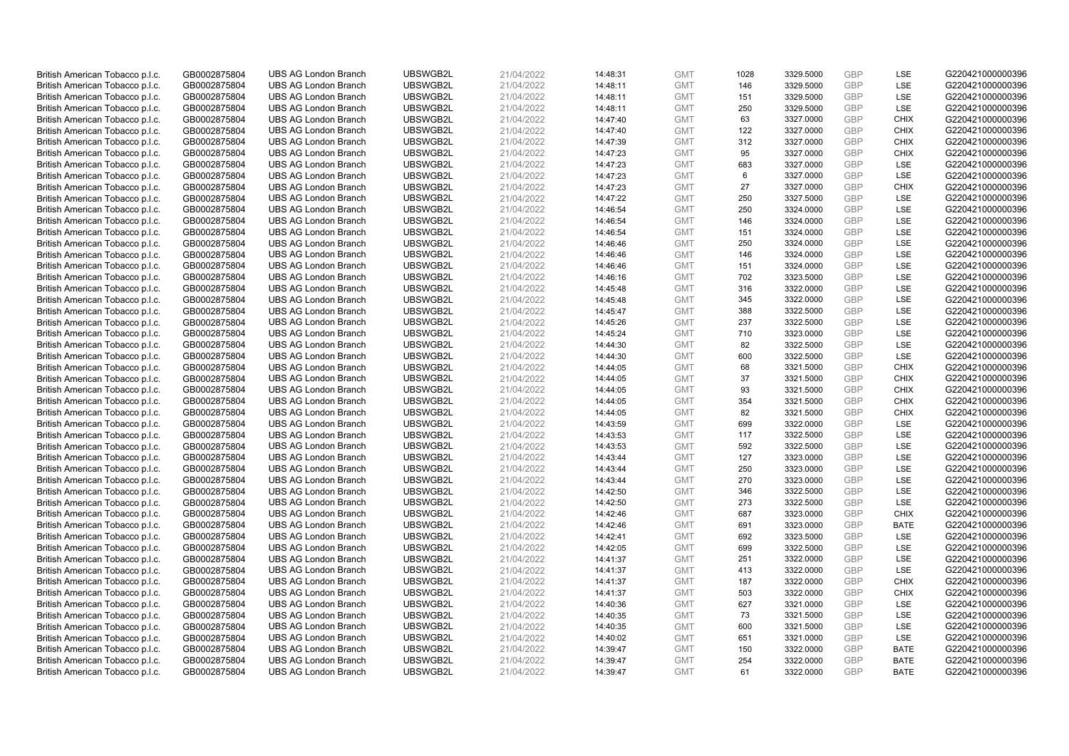| | | | | | | | | | | | |
|---|---|---|---|---|---|---|---|---|---|---|---|
| British American Tobacco p.l.c. | GB0002875804 | UBS AG London Branch | UBSWGB2L | 21/04/2022 | 14:48:31 | GMT | 1028 | 3329.5000 | GBP | LSE | G220421000000396 |
| British American Tobacco p.l.c. | GB0002875804 | UBS AG London Branch | UBSWGB2L | 21/04/2022 | 14:48:11 | GMT | 146 | 3329.5000 | GBP | LSE | G220421000000396 |
| British American Tobacco p.l.c. | GB0002875804 | UBS AG London Branch | UBSWGB2L | 21/04/2022 | 14:48:11 | GMT | 151 | 3329.5000 | GBP | LSE | G220421000000396 |
| British American Tobacco p.l.c. | GB0002875804 | UBS AG London Branch | UBSWGB2L | 21/04/2022 | 14:48:11 | GMT | 250 | 3329.5000 | GBP | LSE | G220421000000396 |
| British American Tobacco p.l.c. | GB0002875804 | UBS AG London Branch | UBSWGB2L | 21/04/2022 | 14:47:40 | GMT | 63 | 3327.0000 | GBP | CHIX | G220421000000396 |
| British American Tobacco p.l.c. | GB0002875804 | UBS AG London Branch | UBSWGB2L | 21/04/2022 | 14:47:40 | GMT | 122 | 3327.0000 | GBP | CHIX | G220421000000396 |
| British American Tobacco p.l.c. | GB0002875804 | UBS AG London Branch | UBSWGB2L | 21/04/2022 | 14:47:39 | GMT | 312 | 3327.0000 | GBP | CHIX | G220421000000396 |
| British American Tobacco p.l.c. | GB0002875804 | UBS AG London Branch | UBSWGB2L | 21/04/2022 | 14:47:23 | GMT | 95 | 3327.0000 | GBP | CHIX | G220421000000396 |
| British American Tobacco p.l.c. | GB0002875804 | UBS AG London Branch | UBSWGB2L | 21/04/2022 | 14:47:23 | GMT | 683 | 3327.0000 | GBP | LSE | G220421000000396 |
| British American Tobacco p.l.c. | GB0002875804 | UBS AG London Branch | UBSWGB2L | 21/04/2022 | 14:47:23 | GMT | 6 | 3327.0000 | GBP | LSE | G220421000000396 |
| British American Tobacco p.l.c. | GB0002875804 | UBS AG London Branch | UBSWGB2L | 21/04/2022 | 14:47:23 | GMT | 27 | 3327.0000 | GBP | CHIX | G220421000000396 |
| British American Tobacco p.l.c. | GB0002875804 | UBS AG London Branch | UBSWGB2L | 21/04/2022 | 14:47:22 | GMT | 250 | 3327.5000 | GBP | LSE | G220421000000396 |
| British American Tobacco p.l.c. | GB0002875804 | UBS AG London Branch | UBSWGB2L | 21/04/2022 | 14:46:54 | GMT | 250 | 3324.0000 | GBP | LSE | G220421000000396 |
| British American Tobacco p.l.c. | GB0002875804 | UBS AG London Branch | UBSWGB2L | 21/04/2022 | 14:46:54 | GMT | 146 | 3324.0000 | GBP | LSE | G220421000000396 |
| British American Tobacco p.l.c. | GB0002875804 | UBS AG London Branch | UBSWGB2L | 21/04/2022 | 14:46:54 | GMT | 151 | 3324.0000 | GBP | LSE | G220421000000396 |
| British American Tobacco p.l.c. | GB0002875804 | UBS AG London Branch | UBSWGB2L | 21/04/2022 | 14:46:46 | GMT | 250 | 3324.0000 | GBP | LSE | G220421000000396 |
| British American Tobacco p.l.c. | GB0002875804 | UBS AG London Branch | UBSWGB2L | 21/04/2022 | 14:46:46 | GMT | 146 | 3324.0000 | GBP | LSE | G220421000000396 |
| British American Tobacco p.l.c. | GB0002875804 | UBS AG London Branch | UBSWGB2L | 21/04/2022 | 14:46:46 | GMT | 151 | 3324.0000 | GBP | LSE | G220421000000396 |
| British American Tobacco p.l.c. | GB0002875804 | UBS AG London Branch | UBSWGB2L | 21/04/2022 | 14:46:16 | GMT | 702 | 3323.5000 | GBP | LSE | G220421000000396 |
| British American Tobacco p.l.c. | GB0002875804 | UBS AG London Branch | UBSWGB2L | 21/04/2022 | 14:45:48 | GMT | 316 | 3322.0000 | GBP | LSE | G220421000000396 |
| British American Tobacco p.l.c. | GB0002875804 | UBS AG London Branch | UBSWGB2L | 21/04/2022 | 14:45:48 | GMT | 345 | 3322.0000 | GBP | LSE | G220421000000396 |
| British American Tobacco p.l.c. | GB0002875804 | UBS AG London Branch | UBSWGB2L | 21/04/2022 | 14:45:47 | GMT | 388 | 3322.5000 | GBP | LSE | G220421000000396 |
| British American Tobacco p.l.c. | GB0002875804 | UBS AG London Branch | UBSWGB2L | 21/04/2022 | 14:45:26 | GMT | 237 | 3322.5000 | GBP | LSE | G220421000000396 |
| British American Tobacco p.l.c. | GB0002875804 | UBS AG London Branch | UBSWGB2L | 21/04/2022 | 14:45:24 | GMT | 710 | 3323.0000 | GBP | LSE | G220421000000396 |
| British American Tobacco p.l.c. | GB0002875804 | UBS AG London Branch | UBSWGB2L | 21/04/2022 | 14:44:30 | GMT | 82 | 3322.5000 | GBP | LSE | G220421000000396 |
| British American Tobacco p.l.c. | GB0002875804 | UBS AG London Branch | UBSWGB2L | 21/04/2022 | 14:44:30 | GMT | 600 | 3322.5000 | GBP | LSE | G220421000000396 |
| British American Tobacco p.l.c. | GB0002875804 | UBS AG London Branch | UBSWGB2L | 21/04/2022 | 14:44:05 | GMT | 68 | 3321.5000 | GBP | CHIX | G220421000000396 |
| British American Tobacco p.l.c. | GB0002875804 | UBS AG London Branch | UBSWGB2L | 21/04/2022 | 14:44:05 | GMT | 37 | 3321.5000 | GBP | CHIX | G220421000000396 |
| British American Tobacco p.l.c. | GB0002875804 | UBS AG London Branch | UBSWGB2L | 21/04/2022 | 14:44:05 | GMT | 93 | 3321.5000 | GBP | CHIX | G220421000000396 |
| British American Tobacco p.l.c. | GB0002875804 | UBS AG London Branch | UBSWGB2L | 21/04/2022 | 14:44:05 | GMT | 354 | 3321.5000 | GBP | CHIX | G220421000000396 |
| British American Tobacco p.l.c. | GB0002875804 | UBS AG London Branch | UBSWGB2L | 21/04/2022 | 14:44:05 | GMT | 82 | 3321.5000 | GBP | CHIX | G220421000000396 |
| British American Tobacco p.l.c. | GB0002875804 | UBS AG London Branch | UBSWGB2L | 21/04/2022 | 14:43:59 | GMT | 699 | 3322.0000 | GBP | LSE | G220421000000396 |
| British American Tobacco p.l.c. | GB0002875804 | UBS AG London Branch | UBSWGB2L | 21/04/2022 | 14:43:53 | GMT | 117 | 3322.5000 | GBP | LSE | G220421000000396 |
| British American Tobacco p.l.c. | GB0002875804 | UBS AG London Branch | UBSWGB2L | 21/04/2022 | 14:43:53 | GMT | 592 | 3322.5000 | GBP | LSE | G220421000000396 |
| British American Tobacco p.l.c. | GB0002875804 | UBS AG London Branch | UBSWGB2L | 21/04/2022 | 14:43:44 | GMT | 127 | 3323.0000 | GBP | LSE | G220421000000396 |
| British American Tobacco p.l.c. | GB0002875804 | UBS AG London Branch | UBSWGB2L | 21/04/2022 | 14:43:44 | GMT | 250 | 3323.0000 | GBP | LSE | G220421000000396 |
| British American Tobacco p.l.c. | GB0002875804 | UBS AG London Branch | UBSWGB2L | 21/04/2022 | 14:43:44 | GMT | 270 | 3323.0000 | GBP | LSE | G220421000000396 |
| British American Tobacco p.l.c. | GB0002875804 | UBS AG London Branch | UBSWGB2L | 21/04/2022 | 14:42:50 | GMT | 346 | 3322.5000 | GBP | LSE | G220421000000396 |
| British American Tobacco p.l.c. | GB0002875804 | UBS AG London Branch | UBSWGB2L | 21/04/2022 | 14:42:50 | GMT | 273 | 3322.5000 | GBP | LSE | G220421000000396 |
| British American Tobacco p.l.c. | GB0002875804 | UBS AG London Branch | UBSWGB2L | 21/04/2022 | 14:42:46 | GMT | 687 | 3323.0000 | GBP | CHIX | G220421000000396 |
| British American Tobacco p.l.c. | GB0002875804 | UBS AG London Branch | UBSWGB2L | 21/04/2022 | 14:42:46 | GMT | 691 | 3323.0000 | GBP | BATE | G220421000000396 |
| British American Tobacco p.l.c. | GB0002875804 | UBS AG London Branch | UBSWGB2L | 21/04/2022 | 14:42:41 | GMT | 692 | 3323.5000 | GBP | LSE | G220421000000396 |
| British American Tobacco p.l.c. | GB0002875804 | UBS AG London Branch | UBSWGB2L | 21/04/2022 | 14:42:05 | GMT | 699 | 3322.5000 | GBP | LSE | G220421000000396 |
| British American Tobacco p.l.c. | GB0002875804 | UBS AG London Branch | UBSWGB2L | 21/04/2022 | 14:41:37 | GMT | 251 | 3322.0000 | GBP | LSE | G220421000000396 |
| British American Tobacco p.l.c. | GB0002875804 | UBS AG London Branch | UBSWGB2L | 21/04/2022 | 14:41:37 | GMT | 413 | 3322.0000 | GBP | LSE | G220421000000396 |
| British American Tobacco p.l.c. | GB0002875804 | UBS AG London Branch | UBSWGB2L | 21/04/2022 | 14:41:37 | GMT | 187 | 3322.0000 | GBP | CHIX | G220421000000396 |
| British American Tobacco p.l.c. | GB0002875804 | UBS AG London Branch | UBSWGB2L | 21/04/2022 | 14:41:37 | GMT | 503 | 3322.0000 | GBP | CHIX | G220421000000396 |
| British American Tobacco p.l.c. | GB0002875804 | UBS AG London Branch | UBSWGB2L | 21/04/2022 | 14:40:36 | GMT | 627 | 3321.0000 | GBP | LSE | G220421000000396 |
| British American Tobacco p.l.c. | GB0002875804 | UBS AG London Branch | UBSWGB2L | 21/04/2022 | 14:40:35 | GMT | 73 | 3321.5000 | GBP | LSE | G220421000000396 |
| British American Tobacco p.l.c. | GB0002875804 | UBS AG London Branch | UBSWGB2L | 21/04/2022 | 14:40:35 | GMT | 600 | 3321.5000 | GBP | LSE | G220421000000396 |
| British American Tobacco p.l.c. | GB0002875804 | UBS AG London Branch | UBSWGB2L | 21/04/2022 | 14:40:02 | GMT | 651 | 3321.0000 | GBP | LSE | G220421000000396 |
| British American Tobacco p.l.c. | GB0002875804 | UBS AG London Branch | UBSWGB2L | 21/04/2022 | 14:39:47 | GMT | 150 | 3322.0000 | GBP | BATE | G220421000000396 |
| British American Tobacco p.l.c. | GB0002875804 | UBS AG London Branch | UBSWGB2L | 21/04/2022 | 14:39:47 | GMT | 254 | 3322.0000 | GBP | BATE | G220421000000396 |
| British American Tobacco p.l.c. | GB0002875804 | UBS AG London Branch | UBSWGB2L | 21/04/2022 | 14:39:47 | GMT | 61 | 3322.0000 | GBP | BATE | G220421000000396 |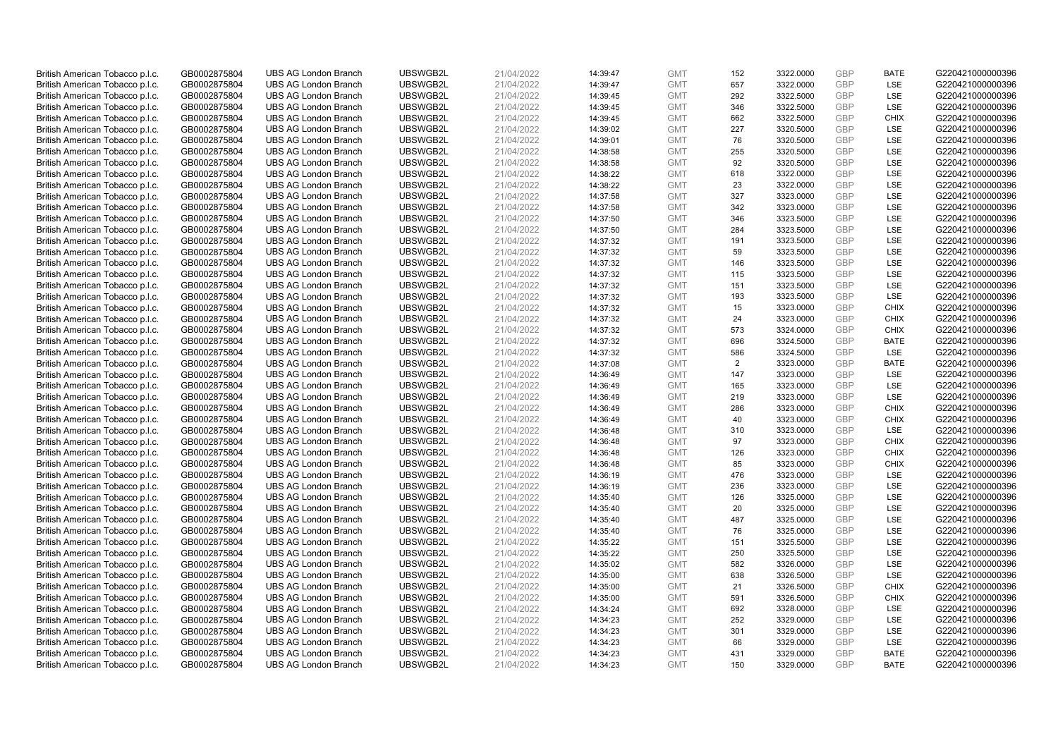| | | | | | | | | | | | |
|---|---|---|---|---|---|---|---|---|---|---|---|
| British American Tobacco p.l.c. | GB0002875804 | UBS AG London Branch | UBSWGB2L | 21/04/2022 | 14:39:47 | GMT | 152 | 3322.0000 | GBP | BATE | G220421000000396 |
| British American Tobacco p.l.c. | GB0002875804 | UBS AG London Branch | UBSWGB2L | 21/04/2022 | 14:39:47 | GMT | 657 | 3322.0000 | GBP | LSE | G220421000000396 |
| British American Tobacco p.l.c. | GB0002875804 | UBS AG London Branch | UBSWGB2L | 21/04/2022 | 14:39:45 | GMT | 292 | 3322.5000 | GBP | LSE | G220421000000396 |
| British American Tobacco p.l.c. | GB0002875804 | UBS AG London Branch | UBSWGB2L | 21/04/2022 | 14:39:45 | GMT | 346 | 3322.5000 | GBP | LSE | G220421000000396 |
| British American Tobacco p.l.c. | GB0002875804 | UBS AG London Branch | UBSWGB2L | 21/04/2022 | 14:39:45 | GMT | 662 | 3322.5000 | GBP | CHIX | G220421000000396 |
| British American Tobacco p.l.c. | GB0002875804 | UBS AG London Branch | UBSWGB2L | 21/04/2022 | 14:39:02 | GMT | 227 | 3320.5000 | GBP | LSE | G220421000000396 |
| British American Tobacco p.l.c. | GB0002875804 | UBS AG London Branch | UBSWGB2L | 21/04/2022 | 14:39:01 | GMT | 76 | 3320.5000 | GBP | LSE | G220421000000396 |
| British American Tobacco p.l.c. | GB0002875804 | UBS AG London Branch | UBSWGB2L | 21/04/2022 | 14:38:58 | GMT | 255 | 3320.5000 | GBP | LSE | G220421000000396 |
| British American Tobacco p.l.c. | GB0002875804 | UBS AG London Branch | UBSWGB2L | 21/04/2022 | 14:38:58 | GMT | 92 | 3320.5000 | GBP | LSE | G220421000000396 |
| British American Tobacco p.l.c. | GB0002875804 | UBS AG London Branch | UBSWGB2L | 21/04/2022 | 14:38:22 | GMT | 618 | 3322.0000 | GBP | LSE | G220421000000396 |
| British American Tobacco p.l.c. | GB0002875804 | UBS AG London Branch | UBSWGB2L | 21/04/2022 | 14:38:22 | GMT | 23 | 3322.0000 | GBP | LSE | G220421000000396 |
| British American Tobacco p.l.c. | GB0002875804 | UBS AG London Branch | UBSWGB2L | 21/04/2022 | 14:37:58 | GMT | 327 | 3323.0000 | GBP | LSE | G220421000000396 |
| British American Tobacco p.l.c. | GB0002875804 | UBS AG London Branch | UBSWGB2L | 21/04/2022 | 14:37:58 | GMT | 342 | 3323.0000 | GBP | LSE | G220421000000396 |
| British American Tobacco p.l.c. | GB0002875804 | UBS AG London Branch | UBSWGB2L | 21/04/2022 | 14:37:50 | GMT | 346 | 3323.5000 | GBP | LSE | G220421000000396 |
| British American Tobacco p.l.c. | GB0002875804 | UBS AG London Branch | UBSWGB2L | 21/04/2022 | 14:37:50 | GMT | 284 | 3323.5000 | GBP | LSE | G220421000000396 |
| British American Tobacco p.l.c. | GB0002875804 | UBS AG London Branch | UBSWGB2L | 21/04/2022 | 14:37:32 | GMT | 191 | 3323.5000 | GBP | LSE | G220421000000396 |
| British American Tobacco p.l.c. | GB0002875804 | UBS AG London Branch | UBSWGB2L | 21/04/2022 | 14:37:32 | GMT | 59 | 3323.5000 | GBP | LSE | G220421000000396 |
| British American Tobacco p.l.c. | GB0002875804 | UBS AG London Branch | UBSWGB2L | 21/04/2022 | 14:37:32 | GMT | 146 | 3323.5000 | GBP | LSE | G220421000000396 |
| British American Tobacco p.l.c. | GB0002875804 | UBS AG London Branch | UBSWGB2L | 21/04/2022 | 14:37:32 | GMT | 115 | 3323.5000 | GBP | LSE | G220421000000396 |
| British American Tobacco p.l.c. | GB0002875804 | UBS AG London Branch | UBSWGB2L | 21/04/2022 | 14:37:32 | GMT | 151 | 3323.5000 | GBP | LSE | G220421000000396 |
| British American Tobacco p.l.c. | GB0002875804 | UBS AG London Branch | UBSWGB2L | 21/04/2022 | 14:37:32 | GMT | 193 | 3323.5000 | GBP | LSE | G220421000000396 |
| British American Tobacco p.l.c. | GB0002875804 | UBS AG London Branch | UBSWGB2L | 21/04/2022 | 14:37:32 | GMT | 15 | 3323.0000 | GBP | CHIX | G220421000000396 |
| British American Tobacco p.l.c. | GB0002875804 | UBS AG London Branch | UBSWGB2L | 21/04/2022 | 14:37:32 | GMT | 24 | 3323.0000 | GBP | CHIX | G220421000000396 |
| British American Tobacco p.l.c. | GB0002875804 | UBS AG London Branch | UBSWGB2L | 21/04/2022 | 14:37:32 | GMT | 573 | 3324.0000 | GBP | CHIX | G220421000000396 |
| British American Tobacco p.l.c. | GB0002875804 | UBS AG London Branch | UBSWGB2L | 21/04/2022 | 14:37:32 | GMT | 696 | 3324.5000 | GBP | BATE | G220421000000396 |
| British American Tobacco p.l.c. | GB0002875804 | UBS AG London Branch | UBSWGB2L | 21/04/2022 | 14:37:32 | GMT | 586 | 3324.5000 | GBP | LSE | G220421000000396 |
| British American Tobacco p.l.c. | GB0002875804 | UBS AG London Branch | UBSWGB2L | 21/04/2022 | 14:37:08 | GMT | 2 | 3323.0000 | GBP | BATE | G220421000000396 |
| British American Tobacco p.l.c. | GB0002875804 | UBS AG London Branch | UBSWGB2L | 21/04/2022 | 14:36:49 | GMT | 147 | 3323.0000 | GBP | LSE | G220421000000396 |
| British American Tobacco p.l.c. | GB0002875804 | UBS AG London Branch | UBSWGB2L | 21/04/2022 | 14:36:49 | GMT | 165 | 3323.0000 | GBP | LSE | G220421000000396 |
| British American Tobacco p.l.c. | GB0002875804 | UBS AG London Branch | UBSWGB2L | 21/04/2022 | 14:36:49 | GMT | 219 | 3323.0000 | GBP | LSE | G220421000000396 |
| British American Tobacco p.l.c. | GB0002875804 | UBS AG London Branch | UBSWGB2L | 21/04/2022 | 14:36:49 | GMT | 286 | 3323.0000 | GBP | CHIX | G220421000000396 |
| British American Tobacco p.l.c. | GB0002875804 | UBS AG London Branch | UBSWGB2L | 21/04/2022 | 14:36:49 | GMT | 40 | 3323.0000 | GBP | CHIX | G220421000000396 |
| British American Tobacco p.l.c. | GB0002875804 | UBS AG London Branch | UBSWGB2L | 21/04/2022 | 14:36:48 | GMT | 310 | 3323.0000 | GBP | LSE | G220421000000396 |
| British American Tobacco p.l.c. | GB0002875804 | UBS AG London Branch | UBSWGB2L | 21/04/2022 | 14:36:48 | GMT | 97 | 3323.0000 | GBP | CHIX | G220421000000396 |
| British American Tobacco p.l.c. | GB0002875804 | UBS AG London Branch | UBSWGB2L | 21/04/2022 | 14:36:48 | GMT | 126 | 3323.0000 | GBP | CHIX | G220421000000396 |
| British American Tobacco p.l.c. | GB0002875804 | UBS AG London Branch | UBSWGB2L | 21/04/2022 | 14:36:48 | GMT | 85 | 3323.0000 | GBP | CHIX | G220421000000396 |
| British American Tobacco p.l.c. | GB0002875804 | UBS AG London Branch | UBSWGB2L | 21/04/2022 | 14:36:19 | GMT | 476 | 3323.0000 | GBP | LSE | G220421000000396 |
| British American Tobacco p.l.c. | GB0002875804 | UBS AG London Branch | UBSWGB2L | 21/04/2022 | 14:36:19 | GMT | 236 | 3323.0000 | GBP | LSE | G220421000000396 |
| British American Tobacco p.l.c. | GB0002875804 | UBS AG London Branch | UBSWGB2L | 21/04/2022 | 14:35:40 | GMT | 126 | 3325.0000 | GBP | LSE | G220421000000396 |
| British American Tobacco p.l.c. | GB0002875804 | UBS AG London Branch | UBSWGB2L | 21/04/2022 | 14:35:40 | GMT | 20 | 3325.0000 | GBP | LSE | G220421000000396 |
| British American Tobacco p.l.c. | GB0002875804 | UBS AG London Branch | UBSWGB2L | 21/04/2022 | 14:35:40 | GMT | 487 | 3325.0000 | GBP | LSE | G220421000000396 |
| British American Tobacco p.l.c. | GB0002875804 | UBS AG London Branch | UBSWGB2L | 21/04/2022 | 14:35:40 | GMT | 76 | 3325.0000 | GBP | LSE | G220421000000396 |
| British American Tobacco p.l.c. | GB0002875804 | UBS AG London Branch | UBSWGB2L | 21/04/2022 | 14:35:22 | GMT | 151 | 3325.5000 | GBP | LSE | G220421000000396 |
| British American Tobacco p.l.c. | GB0002875804 | UBS AG London Branch | UBSWGB2L | 21/04/2022 | 14:35:22 | GMT | 250 | 3325.5000 | GBP | LSE | G220421000000396 |
| British American Tobacco p.l.c. | GB0002875804 | UBS AG London Branch | UBSWGB2L | 21/04/2022 | 14:35:02 | GMT | 582 | 3326.0000 | GBP | LSE | G220421000000396 |
| British American Tobacco p.l.c. | GB0002875804 | UBS AG London Branch | UBSWGB2L | 21/04/2022 | 14:35:00 | GMT | 638 | 3326.5000 | GBP | LSE | G220421000000396 |
| British American Tobacco p.l.c. | GB0002875804 | UBS AG London Branch | UBSWGB2L | 21/04/2022 | 14:35:00 | GMT | 21 | 3326.5000 | GBP | CHIX | G220421000000396 |
| British American Tobacco p.l.c. | GB0002875804 | UBS AG London Branch | UBSWGB2L | 21/04/2022 | 14:35:00 | GMT | 591 | 3326.5000 | GBP | CHIX | G220421000000396 |
| British American Tobacco p.l.c. | GB0002875804 | UBS AG London Branch | UBSWGB2L | 21/04/2022 | 14:34:24 | GMT | 692 | 3328.0000 | GBP | LSE | G220421000000396 |
| British American Tobacco p.l.c. | GB0002875804 | UBS AG London Branch | UBSWGB2L | 21/04/2022 | 14:34:23 | GMT | 252 | 3329.0000 | GBP | LSE | G220421000000396 |
| British American Tobacco p.l.c. | GB0002875804 | UBS AG London Branch | UBSWGB2L | 21/04/2022 | 14:34:23 | GMT | 301 | 3329.0000 | GBP | LSE | G220421000000396 |
| British American Tobacco p.l.c. | GB0002875804 | UBS AG London Branch | UBSWGB2L | 21/04/2022 | 14:34:23 | GMT | 66 | 3329.0000 | GBP | LSE | G220421000000396 |
| British American Tobacco p.l.c. | GB0002875804 | UBS AG London Branch | UBSWGB2L | 21/04/2022 | 14:34:23 | GMT | 431 | 3329.0000 | GBP | BATE | G220421000000396 |
| British American Tobacco p.l.c. | GB0002875804 | UBS AG London Branch | UBSWGB2L | 21/04/2022 | 14:34:23 | GMT | 150 | 3329.0000 | GBP | BATE | G220421000000396 |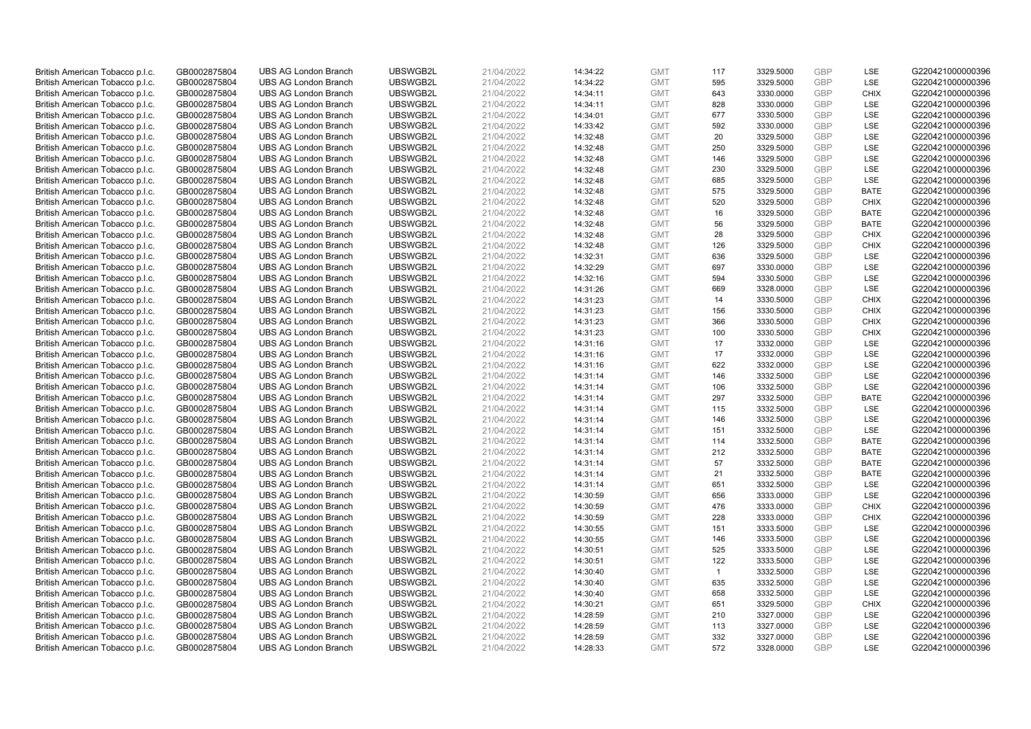| British American Tobacco p.l.c. | GB0002875804 | UBS AG London Branch | UBSWGB2L | 21/04/2022 | 14:34:22 | GMT | 117 | 3329.5000 | GBP | LSE | G220421000000396 |
|---|---|---|---|---|---|---|---|---|---|---|---|
| British American Tobacco p.l.c. | GB0002875804 | UBS AG London Branch | UBSWGB2L | 21/04/2022 | 14:34:22 | GMT | 595 | 3329.5000 | GBP | LSE | G220421000000396 |
| British American Tobacco p.l.c. | GB0002875804 | UBS AG London Branch | UBSWGB2L | 21/04/2022 | 14:34:11 | GMT | 643 | 3330.0000 | GBP | CHIX | G220421000000396 |
| British American Tobacco p.l.c. | GB0002875804 | UBS AG London Branch | UBSWGB2L | 21/04/2022 | 14:34:11 | GMT | 828 | 3330.0000 | GBP | LSE | G220421000000396 |
| British American Tobacco p.l.c. | GB0002875804 | UBS AG London Branch | UBSWGB2L | 21/04/2022 | 14:34:01 | GMT | 677 | 3330.5000 | GBP | LSE | G220421000000396 |
| British American Tobacco p.l.c. | GB0002875804 | UBS AG London Branch | UBSWGB2L | 21/04/2022 | 14:33:42 | GMT | 592 | 3330.0000 | GBP | LSE | G220421000000396 |
| British American Tobacco p.l.c. | GB0002875804 | UBS AG London Branch | UBSWGB2L | 21/04/2022 | 14:32:48 | GMT | 20 | 3329.5000 | GBP | LSE | G220421000000396 |
| British American Tobacco p.l.c. | GB0002875804 | UBS AG London Branch | UBSWGB2L | 21/04/2022 | 14:32:48 | GMT | 250 | 3329.5000 | GBP | LSE | G220421000000396 |
| British American Tobacco p.l.c. | GB0002875804 | UBS AG London Branch | UBSWGB2L | 21/04/2022 | 14:32:48 | GMT | 146 | 3329.5000 | GBP | LSE | G220421000000396 |
| British American Tobacco p.l.c. | GB0002875804 | UBS AG London Branch | UBSWGB2L | 21/04/2022 | 14:32:48 | GMT | 230 | 3329.5000 | GBP | LSE | G220421000000396 |
| British American Tobacco p.l.c. | GB0002875804 | UBS AG London Branch | UBSWGB2L | 21/04/2022 | 14:32:48 | GMT | 685 | 3329.5000 | GBP | LSE | G220421000000396 |
| British American Tobacco p.l.c. | GB0002875804 | UBS AG London Branch | UBSWGB2L | 21/04/2022 | 14:32:48 | GMT | 575 | 3329.5000 | GBP | BATE | G220421000000396 |
| British American Tobacco p.l.c. | GB0002875804 | UBS AG London Branch | UBSWGB2L | 21/04/2022 | 14:32:48 | GMT | 520 | 3329.5000 | GBP | CHIX | G220421000000396 |
| British American Tobacco p.l.c. | GB0002875804 | UBS AG London Branch | UBSWGB2L | 21/04/2022 | 14:32:48 | GMT | 16 | 3329.5000 | GBP | BATE | G220421000000396 |
| British American Tobacco p.l.c. | GB0002875804 | UBS AG London Branch | UBSWGB2L | 21/04/2022 | 14:32:48 | GMT | 56 | 3329.5000 | GBP | BATE | G220421000000396 |
| British American Tobacco p.l.c. | GB0002875804 | UBS AG London Branch | UBSWGB2L | 21/04/2022 | 14:32:48 | GMT | 28 | 3329.5000 | GBP | CHIX | G220421000000396 |
| British American Tobacco p.l.c. | GB0002875804 | UBS AG London Branch | UBSWGB2L | 21/04/2022 | 14:32:48 | GMT | 126 | 3329.5000 | GBP | CHIX | G220421000000396 |
| British American Tobacco p.l.c. | GB0002875804 | UBS AG London Branch | UBSWGB2L | 21/04/2022 | 14:32:31 | GMT | 636 | 3329.5000 | GBP | LSE | G220421000000396 |
| British American Tobacco p.l.c. | GB0002875804 | UBS AG London Branch | UBSWGB2L | 21/04/2022 | 14:32:29 | GMT | 697 | 3330.0000 | GBP | LSE | G220421000000396 |
| British American Tobacco p.l.c. | GB0002875804 | UBS AG London Branch | UBSWGB2L | 21/04/2022 | 14:32:16 | GMT | 594 | 3330.5000 | GBP | LSE | G220421000000396 |
| British American Tobacco p.l.c. | GB0002875804 | UBS AG London Branch | UBSWGB2L | 21/04/2022 | 14:31:26 | GMT | 669 | 3328.0000 | GBP | LSE | G220421000000396 |
| British American Tobacco p.l.c. | GB0002875804 | UBS AG London Branch | UBSWGB2L | 21/04/2022 | 14:31:23 | GMT | 14 | 3330.5000 | GBP | CHIX | G220421000000396 |
| British American Tobacco p.l.c. | GB0002875804 | UBS AG London Branch | UBSWGB2L | 21/04/2022 | 14:31:23 | GMT | 156 | 3330.5000 | GBP | CHIX | G220421000000396 |
| British American Tobacco p.l.c. | GB0002875804 | UBS AG London Branch | UBSWGB2L | 21/04/2022 | 14:31:23 | GMT | 366 | 3330.5000 | GBP | CHIX | G220421000000396 |
| British American Tobacco p.l.c. | GB0002875804 | UBS AG London Branch | UBSWGB2L | 21/04/2022 | 14:31:23 | GMT | 100 | 3330.5000 | GBP | CHIX | G220421000000396 |
| British American Tobacco p.l.c. | GB0002875804 | UBS AG London Branch | UBSWGB2L | 21/04/2022 | 14:31:16 | GMT | 17 | 3332.0000 | GBP | LSE | G220421000000396 |
| British American Tobacco p.l.c. | GB0002875804 | UBS AG London Branch | UBSWGB2L | 21/04/2022 | 14:31:16 | GMT | 17 | 3332.0000 | GBP | LSE | G220421000000396 |
| British American Tobacco p.l.c. | GB0002875804 | UBS AG London Branch | UBSWGB2L | 21/04/2022 | 14:31:16 | GMT | 622 | 3332.0000 | GBP | LSE | G220421000000396 |
| British American Tobacco p.l.c. | GB0002875804 | UBS AG London Branch | UBSWGB2L | 21/04/2022 | 14:31:14 | GMT | 146 | 3332.5000 | GBP | LSE | G220421000000396 |
| British American Tobacco p.l.c. | GB0002875804 | UBS AG London Branch | UBSWGB2L | 21/04/2022 | 14:31:14 | GMT | 106 | 3332.5000 | GBP | LSE | G220421000000396 |
| British American Tobacco p.l.c. | GB0002875804 | UBS AG London Branch | UBSWGB2L | 21/04/2022 | 14:31:14 | GMT | 297 | 3332.5000 | GBP | BATE | G220421000000396 |
| British American Tobacco p.l.c. | GB0002875804 | UBS AG London Branch | UBSWGB2L | 21/04/2022 | 14:31:14 | GMT | 115 | 3332.5000 | GBP | LSE | G220421000000396 |
| British American Tobacco p.l.c. | GB0002875804 | UBS AG London Branch | UBSWGB2L | 21/04/2022 | 14:31:14 | GMT | 146 | 3332.5000 | GBP | LSE | G220421000000396 |
| British American Tobacco p.l.c. | GB0002875804 | UBS AG London Branch | UBSWGB2L | 21/04/2022 | 14:31:14 | GMT | 151 | 3332.5000 | GBP | LSE | G220421000000396 |
| British American Tobacco p.l.c. | GB0002875804 | UBS AG London Branch | UBSWGB2L | 21/04/2022 | 14:31:14 | GMT | 114 | 3332.5000 | GBP | BATE | G220421000000396 |
| British American Tobacco p.l.c. | GB0002875804 | UBS AG London Branch | UBSWGB2L | 21/04/2022 | 14:31:14 | GMT | 212 | 3332.5000 | GBP | BATE | G220421000000396 |
| British American Tobacco p.l.c. | GB0002875804 | UBS AG London Branch | UBSWGB2L | 21/04/2022 | 14:31:14 | GMT | 57 | 3332.5000 | GBP | BATE | G220421000000396 |
| British American Tobacco p.l.c. | GB0002875804 | UBS AG London Branch | UBSWGB2L | 21/04/2022 | 14:31:14 | GMT | 21 | 3332.5000 | GBP | BATE | G220421000000396 |
| British American Tobacco p.l.c. | GB0002875804 | UBS AG London Branch | UBSWGB2L | 21/04/2022 | 14:31:14 | GMT | 651 | 3332.5000 | GBP | LSE | G220421000000396 |
| British American Tobacco p.l.c. | GB0002875804 | UBS AG London Branch | UBSWGB2L | 21/04/2022 | 14:30:59 | GMT | 656 | 3333.0000 | GBP | LSE | G220421000000396 |
| British American Tobacco p.l.c. | GB0002875804 | UBS AG London Branch | UBSWGB2L | 21/04/2022 | 14:30:59 | GMT | 476 | 3333.0000 | GBP | CHIX | G220421000000396 |
| British American Tobacco p.l.c. | GB0002875804 | UBS AG London Branch | UBSWGB2L | 21/04/2022 | 14:30:59 | GMT | 228 | 3333.0000 | GBP | CHIX | G220421000000396 |
| British American Tobacco p.l.c. | GB0002875804 | UBS AG London Branch | UBSWGB2L | 21/04/2022 | 14:30:55 | GMT | 151 | 3333.5000 | GBP | LSE | G220421000000396 |
| British American Tobacco p.l.c. | GB0002875804 | UBS AG London Branch | UBSWGB2L | 21/04/2022 | 14:30:55 | GMT | 146 | 3333.5000 | GBP | LSE | G220421000000396 |
| British American Tobacco p.l.c. | GB0002875804 | UBS AG London Branch | UBSWGB2L | 21/04/2022 | 14:30:51 | GMT | 525 | 3333.5000 | GBP | LSE | G220421000000396 |
| British American Tobacco p.l.c. | GB0002875804 | UBS AG London Branch | UBSWGB2L | 21/04/2022 | 14:30:51 | GMT | 122 | 3333.5000 | GBP | LSE | G220421000000396 |
| British American Tobacco p.l.c. | GB0002875804 | UBS AG London Branch | UBSWGB2L | 21/04/2022 | 14:30:40 | GMT | 1 | 3332.5000 | GBP | LSE | G220421000000396 |
| British American Tobacco p.l.c. | GB0002875804 | UBS AG London Branch | UBSWGB2L | 21/04/2022 | 14:30:40 | GMT | 635 | 3332.5000 | GBP | LSE | G220421000000396 |
| British American Tobacco p.l.c. | GB0002875804 | UBS AG London Branch | UBSWGB2L | 21/04/2022 | 14:30:40 | GMT | 658 | 3332.5000 | GBP | LSE | G220421000000396 |
| British American Tobacco p.l.c. | GB0002875804 | UBS AG London Branch | UBSWGB2L | 21/04/2022 | 14:30:21 | GMT | 651 | 3329.5000 | GBP | CHIX | G220421000000396 |
| British American Tobacco p.l.c. | GB0002875804 | UBS AG London Branch | UBSWGB2L | 21/04/2022 | 14:28:59 | GMT | 210 | 3327.0000 | GBP | LSE | G220421000000396 |
| British American Tobacco p.l.c. | GB0002875804 | UBS AG London Branch | UBSWGB2L | 21/04/2022 | 14:28:59 | GMT | 113 | 3327.0000 | GBP | LSE | G220421000000396 |
| British American Tobacco p.l.c. | GB0002875804 | UBS AG London Branch | UBSWGB2L | 21/04/2022 | 14:28:59 | GMT | 332 | 3327.0000 | GBP | LSE | G220421000000396 |
| British American Tobacco p.l.c. | GB0002875804 | UBS AG London Branch | UBSWGB2L | 21/04/2022 | 14:28:33 | GMT | 572 | 3328.0000 | GBP | LSE | G220421000000396 |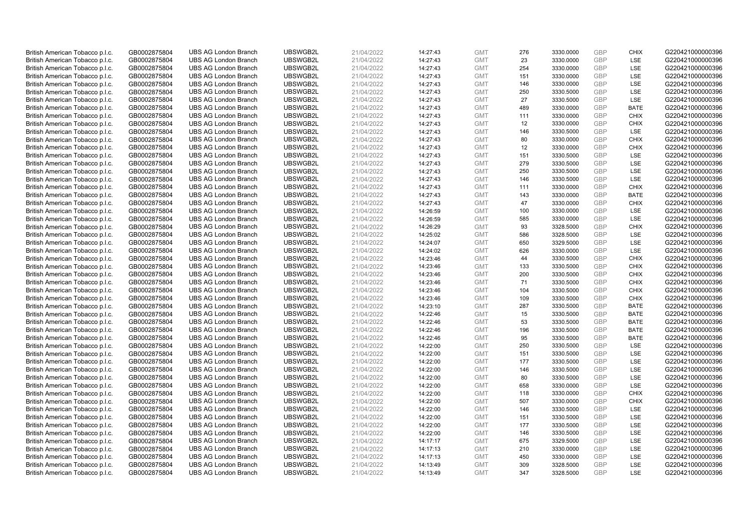| British American Tobacco p.l.c. | GB0002875804 | UBS AG London Branch | UBSWGB2L | 21/04/2022 | 14:27:43 | GMT | 276 | 3330.0000 | GBP | CHIX | G220421000000396 |
|---|---|---|---|---|---|---|---|---|---|---|---|
| British American Tobacco p.l.c. | GB0002875804 | UBS AG London Branch | UBSWGB2L | 21/04/2022 | 14:27:43 | GMT | 23 | 3330.0000 | GBP | LSE | G220421000000396 |
| British American Tobacco p.l.c. | GB0002875804 | UBS AG London Branch | UBSWGB2L | 21/04/2022 | 14:27:43 | GMT | 254 | 3330.0000 | GBP | LSE | G220421000000396 |
| British American Tobacco p.l.c. | GB0002875804 | UBS AG London Branch | UBSWGB2L | 21/04/2022 | 14:27:43 | GMT | 151 | 3330.0000 | GBP | LSE | G220421000000396 |
| British American Tobacco p.l.c. | GB0002875804 | UBS AG London Branch | UBSWGB2L | 21/04/2022 | 14:27:43 | GMT | 146 | 3330.0000 | GBP | LSE | G220421000000396 |
| British American Tobacco p.l.c. | GB0002875804 | UBS AG London Branch | UBSWGB2L | 21/04/2022 | 14:27:43 | GMT | 250 | 3330.5000 | GBP | LSE | G220421000000396 |
| British American Tobacco p.l.c. | GB0002875804 | UBS AG London Branch | UBSWGB2L | 21/04/2022 | 14:27:43 | GMT | 27 | 3330.5000 | GBP | LSE | G220421000000396 |
| British American Tobacco p.l.c. | GB0002875804 | UBS AG London Branch | UBSWGB2L | 21/04/2022 | 14:27:43 | GMT | 489 | 3330.0000 | GBP | BATE | G220421000000396 |
| British American Tobacco p.l.c. | GB0002875804 | UBS AG London Branch | UBSWGB2L | 21/04/2022 | 14:27:43 | GMT | 111 | 3330.0000 | GBP | CHIX | G220421000000396 |
| British American Tobacco p.l.c. | GB0002875804 | UBS AG London Branch | UBSWGB2L | 21/04/2022 | 14:27:43 | GMT | 12 | 3330.0000 | GBP | CHIX | G220421000000396 |
| British American Tobacco p.l.c. | GB0002875804 | UBS AG London Branch | UBSWGB2L | 21/04/2022 | 14:27:43 | GMT | 146 | 3330.5000 | GBP | LSE | G220421000000396 |
| British American Tobacco p.l.c. | GB0002875804 | UBS AG London Branch | UBSWGB2L | 21/04/2022 | 14:27:43 | GMT | 80 | 3330.0000 | GBP | CHIX | G220421000000396 |
| British American Tobacco p.l.c. | GB0002875804 | UBS AG London Branch | UBSWGB2L | 21/04/2022 | 14:27:43 | GMT | 12 | 3330.0000 | GBP | CHIX | G220421000000396 |
| British American Tobacco p.l.c. | GB0002875804 | UBS AG London Branch | UBSWGB2L | 21/04/2022 | 14:27:43 | GMT | 151 | 3330.5000 | GBP | LSE | G220421000000396 |
| British American Tobacco p.l.c. | GB0002875804 | UBS AG London Branch | UBSWGB2L | 21/04/2022 | 14:27:43 | GMT | 279 | 3330.5000 | GBP | LSE | G220421000000396 |
| British American Tobacco p.l.c. | GB0002875804 | UBS AG London Branch | UBSWGB2L | 21/04/2022 | 14:27:43 | GMT | 250 | 3330.5000 | GBP | LSE | G220421000000396 |
| British American Tobacco p.l.c. | GB0002875804 | UBS AG London Branch | UBSWGB2L | 21/04/2022 | 14:27:43 | GMT | 146 | 3330.5000 | GBP | LSE | G220421000000396 |
| British American Tobacco p.l.c. | GB0002875804 | UBS AG London Branch | UBSWGB2L | 21/04/2022 | 14:27:43 | GMT | 111 | 3330.0000 | GBP | CHIX | G220421000000396 |
| British American Tobacco p.l.c. | GB0002875804 | UBS AG London Branch | UBSWGB2L | 21/04/2022 | 14:27:43 | GMT | 143 | 3330.0000 | GBP | BATE | G220421000000396 |
| British American Tobacco p.l.c. | GB0002875804 | UBS AG London Branch | UBSWGB2L | 21/04/2022 | 14:27:43 | GMT | 47 | 3330.0000 | GBP | CHIX | G220421000000396 |
| British American Tobacco p.l.c. | GB0002875804 | UBS AG London Branch | UBSWGB2L | 21/04/2022 | 14:26:59 | GMT | 100 | 3330.0000 | GBP | LSE | G220421000000396 |
| British American Tobacco p.l.c. | GB0002875804 | UBS AG London Branch | UBSWGB2L | 21/04/2022 | 14:26:59 | GMT | 585 | 3330.0000 | GBP | LSE | G220421000000396 |
| British American Tobacco p.l.c. | GB0002875804 | UBS AG London Branch | UBSWGB2L | 21/04/2022 | 14:26:29 | GMT | 93 | 3328.5000 | GBP | CHIX | G220421000000396 |
| British American Tobacco p.l.c. | GB0002875804 | UBS AG London Branch | UBSWGB2L | 21/04/2022 | 14:25:02 | GMT | 586 | 3328.5000 | GBP | LSE | G220421000000396 |
| British American Tobacco p.l.c. | GB0002875804 | UBS AG London Branch | UBSWGB2L | 21/04/2022 | 14:24:07 | GMT | 650 | 3329.5000 | GBP | LSE | G220421000000396 |
| British American Tobacco p.l.c. | GB0002875804 | UBS AG London Branch | UBSWGB2L | 21/04/2022 | 14:24:02 | GMT | 626 | 3330.0000 | GBP | LSE | G220421000000396 |
| British American Tobacco p.l.c. | GB0002875804 | UBS AG London Branch | UBSWGB2L | 21/04/2022 | 14:23:46 | GMT | 44 | 3330.5000 | GBP | CHIX | G220421000000396 |
| British American Tobacco p.l.c. | GB0002875804 | UBS AG London Branch | UBSWGB2L | 21/04/2022 | 14:23:46 | GMT | 133 | 3330.5000 | GBP | CHIX | G220421000000396 |
| British American Tobacco p.l.c. | GB0002875804 | UBS AG London Branch | UBSWGB2L | 21/04/2022 | 14:23:46 | GMT | 200 | 3330.5000 | GBP | CHIX | G220421000000396 |
| British American Tobacco p.l.c. | GB0002875804 | UBS AG London Branch | UBSWGB2L | 21/04/2022 | 14:23:46 | GMT | 71 | 3330.5000 | GBP | CHIX | G220421000000396 |
| British American Tobacco p.l.c. | GB0002875804 | UBS AG London Branch | UBSWGB2L | 21/04/2022 | 14:23:46 | GMT | 104 | 3330.5000 | GBP | CHIX | G220421000000396 |
| British American Tobacco p.l.c. | GB0002875804 | UBS AG London Branch | UBSWGB2L | 21/04/2022 | 14:23:46 | GMT | 109 | 3330.5000 | GBP | CHIX | G220421000000396 |
| British American Tobacco p.l.c. | GB0002875804 | UBS AG London Branch | UBSWGB2L | 21/04/2022 | 14:23:10 | GMT | 287 | 3330.5000 | GBP | BATE | G220421000000396 |
| British American Tobacco p.l.c. | GB0002875804 | UBS AG London Branch | UBSWGB2L | 21/04/2022 | 14:22:46 | GMT | 15 | 3330.5000 | GBP | BATE | G220421000000396 |
| British American Tobacco p.l.c. | GB0002875804 | UBS AG London Branch | UBSWGB2L | 21/04/2022 | 14:22:46 | GMT | 53 | 3330.5000 | GBP | BATE | G220421000000396 |
| British American Tobacco p.l.c. | GB0002875804 | UBS AG London Branch | UBSWGB2L | 21/04/2022 | 14:22:46 | GMT | 196 | 3330.5000 | GBP | BATE | G220421000000396 |
| British American Tobacco p.l.c. | GB0002875804 | UBS AG London Branch | UBSWGB2L | 21/04/2022 | 14:22:46 | GMT | 95 | 3330.5000 | GBP | BATE | G220421000000396 |
| British American Tobacco p.l.c. | GB0002875804 | UBS AG London Branch | UBSWGB2L | 21/04/2022 | 14:22:00 | GMT | 250 | 3330.5000 | GBP | LSE | G220421000000396 |
| British American Tobacco p.l.c. | GB0002875804 | UBS AG London Branch | UBSWGB2L | 21/04/2022 | 14:22:00 | GMT | 151 | 3330.5000 | GBP | LSE | G220421000000396 |
| British American Tobacco p.l.c. | GB0002875804 | UBS AG London Branch | UBSWGB2L | 21/04/2022 | 14:22:00 | GMT | 177 | 3330.5000 | GBP | LSE | G220421000000396 |
| British American Tobacco p.l.c. | GB0002875804 | UBS AG London Branch | UBSWGB2L | 21/04/2022 | 14:22:00 | GMT | 146 | 3330.5000 | GBP | LSE | G220421000000396 |
| British American Tobacco p.l.c. | GB0002875804 | UBS AG London Branch | UBSWGB2L | 21/04/2022 | 14:22:00 | GMT | 80 | 3330.5000 | GBP | LSE | G220421000000396 |
| British American Tobacco p.l.c. | GB0002875804 | UBS AG London Branch | UBSWGB2L | 21/04/2022 | 14:22:00 | GMT | 658 | 3330.0000 | GBP | LSE | G220421000000396 |
| British American Tobacco p.l.c. | GB0002875804 | UBS AG London Branch | UBSWGB2L | 21/04/2022 | 14:22:00 | GMT | 118 | 3330.0000 | GBP | CHIX | G220421000000396 |
| British American Tobacco p.l.c. | GB0002875804 | UBS AG London Branch | UBSWGB2L | 21/04/2022 | 14:22:00 | GMT | 507 | 3330.0000 | GBP | CHIX | G220421000000396 |
| British American Tobacco p.l.c. | GB0002875804 | UBS AG London Branch | UBSWGB2L | 21/04/2022 | 14:22:00 | GMT | 146 | 3330.5000 | GBP | LSE | G220421000000396 |
| British American Tobacco p.l.c. | GB0002875804 | UBS AG London Branch | UBSWGB2L | 21/04/2022 | 14:22:00 | GMT | 151 | 3330.5000 | GBP | LSE | G220421000000396 |
| British American Tobacco p.l.c. | GB0002875804 | UBS AG London Branch | UBSWGB2L | 21/04/2022 | 14:22:00 | GMT | 177 | 3330.5000 | GBP | LSE | G220421000000396 |
| British American Tobacco p.l.c. | GB0002875804 | UBS AG London Branch | UBSWGB2L | 21/04/2022 | 14:22:00 | GMT | 146 | 3330.5000 | GBP | LSE | G220421000000396 |
| British American Tobacco p.l.c. | GB0002875804 | UBS AG London Branch | UBSWGB2L | 21/04/2022 | 14:17:17 | GMT | 675 | 3329.5000 | GBP | LSE | G220421000000396 |
| British American Tobacco p.l.c. | GB0002875804 | UBS AG London Branch | UBSWGB2L | 21/04/2022 | 14:17:13 | GMT | 210 | 3330.0000 | GBP | LSE | G220421000000396 |
| British American Tobacco p.l.c. | GB0002875804 | UBS AG London Branch | UBSWGB2L | 21/04/2022 | 14:17:13 | GMT | 450 | 3330.0000 | GBP | LSE | G220421000000396 |
| British American Tobacco p.l.c. | GB0002875804 | UBS AG London Branch | UBSWGB2L | 21/04/2022 | 14:13:49 | GMT | 309 | 3328.5000 | GBP | LSE | G220421000000396 |
| British American Tobacco p.l.c. | GB0002875804 | UBS AG London Branch | UBSWGB2L | 21/04/2022 | 14:13:49 | GMT | 347 | 3328.5000 | GBP | LSE | G220421000000396 |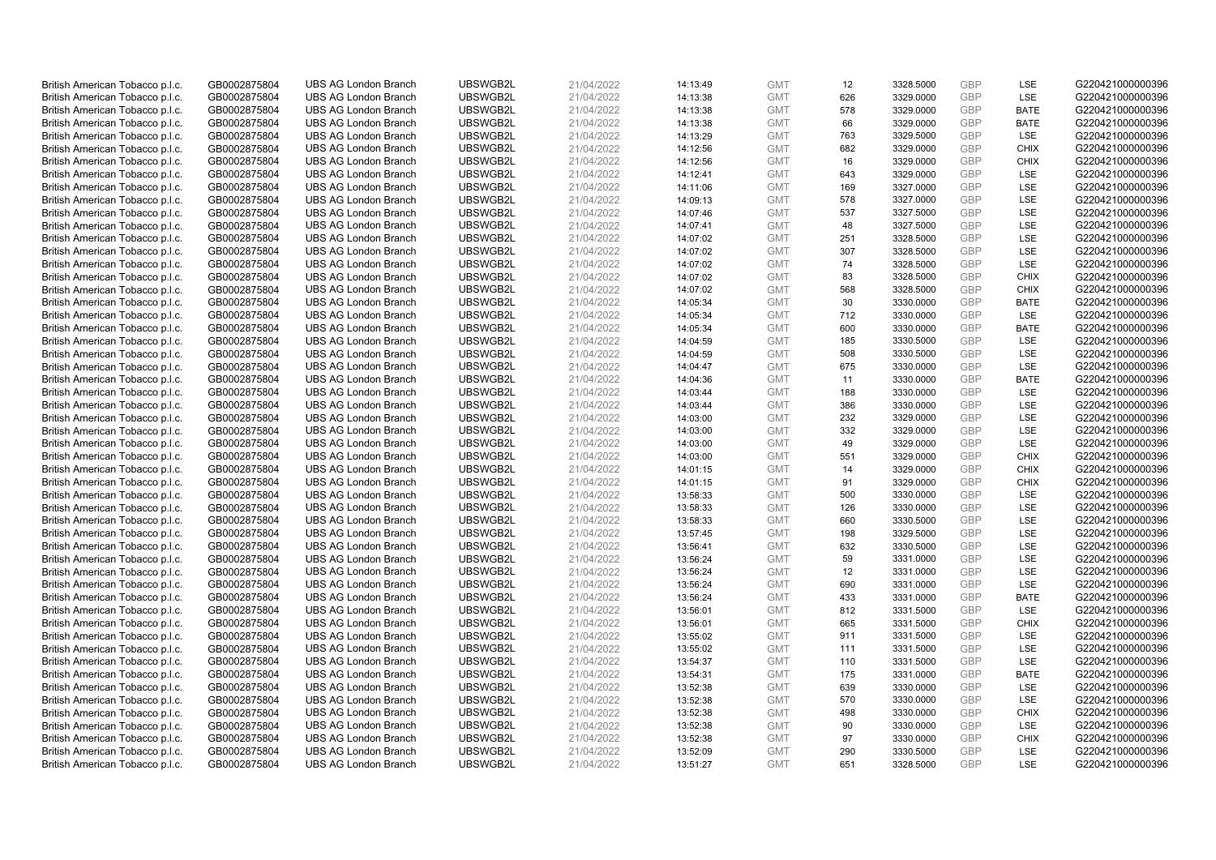| | | | | | | | | | | | |
|---|---|---|---|---|---|---|---|---|---|---|---|
| British American Tobacco p.l.c. | GB0002875804 | UBS AG London Branch | UBSWGB2L | 21/04/2022 | 14:13:49 | GMT | 12 | 3328.5000 | GBP | LSE | G220421000000396 |
| British American Tobacco p.l.c. | GB0002875804 | UBS AG London Branch | UBSWGB2L | 21/04/2022 | 14:13:38 | GMT | 626 | 3329.0000 | GBP | LSE | G220421000000396 |
| British American Tobacco p.l.c. | GB0002875804 | UBS AG London Branch | UBSWGB2L | 21/04/2022 | 14:13:38 | GMT | 578 | 3329.0000 | GBP | BATE | G220421000000396 |
| British American Tobacco p.l.c. | GB0002875804 | UBS AG London Branch | UBSWGB2L | 21/04/2022 | 14:13:38 | GMT | 66 | 3329.0000 | GBP | BATE | G220421000000396 |
| British American Tobacco p.l.c. | GB0002875804 | UBS AG London Branch | UBSWGB2L | 21/04/2022 | 14:13:29 | GMT | 763 | 3329.5000 | GBP | LSE | G220421000000396 |
| British American Tobacco p.l.c. | GB0002875804 | UBS AG London Branch | UBSWGB2L | 21/04/2022 | 14:12:56 | GMT | 682 | 3329.0000 | GBP | CHIX | G220421000000396 |
| British American Tobacco p.l.c. | GB0002875804 | UBS AG London Branch | UBSWGB2L | 21/04/2022 | 14:12:56 | GMT | 16 | 3329.0000 | GBP | CHIX | G220421000000396 |
| British American Tobacco p.l.c. | GB0002875804 | UBS AG London Branch | UBSWGB2L | 21/04/2022 | 14:12:41 | GMT | 643 | 3329.0000 | GBP | LSE | G220421000000396 |
| British American Tobacco p.l.c. | GB0002875804 | UBS AG London Branch | UBSWGB2L | 21/04/2022 | 14:11:06 | GMT | 169 | 3327.0000 | GBP | LSE | G220421000000396 |
| British American Tobacco p.l.c. | GB0002875804 | UBS AG London Branch | UBSWGB2L | 21/04/2022 | 14:09:13 | GMT | 578 | 3327.0000 | GBP | LSE | G220421000000396 |
| British American Tobacco p.l.c. | GB0002875804 | UBS AG London Branch | UBSWGB2L | 21/04/2022 | 14:07:46 | GMT | 537 | 3327.5000 | GBP | LSE | G220421000000396 |
| British American Tobacco p.l.c. | GB0002875804 | UBS AG London Branch | UBSWGB2L | 21/04/2022 | 14:07:41 | GMT | 48 | 3327.5000 | GBP | LSE | G220421000000396 |
| British American Tobacco p.l.c. | GB0002875804 | UBS AG London Branch | UBSWGB2L | 21/04/2022 | 14:07:02 | GMT | 251 | 3328.5000 | GBP | LSE | G220421000000396 |
| British American Tobacco p.l.c. | GB0002875804 | UBS AG London Branch | UBSWGB2L | 21/04/2022 | 14:07:02 | GMT | 307 | 3328.5000 | GBP | LSE | G220421000000396 |
| British American Tobacco p.l.c. | GB0002875804 | UBS AG London Branch | UBSWGB2L | 21/04/2022 | 14:07:02 | GMT | 74 | 3328.5000 | GBP | LSE | G220421000000396 |
| British American Tobacco p.l.c. | GB0002875804 | UBS AG London Branch | UBSWGB2L | 21/04/2022 | 14:07:02 | GMT | 83 | 3328.5000 | GBP | CHIX | G220421000000396 |
| British American Tobacco p.l.c. | GB0002875804 | UBS AG London Branch | UBSWGB2L | 21/04/2022 | 14:07:02 | GMT | 568 | 3328.5000 | GBP | CHIX | G220421000000396 |
| British American Tobacco p.l.c. | GB0002875804 | UBS AG London Branch | UBSWGB2L | 21/04/2022 | 14:05:34 | GMT | 30 | 3330.0000 | GBP | BATE | G220421000000396 |
| British American Tobacco p.l.c. | GB0002875804 | UBS AG London Branch | UBSWGB2L | 21/04/2022 | 14:05:34 | GMT | 712 | 3330.0000 | GBP | LSE | G220421000000396 |
| British American Tobacco p.l.c. | GB0002875804 | UBS AG London Branch | UBSWGB2L | 21/04/2022 | 14:05:34 | GMT | 600 | 3330.0000 | GBP | BATE | G220421000000396 |
| British American Tobacco p.l.c. | GB0002875804 | UBS AG London Branch | UBSWGB2L | 21/04/2022 | 14:04:59 | GMT | 185 | 3330.5000 | GBP | LSE | G220421000000396 |
| British American Tobacco p.l.c. | GB0002875804 | UBS AG London Branch | UBSWGB2L | 21/04/2022 | 14:04:59 | GMT | 508 | 3330.5000 | GBP | LSE | G220421000000396 |
| British American Tobacco p.l.c. | GB0002875804 | UBS AG London Branch | UBSWGB2L | 21/04/2022 | 14:04:47 | GMT | 675 | 3330.0000 | GBP | LSE | G220421000000396 |
| British American Tobacco p.l.c. | GB0002875804 | UBS AG London Branch | UBSWGB2L | 21/04/2022 | 14:04:36 | GMT | 11 | 3330.0000 | GBP | BATE | G220421000000396 |
| British American Tobacco p.l.c. | GB0002875804 | UBS AG London Branch | UBSWGB2L | 21/04/2022 | 14:03:44 | GMT | 188 | 3330.0000 | GBP | LSE | G220421000000396 |
| British American Tobacco p.l.c. | GB0002875804 | UBS AG London Branch | UBSWGB2L | 21/04/2022 | 14:03:44 | GMT | 386 | 3330.0000 | GBP | LSE | G220421000000396 |
| British American Tobacco p.l.c. | GB0002875804 | UBS AG London Branch | UBSWGB2L | 21/04/2022 | 14:03:00 | GMT | 232 | 3329.0000 | GBP | LSE | G220421000000396 |
| British American Tobacco p.l.c. | GB0002875804 | UBS AG London Branch | UBSWGB2L | 21/04/2022 | 14:03:00 | GMT | 332 | 3329.0000 | GBP | LSE | G220421000000396 |
| British American Tobacco p.l.c. | GB0002875804 | UBS AG London Branch | UBSWGB2L | 21/04/2022 | 14:03:00 | GMT | 49 | 3329.0000 | GBP | LSE | G220421000000396 |
| British American Tobacco p.l.c. | GB0002875804 | UBS AG London Branch | UBSWGB2L | 21/04/2022 | 14:03:00 | GMT | 551 | 3329.0000 | GBP | CHIX | G220421000000396 |
| British American Tobacco p.l.c. | GB0002875804 | UBS AG London Branch | UBSWGB2L | 21/04/2022 | 14:01:15 | GMT | 14 | 3329.0000 | GBP | CHIX | G220421000000396 |
| British American Tobacco p.l.c. | GB0002875804 | UBS AG London Branch | UBSWGB2L | 21/04/2022 | 14:01:15 | GMT | 91 | 3329.0000 | GBP | CHIX | G220421000000396 |
| British American Tobacco p.l.c. | GB0002875804 | UBS AG London Branch | UBSWGB2L | 21/04/2022 | 13:58:33 | GMT | 500 | 3330.0000 | GBP | LSE | G220421000000396 |
| British American Tobacco p.l.c. | GB0002875804 | UBS AG London Branch | UBSWGB2L | 21/04/2022 | 13:58:33 | GMT | 126 | 3330.0000 | GBP | LSE | G220421000000396 |
| British American Tobacco p.l.c. | GB0002875804 | UBS AG London Branch | UBSWGB2L | 21/04/2022 | 13:58:33 | GMT | 660 | 3330.5000 | GBP | LSE | G220421000000396 |
| British American Tobacco p.l.c. | GB0002875804 | UBS AG London Branch | UBSWGB2L | 21/04/2022 | 13:57:45 | GMT | 198 | 3329.5000 | GBP | LSE | G220421000000396 |
| British American Tobacco p.l.c. | GB0002875804 | UBS AG London Branch | UBSWGB2L | 21/04/2022 | 13:56:41 | GMT | 632 | 3330.5000 | GBP | LSE | G220421000000396 |
| British American Tobacco p.l.c. | GB0002875804 | UBS AG London Branch | UBSWGB2L | 21/04/2022 | 13:56:24 | GMT | 59 | 3331.0000 | GBP | LSE | G220421000000396 |
| British American Tobacco p.l.c. | GB0002875804 | UBS AG London Branch | UBSWGB2L | 21/04/2022 | 13:56:24 | GMT | 12 | 3331.0000 | GBP | LSE | G220421000000396 |
| British American Tobacco p.l.c. | GB0002875804 | UBS AG London Branch | UBSWGB2L | 21/04/2022 | 13:56:24 | GMT | 690 | 3331.0000 | GBP | LSE | G220421000000396 |
| British American Tobacco p.l.c. | GB0002875804 | UBS AG London Branch | UBSWGB2L | 21/04/2022 | 13:56:24 | GMT | 433 | 3331.0000 | GBP | BATE | G220421000000396 |
| British American Tobacco p.l.c. | GB0002875804 | UBS AG London Branch | UBSWGB2L | 21/04/2022 | 13:56:01 | GMT | 812 | 3331.5000 | GBP | LSE | G220421000000396 |
| British American Tobacco p.l.c. | GB0002875804 | UBS AG London Branch | UBSWGB2L | 21/04/2022 | 13:56:01 | GMT | 665 | 3331.5000 | GBP | CHIX | G220421000000396 |
| British American Tobacco p.l.c. | GB0002875804 | UBS AG London Branch | UBSWGB2L | 21/04/2022 | 13:55:02 | GMT | 911 | 3331.5000 | GBP | LSE | G220421000000396 |
| British American Tobacco p.l.c. | GB0002875804 | UBS AG London Branch | UBSWGB2L | 21/04/2022 | 13:55:02 | GMT | 111 | 3331.5000 | GBP | LSE | G220421000000396 |
| British American Tobacco p.l.c. | GB0002875804 | UBS AG London Branch | UBSWGB2L | 21/04/2022 | 13:54:37 | GMT | 110 | 3331.5000 | GBP | LSE | G220421000000396 |
| British American Tobacco p.l.c. | GB0002875804 | UBS AG London Branch | UBSWGB2L | 21/04/2022 | 13:54:31 | GMT | 175 | 3331.0000 | GBP | BATE | G220421000000396 |
| British American Tobacco p.l.c. | GB0002875804 | UBS AG London Branch | UBSWGB2L | 21/04/2022 | 13:52:38 | GMT | 639 | 3330.0000 | GBP | LSE | G220421000000396 |
| British American Tobacco p.l.c. | GB0002875804 | UBS AG London Branch | UBSWGB2L | 21/04/2022 | 13:52:38 | GMT | 570 | 3330.0000 | GBP | LSE | G220421000000396 |
| British American Tobacco p.l.c. | GB0002875804 | UBS AG London Branch | UBSWGB2L | 21/04/2022 | 13:52:38 | GMT | 498 | 3330.0000 | GBP | CHIX | G220421000000396 |
| British American Tobacco p.l.c. | GB0002875804 | UBS AG London Branch | UBSWGB2L | 21/04/2022 | 13:52:38 | GMT | 90 | 3330.0000 | GBP | LSE | G220421000000396 |
| British American Tobacco p.l.c. | GB0002875804 | UBS AG London Branch | UBSWGB2L | 21/04/2022 | 13:52:38 | GMT | 97 | 3330.0000 | GBP | CHIX | G220421000000396 |
| British American Tobacco p.l.c. | GB0002875804 | UBS AG London Branch | UBSWGB2L | 21/04/2022 | 13:52:09 | GMT | 290 | 3330.5000 | GBP | LSE | G220421000000396 |
| British American Tobacco p.l.c. | GB0002875804 | UBS AG London Branch | UBSWGB2L | 21/04/2022 | 13:51:27 | GMT | 651 | 3328.5000 | GBP | LSE | G220421000000396 |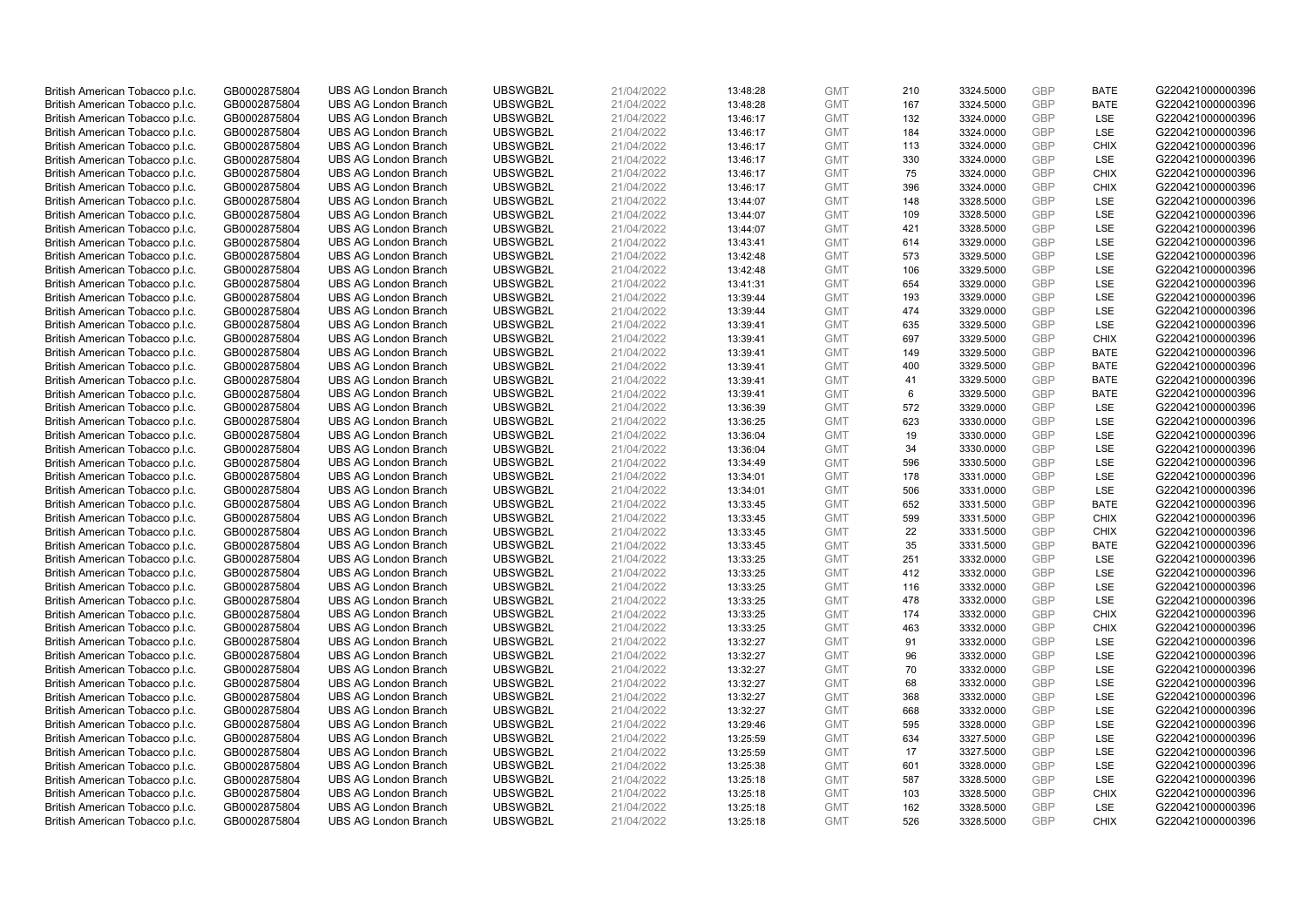| | | | | | | | | | | | |
|---|---|---|---|---|---|---|---|---|---|---|---|
| British American Tobacco p.l.c. | GB0002875804 | UBS AG London Branch | UBSWGB2L | 21/04/2022 | 13:48:28 | GMT | 210 | 3324.5000 | GBP | BATE | G220421000000396 |
| British American Tobacco p.l.c. | GB0002875804 | UBS AG London Branch | UBSWGB2L | 21/04/2022 | 13:48:28 | GMT | 167 | 3324.5000 | GBP | BATE | G220421000000396 |
| British American Tobacco p.l.c. | GB0002875804 | UBS AG London Branch | UBSWGB2L | 21/04/2022 | 13:46:17 | GMT | 132 | 3324.0000 | GBP | LSE | G220421000000396 |
| British American Tobacco p.l.c. | GB0002875804 | UBS AG London Branch | UBSWGB2L | 21/04/2022 | 13:46:17 | GMT | 184 | 3324.0000 | GBP | LSE | G220421000000396 |
| British American Tobacco p.l.c. | GB0002875804 | UBS AG London Branch | UBSWGB2L | 21/04/2022 | 13:46:17 | GMT | 113 | 3324.0000 | GBP | CHIX | G220421000000396 |
| British American Tobacco p.l.c. | GB0002875804 | UBS AG London Branch | UBSWGB2L | 21/04/2022 | 13:46:17 | GMT | 330 | 3324.0000 | GBP | LSE | G220421000000396 |
| British American Tobacco p.l.c. | GB0002875804 | UBS AG London Branch | UBSWGB2L | 21/04/2022 | 13:46:17 | GMT | 75 | 3324.0000 | GBP | CHIX | G220421000000396 |
| British American Tobacco p.l.c. | GB0002875804 | UBS AG London Branch | UBSWGB2L | 21/04/2022 | 13:46:17 | GMT | 396 | 3324.0000 | GBP | CHIX | G220421000000396 |
| British American Tobacco p.l.c. | GB0002875804 | UBS AG London Branch | UBSWGB2L | 21/04/2022 | 13:44:07 | GMT | 148 | 3328.5000 | GBP | LSE | G220421000000396 |
| British American Tobacco p.l.c. | GB0002875804 | UBS AG London Branch | UBSWGB2L | 21/04/2022 | 13:44:07 | GMT | 109 | 3328.5000 | GBP | LSE | G220421000000396 |
| British American Tobacco p.l.c. | GB0002875804 | UBS AG London Branch | UBSWGB2L | 21/04/2022 | 13:44:07 | GMT | 421 | 3328.5000 | GBP | LSE | G220421000000396 |
| British American Tobacco p.l.c. | GB0002875804 | UBS AG London Branch | UBSWGB2L | 21/04/2022 | 13:43:41 | GMT | 614 | 3329.0000 | GBP | LSE | G220421000000396 |
| British American Tobacco p.l.c. | GB0002875804 | UBS AG London Branch | UBSWGB2L | 21/04/2022 | 13:42:48 | GMT | 573 | 3329.5000 | GBP | LSE | G220421000000396 |
| British American Tobacco p.l.c. | GB0002875804 | UBS AG London Branch | UBSWGB2L | 21/04/2022 | 13:42:48 | GMT | 106 | 3329.5000 | GBP | LSE | G220421000000396 |
| British American Tobacco p.l.c. | GB0002875804 | UBS AG London Branch | UBSWGB2L | 21/04/2022 | 13:41:31 | GMT | 654 | 3329.0000 | GBP | LSE | G220421000000396 |
| British American Tobacco p.l.c. | GB0002875804 | UBS AG London Branch | UBSWGB2L | 21/04/2022 | 13:39:44 | GMT | 193 | 3329.0000 | GBP | LSE | G220421000000396 |
| British American Tobacco p.l.c. | GB0002875804 | UBS AG London Branch | UBSWGB2L | 21/04/2022 | 13:39:44 | GMT | 474 | 3329.0000 | GBP | LSE | G220421000000396 |
| British American Tobacco p.l.c. | GB0002875804 | UBS AG London Branch | UBSWGB2L | 21/04/2022 | 13:39:41 | GMT | 635 | 3329.5000 | GBP | LSE | G220421000000396 |
| British American Tobacco p.l.c. | GB0002875804 | UBS AG London Branch | UBSWGB2L | 21/04/2022 | 13:39:41 | GMT | 697 | 3329.5000 | GBP | CHIX | G220421000000396 |
| British American Tobacco p.l.c. | GB0002875804 | UBS AG London Branch | UBSWGB2L | 21/04/2022 | 13:39:41 | GMT | 149 | 3329.5000 | GBP | BATE | G220421000000396 |
| British American Tobacco p.l.c. | GB0002875804 | UBS AG London Branch | UBSWGB2L | 21/04/2022 | 13:39:41 | GMT | 400 | 3329.5000 | GBP | BATE | G220421000000396 |
| British American Tobacco p.l.c. | GB0002875804 | UBS AG London Branch | UBSWGB2L | 21/04/2022 | 13:39:41 | GMT | 41 | 3329.5000 | GBP | BATE | G220421000000396 |
| British American Tobacco p.l.c. | GB0002875804 | UBS AG London Branch | UBSWGB2L | 21/04/2022 | 13:39:41 | GMT | 6 | 3329.5000 | GBP | BATE | G220421000000396 |
| British American Tobacco p.l.c. | GB0002875804 | UBS AG London Branch | UBSWGB2L | 21/04/2022 | 13:36:39 | GMT | 572 | 3329.0000 | GBP | LSE | G220421000000396 |
| British American Tobacco p.l.c. | GB0002875804 | UBS AG London Branch | UBSWGB2L | 21/04/2022 | 13:36:25 | GMT | 623 | 3330.0000 | GBP | LSE | G220421000000396 |
| British American Tobacco p.l.c. | GB0002875804 | UBS AG London Branch | UBSWGB2L | 21/04/2022 | 13:36:04 | GMT | 19 | 3330.0000 | GBP | LSE | G220421000000396 |
| British American Tobacco p.l.c. | GB0002875804 | UBS AG London Branch | UBSWGB2L | 21/04/2022 | 13:36:04 | GMT | 34 | 3330.0000 | GBP | LSE | G220421000000396 |
| British American Tobacco p.l.c. | GB0002875804 | UBS AG London Branch | UBSWGB2L | 21/04/2022 | 13:34:49 | GMT | 596 | 3330.5000 | GBP | LSE | G220421000000396 |
| British American Tobacco p.l.c. | GB0002875804 | UBS AG London Branch | UBSWGB2L | 21/04/2022 | 13:34:01 | GMT | 178 | 3331.0000 | GBP | LSE | G220421000000396 |
| British American Tobacco p.l.c. | GB0002875804 | UBS AG London Branch | UBSWGB2L | 21/04/2022 | 13:34:01 | GMT | 506 | 3331.0000 | GBP | LSE | G220421000000396 |
| British American Tobacco p.l.c. | GB0002875804 | UBS AG London Branch | UBSWGB2L | 21/04/2022 | 13:33:45 | GMT | 652 | 3331.5000 | GBP | BATE | G220421000000396 |
| British American Tobacco p.l.c. | GB0002875804 | UBS AG London Branch | UBSWGB2L | 21/04/2022 | 13:33:45 | GMT | 599 | 3331.5000 | GBP | CHIX | G220421000000396 |
| British American Tobacco p.l.c. | GB0002875804 | UBS AG London Branch | UBSWGB2L | 21/04/2022 | 13:33:45 | GMT | 22 | 3331.5000 | GBP | CHIX | G220421000000396 |
| British American Tobacco p.l.c. | GB0002875804 | UBS AG London Branch | UBSWGB2L | 21/04/2022 | 13:33:45 | GMT | 35 | 3331.5000 | GBP | BATE | G220421000000396 |
| British American Tobacco p.l.c. | GB0002875804 | UBS AG London Branch | UBSWGB2L | 21/04/2022 | 13:33:25 | GMT | 251 | 3332.0000 | GBP | LSE | G220421000000396 |
| British American Tobacco p.l.c. | GB0002875804 | UBS AG London Branch | UBSWGB2L | 21/04/2022 | 13:33:25 | GMT | 412 | 3332.0000 | GBP | LSE | G220421000000396 |
| British American Tobacco p.l.c. | GB0002875804 | UBS AG London Branch | UBSWGB2L | 21/04/2022 | 13:33:25 | GMT | 116 | 3332.0000 | GBP | LSE | G220421000000396 |
| British American Tobacco p.l.c. | GB0002875804 | UBS AG London Branch | UBSWGB2L | 21/04/2022 | 13:33:25 | GMT | 478 | 3332.0000 | GBP | LSE | G220421000000396 |
| British American Tobacco p.l.c. | GB0002875804 | UBS AG London Branch | UBSWGB2L | 21/04/2022 | 13:33:25 | GMT | 174 | 3332.0000 | GBP | CHIX | G220421000000396 |
| British American Tobacco p.l.c. | GB0002875804 | UBS AG London Branch | UBSWGB2L | 21/04/2022 | 13:33:25 | GMT | 463 | 3332.0000 | GBP | CHIX | G220421000000396 |
| British American Tobacco p.l.c. | GB0002875804 | UBS AG London Branch | UBSWGB2L | 21/04/2022 | 13:32:27 | GMT | 91 | 3332.0000 | GBP | LSE | G220421000000396 |
| British American Tobacco p.l.c. | GB0002875804 | UBS AG London Branch | UBSWGB2L | 21/04/2022 | 13:32:27 | GMT | 96 | 3332.0000 | GBP | LSE | G220421000000396 |
| British American Tobacco p.l.c. | GB0002875804 | UBS AG London Branch | UBSWGB2L | 21/04/2022 | 13:32:27 | GMT | 70 | 3332.0000 | GBP | LSE | G220421000000396 |
| British American Tobacco p.l.c. | GB0002875804 | UBS AG London Branch | UBSWGB2L | 21/04/2022 | 13:32:27 | GMT | 68 | 3332.0000 | GBP | LSE | G220421000000396 |
| British American Tobacco p.l.c. | GB0002875804 | UBS AG London Branch | UBSWGB2L | 21/04/2022 | 13:32:27 | GMT | 368 | 3332.0000 | GBP | LSE | G220421000000396 |
| British American Tobacco p.l.c. | GB0002875804 | UBS AG London Branch | UBSWGB2L | 21/04/2022 | 13:32:27 | GMT | 668 | 3332.0000 | GBP | LSE | G220421000000396 |
| British American Tobacco p.l.c. | GB0002875804 | UBS AG London Branch | UBSWGB2L | 21/04/2022 | 13:29:46 | GMT | 595 | 3328.0000 | GBP | LSE | G220421000000396 |
| British American Tobacco p.l.c. | GB0002875804 | UBS AG London Branch | UBSWGB2L | 21/04/2022 | 13:25:59 | GMT | 634 | 3327.5000 | GBP | LSE | G220421000000396 |
| British American Tobacco p.l.c. | GB0002875804 | UBS AG London Branch | UBSWGB2L | 21/04/2022 | 13:25:59 | GMT | 17 | 3327.5000 | GBP | LSE | G220421000000396 |
| British American Tobacco p.l.c. | GB0002875804 | UBS AG London Branch | UBSWGB2L | 21/04/2022 | 13:25:38 | GMT | 601 | 3328.0000 | GBP | LSE | G220421000000396 |
| British American Tobacco p.l.c. | GB0002875804 | UBS AG London Branch | UBSWGB2L | 21/04/2022 | 13:25:18 | GMT | 587 | 3328.5000 | GBP | LSE | G220421000000396 |
| British American Tobacco p.l.c. | GB0002875804 | UBS AG London Branch | UBSWGB2L | 21/04/2022 | 13:25:18 | GMT | 103 | 3328.5000 | GBP | CHIX | G220421000000396 |
| British American Tobacco p.l.c. | GB0002875804 | UBS AG London Branch | UBSWGB2L | 21/04/2022 | 13:25:18 | GMT | 162 | 3328.5000 | GBP | LSE | G220421000000396 |
| British American Tobacco p.l.c. | GB0002875804 | UBS AG London Branch | UBSWGB2L | 21/04/2022 | 13:25:18 | GMT | 526 | 3328.5000 | GBP | CHIX | G220421000000396 |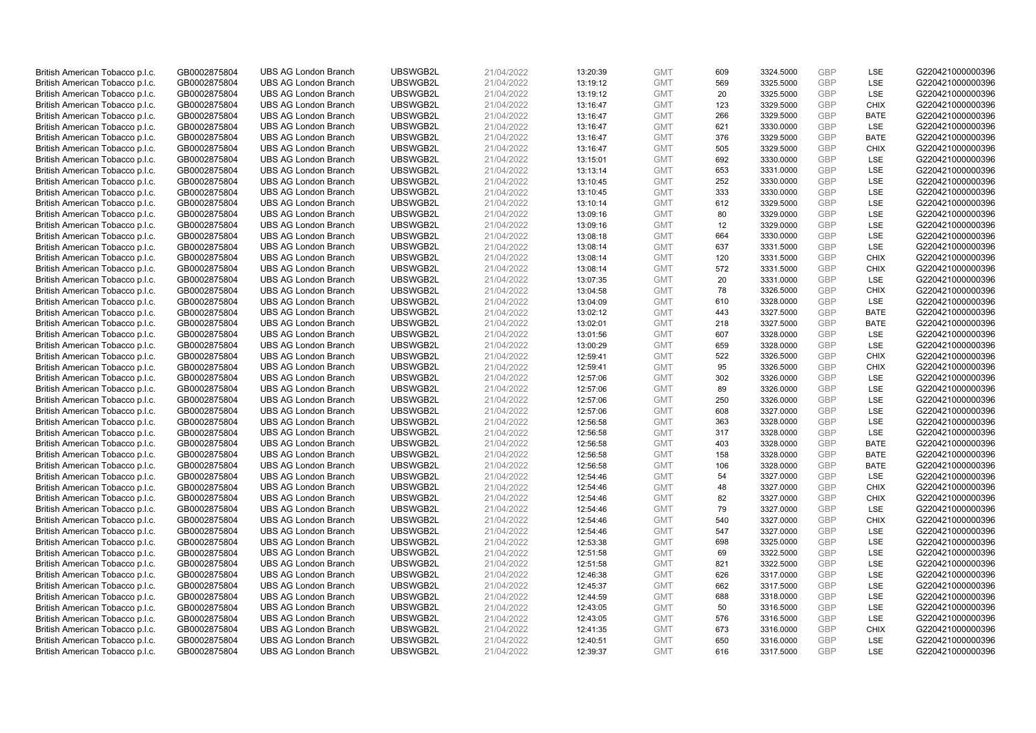| | | | | | | | | | | | |
|---|---|---|---|---|---|---|---|---|---|---|---|
| British American Tobacco p.l.c. | GB0002875804 | UBS AG London Branch | UBSWGB2L | 21/04/2022 | 13:20:39 | GMT | 609 | 3324.5000 | GBP | LSE | G220421000000396 |
| British American Tobacco p.l.c. | GB0002875804 | UBS AG London Branch | UBSWGB2L | 21/04/2022 | 13:19:12 | GMT | 569 | 3325.5000 | GBP | LSE | G220421000000396 |
| British American Tobacco p.l.c. | GB0002875804 | UBS AG London Branch | UBSWGB2L | 21/04/2022 | 13:19:12 | GMT | 20 | 3325.5000 | GBP | LSE | G220421000000396 |
| British American Tobacco p.l.c. | GB0002875804 | UBS AG London Branch | UBSWGB2L | 21/04/2022 | 13:16:47 | GMT | 123 | 3329.5000 | GBP | CHIX | G220421000000396 |
| British American Tobacco p.l.c. | GB0002875804 | UBS AG London Branch | UBSWGB2L | 21/04/2022 | 13:16:47 | GMT | 266 | 3329.5000 | GBP | BATE | G220421000000396 |
| British American Tobacco p.l.c. | GB0002875804 | UBS AG London Branch | UBSWGB2L | 21/04/2022 | 13:16:47 | GMT | 621 | 3330.0000 | GBP | LSE | G220421000000396 |
| British American Tobacco p.l.c. | GB0002875804 | UBS AG London Branch | UBSWGB2L | 21/04/2022 | 13:16:47 | GMT | 376 | 3329.5000 | GBP | BATE | G220421000000396 |
| British American Tobacco p.l.c. | GB0002875804 | UBS AG London Branch | UBSWGB2L | 21/04/2022 | 13:16:47 | GMT | 505 | 3329.5000 | GBP | CHIX | G220421000000396 |
| British American Tobacco p.l.c. | GB0002875804 | UBS AG London Branch | UBSWGB2L | 21/04/2022 | 13:15:01 | GMT | 692 | 3330.0000 | GBP | LSE | G220421000000396 |
| British American Tobacco p.l.c. | GB0002875804 | UBS AG London Branch | UBSWGB2L | 21/04/2022 | 13:13:14 | GMT | 653 | 3331.0000 | GBP | LSE | G220421000000396 |
| British American Tobacco p.l.c. | GB0002875804 | UBS AG London Branch | UBSWGB2L | 21/04/2022 | 13:10:45 | GMT | 252 | 3330.0000 | GBP | LSE | G220421000000396 |
| British American Tobacco p.l.c. | GB0002875804 | UBS AG London Branch | UBSWGB2L | 21/04/2022 | 13:10:45 | GMT | 333 | 3330.0000 | GBP | LSE | G220421000000396 |
| British American Tobacco p.l.c. | GB0002875804 | UBS AG London Branch | UBSWGB2L | 21/04/2022 | 13:10:14 | GMT | 612 | 3329.5000 | GBP | LSE | G220421000000396 |
| British American Tobacco p.l.c. | GB0002875804 | UBS AG London Branch | UBSWGB2L | 21/04/2022 | 13:09:16 | GMT | 80 | 3329.0000 | GBP | LSE | G220421000000396 |
| British American Tobacco p.l.c. | GB0002875804 | UBS AG London Branch | UBSWGB2L | 21/04/2022 | 13:09:16 | GMT | 12 | 3329.0000 | GBP | LSE | G220421000000396 |
| British American Tobacco p.l.c. | GB0002875804 | UBS AG London Branch | UBSWGB2L | 21/04/2022 | 13:08:18 | GMT | 664 | 3330.0000 | GBP | LSE | G220421000000396 |
| British American Tobacco p.l.c. | GB0002875804 | UBS AG London Branch | UBSWGB2L | 21/04/2022 | 13:08:14 | GMT | 637 | 3331.5000 | GBP | LSE | G220421000000396 |
| British American Tobacco p.l.c. | GB0002875804 | UBS AG London Branch | UBSWGB2L | 21/04/2022 | 13:08:14 | GMT | 120 | 3331.5000 | GBP | CHIX | G220421000000396 |
| British American Tobacco p.l.c. | GB0002875804 | UBS AG London Branch | UBSWGB2L | 21/04/2022 | 13:08:14 | GMT | 572 | 3331.5000 | GBP | CHIX | G220421000000396 |
| British American Tobacco p.l.c. | GB0002875804 | UBS AG London Branch | UBSWGB2L | 21/04/2022 | 13:07:35 | GMT | 20 | 3331.0000 | GBP | LSE | G220421000000396 |
| British American Tobacco p.l.c. | GB0002875804 | UBS AG London Branch | UBSWGB2L | 21/04/2022 | 13:04:58 | GMT | 78 | 3326.5000 | GBP | CHIX | G220421000000396 |
| British American Tobacco p.l.c. | GB0002875804 | UBS AG London Branch | UBSWGB2L | 21/04/2022 | 13:04:09 | GMT | 610 | 3328.0000 | GBP | LSE | G220421000000396 |
| British American Tobacco p.l.c. | GB0002875804 | UBS AG London Branch | UBSWGB2L | 21/04/2022 | 13:02:12 | GMT | 443 | 3327.5000 | GBP | BATE | G220421000000396 |
| British American Tobacco p.l.c. | GB0002875804 | UBS AG London Branch | UBSWGB2L | 21/04/2022 | 13:02:01 | GMT | 218 | 3327.5000 | GBP | BATE | G220421000000396 |
| British American Tobacco p.l.c. | GB0002875804 | UBS AG London Branch | UBSWGB2L | 21/04/2022 | 13:01:56 | GMT | 607 | 3328.0000 | GBP | LSE | G220421000000396 |
| British American Tobacco p.l.c. | GB0002875804 | UBS AG London Branch | UBSWGB2L | 21/04/2022 | 13:00:29 | GMT | 659 | 3328.0000 | GBP | LSE | G220421000000396 |
| British American Tobacco p.l.c. | GB0002875804 | UBS AG London Branch | UBSWGB2L | 21/04/2022 | 12:59:41 | GMT | 522 | 3326.5000 | GBP | CHIX | G220421000000396 |
| British American Tobacco p.l.c. | GB0002875804 | UBS AG London Branch | UBSWGB2L | 21/04/2022 | 12:59:41 | GMT | 95 | 3326.5000 | GBP | CHIX | G220421000000396 |
| British American Tobacco p.l.c. | GB0002875804 | UBS AG London Branch | UBSWGB2L | 21/04/2022 | 12:57:06 | GMT | 302 | 3326.0000 | GBP | LSE | G220421000000396 |
| British American Tobacco p.l.c. | GB0002875804 | UBS AG London Branch | UBSWGB2L | 21/04/2022 | 12:57:06 | GMT | 89 | 3326.0000 | GBP | LSE | G220421000000396 |
| British American Tobacco p.l.c. | GB0002875804 | UBS AG London Branch | UBSWGB2L | 21/04/2022 | 12:57:06 | GMT | 250 | 3326.0000 | GBP | LSE | G220421000000396 |
| British American Tobacco p.l.c. | GB0002875804 | UBS AG London Branch | UBSWGB2L | 21/04/2022 | 12:57:06 | GMT | 608 | 3327.0000 | GBP | LSE | G220421000000396 |
| British American Tobacco p.l.c. | GB0002875804 | UBS AG London Branch | UBSWGB2L | 21/04/2022 | 12:56:58 | GMT | 363 | 3328.0000 | GBP | LSE | G220421000000396 |
| British American Tobacco p.l.c. | GB0002875804 | UBS AG London Branch | UBSWGB2L | 21/04/2022 | 12:56:58 | GMT | 317 | 3328.0000 | GBP | LSE | G220421000000396 |
| British American Tobacco p.l.c. | GB0002875804 | UBS AG London Branch | UBSWGB2L | 21/04/2022 | 12:56:58 | GMT | 403 | 3328.0000 | GBP | BATE | G220421000000396 |
| British American Tobacco p.l.c. | GB0002875804 | UBS AG London Branch | UBSWGB2L | 21/04/2022 | 12:56:58 | GMT | 158 | 3328.0000 | GBP | BATE | G220421000000396 |
| British American Tobacco p.l.c. | GB0002875804 | UBS AG London Branch | UBSWGB2L | 21/04/2022 | 12:56:58 | GMT | 106 | 3328.0000 | GBP | BATE | G220421000000396 |
| British American Tobacco p.l.c. | GB0002875804 | UBS AG London Branch | UBSWGB2L | 21/04/2022 | 12:54:46 | GMT | 54 | 3327.0000 | GBP | LSE | G220421000000396 |
| British American Tobacco p.l.c. | GB0002875804 | UBS AG London Branch | UBSWGB2L | 21/04/2022 | 12:54:46 | GMT | 48 | 3327.0000 | GBP | CHIX | G220421000000396 |
| British American Tobacco p.l.c. | GB0002875804 | UBS AG London Branch | UBSWGB2L | 21/04/2022 | 12:54:46 | GMT | 82 | 3327.0000 | GBP | CHIX | G220421000000396 |
| British American Tobacco p.l.c. | GB0002875804 | UBS AG London Branch | UBSWGB2L | 21/04/2022 | 12:54:46 | GMT | 79 | 3327.0000 | GBP | LSE | G220421000000396 |
| British American Tobacco p.l.c. | GB0002875804 | UBS AG London Branch | UBSWGB2L | 21/04/2022 | 12:54:46 | GMT | 540 | 3327.0000 | GBP | CHIX | G220421000000396 |
| British American Tobacco p.l.c. | GB0002875804 | UBS AG London Branch | UBSWGB2L | 21/04/2022 | 12:54:46 | GMT | 547 | 3327.0000 | GBP | LSE | G220421000000396 |
| British American Tobacco p.l.c. | GB0002875804 | UBS AG London Branch | UBSWGB2L | 21/04/2022 | 12:53:38 | GMT | 698 | 3325.0000 | GBP | LSE | G220421000000396 |
| British American Tobacco p.l.c. | GB0002875804 | UBS AG London Branch | UBSWGB2L | 21/04/2022 | 12:51:58 | GMT | 69 | 3322.5000 | GBP | LSE | G220421000000396 |
| British American Tobacco p.l.c. | GB0002875804 | UBS AG London Branch | UBSWGB2L | 21/04/2022 | 12:51:58 | GMT | 821 | 3322.5000 | GBP | LSE | G220421000000396 |
| British American Tobacco p.l.c. | GB0002875804 | UBS AG London Branch | UBSWGB2L | 21/04/2022 | 12:46:38 | GMT | 626 | 3317.0000 | GBP | LSE | G220421000000396 |
| British American Tobacco p.l.c. | GB0002875804 | UBS AG London Branch | UBSWGB2L | 21/04/2022 | 12:45:37 | GMT | 662 | 3317.5000 | GBP | LSE | G220421000000396 |
| British American Tobacco p.l.c. | GB0002875804 | UBS AG London Branch | UBSWGB2L | 21/04/2022 | 12:44:59 | GMT | 688 | 3318.0000 | GBP | LSE | G220421000000396 |
| British American Tobacco p.l.c. | GB0002875804 | UBS AG London Branch | UBSWGB2L | 21/04/2022 | 12:43:05 | GMT | 50 | 3316.5000 | GBP | LSE | G220421000000396 |
| British American Tobacco p.l.c. | GB0002875804 | UBS AG London Branch | UBSWGB2L | 21/04/2022 | 12:43:05 | GMT | 576 | 3316.5000 | GBP | LSE | G220421000000396 |
| British American Tobacco p.l.c. | GB0002875804 | UBS AG London Branch | UBSWGB2L | 21/04/2022 | 12:41:35 | GMT | 673 | 3316.0000 | GBP | CHIX | G220421000000396 |
| British American Tobacco p.l.c. | GB0002875804 | UBS AG London Branch | UBSWGB2L | 21/04/2022 | 12:40:51 | GMT | 650 | 3316.0000 | GBP | LSE | G220421000000396 |
| British American Tobacco p.l.c. | GB0002875804 | UBS AG London Branch | UBSWGB2L | 21/04/2022 | 12:39:37 | GMT | 616 | 3317.5000 | GBP | LSE | G220421000000396 |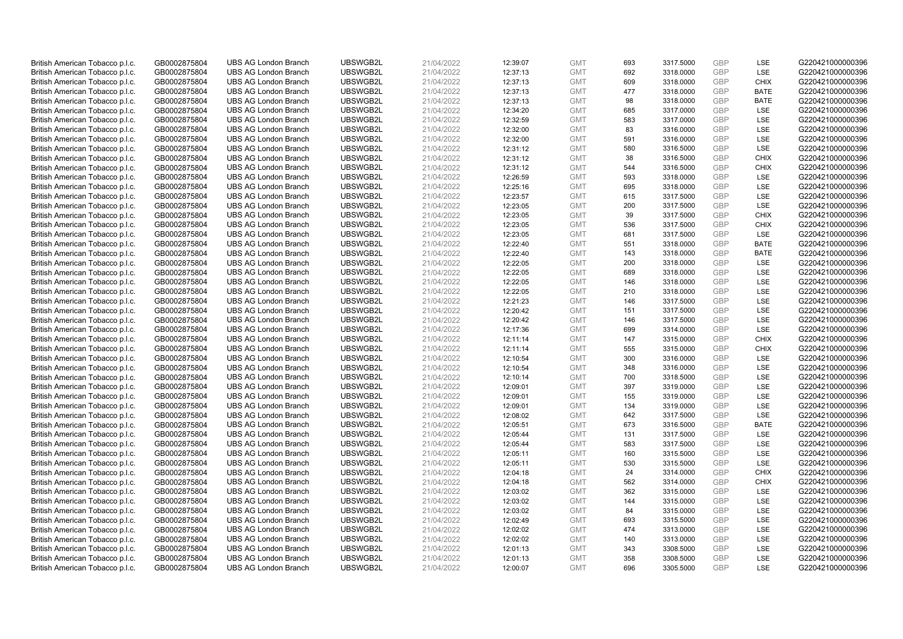| | | | | | | | | | | | |
|---|---|---|---|---|---|---|---|---|---|---|---|
| British American Tobacco p.l.c. | GB0002875804 | UBS AG London Branch | UBSWGB2L | 21/04/2022 | 12:39:07 | GMT | 693 | 3317.5000 | GBP | LSE | G220421000000396 |
| British American Tobacco p.l.c. | GB0002875804 | UBS AG London Branch | UBSWGB2L | 21/04/2022 | 12:37:13 | GMT | 692 | 3318.0000 | GBP | LSE | G220421000000396 |
| British American Tobacco p.l.c. | GB0002875804 | UBS AG London Branch | UBSWGB2L | 21/04/2022 | 12:37:13 | GMT | 609 | 3318.0000 | GBP | CHIX | G220421000000396 |
| British American Tobacco p.l.c. | GB0002875804 | UBS AG London Branch | UBSWGB2L | 21/04/2022 | 12:37:13 | GMT | 477 | 3318.0000 | GBP | BATE | G220421000000396 |
| British American Tobacco p.l.c. | GB0002875804 | UBS AG London Branch | UBSWGB2L | 21/04/2022 | 12:37:13 | GMT | 98 | 3318.0000 | GBP | BATE | G220421000000396 |
| British American Tobacco p.l.c. | GB0002875804 | UBS AG London Branch | UBSWGB2L | 21/04/2022 | 12:34:20 | GMT | 685 | 3317.0000 | GBP | LSE | G220421000000396 |
| British American Tobacco p.l.c. | GB0002875804 | UBS AG London Branch | UBSWGB2L | 21/04/2022 | 12:32:59 | GMT | 583 | 3317.0000 | GBP | LSE | G220421000000396 |
| British American Tobacco p.l.c. | GB0002875804 | UBS AG London Branch | UBSWGB2L | 21/04/2022 | 12:32:00 | GMT | 83 | 3316.0000 | GBP | LSE | G220421000000396 |
| British American Tobacco p.l.c. | GB0002875804 | UBS AG London Branch | UBSWGB2L | 21/04/2022 | 12:32:00 | GMT | 591 | 3316.0000 | GBP | LSE | G220421000000396 |
| British American Tobacco p.l.c. | GB0002875804 | UBS AG London Branch | UBSWGB2L | 21/04/2022 | 12:31:12 | GMT | 580 | 3316.5000 | GBP | LSE | G220421000000396 |
| British American Tobacco p.l.c. | GB0002875804 | UBS AG London Branch | UBSWGB2L | 21/04/2022 | 12:31:12 | GMT | 38 | 3316.5000 | GBP | CHIX | G220421000000396 |
| British American Tobacco p.l.c. | GB0002875804 | UBS AG London Branch | UBSWGB2L | 21/04/2022 | 12:31:12 | GMT | 544 | 3316.5000 | GBP | CHIX | G220421000000396 |
| British American Tobacco p.l.c. | GB0002875804 | UBS AG London Branch | UBSWGB2L | 21/04/2022 | 12:26:59 | GMT | 593 | 3318.0000 | GBP | LSE | G220421000000396 |
| British American Tobacco p.l.c. | GB0002875804 | UBS AG London Branch | UBSWGB2L | 21/04/2022 | 12:25:16 | GMT | 695 | 3318.0000 | GBP | LSE | G220421000000396 |
| British American Tobacco p.l.c. | GB0002875804 | UBS AG London Branch | UBSWGB2L | 21/04/2022 | 12:23:57 | GMT | 615 | 3317.5000 | GBP | LSE | G220421000000396 |
| British American Tobacco p.l.c. | GB0002875804 | UBS AG London Branch | UBSWGB2L | 21/04/2022 | 12:23:05 | GMT | 200 | 3317.5000 | GBP | LSE | G220421000000396 |
| British American Tobacco p.l.c. | GB0002875804 | UBS AG London Branch | UBSWGB2L | 21/04/2022 | 12:23:05 | GMT | 39 | 3317.5000 | GBP | CHIX | G220421000000396 |
| British American Tobacco p.l.c. | GB0002875804 | UBS AG London Branch | UBSWGB2L | 21/04/2022 | 12:23:05 | GMT | 536 | 3317.5000 | GBP | CHIX | G220421000000396 |
| British American Tobacco p.l.c. | GB0002875804 | UBS AG London Branch | UBSWGB2L | 21/04/2022 | 12:23:05 | GMT | 681 | 3317.5000 | GBP | LSE | G220421000000396 |
| British American Tobacco p.l.c. | GB0002875804 | UBS AG London Branch | UBSWGB2L | 21/04/2022 | 12:22:40 | GMT | 551 | 3318.0000 | GBP | BATE | G220421000000396 |
| British American Tobacco p.l.c. | GB0002875804 | UBS AG London Branch | UBSWGB2L | 21/04/2022 | 12:22:40 | GMT | 143 | 3318.0000 | GBP | BATE | G220421000000396 |
| British American Tobacco p.l.c. | GB0002875804 | UBS AG London Branch | UBSWGB2L | 21/04/2022 | 12:22:05 | GMT | 200 | 3318.0000 | GBP | LSE | G220421000000396 |
| British American Tobacco p.l.c. | GB0002875804 | UBS AG London Branch | UBSWGB2L | 21/04/2022 | 12:22:05 | GMT | 689 | 3318.0000 | GBP | LSE | G220421000000396 |
| British American Tobacco p.l.c. | GB0002875804 | UBS AG London Branch | UBSWGB2L | 21/04/2022 | 12:22:05 | GMT | 146 | 3318.0000 | GBP | LSE | G220421000000396 |
| British American Tobacco p.l.c. | GB0002875804 | UBS AG London Branch | UBSWGB2L | 21/04/2022 | 12:22:05 | GMT | 210 | 3318.0000 | GBP | LSE | G220421000000396 |
| British American Tobacco p.l.c. | GB0002875804 | UBS AG London Branch | UBSWGB2L | 21/04/2022 | 12:21:23 | GMT | 146 | 3317.5000 | GBP | LSE | G220421000000396 |
| British American Tobacco p.l.c. | GB0002875804 | UBS AG London Branch | UBSWGB2L | 21/04/2022 | 12:20:42 | GMT | 151 | 3317.5000 | GBP | LSE | G220421000000396 |
| British American Tobacco p.l.c. | GB0002875804 | UBS AG London Branch | UBSWGB2L | 21/04/2022 | 12:20:42 | GMT | 146 | 3317.5000 | GBP | LSE | G220421000000396 |
| British American Tobacco p.l.c. | GB0002875804 | UBS AG London Branch | UBSWGB2L | 21/04/2022 | 12:17:36 | GMT | 699 | 3314.0000 | GBP | LSE | G220421000000396 |
| British American Tobacco p.l.c. | GB0002875804 | UBS AG London Branch | UBSWGB2L | 21/04/2022 | 12:11:14 | GMT | 147 | 3315.0000 | GBP | CHIX | G220421000000396 |
| British American Tobacco p.l.c. | GB0002875804 | UBS AG London Branch | UBSWGB2L | 21/04/2022 | 12:11:14 | GMT | 555 | 3315.0000 | GBP | CHIX | G220421000000396 |
| British American Tobacco p.l.c. | GB0002875804 | UBS AG London Branch | UBSWGB2L | 21/04/2022 | 12:10:54 | GMT | 300 | 3316.0000 | GBP | LSE | G220421000000396 |
| British American Tobacco p.l.c. | GB0002875804 | UBS AG London Branch | UBSWGB2L | 21/04/2022 | 12:10:54 | GMT | 348 | 3316.0000 | GBP | LSE | G220421000000396 |
| British American Tobacco p.l.c. | GB0002875804 | UBS AG London Branch | UBSWGB2L | 21/04/2022 | 12:10:14 | GMT | 700 | 3318.5000 | GBP | LSE | G220421000000396 |
| British American Tobacco p.l.c. | GB0002875804 | UBS AG London Branch | UBSWGB2L | 21/04/2022 | 12:09:01 | GMT | 397 | 3319.0000 | GBP | LSE | G220421000000396 |
| British American Tobacco p.l.c. | GB0002875804 | UBS AG London Branch | UBSWGB2L | 21/04/2022 | 12:09:01 | GMT | 155 | 3319.0000 | GBP | LSE | G220421000000396 |
| British American Tobacco p.l.c. | GB0002875804 | UBS AG London Branch | UBSWGB2L | 21/04/2022 | 12:09:01 | GMT | 134 | 3319.0000 | GBP | LSE | G220421000000396 |
| British American Tobacco p.l.c. | GB0002875804 | UBS AG London Branch | UBSWGB2L | 21/04/2022 | 12:08:02 | GMT | 642 | 3317.5000 | GBP | LSE | G220421000000396 |
| British American Tobacco p.l.c. | GB0002875804 | UBS AG London Branch | UBSWGB2L | 21/04/2022 | 12:05:51 | GMT | 673 | 3316.5000 | GBP | BATE | G220421000000396 |
| British American Tobacco p.l.c. | GB0002875804 | UBS AG London Branch | UBSWGB2L | 21/04/2022 | 12:05:44 | GMT | 131 | 3317.5000 | GBP | LSE | G220421000000396 |
| British American Tobacco p.l.c. | GB0002875804 | UBS AG London Branch | UBSWGB2L | 21/04/2022 | 12:05:44 | GMT | 583 | 3317.5000 | GBP | LSE | G220421000000396 |
| British American Tobacco p.l.c. | GB0002875804 | UBS AG London Branch | UBSWGB2L | 21/04/2022 | 12:05:11 | GMT | 160 | 3315.5000 | GBP | LSE | G220421000000396 |
| British American Tobacco p.l.c. | GB0002875804 | UBS AG London Branch | UBSWGB2L | 21/04/2022 | 12:05:11 | GMT | 530 | 3315.5000 | GBP | LSE | G220421000000396 |
| British American Tobacco p.l.c. | GB0002875804 | UBS AG London Branch | UBSWGB2L | 21/04/2022 | 12:04:18 | GMT | 24 | 3314.0000 | GBP | CHIX | G220421000000396 |
| British American Tobacco p.l.c. | GB0002875804 | UBS AG London Branch | UBSWGB2L | 21/04/2022 | 12:04:18 | GMT | 562 | 3314.0000 | GBP | CHIX | G220421000000396 |
| British American Tobacco p.l.c. | GB0002875804 | UBS AG London Branch | UBSWGB2L | 21/04/2022 | 12:03:02 | GMT | 362 | 3315.0000 | GBP | LSE | G220421000000396 |
| British American Tobacco p.l.c. | GB0002875804 | UBS AG London Branch | UBSWGB2L | 21/04/2022 | 12:03:02 | GMT | 144 | 3315.0000 | GBP | LSE | G220421000000396 |
| British American Tobacco p.l.c. | GB0002875804 | UBS AG London Branch | UBSWGB2L | 21/04/2022 | 12:03:02 | GMT | 84 | 3315.0000 | GBP | LSE | G220421000000396 |
| British American Tobacco p.l.c. | GB0002875804 | UBS AG London Branch | UBSWGB2L | 21/04/2022 | 12:02:49 | GMT | 693 | 3315.5000 | GBP | LSE | G220421000000396 |
| British American Tobacco p.l.c. | GB0002875804 | UBS AG London Branch | UBSWGB2L | 21/04/2022 | 12:02:02 | GMT | 474 | 3313.0000 | GBP | LSE | G220421000000396 |
| British American Tobacco p.l.c. | GB0002875804 | UBS AG London Branch | UBSWGB2L | 21/04/2022 | 12:02:02 | GMT | 140 | 3313.0000 | GBP | LSE | G220421000000396 |
| British American Tobacco p.l.c. | GB0002875804 | UBS AG London Branch | UBSWGB2L | 21/04/2022 | 12:01:13 | GMT | 343 | 3308.5000 | GBP | LSE | G220421000000396 |
| British American Tobacco p.l.c. | GB0002875804 | UBS AG London Branch | UBSWGB2L | 21/04/2022 | 12:01:13 | GMT | 358 | 3308.5000 | GBP | LSE | G220421000000396 |
| British American Tobacco p.l.c. | GB0002875804 | UBS AG London Branch | UBSWGB2L | 21/04/2022 | 12:00:07 | GMT | 696 | 3305.5000 | GBP | LSE | G220421000000396 |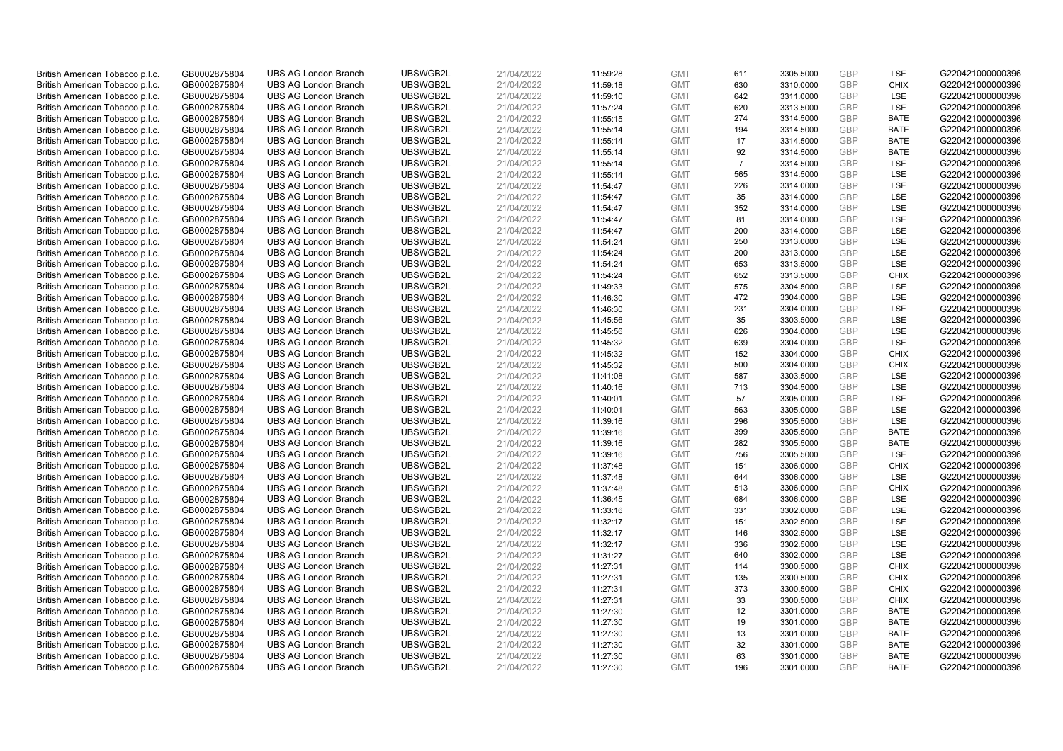| | | | | | | | | | | | |
|---|---|---|---|---|---|---|---|---|---|---|---|
| British American Tobacco p.l.c. | GB0002875804 | UBS AG London Branch | UBSWGB2L | 21/04/2022 | 11:59:28 | GMT | 611 | 3305.5000 | GBP | LSE | G220421000000396 |
| British American Tobacco p.l.c. | GB0002875804 | UBS AG London Branch | UBSWGB2L | 21/04/2022 | 11:59:18 | GMT | 630 | 3310.0000 | GBP | CHIX | G220421000000396 |
| British American Tobacco p.l.c. | GB0002875804 | UBS AG London Branch | UBSWGB2L | 21/04/2022 | 11:59:10 | GMT | 642 | 3311.0000 | GBP | LSE | G220421000000396 |
| British American Tobacco p.l.c. | GB0002875804 | UBS AG London Branch | UBSWGB2L | 21/04/2022 | 11:57:24 | GMT | 620 | 3313.5000 | GBP | LSE | G220421000000396 |
| British American Tobacco p.l.c. | GB0002875804 | UBS AG London Branch | UBSWGB2L | 21/04/2022 | 11:55:15 | GMT | 274 | 3314.5000 | GBP | BATE | G220421000000396 |
| British American Tobacco p.l.c. | GB0002875804 | UBS AG London Branch | UBSWGB2L | 21/04/2022 | 11:55:14 | GMT | 194 | 3314.5000 | GBP | BATE | G220421000000396 |
| British American Tobacco p.l.c. | GB0002875804 | UBS AG London Branch | UBSWGB2L | 21/04/2022 | 11:55:14 | GMT | 17 | 3314.5000 | GBP | BATE | G220421000000396 |
| British American Tobacco p.l.c. | GB0002875804 | UBS AG London Branch | UBSWGB2L | 21/04/2022 | 11:55:14 | GMT | 92 | 3314.5000 | GBP | BATE | G220421000000396 |
| British American Tobacco p.l.c. | GB0002875804 | UBS AG London Branch | UBSWGB2L | 21/04/2022 | 11:55:14 | GMT | 7 | 3314.5000 | GBP | LSE | G220421000000396 |
| British American Tobacco p.l.c. | GB0002875804 | UBS AG London Branch | UBSWGB2L | 21/04/2022 | 11:55:14 | GMT | 565 | 3314.5000 | GBP | LSE | G220421000000396 |
| British American Tobacco p.l.c. | GB0002875804 | UBS AG London Branch | UBSWGB2L | 21/04/2022 | 11:54:47 | GMT | 226 | 3314.0000 | GBP | LSE | G220421000000396 |
| British American Tobacco p.l.c. | GB0002875804 | UBS AG London Branch | UBSWGB2L | 21/04/2022 | 11:54:47 | GMT | 35 | 3314.0000 | GBP | LSE | G220421000000396 |
| British American Tobacco p.l.c. | GB0002875804 | UBS AG London Branch | UBSWGB2L | 21/04/2022 | 11:54:47 | GMT | 352 | 3314.0000 | GBP | LSE | G220421000000396 |
| British American Tobacco p.l.c. | GB0002875804 | UBS AG London Branch | UBSWGB2L | 21/04/2022 | 11:54:47 | GMT | 81 | 3314.0000 | GBP | LSE | G220421000000396 |
| British American Tobacco p.l.c. | GB0002875804 | UBS AG London Branch | UBSWGB2L | 21/04/2022 | 11:54:47 | GMT | 200 | 3314.0000 | GBP | LSE | G220421000000396 |
| British American Tobacco p.l.c. | GB0002875804 | UBS AG London Branch | UBSWGB2L | 21/04/2022 | 11:54:24 | GMT | 250 | 3313.0000 | GBP | LSE | G220421000000396 |
| British American Tobacco p.l.c. | GB0002875804 | UBS AG London Branch | UBSWGB2L | 21/04/2022 | 11:54:24 | GMT | 200 | 3313.0000 | GBP | LSE | G220421000000396 |
| British American Tobacco p.l.c. | GB0002875804 | UBS AG London Branch | UBSWGB2L | 21/04/2022 | 11:54:24 | GMT | 653 | 3313.5000 | GBP | LSE | G220421000000396 |
| British American Tobacco p.l.c. | GB0002875804 | UBS AG London Branch | UBSWGB2L | 21/04/2022 | 11:54:24 | GMT | 652 | 3313.5000 | GBP | CHIX | G220421000000396 |
| British American Tobacco p.l.c. | GB0002875804 | UBS AG London Branch | UBSWGB2L | 21/04/2022 | 11:49:33 | GMT | 575 | 3304.5000 | GBP | LSE | G220421000000396 |
| British American Tobacco p.l.c. | GB0002875804 | UBS AG London Branch | UBSWGB2L | 21/04/2022 | 11:46:30 | GMT | 472 | 3304.0000 | GBP | LSE | G220421000000396 |
| British American Tobacco p.l.c. | GB0002875804 | UBS AG London Branch | UBSWGB2L | 21/04/2022 | 11:46:30 | GMT | 231 | 3304.0000 | GBP | LSE | G220421000000396 |
| British American Tobacco p.l.c. | GB0002875804 | UBS AG London Branch | UBSWGB2L | 21/04/2022 | 11:45:56 | GMT | 35 | 3303.5000 | GBP | LSE | G220421000000396 |
| British American Tobacco p.l.c. | GB0002875804 | UBS AG London Branch | UBSWGB2L | 21/04/2022 | 11:45:56 | GMT | 626 | 3304.0000 | GBP | LSE | G220421000000396 |
| British American Tobacco p.l.c. | GB0002875804 | UBS AG London Branch | UBSWGB2L | 21/04/2022 | 11:45:32 | GMT | 639 | 3304.0000 | GBP | LSE | G220421000000396 |
| British American Tobacco p.l.c. | GB0002875804 | UBS AG London Branch | UBSWGB2L | 21/04/2022 | 11:45:32 | GMT | 152 | 3304.0000 | GBP | CHIX | G220421000000396 |
| British American Tobacco p.l.c. | GB0002875804 | UBS AG London Branch | UBSWGB2L | 21/04/2022 | 11:45:32 | GMT | 500 | 3304.0000 | GBP | CHIX | G220421000000396 |
| British American Tobacco p.l.c. | GB0002875804 | UBS AG London Branch | UBSWGB2L | 21/04/2022 | 11:41:08 | GMT | 587 | 3303.5000 | GBP | LSE | G220421000000396 |
| British American Tobacco p.l.c. | GB0002875804 | UBS AG London Branch | UBSWGB2L | 21/04/2022 | 11:40:16 | GMT | 713 | 3304.5000 | GBP | LSE | G220421000000396 |
| British American Tobacco p.l.c. | GB0002875804 | UBS AG London Branch | UBSWGB2L | 21/04/2022 | 11:40:01 | GMT | 57 | 3305.0000 | GBP | LSE | G220421000000396 |
| British American Tobacco p.l.c. | GB0002875804 | UBS AG London Branch | UBSWGB2L | 21/04/2022 | 11:40:01 | GMT | 563 | 3305.0000 | GBP | LSE | G220421000000396 |
| British American Tobacco p.l.c. | GB0002875804 | UBS AG London Branch | UBSWGB2L | 21/04/2022 | 11:39:16 | GMT | 296 | 3305.5000 | GBP | LSE | G220421000000396 |
| British American Tobacco p.l.c. | GB0002875804 | UBS AG London Branch | UBSWGB2L | 21/04/2022 | 11:39:16 | GMT | 399 | 3305.5000 | GBP | BATE | G220421000000396 |
| British American Tobacco p.l.c. | GB0002875804 | UBS AG London Branch | UBSWGB2L | 21/04/2022 | 11:39:16 | GMT | 282 | 3305.5000 | GBP | BATE | G220421000000396 |
| British American Tobacco p.l.c. | GB0002875804 | UBS AG London Branch | UBSWGB2L | 21/04/2022 | 11:39:16 | GMT | 756 | 3305.5000 | GBP | LSE | G220421000000396 |
| British American Tobacco p.l.c. | GB0002875804 | UBS AG London Branch | UBSWGB2L | 21/04/2022 | 11:37:48 | GMT | 151 | 3306.0000 | GBP | CHIX | G220421000000396 |
| British American Tobacco p.l.c. | GB0002875804 | UBS AG London Branch | UBSWGB2L | 21/04/2022 | 11:37:48 | GMT | 644 | 3306.0000 | GBP | LSE | G220421000000396 |
| British American Tobacco p.l.c. | GB0002875804 | UBS AG London Branch | UBSWGB2L | 21/04/2022 | 11:37:48 | GMT | 513 | 3306.0000 | GBP | CHIX | G220421000000396 |
| British American Tobacco p.l.c. | GB0002875804 | UBS AG London Branch | UBSWGB2L | 21/04/2022 | 11:36:45 | GMT | 684 | 3306.0000 | GBP | LSE | G220421000000396 |
| British American Tobacco p.l.c. | GB0002875804 | UBS AG London Branch | UBSWGB2L | 21/04/2022 | 11:33:16 | GMT | 331 | 3302.0000 | GBP | LSE | G220421000000396 |
| British American Tobacco p.l.c. | GB0002875804 | UBS AG London Branch | UBSWGB2L | 21/04/2022 | 11:32:17 | GMT | 151 | 3302.5000 | GBP | LSE | G220421000000396 |
| British American Tobacco p.l.c. | GB0002875804 | UBS AG London Branch | UBSWGB2L | 21/04/2022 | 11:32:17 | GMT | 146 | 3302.5000 | GBP | LSE | G220421000000396 |
| British American Tobacco p.l.c. | GB0002875804 | UBS AG London Branch | UBSWGB2L | 21/04/2022 | 11:32:17 | GMT | 336 | 3302.5000 | GBP | LSE | G220421000000396 |
| British American Tobacco p.l.c. | GB0002875804 | UBS AG London Branch | UBSWGB2L | 21/04/2022 | 11:31:27 | GMT | 640 | 3302.0000 | GBP | LSE | G220421000000396 |
| British American Tobacco p.l.c. | GB0002875804 | UBS AG London Branch | UBSWGB2L | 21/04/2022 | 11:27:31 | GMT | 114 | 3300.5000 | GBP | CHIX | G220421000000396 |
| British American Tobacco p.l.c. | GB0002875804 | UBS AG London Branch | UBSWGB2L | 21/04/2022 | 11:27:31 | GMT | 135 | 3300.5000 | GBP | CHIX | G220421000000396 |
| British American Tobacco p.l.c. | GB0002875804 | UBS AG London Branch | UBSWGB2L | 21/04/2022 | 11:27:31 | GMT | 373 | 3300.5000 | GBP | CHIX | G220421000000396 |
| British American Tobacco p.l.c. | GB0002875804 | UBS AG London Branch | UBSWGB2L | 21/04/2022 | 11:27:31 | GMT | 33 | 3300.5000 | GBP | CHIX | G220421000000396 |
| British American Tobacco p.l.c. | GB0002875804 | UBS AG London Branch | UBSWGB2L | 21/04/2022 | 11:27:30 | GMT | 12 | 3301.0000 | GBP | BATE | G220421000000396 |
| British American Tobacco p.l.c. | GB0002875804 | UBS AG London Branch | UBSWGB2L | 21/04/2022 | 11:27:30 | GMT | 19 | 3301.0000 | GBP | BATE | G220421000000396 |
| British American Tobacco p.l.c. | GB0002875804 | UBS AG London Branch | UBSWGB2L | 21/04/2022 | 11:27:30 | GMT | 13 | 3301.0000 | GBP | BATE | G220421000000396 |
| British American Tobacco p.l.c. | GB0002875804 | UBS AG London Branch | UBSWGB2L | 21/04/2022 | 11:27:30 | GMT | 32 | 3301.0000 | GBP | BATE | G220421000000396 |
| British American Tobacco p.l.c. | GB0002875804 | UBS AG London Branch | UBSWGB2L | 21/04/2022 | 11:27:30 | GMT | 63 | 3301.0000 | GBP | BATE | G220421000000396 |
| British American Tobacco p.l.c. | GB0002875804 | UBS AG London Branch | UBSWGB2L | 21/04/2022 | 11:27:30 | GMT | 196 | 3301.0000 | GBP | BATE | G220421000000396 |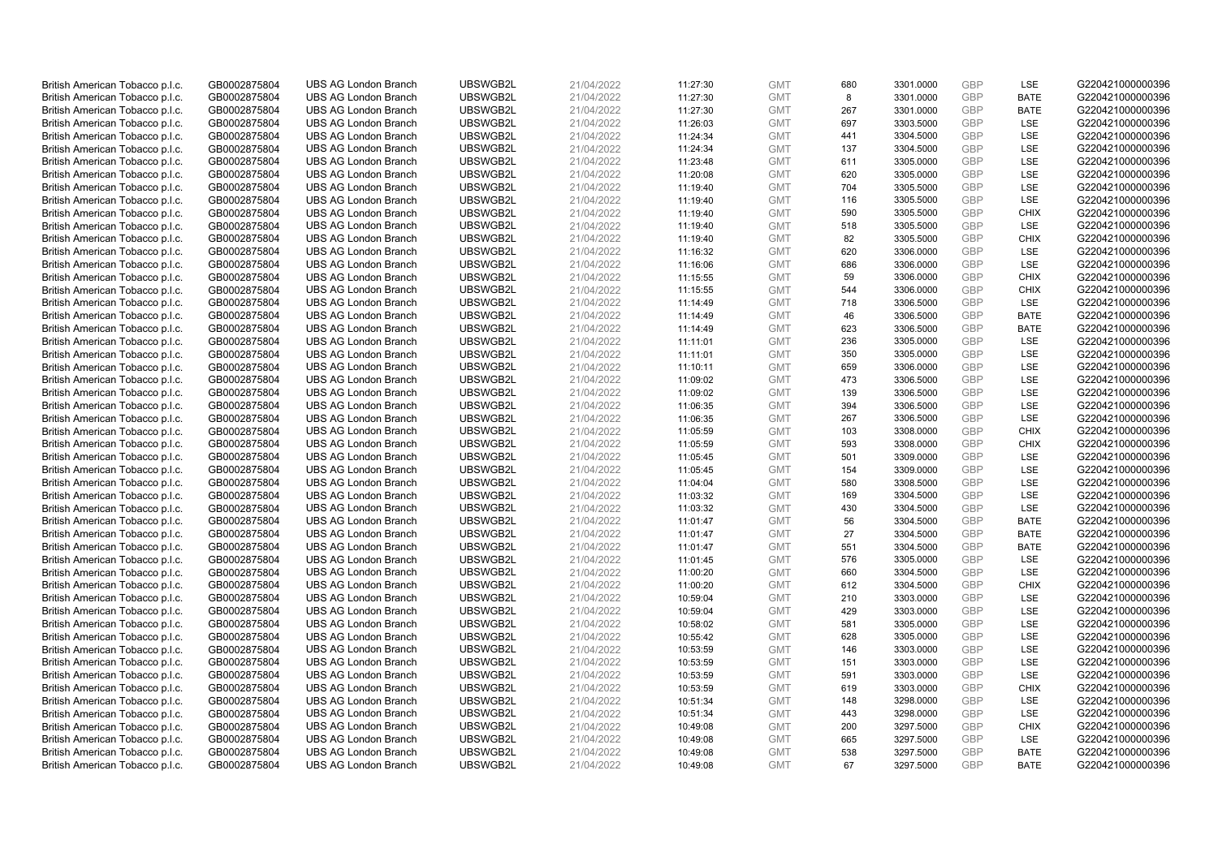| British American Tobacco p.l.c. | GB0002875804 | UBS AG London Branch | UBSWGB2L | 21/04/2022 | 11:27:30 | GMT | 680 | 3301.0000 | GBP | LSE | G220421000000396 |
|---|---|---|---|---|---|---|---|---|---|---|---|
| British American Tobacco p.l.c. | GB0002875804 | UBS AG London Branch | UBSWGB2L | 21/04/2022 | 11:27:30 | GMT | 8 | 3301.0000 | GBP | BATE | G220421000000396 |
| British American Tobacco p.l.c. | GB0002875804 | UBS AG London Branch | UBSWGB2L | 21/04/2022 | 11:27:30 | GMT | 267 | 3301.0000 | GBP | BATE | G220421000000396 |
| British American Tobacco p.l.c. | GB0002875804 | UBS AG London Branch | UBSWGB2L | 21/04/2022 | 11:26:03 | GMT | 697 | 3303.5000 | GBP | LSE | G220421000000396 |
| British American Tobacco p.l.c. | GB0002875804 | UBS AG London Branch | UBSWGB2L | 21/04/2022 | 11:24:34 | GMT | 441 | 3304.5000 | GBP | LSE | G220421000000396 |
| British American Tobacco p.l.c. | GB0002875804 | UBS AG London Branch | UBSWGB2L | 21/04/2022 | 11:24:34 | GMT | 137 | 3304.5000 | GBP | LSE | G220421000000396 |
| British American Tobacco p.l.c. | GB0002875804 | UBS AG London Branch | UBSWGB2L | 21/04/2022 | 11:23:48 | GMT | 611 | 3305.0000 | GBP | LSE | G220421000000396 |
| British American Tobacco p.l.c. | GB0002875804 | UBS AG London Branch | UBSWGB2L | 21/04/2022 | 11:20:08 | GMT | 620 | 3305.0000 | GBP | LSE | G220421000000396 |
| British American Tobacco p.l.c. | GB0002875804 | UBS AG London Branch | UBSWGB2L | 21/04/2022 | 11:19:40 | GMT | 704 | 3305.5000 | GBP | LSE | G220421000000396 |
| British American Tobacco p.l.c. | GB0002875804 | UBS AG London Branch | UBSWGB2L | 21/04/2022 | 11:19:40 | GMT | 116 | 3305.5000 | GBP | LSE | G220421000000396 |
| British American Tobacco p.l.c. | GB0002875804 | UBS AG London Branch | UBSWGB2L | 21/04/2022 | 11:19:40 | GMT | 590 | 3305.5000 | GBP | CHIX | G220421000000396 |
| British American Tobacco p.l.c. | GB0002875804 | UBS AG London Branch | UBSWGB2L | 21/04/2022 | 11:19:40 | GMT | 518 | 3305.5000 | GBP | LSE | G220421000000396 |
| British American Tobacco p.l.c. | GB0002875804 | UBS AG London Branch | UBSWGB2L | 21/04/2022 | 11:19:40 | GMT | 82 | 3305.5000 | GBP | CHIX | G220421000000396 |
| British American Tobacco p.l.c. | GB0002875804 | UBS AG London Branch | UBSWGB2L | 21/04/2022 | 11:16:32 | GMT | 620 | 3306.0000 | GBP | LSE | G220421000000396 |
| British American Tobacco p.l.c. | GB0002875804 | UBS AG London Branch | UBSWGB2L | 21/04/2022 | 11:16:06 | GMT | 686 | 3306.0000 | GBP | LSE | G220421000000396 |
| British American Tobacco p.l.c. | GB0002875804 | UBS AG London Branch | UBSWGB2L | 21/04/2022 | 11:15:55 | GMT | 59 | 3306.0000 | GBP | CHIX | G220421000000396 |
| British American Tobacco p.l.c. | GB0002875804 | UBS AG London Branch | UBSWGB2L | 21/04/2022 | 11:15:55 | GMT | 544 | 3306.0000 | GBP | CHIX | G220421000000396 |
| British American Tobacco p.l.c. | GB0002875804 | UBS AG London Branch | UBSWGB2L | 21/04/2022 | 11:14:49 | GMT | 718 | 3306.5000 | GBP | LSE | G220421000000396 |
| British American Tobacco p.l.c. | GB0002875804 | UBS AG London Branch | UBSWGB2L | 21/04/2022 | 11:14:49 | GMT | 46 | 3306.5000 | GBP | BATE | G220421000000396 |
| British American Tobacco p.l.c. | GB0002875804 | UBS AG London Branch | UBSWGB2L | 21/04/2022 | 11:14:49 | GMT | 623 | 3306.5000 | GBP | BATE | G220421000000396 |
| British American Tobacco p.l.c. | GB0002875804 | UBS AG London Branch | UBSWGB2L | 21/04/2022 | 11:11:01 | GMT | 236 | 3305.0000 | GBP | LSE | G220421000000396 |
| British American Tobacco p.l.c. | GB0002875804 | UBS AG London Branch | UBSWGB2L | 21/04/2022 | 11:11:01 | GMT | 350 | 3305.0000 | GBP | LSE | G220421000000396 |
| British American Tobacco p.l.c. | GB0002875804 | UBS AG London Branch | UBSWGB2L | 21/04/2022 | 11:10:11 | GMT | 659 | 3306.0000 | GBP | LSE | G220421000000396 |
| British American Tobacco p.l.c. | GB0002875804 | UBS AG London Branch | UBSWGB2L | 21/04/2022 | 11:09:02 | GMT | 473 | 3306.5000 | GBP | LSE | G220421000000396 |
| British American Tobacco p.l.c. | GB0002875804 | UBS AG London Branch | UBSWGB2L | 21/04/2022 | 11:09:02 | GMT | 139 | 3306.5000 | GBP | LSE | G220421000000396 |
| British American Tobacco p.l.c. | GB0002875804 | UBS AG London Branch | UBSWGB2L | 21/04/2022 | 11:06:35 | GMT | 394 | 3306.5000 | GBP | LSE | G220421000000396 |
| British American Tobacco p.l.c. | GB0002875804 | UBS AG London Branch | UBSWGB2L | 21/04/2022 | 11:06:35 | GMT | 267 | 3306.5000 | GBP | LSE | G220421000000396 |
| British American Tobacco p.l.c. | GB0002875804 | UBS AG London Branch | UBSWGB2L | 21/04/2022 | 11:05:59 | GMT | 103 | 3308.0000 | GBP | CHIX | G220421000000396 |
| British American Tobacco p.l.c. | GB0002875804 | UBS AG London Branch | UBSWGB2L | 21/04/2022 | 11:05:59 | GMT | 593 | 3308.0000 | GBP | CHIX | G220421000000396 |
| British American Tobacco p.l.c. | GB0002875804 | UBS AG London Branch | UBSWGB2L | 21/04/2022 | 11:05:45 | GMT | 501 | 3309.0000 | GBP | LSE | G220421000000396 |
| British American Tobacco p.l.c. | GB0002875804 | UBS AG London Branch | UBSWGB2L | 21/04/2022 | 11:05:45 | GMT | 154 | 3309.0000 | GBP | LSE | G220421000000396 |
| British American Tobacco p.l.c. | GB0002875804 | UBS AG London Branch | UBSWGB2L | 21/04/2022 | 11:04:04 | GMT | 580 | 3308.5000 | GBP | LSE | G220421000000396 |
| British American Tobacco p.l.c. | GB0002875804 | UBS AG London Branch | UBSWGB2L | 21/04/2022 | 11:03:32 | GMT | 169 | 3304.5000 | GBP | LSE | G220421000000396 |
| British American Tobacco p.l.c. | GB0002875804 | UBS AG London Branch | UBSWGB2L | 21/04/2022 | 11:03:32 | GMT | 430 | 3304.5000 | GBP | LSE | G220421000000396 |
| British American Tobacco p.l.c. | GB0002875804 | UBS AG London Branch | UBSWGB2L | 21/04/2022 | 11:01:47 | GMT | 56 | 3304.5000 | GBP | BATE | G220421000000396 |
| British American Tobacco p.l.c. | GB0002875804 | UBS AG London Branch | UBSWGB2L | 21/04/2022 | 11:01:47 | GMT | 27 | 3304.5000 | GBP | BATE | G220421000000396 |
| British American Tobacco p.l.c. | GB0002875804 | UBS AG London Branch | UBSWGB2L | 21/04/2022 | 11:01:47 | GMT | 551 | 3304.5000 | GBP | BATE | G220421000000396 |
| British American Tobacco p.l.c. | GB0002875804 | UBS AG London Branch | UBSWGB2L | 21/04/2022 | 11:01:45 | GMT | 576 | 3305.0000 | GBP | LSE | G220421000000396 |
| British American Tobacco p.l.c. | GB0002875804 | UBS AG London Branch | UBSWGB2L | 21/04/2022 | 11:00:20 | GMT | 660 | 3304.5000 | GBP | LSE | G220421000000396 |
| British American Tobacco p.l.c. | GB0002875804 | UBS AG London Branch | UBSWGB2L | 21/04/2022 | 11:00:20 | GMT | 612 | 3304.5000 | GBP | CHIX | G220421000000396 |
| British American Tobacco p.l.c. | GB0002875804 | UBS AG London Branch | UBSWGB2L | 21/04/2022 | 10:59:04 | GMT | 210 | 3303.0000 | GBP | LSE | G220421000000396 |
| British American Tobacco p.l.c. | GB0002875804 | UBS AG London Branch | UBSWGB2L | 21/04/2022 | 10:59:04 | GMT | 429 | 3303.0000 | GBP | LSE | G220421000000396 |
| British American Tobacco p.l.c. | GB0002875804 | UBS AG London Branch | UBSWGB2L | 21/04/2022 | 10:58:02 | GMT | 581 | 3305.0000 | GBP | LSE | G220421000000396 |
| British American Tobacco p.l.c. | GB0002875804 | UBS AG London Branch | UBSWGB2L | 21/04/2022 | 10:55:42 | GMT | 628 | 3305.0000 | GBP | LSE | G220421000000396 |
| British American Tobacco p.l.c. | GB0002875804 | UBS AG London Branch | UBSWGB2L | 21/04/2022 | 10:53:59 | GMT | 146 | 3303.0000 | GBP | LSE | G220421000000396 |
| British American Tobacco p.l.c. | GB0002875804 | UBS AG London Branch | UBSWGB2L | 21/04/2022 | 10:53:59 | GMT | 151 | 3303.0000 | GBP | LSE | G220421000000396 |
| British American Tobacco p.l.c. | GB0002875804 | UBS AG London Branch | UBSWGB2L | 21/04/2022 | 10:53:59 | GMT | 591 | 3303.0000 | GBP | LSE | G220421000000396 |
| British American Tobacco p.l.c. | GB0002875804 | UBS AG London Branch | UBSWGB2L | 21/04/2022 | 10:53:59 | GMT | 619 | 3303.0000 | GBP | CHIX | G220421000000396 |
| British American Tobacco p.l.c. | GB0002875804 | UBS AG London Branch | UBSWGB2L | 21/04/2022 | 10:51:34 | GMT | 148 | 3298.0000 | GBP | LSE | G220421000000396 |
| British American Tobacco p.l.c. | GB0002875804 | UBS AG London Branch | UBSWGB2L | 21/04/2022 | 10:51:34 | GMT | 443 | 3298.0000 | GBP | LSE | G220421000000396 |
| British American Tobacco p.l.c. | GB0002875804 | UBS AG London Branch | UBSWGB2L | 21/04/2022 | 10:49:08 | GMT | 200 | 3297.5000 | GBP | CHIX | G220421000000396 |
| British American Tobacco p.l.c. | GB0002875804 | UBS AG London Branch | UBSWGB2L | 21/04/2022 | 10:49:08 | GMT | 665 | 3297.5000 | GBP | LSE | G220421000000396 |
| British American Tobacco p.l.c. | GB0002875804 | UBS AG London Branch | UBSWGB2L | 21/04/2022 | 10:49:08 | GMT | 538 | 3297.5000 | GBP | BATE | G220421000000396 |
| British American Tobacco p.l.c. | GB0002875804 | UBS AG London Branch | UBSWGB2L | 21/04/2022 | 10:49:08 | GMT | 67 | 3297.5000 | GBP | BATE | G220421000000396 |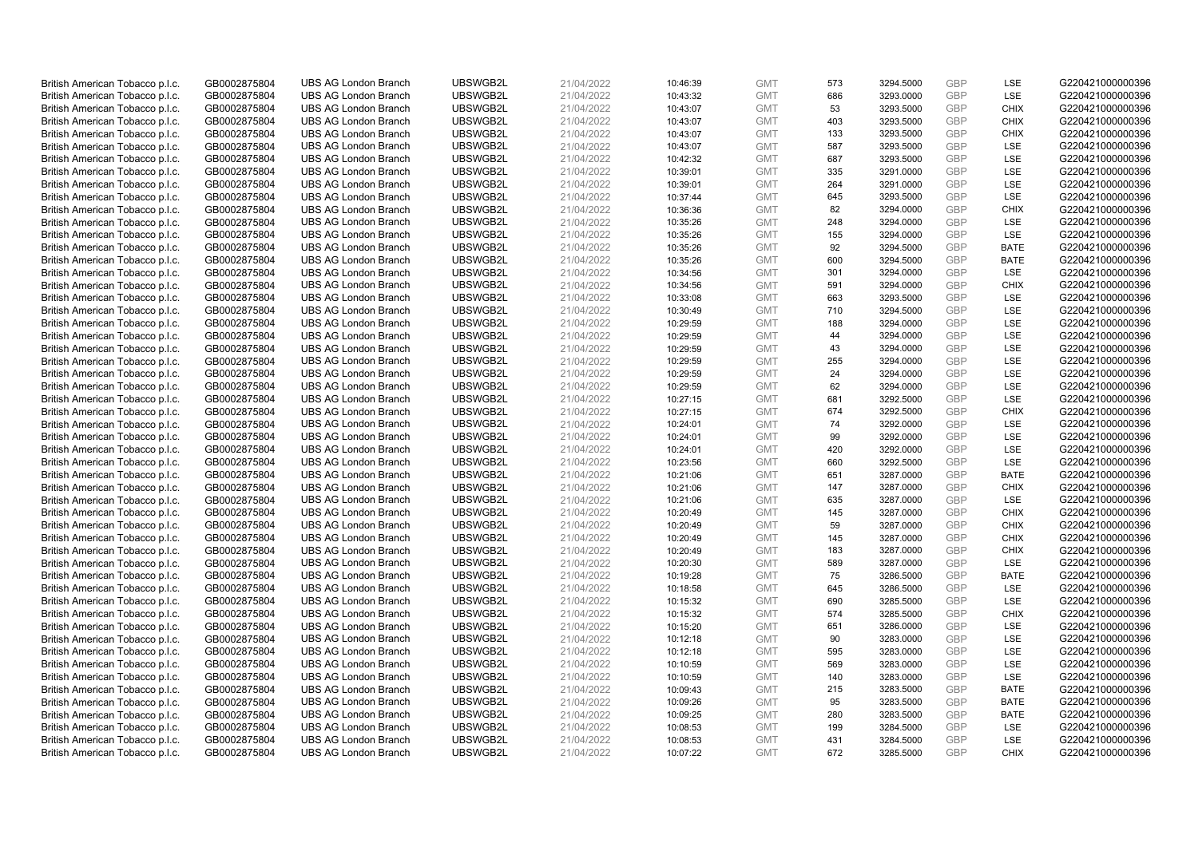| British American Tobacco p.l.c. | GB0002875804 | UBS AG London Branch | UBSWGB2L | 21/04/2022 | 10:46:39 | GMT | 573 | 3294.5000 | GBP | LSE | G220421000000396 |
|---|---|---|---|---|---|---|---|---|---|---|---|
| British American Tobacco p.l.c. | GB0002875804 | UBS AG London Branch | UBSWGB2L | 21/04/2022 | 10:43:32 | GMT | 686 | 3293.0000 | GBP | LSE | G220421000000396 |
| British American Tobacco p.l.c. | GB0002875804 | UBS AG London Branch | UBSWGB2L | 21/04/2022 | 10:43:07 | GMT | 53 | 3293.5000 | GBP | CHIX | G220421000000396 |
| British American Tobacco p.l.c. | GB0002875804 | UBS AG London Branch | UBSWGB2L | 21/04/2022 | 10:43:07 | GMT | 403 | 3293.5000 | GBP | CHIX | G220421000000396 |
| British American Tobacco p.l.c. | GB0002875804 | UBS AG London Branch | UBSWGB2L | 21/04/2022 | 10:43:07 | GMT | 133 | 3293.5000 | GBP | CHIX | G220421000000396 |
| British American Tobacco p.l.c. | GB0002875804 | UBS AG London Branch | UBSWGB2L | 21/04/2022 | 10:43:07 | GMT | 587 | 3293.5000 | GBP | LSE | G220421000000396 |
| British American Tobacco p.l.c. | GB0002875804 | UBS AG London Branch | UBSWGB2L | 21/04/2022 | 10:42:32 | GMT | 687 | 3293.5000 | GBP | LSE | G220421000000396 |
| British American Tobacco p.l.c. | GB0002875804 | UBS AG London Branch | UBSWGB2L | 21/04/2022 | 10:39:01 | GMT | 335 | 3291.0000 | GBP | LSE | G220421000000396 |
| British American Tobacco p.l.c. | GB0002875804 | UBS AG London Branch | UBSWGB2L | 21/04/2022 | 10:39:01 | GMT | 264 | 3291.0000 | GBP | LSE | G220421000000396 |
| British American Tobacco p.l.c. | GB0002875804 | UBS AG London Branch | UBSWGB2L | 21/04/2022 | 10:37:44 | GMT | 645 | 3293.5000 | GBP | LSE | G220421000000396 |
| British American Tobacco p.l.c. | GB0002875804 | UBS AG London Branch | UBSWGB2L | 21/04/2022 | 10:36:36 | GMT | 82 | 3294.0000 | GBP | CHIX | G220421000000396 |
| British American Tobacco p.l.c. | GB0002875804 | UBS AG London Branch | UBSWGB2L | 21/04/2022 | 10:35:26 | GMT | 248 | 3294.0000 | GBP | LSE | G220421000000396 |
| British American Tobacco p.l.c. | GB0002875804 | UBS AG London Branch | UBSWGB2L | 21/04/2022 | 10:35:26 | GMT | 155 | 3294.0000 | GBP | LSE | G220421000000396 |
| British American Tobacco p.l.c. | GB0002875804 | UBS AG London Branch | UBSWGB2L | 21/04/2022 | 10:35:26 | GMT | 92 | 3294.5000 | GBP | BATE | G220421000000396 |
| British American Tobacco p.l.c. | GB0002875804 | UBS AG London Branch | UBSWGB2L | 21/04/2022 | 10:35:26 | GMT | 600 | 3294.5000 | GBP | BATE | G220421000000396 |
| British American Tobacco p.l.c. | GB0002875804 | UBS AG London Branch | UBSWGB2L | 21/04/2022 | 10:34:56 | GMT | 301 | 3294.0000 | GBP | LSE | G220421000000396 |
| British American Tobacco p.l.c. | GB0002875804 | UBS AG London Branch | UBSWGB2L | 21/04/2022 | 10:34:56 | GMT | 591 | 3294.0000 | GBP | CHIX | G220421000000396 |
| British American Tobacco p.l.c. | GB0002875804 | UBS AG London Branch | UBSWGB2L | 21/04/2022 | 10:33:08 | GMT | 663 | 3293.5000 | GBP | LSE | G220421000000396 |
| British American Tobacco p.l.c. | GB0002875804 | UBS AG London Branch | UBSWGB2L | 21/04/2022 | 10:30:49 | GMT | 710 | 3294.5000 | GBP | LSE | G220421000000396 |
| British American Tobacco p.l.c. | GB0002875804 | UBS AG London Branch | UBSWGB2L | 21/04/2022 | 10:29:59 | GMT | 188 | 3294.0000 | GBP | LSE | G220421000000396 |
| British American Tobacco p.l.c. | GB0002875804 | UBS AG London Branch | UBSWGB2L | 21/04/2022 | 10:29:59 | GMT | 44 | 3294.0000 | GBP | LSE | G220421000000396 |
| British American Tobacco p.l.c. | GB0002875804 | UBS AG London Branch | UBSWGB2L | 21/04/2022 | 10:29:59 | GMT | 43 | 3294.0000 | GBP | LSE | G220421000000396 |
| British American Tobacco p.l.c. | GB0002875804 | UBS AG London Branch | UBSWGB2L | 21/04/2022 | 10:29:59 | GMT | 255 | 3294.0000 | GBP | LSE | G220421000000396 |
| British American Tobacco p.l.c. | GB0002875804 | UBS AG London Branch | UBSWGB2L | 21/04/2022 | 10:29:59 | GMT | 24 | 3294.0000 | GBP | LSE | G220421000000396 |
| British American Tobacco p.l.c. | GB0002875804 | UBS AG London Branch | UBSWGB2L | 21/04/2022 | 10:29:59 | GMT | 62 | 3294.0000 | GBP | LSE | G220421000000396 |
| British American Tobacco p.l.c. | GB0002875804 | UBS AG London Branch | UBSWGB2L | 21/04/2022 | 10:27:15 | GMT | 681 | 3292.5000 | GBP | LSE | G220421000000396 |
| British American Tobacco p.l.c. | GB0002875804 | UBS AG London Branch | UBSWGB2L | 21/04/2022 | 10:27:15 | GMT | 674 | 3292.5000 | GBP | CHIX | G220421000000396 |
| British American Tobacco p.l.c. | GB0002875804 | UBS AG London Branch | UBSWGB2L | 21/04/2022 | 10:24:01 | GMT | 74 | 3292.0000 | GBP | LSE | G220421000000396 |
| British American Tobacco p.l.c. | GB0002875804 | UBS AG London Branch | UBSWGB2L | 21/04/2022 | 10:24:01 | GMT | 99 | 3292.0000 | GBP | LSE | G220421000000396 |
| British American Tobacco p.l.c. | GB0002875804 | UBS AG London Branch | UBSWGB2L | 21/04/2022 | 10:24:01 | GMT | 420 | 3292.0000 | GBP | LSE | G220421000000396 |
| British American Tobacco p.l.c. | GB0002875804 | UBS AG London Branch | UBSWGB2L | 21/04/2022 | 10:23:56 | GMT | 660 | 3292.5000 | GBP | LSE | G220421000000396 |
| British American Tobacco p.l.c. | GB0002875804 | UBS AG London Branch | UBSWGB2L | 21/04/2022 | 10:21:06 | GMT | 651 | 3287.0000 | GBP | BATE | G220421000000396 |
| British American Tobacco p.l.c. | GB0002875804 | UBS AG London Branch | UBSWGB2L | 21/04/2022 | 10:21:06 | GMT | 147 | 3287.0000 | GBP | CHIX | G220421000000396 |
| British American Tobacco p.l.c. | GB0002875804 | UBS AG London Branch | UBSWGB2L | 21/04/2022 | 10:21:06 | GMT | 635 | 3287.0000 | GBP | LSE | G220421000000396 |
| British American Tobacco p.l.c. | GB0002875804 | UBS AG London Branch | UBSWGB2L | 21/04/2022 | 10:20:49 | GMT | 145 | 3287.0000 | GBP | CHIX | G220421000000396 |
| British American Tobacco p.l.c. | GB0002875804 | UBS AG London Branch | UBSWGB2L | 21/04/2022 | 10:20:49 | GMT | 59 | 3287.0000 | GBP | CHIX | G220421000000396 |
| British American Tobacco p.l.c. | GB0002875804 | UBS AG London Branch | UBSWGB2L | 21/04/2022 | 10:20:49 | GMT | 145 | 3287.0000 | GBP | CHIX | G220421000000396 |
| British American Tobacco p.l.c. | GB0002875804 | UBS AG London Branch | UBSWGB2L | 21/04/2022 | 10:20:49 | GMT | 183 | 3287.0000 | GBP | CHIX | G220421000000396 |
| British American Tobacco p.l.c. | GB0002875804 | UBS AG London Branch | UBSWGB2L | 21/04/2022 | 10:20:30 | GMT | 589 | 3287.0000 | GBP | LSE | G220421000000396 |
| British American Tobacco p.l.c. | GB0002875804 | UBS AG London Branch | UBSWGB2L | 21/04/2022 | 10:19:28 | GMT | 75 | 3286.5000 | GBP | BATE | G220421000000396 |
| British American Tobacco p.l.c. | GB0002875804 | UBS AG London Branch | UBSWGB2L | 21/04/2022 | 10:18:58 | GMT | 645 | 3286.5000 | GBP | LSE | G220421000000396 |
| British American Tobacco p.l.c. | GB0002875804 | UBS AG London Branch | UBSWGB2L | 21/04/2022 | 10:15:32 | GMT | 690 | 3285.5000 | GBP | LSE | G220421000000396 |
| British American Tobacco p.l.c. | GB0002875804 | UBS AG London Branch | UBSWGB2L | 21/04/2022 | 10:15:32 | GMT | 574 | 3285.5000 | GBP | CHIX | G220421000000396 |
| British American Tobacco p.l.c. | GB0002875804 | UBS AG London Branch | UBSWGB2L | 21/04/2022 | 10:15:20 | GMT | 651 | 3286.0000 | GBP | LSE | G220421000000396 |
| British American Tobacco p.l.c. | GB0002875804 | UBS AG London Branch | UBSWGB2L | 21/04/2022 | 10:12:18 | GMT | 90 | 3283.0000 | GBP | LSE | G220421000000396 |
| British American Tobacco p.l.c. | GB0002875804 | UBS AG London Branch | UBSWGB2L | 21/04/2022 | 10:12:18 | GMT | 595 | 3283.0000 | GBP | LSE | G220421000000396 |
| British American Tobacco p.l.c. | GB0002875804 | UBS AG London Branch | UBSWGB2L | 21/04/2022 | 10:10:59 | GMT | 569 | 3283.0000 | GBP | LSE | G220421000000396 |
| British American Tobacco p.l.c. | GB0002875804 | UBS AG London Branch | UBSWGB2L | 21/04/2022 | 10:10:59 | GMT | 140 | 3283.0000 | GBP | LSE | G220421000000396 |
| British American Tobacco p.l.c. | GB0002875804 | UBS AG London Branch | UBSWGB2L | 21/04/2022 | 10:09:43 | GMT | 215 | 3283.5000 | GBP | BATE | G220421000000396 |
| British American Tobacco p.l.c. | GB0002875804 | UBS AG London Branch | UBSWGB2L | 21/04/2022 | 10:09:26 | GMT | 95 | 3283.5000 | GBP | BATE | G220421000000396 |
| British American Tobacco p.l.c. | GB0002875804 | UBS AG London Branch | UBSWGB2L | 21/04/2022 | 10:09:25 | GMT | 280 | 3283.5000 | GBP | BATE | G220421000000396 |
| British American Tobacco p.l.c. | GB0002875804 | UBS AG London Branch | UBSWGB2L | 21/04/2022 | 10:08:53 | GMT | 199 | 3284.5000 | GBP | LSE | G220421000000396 |
| British American Tobacco p.l.c. | GB0002875804 | UBS AG London Branch | UBSWGB2L | 21/04/2022 | 10:08:53 | GMT | 431 | 3284.5000 | GBP | LSE | G220421000000396 |
| British American Tobacco p.l.c. | GB0002875804 | UBS AG London Branch | UBSWGB2L | 21/04/2022 | 10:07:22 | GMT | 672 | 3285.5000 | GBP | CHIX | G220421000000396 |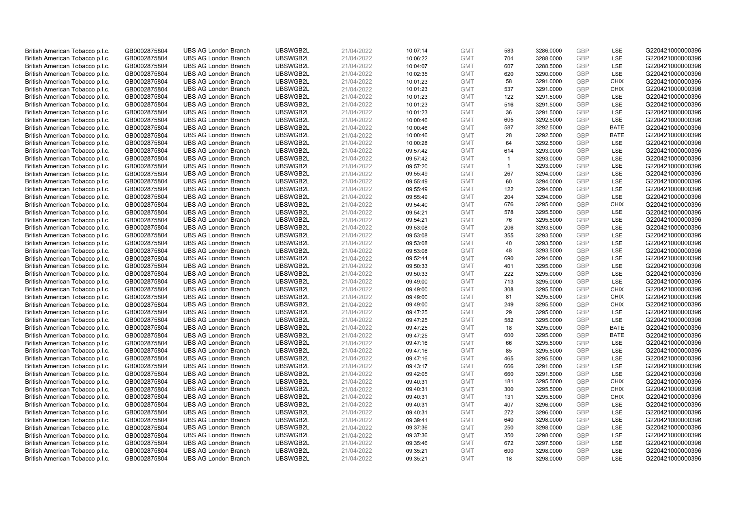| British American Tobacco p.l.c. | GB0002875804 | UBS AG London Branch | UBSWGB2L | 21/04/2022 | 10:07:14 | GMT | 583 | 3286.0000 | GBP | LSE | G220421000000396 |
|---|---|---|---|---|---|---|---|---|---|---|---|
| British American Tobacco p.l.c. | GB0002875804 | UBS AG London Branch | UBSWGB2L | 21/04/2022 | 10:06:22 | GMT | 704 | 3288.0000 | GBP | LSE | G220421000000396 |
| British American Tobacco p.l.c. | GB0002875804 | UBS AG London Branch | UBSWGB2L | 21/04/2022 | 10:04:07 | GMT | 607 | 3288.5000 | GBP | LSE | G220421000000396 |
| British American Tobacco p.l.c. | GB0002875804 | UBS AG London Branch | UBSWGB2L | 21/04/2022 | 10:02:35 | GMT | 620 | 3290.0000 | GBP | LSE | G220421000000396 |
| British American Tobacco p.l.c. | GB0002875804 | UBS AG London Branch | UBSWGB2L | 21/04/2022 | 10:01:23 | GMT | 58 | 3291.0000 | GBP | CHIX | G220421000000396 |
| British American Tobacco p.l.c. | GB0002875804 | UBS AG London Branch | UBSWGB2L | 21/04/2022 | 10:01:23 | GMT | 537 | 3291.0000 | GBP | CHIX | G220421000000396 |
| British American Tobacco p.l.c. | GB0002875804 | UBS AG London Branch | UBSWGB2L | 21/04/2022 | 10:01:23 | GMT | 122 | 3291.5000 | GBP | LSE | G220421000000396 |
| British American Tobacco p.l.c. | GB0002875804 | UBS AG London Branch | UBSWGB2L | 21/04/2022 | 10:01:23 | GMT | 516 | 3291.5000 | GBP | LSE | G220421000000396 |
| British American Tobacco p.l.c. | GB0002875804 | UBS AG London Branch | UBSWGB2L | 21/04/2022 | 10:01:23 | GMT | 36 | 3291.5000 | GBP | LSE | G220421000000396 |
| British American Tobacco p.l.c. | GB0002875804 | UBS AG London Branch | UBSWGB2L | 21/04/2022 | 10:00:46 | GMT | 605 | 3292.5000 | GBP | LSE | G220421000000396 |
| British American Tobacco p.l.c. | GB0002875804 | UBS AG London Branch | UBSWGB2L | 21/04/2022 | 10:00:46 | GMT | 587 | 3292.5000 | GBP | BATE | G220421000000396 |
| British American Tobacco p.l.c. | GB0002875804 | UBS AG London Branch | UBSWGB2L | 21/04/2022 | 10:00:46 | GMT | 28 | 3292.5000 | GBP | BATE | G220421000000396 |
| British American Tobacco p.l.c. | GB0002875804 | UBS AG London Branch | UBSWGB2L | 21/04/2022 | 10:00:28 | GMT | 64 | 3292.5000 | GBP | LSE | G220421000000396 |
| British American Tobacco p.l.c. | GB0002875804 | UBS AG London Branch | UBSWGB2L | 21/04/2022 | 09:57:42 | GMT | 614 | 3293.0000 | GBP | LSE | G220421000000396 |
| British American Tobacco p.l.c. | GB0002875804 | UBS AG London Branch | UBSWGB2L | 21/04/2022 | 09:57:42 | GMT | 1 | 3293.0000 | GBP | LSE | G220421000000396 |
| British American Tobacco p.l.c. | GB0002875804 | UBS AG London Branch | UBSWGB2L | 21/04/2022 | 09:57:20 | GMT | 1 | 3293.0000 | GBP | LSE | G220421000000396 |
| British American Tobacco p.l.c. | GB0002875804 | UBS AG London Branch | UBSWGB2L | 21/04/2022 | 09:55:49 | GMT | 267 | 3294.0000 | GBP | LSE | G220421000000396 |
| British American Tobacco p.l.c. | GB0002875804 | UBS AG London Branch | UBSWGB2L | 21/04/2022 | 09:55:49 | GMT | 60 | 3294.0000 | GBP | LSE | G220421000000396 |
| British American Tobacco p.l.c. | GB0002875804 | UBS AG London Branch | UBSWGB2L | 21/04/2022 | 09:55:49 | GMT | 122 | 3294.0000 | GBP | LSE | G220421000000396 |
| British American Tobacco p.l.c. | GB0002875804 | UBS AG London Branch | UBSWGB2L | 21/04/2022 | 09:55:49 | GMT | 204 | 3294.0000 | GBP | LSE | G220421000000396 |
| British American Tobacco p.l.c. | GB0002875804 | UBS AG London Branch | UBSWGB2L | 21/04/2022 | 09:54:40 | GMT | 676 | 3295.0000 | GBP | CHIX | G220421000000396 |
| British American Tobacco p.l.c. | GB0002875804 | UBS AG London Branch | UBSWGB2L | 21/04/2022 | 09:54:21 | GMT | 578 | 3295.5000 | GBP | LSE | G220421000000396 |
| British American Tobacco p.l.c. | GB0002875804 | UBS AG London Branch | UBSWGB2L | 21/04/2022 | 09:54:21 | GMT | 76 | 3295.5000 | GBP | LSE | G220421000000396 |
| British American Tobacco p.l.c. | GB0002875804 | UBS AG London Branch | UBSWGB2L | 21/04/2022 | 09:53:08 | GMT | 206 | 3293.5000 | GBP | LSE | G220421000000396 |
| British American Tobacco p.l.c. | GB0002875804 | UBS AG London Branch | UBSWGB2L | 21/04/2022 | 09:53:08 | GMT | 355 | 3293.5000 | GBP | LSE | G220421000000396 |
| British American Tobacco p.l.c. | GB0002875804 | UBS AG London Branch | UBSWGB2L | 21/04/2022 | 09:53:08 | GMT | 40 | 3293.5000 | GBP | LSE | G220421000000396 |
| British American Tobacco p.l.c. | GB0002875804 | UBS AG London Branch | UBSWGB2L | 21/04/2022 | 09:53:08 | GMT | 48 | 3293.5000 | GBP | LSE | G220421000000396 |
| British American Tobacco p.l.c. | GB0002875804 | UBS AG London Branch | UBSWGB2L | 21/04/2022 | 09:52:44 | GMT | 690 | 3294.0000 | GBP | LSE | G220421000000396 |
| British American Tobacco p.l.c. | GB0002875804 | UBS AG London Branch | UBSWGB2L | 21/04/2022 | 09:50:33 | GMT | 401 | 3295.0000 | GBP | LSE | G220421000000396 |
| British American Tobacco p.l.c. | GB0002875804 | UBS AG London Branch | UBSWGB2L | 21/04/2022 | 09:50:33 | GMT | 222 | 3295.0000 | GBP | LSE | G220421000000396 |
| British American Tobacco p.l.c. | GB0002875804 | UBS AG London Branch | UBSWGB2L | 21/04/2022 | 09:49:00 | GMT | 713 | 3295.0000 | GBP | LSE | G220421000000396 |
| British American Tobacco p.l.c. | GB0002875804 | UBS AG London Branch | UBSWGB2L | 21/04/2022 | 09:49:00 | GMT | 308 | 3295.5000 | GBP | CHIX | G220421000000396 |
| British American Tobacco p.l.c. | GB0002875804 | UBS AG London Branch | UBSWGB2L | 21/04/2022 | 09:49:00 | GMT | 81 | 3295.5000 | GBP | CHIX | G220421000000396 |
| British American Tobacco p.l.c. | GB0002875804 | UBS AG London Branch | UBSWGB2L | 21/04/2022 | 09:49:00 | GMT | 249 | 3295.5000 | GBP | CHIX | G220421000000396 |
| British American Tobacco p.l.c. | GB0002875804 | UBS AG London Branch | UBSWGB2L | 21/04/2022 | 09:47:25 | GMT | 29 | 3295.0000 | GBP | LSE | G220421000000396 |
| British American Tobacco p.l.c. | GB0002875804 | UBS AG London Branch | UBSWGB2L | 21/04/2022 | 09:47:25 | GMT | 582 | 3295.0000 | GBP | LSE | G220421000000396 |
| British American Tobacco p.l.c. | GB0002875804 | UBS AG London Branch | UBSWGB2L | 21/04/2022 | 09:47:25 | GMT | 18 | 3295.0000 | GBP | BATE | G220421000000396 |
| British American Tobacco p.l.c. | GB0002875804 | UBS AG London Branch | UBSWGB2L | 21/04/2022 | 09:47:25 | GMT | 600 | 3295.0000 | GBP | BATE | G220421000000396 |
| British American Tobacco p.l.c. | GB0002875804 | UBS AG London Branch | UBSWGB2L | 21/04/2022 | 09:47:16 | GMT | 66 | 3295.5000 | GBP | LSE | G220421000000396 |
| British American Tobacco p.l.c. | GB0002875804 | UBS AG London Branch | UBSWGB2L | 21/04/2022 | 09:47:16 | GMT | 85 | 3295.5000 | GBP | LSE | G220421000000396 |
| British American Tobacco p.l.c. | GB0002875804 | UBS AG London Branch | UBSWGB2L | 21/04/2022 | 09:47:16 | GMT | 465 | 3295.5000 | GBP | LSE | G220421000000396 |
| British American Tobacco p.l.c. | GB0002875804 | UBS AG London Branch | UBSWGB2L | 21/04/2022 | 09:43:17 | GMT | 666 | 3291.0000 | GBP | LSE | G220421000000396 |
| British American Tobacco p.l.c. | GB0002875804 | UBS AG London Branch | UBSWGB2L | 21/04/2022 | 09:42:05 | GMT | 660 | 3291.5000 | GBP | LSE | G220421000000396 |
| British American Tobacco p.l.c. | GB0002875804 | UBS AG London Branch | UBSWGB2L | 21/04/2022 | 09:40:31 | GMT | 181 | 3295.5000 | GBP | CHIX | G220421000000396 |
| British American Tobacco p.l.c. | GB0002875804 | UBS AG London Branch | UBSWGB2L | 21/04/2022 | 09:40:31 | GMT | 300 | 3295.5000 | GBP | CHIX | G220421000000396 |
| British American Tobacco p.l.c. | GB0002875804 | UBS AG London Branch | UBSWGB2L | 21/04/2022 | 09:40:31 | GMT | 131 | 3295.5000 | GBP | CHIX | G220421000000396 |
| British American Tobacco p.l.c. | GB0002875804 | UBS AG London Branch | UBSWGB2L | 21/04/2022 | 09:40:31 | GMT | 407 | 3296.0000 | GBP | LSE | G220421000000396 |
| British American Tobacco p.l.c. | GB0002875804 | UBS AG London Branch | UBSWGB2L | 21/04/2022 | 09:40:31 | GMT | 272 | 3296.0000 | GBP | LSE | G220421000000396 |
| British American Tobacco p.l.c. | GB0002875804 | UBS AG London Branch | UBSWGB2L | 21/04/2022 | 09:39:41 | GMT | 640 | 3298.0000 | GBP | LSE | G220421000000396 |
| British American Tobacco p.l.c. | GB0002875804 | UBS AG London Branch | UBSWGB2L | 21/04/2022 | 09:37:36 | GMT | 250 | 3298.0000 | GBP | LSE | G220421000000396 |
| British American Tobacco p.l.c. | GB0002875804 | UBS AG London Branch | UBSWGB2L | 21/04/2022 | 09:37:36 | GMT | 350 | 3298.0000 | GBP | LSE | G220421000000396 |
| British American Tobacco p.l.c. | GB0002875804 | UBS AG London Branch | UBSWGB2L | 21/04/2022 | 09:35:46 | GMT | 672 | 3297.5000 | GBP | LSE | G220421000000396 |
| British American Tobacco p.l.c. | GB0002875804 | UBS AG London Branch | UBSWGB2L | 21/04/2022 | 09:35:21 | GMT | 600 | 3298.0000 | GBP | LSE | G220421000000396 |
| British American Tobacco p.l.c. | GB0002875804 | UBS AG London Branch | UBSWGB2L | 21/04/2022 | 09:35:21 | GMT | 18 | 3298.0000 | GBP | LSE | G220421000000396 |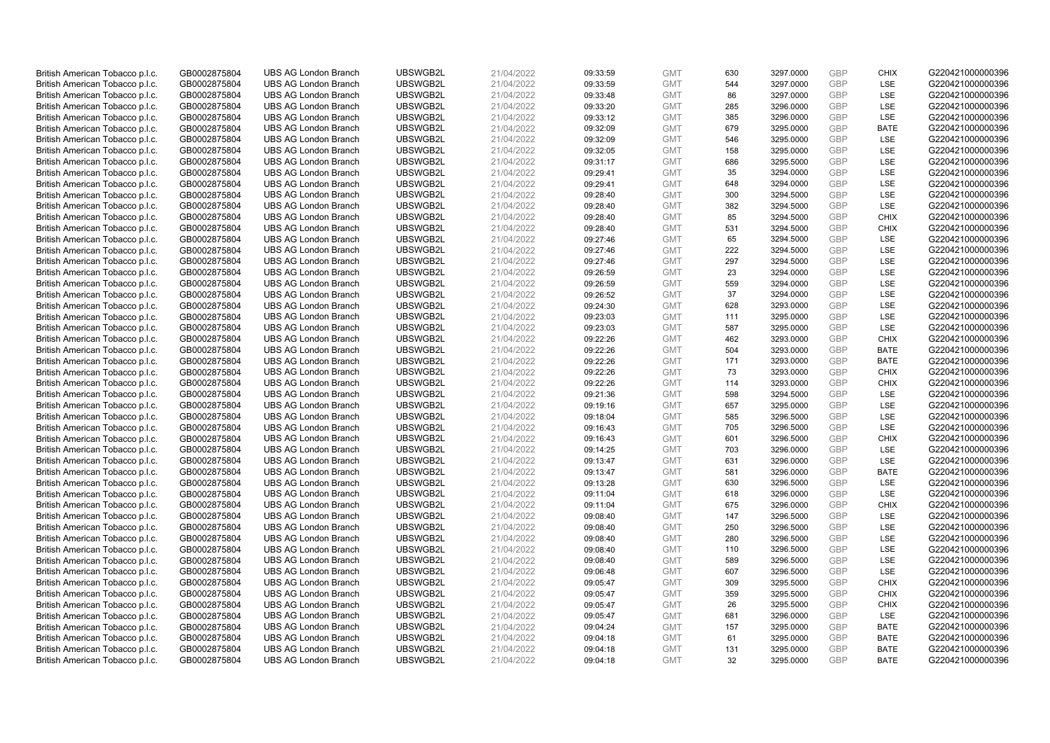| | | | | | | | | | | | |
|---|---|---|---|---|---|---|---|---|---|---|---|
| British American Tobacco p.l.c. | GB0002875804 | UBS AG London Branch | UBSWGB2L | 21/04/2022 | 09:33:59 | GMT | 630 | 3297.0000 | GBP | CHIX | G220421000000396 |
| British American Tobacco p.l.c. | GB0002875804 | UBS AG London Branch | UBSWGB2L | 21/04/2022 | 09:33:59 | GMT | 544 | 3297.0000 | GBP | LSE | G220421000000396 |
| British American Tobacco p.l.c. | GB0002875804 | UBS AG London Branch | UBSWGB2L | 21/04/2022 | 09:33:48 | GMT | 86 | 3297.0000 | GBP | LSE | G220421000000396 |
| British American Tobacco p.l.c. | GB0002875804 | UBS AG London Branch | UBSWGB2L | 21/04/2022 | 09:33:20 | GMT | 285 | 3296.0000 | GBP | LSE | G220421000000396 |
| British American Tobacco p.l.c. | GB0002875804 | UBS AG London Branch | UBSWGB2L | 21/04/2022 | 09:33:12 | GMT | 385 | 3296.0000 | GBP | LSE | G220421000000396 |
| British American Tobacco p.l.c. | GB0002875804 | UBS AG London Branch | UBSWGB2L | 21/04/2022 | 09:32:09 | GMT | 679 | 3295.0000 | GBP | BATE | G220421000000396 |
| British American Tobacco p.l.c. | GB0002875804 | UBS AG London Branch | UBSWGB2L | 21/04/2022 | 09:32:09 | GMT | 546 | 3295.0000 | GBP | LSE | G220421000000396 |
| British American Tobacco p.l.c. | GB0002875804 | UBS AG London Branch | UBSWGB2L | 21/04/2022 | 09:32:05 | GMT | 158 | 3295.0000 | GBP | LSE | G220421000000396 |
| British American Tobacco p.l.c. | GB0002875804 | UBS AG London Branch | UBSWGB2L | 21/04/2022 | 09:31:17 | GMT | 686 | 3295.5000 | GBP | LSE | G220421000000396 |
| British American Tobacco p.l.c. | GB0002875804 | UBS AG London Branch | UBSWGB2L | 21/04/2022 | 09:29:41 | GMT | 35 | 3294.0000 | GBP | LSE | G220421000000396 |
| British American Tobacco p.l.c. | GB0002875804 | UBS AG London Branch | UBSWGB2L | 21/04/2022 | 09:29:41 | GMT | 648 | 3294.0000 | GBP | LSE | G220421000000396 |
| British American Tobacco p.l.c. | GB0002875804 | UBS AG London Branch | UBSWGB2L | 21/04/2022 | 09:28:40 | GMT | 300 | 3294.5000 | GBP | LSE | G220421000000396 |
| British American Tobacco p.l.c. | GB0002875804 | UBS AG London Branch | UBSWGB2L | 21/04/2022 | 09:28:40 | GMT | 382 | 3294.5000 | GBP | LSE | G220421000000396 |
| British American Tobacco p.l.c. | GB0002875804 | UBS AG London Branch | UBSWGB2L | 21/04/2022 | 09:28:40 | GMT | 85 | 3294.5000 | GBP | CHIX | G220421000000396 |
| British American Tobacco p.l.c. | GB0002875804 | UBS AG London Branch | UBSWGB2L | 21/04/2022 | 09:28:40 | GMT | 531 | 3294.5000 | GBP | CHIX | G220421000000396 |
| British American Tobacco p.l.c. | GB0002875804 | UBS AG London Branch | UBSWGB2L | 21/04/2022 | 09:27:46 | GMT | 65 | 3294.5000 | GBP | LSE | G220421000000396 |
| British American Tobacco p.l.c. | GB0002875804 | UBS AG London Branch | UBSWGB2L | 21/04/2022 | 09:27:46 | GMT | 222 | 3294.5000 | GBP | LSE | G220421000000396 |
| British American Tobacco p.l.c. | GB0002875804 | UBS AG London Branch | UBSWGB2L | 21/04/2022 | 09:27:46 | GMT | 297 | 3294.5000 | GBP | LSE | G220421000000396 |
| British American Tobacco p.l.c. | GB0002875804 | UBS AG London Branch | UBSWGB2L | 21/04/2022 | 09:26:59 | GMT | 23 | 3294.0000 | GBP | LSE | G220421000000396 |
| British American Tobacco p.l.c. | GB0002875804 | UBS AG London Branch | UBSWGB2L | 21/04/2022 | 09:26:59 | GMT | 559 | 3294.0000 | GBP | LSE | G220421000000396 |
| British American Tobacco p.l.c. | GB0002875804 | UBS AG London Branch | UBSWGB2L | 21/04/2022 | 09:26:52 | GMT | 37 | 3294.0000 | GBP | LSE | G220421000000396 |
| British American Tobacco p.l.c. | GB0002875804 | UBS AG London Branch | UBSWGB2L | 21/04/2022 | 09:24:30 | GMT | 628 | 3293.0000 | GBP | LSE | G220421000000396 |
| British American Tobacco p.l.c. | GB0002875804 | UBS AG London Branch | UBSWGB2L | 21/04/2022 | 09:23:03 | GMT | 111 | 3295.0000 | GBP | LSE | G220421000000396 |
| British American Tobacco p.l.c. | GB0002875804 | UBS AG London Branch | UBSWGB2L | 21/04/2022 | 09:23:03 | GMT | 587 | 3295.0000 | GBP | LSE | G220421000000396 |
| British American Tobacco p.l.c. | GB0002875804 | UBS AG London Branch | UBSWGB2L | 21/04/2022 | 09:22:26 | GMT | 462 | 3293.0000 | GBP | CHIX | G220421000000396 |
| British American Tobacco p.l.c. | GB0002875804 | UBS AG London Branch | UBSWGB2L | 21/04/2022 | 09:22:26 | GMT | 504 | 3293.0000 | GBP | BATE | G220421000000396 |
| British American Tobacco p.l.c. | GB0002875804 | UBS AG London Branch | UBSWGB2L | 21/04/2022 | 09:22:26 | GMT | 171 | 3293.0000 | GBP | BATE | G220421000000396 |
| British American Tobacco p.l.c. | GB0002875804 | UBS AG London Branch | UBSWGB2L | 21/04/2022 | 09:22:26 | GMT | 73 | 3293.0000 | GBP | CHIX | G220421000000396 |
| British American Tobacco p.l.c. | GB0002875804 | UBS AG London Branch | UBSWGB2L | 21/04/2022 | 09:22:26 | GMT | 114 | 3293.0000 | GBP | CHIX | G220421000000396 |
| British American Tobacco p.l.c. | GB0002875804 | UBS AG London Branch | UBSWGB2L | 21/04/2022 | 09:21:36 | GMT | 598 | 3294.5000 | GBP | LSE | G220421000000396 |
| British American Tobacco p.l.c. | GB0002875804 | UBS AG London Branch | UBSWGB2L | 21/04/2022 | 09:19:16 | GMT | 657 | 3295.0000 | GBP | LSE | G220421000000396 |
| British American Tobacco p.l.c. | GB0002875804 | UBS AG London Branch | UBSWGB2L | 21/04/2022 | 09:18:04 | GMT | 585 | 3296.5000 | GBP | LSE | G220421000000396 |
| British American Tobacco p.l.c. | GB0002875804 | UBS AG London Branch | UBSWGB2L | 21/04/2022 | 09:16:43 | GMT | 705 | 3296.5000 | GBP | LSE | G220421000000396 |
| British American Tobacco p.l.c. | GB0002875804 | UBS AG London Branch | UBSWGB2L | 21/04/2022 | 09:16:43 | GMT | 601 | 3296.5000 | GBP | CHIX | G220421000000396 |
| British American Tobacco p.l.c. | GB0002875804 | UBS AG London Branch | UBSWGB2L | 21/04/2022 | 09:14:25 | GMT | 703 | 3296.0000 | GBP | LSE | G220421000000396 |
| British American Tobacco p.l.c. | GB0002875804 | UBS AG London Branch | UBSWGB2L | 21/04/2022 | 09:13:47 | GMT | 631 | 3296.0000 | GBP | LSE | G220421000000396 |
| British American Tobacco p.l.c. | GB0002875804 | UBS AG London Branch | UBSWGB2L | 21/04/2022 | 09:13:47 | GMT | 581 | 3296.0000 | GBP | BATE | G220421000000396 |
| British American Tobacco p.l.c. | GB0002875804 | UBS AG London Branch | UBSWGB2L | 21/04/2022 | 09:13:28 | GMT | 630 | 3296.5000 | GBP | LSE | G220421000000396 |
| British American Tobacco p.l.c. | GB0002875804 | UBS AG London Branch | UBSWGB2L | 21/04/2022 | 09:11:04 | GMT | 618 | 3296.0000 | GBP | LSE | G220421000000396 |
| British American Tobacco p.l.c. | GB0002875804 | UBS AG London Branch | UBSWGB2L | 21/04/2022 | 09:11:04 | GMT | 675 | 3296.0000 | GBP | CHIX | G220421000000396 |
| British American Tobacco p.l.c. | GB0002875804 | UBS AG London Branch | UBSWGB2L | 21/04/2022 | 09:08:40 | GMT | 147 | 3296.5000 | GBP | LSE | G220421000000396 |
| British American Tobacco p.l.c. | GB0002875804 | UBS AG London Branch | UBSWGB2L | 21/04/2022 | 09:08:40 | GMT | 250 | 3296.5000 | GBP | LSE | G220421000000396 |
| British American Tobacco p.l.c. | GB0002875804 | UBS AG London Branch | UBSWGB2L | 21/04/2022 | 09:08:40 | GMT | 280 | 3296.5000 | GBP | LSE | G220421000000396 |
| British American Tobacco p.l.c. | GB0002875804 | UBS AG London Branch | UBSWGB2L | 21/04/2022 | 09:08:40 | GMT | 110 | 3296.5000 | GBP | LSE | G220421000000396 |
| British American Tobacco p.l.c. | GB0002875804 | UBS AG London Branch | UBSWGB2L | 21/04/2022 | 09:08:40 | GMT | 589 | 3296.5000 | GBP | LSE | G220421000000396 |
| British American Tobacco p.l.c. | GB0002875804 | UBS AG London Branch | UBSWGB2L | 21/04/2022 | 09:06:48 | GMT | 607 | 3296.5000 | GBP | LSE | G220421000000396 |
| British American Tobacco p.l.c. | GB0002875804 | UBS AG London Branch | UBSWGB2L | 21/04/2022 | 09:05:47 | GMT | 309 | 3295.5000 | GBP | CHIX | G220421000000396 |
| British American Tobacco p.l.c. | GB0002875804 | UBS AG London Branch | UBSWGB2L | 21/04/2022 | 09:05:47 | GMT | 359 | 3295.5000 | GBP | CHIX | G220421000000396 |
| British American Tobacco p.l.c. | GB0002875804 | UBS AG London Branch | UBSWGB2L | 21/04/2022 | 09:05:47 | GMT | 26 | 3295.5000 | GBP | CHIX | G220421000000396 |
| British American Tobacco p.l.c. | GB0002875804 | UBS AG London Branch | UBSWGB2L | 21/04/2022 | 09:05:47 | GMT | 681 | 3296.0000 | GBP | LSE | G220421000000396 |
| British American Tobacco p.l.c. | GB0002875804 | UBS AG London Branch | UBSWGB2L | 21/04/2022 | 09:04:24 | GMT | 157 | 3295.0000 | GBP | BATE | G220421000000396 |
| British American Tobacco p.l.c. | GB0002875804 | UBS AG London Branch | UBSWGB2L | 21/04/2022 | 09:04:18 | GMT | 61 | 3295.0000 | GBP | BATE | G220421000000396 |
| British American Tobacco p.l.c. | GB0002875804 | UBS AG London Branch | UBSWGB2L | 21/04/2022 | 09:04:18 | GMT | 131 | 3295.0000 | GBP | BATE | G220421000000396 |
| British American Tobacco p.l.c. | GB0002875804 | UBS AG London Branch | UBSWGB2L | 21/04/2022 | 09:04:18 | GMT | 32 | 3295.0000 | GBP | BATE | G220421000000396 |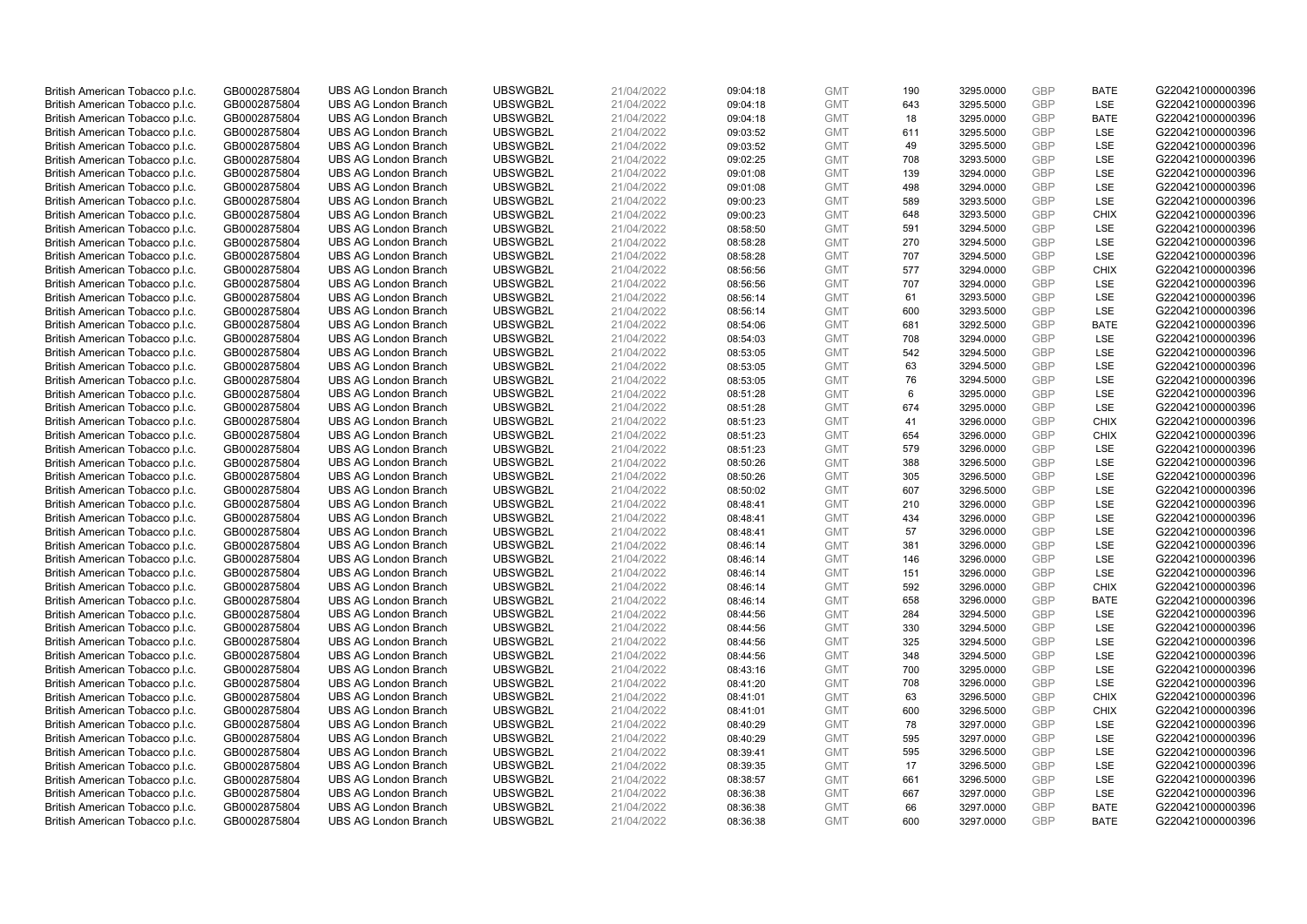| | | | | | | | | | | | |
|---|---|---|---|---|---|---|---|---|---|---|---|
| British American Tobacco p.l.c. | GB0002875804 | UBS AG London Branch | UBSWGB2L | 21/04/2022 | 09:04:18 | GMT | 190 | 3295.0000 | GBP | BATE | G220421000000396 |
| British American Tobacco p.l.c. | GB0002875804 | UBS AG London Branch | UBSWGB2L | 21/04/2022 | 09:04:18 | GMT | 643 | 3295.5000 | GBP | LSE | G220421000000396 |
| British American Tobacco p.l.c. | GB0002875804 | UBS AG London Branch | UBSWGB2L | 21/04/2022 | 09:04:18 | GMT | 18 | 3295.0000 | GBP | BATE | G220421000000396 |
| British American Tobacco p.l.c. | GB0002875804 | UBS AG London Branch | UBSWGB2L | 21/04/2022 | 09:03:52 | GMT | 611 | 3295.5000 | GBP | LSE | G220421000000396 |
| British American Tobacco p.l.c. | GB0002875804 | UBS AG London Branch | UBSWGB2L | 21/04/2022 | 09:03:52 | GMT | 49 | 3295.5000 | GBP | LSE | G220421000000396 |
| British American Tobacco p.l.c. | GB0002875804 | UBS AG London Branch | UBSWGB2L | 21/04/2022 | 09:02:25 | GMT | 708 | 3293.5000 | GBP | LSE | G220421000000396 |
| British American Tobacco p.l.c. | GB0002875804 | UBS AG London Branch | UBSWGB2L | 21/04/2022 | 09:01:08 | GMT | 139 | 3294.0000 | GBP | LSE | G220421000000396 |
| British American Tobacco p.l.c. | GB0002875804 | UBS AG London Branch | UBSWGB2L | 21/04/2022 | 09:01:08 | GMT | 498 | 3294.0000 | GBP | LSE | G220421000000396 |
| British American Tobacco p.l.c. | GB0002875804 | UBS AG London Branch | UBSWGB2L | 21/04/2022 | 09:00:23 | GMT | 589 | 3293.5000 | GBP | LSE | G220421000000396 |
| British American Tobacco p.l.c. | GB0002875804 | UBS AG London Branch | UBSWGB2L | 21/04/2022 | 09:00:23 | GMT | 648 | 3293.5000 | GBP | CHIX | G220421000000396 |
| British American Tobacco p.l.c. | GB0002875804 | UBS AG London Branch | UBSWGB2L | 21/04/2022 | 08:58:50 | GMT | 591 | 3294.5000 | GBP | LSE | G220421000000396 |
| British American Tobacco p.l.c. | GB0002875804 | UBS AG London Branch | UBSWGB2L | 21/04/2022 | 08:58:28 | GMT | 270 | 3294.5000 | GBP | LSE | G220421000000396 |
| British American Tobacco p.l.c. | GB0002875804 | UBS AG London Branch | UBSWGB2L | 21/04/2022 | 08:58:28 | GMT | 707 | 3294.5000 | GBP | LSE | G220421000000396 |
| British American Tobacco p.l.c. | GB0002875804 | UBS AG London Branch | UBSWGB2L | 21/04/2022 | 08:56:56 | GMT | 577 | 3294.0000 | GBP | CHIX | G220421000000396 |
| British American Tobacco p.l.c. | GB0002875804 | UBS AG London Branch | UBSWGB2L | 21/04/2022 | 08:56:56 | GMT | 707 | 3294.0000 | GBP | LSE | G220421000000396 |
| British American Tobacco p.l.c. | GB0002875804 | UBS AG London Branch | UBSWGB2L | 21/04/2022 | 08:56:14 | GMT | 61 | 3293.5000 | GBP | LSE | G220421000000396 |
| British American Tobacco p.l.c. | GB0002875804 | UBS AG London Branch | UBSWGB2L | 21/04/2022 | 08:56:14 | GMT | 600 | 3293.5000 | GBP | LSE | G220421000000396 |
| British American Tobacco p.l.c. | GB0002875804 | UBS AG London Branch | UBSWGB2L | 21/04/2022 | 08:54:06 | GMT | 681 | 3292.5000 | GBP | BATE | G220421000000396 |
| British American Tobacco p.l.c. | GB0002875804 | UBS AG London Branch | UBSWGB2L | 21/04/2022 | 08:54:03 | GMT | 708 | 3294.0000 | GBP | LSE | G220421000000396 |
| British American Tobacco p.l.c. | GB0002875804 | UBS AG London Branch | UBSWGB2L | 21/04/2022 | 08:53:05 | GMT | 542 | 3294.5000 | GBP | LSE | G220421000000396 |
| British American Tobacco p.l.c. | GB0002875804 | UBS AG London Branch | UBSWGB2L | 21/04/2022 | 08:53:05 | GMT | 63 | 3294.5000 | GBP | LSE | G220421000000396 |
| British American Tobacco p.l.c. | GB0002875804 | UBS AG London Branch | UBSWGB2L | 21/04/2022 | 08:53:05 | GMT | 76 | 3294.5000 | GBP | LSE | G220421000000396 |
| British American Tobacco p.l.c. | GB0002875804 | UBS AG London Branch | UBSWGB2L | 21/04/2022 | 08:51:28 | GMT | 6 | 3295.0000 | GBP | LSE | G220421000000396 |
| British American Tobacco p.l.c. | GB0002875804 | UBS AG London Branch | UBSWGB2L | 21/04/2022 | 08:51:28 | GMT | 674 | 3295.0000 | GBP | LSE | G220421000000396 |
| British American Tobacco p.l.c. | GB0002875804 | UBS AG London Branch | UBSWGB2L | 21/04/2022 | 08:51:23 | GMT | 41 | 3296.0000 | GBP | CHIX | G220421000000396 |
| British American Tobacco p.l.c. | GB0002875804 | UBS AG London Branch | UBSWGB2L | 21/04/2022 | 08:51:23 | GMT | 654 | 3296.0000 | GBP | CHIX | G220421000000396 |
| British American Tobacco p.l.c. | GB0002875804 | UBS AG London Branch | UBSWGB2L | 21/04/2022 | 08:51:23 | GMT | 579 | 3296.0000 | GBP | LSE | G220421000000396 |
| British American Tobacco p.l.c. | GB0002875804 | UBS AG London Branch | UBSWGB2L | 21/04/2022 | 08:50:26 | GMT | 388 | 3296.5000 | GBP | LSE | G220421000000396 |
| British American Tobacco p.l.c. | GB0002875804 | UBS AG London Branch | UBSWGB2L | 21/04/2022 | 08:50:26 | GMT | 305 | 3296.5000 | GBP | LSE | G220421000000396 |
| British American Tobacco p.l.c. | GB0002875804 | UBS AG London Branch | UBSWGB2L | 21/04/2022 | 08:50:02 | GMT | 607 | 3296.5000 | GBP | LSE | G220421000000396 |
| British American Tobacco p.l.c. | GB0002875804 | UBS AG London Branch | UBSWGB2L | 21/04/2022 | 08:48:41 | GMT | 210 | 3296.0000 | GBP | LSE | G220421000000396 |
| British American Tobacco p.l.c. | GB0002875804 | UBS AG London Branch | UBSWGB2L | 21/04/2022 | 08:48:41 | GMT | 434 | 3296.0000 | GBP | LSE | G220421000000396 |
| British American Tobacco p.l.c. | GB0002875804 | UBS AG London Branch | UBSWGB2L | 21/04/2022 | 08:48:41 | GMT | 57 | 3296.0000 | GBP | LSE | G220421000000396 |
| British American Tobacco p.l.c. | GB0002875804 | UBS AG London Branch | UBSWGB2L | 21/04/2022 | 08:46:14 | GMT | 381 | 3296.0000 | GBP | LSE | G220421000000396 |
| British American Tobacco p.l.c. | GB0002875804 | UBS AG London Branch | UBSWGB2L | 21/04/2022 | 08:46:14 | GMT | 146 | 3296.0000 | GBP | LSE | G220421000000396 |
| British American Tobacco p.l.c. | GB0002875804 | UBS AG London Branch | UBSWGB2L | 21/04/2022 | 08:46:14 | GMT | 151 | 3296.0000 | GBP | LSE | G220421000000396 |
| British American Tobacco p.l.c. | GB0002875804 | UBS AG London Branch | UBSWGB2L | 21/04/2022 | 08:46:14 | GMT | 592 | 3296.0000 | GBP | CHIX | G220421000000396 |
| British American Tobacco p.l.c. | GB0002875804 | UBS AG London Branch | UBSWGB2L | 21/04/2022 | 08:46:14 | GMT | 658 | 3296.0000 | GBP | BATE | G220421000000396 |
| British American Tobacco p.l.c. | GB0002875804 | UBS AG London Branch | UBSWGB2L | 21/04/2022 | 08:44:56 | GMT | 284 | 3294.5000 | GBP | LSE | G220421000000396 |
| British American Tobacco p.l.c. | GB0002875804 | UBS AG London Branch | UBSWGB2L | 21/04/2022 | 08:44:56 | GMT | 330 | 3294.5000 | GBP | LSE | G220421000000396 |
| British American Tobacco p.l.c. | GB0002875804 | UBS AG London Branch | UBSWGB2L | 21/04/2022 | 08:44:56 | GMT | 325 | 3294.5000 | GBP | LSE | G220421000000396 |
| British American Tobacco p.l.c. | GB0002875804 | UBS AG London Branch | UBSWGB2L | 21/04/2022 | 08:44:56 | GMT | 348 | 3294.5000 | GBP | LSE | G220421000000396 |
| British American Tobacco p.l.c. | GB0002875804 | UBS AG London Branch | UBSWGB2L | 21/04/2022 | 08:43:16 | GMT | 700 | 3295.0000 | GBP | LSE | G220421000000396 |
| British American Tobacco p.l.c. | GB0002875804 | UBS AG London Branch | UBSWGB2L | 21/04/2022 | 08:41:20 | GMT | 708 | 3296.0000 | GBP | LSE | G220421000000396 |
| British American Tobacco p.l.c. | GB0002875804 | UBS AG London Branch | UBSWGB2L | 21/04/2022 | 08:41:01 | GMT | 63 | 3296.5000 | GBP | CHIX | G220421000000396 |
| British American Tobacco p.l.c. | GB0002875804 | UBS AG London Branch | UBSWGB2L | 21/04/2022 | 08:41:01 | GMT | 600 | 3296.5000 | GBP | CHIX | G220421000000396 |
| British American Tobacco p.l.c. | GB0002875804 | UBS AG London Branch | UBSWGB2L | 21/04/2022 | 08:40:29 | GMT | 78 | 3297.0000 | GBP | LSE | G220421000000396 |
| British American Tobacco p.l.c. | GB0002875804 | UBS AG London Branch | UBSWGB2L | 21/04/2022 | 08:40:29 | GMT | 595 | 3297.0000 | GBP | LSE | G220421000000396 |
| British American Tobacco p.l.c. | GB0002875804 | UBS AG London Branch | UBSWGB2L | 21/04/2022 | 08:39:41 | GMT | 595 | 3296.5000 | GBP | LSE | G220421000000396 |
| British American Tobacco p.l.c. | GB0002875804 | UBS AG London Branch | UBSWGB2L | 21/04/2022 | 08:39:35 | GMT | 17 | 3296.5000 | GBP | LSE | G220421000000396 |
| British American Tobacco p.l.c. | GB0002875804 | UBS AG London Branch | UBSWGB2L | 21/04/2022 | 08:38:57 | GMT | 661 | 3296.5000 | GBP | LSE | G220421000000396 |
| British American Tobacco p.l.c. | GB0002875804 | UBS AG London Branch | UBSWGB2L | 21/04/2022 | 08:36:38 | GMT | 667 | 3297.0000 | GBP | LSE | G220421000000396 |
| British American Tobacco p.l.c. | GB0002875804 | UBS AG London Branch | UBSWGB2L | 21/04/2022 | 08:36:38 | GMT | 66 | 3297.0000 | GBP | BATE | G220421000000396 |
| British American Tobacco p.l.c. | GB0002875804 | UBS AG London Branch | UBSWGB2L | 21/04/2022 | 08:36:38 | GMT | 600 | 3297.0000 | GBP | BATE | G220421000000396 |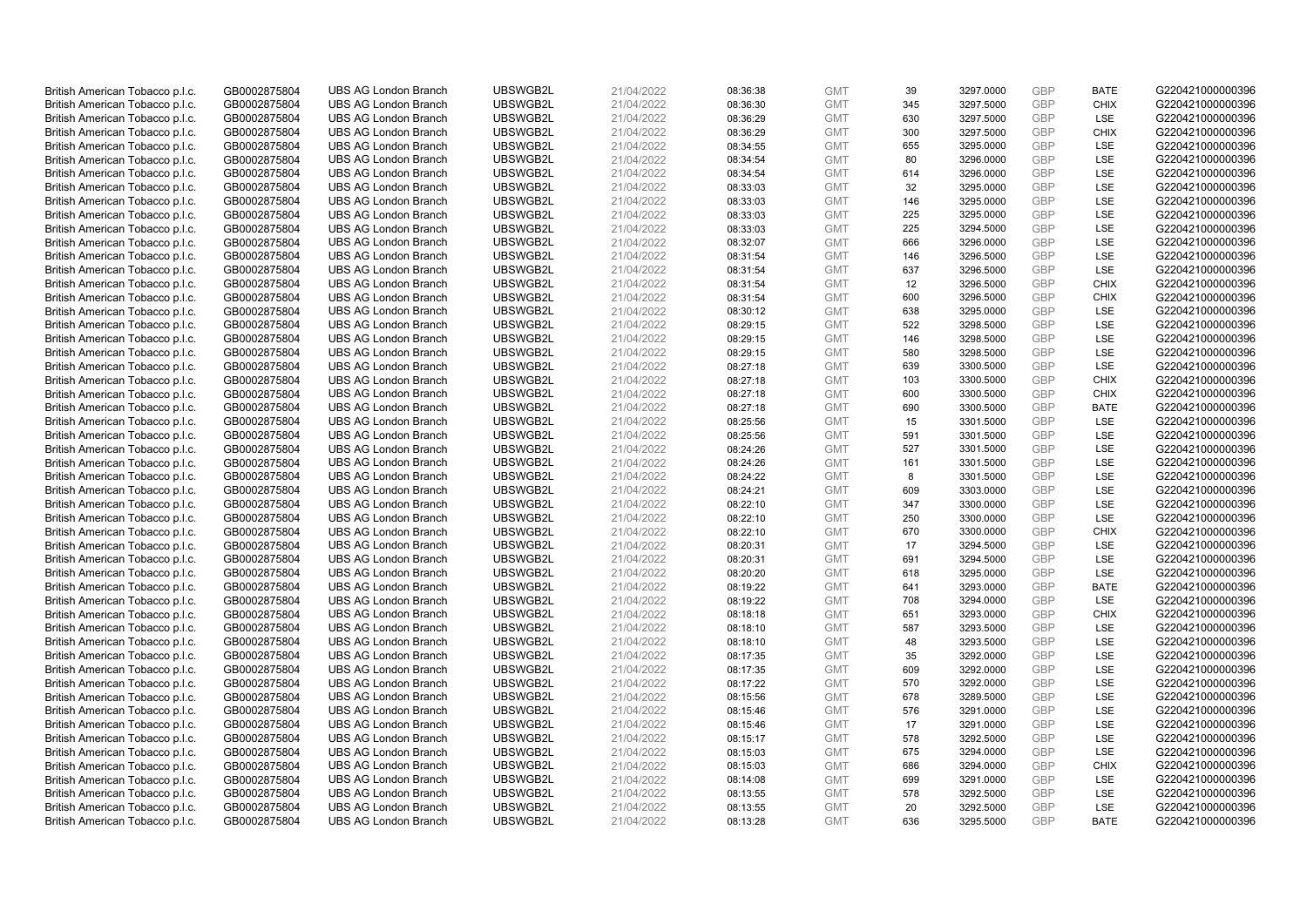| | | | | | | | | | | | |
|---|---|---|---|---|---|---|---|---|---|---|---|
| British American Tobacco p.l.c. | GB0002875804 | UBS AG London Branch | UBSWGB2L | 21/04/2022 | 08:36:38 | GMT | 39 | 3297.0000 | GBP | BATE | G220421000000396 |
| British American Tobacco p.l.c. | GB0002875804 | UBS AG London Branch | UBSWGB2L | 21/04/2022 | 08:36:30 | GMT | 345 | 3297.5000 | GBP | CHIX | G220421000000396 |
| British American Tobacco p.l.c. | GB0002875804 | UBS AG London Branch | UBSWGB2L | 21/04/2022 | 08:36:29 | GMT | 630 | 3297.5000 | GBP | LSE | G220421000000396 |
| British American Tobacco p.l.c. | GB0002875804 | UBS AG London Branch | UBSWGB2L | 21/04/2022 | 08:36:29 | GMT | 300 | 3297.5000 | GBP | CHIX | G220421000000396 |
| British American Tobacco p.l.c. | GB0002875804 | UBS AG London Branch | UBSWGB2L | 21/04/2022 | 08:34:55 | GMT | 655 | 3295.0000 | GBP | LSE | G220421000000396 |
| British American Tobacco p.l.c. | GB0002875804 | UBS AG London Branch | UBSWGB2L | 21/04/2022 | 08:34:54 | GMT | 80 | 3296.0000 | GBP | LSE | G220421000000396 |
| British American Tobacco p.l.c. | GB0002875804 | UBS AG London Branch | UBSWGB2L | 21/04/2022 | 08:34:54 | GMT | 614 | 3296.0000 | GBP | LSE | G220421000000396 |
| British American Tobacco p.l.c. | GB0002875804 | UBS AG London Branch | UBSWGB2L | 21/04/2022 | 08:33:03 | GMT | 32 | 3295.0000 | GBP | LSE | G220421000000396 |
| British American Tobacco p.l.c. | GB0002875804 | UBS AG London Branch | UBSWGB2L | 21/04/2022 | 08:33:03 | GMT | 146 | 3295.0000 | GBP | LSE | G220421000000396 |
| British American Tobacco p.l.c. | GB0002875804 | UBS AG London Branch | UBSWGB2L | 21/04/2022 | 08:33:03 | GMT | 225 | 3295.0000 | GBP | LSE | G220421000000396 |
| British American Tobacco p.l.c. | GB0002875804 | UBS AG London Branch | UBSWGB2L | 21/04/2022 | 08:33:03 | GMT | 225 | 3294.5000 | GBP | LSE | G220421000000396 |
| British American Tobacco p.l.c. | GB0002875804 | UBS AG London Branch | UBSWGB2L | 21/04/2022 | 08:32:07 | GMT | 666 | 3296.0000 | GBP | LSE | G220421000000396 |
| British American Tobacco p.l.c. | GB0002875804 | UBS AG London Branch | UBSWGB2L | 21/04/2022 | 08:31:54 | GMT | 146 | 3296.5000 | GBP | LSE | G220421000000396 |
| British American Tobacco p.l.c. | GB0002875804 | UBS AG London Branch | UBSWGB2L | 21/04/2022 | 08:31:54 | GMT | 637 | 3296.5000 | GBP | LSE | G220421000000396 |
| British American Tobacco p.l.c. | GB0002875804 | UBS AG London Branch | UBSWGB2L | 21/04/2022 | 08:31:54 | GMT | 12 | 3296.5000 | GBP | CHIX | G220421000000396 |
| British American Tobacco p.l.c. | GB0002875804 | UBS AG London Branch | UBSWGB2L | 21/04/2022 | 08:31:54 | GMT | 600 | 3296.5000 | GBP | CHIX | G220421000000396 |
| British American Tobacco p.l.c. | GB0002875804 | UBS AG London Branch | UBSWGB2L | 21/04/2022 | 08:30:12 | GMT | 638 | 3295.0000 | GBP | LSE | G220421000000396 |
| British American Tobacco p.l.c. | GB0002875804 | UBS AG London Branch | UBSWGB2L | 21/04/2022 | 08:29:15 | GMT | 522 | 3298.5000 | GBP | LSE | G220421000000396 |
| British American Tobacco p.l.c. | GB0002875804 | UBS AG London Branch | UBSWGB2L | 21/04/2022 | 08:29:15 | GMT | 146 | 3298.5000 | GBP | LSE | G220421000000396 |
| British American Tobacco p.l.c. | GB0002875804 | UBS AG London Branch | UBSWGB2L | 21/04/2022 | 08:29:15 | GMT | 580 | 3298.5000 | GBP | LSE | G220421000000396 |
| British American Tobacco p.l.c. | GB0002875804 | UBS AG London Branch | UBSWGB2L | 21/04/2022 | 08:27:18 | GMT | 639 | 3300.5000 | GBP | LSE | G220421000000396 |
| British American Tobacco p.l.c. | GB0002875804 | UBS AG London Branch | UBSWGB2L | 21/04/2022 | 08:27:18 | GMT | 103 | 3300.5000 | GBP | CHIX | G220421000000396 |
| British American Tobacco p.l.c. | GB0002875804 | UBS AG London Branch | UBSWGB2L | 21/04/2022 | 08:27:18 | GMT | 600 | 3300.5000 | GBP | CHIX | G220421000000396 |
| British American Tobacco p.l.c. | GB0002875804 | UBS AG London Branch | UBSWGB2L | 21/04/2022 | 08:27:18 | GMT | 690 | 3300.5000 | GBP | BATE | G220421000000396 |
| British American Tobacco p.l.c. | GB0002875804 | UBS AG London Branch | UBSWGB2L | 21/04/2022 | 08:25:56 | GMT | 15 | 3301.5000 | GBP | LSE | G220421000000396 |
| British American Tobacco p.l.c. | GB0002875804 | UBS AG London Branch | UBSWGB2L | 21/04/2022 | 08:25:56 | GMT | 591 | 3301.5000 | GBP | LSE | G220421000000396 |
| British American Tobacco p.l.c. | GB0002875804 | UBS AG London Branch | UBSWGB2L | 21/04/2022 | 08:24:26 | GMT | 527 | 3301.5000 | GBP | LSE | G220421000000396 |
| British American Tobacco p.l.c. | GB0002875804 | UBS AG London Branch | UBSWGB2L | 21/04/2022 | 08:24:26 | GMT | 161 | 3301.5000 | GBP | LSE | G220421000000396 |
| British American Tobacco p.l.c. | GB0002875804 | UBS AG London Branch | UBSWGB2L | 21/04/2022 | 08:24:22 | GMT | 8 | 3301.5000 | GBP | LSE | G220421000000396 |
| British American Tobacco p.l.c. | GB0002875804 | UBS AG London Branch | UBSWGB2L | 21/04/2022 | 08:24:21 | GMT | 609 | 3303.0000 | GBP | LSE | G220421000000396 |
| British American Tobacco p.l.c. | GB0002875804 | UBS AG London Branch | UBSWGB2L | 21/04/2022 | 08:22:10 | GMT | 347 | 3300.0000 | GBP | LSE | G220421000000396 |
| British American Tobacco p.l.c. | GB0002875804 | UBS AG London Branch | UBSWGB2L | 21/04/2022 | 08:22:10 | GMT | 250 | 3300.0000 | GBP | LSE | G220421000000396 |
| British American Tobacco p.l.c. | GB0002875804 | UBS AG London Branch | UBSWGB2L | 21/04/2022 | 08:22:10 | GMT | 670 | 3300.0000 | GBP | CHIX | G220421000000396 |
| British American Tobacco p.l.c. | GB0002875804 | UBS AG London Branch | UBSWGB2L | 21/04/2022 | 08:20:31 | GMT | 17 | 3294.5000 | GBP | LSE | G220421000000396 |
| British American Tobacco p.l.c. | GB0002875804 | UBS AG London Branch | UBSWGB2L | 21/04/2022 | 08:20:31 | GMT | 691 | 3294.5000 | GBP | LSE | G220421000000396 |
| British American Tobacco p.l.c. | GB0002875804 | UBS AG London Branch | UBSWGB2L | 21/04/2022 | 08:20:20 | GMT | 618 | 3295.0000 | GBP | LSE | G220421000000396 |
| British American Tobacco p.l.c. | GB0002875804 | UBS AG London Branch | UBSWGB2L | 21/04/2022 | 08:19:22 | GMT | 641 | 3293.0000 | GBP | BATE | G220421000000396 |
| British American Tobacco p.l.c. | GB0002875804 | UBS AG London Branch | UBSWGB2L | 21/04/2022 | 08:19:22 | GMT | 708 | 3294.0000 | GBP | LSE | G220421000000396 |
| British American Tobacco p.l.c. | GB0002875804 | UBS AG London Branch | UBSWGB2L | 21/04/2022 | 08:18:18 | GMT | 651 | 3293.0000 | GBP | CHIX | G220421000000396 |
| British American Tobacco p.l.c. | GB0002875804 | UBS AG London Branch | UBSWGB2L | 21/04/2022 | 08:18:10 | GMT | 587 | 3293.5000 | GBP | LSE | G220421000000396 |
| British American Tobacco p.l.c. | GB0002875804 | UBS AG London Branch | UBSWGB2L | 21/04/2022 | 08:18:10 | GMT | 48 | 3293.5000 | GBP | LSE | G220421000000396 |
| British American Tobacco p.l.c. | GB0002875804 | UBS AG London Branch | UBSWGB2L | 21/04/2022 | 08:17:35 | GMT | 35 | 3292.0000 | GBP | LSE | G220421000000396 |
| British American Tobacco p.l.c. | GB0002875804 | UBS AG London Branch | UBSWGB2L | 21/04/2022 | 08:17:35 | GMT | 609 | 3292.0000 | GBP | LSE | G220421000000396 |
| British American Tobacco p.l.c. | GB0002875804 | UBS AG London Branch | UBSWGB2L | 21/04/2022 | 08:17:22 | GMT | 570 | 3292.0000 | GBP | LSE | G220421000000396 |
| British American Tobacco p.l.c. | GB0002875804 | UBS AG London Branch | UBSWGB2L | 21/04/2022 | 08:15:56 | GMT | 678 | 3289.5000 | GBP | LSE | G220421000000396 |
| British American Tobacco p.l.c. | GB0002875804 | UBS AG London Branch | UBSWGB2L | 21/04/2022 | 08:15:46 | GMT | 576 | 3291.0000 | GBP | LSE | G220421000000396 |
| British American Tobacco p.l.c. | GB0002875804 | UBS AG London Branch | UBSWGB2L | 21/04/2022 | 08:15:46 | GMT | 17 | 3291.0000 | GBP | LSE | G220421000000396 |
| British American Tobacco p.l.c. | GB0002875804 | UBS AG London Branch | UBSWGB2L | 21/04/2022 | 08:15:17 | GMT | 578 | 3292.5000 | GBP | LSE | G220421000000396 |
| British American Tobacco p.l.c. | GB0002875804 | UBS AG London Branch | UBSWGB2L | 21/04/2022 | 08:15:03 | GMT | 675 | 3294.0000 | GBP | LSE | G220421000000396 |
| British American Tobacco p.l.c. | GB0002875804 | UBS AG London Branch | UBSWGB2L | 21/04/2022 | 08:15:03 | GMT | 686 | 3294.0000 | GBP | CHIX | G220421000000396 |
| British American Tobacco p.l.c. | GB0002875804 | UBS AG London Branch | UBSWGB2L | 21/04/2022 | 08:14:08 | GMT | 699 | 3291.0000 | GBP | LSE | G220421000000396 |
| British American Tobacco p.l.c. | GB0002875804 | UBS AG London Branch | UBSWGB2L | 21/04/2022 | 08:13:55 | GMT | 578 | 3292.5000 | GBP | LSE | G220421000000396 |
| British American Tobacco p.l.c. | GB0002875804 | UBS AG London Branch | UBSWGB2L | 21/04/2022 | 08:13:55 | GMT | 20 | 3292.5000 | GBP | LSE | G220421000000396 |
| British American Tobacco p.l.c. | GB0002875804 | UBS AG London Branch | UBSWGB2L | 21/04/2022 | 08:13:28 | GMT | 636 | 3295.5000 | GBP | BATE | G220421000000396 |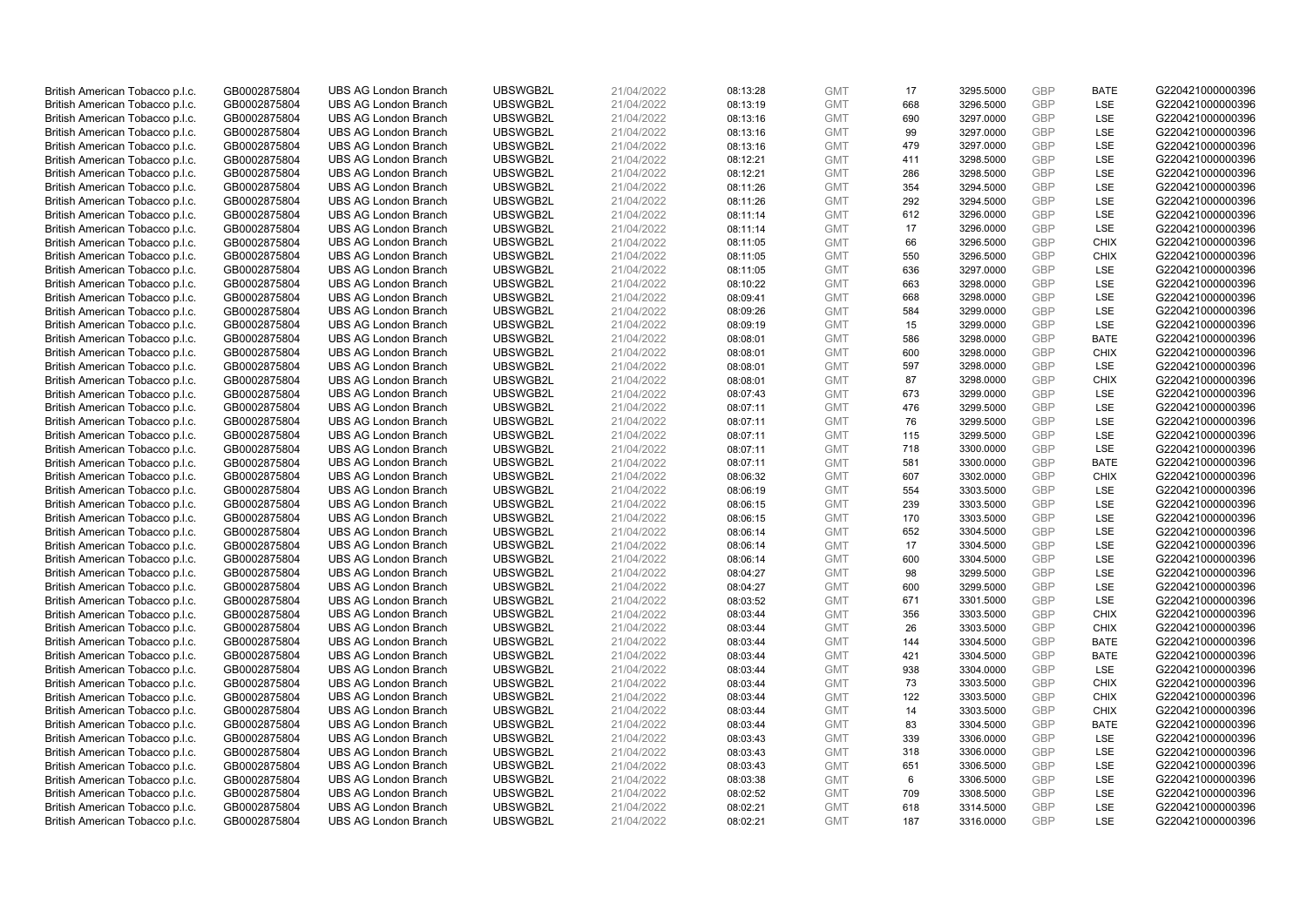| | | | | | | | | | | | |
|---|---|---|---|---|---|---|---|---|---|---|---|
| British American Tobacco p.l.c. | GB0002875804 | UBS AG London Branch | UBSWGB2L | 21/04/2022 | 08:13:28 | GMT | 17 | 3295.5000 | GBP | BATE | G220421000000396 |
| British American Tobacco p.l.c. | GB0002875804 | UBS AG London Branch | UBSWGB2L | 21/04/2022 | 08:13:19 | GMT | 668 | 3296.5000 | GBP | LSE | G220421000000396 |
| British American Tobacco p.l.c. | GB0002875804 | UBS AG London Branch | UBSWGB2L | 21/04/2022 | 08:13:16 | GMT | 690 | 3297.0000 | GBP | LSE | G220421000000396 |
| British American Tobacco p.l.c. | GB0002875804 | UBS AG London Branch | UBSWGB2L | 21/04/2022 | 08:13:16 | GMT | 99 | 3297.0000 | GBP | LSE | G220421000000396 |
| British American Tobacco p.l.c. | GB0002875804 | UBS AG London Branch | UBSWGB2L | 21/04/2022 | 08:13:16 | GMT | 479 | 3297.0000 | GBP | LSE | G220421000000396 |
| British American Tobacco p.l.c. | GB0002875804 | UBS AG London Branch | UBSWGB2L | 21/04/2022 | 08:12:21 | GMT | 411 | 3298.5000 | GBP | LSE | G220421000000396 |
| British American Tobacco p.l.c. | GB0002875804 | UBS AG London Branch | UBSWGB2L | 21/04/2022 | 08:12:21 | GMT | 286 | 3298.5000 | GBP | LSE | G220421000000396 |
| British American Tobacco p.l.c. | GB0002875804 | UBS AG London Branch | UBSWGB2L | 21/04/2022 | 08:11:26 | GMT | 354 | 3294.5000 | GBP | LSE | G220421000000396 |
| British American Tobacco p.l.c. | GB0002875804 | UBS AG London Branch | UBSWGB2L | 21/04/2022 | 08:11:26 | GMT | 292 | 3294.5000 | GBP | LSE | G220421000000396 |
| British American Tobacco p.l.c. | GB0002875804 | UBS AG London Branch | UBSWGB2L | 21/04/2022 | 08:11:14 | GMT | 612 | 3296.0000 | GBP | LSE | G220421000000396 |
| British American Tobacco p.l.c. | GB0002875804 | UBS AG London Branch | UBSWGB2L | 21/04/2022 | 08:11:14 | GMT | 17 | 3296.0000 | GBP | LSE | G220421000000396 |
| British American Tobacco p.l.c. | GB0002875804 | UBS AG London Branch | UBSWGB2L | 21/04/2022 | 08:11:05 | GMT | 66 | 3296.5000 | GBP | CHIX | G220421000000396 |
| British American Tobacco p.l.c. | GB0002875804 | UBS AG London Branch | UBSWGB2L | 21/04/2022 | 08:11:05 | GMT | 550 | 3296.5000 | GBP | CHIX | G220421000000396 |
| British American Tobacco p.l.c. | GB0002875804 | UBS AG London Branch | UBSWGB2L | 21/04/2022 | 08:11:05 | GMT | 636 | 3297.0000 | GBP | LSE | G220421000000396 |
| British American Tobacco p.l.c. | GB0002875804 | UBS AG London Branch | UBSWGB2L | 21/04/2022 | 08:10:22 | GMT | 663 | 3298.0000 | GBP | LSE | G220421000000396 |
| British American Tobacco p.l.c. | GB0002875804 | UBS AG London Branch | UBSWGB2L | 21/04/2022 | 08:09:41 | GMT | 668 | 3298.0000 | GBP | LSE | G220421000000396 |
| British American Tobacco p.l.c. | GB0002875804 | UBS AG London Branch | UBSWGB2L | 21/04/2022 | 08:09:26 | GMT | 584 | 3299.0000 | GBP | LSE | G220421000000396 |
| British American Tobacco p.l.c. | GB0002875804 | UBS AG London Branch | UBSWGB2L | 21/04/2022 | 08:09:19 | GMT | 15 | 3299.0000 | GBP | LSE | G220421000000396 |
| British American Tobacco p.l.c. | GB0002875804 | UBS AG London Branch | UBSWGB2L | 21/04/2022 | 08:08:01 | GMT | 586 | 3298.0000 | GBP | BATE | G220421000000396 |
| British American Tobacco p.l.c. | GB0002875804 | UBS AG London Branch | UBSWGB2L | 21/04/2022 | 08:08:01 | GMT | 600 | 3298.0000 | GBP | CHIX | G220421000000396 |
| British American Tobacco p.l.c. | GB0002875804 | UBS AG London Branch | UBSWGB2L | 21/04/2022 | 08:08:01 | GMT | 597 | 3298.0000 | GBP | LSE | G220421000000396 |
| British American Tobacco p.l.c. | GB0002875804 | UBS AG London Branch | UBSWGB2L | 21/04/2022 | 08:08:01 | GMT | 87 | 3298.0000 | GBP | CHIX | G220421000000396 |
| British American Tobacco p.l.c. | GB0002875804 | UBS AG London Branch | UBSWGB2L | 21/04/2022 | 08:07:43 | GMT | 673 | 3299.0000 | GBP | LSE | G220421000000396 |
| British American Tobacco p.l.c. | GB0002875804 | UBS AG London Branch | UBSWGB2L | 21/04/2022 | 08:07:11 | GMT | 476 | 3299.5000 | GBP | LSE | G220421000000396 |
| British American Tobacco p.l.c. | GB0002875804 | UBS AG London Branch | UBSWGB2L | 21/04/2022 | 08:07:11 | GMT | 76 | 3299.5000 | GBP | LSE | G220421000000396 |
| British American Tobacco p.l.c. | GB0002875804 | UBS AG London Branch | UBSWGB2L | 21/04/2022 | 08:07:11 | GMT | 115 | 3299.5000 | GBP | LSE | G220421000000396 |
| British American Tobacco p.l.c. | GB0002875804 | UBS AG London Branch | UBSWGB2L | 21/04/2022 | 08:07:11 | GMT | 718 | 3300.0000 | GBP | LSE | G220421000000396 |
| British American Tobacco p.l.c. | GB0002875804 | UBS AG London Branch | UBSWGB2L | 21/04/2022 | 08:07:11 | GMT | 581 | 3300.0000 | GBP | BATE | G220421000000396 |
| British American Tobacco p.l.c. | GB0002875804 | UBS AG London Branch | UBSWGB2L | 21/04/2022 | 08:06:32 | GMT | 607 | 3302.0000 | GBP | CHIX | G220421000000396 |
| British American Tobacco p.l.c. | GB0002875804 | UBS AG London Branch | UBSWGB2L | 21/04/2022 | 08:06:19 | GMT | 554 | 3303.5000 | GBP | LSE | G220421000000396 |
| British American Tobacco p.l.c. | GB0002875804 | UBS AG London Branch | UBSWGB2L | 21/04/2022 | 08:06:15 | GMT | 239 | 3303.5000 | GBP | LSE | G220421000000396 |
| British American Tobacco p.l.c. | GB0002875804 | UBS AG London Branch | UBSWGB2L | 21/04/2022 | 08:06:15 | GMT | 170 | 3303.5000 | GBP | LSE | G220421000000396 |
| British American Tobacco p.l.c. | GB0002875804 | UBS AG London Branch | UBSWGB2L | 21/04/2022 | 08:06:14 | GMT | 652 | 3304.5000 | GBP | LSE | G220421000000396 |
| British American Tobacco p.l.c. | GB0002875804 | UBS AG London Branch | UBSWGB2L | 21/04/2022 | 08:06:14 | GMT | 17 | 3304.5000 | GBP | LSE | G220421000000396 |
| British American Tobacco p.l.c. | GB0002875804 | UBS AG London Branch | UBSWGB2L | 21/04/2022 | 08:06:14 | GMT | 600 | 3304.5000 | GBP | LSE | G220421000000396 |
| British American Tobacco p.l.c. | GB0002875804 | UBS AG London Branch | UBSWGB2L | 21/04/2022 | 08:04:27 | GMT | 98 | 3299.5000 | GBP | LSE | G220421000000396 |
| British American Tobacco p.l.c. | GB0002875804 | UBS AG London Branch | UBSWGB2L | 21/04/2022 | 08:04:27 | GMT | 600 | 3299.5000 | GBP | LSE | G220421000000396 |
| British American Tobacco p.l.c. | GB0002875804 | UBS AG London Branch | UBSWGB2L | 21/04/2022 | 08:03:52 | GMT | 671 | 3301.5000 | GBP | LSE | G220421000000396 |
| British American Tobacco p.l.c. | GB0002875804 | UBS AG London Branch | UBSWGB2L | 21/04/2022 | 08:03:44 | GMT | 356 | 3303.5000 | GBP | CHIX | G220421000000396 |
| British American Tobacco p.l.c. | GB0002875804 | UBS AG London Branch | UBSWGB2L | 21/04/2022 | 08:03:44 | GMT | 26 | 3303.5000 | GBP | CHIX | G220421000000396 |
| British American Tobacco p.l.c. | GB0002875804 | UBS AG London Branch | UBSWGB2L | 21/04/2022 | 08:03:44 | GMT | 144 | 3304.5000 | GBP | BATE | G220421000000396 |
| British American Tobacco p.l.c. | GB0002875804 | UBS AG London Branch | UBSWGB2L | 21/04/2022 | 08:03:44 | GMT | 421 | 3304.5000 | GBP | BATE | G220421000000396 |
| British American Tobacco p.l.c. | GB0002875804 | UBS AG London Branch | UBSWGB2L | 21/04/2022 | 08:03:44 | GMT | 938 | 3304.0000 | GBP | LSE | G220421000000396 |
| British American Tobacco p.l.c. | GB0002875804 | UBS AG London Branch | UBSWGB2L | 21/04/2022 | 08:03:44 | GMT | 73 | 3303.5000 | GBP | CHIX | G220421000000396 |
| British American Tobacco p.l.c. | GB0002875804 | UBS AG London Branch | UBSWGB2L | 21/04/2022 | 08:03:44 | GMT | 122 | 3303.5000 | GBP | CHIX | G220421000000396 |
| British American Tobacco p.l.c. | GB0002875804 | UBS AG London Branch | UBSWGB2L | 21/04/2022 | 08:03:44 | GMT | 14 | 3303.5000 | GBP | CHIX | G220421000000396 |
| British American Tobacco p.l.c. | GB0002875804 | UBS AG London Branch | UBSWGB2L | 21/04/2022 | 08:03:44 | GMT | 83 | 3304.5000 | GBP | BATE | G220421000000396 |
| British American Tobacco p.l.c. | GB0002875804 | UBS AG London Branch | UBSWGB2L | 21/04/2022 | 08:03:43 | GMT | 339 | 3306.0000 | GBP | LSE | G220421000000396 |
| British American Tobacco p.l.c. | GB0002875804 | UBS AG London Branch | UBSWGB2L | 21/04/2022 | 08:03:43 | GMT | 318 | 3306.0000 | GBP | LSE | G220421000000396 |
| British American Tobacco p.l.c. | GB0002875804 | UBS AG London Branch | UBSWGB2L | 21/04/2022 | 08:03:43 | GMT | 651 | 3306.5000 | GBP | LSE | G220421000000396 |
| British American Tobacco p.l.c. | GB0002875804 | UBS AG London Branch | UBSWGB2L | 21/04/2022 | 08:03:38 | GMT | 6 | 3306.5000 | GBP | LSE | G220421000000396 |
| British American Tobacco p.l.c. | GB0002875804 | UBS AG London Branch | UBSWGB2L | 21/04/2022 | 08:02:52 | GMT | 709 | 3308.5000 | GBP | LSE | G220421000000396 |
| British American Tobacco p.l.c. | GB0002875804 | UBS AG London Branch | UBSWGB2L | 21/04/2022 | 08:02:21 | GMT | 618 | 3314.5000 | GBP | LSE | G220421000000396 |
| British American Tobacco p.l.c. | GB0002875804 | UBS AG London Branch | UBSWGB2L | 21/04/2022 | 08:02:21 | GMT | 187 | 3316.0000 | GBP | LSE | G220421000000396 |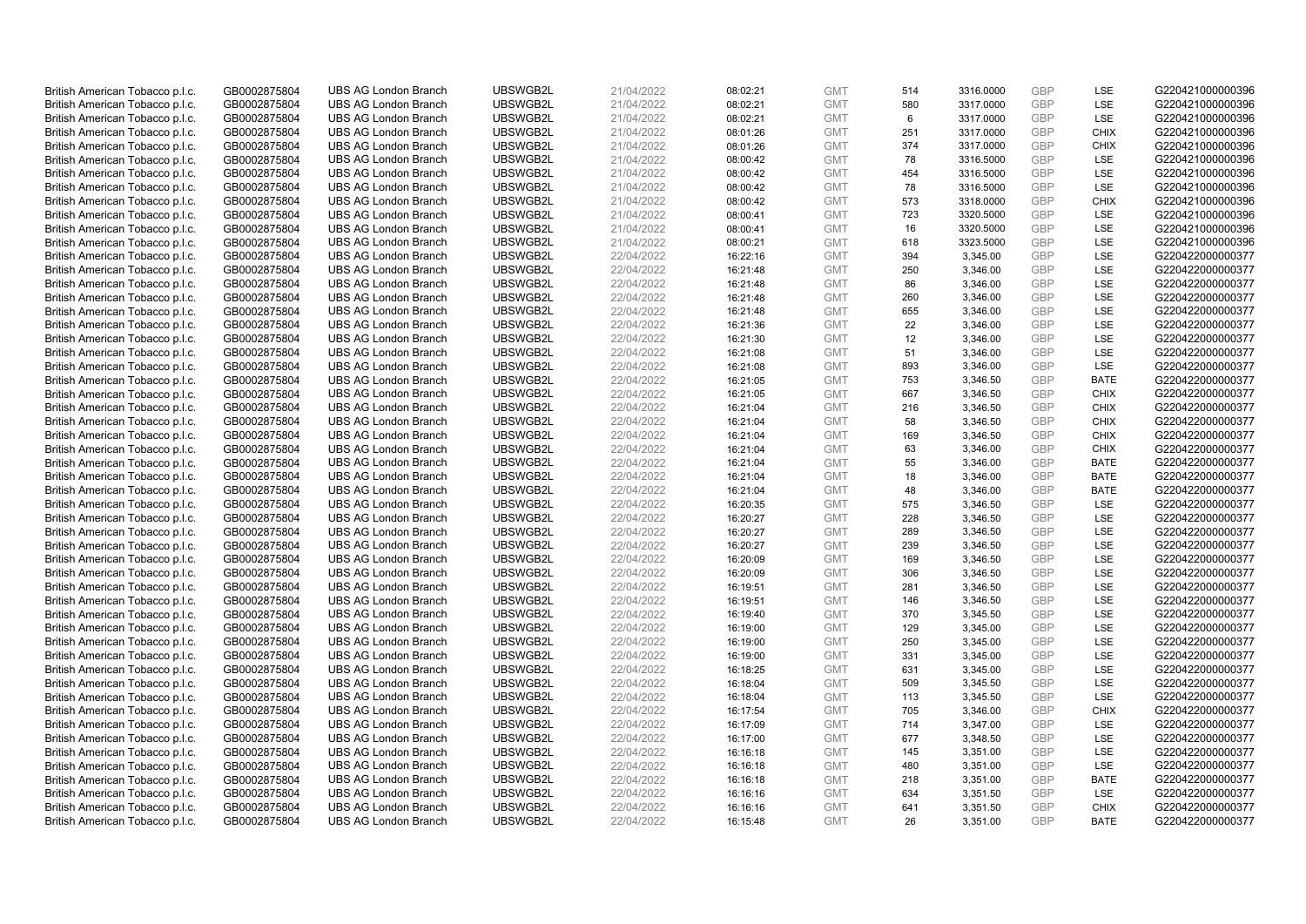| | | | | | | | | | | | |
|---|---|---|---|---|---|---|---|---|---|---|---|
| British American Tobacco p.l.c. | GB0002875804 | UBS AG London Branch | UBSWGB2L | 21/04/2022 | 08:02:21 | GMT | 514 | 3316.0000 | GBP | LSE | G220421000000396 |
| British American Tobacco p.l.c. | GB0002875804 | UBS AG London Branch | UBSWGB2L | 21/04/2022 | 08:02:21 | GMT | 580 | 3317.0000 | GBP | LSE | G220421000000396 |
| British American Tobacco p.l.c. | GB0002875804 | UBS AG London Branch | UBSWGB2L | 21/04/2022 | 08:02:21 | GMT | 6 | 3317.0000 | GBP | LSE | G220421000000396 |
| British American Tobacco p.l.c. | GB0002875804 | UBS AG London Branch | UBSWGB2L | 21/04/2022 | 08:01:26 | GMT | 251 | 3317.0000 | GBP | CHIX | G220421000000396 |
| British American Tobacco p.l.c. | GB0002875804 | UBS AG London Branch | UBSWGB2L | 21/04/2022 | 08:01:26 | GMT | 374 | 3317.0000 | GBP | CHIX | G220421000000396 |
| British American Tobacco p.l.c. | GB0002875804 | UBS AG London Branch | UBSWGB2L | 21/04/2022 | 08:00:42 | GMT | 78 | 3316.5000 | GBP | LSE | G220421000000396 |
| British American Tobacco p.l.c. | GB0002875804 | UBS AG London Branch | UBSWGB2L | 21/04/2022 | 08:00:42 | GMT | 454 | 3316.5000 | GBP | LSE | G220421000000396 |
| British American Tobacco p.l.c. | GB0002875804 | UBS AG London Branch | UBSWGB2L | 21/04/2022 | 08:00:42 | GMT | 78 | 3316.5000 | GBP | LSE | G220421000000396 |
| British American Tobacco p.l.c. | GB0002875804 | UBS AG London Branch | UBSWGB2L | 21/04/2022 | 08:00:42 | GMT | 573 | 3318.0000 | GBP | CHIX | G220421000000396 |
| British American Tobacco p.l.c. | GB0002875804 | UBS AG London Branch | UBSWGB2L | 21/04/2022 | 08:00:41 | GMT | 723 | 3320.5000 | GBP | LSE | G220421000000396 |
| British American Tobacco p.l.c. | GB0002875804 | UBS AG London Branch | UBSWGB2L | 21/04/2022 | 08:00:41 | GMT | 16 | 3320.5000 | GBP | LSE | G220421000000396 |
| British American Tobacco p.l.c. | GB0002875804 | UBS AG London Branch | UBSWGB2L | 21/04/2022 | 08:00:21 | GMT | 618 | 3323.5000 | GBP | LSE | G220421000000396 |
| British American Tobacco p.l.c. | GB0002875804 | UBS AG London Branch | UBSWGB2L | 22/04/2022 | 16:22:16 | GMT | 394 | 3,345.00 | GBP | LSE | G220422000000377 |
| British American Tobacco p.l.c. | GB0002875804 | UBS AG London Branch | UBSWGB2L | 22/04/2022 | 16:21:48 | GMT | 250 | 3,346.00 | GBP | LSE | G220422000000377 |
| British American Tobacco p.l.c. | GB0002875804 | UBS AG London Branch | UBSWGB2L | 22/04/2022 | 16:21:48 | GMT | 86 | 3,346.00 | GBP | LSE | G220422000000377 |
| British American Tobacco p.l.c. | GB0002875804 | UBS AG London Branch | UBSWGB2L | 22/04/2022 | 16:21:48 | GMT | 260 | 3,346.00 | GBP | LSE | G220422000000377 |
| British American Tobacco p.l.c. | GB0002875804 | UBS AG London Branch | UBSWGB2L | 22/04/2022 | 16:21:48 | GMT | 655 | 3,346.00 | GBP | LSE | G220422000000377 |
| British American Tobacco p.l.c. | GB0002875804 | UBS AG London Branch | UBSWGB2L | 22/04/2022 | 16:21:36 | GMT | 22 | 3,346.00 | GBP | LSE | G220422000000377 |
| British American Tobacco p.l.c. | GB0002875804 | UBS AG London Branch | UBSWGB2L | 22/04/2022 | 16:21:30 | GMT | 12 | 3,346.00 | GBP | LSE | G220422000000377 |
| British American Tobacco p.l.c. | GB0002875804 | UBS AG London Branch | UBSWGB2L | 22/04/2022 | 16:21:08 | GMT | 51 | 3,346.00 | GBP | LSE | G220422000000377 |
| British American Tobacco p.l.c. | GB0002875804 | UBS AG London Branch | UBSWGB2L | 22/04/2022 | 16:21:08 | GMT | 893 | 3,346.00 | GBP | LSE | G220422000000377 |
| British American Tobacco p.l.c. | GB0002875804 | UBS AG London Branch | UBSWGB2L | 22/04/2022 | 16:21:05 | GMT | 753 | 3,346.50 | GBP | BATE | G220422000000377 |
| British American Tobacco p.l.c. | GB0002875804 | UBS AG London Branch | UBSWGB2L | 22/04/2022 | 16:21:05 | GMT | 667 | 3,346.50 | GBP | CHIX | G220422000000377 |
| British American Tobacco p.l.c. | GB0002875804 | UBS AG London Branch | UBSWGB2L | 22/04/2022 | 16:21:04 | GMT | 216 | 3,346.50 | GBP | CHIX | G220422000000377 |
| British American Tobacco p.l.c. | GB0002875804 | UBS AG London Branch | UBSWGB2L | 22/04/2022 | 16:21:04 | GMT | 58 | 3,346.50 | GBP | CHIX | G220422000000377 |
| British American Tobacco p.l.c. | GB0002875804 | UBS AG London Branch | UBSWGB2L | 22/04/2022 | 16:21:04 | GMT | 169 | 3,346.50 | GBP | CHIX | G220422000000377 |
| British American Tobacco p.l.c. | GB0002875804 | UBS AG London Branch | UBSWGB2L | 22/04/2022 | 16:21:04 | GMT | 63 | 3,346.00 | GBP | CHIX | G220422000000377 |
| British American Tobacco p.l.c. | GB0002875804 | UBS AG London Branch | UBSWGB2L | 22/04/2022 | 16:21:04 | GMT | 55 | 3,346.00 | GBP | BATE | G220422000000377 |
| British American Tobacco p.l.c. | GB0002875804 | UBS AG London Branch | UBSWGB2L | 22/04/2022 | 16:21:04 | GMT | 18 | 3,346.00 | GBP | BATE | G220422000000377 |
| British American Tobacco p.l.c. | GB0002875804 | UBS AG London Branch | UBSWGB2L | 22/04/2022 | 16:21:04 | GMT | 48 | 3,346.00 | GBP | BATE | G220422000000377 |
| British American Tobacco p.l.c. | GB0002875804 | UBS AG London Branch | UBSWGB2L | 22/04/2022 | 16:20:35 | GMT | 575 | 3,346.50 | GBP | LSE | G220422000000377 |
| British American Tobacco p.l.c. | GB0002875804 | UBS AG London Branch | UBSWGB2L | 22/04/2022 | 16:20:27 | GMT | 228 | 3,346.50 | GBP | LSE | G220422000000377 |
| British American Tobacco p.l.c. | GB0002875804 | UBS AG London Branch | UBSWGB2L | 22/04/2022 | 16:20:27 | GMT | 289 | 3,346.50 | GBP | LSE | G220422000000377 |
| British American Tobacco p.l.c. | GB0002875804 | UBS AG London Branch | UBSWGB2L | 22/04/2022 | 16:20:27 | GMT | 239 | 3,346.50 | GBP | LSE | G220422000000377 |
| British American Tobacco p.l.c. | GB0002875804 | UBS AG London Branch | UBSWGB2L | 22/04/2022 | 16:20:09 | GMT | 169 | 3,346.50 | GBP | LSE | G220422000000377 |
| British American Tobacco p.l.c. | GB0002875804 | UBS AG London Branch | UBSWGB2L | 22/04/2022 | 16:20:09 | GMT | 306 | 3,346.50 | GBP | LSE | G220422000000377 |
| British American Tobacco p.l.c. | GB0002875804 | UBS AG London Branch | UBSWGB2L | 22/04/2022 | 16:19:51 | GMT | 281 | 3,346.50 | GBP | LSE | G220422000000377 |
| British American Tobacco p.l.c. | GB0002875804 | UBS AG London Branch | UBSWGB2L | 22/04/2022 | 16:19:51 | GMT | 146 | 3,346.50 | GBP | LSE | G220422000000377 |
| British American Tobacco p.l.c. | GB0002875804 | UBS AG London Branch | UBSWGB2L | 22/04/2022 | 16:19:40 | GMT | 370 | 3,345.50 | GBP | LSE | G220422000000377 |
| British American Tobacco p.l.c. | GB0002875804 | UBS AG London Branch | UBSWGB2L | 22/04/2022 | 16:19:00 | GMT | 129 | 3,345.00 | GBP | LSE | G220422000000377 |
| British American Tobacco p.l.c. | GB0002875804 | UBS AG London Branch | UBSWGB2L | 22/04/2022 | 16:19:00 | GMT | 250 | 3,345.00 | GBP | LSE | G220422000000377 |
| British American Tobacco p.l.c. | GB0002875804 | UBS AG London Branch | UBSWGB2L | 22/04/2022 | 16:19:00 | GMT | 331 | 3,345.00 | GBP | LSE | G220422000000377 |
| British American Tobacco p.l.c. | GB0002875804 | UBS AG London Branch | UBSWGB2L | 22/04/2022 | 16:18:25 | GMT | 631 | 3,345.00 | GBP | LSE | G220422000000377 |
| British American Tobacco p.l.c. | GB0002875804 | UBS AG London Branch | UBSWGB2L | 22/04/2022 | 16:18:04 | GMT | 509 | 3,345.50 | GBP | LSE | G220422000000377 |
| British American Tobacco p.l.c. | GB0002875804 | UBS AG London Branch | UBSWGB2L | 22/04/2022 | 16:18:04 | GMT | 113 | 3,345.50 | GBP | LSE | G220422000000377 |
| British American Tobacco p.l.c. | GB0002875804 | UBS AG London Branch | UBSWGB2L | 22/04/2022 | 16:17:54 | GMT | 705 | 3,346.00 | GBP | CHIX | G220422000000377 |
| British American Tobacco p.l.c. | GB0002875804 | UBS AG London Branch | UBSWGB2L | 22/04/2022 | 16:17:09 | GMT | 714 | 3,347.00 | GBP | LSE | G220422000000377 |
| British American Tobacco p.l.c. | GB0002875804 | UBS AG London Branch | UBSWGB2L | 22/04/2022 | 16:17:00 | GMT | 677 | 3,348.50 | GBP | LSE | G220422000000377 |
| British American Tobacco p.l.c. | GB0002875804 | UBS AG London Branch | UBSWGB2L | 22/04/2022 | 16:16:18 | GMT | 145 | 3,351.00 | GBP | LSE | G220422000000377 |
| British American Tobacco p.l.c. | GB0002875804 | UBS AG London Branch | UBSWGB2L | 22/04/2022 | 16:16:18 | GMT | 480 | 3,351.00 | GBP | LSE | G220422000000377 |
| British American Tobacco p.l.c. | GB0002875804 | UBS AG London Branch | UBSWGB2L | 22/04/2022 | 16:16:18 | GMT | 218 | 3,351.00 | GBP | BATE | G220422000000377 |
| British American Tobacco p.l.c. | GB0002875804 | UBS AG London Branch | UBSWGB2L | 22/04/2022 | 16:16:16 | GMT | 634 | 3,351.50 | GBP | LSE | G220422000000377 |
| British American Tobacco p.l.c. | GB0002875804 | UBS AG London Branch | UBSWGB2L | 22/04/2022 | 16:16:16 | GMT | 641 | 3,351.50 | GBP | CHIX | G220422000000377 |
| British American Tobacco p.l.c. | GB0002875804 | UBS AG London Branch | UBSWGB2L | 22/04/2022 | 16:15:48 | GMT | 26 | 3,351.00 | GBP | BATE | G220422000000377 |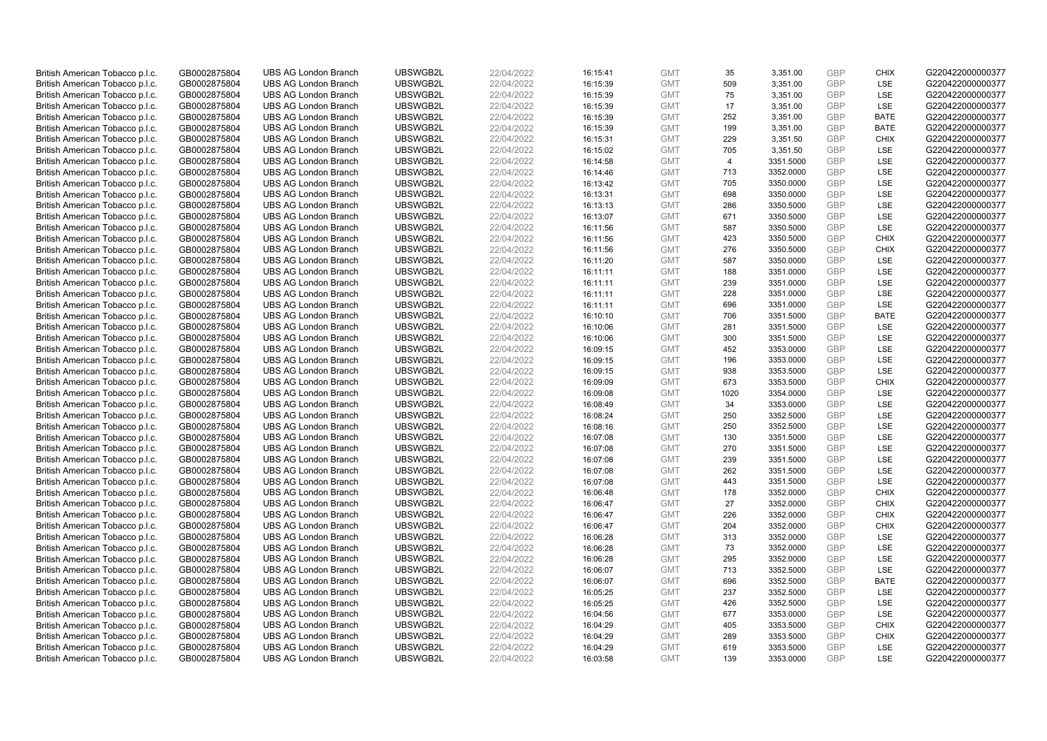| | | | | | | | | | | | |
|---|---|---|---|---|---|---|---|---|---|---|---|
| British American Tobacco p.l.c. | GB0002875804 | UBS AG London Branch | UBSWGB2L | 22/04/2022 | 16:15:41 | GMT | 35 | 3,351.00 | GBP | CHIX | G220422000000377 |
| British American Tobacco p.l.c. | GB0002875804 | UBS AG London Branch | UBSWGB2L | 22/04/2022 | 16:15:39 | GMT | 509 | 3,351.00 | GBP | LSE | G220422000000377 |
| British American Tobacco p.l.c. | GB0002875804 | UBS AG London Branch | UBSWGB2L | 22/04/2022 | 16:15:39 | GMT | 75 | 3,351.00 | GBP | LSE | G220422000000377 |
| British American Tobacco p.l.c. | GB0002875804 | UBS AG London Branch | UBSWGB2L | 22/04/2022 | 16:15:39 | GMT | 17 | 3,351.00 | GBP | LSE | G220422000000377 |
| British American Tobacco p.l.c. | GB0002875804 | UBS AG London Branch | UBSWGB2L | 22/04/2022 | 16:15:39 | GMT | 252 | 3,351.00 | GBP | BATE | G220422000000377 |
| British American Tobacco p.l.c. | GB0002875804 | UBS AG London Branch | UBSWGB2L | 22/04/2022 | 16:15:39 | GMT | 199 | 3,351.00 | GBP | BATE | G220422000000377 |
| British American Tobacco p.l.c. | GB0002875804 | UBS AG London Branch | UBSWGB2L | 22/04/2022 | 16:15:31 | GMT | 229 | 3,351.50 | GBP | CHIX | G220422000000377 |
| British American Tobacco p.l.c. | GB0002875804 | UBS AG London Branch | UBSWGB2L | 22/04/2022 | 16:15:02 | GMT | 705 | 3,351.50 | GBP | LSE | G220422000000377 |
| British American Tobacco p.l.c. | GB0002875804 | UBS AG London Branch | UBSWGB2L | 22/04/2022 | 16:14:58 | GMT | 4 | 3351.5000 | GBP | LSE | G220422000000377 |
| British American Tobacco p.l.c. | GB0002875804 | UBS AG London Branch | UBSWGB2L | 22/04/2022 | 16:14:46 | GMT | 713 | 3352.0000 | GBP | LSE | G220422000000377 |
| British American Tobacco p.l.c. | GB0002875804 | UBS AG London Branch | UBSWGB2L | 22/04/2022 | 16:13:42 | GMT | 705 | 3350.0000 | GBP | LSE | G220422000000377 |
| British American Tobacco p.l.c. | GB0002875804 | UBS AG London Branch | UBSWGB2L | 22/04/2022 | 16:13:31 | GMT | 698 | 3350.0000 | GBP | LSE | G220422000000377 |
| British American Tobacco p.l.c. | GB0002875804 | UBS AG London Branch | UBSWGB2L | 22/04/2022 | 16:13:13 | GMT | 286 | 3350.5000 | GBP | LSE | G220422000000377 |
| British American Tobacco p.l.c. | GB0002875804 | UBS AG London Branch | UBSWGB2L | 22/04/2022 | 16:13:07 | GMT | 671 | 3350.5000 | GBP | LSE | G220422000000377 |
| British American Tobacco p.l.c. | GB0002875804 | UBS AG London Branch | UBSWGB2L | 22/04/2022 | 16:11:56 | GMT | 587 | 3350.5000 | GBP | LSE | G220422000000377 |
| British American Tobacco p.l.c. | GB0002875804 | UBS AG London Branch | UBSWGB2L | 22/04/2022 | 16:11:56 | GMT | 423 | 3350.5000 | GBP | CHIX | G220422000000377 |
| British American Tobacco p.l.c. | GB0002875804 | UBS AG London Branch | UBSWGB2L | 22/04/2022 | 16:11:56 | GMT | 276 | 3350.5000 | GBP | CHIX | G220422000000377 |
| British American Tobacco p.l.c. | GB0002875804 | UBS AG London Branch | UBSWGB2L | 22/04/2022 | 16:11:20 | GMT | 587 | 3350.0000 | GBP | LSE | G220422000000377 |
| British American Tobacco p.l.c. | GB0002875804 | UBS AG London Branch | UBSWGB2L | 22/04/2022 | 16:11:11 | GMT | 188 | 3351.0000 | GBP | LSE | G220422000000377 |
| British American Tobacco p.l.c. | GB0002875804 | UBS AG London Branch | UBSWGB2L | 22/04/2022 | 16:11:11 | GMT | 239 | 3351.0000 | GBP | LSE | G220422000000377 |
| British American Tobacco p.l.c. | GB0002875804 | UBS AG London Branch | UBSWGB2L | 22/04/2022 | 16:11:11 | GMT | 228 | 3351.0000 | GBP | LSE | G220422000000377 |
| British American Tobacco p.l.c. | GB0002875804 | UBS AG London Branch | UBSWGB2L | 22/04/2022 | 16:11:11 | GMT | 696 | 3351.0000 | GBP | LSE | G220422000000377 |
| British American Tobacco p.l.c. | GB0002875804 | UBS AG London Branch | UBSWGB2L | 22/04/2022 | 16:10:10 | GMT | 706 | 3351.5000 | GBP | BATE | G220422000000377 |
| British American Tobacco p.l.c. | GB0002875804 | UBS AG London Branch | UBSWGB2L | 22/04/2022 | 16:10:06 | GMT | 281 | 3351.5000 | GBP | LSE | G220422000000377 |
| British American Tobacco p.l.c. | GB0002875804 | UBS AG London Branch | UBSWGB2L | 22/04/2022 | 16:10:06 | GMT | 300 | 3351.5000 | GBP | LSE | G220422000000377 |
| British American Tobacco p.l.c. | GB0002875804 | UBS AG London Branch | UBSWGB2L | 22/04/2022 | 16:09:15 | GMT | 452 | 3353.0000 | GBP | LSE | G220422000000377 |
| British American Tobacco p.l.c. | GB0002875804 | UBS AG London Branch | UBSWGB2L | 22/04/2022 | 16:09:15 | GMT | 196 | 3353.0000 | GBP | LSE | G220422000000377 |
| British American Tobacco p.l.c. | GB0002875804 | UBS AG London Branch | UBSWGB2L | 22/04/2022 | 16:09:15 | GMT | 938 | 3353.5000 | GBP | LSE | G220422000000377 |
| British American Tobacco p.l.c. | GB0002875804 | UBS AG London Branch | UBSWGB2L | 22/04/2022 | 16:09:09 | GMT | 673 | 3353.5000 | GBP | CHIX | G220422000000377 |
| British American Tobacco p.l.c. | GB0002875804 | UBS AG London Branch | UBSWGB2L | 22/04/2022 | 16:09:08 | GMT | 1020 | 3354.0000 | GBP | LSE | G220422000000377 |
| British American Tobacco p.l.c. | GB0002875804 | UBS AG London Branch | UBSWGB2L | 22/04/2022 | 16:08:49 | GMT | 34 | 3353.0000 | GBP | LSE | G220422000000377 |
| British American Tobacco p.l.c. | GB0002875804 | UBS AG London Branch | UBSWGB2L | 22/04/2022 | 16:08:24 | GMT | 250 | 3352.5000 | GBP | LSE | G220422000000377 |
| British American Tobacco p.l.c. | GB0002875804 | UBS AG London Branch | UBSWGB2L | 22/04/2022 | 16:08:16 | GMT | 250 | 3352.5000 | GBP | LSE | G220422000000377 |
| British American Tobacco p.l.c. | GB0002875804 | UBS AG London Branch | UBSWGB2L | 22/04/2022 | 16:07:08 | GMT | 130 | 3351.5000 | GBP | LSE | G220422000000377 |
| British American Tobacco p.l.c. | GB0002875804 | UBS AG London Branch | UBSWGB2L | 22/04/2022 | 16:07:08 | GMT | 270 | 3351.5000 | GBP | LSE | G220422000000377 |
| British American Tobacco p.l.c. | GB0002875804 | UBS AG London Branch | UBSWGB2L | 22/04/2022 | 16:07:08 | GMT | 239 | 3351.5000 | GBP | LSE | G220422000000377 |
| British American Tobacco p.l.c. | GB0002875804 | UBS AG London Branch | UBSWGB2L | 22/04/2022 | 16:07:08 | GMT | 262 | 3351.5000 | GBP | LSE | G220422000000377 |
| British American Tobacco p.l.c. | GB0002875804 | UBS AG London Branch | UBSWGB2L | 22/04/2022 | 16:07:08 | GMT | 443 | 3351.5000 | GBP | LSE | G220422000000377 |
| British American Tobacco p.l.c. | GB0002875804 | UBS AG London Branch | UBSWGB2L | 22/04/2022 | 16:06:48 | GMT | 178 | 3352.0000 | GBP | CHIX | G220422000000377 |
| British American Tobacco p.l.c. | GB0002875804 | UBS AG London Branch | UBSWGB2L | 22/04/2022 | 16:06:47 | GMT | 27 | 3352.0000 | GBP | CHIX | G220422000000377 |
| British American Tobacco p.l.c. | GB0002875804 | UBS AG London Branch | UBSWGB2L | 22/04/2022 | 16:06:47 | GMT | 226 | 3352.0000 | GBP | CHIX | G220422000000377 |
| British American Tobacco p.l.c. | GB0002875804 | UBS AG London Branch | UBSWGB2L | 22/04/2022 | 16:06:47 | GMT | 204 | 3352.0000 | GBP | CHIX | G220422000000377 |
| British American Tobacco p.l.c. | GB0002875804 | UBS AG London Branch | UBSWGB2L | 22/04/2022 | 16:06:28 | GMT | 313 | 3352.0000 | GBP | LSE | G220422000000377 |
| British American Tobacco p.l.c. | GB0002875804 | UBS AG London Branch | UBSWGB2L | 22/04/2022 | 16:06:28 | GMT | 73 | 3352.0000 | GBP | LSE | G220422000000377 |
| British American Tobacco p.l.c. | GB0002875804 | UBS AG London Branch | UBSWGB2L | 22/04/2022 | 16:06:28 | GMT | 295 | 3352.0000 | GBP | LSE | G220422000000377 |
| British American Tobacco p.l.c. | GB0002875804 | UBS AG London Branch | UBSWGB2L | 22/04/2022 | 16:06:07 | GMT | 713 | 3352.5000 | GBP | LSE | G220422000000377 |
| British American Tobacco p.l.c. | GB0002875804 | UBS AG London Branch | UBSWGB2L | 22/04/2022 | 16:06:07 | GMT | 696 | 3352.5000 | GBP | BATE | G220422000000377 |
| British American Tobacco p.l.c. | GB0002875804 | UBS AG London Branch | UBSWGB2L | 22/04/2022 | 16:05:25 | GMT | 237 | 3352.5000 | GBP | LSE | G220422000000377 |
| British American Tobacco p.l.c. | GB0002875804 | UBS AG London Branch | UBSWGB2L | 22/04/2022 | 16:05:25 | GMT | 426 | 3352.5000 | GBP | LSE | G220422000000377 |
| British American Tobacco p.l.c. | GB0002875804 | UBS AG London Branch | UBSWGB2L | 22/04/2022 | 16:04:56 | GMT | 677 | 3353.0000 | GBP | LSE | G220422000000377 |
| British American Tobacco p.l.c. | GB0002875804 | UBS AG London Branch | UBSWGB2L | 22/04/2022 | 16:04:29 | GMT | 405 | 3353.5000 | GBP | CHIX | G220422000000377 |
| British American Tobacco p.l.c. | GB0002875804 | UBS AG London Branch | UBSWGB2L | 22/04/2022 | 16:04:29 | GMT | 289 | 3353.5000 | GBP | CHIX | G220422000000377 |
| British American Tobacco p.l.c. | GB0002875804 | UBS AG London Branch | UBSWGB2L | 22/04/2022 | 16:04:29 | GMT | 619 | 3353.5000 | GBP | LSE | G220422000000377 |
| British American Tobacco p.l.c. | GB0002875804 | UBS AG London Branch | UBSWGB2L | 22/04/2022 | 16:03:58 | GMT | 139 | 3353.0000 | GBP | LSE | G220422000000377 |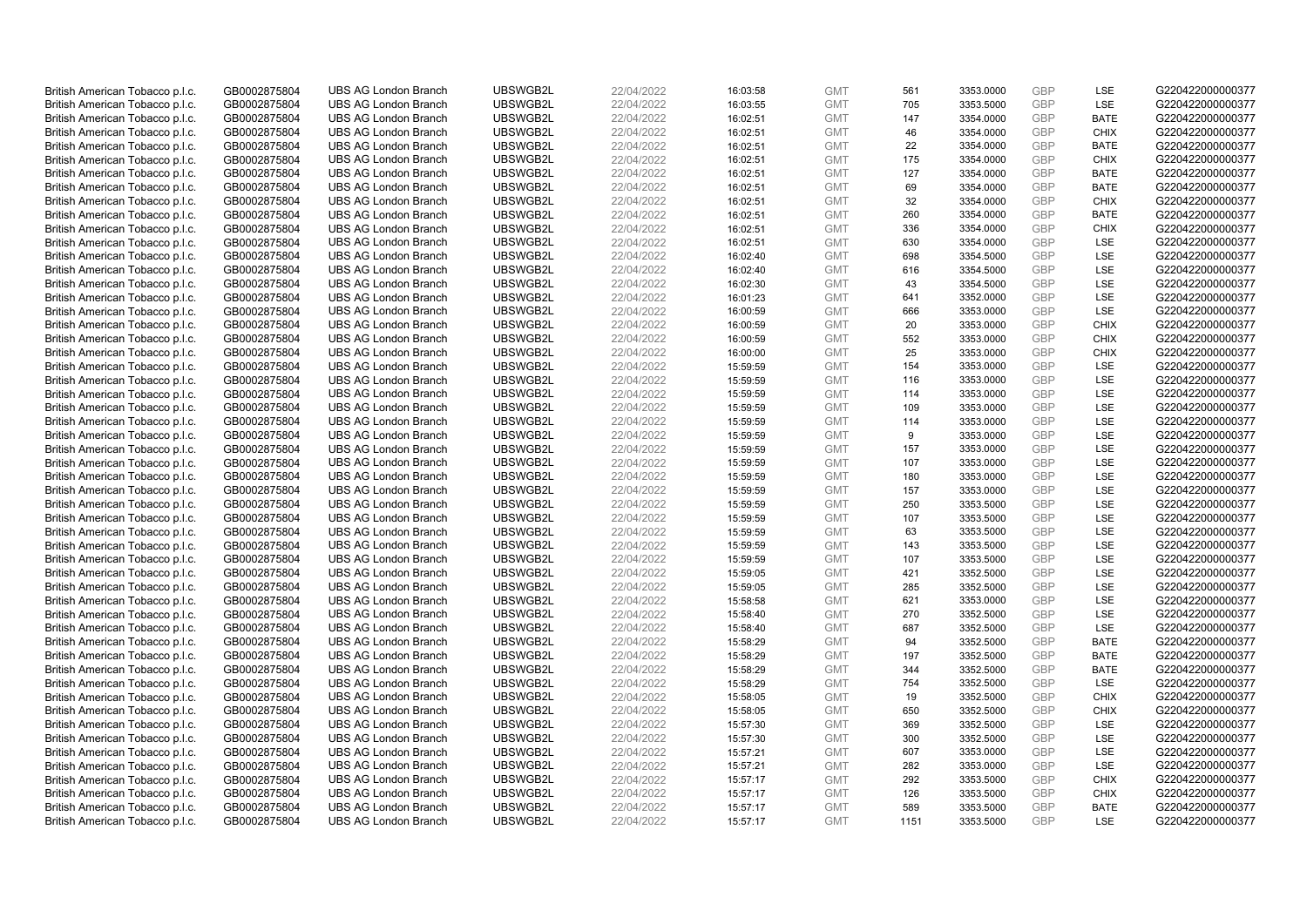| | | | | | | | | | | | |
|---|---|---|---|---|---|---|---|---|---|---|---|
| British American Tobacco p.l.c. | GB0002875804 | UBS AG London Branch | UBSWGB2L | 22/04/2022 | 16:03:58 | GMT | 561 | 3353.0000 | GBP | LSE | G220422000000377 |
| British American Tobacco p.l.c. | GB0002875804 | UBS AG London Branch | UBSWGB2L | 22/04/2022 | 16:03:55 | GMT | 705 | 3353.5000 | GBP | LSE | G220422000000377 |
| British American Tobacco p.l.c. | GB0002875804 | UBS AG London Branch | UBSWGB2L | 22/04/2022 | 16:02:51 | GMT | 147 | 3354.0000 | GBP | BATE | G220422000000377 |
| British American Tobacco p.l.c. | GB0002875804 | UBS AG London Branch | UBSWGB2L | 22/04/2022 | 16:02:51 | GMT | 46 | 3354.0000 | GBP | CHIX | G220422000000377 |
| British American Tobacco p.l.c. | GB0002875804 | UBS AG London Branch | UBSWGB2L | 22/04/2022 | 16:02:51 | GMT | 22 | 3354.0000 | GBP | BATE | G220422000000377 |
| British American Tobacco p.l.c. | GB0002875804 | UBS AG London Branch | UBSWGB2L | 22/04/2022 | 16:02:51 | GMT | 175 | 3354.0000 | GBP | CHIX | G220422000000377 |
| British American Tobacco p.l.c. | GB0002875804 | UBS AG London Branch | UBSWGB2L | 22/04/2022 | 16:02:51 | GMT | 127 | 3354.0000 | GBP | BATE | G220422000000377 |
| British American Tobacco p.l.c. | GB0002875804 | UBS AG London Branch | UBSWGB2L | 22/04/2022 | 16:02:51 | GMT | 69 | 3354.0000 | GBP | BATE | G220422000000377 |
| British American Tobacco p.l.c. | GB0002875804 | UBS AG London Branch | UBSWGB2L | 22/04/2022 | 16:02:51 | GMT | 32 | 3354.0000 | GBP | CHIX | G220422000000377 |
| British American Tobacco p.l.c. | GB0002875804 | UBS AG London Branch | UBSWGB2L | 22/04/2022 | 16:02:51 | GMT | 260 | 3354.0000 | GBP | BATE | G220422000000377 |
| British American Tobacco p.l.c. | GB0002875804 | UBS AG London Branch | UBSWGB2L | 22/04/2022 | 16:02:51 | GMT | 336 | 3354.0000 | GBP | CHIX | G220422000000377 |
| British American Tobacco p.l.c. | GB0002875804 | UBS AG London Branch | UBSWGB2L | 22/04/2022 | 16:02:51 | GMT | 630 | 3354.0000 | GBP | LSE | G220422000000377 |
| British American Tobacco p.l.c. | GB0002875804 | UBS AG London Branch | UBSWGB2L | 22/04/2022 | 16:02:40 | GMT | 698 | 3354.5000 | GBP | LSE | G220422000000377 |
| British American Tobacco p.l.c. | GB0002875804 | UBS AG London Branch | UBSWGB2L | 22/04/2022 | 16:02:40 | GMT | 616 | 3354.5000 | GBP | LSE | G220422000000377 |
| British American Tobacco p.l.c. | GB0002875804 | UBS AG London Branch | UBSWGB2L | 22/04/2022 | 16:02:30 | GMT | 43 | 3354.5000 | GBP | LSE | G220422000000377 |
| British American Tobacco p.l.c. | GB0002875804 | UBS AG London Branch | UBSWGB2L | 22/04/2022 | 16:01:23 | GMT | 641 | 3352.0000 | GBP | LSE | G220422000000377 |
| British American Tobacco p.l.c. | GB0002875804 | UBS AG London Branch | UBSWGB2L | 22/04/2022 | 16:00:59 | GMT | 666 | 3353.0000 | GBP | LSE | G220422000000377 |
| British American Tobacco p.l.c. | GB0002875804 | UBS AG London Branch | UBSWGB2L | 22/04/2022 | 16:00:59 | GMT | 20 | 3353.0000 | GBP | CHIX | G220422000000377 |
| British American Tobacco p.l.c. | GB0002875804 | UBS AG London Branch | UBSWGB2L | 22/04/2022 | 16:00:59 | GMT | 552 | 3353.0000 | GBP | CHIX | G220422000000377 |
| British American Tobacco p.l.c. | GB0002875804 | UBS AG London Branch | UBSWGB2L | 22/04/2022 | 16:00:00 | GMT | 25 | 3353.0000 | GBP | CHIX | G220422000000377 |
| British American Tobacco p.l.c. | GB0002875804 | UBS AG London Branch | UBSWGB2L | 22/04/2022 | 15:59:59 | GMT | 154 | 3353.0000 | GBP | LSE | G220422000000377 |
| British American Tobacco p.l.c. | GB0002875804 | UBS AG London Branch | UBSWGB2L | 22/04/2022 | 15:59:59 | GMT | 116 | 3353.0000 | GBP | LSE | G220422000000377 |
| British American Tobacco p.l.c. | GB0002875804 | UBS AG London Branch | UBSWGB2L | 22/04/2022 | 15:59:59 | GMT | 114 | 3353.0000 | GBP | LSE | G220422000000377 |
| British American Tobacco p.l.c. | GB0002875804 | UBS AG London Branch | UBSWGB2L | 22/04/2022 | 15:59:59 | GMT | 109 | 3353.0000 | GBP | LSE | G220422000000377 |
| British American Tobacco p.l.c. | GB0002875804 | UBS AG London Branch | UBSWGB2L | 22/04/2022 | 15:59:59 | GMT | 114 | 3353.0000 | GBP | LSE | G220422000000377 |
| British American Tobacco p.l.c. | GB0002875804 | UBS AG London Branch | UBSWGB2L | 22/04/2022 | 15:59:59 | GMT | 9 | 3353.0000 | GBP | LSE | G220422000000377 |
| British American Tobacco p.l.c. | GB0002875804 | UBS AG London Branch | UBSWGB2L | 22/04/2022 | 15:59:59 | GMT | 157 | 3353.0000 | GBP | LSE | G220422000000377 |
| British American Tobacco p.l.c. | GB0002875804 | UBS AG London Branch | UBSWGB2L | 22/04/2022 | 15:59:59 | GMT | 107 | 3353.0000 | GBP | LSE | G220422000000377 |
| British American Tobacco p.l.c. | GB0002875804 | UBS AG London Branch | UBSWGB2L | 22/04/2022 | 15:59:59 | GMT | 180 | 3353.0000 | GBP | LSE | G220422000000377 |
| British American Tobacco p.l.c. | GB0002875804 | UBS AG London Branch | UBSWGB2L | 22/04/2022 | 15:59:59 | GMT | 157 | 3353.0000 | GBP | LSE | G220422000000377 |
| British American Tobacco p.l.c. | GB0002875804 | UBS AG London Branch | UBSWGB2L | 22/04/2022 | 15:59:59 | GMT | 250 | 3353.5000 | GBP | LSE | G220422000000377 |
| British American Tobacco p.l.c. | GB0002875804 | UBS AG London Branch | UBSWGB2L | 22/04/2022 | 15:59:59 | GMT | 107 | 3353.5000 | GBP | LSE | G220422000000377 |
| British American Tobacco p.l.c. | GB0002875804 | UBS AG London Branch | UBSWGB2L | 22/04/2022 | 15:59:59 | GMT | 63 | 3353.5000 | GBP | LSE | G220422000000377 |
| British American Tobacco p.l.c. | GB0002875804 | UBS AG London Branch | UBSWGB2L | 22/04/2022 | 15:59:59 | GMT | 143 | 3353.5000 | GBP | LSE | G220422000000377 |
| British American Tobacco p.l.c. | GB0002875804 | UBS AG London Branch | UBSWGB2L | 22/04/2022 | 15:59:59 | GMT | 107 | 3353.5000 | GBP | LSE | G220422000000377 |
| British American Tobacco p.l.c. | GB0002875804 | UBS AG London Branch | UBSWGB2L | 22/04/2022 | 15:59:05 | GMT | 421 | 3352.5000 | GBP | LSE | G220422000000377 |
| British American Tobacco p.l.c. | GB0002875804 | UBS AG London Branch | UBSWGB2L | 22/04/2022 | 15:59:05 | GMT | 285 | 3352.5000 | GBP | LSE | G220422000000377 |
| British American Tobacco p.l.c. | GB0002875804 | UBS AG London Branch | UBSWGB2L | 22/04/2022 | 15:58:58 | GMT | 621 | 3353.0000 | GBP | LSE | G220422000000377 |
| British American Tobacco p.l.c. | GB0002875804 | UBS AG London Branch | UBSWGB2L | 22/04/2022 | 15:58:40 | GMT | 270 | 3352.5000 | GBP | LSE | G220422000000377 |
| British American Tobacco p.l.c. | GB0002875804 | UBS AG London Branch | UBSWGB2L | 22/04/2022 | 15:58:40 | GMT | 687 | 3352.5000 | GBP | LSE | G220422000000377 |
| British American Tobacco p.l.c. | GB0002875804 | UBS AG London Branch | UBSWGB2L | 22/04/2022 | 15:58:29 | GMT | 94 | 3352.5000 | GBP | BATE | G220422000000377 |
| British American Tobacco p.l.c. | GB0002875804 | UBS AG London Branch | UBSWGB2L | 22/04/2022 | 15:58:29 | GMT | 197 | 3352.5000 | GBP | BATE | G220422000000377 |
| British American Tobacco p.l.c. | GB0002875804 | UBS AG London Branch | UBSWGB2L | 22/04/2022 | 15:58:29 | GMT | 344 | 3352.5000 | GBP | BATE | G220422000000377 |
| British American Tobacco p.l.c. | GB0002875804 | UBS AG London Branch | UBSWGB2L | 22/04/2022 | 15:58:29 | GMT | 754 | 3352.5000 | GBP | LSE | G220422000000377 |
| British American Tobacco p.l.c. | GB0002875804 | UBS AG London Branch | UBSWGB2L | 22/04/2022 | 15:58:05 | GMT | 19 | 3352.5000 | GBP | CHIX | G220422000000377 |
| British American Tobacco p.l.c. | GB0002875804 | UBS AG London Branch | UBSWGB2L | 22/04/2022 | 15:58:05 | GMT | 650 | 3352.5000 | GBP | CHIX | G220422000000377 |
| British American Tobacco p.l.c. | GB0002875804 | UBS AG London Branch | UBSWGB2L | 22/04/2022 | 15:57:30 | GMT | 369 | 3352.5000 | GBP | LSE | G220422000000377 |
| British American Tobacco p.l.c. | GB0002875804 | UBS AG London Branch | UBSWGB2L | 22/04/2022 | 15:57:30 | GMT | 300 | 3352.5000 | GBP | LSE | G220422000000377 |
| British American Tobacco p.l.c. | GB0002875804 | UBS AG London Branch | UBSWGB2L | 22/04/2022 | 15:57:21 | GMT | 607 | 3353.0000 | GBP | LSE | G220422000000377 |
| British American Tobacco p.l.c. | GB0002875804 | UBS AG London Branch | UBSWGB2L | 22/04/2022 | 15:57:21 | GMT | 282 | 3353.0000 | GBP | LSE | G220422000000377 |
| British American Tobacco p.l.c. | GB0002875804 | UBS AG London Branch | UBSWGB2L | 22/04/2022 | 15:57:17 | GMT | 292 | 3353.5000 | GBP | CHIX | G220422000000377 |
| British American Tobacco p.l.c. | GB0002875804 | UBS AG London Branch | UBSWGB2L | 22/04/2022 | 15:57:17 | GMT | 126 | 3353.5000 | GBP | CHIX | G220422000000377 |
| British American Tobacco p.l.c. | GB0002875804 | UBS AG London Branch | UBSWGB2L | 22/04/2022 | 15:57:17 | GMT | 589 | 3353.5000 | GBP | BATE | G220422000000377 |
| British American Tobacco p.l.c. | GB0002875804 | UBS AG London Branch | UBSWGB2L | 22/04/2022 | 15:57:17 | GMT | 1151 | 3353.5000 | GBP | LSE | G220422000000377 |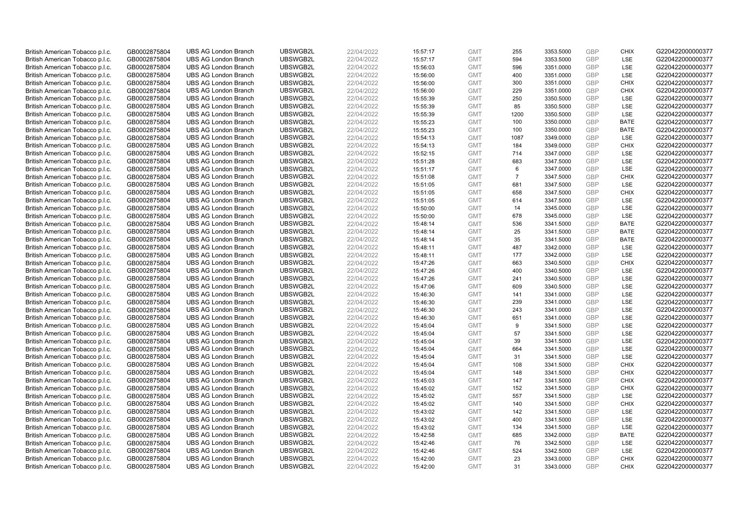| | | | | | | | | | | | |
|---|---|---|---|---|---|---|---|---|---|---|---|
| British American Tobacco p.l.c. | GB0002875804 | UBS AG London Branch | UBSWGB2L | 22/04/2022 | 15:57:17 | GMT | 255 | 3353.5000 | GBP | CHIX | G220422000000377 |
| British American Tobacco p.l.c. | GB0002875804 | UBS AG London Branch | UBSWGB2L | 22/04/2022 | 15:57:17 | GMT | 594 | 3353.5000 | GBP | LSE | G220422000000377 |
| British American Tobacco p.l.c. | GB0002875804 | UBS AG London Branch | UBSWGB2L | 22/04/2022 | 15:56:03 | GMT | 596 | 3351.0000 | GBP | LSE | G220422000000377 |
| British American Tobacco p.l.c. | GB0002875804 | UBS AG London Branch | UBSWGB2L | 22/04/2022 | 15:56:00 | GMT | 400 | 3351.0000 | GBP | LSE | G220422000000377 |
| British American Tobacco p.l.c. | GB0002875804 | UBS AG London Branch | UBSWGB2L | 22/04/2022 | 15:56:00 | GMT | 300 | 3351.0000 | GBP | CHIX | G220422000000377 |
| British American Tobacco p.l.c. | GB0002875804 | UBS AG London Branch | UBSWGB2L | 22/04/2022 | 15:56:00 | GMT | 229 | 3351.0000 | GBP | CHIX | G220422000000377 |
| British American Tobacco p.l.c. | GB0002875804 | UBS AG London Branch | UBSWGB2L | 22/04/2022 | 15:55:39 | GMT | 250 | 3350.5000 | GBP | LSE | G220422000000377 |
| British American Tobacco p.l.c. | GB0002875804 | UBS AG London Branch | UBSWGB2L | 22/04/2022 | 15:55:39 | GMT | 85 | 3350.5000 | GBP | LSE | G220422000000377 |
| British American Tobacco p.l.c. | GB0002875804 | UBS AG London Branch | UBSWGB2L | 22/04/2022 | 15:55:39 | GMT | 1200 | 3350.5000 | GBP | LSE | G220422000000377 |
| British American Tobacco p.l.c. | GB0002875804 | UBS AG London Branch | UBSWGB2L | 22/04/2022 | 15:55:23 | GMT | 100 | 3350.0000 | GBP | BATE | G220422000000377 |
| British American Tobacco p.l.c. | GB0002875804 | UBS AG London Branch | UBSWGB2L | 22/04/2022 | 15:55:23 | GMT | 100 | 3350.0000 | GBP | BATE | G220422000000377 |
| British American Tobacco p.l.c. | GB0002875804 | UBS AG London Branch | UBSWGB2L | 22/04/2022 | 15:54:13 | GMT | 1087 | 3349.0000 | GBP | LSE | G220422000000377 |
| British American Tobacco p.l.c. | GB0002875804 | UBS AG London Branch | UBSWGB2L | 22/04/2022 | 15:54:13 | GMT | 184 | 3349.0000 | GBP | CHIX | G220422000000377 |
| British American Tobacco p.l.c. | GB0002875804 | UBS AG London Branch | UBSWGB2L | 22/04/2022 | 15:52:15 | GMT | 714 | 3347.0000 | GBP | LSE | G220422000000377 |
| British American Tobacco p.l.c. | GB0002875804 | UBS AG London Branch | UBSWGB2L | 22/04/2022 | 15:51:28 | GMT | 683 | 3347.5000 | GBP | LSE | G220422000000377 |
| British American Tobacco p.l.c. | GB0002875804 | UBS AG London Branch | UBSWGB2L | 22/04/2022 | 15:51:17 | GMT | 6 | 3347.0000 | GBP | LSE | G220422000000377 |
| British American Tobacco p.l.c. | GB0002875804 | UBS AG London Branch | UBSWGB2L | 22/04/2022 | 15:51:08 | GMT | 7 | 3347.5000 | GBP | CHIX | G220422000000377 |
| British American Tobacco p.l.c. | GB0002875804 | UBS AG London Branch | UBSWGB2L | 22/04/2022 | 15:51:05 | GMT | 681 | 3347.5000 | GBP | LSE | G220422000000377 |
| British American Tobacco p.l.c. | GB0002875804 | UBS AG London Branch | UBSWGB2L | 22/04/2022 | 15:51:05 | GMT | 658 | 3347.5000 | GBP | CHIX | G220422000000377 |
| British American Tobacco p.l.c. | GB0002875804 | UBS AG London Branch | UBSWGB2L | 22/04/2022 | 15:51:05 | GMT | 614 | 3347.5000 | GBP | LSE | G220422000000377 |
| British American Tobacco p.l.c. | GB0002875804 | UBS AG London Branch | UBSWGB2L | 22/04/2022 | 15:50:00 | GMT | 14 | 3345.0000 | GBP | LSE | G220422000000377 |
| British American Tobacco p.l.c. | GB0002875804 | UBS AG London Branch | UBSWGB2L | 22/04/2022 | 15:50:00 | GMT | 678 | 3345.0000 | GBP | LSE | G220422000000377 |
| British American Tobacco p.l.c. | GB0002875804 | UBS AG London Branch | UBSWGB2L | 22/04/2022 | 15:48:14 | GMT | 536 | 3341.5000 | GBP | BATE | G220422000000377 |
| British American Tobacco p.l.c. | GB0002875804 | UBS AG London Branch | UBSWGB2L | 22/04/2022 | 15:48:14 | GMT | 25 | 3341.5000 | GBP | BATE | G220422000000377 |
| British American Tobacco p.l.c. | GB0002875804 | UBS AG London Branch | UBSWGB2L | 22/04/2022 | 15:48:14 | GMT | 35 | 3341.5000 | GBP | BATE | G220422000000377 |
| British American Tobacco p.l.c. | GB0002875804 | UBS AG London Branch | UBSWGB2L | 22/04/2022 | 15:48:11 | GMT | 487 | 3342.0000 | GBP | LSE | G220422000000377 |
| British American Tobacco p.l.c. | GB0002875804 | UBS AG London Branch | UBSWGB2L | 22/04/2022 | 15:48:11 | GMT | 177 | 3342.0000 | GBP | LSE | G220422000000377 |
| British American Tobacco p.l.c. | GB0002875804 | UBS AG London Branch | UBSWGB2L | 22/04/2022 | 15:47:26 | GMT | 663 | 3340.5000 | GBP | CHIX | G220422000000377 |
| British American Tobacco p.l.c. | GB0002875804 | UBS AG London Branch | UBSWGB2L | 22/04/2022 | 15:47:26 | GMT | 400 | 3340.5000 | GBP | LSE | G220422000000377 |
| British American Tobacco p.l.c. | GB0002875804 | UBS AG London Branch | UBSWGB2L | 22/04/2022 | 15:47:26 | GMT | 241 | 3340.5000 | GBP | LSE | G220422000000377 |
| British American Tobacco p.l.c. | GB0002875804 | UBS AG London Branch | UBSWGB2L | 22/04/2022 | 15:47:06 | GMT | 609 | 3340.5000 | GBP | LSE | G220422000000377 |
| British American Tobacco p.l.c. | GB0002875804 | UBS AG London Branch | UBSWGB2L | 22/04/2022 | 15:46:30 | GMT | 141 | 3341.0000 | GBP | LSE | G220422000000377 |
| British American Tobacco p.l.c. | GB0002875804 | UBS AG London Branch | UBSWGB2L | 22/04/2022 | 15:46:30 | GMT | 239 | 3341.0000 | GBP | LSE | G220422000000377 |
| British American Tobacco p.l.c. | GB0002875804 | UBS AG London Branch | UBSWGB2L | 22/04/2022 | 15:46:30 | GMT | 243 | 3341.0000 | GBP | LSE | G220422000000377 |
| British American Tobacco p.l.c. | GB0002875804 | UBS AG London Branch | UBSWGB2L | 22/04/2022 | 15:46:30 | GMT | 651 | 3341.0000 | GBP | LSE | G220422000000377 |
| British American Tobacco p.l.c. | GB0002875804 | UBS AG London Branch | UBSWGB2L | 22/04/2022 | 15:45:04 | GMT | 9 | 3341.5000 | GBP | LSE | G220422000000377 |
| British American Tobacco p.l.c. | GB0002875804 | UBS AG London Branch | UBSWGB2L | 22/04/2022 | 15:45:04 | GMT | 57 | 3341.5000 | GBP | LSE | G220422000000377 |
| British American Tobacco p.l.c. | GB0002875804 | UBS AG London Branch | UBSWGB2L | 22/04/2022 | 15:45:04 | GMT | 39 | 3341.5000 | GBP | LSE | G220422000000377 |
| British American Tobacco p.l.c. | GB0002875804 | UBS AG London Branch | UBSWGB2L | 22/04/2022 | 15:45:04 | GMT | 664 | 3341.5000 | GBP | LSE | G220422000000377 |
| British American Tobacco p.l.c. | GB0002875804 | UBS AG London Branch | UBSWGB2L | 22/04/2022 | 15:45:04 | GMT | 31 | 3341.5000 | GBP | LSE | G220422000000377 |
| British American Tobacco p.l.c. | GB0002875804 | UBS AG London Branch | UBSWGB2L | 22/04/2022 | 15:45:04 | GMT | 108 | 3341.5000 | GBP | CHIX | G220422000000377 |
| British American Tobacco p.l.c. | GB0002875804 | UBS AG London Branch | UBSWGB2L | 22/04/2022 | 15:45:04 | GMT | 148 | 3341.5000 | GBP | CHIX | G220422000000377 |
| British American Tobacco p.l.c. | GB0002875804 | UBS AG London Branch | UBSWGB2L | 22/04/2022 | 15:45:03 | GMT | 147 | 3341.5000 | GBP | CHIX | G220422000000377 |
| British American Tobacco p.l.c. | GB0002875804 | UBS AG London Branch | UBSWGB2L | 22/04/2022 | 15:45:02 | GMT | 152 | 3341.5000 | GBP | CHIX | G220422000000377 |
| British American Tobacco p.l.c. | GB0002875804 | UBS AG London Branch | UBSWGB2L | 22/04/2022 | 15:45:02 | GMT | 557 | 3341.5000 | GBP | LSE | G220422000000377 |
| British American Tobacco p.l.c. | GB0002875804 | UBS AG London Branch | UBSWGB2L | 22/04/2022 | 15:45:02 | GMT | 140 | 3341.5000 | GBP | CHIX | G220422000000377 |
| British American Tobacco p.l.c. | GB0002875804 | UBS AG London Branch | UBSWGB2L | 22/04/2022 | 15:43:02 | GMT | 142 | 3341.5000 | GBP | LSE | G220422000000377 |
| British American Tobacco p.l.c. | GB0002875804 | UBS AG London Branch | UBSWGB2L | 22/04/2022 | 15:43:02 | GMT | 400 | 3341.5000 | GBP | LSE | G220422000000377 |
| British American Tobacco p.l.c. | GB0002875804 | UBS AG London Branch | UBSWGB2L | 22/04/2022 | 15:43:02 | GMT | 134 | 3341.5000 | GBP | LSE | G220422000000377 |
| British American Tobacco p.l.c. | GB0002875804 | UBS AG London Branch | UBSWGB2L | 22/04/2022 | 15:42:58 | GMT | 685 | 3342.0000 | GBP | BATE | G220422000000377 |
| British American Tobacco p.l.c. | GB0002875804 | UBS AG London Branch | UBSWGB2L | 22/04/2022 | 15:42:46 | GMT | 76 | 3342.5000 | GBP | LSE | G220422000000377 |
| British American Tobacco p.l.c. | GB0002875804 | UBS AG London Branch | UBSWGB2L | 22/04/2022 | 15:42:46 | GMT | 524 | 3342.5000 | GBP | LSE | G220422000000377 |
| British American Tobacco p.l.c. | GB0002875804 | UBS AG London Branch | UBSWGB2L | 22/04/2022 | 15:42:00 | GMT | 23 | 3343.0000 | GBP | CHIX | G220422000000377 |
| British American Tobacco p.l.c. | GB0002875804 | UBS AG London Branch | UBSWGB2L | 22/04/2022 | 15:42:00 | GMT | 31 | 3343.0000 | GBP | CHIX | G220422000000377 |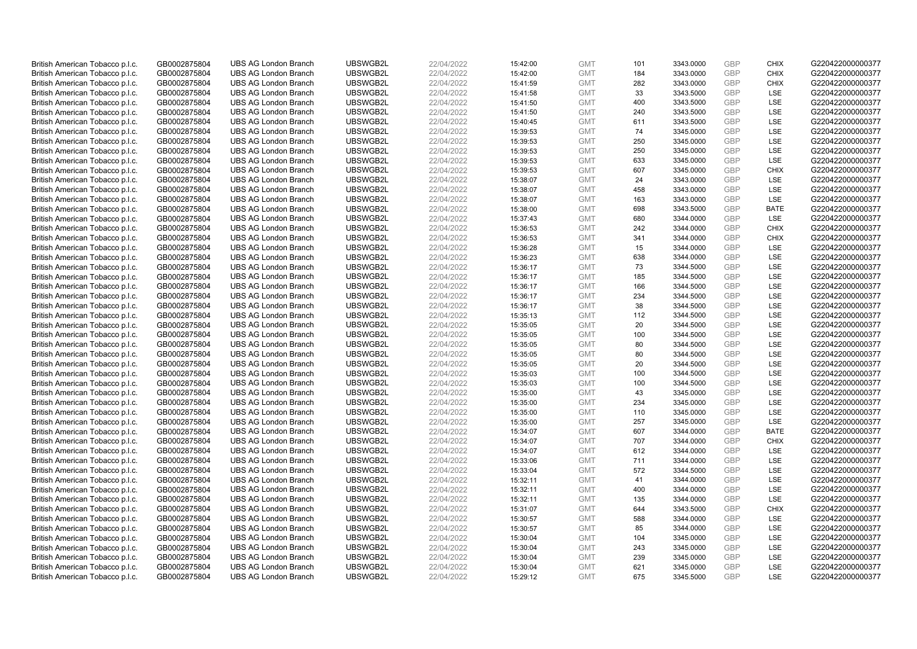| | | | | | | | | | | | |
|---|---|---|---|---|---|---|---|---|---|---|---|
| British American Tobacco p.l.c. | GB0002875804 | UBS AG London Branch | UBSWGB2L | 22/04/2022 | 15:42:00 | GMT | 101 | 3343.0000 | GBP | CHIX | G220422000000377 |
| British American Tobacco p.l.c. | GB0002875804 | UBS AG London Branch | UBSWGB2L | 22/04/2022 | 15:42:00 | GMT | 184 | 3343.0000 | GBP | CHIX | G220422000000377 |
| British American Tobacco p.l.c. | GB0002875804 | UBS AG London Branch | UBSWGB2L | 22/04/2022 | 15:41:59 | GMT | 282 | 3343.0000 | GBP | CHIX | G220422000000377 |
| British American Tobacco p.l.c. | GB0002875804 | UBS AG London Branch | UBSWGB2L | 22/04/2022 | 15:41:58 | GMT | 33 | 3343.5000 | GBP | LSE | G220422000000377 |
| British American Tobacco p.l.c. | GB0002875804 | UBS AG London Branch | UBSWGB2L | 22/04/2022 | 15:41:50 | GMT | 400 | 3343.5000 | GBP | LSE | G220422000000377 |
| British American Tobacco p.l.c. | GB0002875804 | UBS AG London Branch | UBSWGB2L | 22/04/2022 | 15:41:50 | GMT | 240 | 3343.5000 | GBP | LSE | G220422000000377 |
| British American Tobacco p.l.c. | GB0002875804 | UBS AG London Branch | UBSWGB2L | 22/04/2022 | 15:40:45 | GMT | 611 | 3343.5000 | GBP | LSE | G220422000000377 |
| British American Tobacco p.l.c. | GB0002875804 | UBS AG London Branch | UBSWGB2L | 22/04/2022 | 15:39:53 | GMT | 74 | 3345.0000 | GBP | LSE | G220422000000377 |
| British American Tobacco p.l.c. | GB0002875804 | UBS AG London Branch | UBSWGB2L | 22/04/2022 | 15:39:53 | GMT | 250 | 3345.0000 | GBP | LSE | G220422000000377 |
| British American Tobacco p.l.c. | GB0002875804 | UBS AG London Branch | UBSWGB2L | 22/04/2022 | 15:39:53 | GMT | 250 | 3345.0000 | GBP | LSE | G220422000000377 |
| British American Tobacco p.l.c. | GB0002875804 | UBS AG London Branch | UBSWGB2L | 22/04/2022 | 15:39:53 | GMT | 633 | 3345.0000 | GBP | LSE | G220422000000377 |
| British American Tobacco p.l.c. | GB0002875804 | UBS AG London Branch | UBSWGB2L | 22/04/2022 | 15:39:53 | GMT | 607 | 3345.0000 | GBP | CHIX | G220422000000377 |
| British American Tobacco p.l.c. | GB0002875804 | UBS AG London Branch | UBSWGB2L | 22/04/2022 | 15:38:07 | GMT | 24 | 3343.0000 | GBP | LSE | G220422000000377 |
| British American Tobacco p.l.c. | GB0002875804 | UBS AG London Branch | UBSWGB2L | 22/04/2022 | 15:38:07 | GMT | 458 | 3343.0000 | GBP | LSE | G220422000000377 |
| British American Tobacco p.l.c. | GB0002875804 | UBS AG London Branch | UBSWGB2L | 22/04/2022 | 15:38:07 | GMT | 163 | 3343.0000 | GBP | LSE | G220422000000377 |
| British American Tobacco p.l.c. | GB0002875804 | UBS AG London Branch | UBSWGB2L | 22/04/2022 | 15:38:00 | GMT | 698 | 3343.5000 | GBP | BATE | G220422000000377 |
| British American Tobacco p.l.c. | GB0002875804 | UBS AG London Branch | UBSWGB2L | 22/04/2022 | 15:37:43 | GMT | 680 | 3344.0000 | GBP | LSE | G220422000000377 |
| British American Tobacco p.l.c. | GB0002875804 | UBS AG London Branch | UBSWGB2L | 22/04/2022 | 15:36:53 | GMT | 242 | 3344.0000 | GBP | CHIX | G220422000000377 |
| British American Tobacco p.l.c. | GB0002875804 | UBS AG London Branch | UBSWGB2L | 22/04/2022 | 15:36:53 | GMT | 341 | 3344.0000 | GBP | CHIX | G220422000000377 |
| British American Tobacco p.l.c. | GB0002875804 | UBS AG London Branch | UBSWGB2L | 22/04/2022 | 15:36:28 | GMT | 15 | 3344.0000 | GBP | LSE | G220422000000377 |
| British American Tobacco p.l.c. | GB0002875804 | UBS AG London Branch | UBSWGB2L | 22/04/2022 | 15:36:23 | GMT | 638 | 3344.0000 | GBP | LSE | G220422000000377 |
| British American Tobacco p.l.c. | GB0002875804 | UBS AG London Branch | UBSWGB2L | 22/04/2022 | 15:36:17 | GMT | 73 | 3344.5000 | GBP | LSE | G220422000000377 |
| British American Tobacco p.l.c. | GB0002875804 | UBS AG London Branch | UBSWGB2L | 22/04/2022 | 15:36:17 | GMT | 185 | 3344.5000 | GBP | LSE | G220422000000377 |
| British American Tobacco p.l.c. | GB0002875804 | UBS AG London Branch | UBSWGB2L | 22/04/2022 | 15:36:17 | GMT | 166 | 3344.5000 | GBP | LSE | G220422000000377 |
| British American Tobacco p.l.c. | GB0002875804 | UBS AG London Branch | UBSWGB2L | 22/04/2022 | 15:36:17 | GMT | 234 | 3344.5000 | GBP | LSE | G220422000000377 |
| British American Tobacco p.l.c. | GB0002875804 | UBS AG London Branch | UBSWGB2L | 22/04/2022 | 15:36:17 | GMT | 38 | 3344.5000 | GBP | LSE | G220422000000377 |
| British American Tobacco p.l.c. | GB0002875804 | UBS AG London Branch | UBSWGB2L | 22/04/2022 | 15:35:13 | GMT | 112 | 3344.5000 | GBP | LSE | G220422000000377 |
| British American Tobacco p.l.c. | GB0002875804 | UBS AG London Branch | UBSWGB2L | 22/04/2022 | 15:35:05 | GMT | 20 | 3344.5000 | GBP | LSE | G220422000000377 |
| British American Tobacco p.l.c. | GB0002875804 | UBS AG London Branch | UBSWGB2L | 22/04/2022 | 15:35:05 | GMT | 100 | 3344.5000 | GBP | LSE | G220422000000377 |
| British American Tobacco p.l.c. | GB0002875804 | UBS AG London Branch | UBSWGB2L | 22/04/2022 | 15:35:05 | GMT | 80 | 3344.5000 | GBP | LSE | G220422000000377 |
| British American Tobacco p.l.c. | GB0002875804 | UBS AG London Branch | UBSWGB2L | 22/04/2022 | 15:35:05 | GMT | 80 | 3344.5000 | GBP | LSE | G220422000000377 |
| British American Tobacco p.l.c. | GB0002875804 | UBS AG London Branch | UBSWGB2L | 22/04/2022 | 15:35:05 | GMT | 20 | 3344.5000 | GBP | LSE | G220422000000377 |
| British American Tobacco p.l.c. | GB0002875804 | UBS AG London Branch | UBSWGB2L | 22/04/2022 | 15:35:03 | GMT | 100 | 3344.5000 | GBP | LSE | G220422000000377 |
| British American Tobacco p.l.c. | GB0002875804 | UBS AG London Branch | UBSWGB2L | 22/04/2022 | 15:35:03 | GMT | 100 | 3344.5000 | GBP | LSE | G220422000000377 |
| British American Tobacco p.l.c. | GB0002875804 | UBS AG London Branch | UBSWGB2L | 22/04/2022 | 15:35:00 | GMT | 43 | 3345.0000 | GBP | LSE | G220422000000377 |
| British American Tobacco p.l.c. | GB0002875804 | UBS AG London Branch | UBSWGB2L | 22/04/2022 | 15:35:00 | GMT | 234 | 3345.0000 | GBP | LSE | G220422000000377 |
| British American Tobacco p.l.c. | GB0002875804 | UBS AG London Branch | UBSWGB2L | 22/04/2022 | 15:35:00 | GMT | 110 | 3345.0000 | GBP | LSE | G220422000000377 |
| British American Tobacco p.l.c. | GB0002875804 | UBS AG London Branch | UBSWGB2L | 22/04/2022 | 15:35:00 | GMT | 257 | 3345.0000 | GBP | LSE | G220422000000377 |
| British American Tobacco p.l.c. | GB0002875804 | UBS AG London Branch | UBSWGB2L | 22/04/2022 | 15:34:07 | GMT | 607 | 3344.0000 | GBP | BATE | G220422000000377 |
| British American Tobacco p.l.c. | GB0002875804 | UBS AG London Branch | UBSWGB2L | 22/04/2022 | 15:34:07 | GMT | 707 | 3344.0000 | GBP | CHIX | G220422000000377 |
| British American Tobacco p.l.c. | GB0002875804 | UBS AG London Branch | UBSWGB2L | 22/04/2022 | 15:34:07 | GMT | 612 | 3344.0000 | GBP | LSE | G220422000000377 |
| British American Tobacco p.l.c. | GB0002875804 | UBS AG London Branch | UBSWGB2L | 22/04/2022 | 15:33:06 | GMT | 711 | 3344.0000 | GBP | LSE | G220422000000377 |
| British American Tobacco p.l.c. | GB0002875804 | UBS AG London Branch | UBSWGB2L | 22/04/2022 | 15:33:04 | GMT | 572 | 3344.5000 | GBP | LSE | G220422000000377 |
| British American Tobacco p.l.c. | GB0002875804 | UBS AG London Branch | UBSWGB2L | 22/04/2022 | 15:32:11 | GMT | 41 | 3344.0000 | GBP | LSE | G220422000000377 |
| British American Tobacco p.l.c. | GB0002875804 | UBS AG London Branch | UBSWGB2L | 22/04/2022 | 15:32:11 | GMT | 400 | 3344.0000 | GBP | LSE | G220422000000377 |
| British American Tobacco p.l.c. | GB0002875804 | UBS AG London Branch | UBSWGB2L | 22/04/2022 | 15:32:11 | GMT | 135 | 3344.0000 | GBP | LSE | G220422000000377 |
| British American Tobacco p.l.c. | GB0002875804 | UBS AG London Branch | UBSWGB2L | 22/04/2022 | 15:31:07 | GMT | 644 | 3343.5000 | GBP | CHIX | G220422000000377 |
| British American Tobacco p.l.c. | GB0002875804 | UBS AG London Branch | UBSWGB2L | 22/04/2022 | 15:30:57 | GMT | 588 | 3344.0000 | GBP | LSE | G220422000000377 |
| British American Tobacco p.l.c. | GB0002875804 | UBS AG London Branch | UBSWGB2L | 22/04/2022 | 15:30:57 | GMT | 85 | 3344.0000 | GBP | LSE | G220422000000377 |
| British American Tobacco p.l.c. | GB0002875804 | UBS AG London Branch | UBSWGB2L | 22/04/2022 | 15:30:04 | GMT | 104 | 3345.0000 | GBP | LSE | G220422000000377 |
| British American Tobacco p.l.c. | GB0002875804 | UBS AG London Branch | UBSWGB2L | 22/04/2022 | 15:30:04 | GMT | 243 | 3345.0000 | GBP | LSE | G220422000000377 |
| British American Tobacco p.l.c. | GB0002875804 | UBS AG London Branch | UBSWGB2L | 22/04/2022 | 15:30:04 | GMT | 239 | 3345.0000 | GBP | LSE | G220422000000377 |
| British American Tobacco p.l.c. | GB0002875804 | UBS AG London Branch | UBSWGB2L | 22/04/2022 | 15:30:04 | GMT | 621 | 3345.0000 | GBP | LSE | G220422000000377 |
| British American Tobacco p.l.c. | GB0002875804 | UBS AG London Branch | UBSWGB2L | 22/04/2022 | 15:29:12 | GMT | 675 | 3345.5000 | GBP | LSE | G220422000000377 |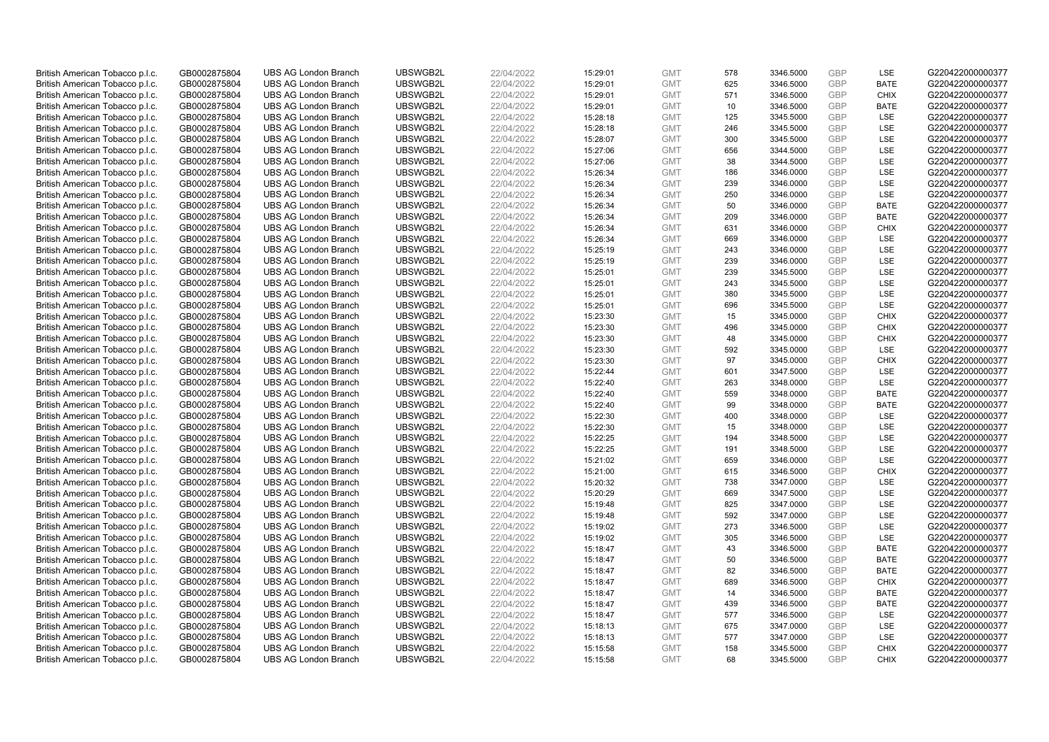| British American Tobacco p.l.c. | GB0002875804 | UBS AG London Branch | UBSWGB2L | 22/04/2022 | 15:29:01 | GMT | 578 | 3346.5000 | GBP | LSE | G220422000000377 |
|---|---|---|---|---|---|---|---|---|---|---|---|
| British American Tobacco p.l.c. | GB0002875804 | UBS AG London Branch | UBSWGB2L | 22/04/2022 | 15:29:01 | GMT | 625 | 3346.5000 | GBP | BATE | G220422000000377 |
| British American Tobacco p.l.c. | GB0002875804 | UBS AG London Branch | UBSWGB2L | 22/04/2022 | 15:29:01 | GMT | 571 | 3346.5000 | GBP | CHIX | G220422000000377 |
| British American Tobacco p.l.c. | GB0002875804 | UBS AG London Branch | UBSWGB2L | 22/04/2022 | 15:29:01 | GMT | 10 | 3346.5000 | GBP | BATE | G220422000000377 |
| British American Tobacco p.l.c. | GB0002875804 | UBS AG London Branch | UBSWGB2L | 22/04/2022 | 15:28:18 | GMT | 125 | 3345.5000 | GBP | LSE | G220422000000377 |
| British American Tobacco p.l.c. | GB0002875804 | UBS AG London Branch | UBSWGB2L | 22/04/2022 | 15:28:18 | GMT | 246 | 3345.5000 | GBP | LSE | G220422000000377 |
| British American Tobacco p.l.c. | GB0002875804 | UBS AG London Branch | UBSWGB2L | 22/04/2022 | 15:28:07 | GMT | 300 | 3345.5000 | GBP | LSE | G220422000000377 |
| British American Tobacco p.l.c. | GB0002875804 | UBS AG London Branch | UBSWGB2L | 22/04/2022 | 15:27:06 | GMT | 656 | 3344.5000 | GBP | LSE | G220422000000377 |
| British American Tobacco p.l.c. | GB0002875804 | UBS AG London Branch | UBSWGB2L | 22/04/2022 | 15:27:06 | GMT | 38 | 3344.5000 | GBP | LSE | G220422000000377 |
| British American Tobacco p.l.c. | GB0002875804 | UBS AG London Branch | UBSWGB2L | 22/04/2022 | 15:26:34 | GMT | 186 | 3346.0000 | GBP | LSE | G220422000000377 |
| British American Tobacco p.l.c. | GB0002875804 | UBS AG London Branch | UBSWGB2L | 22/04/2022 | 15:26:34 | GMT | 239 | 3346.0000 | GBP | LSE | G220422000000377 |
| British American Tobacco p.l.c. | GB0002875804 | UBS AG London Branch | UBSWGB2L | 22/04/2022 | 15:26:34 | GMT | 250 | 3346.0000 | GBP | LSE | G220422000000377 |
| British American Tobacco p.l.c. | GB0002875804 | UBS AG London Branch | UBSWGB2L | 22/04/2022 | 15:26:34 | GMT | 50 | 3346.0000 | GBP | BATE | G220422000000377 |
| British American Tobacco p.l.c. | GB0002875804 | UBS AG London Branch | UBSWGB2L | 22/04/2022 | 15:26:34 | GMT | 209 | 3346.0000 | GBP | BATE | G220422000000377 |
| British American Tobacco p.l.c. | GB0002875804 | UBS AG London Branch | UBSWGB2L | 22/04/2022 | 15:26:34 | GMT | 631 | 3346.0000 | GBP | CHIX | G220422000000377 |
| British American Tobacco p.l.c. | GB0002875804 | UBS AG London Branch | UBSWGB2L | 22/04/2022 | 15:26:34 | GMT | 669 | 3346.0000 | GBP | LSE | G220422000000377 |
| British American Tobacco p.l.c. | GB0002875804 | UBS AG London Branch | UBSWGB2L | 22/04/2022 | 15:25:19 | GMT | 243 | 3346.0000 | GBP | LSE | G220422000000377 |
| British American Tobacco p.l.c. | GB0002875804 | UBS AG London Branch | UBSWGB2L | 22/04/2022 | 15:25:19 | GMT | 239 | 3346.0000 | GBP | LSE | G220422000000377 |
| British American Tobacco p.l.c. | GB0002875804 | UBS AG London Branch | UBSWGB2L | 22/04/2022 | 15:25:01 | GMT | 239 | 3345.5000 | GBP | LSE | G220422000000377 |
| British American Tobacco p.l.c. | GB0002875804 | UBS AG London Branch | UBSWGB2L | 22/04/2022 | 15:25:01 | GMT | 243 | 3345.5000 | GBP | LSE | G220422000000377 |
| British American Tobacco p.l.c. | GB0002875804 | UBS AG London Branch | UBSWGB2L | 22/04/2022 | 15:25:01 | GMT | 380 | 3345.5000 | GBP | LSE | G220422000000377 |
| British American Tobacco p.l.c. | GB0002875804 | UBS AG London Branch | UBSWGB2L | 22/04/2022 | 15:25:01 | GMT | 696 | 3345.5000 | GBP | LSE | G220422000000377 |
| British American Tobacco p.l.c. | GB0002875804 | UBS AG London Branch | UBSWGB2L | 22/04/2022 | 15:23:30 | GMT | 15 | 3345.0000 | GBP | CHIX | G220422000000377 |
| British American Tobacco p.l.c. | GB0002875804 | UBS AG London Branch | UBSWGB2L | 22/04/2022 | 15:23:30 | GMT | 496 | 3345.0000 | GBP | CHIX | G220422000000377 |
| British American Tobacco p.l.c. | GB0002875804 | UBS AG London Branch | UBSWGB2L | 22/04/2022 | 15:23:30 | GMT | 48 | 3345.0000 | GBP | CHIX | G220422000000377 |
| British American Tobacco p.l.c. | GB0002875804 | UBS AG London Branch | UBSWGB2L | 22/04/2022 | 15:23:30 | GMT | 592 | 3345.0000 | GBP | LSE | G220422000000377 |
| British American Tobacco p.l.c. | GB0002875804 | UBS AG London Branch | UBSWGB2L | 22/04/2022 | 15:23:30 | GMT | 97 | 3345.0000 | GBP | CHIX | G220422000000377 |
| British American Tobacco p.l.c. | GB0002875804 | UBS AG London Branch | UBSWGB2L | 22/04/2022 | 15:22:44 | GMT | 601 | 3347.5000 | GBP | LSE | G220422000000377 |
| British American Tobacco p.l.c. | GB0002875804 | UBS AG London Branch | UBSWGB2L | 22/04/2022 | 15:22:40 | GMT | 263 | 3348.0000 | GBP | LSE | G220422000000377 |
| British American Tobacco p.l.c. | GB0002875804 | UBS AG London Branch | UBSWGB2L | 22/04/2022 | 15:22:40 | GMT | 559 | 3348.0000 | GBP | BATE | G220422000000377 |
| British American Tobacco p.l.c. | GB0002875804 | UBS AG London Branch | UBSWGB2L | 22/04/2022 | 15:22:40 | GMT | 99 | 3348.0000 | GBP | BATE | G220422000000377 |
| British American Tobacco p.l.c. | GB0002875804 | UBS AG London Branch | UBSWGB2L | 22/04/2022 | 15:22:30 | GMT | 400 | 3348.0000 | GBP | LSE | G220422000000377 |
| British American Tobacco p.l.c. | GB0002875804 | UBS AG London Branch | UBSWGB2L | 22/04/2022 | 15:22:30 | GMT | 15 | 3348.0000 | GBP | LSE | G220422000000377 |
| British American Tobacco p.l.c. | GB0002875804 | UBS AG London Branch | UBSWGB2L | 22/04/2022 | 15:22:25 | GMT | 194 | 3348.5000 | GBP | LSE | G220422000000377 |
| British American Tobacco p.l.c. | GB0002875804 | UBS AG London Branch | UBSWGB2L | 22/04/2022 | 15:22:25 | GMT | 191 | 3348.5000 | GBP | LSE | G220422000000377 |
| British American Tobacco p.l.c. | GB0002875804 | UBS AG London Branch | UBSWGB2L | 22/04/2022 | 15:21:02 | GMT | 659 | 3346.0000 | GBP | LSE | G220422000000377 |
| British American Tobacco p.l.c. | GB0002875804 | UBS AG London Branch | UBSWGB2L | 22/04/2022 | 15:21:00 | GMT | 615 | 3346.5000 | GBP | CHIX | G220422000000377 |
| British American Tobacco p.l.c. | GB0002875804 | UBS AG London Branch | UBSWGB2L | 22/04/2022 | 15:20:32 | GMT | 738 | 3347.0000 | GBP | LSE | G220422000000377 |
| British American Tobacco p.l.c. | GB0002875804 | UBS AG London Branch | UBSWGB2L | 22/04/2022 | 15:20:29 | GMT | 669 | 3347.5000 | GBP | LSE | G220422000000377 |
| British American Tobacco p.l.c. | GB0002875804 | UBS AG London Branch | UBSWGB2L | 22/04/2022 | 15:19:48 | GMT | 825 | 3347.0000 | GBP | LSE | G220422000000377 |
| British American Tobacco p.l.c. | GB0002875804 | UBS AG London Branch | UBSWGB2L | 22/04/2022 | 15:19:48 | GMT | 592 | 3347.0000 | GBP | LSE | G220422000000377 |
| British American Tobacco p.l.c. | GB0002875804 | UBS AG London Branch | UBSWGB2L | 22/04/2022 | 15:19:02 | GMT | 273 | 3346.5000 | GBP | LSE | G220422000000377 |
| British American Tobacco p.l.c. | GB0002875804 | UBS AG London Branch | UBSWGB2L | 22/04/2022 | 15:19:02 | GMT | 305 | 3346.5000 | GBP | LSE | G220422000000377 |
| British American Tobacco p.l.c. | GB0002875804 | UBS AG London Branch | UBSWGB2L | 22/04/2022 | 15:18:47 | GMT | 43 | 3346.5000 | GBP | BATE | G220422000000377 |
| British American Tobacco p.l.c. | GB0002875804 | UBS AG London Branch | UBSWGB2L | 22/04/2022 | 15:18:47 | GMT | 50 | 3346.5000 | GBP | BATE | G220422000000377 |
| British American Tobacco p.l.c. | GB0002875804 | UBS AG London Branch | UBSWGB2L | 22/04/2022 | 15:18:47 | GMT | 82 | 3346.5000 | GBP | BATE | G220422000000377 |
| British American Tobacco p.l.c. | GB0002875804 | UBS AG London Branch | UBSWGB2L | 22/04/2022 | 15:18:47 | GMT | 689 | 3346.5000 | GBP | CHIX | G220422000000377 |
| British American Tobacco p.l.c. | GB0002875804 | UBS AG London Branch | UBSWGB2L | 22/04/2022 | 15:18:47 | GMT | 14 | 3346.5000 | GBP | BATE | G220422000000377 |
| British American Tobacco p.l.c. | GB0002875804 | UBS AG London Branch | UBSWGB2L | 22/04/2022 | 15:18:47 | GMT | 439 | 3346.5000 | GBP | BATE | G220422000000377 |
| British American Tobacco p.l.c. | GB0002875804 | UBS AG London Branch | UBSWGB2L | 22/04/2022 | 15:18:47 | GMT | 577 | 3346.5000 | GBP | LSE | G220422000000377 |
| British American Tobacco p.l.c. | GB0002875804 | UBS AG London Branch | UBSWGB2L | 22/04/2022 | 15:18:13 | GMT | 675 | 3347.0000 | GBP | LSE | G220422000000377 |
| British American Tobacco p.l.c. | GB0002875804 | UBS AG London Branch | UBSWGB2L | 22/04/2022 | 15:18:13 | GMT | 577 | 3347.0000 | GBP | LSE | G220422000000377 |
| British American Tobacco p.l.c. | GB0002875804 | UBS AG London Branch | UBSWGB2L | 22/04/2022 | 15:15:58 | GMT | 158 | 3345.5000 | GBP | CHIX | G220422000000377 |
| British American Tobacco p.l.c. | GB0002875804 | UBS AG London Branch | UBSWGB2L | 22/04/2022 | 15:15:58 | GMT | 68 | 3345.5000 | GBP | CHIX | G220422000000377 |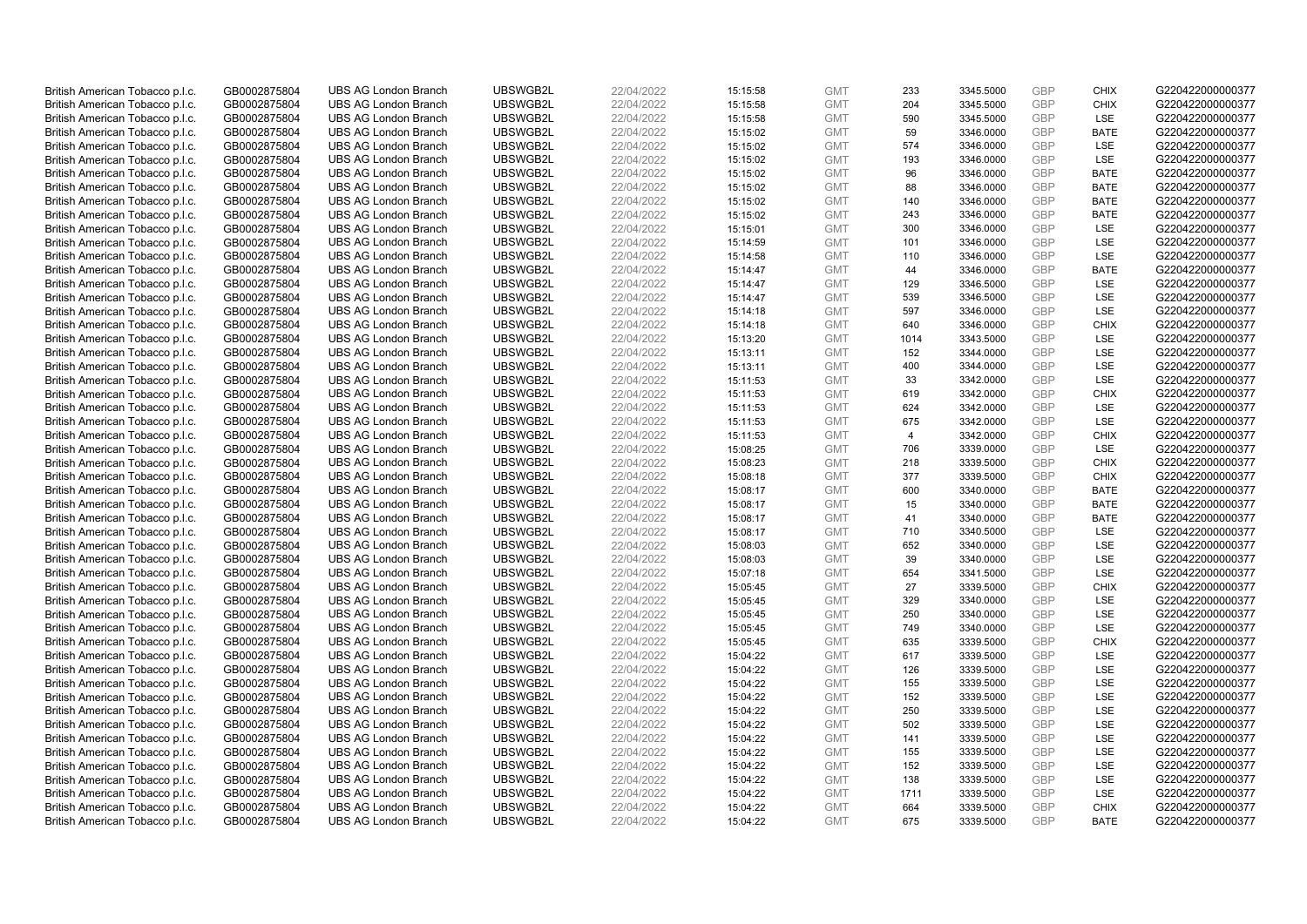| | | | | | | | | | | | |
|---|---|---|---|---|---|---|---|---|---|---|---|
| British American Tobacco p.l.c. | GB0002875804 | UBS AG London Branch | UBSWGB2L | 22/04/2022 | 15:15:58 | GMT | 233 | 3345.5000 | GBP | CHIX | G220422000000377 |
| British American Tobacco p.l.c. | GB0002875804 | UBS AG London Branch | UBSWGB2L | 22/04/2022 | 15:15:58 | GMT | 204 | 3345.5000 | GBP | CHIX | G220422000000377 |
| British American Tobacco p.l.c. | GB0002875804 | UBS AG London Branch | UBSWGB2L | 22/04/2022 | 15:15:58 | GMT | 590 | 3345.5000 | GBP | LSE | G220422000000377 |
| British American Tobacco p.l.c. | GB0002875804 | UBS AG London Branch | UBSWGB2L | 22/04/2022 | 15:15:02 | GMT | 59 | 3346.0000 | GBP | BATE | G220422000000377 |
| British American Tobacco p.l.c. | GB0002875804 | UBS AG London Branch | UBSWGB2L | 22/04/2022 | 15:15:02 | GMT | 574 | 3346.0000 | GBP | LSE | G220422000000377 |
| British American Tobacco p.l.c. | GB0002875804 | UBS AG London Branch | UBSWGB2L | 22/04/2022 | 15:15:02 | GMT | 193 | 3346.0000 | GBP | LSE | G220422000000377 |
| British American Tobacco p.l.c. | GB0002875804 | UBS AG London Branch | UBSWGB2L | 22/04/2022 | 15:15:02 | GMT | 96 | 3346.0000 | GBP | BATE | G220422000000377 |
| British American Tobacco p.l.c. | GB0002875804 | UBS AG London Branch | UBSWGB2L | 22/04/2022 | 15:15:02 | GMT | 88 | 3346.0000 | GBP | BATE | G220422000000377 |
| British American Tobacco p.l.c. | GB0002875804 | UBS AG London Branch | UBSWGB2L | 22/04/2022 | 15:15:02 | GMT | 140 | 3346.0000 | GBP | BATE | G220422000000377 |
| British American Tobacco p.l.c. | GB0002875804 | UBS AG London Branch | UBSWGB2L | 22/04/2022 | 15:15:02 | GMT | 243 | 3346.0000 | GBP | BATE | G220422000000377 |
| British American Tobacco p.l.c. | GB0002875804 | UBS AG London Branch | UBSWGB2L | 22/04/2022 | 15:15:01 | GMT | 300 | 3346.0000 | GBP | LSE | G220422000000377 |
| British American Tobacco p.l.c. | GB0002875804 | UBS AG London Branch | UBSWGB2L | 22/04/2022 | 15:14:59 | GMT | 101 | 3346.0000 | GBP | LSE | G220422000000377 |
| British American Tobacco p.l.c. | GB0002875804 | UBS AG London Branch | UBSWGB2L | 22/04/2022 | 15:14:58 | GMT | 110 | 3346.0000 | GBP | LSE | G220422000000377 |
| British American Tobacco p.l.c. | GB0002875804 | UBS AG London Branch | UBSWGB2L | 22/04/2022 | 15:14:47 | GMT | 44 | 3346.0000 | GBP | BATE | G220422000000377 |
| British American Tobacco p.l.c. | GB0002875804 | UBS AG London Branch | UBSWGB2L | 22/04/2022 | 15:14:47 | GMT | 129 | 3346.5000 | GBP | LSE | G220422000000377 |
| British American Tobacco p.l.c. | GB0002875804 | UBS AG London Branch | UBSWGB2L | 22/04/2022 | 15:14:47 | GMT | 539 | 3346.5000 | GBP | LSE | G220422000000377 |
| British American Tobacco p.l.c. | GB0002875804 | UBS AG London Branch | UBSWGB2L | 22/04/2022 | 15:14:18 | GMT | 597 | 3346.0000 | GBP | LSE | G220422000000377 |
| British American Tobacco p.l.c. | GB0002875804 | UBS AG London Branch | UBSWGB2L | 22/04/2022 | 15:14:18 | GMT | 640 | 3346.0000 | GBP | CHIX | G220422000000377 |
| British American Tobacco p.l.c. | GB0002875804 | UBS AG London Branch | UBSWGB2L | 22/04/2022 | 15:13:20 | GMT | 1014 | 3343.5000 | GBP | LSE | G220422000000377 |
| British American Tobacco p.l.c. | GB0002875804 | UBS AG London Branch | UBSWGB2L | 22/04/2022 | 15:13:11 | GMT | 152 | 3344.0000 | GBP | LSE | G220422000000377 |
| British American Tobacco p.l.c. | GB0002875804 | UBS AG London Branch | UBSWGB2L | 22/04/2022 | 15:13:11 | GMT | 400 | 3344.0000 | GBP | LSE | G220422000000377 |
| British American Tobacco p.l.c. | GB0002875804 | UBS AG London Branch | UBSWGB2L | 22/04/2022 | 15:11:53 | GMT | 33 | 3342.0000 | GBP | LSE | G220422000000377 |
| British American Tobacco p.l.c. | GB0002875804 | UBS AG London Branch | UBSWGB2L | 22/04/2022 | 15:11:53 | GMT | 619 | 3342.0000 | GBP | CHIX | G220422000000377 |
| British American Tobacco p.l.c. | GB0002875804 | UBS AG London Branch | UBSWGB2L | 22/04/2022 | 15:11:53 | GMT | 624 | 3342.0000 | GBP | LSE | G220422000000377 |
| British American Tobacco p.l.c. | GB0002875804 | UBS AG London Branch | UBSWGB2L | 22/04/2022 | 15:11:53 | GMT | 675 | 3342.0000 | GBP | LSE | G220422000000377 |
| British American Tobacco p.l.c. | GB0002875804 | UBS AG London Branch | UBSWGB2L | 22/04/2022 | 15:11:53 | GMT | 4 | 3342.0000 | GBP | CHIX | G220422000000377 |
| British American Tobacco p.l.c. | GB0002875804 | UBS AG London Branch | UBSWGB2L | 22/04/2022 | 15:08:25 | GMT | 706 | 3339.0000 | GBP | LSE | G220422000000377 |
| British American Tobacco p.l.c. | GB0002875804 | UBS AG London Branch | UBSWGB2L | 22/04/2022 | 15:08:23 | GMT | 218 | 3339.5000 | GBP | CHIX | G220422000000377 |
| British American Tobacco p.l.c. | GB0002875804 | UBS AG London Branch | UBSWGB2L | 22/04/2022 | 15:08:18 | GMT | 377 | 3339.5000 | GBP | CHIX | G220422000000377 |
| British American Tobacco p.l.c. | GB0002875804 | UBS AG London Branch | UBSWGB2L | 22/04/2022 | 15:08:17 | GMT | 600 | 3340.0000 | GBP | BATE | G220422000000377 |
| British American Tobacco p.l.c. | GB0002875804 | UBS AG London Branch | UBSWGB2L | 22/04/2022 | 15:08:17 | GMT | 15 | 3340.0000 | GBP | BATE | G220422000000377 |
| British American Tobacco p.l.c. | GB0002875804 | UBS AG London Branch | UBSWGB2L | 22/04/2022 | 15:08:17 | GMT | 41 | 3340.0000 | GBP | BATE | G220422000000377 |
| British American Tobacco p.l.c. | GB0002875804 | UBS AG London Branch | UBSWGB2L | 22/04/2022 | 15:08:17 | GMT | 710 | 3340.5000 | GBP | LSE | G220422000000377 |
| British American Tobacco p.l.c. | GB0002875804 | UBS AG London Branch | UBSWGB2L | 22/04/2022 | 15:08:03 | GMT | 652 | 3340.0000 | GBP | LSE | G220422000000377 |
| British American Tobacco p.l.c. | GB0002875804 | UBS AG London Branch | UBSWGB2L | 22/04/2022 | 15:08:03 | GMT | 39 | 3340.0000 | GBP | LSE | G220422000000377 |
| British American Tobacco p.l.c. | GB0002875804 | UBS AG London Branch | UBSWGB2L | 22/04/2022 | 15:07:18 | GMT | 654 | 3341.5000 | GBP | LSE | G220422000000377 |
| British American Tobacco p.l.c. | GB0002875804 | UBS AG London Branch | UBSWGB2L | 22/04/2022 | 15:05:45 | GMT | 27 | 3339.5000 | GBP | CHIX | G220422000000377 |
| British American Tobacco p.l.c. | GB0002875804 | UBS AG London Branch | UBSWGB2L | 22/04/2022 | 15:05:45 | GMT | 329 | 3340.0000 | GBP | LSE | G220422000000377 |
| British American Tobacco p.l.c. | GB0002875804 | UBS AG London Branch | UBSWGB2L | 22/04/2022 | 15:05:45 | GMT | 250 | 3340.0000 | GBP | LSE | G220422000000377 |
| British American Tobacco p.l.c. | GB0002875804 | UBS AG London Branch | UBSWGB2L | 22/04/2022 | 15:05:45 | GMT | 749 | 3340.0000 | GBP | LSE | G220422000000377 |
| British American Tobacco p.l.c. | GB0002875804 | UBS AG London Branch | UBSWGB2L | 22/04/2022 | 15:05:45 | GMT | 635 | 3339.5000 | GBP | CHIX | G220422000000377 |
| British American Tobacco p.l.c. | GB0002875804 | UBS AG London Branch | UBSWGB2L | 22/04/2022 | 15:04:22 | GMT | 617 | 3339.5000 | GBP | LSE | G220422000000377 |
| British American Tobacco p.l.c. | GB0002875804 | UBS AG London Branch | UBSWGB2L | 22/04/2022 | 15:04:22 | GMT | 126 | 3339.5000 | GBP | LSE | G220422000000377 |
| British American Tobacco p.l.c. | GB0002875804 | UBS AG London Branch | UBSWGB2L | 22/04/2022 | 15:04:22 | GMT | 155 | 3339.5000 | GBP | LSE | G220422000000377 |
| British American Tobacco p.l.c. | GB0002875804 | UBS AG London Branch | UBSWGB2L | 22/04/2022 | 15:04:22 | GMT | 152 | 3339.5000 | GBP | LSE | G220422000000377 |
| British American Tobacco p.l.c. | GB0002875804 | UBS AG London Branch | UBSWGB2L | 22/04/2022 | 15:04:22 | GMT | 250 | 3339.5000 | GBP | LSE | G220422000000377 |
| British American Tobacco p.l.c. | GB0002875804 | UBS AG London Branch | UBSWGB2L | 22/04/2022 | 15:04:22 | GMT | 502 | 3339.5000 | GBP | LSE | G220422000000377 |
| British American Tobacco p.l.c. | GB0002875804 | UBS AG London Branch | UBSWGB2L | 22/04/2022 | 15:04:22 | GMT | 141 | 3339.5000 | GBP | LSE | G220422000000377 |
| British American Tobacco p.l.c. | GB0002875804 | UBS AG London Branch | UBSWGB2L | 22/04/2022 | 15:04:22 | GMT | 155 | 3339.5000 | GBP | LSE | G220422000000377 |
| British American Tobacco p.l.c. | GB0002875804 | UBS AG London Branch | UBSWGB2L | 22/04/2022 | 15:04:22 | GMT | 152 | 3339.5000 | GBP | LSE | G220422000000377 |
| British American Tobacco p.l.c. | GB0002875804 | UBS AG London Branch | UBSWGB2L | 22/04/2022 | 15:04:22 | GMT | 138 | 3339.5000 | GBP | LSE | G220422000000377 |
| British American Tobacco p.l.c. | GB0002875804 | UBS AG London Branch | UBSWGB2L | 22/04/2022 | 15:04:22 | GMT | 1711 | 3339.5000 | GBP | LSE | G220422000000377 |
| British American Tobacco p.l.c. | GB0002875804 | UBS AG London Branch | UBSWGB2L | 22/04/2022 | 15:04:22 | GMT | 664 | 3339.5000 | GBP | CHIX | G220422000000377 |
| British American Tobacco p.l.c. | GB0002875804 | UBS AG London Branch | UBSWGB2L | 22/04/2022 | 15:04:22 | GMT | 675 | 3339.5000 | GBP | BATE | G220422000000377 |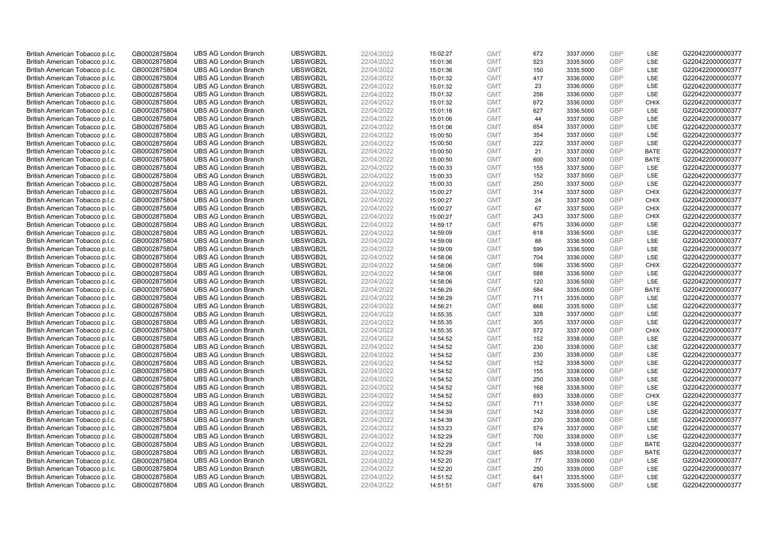| British American Tobacco p.l.c. | GB0002875804 | UBS AG London Branch | UBSWGB2L | 22/04/2022 | 15:02:27 | GMT | 672 | 3337.0000 | GBP | LSE | G220422000000377 |
|---|---|---|---|---|---|---|---|---|---|---|---|
| British American Tobacco p.l.c. | GB0002875804 | UBS AG London Branch | UBSWGB2L | 22/04/2022 | 15:01:36 | GMT | 523 | 3335.5000 | GBP | LSE | G220422000000377 |
| British American Tobacco p.l.c. | GB0002875804 | UBS AG London Branch | UBSWGB2L | 22/04/2022 | 15:01:36 | GMT | 150 | 3335.5000 | GBP | LSE | G220422000000377 |
| British American Tobacco p.l.c. | GB0002875804 | UBS AG London Branch | UBSWGB2L | 22/04/2022 | 15:01:32 | GMT | 417 | 3336.0000 | GBP | LSE | G220422000000377 |
| British American Tobacco p.l.c. | GB0002875804 | UBS AG London Branch | UBSWGB2L | 22/04/2022 | 15:01:32 | GMT | 23 | 3336.0000 | GBP | LSE | G220422000000377 |
| British American Tobacco p.l.c. | GB0002875804 | UBS AG London Branch | UBSWGB2L | 22/04/2022 | 15:01:32 | GMT | 256 | 3336.0000 | GBP | LSE | G220422000000377 |
| British American Tobacco p.l.c. | GB0002875804 | UBS AG London Branch | UBSWGB2L | 22/04/2022 | 15:01:32 | GMT | 672 | 3336.0000 | GBP | CHIX | G220422000000377 |
| British American Tobacco p.l.c. | GB0002875804 | UBS AG London Branch | UBSWGB2L | 22/04/2022 | 15:01:18 | GMT | 627 | 3336.5000 | GBP | LSE | G220422000000377 |
| British American Tobacco p.l.c. | GB0002875804 | UBS AG London Branch | UBSWGB2L | 22/04/2022 | 15:01:06 | GMT | 44 | 3337.0000 | GBP | LSE | G220422000000377 |
| British American Tobacco p.l.c. | GB0002875804 | UBS AG London Branch | UBSWGB2L | 22/04/2022 | 15:01:06 | GMT | 654 | 3337.0000 | GBP | LSE | G220422000000377 |
| British American Tobacco p.l.c. | GB0002875804 | UBS AG London Branch | UBSWGB2L | 22/04/2022 | 15:00:50 | GMT | 354 | 3337.0000 | GBP | LSE | G220422000000377 |
| British American Tobacco p.l.c. | GB0002875804 | UBS AG London Branch | UBSWGB2L | 22/04/2022 | 15:00:50 | GMT | 222 | 3337.0000 | GBP | LSE | G220422000000377 |
| British American Tobacco p.l.c. | GB0002875804 | UBS AG London Branch | UBSWGB2L | 22/04/2022 | 15:00:50 | GMT | 21 | 3337.0000 | GBP | BATE | G220422000000377 |
| British American Tobacco p.l.c. | GB0002875804 | UBS AG London Branch | UBSWGB2L | 22/04/2022 | 15:00:50 | GMT | 600 | 3337.0000 | GBP | BATE | G220422000000377 |
| British American Tobacco p.l.c. | GB0002875804 | UBS AG London Branch | UBSWGB2L | 22/04/2022 | 15:00:33 | GMT | 155 | 3337.5000 | GBP | LSE | G220422000000377 |
| British American Tobacco p.l.c. | GB0002875804 | UBS AG London Branch | UBSWGB2L | 22/04/2022 | 15:00:33 | GMT | 152 | 3337.5000 | GBP | LSE | G220422000000377 |
| British American Tobacco p.l.c. | GB0002875804 | UBS AG London Branch | UBSWGB2L | 22/04/2022 | 15:00:33 | GMT | 250 | 3337.5000 | GBP | LSE | G220422000000377 |
| British American Tobacco p.l.c. | GB0002875804 | UBS AG London Branch | UBSWGB2L | 22/04/2022 | 15:00:27 | GMT | 314 | 3337.5000 | GBP | CHIX | G220422000000377 |
| British American Tobacco p.l.c. | GB0002875804 | UBS AG London Branch | UBSWGB2L | 22/04/2022 | 15:00:27 | GMT | 24 | 3337.5000 | GBP | CHIX | G220422000000377 |
| British American Tobacco p.l.c. | GB0002875804 | UBS AG London Branch | UBSWGB2L | 22/04/2022 | 15:00:27 | GMT | 67 | 3337.5000 | GBP | CHIX | G220422000000377 |
| British American Tobacco p.l.c. | GB0002875804 | UBS AG London Branch | UBSWGB2L | 22/04/2022 | 15:00:27 | GMT | 243 | 3337.5000 | GBP | CHIX | G220422000000377 |
| British American Tobacco p.l.c. | GB0002875804 | UBS AG London Branch | UBSWGB2L | 22/04/2022 | 14:59:17 | GMT | 675 | 3336.0000 | GBP | LSE | G220422000000377 |
| British American Tobacco p.l.c. | GB0002875804 | UBS AG London Branch | UBSWGB2L | 22/04/2022 | 14:59:09 | GMT | 618 | 3336.5000 | GBP | LSE | G220422000000377 |
| British American Tobacco p.l.c. | GB0002875804 | UBS AG London Branch | UBSWGB2L | 22/04/2022 | 14:59:09 | GMT | 88 | 3336.5000 | GBP | LSE | G220422000000377 |
| British American Tobacco p.l.c. | GB0002875804 | UBS AG London Branch | UBSWGB2L | 22/04/2022 | 14:59:09 | GMT | 599 | 3336.5000 | GBP | LSE | G220422000000377 |
| British American Tobacco p.l.c. | GB0002875804 | UBS AG London Branch | UBSWGB2L | 22/04/2022 | 14:58:06 | GMT | 704 | 3336.0000 | GBP | LSE | G220422000000377 |
| British American Tobacco p.l.c. | GB0002875804 | UBS AG London Branch | UBSWGB2L | 22/04/2022 | 14:58:06 | GMT | 596 | 3336.5000 | GBP | CHIX | G220422000000377 |
| British American Tobacco p.l.c. | GB0002875804 | UBS AG London Branch | UBSWGB2L | 22/04/2022 | 14:58:06 | GMT | 588 | 3336.5000 | GBP | LSE | G220422000000377 |
| British American Tobacco p.l.c. | GB0002875804 | UBS AG London Branch | UBSWGB2L | 22/04/2022 | 14:58:06 | GMT | 120 | 3336.5000 | GBP | LSE | G220422000000377 |
| British American Tobacco p.l.c. | GB0002875804 | UBS AG London Branch | UBSWGB2L | 22/04/2022 | 14:56:29 | GMT | 584 | 3335.0000 | GBP | BATE | G220422000000377 |
| British American Tobacco p.l.c. | GB0002875804 | UBS AG London Branch | UBSWGB2L | 22/04/2022 | 14:56:29 | GMT | 711 | 3335.0000 | GBP | LSE | G220422000000377 |
| British American Tobacco p.l.c. | GB0002875804 | UBS AG London Branch | UBSWGB2L | 22/04/2022 | 14:56:21 | GMT | 666 | 3335.5000 | GBP | LSE | G220422000000377 |
| British American Tobacco p.l.c. | GB0002875804 | UBS AG London Branch | UBSWGB2L | 22/04/2022 | 14:55:35 | GMT | 328 | 3337.0000 | GBP | LSE | G220422000000377 |
| British American Tobacco p.l.c. | GB0002875804 | UBS AG London Branch | UBSWGB2L | 22/04/2022 | 14:55:35 | GMT | 305 | 3337.0000 | GBP | LSE | G220422000000377 |
| British American Tobacco p.l.c. | GB0002875804 | UBS AG London Branch | UBSWGB2L | 22/04/2022 | 14:55:35 | GMT | 572 | 3337.0000 | GBP | CHIX | G220422000000377 |
| British American Tobacco p.l.c. | GB0002875804 | UBS AG London Branch | UBSWGB2L | 22/04/2022 | 14:54:52 | GMT | 152 | 3338.0000 | GBP | LSE | G220422000000377 |
| British American Tobacco p.l.c. | GB0002875804 | UBS AG London Branch | UBSWGB2L | 22/04/2022 | 14:54:52 | GMT | 230 | 3338.0000 | GBP | LSE | G220422000000377 |
| British American Tobacco p.l.c. | GB0002875804 | UBS AG London Branch | UBSWGB2L | 22/04/2022 | 14:54:52 | GMT | 230 | 3338.0000 | GBP | LSE | G220422000000377 |
| British American Tobacco p.l.c. | GB0002875804 | UBS AG London Branch | UBSWGB2L | 22/04/2022 | 14:54:52 | GMT | 152 | 3338.5000 | GBP | LSE | G220422000000377 |
| British American Tobacco p.l.c. | GB0002875804 | UBS AG London Branch | UBSWGB2L | 22/04/2022 | 14:54:52 | GMT | 155 | 3338.0000 | GBP | LSE | G220422000000377 |
| British American Tobacco p.l.c. | GB0002875804 | UBS AG London Branch | UBSWGB2L | 22/04/2022 | 14:54:52 | GMT | 250 | 3338.0000 | GBP | LSE | G220422000000377 |
| British American Tobacco p.l.c. | GB0002875804 | UBS AG London Branch | UBSWGB2L | 22/04/2022 | 14:54:52 | GMT | 168 | 3338.5000 | GBP | LSE | G220422000000377 |
| British American Tobacco p.l.c. | GB0002875804 | UBS AG London Branch | UBSWGB2L | 22/04/2022 | 14:54:52 | GMT | 693 | 3338.0000 | GBP | CHIX | G220422000000377 |
| British American Tobacco p.l.c. | GB0002875804 | UBS AG London Branch | UBSWGB2L | 22/04/2022 | 14:54:52 | GMT | 711 | 3338.0000 | GBP | LSE | G220422000000377 |
| British American Tobacco p.l.c. | GB0002875804 | UBS AG London Branch | UBSWGB2L | 22/04/2022 | 14:54:39 | GMT | 142 | 3338.0000 | GBP | LSE | G220422000000377 |
| British American Tobacco p.l.c. | GB0002875804 | UBS AG London Branch | UBSWGB2L | 22/04/2022 | 14:54:39 | GMT | 230 | 3338.0000 | GBP | LSE | G220422000000377 |
| British American Tobacco p.l.c. | GB0002875804 | UBS AG London Branch | UBSWGB2L | 22/04/2022 | 14:53:23 | GMT | 574 | 3337.0000 | GBP | LSE | G220422000000377 |
| British American Tobacco p.l.c. | GB0002875804 | UBS AG London Branch | UBSWGB2L | 22/04/2022 | 14:52:29 | GMT | 700 | 3338.0000 | GBP | LSE | G220422000000377 |
| British American Tobacco p.l.c. | GB0002875804 | UBS AG London Branch | UBSWGB2L | 22/04/2022 | 14:52:29 | GMT | 14 | 3338.0000 | GBP | BATE | G220422000000377 |
| British American Tobacco p.l.c. | GB0002875804 | UBS AG London Branch | UBSWGB2L | 22/04/2022 | 14:52:29 | GMT | 685 | 3338.0000 | GBP | BATE | G220422000000377 |
| British American Tobacco p.l.c. | GB0002875804 | UBS AG London Branch | UBSWGB2L | 22/04/2022 | 14:52:20 | GMT | 77 | 3339.0000 | GBP | LSE | G220422000000377 |
| British American Tobacco p.l.c. | GB0002875804 | UBS AG London Branch | UBSWGB2L | 22/04/2022 | 14:52:20 | GMT | 250 | 3339.0000 | GBP | LSE | G220422000000377 |
| British American Tobacco p.l.c. | GB0002875804 | UBS AG London Branch | UBSWGB2L | 22/04/2022 | 14:51:52 | GMT | 641 | 3335.5000 | GBP | LSE | G220422000000377 |
| British American Tobacco p.l.c. | GB0002875804 | UBS AG London Branch | UBSWGB2L | 22/04/2022 | 14:51:51 | GMT | 676 | 3335.5000 | GBP | LSE | G220422000000377 |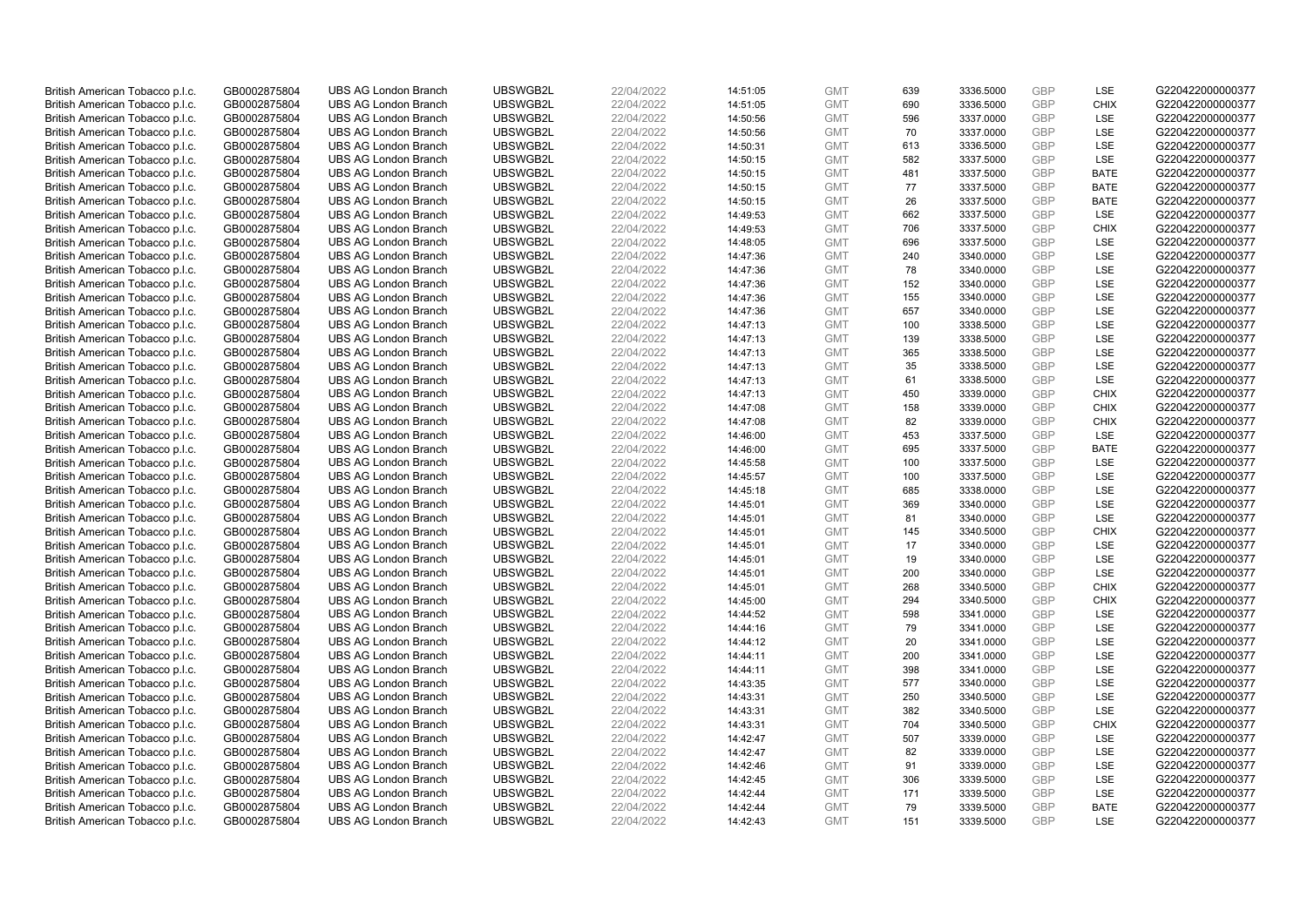| | | | | | | | | | | | |
|---|---|---|---|---|---|---|---|---|---|---|---|
| British American Tobacco p.l.c. | GB0002875804 | UBS AG London Branch | UBSWGB2L | 22/04/2022 | 14:51:05 | GMT | 639 | 3336.5000 | GBP | LSE | G220422000000377 |
| British American Tobacco p.l.c. | GB0002875804 | UBS AG London Branch | UBSWGB2L | 22/04/2022 | 14:51:05 | GMT | 690 | 3336.5000 | GBP | CHIX | G220422000000377 |
| British American Tobacco p.l.c. | GB0002875804 | UBS AG London Branch | UBSWGB2L | 22/04/2022 | 14:50:56 | GMT | 596 | 3337.0000 | GBP | LSE | G220422000000377 |
| British American Tobacco p.l.c. | GB0002875804 | UBS AG London Branch | UBSWGB2L | 22/04/2022 | 14:50:56 | GMT | 70 | 3337.0000 | GBP | LSE | G220422000000377 |
| British American Tobacco p.l.c. | GB0002875804 | UBS AG London Branch | UBSWGB2L | 22/04/2022 | 14:50:31 | GMT | 613 | 3336.5000 | GBP | LSE | G220422000000377 |
| British American Tobacco p.l.c. | GB0002875804 | UBS AG London Branch | UBSWGB2L | 22/04/2022 | 14:50:15 | GMT | 582 | 3337.5000 | GBP | LSE | G220422000000377 |
| British American Tobacco p.l.c. | GB0002875804 | UBS AG London Branch | UBSWGB2L | 22/04/2022 | 14:50:15 | GMT | 481 | 3337.5000 | GBP | BATE | G220422000000377 |
| British American Tobacco p.l.c. | GB0002875804 | UBS AG London Branch | UBSWGB2L | 22/04/2022 | 14:50:15 | GMT | 77 | 3337.5000 | GBP | BATE | G220422000000377 |
| British American Tobacco p.l.c. | GB0002875804 | UBS AG London Branch | UBSWGB2L | 22/04/2022 | 14:50:15 | GMT | 26 | 3337.5000 | GBP | BATE | G220422000000377 |
| British American Tobacco p.l.c. | GB0002875804 | UBS AG London Branch | UBSWGB2L | 22/04/2022 | 14:49:53 | GMT | 662 | 3337.5000 | GBP | LSE | G220422000000377 |
| British American Tobacco p.l.c. | GB0002875804 | UBS AG London Branch | UBSWGB2L | 22/04/2022 | 14:49:53 | GMT | 706 | 3337.5000 | GBP | CHIX | G220422000000377 |
| British American Tobacco p.l.c. | GB0002875804 | UBS AG London Branch | UBSWGB2L | 22/04/2022 | 14:48:05 | GMT | 696 | 3337.5000 | GBP | LSE | G220422000000377 |
| British American Tobacco p.l.c. | GB0002875804 | UBS AG London Branch | UBSWGB2L | 22/04/2022 | 14:47:36 | GMT | 240 | 3340.0000 | GBP | LSE | G220422000000377 |
| British American Tobacco p.l.c. | GB0002875804 | UBS AG London Branch | UBSWGB2L | 22/04/2022 | 14:47:36 | GMT | 78 | 3340.0000 | GBP | LSE | G220422000000377 |
| British American Tobacco p.l.c. | GB0002875804 | UBS AG London Branch | UBSWGB2L | 22/04/2022 | 14:47:36 | GMT | 152 | 3340.0000 | GBP | LSE | G220422000000377 |
| British American Tobacco p.l.c. | GB0002875804 | UBS AG London Branch | UBSWGB2L | 22/04/2022 | 14:47:36 | GMT | 155 | 3340.0000 | GBP | LSE | G220422000000377 |
| British American Tobacco p.l.c. | GB0002875804 | UBS AG London Branch | UBSWGB2L | 22/04/2022 | 14:47:36 | GMT | 657 | 3340.0000 | GBP | LSE | G220422000000377 |
| British American Tobacco p.l.c. | GB0002875804 | UBS AG London Branch | UBSWGB2L | 22/04/2022 | 14:47:13 | GMT | 100 | 3338.5000 | GBP | LSE | G220422000000377 |
| British American Tobacco p.l.c. | GB0002875804 | UBS AG London Branch | UBSWGB2L | 22/04/2022 | 14:47:13 | GMT | 139 | 3338.5000 | GBP | LSE | G220422000000377 |
| British American Tobacco p.l.c. | GB0002875804 | UBS AG London Branch | UBSWGB2L | 22/04/2022 | 14:47:13 | GMT | 365 | 3338.5000 | GBP | LSE | G220422000000377 |
| British American Tobacco p.l.c. | GB0002875804 | UBS AG London Branch | UBSWGB2L | 22/04/2022 | 14:47:13 | GMT | 35 | 3338.5000 | GBP | LSE | G220422000000377 |
| British American Tobacco p.l.c. | GB0002875804 | UBS AG London Branch | UBSWGB2L | 22/04/2022 | 14:47:13 | GMT | 61 | 3338.5000 | GBP | LSE | G220422000000377 |
| British American Tobacco p.l.c. | GB0002875804 | UBS AG London Branch | UBSWGB2L | 22/04/2022 | 14:47:13 | GMT | 450 | 3339.0000 | GBP | CHIX | G220422000000377 |
| British American Tobacco p.l.c. | GB0002875804 | UBS AG London Branch | UBSWGB2L | 22/04/2022 | 14:47:08 | GMT | 158 | 3339.0000 | GBP | CHIX | G220422000000377 |
| British American Tobacco p.l.c. | GB0002875804 | UBS AG London Branch | UBSWGB2L | 22/04/2022 | 14:47:08 | GMT | 82 | 3339.0000 | GBP | CHIX | G220422000000377 |
| British American Tobacco p.l.c. | GB0002875804 | UBS AG London Branch | UBSWGB2L | 22/04/2022 | 14:46:00 | GMT | 453 | 3337.5000 | GBP | LSE | G220422000000377 |
| British American Tobacco p.l.c. | GB0002875804 | UBS AG London Branch | UBSWGB2L | 22/04/2022 | 14:46:00 | GMT | 695 | 3337.5000 | GBP | BATE | G220422000000377 |
| British American Tobacco p.l.c. | GB0002875804 | UBS AG London Branch | UBSWGB2L | 22/04/2022 | 14:45:58 | GMT | 100 | 3337.5000 | GBP | LSE | G220422000000377 |
| British American Tobacco p.l.c. | GB0002875804 | UBS AG London Branch | UBSWGB2L | 22/04/2022 | 14:45:57 | GMT | 100 | 3337.5000 | GBP | LSE | G220422000000377 |
| British American Tobacco p.l.c. | GB0002875804 | UBS AG London Branch | UBSWGB2L | 22/04/2022 | 14:45:18 | GMT | 685 | 3338.0000 | GBP | LSE | G220422000000377 |
| British American Tobacco p.l.c. | GB0002875804 | UBS AG London Branch | UBSWGB2L | 22/04/2022 | 14:45:01 | GMT | 369 | 3340.0000 | GBP | LSE | G220422000000377 |
| British American Tobacco p.l.c. | GB0002875804 | UBS AG London Branch | UBSWGB2L | 22/04/2022 | 14:45:01 | GMT | 81 | 3340.0000 | GBP | LSE | G220422000000377 |
| British American Tobacco p.l.c. | GB0002875804 | UBS AG London Branch | UBSWGB2L | 22/04/2022 | 14:45:01 | GMT | 145 | 3340.5000 | GBP | CHIX | G220422000000377 |
| British American Tobacco p.l.c. | GB0002875804 | UBS AG London Branch | UBSWGB2L | 22/04/2022 | 14:45:01 | GMT | 17 | 3340.0000 | GBP | LSE | G220422000000377 |
| British American Tobacco p.l.c. | GB0002875804 | UBS AG London Branch | UBSWGB2L | 22/04/2022 | 14:45:01 | GMT | 19 | 3340.0000 | GBP | LSE | G220422000000377 |
| British American Tobacco p.l.c. | GB0002875804 | UBS AG London Branch | UBSWGB2L | 22/04/2022 | 14:45:01 | GMT | 200 | 3340.0000 | GBP | LSE | G220422000000377 |
| British American Tobacco p.l.c. | GB0002875804 | UBS AG London Branch | UBSWGB2L | 22/04/2022 | 14:45:01 | GMT | 268 | 3340.5000 | GBP | CHIX | G220422000000377 |
| British American Tobacco p.l.c. | GB0002875804 | UBS AG London Branch | UBSWGB2L | 22/04/2022 | 14:45:00 | GMT | 294 | 3340.5000 | GBP | CHIX | G220422000000377 |
| British American Tobacco p.l.c. | GB0002875804 | UBS AG London Branch | UBSWGB2L | 22/04/2022 | 14:44:52 | GMT | 598 | 3341.0000 | GBP | LSE | G220422000000377 |
| British American Tobacco p.l.c. | GB0002875804 | UBS AG London Branch | UBSWGB2L | 22/04/2022 | 14:44:16 | GMT | 79 | 3341.0000 | GBP | LSE | G220422000000377 |
| British American Tobacco p.l.c. | GB0002875804 | UBS AG London Branch | UBSWGB2L | 22/04/2022 | 14:44:12 | GMT | 20 | 3341.0000 | GBP | LSE | G220422000000377 |
| British American Tobacco p.l.c. | GB0002875804 | UBS AG London Branch | UBSWGB2L | 22/04/2022 | 14:44:11 | GMT | 200 | 3341.0000 | GBP | LSE | G220422000000377 |
| British American Tobacco p.l.c. | GB0002875804 | UBS AG London Branch | UBSWGB2L | 22/04/2022 | 14:44:11 | GMT | 398 | 3341.0000 | GBP | LSE | G220422000000377 |
| British American Tobacco p.l.c. | GB0002875804 | UBS AG London Branch | UBSWGB2L | 22/04/2022 | 14:43:35 | GMT | 577 | 3340.0000 | GBP | LSE | G220422000000377 |
| British American Tobacco p.l.c. | GB0002875804 | UBS AG London Branch | UBSWGB2L | 22/04/2022 | 14:43:31 | GMT | 250 | 3340.5000 | GBP | LSE | G220422000000377 |
| British American Tobacco p.l.c. | GB0002875804 | UBS AG London Branch | UBSWGB2L | 22/04/2022 | 14:43:31 | GMT | 382 | 3340.5000 | GBP | LSE | G220422000000377 |
| British American Tobacco p.l.c. | GB0002875804 | UBS AG London Branch | UBSWGB2L | 22/04/2022 | 14:43:31 | GMT | 704 | 3340.5000 | GBP | CHIX | G220422000000377 |
| British American Tobacco p.l.c. | GB0002875804 | UBS AG London Branch | UBSWGB2L | 22/04/2022 | 14:42:47 | GMT | 507 | 3339.0000 | GBP | LSE | G220422000000377 |
| British American Tobacco p.l.c. | GB0002875804 | UBS AG London Branch | UBSWGB2L | 22/04/2022 | 14:42:47 | GMT | 82 | 3339.0000 | GBP | LSE | G220422000000377 |
| British American Tobacco p.l.c. | GB0002875804 | UBS AG London Branch | UBSWGB2L | 22/04/2022 | 14:42:46 | GMT | 91 | 3339.0000 | GBP | LSE | G220422000000377 |
| British American Tobacco p.l.c. | GB0002875804 | UBS AG London Branch | UBSWGB2L | 22/04/2022 | 14:42:45 | GMT | 306 | 3339.5000 | GBP | LSE | G220422000000377 |
| British American Tobacco p.l.c. | GB0002875804 | UBS AG London Branch | UBSWGB2L | 22/04/2022 | 14:42:44 | GMT | 171 | 3339.5000 | GBP | LSE | G220422000000377 |
| British American Tobacco p.l.c. | GB0002875804 | UBS AG London Branch | UBSWGB2L | 22/04/2022 | 14:42:44 | GMT | 79 | 3339.5000 | GBP | BATE | G220422000000377 |
| British American Tobacco p.l.c. | GB0002875804 | UBS AG London Branch | UBSWGB2L | 22/04/2022 | 14:42:43 | GMT | 151 | 3339.5000 | GBP | LSE | G220422000000377 |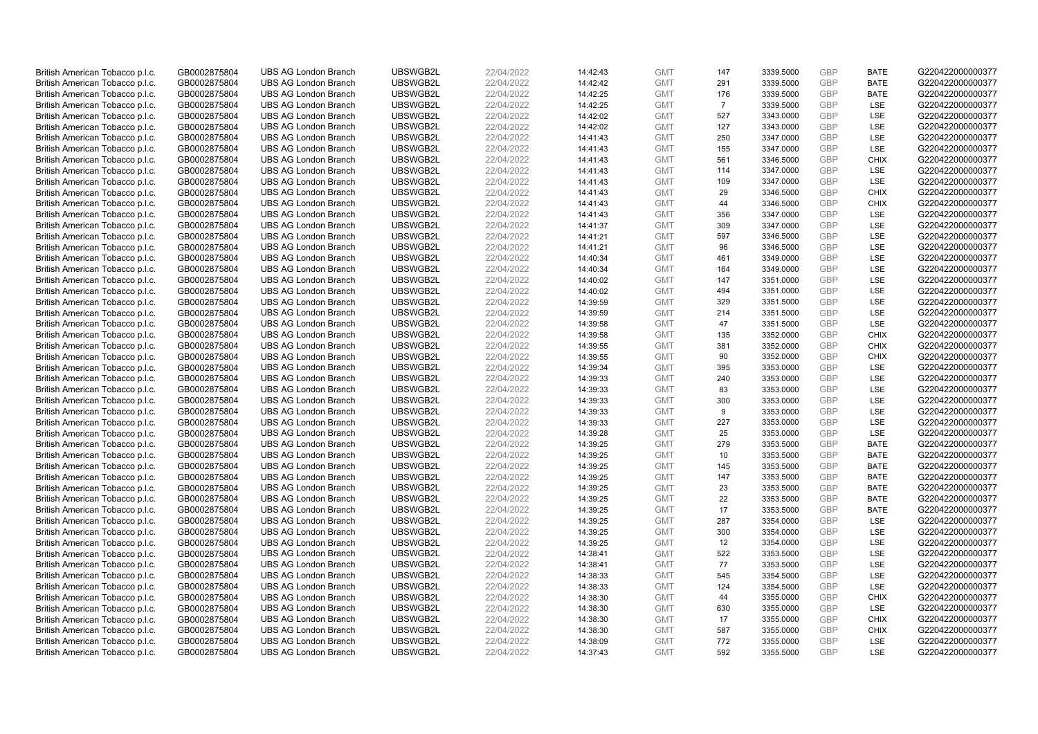| | | | | | | | | | | | |
|---|---|---|---|---|---|---|---|---|---|---|---|
| British American Tobacco p.l.c. | GB0002875804 | UBS AG London Branch | UBSWGB2L | 22/04/2022 | 14:42:43 | GMT | 147 | 3339.5000 | GBP | BATE | G220422000000377 |
| British American Tobacco p.l.c. | GB0002875804 | UBS AG London Branch | UBSWGB2L | 22/04/2022 | 14:42:42 | GMT | 291 | 3339.5000 | GBP | BATE | G220422000000377 |
| British American Tobacco p.l.c. | GB0002875804 | UBS AG London Branch | UBSWGB2L | 22/04/2022 | 14:42:25 | GMT | 176 | 3339.5000 | GBP | BATE | G220422000000377 |
| British American Tobacco p.l.c. | GB0002875804 | UBS AG London Branch | UBSWGB2L | 22/04/2022 | 14:42:25 | GMT | 7 | 3339.5000 | GBP | LSE | G220422000000377 |
| British American Tobacco p.l.c. | GB0002875804 | UBS AG London Branch | UBSWGB2L | 22/04/2022 | 14:42:02 | GMT | 527 | 3343.0000 | GBP | LSE | G220422000000377 |
| British American Tobacco p.l.c. | GB0002875804 | UBS AG London Branch | UBSWGB2L | 22/04/2022 | 14:42:02 | GMT | 127 | 3343.0000 | GBP | LSE | G220422000000377 |
| British American Tobacco p.l.c. | GB0002875804 | UBS AG London Branch | UBSWGB2L | 22/04/2022 | 14:41:43 | GMT | 250 | 3347.0000 | GBP | LSE | G220422000000377 |
| British American Tobacco p.l.c. | GB0002875804 | UBS AG London Branch | UBSWGB2L | 22/04/2022 | 14:41:43 | GMT | 155 | 3347.0000 | GBP | LSE | G220422000000377 |
| British American Tobacco p.l.c. | GB0002875804 | UBS AG London Branch | UBSWGB2L | 22/04/2022 | 14:41:43 | GMT | 561 | 3346.5000 | GBP | CHIX | G220422000000377 |
| British American Tobacco p.l.c. | GB0002875804 | UBS AG London Branch | UBSWGB2L | 22/04/2022 | 14:41:43 | GMT | 114 | 3347.0000 | GBP | LSE | G220422000000377 |
| British American Tobacco p.l.c. | GB0002875804 | UBS AG London Branch | UBSWGB2L | 22/04/2022 | 14:41:43 | GMT | 109 | 3347.0000 | GBP | LSE | G220422000000377 |
| British American Tobacco p.l.c. | GB0002875804 | UBS AG London Branch | UBSWGB2L | 22/04/2022 | 14:41:43 | GMT | 29 | 3346.5000 | GBP | CHIX | G220422000000377 |
| British American Tobacco p.l.c. | GB0002875804 | UBS AG London Branch | UBSWGB2L | 22/04/2022 | 14:41:43 | GMT | 44 | 3346.5000 | GBP | CHIX | G220422000000377 |
| British American Tobacco p.l.c. | GB0002875804 | UBS AG London Branch | UBSWGB2L | 22/04/2022 | 14:41:43 | GMT | 356 | 3347.0000 | GBP | LSE | G220422000000377 |
| British American Tobacco p.l.c. | GB0002875804 | UBS AG London Branch | UBSWGB2L | 22/04/2022 | 14:41:37 | GMT | 309 | 3347.0000 | GBP | LSE | G220422000000377 |
| British American Tobacco p.l.c. | GB0002875804 | UBS AG London Branch | UBSWGB2L | 22/04/2022 | 14:41:21 | GMT | 597 | 3346.5000 | GBP | LSE | G220422000000377 |
| British American Tobacco p.l.c. | GB0002875804 | UBS AG London Branch | UBSWGB2L | 22/04/2022 | 14:41:21 | GMT | 96 | 3346.5000 | GBP | LSE | G220422000000377 |
| British American Tobacco p.l.c. | GB0002875804 | UBS AG London Branch | UBSWGB2L | 22/04/2022 | 14:40:34 | GMT | 461 | 3349.0000 | GBP | LSE | G220422000000377 |
| British American Tobacco p.l.c. | GB0002875804 | UBS AG London Branch | UBSWGB2L | 22/04/2022 | 14:40:34 | GMT | 164 | 3349.0000 | GBP | LSE | G220422000000377 |
| British American Tobacco p.l.c. | GB0002875804 | UBS AG London Branch | UBSWGB2L | 22/04/2022 | 14:40:02 | GMT | 147 | 3351.0000 | GBP | LSE | G220422000000377 |
| British American Tobacco p.l.c. | GB0002875804 | UBS AG London Branch | UBSWGB2L | 22/04/2022 | 14:40:02 | GMT | 494 | 3351.0000 | GBP | LSE | G220422000000377 |
| British American Tobacco p.l.c. | GB0002875804 | UBS AG London Branch | UBSWGB2L | 22/04/2022 | 14:39:59 | GMT | 329 | 3351.5000 | GBP | LSE | G220422000000377 |
| British American Tobacco p.l.c. | GB0002875804 | UBS AG London Branch | UBSWGB2L | 22/04/2022 | 14:39:59 | GMT | 214 | 3351.5000 | GBP | LSE | G220422000000377 |
| British American Tobacco p.l.c. | GB0002875804 | UBS AG London Branch | UBSWGB2L | 22/04/2022 | 14:39:58 | GMT | 47 | 3351.5000 | GBP | LSE | G220422000000377 |
| British American Tobacco p.l.c. | GB0002875804 | UBS AG London Branch | UBSWGB2L | 22/04/2022 | 14:39:58 | GMT | 135 | 3352.0000 | GBP | CHIX | G220422000000377 |
| British American Tobacco p.l.c. | GB0002875804 | UBS AG London Branch | UBSWGB2L | 22/04/2022 | 14:39:55 | GMT | 381 | 3352.0000 | GBP | CHIX | G220422000000377 |
| British American Tobacco p.l.c. | GB0002875804 | UBS AG London Branch | UBSWGB2L | 22/04/2022 | 14:39:55 | GMT | 90 | 3352.0000 | GBP | CHIX | G220422000000377 |
| British American Tobacco p.l.c. | GB0002875804 | UBS AG London Branch | UBSWGB2L | 22/04/2022 | 14:39:34 | GMT | 395 | 3353.0000 | GBP | LSE | G220422000000377 |
| British American Tobacco p.l.c. | GB0002875804 | UBS AG London Branch | UBSWGB2L | 22/04/2022 | 14:39:33 | GMT | 240 | 3353.0000 | GBP | LSE | G220422000000377 |
| British American Tobacco p.l.c. | GB0002875804 | UBS AG London Branch | UBSWGB2L | 22/04/2022 | 14:39:33 | GMT | 83 | 3353.0000 | GBP | LSE | G220422000000377 |
| British American Tobacco p.l.c. | GB0002875804 | UBS AG London Branch | UBSWGB2L | 22/04/2022 | 14:39:33 | GMT | 300 | 3353.0000 | GBP | LSE | G220422000000377 |
| British American Tobacco p.l.c. | GB0002875804 | UBS AG London Branch | UBSWGB2L | 22/04/2022 | 14:39:33 | GMT | 9 | 3353.0000 | GBP | LSE | G220422000000377 |
| British American Tobacco p.l.c. | GB0002875804 | UBS AG London Branch | UBSWGB2L | 22/04/2022 | 14:39:33 | GMT | 227 | 3353.0000 | GBP | LSE | G220422000000377 |
| British American Tobacco p.l.c. | GB0002875804 | UBS AG London Branch | UBSWGB2L | 22/04/2022 | 14:39:28 | GMT | 25 | 3353.0000 | GBP | LSE | G220422000000377 |
| British American Tobacco p.l.c. | GB0002875804 | UBS AG London Branch | UBSWGB2L | 22/04/2022 | 14:39:25 | GMT | 279 | 3353.5000 | GBP | BATE | G220422000000377 |
| British American Tobacco p.l.c. | GB0002875804 | UBS AG London Branch | UBSWGB2L | 22/04/2022 | 14:39:25 | GMT | 10 | 3353.5000 | GBP | BATE | G220422000000377 |
| British American Tobacco p.l.c. | GB0002875804 | UBS AG London Branch | UBSWGB2L | 22/04/2022 | 14:39:25 | GMT | 145 | 3353.5000 | GBP | BATE | G220422000000377 |
| British American Tobacco p.l.c. | GB0002875804 | UBS AG London Branch | UBSWGB2L | 22/04/2022 | 14:39:25 | GMT | 147 | 3353.5000 | GBP | BATE | G220422000000377 |
| British American Tobacco p.l.c. | GB0002875804 | UBS AG London Branch | UBSWGB2L | 22/04/2022 | 14:39:25 | GMT | 23 | 3353.5000 | GBP | BATE | G220422000000377 |
| British American Tobacco p.l.c. | GB0002875804 | UBS AG London Branch | UBSWGB2L | 22/04/2022 | 14:39:25 | GMT | 22 | 3353.5000 | GBP | BATE | G220422000000377 |
| British American Tobacco p.l.c. | GB0002875804 | UBS AG London Branch | UBSWGB2L | 22/04/2022 | 14:39:25 | GMT | 17 | 3353.5000 | GBP | BATE | G220422000000377 |
| British American Tobacco p.l.c. | GB0002875804 | UBS AG London Branch | UBSWGB2L | 22/04/2022 | 14:39:25 | GMT | 287 | 3354.0000 | GBP | LSE | G220422000000377 |
| British American Tobacco p.l.c. | GB0002875804 | UBS AG London Branch | UBSWGB2L | 22/04/2022 | 14:39:25 | GMT | 300 | 3354.0000 | GBP | LSE | G220422000000377 |
| British American Tobacco p.l.c. | GB0002875804 | UBS AG London Branch | UBSWGB2L | 22/04/2022 | 14:39:25 | GMT | 12 | 3354.0000 | GBP | LSE | G220422000000377 |
| British American Tobacco p.l.c. | GB0002875804 | UBS AG London Branch | UBSWGB2L | 22/04/2022 | 14:38:41 | GMT | 522 | 3353.5000 | GBP | LSE | G220422000000377 |
| British American Tobacco p.l.c. | GB0002875804 | UBS AG London Branch | UBSWGB2L | 22/04/2022 | 14:38:41 | GMT | 77 | 3353.5000 | GBP | LSE | G220422000000377 |
| British American Tobacco p.l.c. | GB0002875804 | UBS AG London Branch | UBSWGB2L | 22/04/2022 | 14:38:33 | GMT | 545 | 3354.5000 | GBP | LSE | G220422000000377 |
| British American Tobacco p.l.c. | GB0002875804 | UBS AG London Branch | UBSWGB2L | 22/04/2022 | 14:38:33 | GMT | 124 | 3354.5000 | GBP | LSE | G220422000000377 |
| British American Tobacco p.l.c. | GB0002875804 | UBS AG London Branch | UBSWGB2L | 22/04/2022 | 14:38:30 | GMT | 44 | 3355.0000 | GBP | CHIX | G220422000000377 |
| British American Tobacco p.l.c. | GB0002875804 | UBS AG London Branch | UBSWGB2L | 22/04/2022 | 14:38:30 | GMT | 630 | 3355.0000 | GBP | LSE | G220422000000377 |
| British American Tobacco p.l.c. | GB0002875804 | UBS AG London Branch | UBSWGB2L | 22/04/2022 | 14:38:30 | GMT | 17 | 3355.0000 | GBP | CHIX | G220422000000377 |
| British American Tobacco p.l.c. | GB0002875804 | UBS AG London Branch | UBSWGB2L | 22/04/2022 | 14:38:30 | GMT | 587 | 3355.0000 | GBP | CHIX | G220422000000377 |
| British American Tobacco p.l.c. | GB0002875804 | UBS AG London Branch | UBSWGB2L | 22/04/2022 | 14:38:09 | GMT | 772 | 3355.0000 | GBP | LSE | G220422000000377 |
| British American Tobacco p.l.c. | GB0002875804 | UBS AG London Branch | UBSWGB2L | 22/04/2022 | 14:37:43 | GMT | 592 | 3355.5000 | GBP | LSE | G220422000000377 |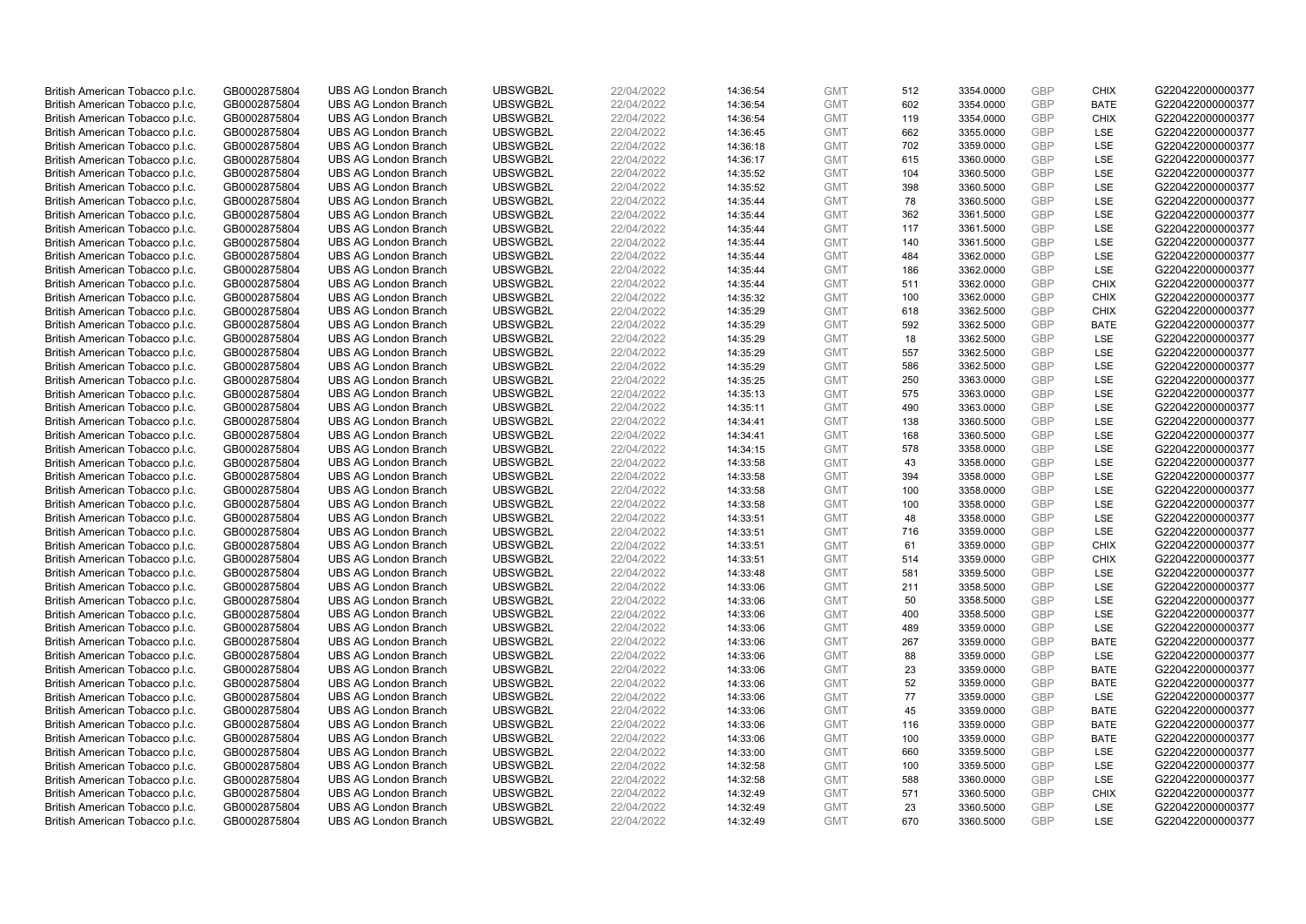| | | | | | | | | | | | |
|---|---|---|---|---|---|---|---|---|---|---|---|
| British American Tobacco p.l.c. | GB0002875804 | UBS AG London Branch | UBSWGB2L | 22/04/2022 | 14:36:54 | GMT | 512 | 3354.0000 | GBP | CHIX | G220422000000377 |
| British American Tobacco p.l.c. | GB0002875804 | UBS AG London Branch | UBSWGB2L | 22/04/2022 | 14:36:54 | GMT | 602 | 3354.0000 | GBP | BATE | G220422000000377 |
| British American Tobacco p.l.c. | GB0002875804 | UBS AG London Branch | UBSWGB2L | 22/04/2022 | 14:36:54 | GMT | 119 | 3354.0000 | GBP | CHIX | G220422000000377 |
| British American Tobacco p.l.c. | GB0002875804 | UBS AG London Branch | UBSWGB2L | 22/04/2022 | 14:36:45 | GMT | 662 | 3355.0000 | GBP | LSE | G220422000000377 |
| British American Tobacco p.l.c. | GB0002875804 | UBS AG London Branch | UBSWGB2L | 22/04/2022 | 14:36:18 | GMT | 702 | 3359.0000 | GBP | LSE | G220422000000377 |
| British American Tobacco p.l.c. | GB0002875804 | UBS AG London Branch | UBSWGB2L | 22/04/2022 | 14:36:17 | GMT | 615 | 3360.0000 | GBP | LSE | G220422000000377 |
| British American Tobacco p.l.c. | GB0002875804 | UBS AG London Branch | UBSWGB2L | 22/04/2022 | 14:35:52 | GMT | 104 | 3360.5000 | GBP | LSE | G220422000000377 |
| British American Tobacco p.l.c. | GB0002875804 | UBS AG London Branch | UBSWGB2L | 22/04/2022 | 14:35:52 | GMT | 398 | 3360.5000 | GBP | LSE | G220422000000377 |
| British American Tobacco p.l.c. | GB0002875804 | UBS AG London Branch | UBSWGB2L | 22/04/2022 | 14:35:44 | GMT | 78 | 3360.5000 | GBP | LSE | G220422000000377 |
| British American Tobacco p.l.c. | GB0002875804 | UBS AG London Branch | UBSWGB2L | 22/04/2022 | 14:35:44 | GMT | 362 | 3361.5000 | GBP | LSE | G220422000000377 |
| British American Tobacco p.l.c. | GB0002875804 | UBS AG London Branch | UBSWGB2L | 22/04/2022 | 14:35:44 | GMT | 117 | 3361.5000 | GBP | LSE | G220422000000377 |
| British American Tobacco p.l.c. | GB0002875804 | UBS AG London Branch | UBSWGB2L | 22/04/2022 | 14:35:44 | GMT | 140 | 3361.5000 | GBP | LSE | G220422000000377 |
| British American Tobacco p.l.c. | GB0002875804 | UBS AG London Branch | UBSWGB2L | 22/04/2022 | 14:35:44 | GMT | 484 | 3362.0000 | GBP | LSE | G220422000000377 |
| British American Tobacco p.l.c. | GB0002875804 | UBS AG London Branch | UBSWGB2L | 22/04/2022 | 14:35:44 | GMT | 186 | 3362.0000 | GBP | LSE | G220422000000377 |
| British American Tobacco p.l.c. | GB0002875804 | UBS AG London Branch | UBSWGB2L | 22/04/2022 | 14:35:44 | GMT | 511 | 3362.0000 | GBP | CHIX | G220422000000377 |
| British American Tobacco p.l.c. | GB0002875804 | UBS AG London Branch | UBSWGB2L | 22/04/2022 | 14:35:32 | GMT | 100 | 3362.0000 | GBP | CHIX | G220422000000377 |
| British American Tobacco p.l.c. | GB0002875804 | UBS AG London Branch | UBSWGB2L | 22/04/2022 | 14:35:29 | GMT | 618 | 3362.5000 | GBP | CHIX | G220422000000377 |
| British American Tobacco p.l.c. | GB0002875804 | UBS AG London Branch | UBSWGB2L | 22/04/2022 | 14:35:29 | GMT | 592 | 3362.5000 | GBP | BATE | G220422000000377 |
| British American Tobacco p.l.c. | GB0002875804 | UBS AG London Branch | UBSWGB2L | 22/04/2022 | 14:35:29 | GMT | 18 | 3362.5000 | GBP | LSE | G220422000000377 |
| British American Tobacco p.l.c. | GB0002875804 | UBS AG London Branch | UBSWGB2L | 22/04/2022 | 14:35:29 | GMT | 557 | 3362.5000 | GBP | LSE | G220422000000377 |
| British American Tobacco p.l.c. | GB0002875804 | UBS AG London Branch | UBSWGB2L | 22/04/2022 | 14:35:29 | GMT | 586 | 3362.5000 | GBP | LSE | G220422000000377 |
| British American Tobacco p.l.c. | GB0002875804 | UBS AG London Branch | UBSWGB2L | 22/04/2022 | 14:35:25 | GMT | 250 | 3363.0000 | GBP | LSE | G220422000000377 |
| British American Tobacco p.l.c. | GB0002875804 | UBS AG London Branch | UBSWGB2L | 22/04/2022 | 14:35:13 | GMT | 575 | 3363.0000 | GBP | LSE | G220422000000377 |
| British American Tobacco p.l.c. | GB0002875804 | UBS AG London Branch | UBSWGB2L | 22/04/2022 | 14:35:11 | GMT | 490 | 3363.0000 | GBP | LSE | G220422000000377 |
| British American Tobacco p.l.c. | GB0002875804 | UBS AG London Branch | UBSWGB2L | 22/04/2022 | 14:34:41 | GMT | 138 | 3360.5000 | GBP | LSE | G220422000000377 |
| British American Tobacco p.l.c. | GB0002875804 | UBS AG London Branch | UBSWGB2L | 22/04/2022 | 14:34:41 | GMT | 168 | 3360.5000 | GBP | LSE | G220422000000377 |
| British American Tobacco p.l.c. | GB0002875804 | UBS AG London Branch | UBSWGB2L | 22/04/2022 | 14:34:15 | GMT | 578 | 3358.0000 | GBP | LSE | G220422000000377 |
| British American Tobacco p.l.c. | GB0002875804 | UBS AG London Branch | UBSWGB2L | 22/04/2022 | 14:33:58 | GMT | 43 | 3358.0000 | GBP | LSE | G220422000000377 |
| British American Tobacco p.l.c. | GB0002875804 | UBS AG London Branch | UBSWGB2L | 22/04/2022 | 14:33:58 | GMT | 394 | 3358.0000 | GBP | LSE | G220422000000377 |
| British American Tobacco p.l.c. | GB0002875804 | UBS AG London Branch | UBSWGB2L | 22/04/2022 | 14:33:58 | GMT | 100 | 3358.0000 | GBP | LSE | G220422000000377 |
| British American Tobacco p.l.c. | GB0002875804 | UBS AG London Branch | UBSWGB2L | 22/04/2022 | 14:33:58 | GMT | 100 | 3358.0000 | GBP | LSE | G220422000000377 |
| British American Tobacco p.l.c. | GB0002875804 | UBS AG London Branch | UBSWGB2L | 22/04/2022 | 14:33:51 | GMT | 48 | 3358.0000 | GBP | LSE | G220422000000377 |
| British American Tobacco p.l.c. | GB0002875804 | UBS AG London Branch | UBSWGB2L | 22/04/2022 | 14:33:51 | GMT | 716 | 3359.0000 | GBP | LSE | G220422000000377 |
| British American Tobacco p.l.c. | GB0002875804 | UBS AG London Branch | UBSWGB2L | 22/04/2022 | 14:33:51 | GMT | 61 | 3359.0000 | GBP | CHIX | G220422000000377 |
| British American Tobacco p.l.c. | GB0002875804 | UBS AG London Branch | UBSWGB2L | 22/04/2022 | 14:33:51 | GMT | 514 | 3359.0000 | GBP | CHIX | G220422000000377 |
| British American Tobacco p.l.c. | GB0002875804 | UBS AG London Branch | UBSWGB2L | 22/04/2022 | 14:33:48 | GMT | 581 | 3359.5000 | GBP | LSE | G220422000000377 |
| British American Tobacco p.l.c. | GB0002875804 | UBS AG London Branch | UBSWGB2L | 22/04/2022 | 14:33:06 | GMT | 211 | 3358.5000 | GBP | LSE | G220422000000377 |
| British American Tobacco p.l.c. | GB0002875804 | UBS AG London Branch | UBSWGB2L | 22/04/2022 | 14:33:06 | GMT | 50 | 3358.5000 | GBP | LSE | G220422000000377 |
| British American Tobacco p.l.c. | GB0002875804 | UBS AG London Branch | UBSWGB2L | 22/04/2022 | 14:33:06 | GMT | 400 | 3358.5000 | GBP | LSE | G220422000000377 |
| British American Tobacco p.l.c. | GB0002875804 | UBS AG London Branch | UBSWGB2L | 22/04/2022 | 14:33:06 | GMT | 489 | 3359.0000 | GBP | LSE | G220422000000377 |
| British American Tobacco p.l.c. | GB0002875804 | UBS AG London Branch | UBSWGB2L | 22/04/2022 | 14:33:06 | GMT | 267 | 3359.0000 | GBP | BATE | G220422000000377 |
| British American Tobacco p.l.c. | GB0002875804 | UBS AG London Branch | UBSWGB2L | 22/04/2022 | 14:33:06 | GMT | 88 | 3359.0000 | GBP | LSE | G220422000000377 |
| British American Tobacco p.l.c. | GB0002875804 | UBS AG London Branch | UBSWGB2L | 22/04/2022 | 14:33:06 | GMT | 23 | 3359.0000 | GBP | BATE | G220422000000377 |
| British American Tobacco p.l.c. | GB0002875804 | UBS AG London Branch | UBSWGB2L | 22/04/2022 | 14:33:06 | GMT | 52 | 3359.0000 | GBP | BATE | G220422000000377 |
| British American Tobacco p.l.c. | GB0002875804 | UBS AG London Branch | UBSWGB2L | 22/04/2022 | 14:33:06 | GMT | 77 | 3359.0000 | GBP | LSE | G220422000000377 |
| British American Tobacco p.l.c. | GB0002875804 | UBS AG London Branch | UBSWGB2L | 22/04/2022 | 14:33:06 | GMT | 45 | 3359.0000 | GBP | BATE | G220422000000377 |
| British American Tobacco p.l.c. | GB0002875804 | UBS AG London Branch | UBSWGB2L | 22/04/2022 | 14:33:06 | GMT | 116 | 3359.0000 | GBP | BATE | G220422000000377 |
| British American Tobacco p.l.c. | GB0002875804 | UBS AG London Branch | UBSWGB2L | 22/04/2022 | 14:33:06 | GMT | 100 | 3359.0000 | GBP | BATE | G220422000000377 |
| British American Tobacco p.l.c. | GB0002875804 | UBS AG London Branch | UBSWGB2L | 22/04/2022 | 14:33:00 | GMT | 660 | 3359.5000 | GBP | LSE | G220422000000377 |
| British American Tobacco p.l.c. | GB0002875804 | UBS AG London Branch | UBSWGB2L | 22/04/2022 | 14:32:58 | GMT | 100 | 3359.5000 | GBP | LSE | G220422000000377 |
| British American Tobacco p.l.c. | GB0002875804 | UBS AG London Branch | UBSWGB2L | 22/04/2022 | 14:32:58 | GMT | 588 | 3360.0000 | GBP | LSE | G220422000000377 |
| British American Tobacco p.l.c. | GB0002875804 | UBS AG London Branch | UBSWGB2L | 22/04/2022 | 14:32:49 | GMT | 571 | 3360.5000 | GBP | CHIX | G220422000000377 |
| British American Tobacco p.l.c. | GB0002875804 | UBS AG London Branch | UBSWGB2L | 22/04/2022 | 14:32:49 | GMT | 23 | 3360.5000 | GBP | LSE | G220422000000377 |
| British American Tobacco p.l.c. | GB0002875804 | UBS AG London Branch | UBSWGB2L | 22/04/2022 | 14:32:49 | GMT | 670 | 3360.5000 | GBP | LSE | G220422000000377 |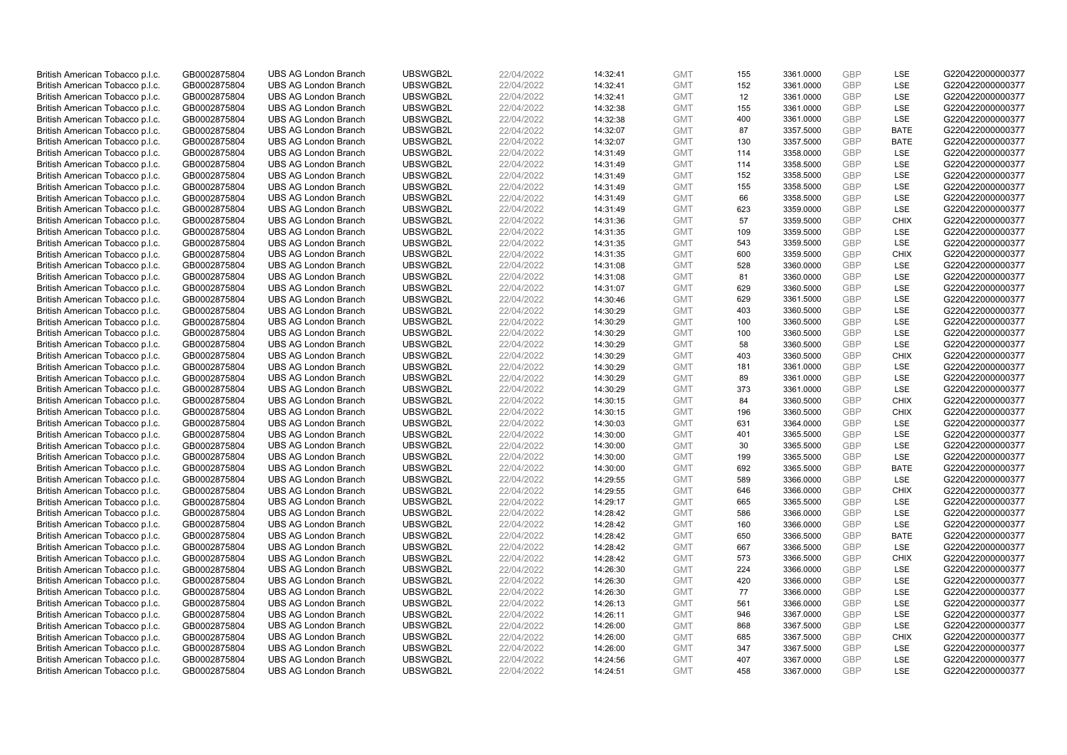| | | | | | | | | | | | |
|---|---|---|---|---|---|---|---|---|---|---|---|
| British American Tobacco p.l.c. | GB0002875804 | UBS AG London Branch | UBSWGB2L | 22/04/2022 | 14:32:41 | GMT | 155 | 3361.0000 | GBP | LSE | G220422000000377 |
| British American Tobacco p.l.c. | GB0002875804 | UBS AG London Branch | UBSWGB2L | 22/04/2022 | 14:32:41 | GMT | 152 | 3361.0000 | GBP | LSE | G220422000000377 |
| British American Tobacco p.l.c. | GB0002875804 | UBS AG London Branch | UBSWGB2L | 22/04/2022 | 14:32:41 | GMT | 12 | 3361.0000 | GBP | LSE | G220422000000377 |
| British American Tobacco p.l.c. | GB0002875804 | UBS AG London Branch | UBSWGB2L | 22/04/2022 | 14:32:38 | GMT | 155 | 3361.0000 | GBP | LSE | G220422000000377 |
| British American Tobacco p.l.c. | GB0002875804 | UBS AG London Branch | UBSWGB2L | 22/04/2022 | 14:32:38 | GMT | 400 | 3361.0000 | GBP | LSE | G220422000000377 |
| British American Tobacco p.l.c. | GB0002875804 | UBS AG London Branch | UBSWGB2L | 22/04/2022 | 14:32:07 | GMT | 87 | 3357.5000 | GBP | BATE | G220422000000377 |
| British American Tobacco p.l.c. | GB0002875804 | UBS AG London Branch | UBSWGB2L | 22/04/2022 | 14:32:07 | GMT | 130 | 3357.5000 | GBP | BATE | G220422000000377 |
| British American Tobacco p.l.c. | GB0002875804 | UBS AG London Branch | UBSWGB2L | 22/04/2022 | 14:31:49 | GMT | 114 | 3358.0000 | GBP | LSE | G220422000000377 |
| British American Tobacco p.l.c. | GB0002875804 | UBS AG London Branch | UBSWGB2L | 22/04/2022 | 14:31:49 | GMT | 114 | 3358.5000 | GBP | LSE | G220422000000377 |
| British American Tobacco p.l.c. | GB0002875804 | UBS AG London Branch | UBSWGB2L | 22/04/2022 | 14:31:49 | GMT | 152 | 3358.5000 | GBP | LSE | G220422000000377 |
| British American Tobacco p.l.c. | GB0002875804 | UBS AG London Branch | UBSWGB2L | 22/04/2022 | 14:31:49 | GMT | 155 | 3358.5000 | GBP | LSE | G220422000000377 |
| British American Tobacco p.l.c. | GB0002875804 | UBS AG London Branch | UBSWGB2L | 22/04/2022 | 14:31:49 | GMT | 66 | 3358.5000 | GBP | LSE | G220422000000377 |
| British American Tobacco p.l.c. | GB0002875804 | UBS AG London Branch | UBSWGB2L | 22/04/2022 | 14:31:49 | GMT | 623 | 3359.0000 | GBP | LSE | G220422000000377 |
| British American Tobacco p.l.c. | GB0002875804 | UBS AG London Branch | UBSWGB2L | 22/04/2022 | 14:31:36 | GMT | 57 | 3359.5000 | GBP | CHIX | G220422000000377 |
| British American Tobacco p.l.c. | GB0002875804 | UBS AG London Branch | UBSWGB2L | 22/04/2022 | 14:31:35 | GMT | 109 | 3359.5000 | GBP | LSE | G220422000000377 |
| British American Tobacco p.l.c. | GB0002875804 | UBS AG London Branch | UBSWGB2L | 22/04/2022 | 14:31:35 | GMT | 543 | 3359.5000 | GBP | LSE | G220422000000377 |
| British American Tobacco p.l.c. | GB0002875804 | UBS AG London Branch | UBSWGB2L | 22/04/2022 | 14:31:35 | GMT | 600 | 3359.5000 | GBP | CHIX | G220422000000377 |
| British American Tobacco p.l.c. | GB0002875804 | UBS AG London Branch | UBSWGB2L | 22/04/2022 | 14:31:08 | GMT | 528 | 3360.0000 | GBP | LSE | G220422000000377 |
| British American Tobacco p.l.c. | GB0002875804 | UBS AG London Branch | UBSWGB2L | 22/04/2022 | 14:31:08 | GMT | 81 | 3360.0000 | GBP | LSE | G220422000000377 |
| British American Tobacco p.l.c. | GB0002875804 | UBS AG London Branch | UBSWGB2L | 22/04/2022 | 14:31:07 | GMT | 629 | 3360.5000 | GBP | LSE | G220422000000377 |
| British American Tobacco p.l.c. | GB0002875804 | UBS AG London Branch | UBSWGB2L | 22/04/2022 | 14:30:46 | GMT | 629 | 3361.5000 | GBP | LSE | G220422000000377 |
| British American Tobacco p.l.c. | GB0002875804 | UBS AG London Branch | UBSWGB2L | 22/04/2022 | 14:30:29 | GMT | 403 | 3360.5000 | GBP | LSE | G220422000000377 |
| British American Tobacco p.l.c. | GB0002875804 | UBS AG London Branch | UBSWGB2L | 22/04/2022 | 14:30:29 | GMT | 100 | 3360.5000 | GBP | LSE | G220422000000377 |
| British American Tobacco p.l.c. | GB0002875804 | UBS AG London Branch | UBSWGB2L | 22/04/2022 | 14:30:29 | GMT | 100 | 3360.5000 | GBP | LSE | G220422000000377 |
| British American Tobacco p.l.c. | GB0002875804 | UBS AG London Branch | UBSWGB2L | 22/04/2022 | 14:30:29 | GMT | 58 | 3360.5000 | GBP | LSE | G220422000000377 |
| British American Tobacco p.l.c. | GB0002875804 | UBS AG London Branch | UBSWGB2L | 22/04/2022 | 14:30:29 | GMT | 403 | 3360.5000 | GBP | CHIX | G220422000000377 |
| British American Tobacco p.l.c. | GB0002875804 | UBS AG London Branch | UBSWGB2L | 22/04/2022 | 14:30:29 | GMT | 181 | 3361.0000 | GBP | LSE | G220422000000377 |
| British American Tobacco p.l.c. | GB0002875804 | UBS AG London Branch | UBSWGB2L | 22/04/2022 | 14:30:29 | GMT | 89 | 3361.0000 | GBP | LSE | G220422000000377 |
| British American Tobacco p.l.c. | GB0002875804 | UBS AG London Branch | UBSWGB2L | 22/04/2022 | 14:30:29 | GMT | 373 | 3361.0000 | GBP | LSE | G220422000000377 |
| British American Tobacco p.l.c. | GB0002875804 | UBS AG London Branch | UBSWGB2L | 22/04/2022 | 14:30:15 | GMT | 84 | 3360.5000 | GBP | CHIX | G220422000000377 |
| British American Tobacco p.l.c. | GB0002875804 | UBS AG London Branch | UBSWGB2L | 22/04/2022 | 14:30:15 | GMT | 196 | 3360.5000 | GBP | CHIX | G220422000000377 |
| British American Tobacco p.l.c. | GB0002875804 | UBS AG London Branch | UBSWGB2L | 22/04/2022 | 14:30:03 | GMT | 631 | 3364.0000 | GBP | LSE | G220422000000377 |
| British American Tobacco p.l.c. | GB0002875804 | UBS AG London Branch | UBSWGB2L | 22/04/2022 | 14:30:00 | GMT | 401 | 3365.5000 | GBP | LSE | G220422000000377 |
| British American Tobacco p.l.c. | GB0002875804 | UBS AG London Branch | UBSWGB2L | 22/04/2022 | 14:30:00 | GMT | 30 | 3365.5000 | GBP | LSE | G220422000000377 |
| British American Tobacco p.l.c. | GB0002875804 | UBS AG London Branch | UBSWGB2L | 22/04/2022 | 14:30:00 | GMT | 199 | 3365.5000 | GBP | LSE | G220422000000377 |
| British American Tobacco p.l.c. | GB0002875804 | UBS AG London Branch | UBSWGB2L | 22/04/2022 | 14:30:00 | GMT | 692 | 3365.5000 | GBP | BATE | G220422000000377 |
| British American Tobacco p.l.c. | GB0002875804 | UBS AG London Branch | UBSWGB2L | 22/04/2022 | 14:29:55 | GMT | 589 | 3366.0000 | GBP | LSE | G220422000000377 |
| British American Tobacco p.l.c. | GB0002875804 | UBS AG London Branch | UBSWGB2L | 22/04/2022 | 14:29:55 | GMT | 646 | 3366.0000 | GBP | CHIX | G220422000000377 |
| British American Tobacco p.l.c. | GB0002875804 | UBS AG London Branch | UBSWGB2L | 22/04/2022 | 14:29:17 | GMT | 665 | 3365.5000 | GBP | LSE | G220422000000377 |
| British American Tobacco p.l.c. | GB0002875804 | UBS AG London Branch | UBSWGB2L | 22/04/2022 | 14:28:42 | GMT | 586 | 3366.0000 | GBP | LSE | G220422000000377 |
| British American Tobacco p.l.c. | GB0002875804 | UBS AG London Branch | UBSWGB2L | 22/04/2022 | 14:28:42 | GMT | 160 | 3366.0000 | GBP | LSE | G220422000000377 |
| British American Tobacco p.l.c. | GB0002875804 | UBS AG London Branch | UBSWGB2L | 22/04/2022 | 14:28:42 | GMT | 650 | 3366.5000 | GBP | BATE | G220422000000377 |
| British American Tobacco p.l.c. | GB0002875804 | UBS AG London Branch | UBSWGB2L | 22/04/2022 | 14:28:42 | GMT | 667 | 3366.5000 | GBP | LSE | G220422000000377 |
| British American Tobacco p.l.c. | GB0002875804 | UBS AG London Branch | UBSWGB2L | 22/04/2022 | 14:28:42 | GMT | 573 | 3366.5000 | GBP | CHIX | G220422000000377 |
| British American Tobacco p.l.c. | GB0002875804 | UBS AG London Branch | UBSWGB2L | 22/04/2022 | 14:26:30 | GMT | 224 | 3366.0000 | GBP | LSE | G220422000000377 |
| British American Tobacco p.l.c. | GB0002875804 | UBS AG London Branch | UBSWGB2L | 22/04/2022 | 14:26:30 | GMT | 420 | 3366.0000 | GBP | LSE | G220422000000377 |
| British American Tobacco p.l.c. | GB0002875804 | UBS AG London Branch | UBSWGB2L | 22/04/2022 | 14:26:30 | GMT | 77 | 3366.0000 | GBP | LSE | G220422000000377 |
| British American Tobacco p.l.c. | GB0002875804 | UBS AG London Branch | UBSWGB2L | 22/04/2022 | 14:26:13 | GMT | 561 | 3366.0000 | GBP | LSE | G220422000000377 |
| British American Tobacco p.l.c. | GB0002875804 | UBS AG London Branch | UBSWGB2L | 22/04/2022 | 14:26:11 | GMT | 946 | 3367.0000 | GBP | LSE | G220422000000377 |
| British American Tobacco p.l.c. | GB0002875804 | UBS AG London Branch | UBSWGB2L | 22/04/2022 | 14:26:00 | GMT | 868 | 3367.5000 | GBP | LSE | G220422000000377 |
| British American Tobacco p.l.c. | GB0002875804 | UBS AG London Branch | UBSWGB2L | 22/04/2022 | 14:26:00 | GMT | 685 | 3367.5000 | GBP | CHIX | G220422000000377 |
| British American Tobacco p.l.c. | GB0002875804 | UBS AG London Branch | UBSWGB2L | 22/04/2022 | 14:26:00 | GMT | 347 | 3367.5000 | GBP | LSE | G220422000000377 |
| British American Tobacco p.l.c. | GB0002875804 | UBS AG London Branch | UBSWGB2L | 22/04/2022 | 14:24:56 | GMT | 407 | 3367.0000 | GBP | LSE | G220422000000377 |
| British American Tobacco p.l.c. | GB0002875804 | UBS AG London Branch | UBSWGB2L | 22/04/2022 | 14:24:51 | GMT | 458 | 3367.0000 | GBP | LSE | G220422000000377 |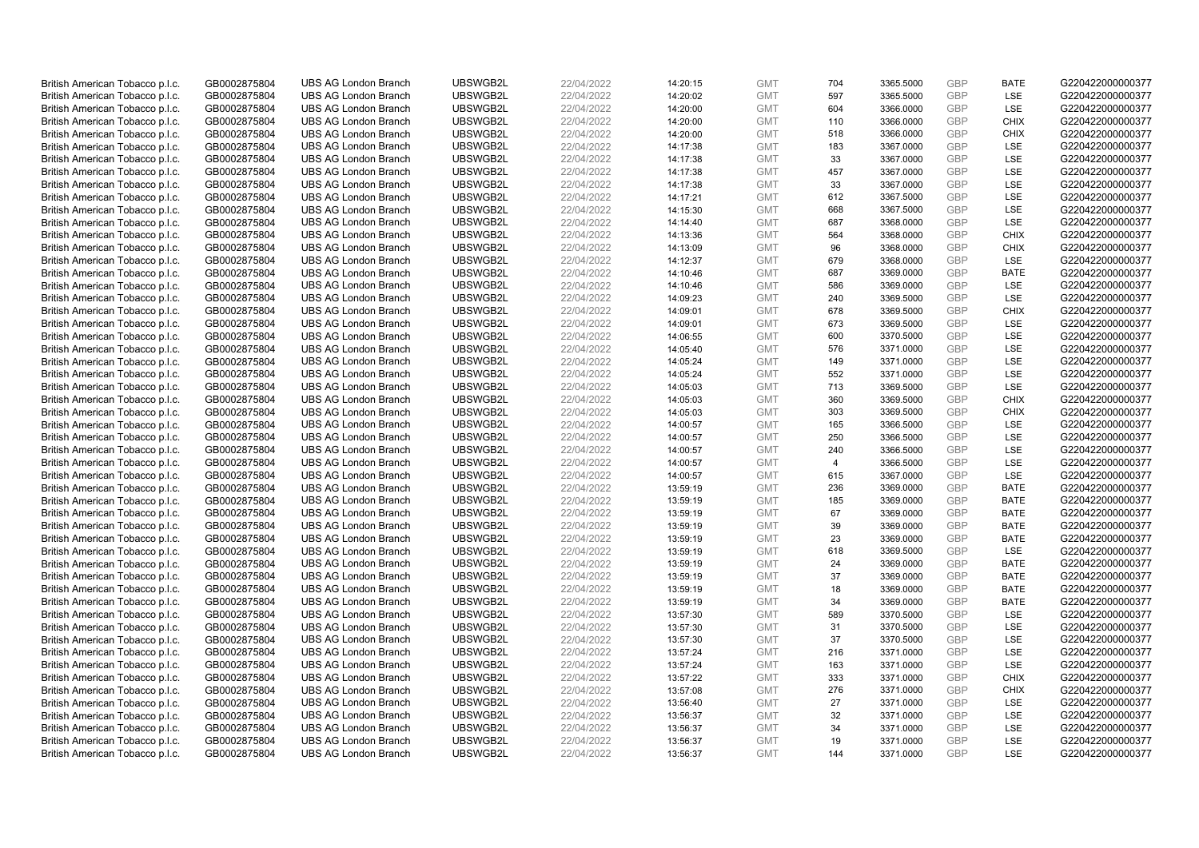| | | | | | | | | | | | |
|---|---|---|---|---|---|---|---|---|---|---|---|
| British American Tobacco p.l.c. | GB0002875804 | UBS AG London Branch | UBSWGB2L | 22/04/2022 | 14:20:15 | GMT | 704 | 3365.5000 | GBP | BATE | G220422000000377 |
| British American Tobacco p.l.c. | GB0002875804 | UBS AG London Branch | UBSWGB2L | 22/04/2022 | 14:20:02 | GMT | 597 | 3365.5000 | GBP | LSE | G220422000000377 |
| British American Tobacco p.l.c. | GB0002875804 | UBS AG London Branch | UBSWGB2L | 22/04/2022 | 14:20:00 | GMT | 604 | 3366.0000 | GBP | LSE | G220422000000377 |
| British American Tobacco p.l.c. | GB0002875804 | UBS AG London Branch | UBSWGB2L | 22/04/2022 | 14:20:00 | GMT | 110 | 3366.0000 | GBP | CHIX | G220422000000377 |
| British American Tobacco p.l.c. | GB0002875804 | UBS AG London Branch | UBSWGB2L | 22/04/2022 | 14:20:00 | GMT | 518 | 3366.0000 | GBP | CHIX | G220422000000377 |
| British American Tobacco p.l.c. | GB0002875804 | UBS AG London Branch | UBSWGB2L | 22/04/2022 | 14:17:38 | GMT | 183 | 3367.0000 | GBP | LSE | G220422000000377 |
| British American Tobacco p.l.c. | GB0002875804 | UBS AG London Branch | UBSWGB2L | 22/04/2022 | 14:17:38 | GMT | 33 | 3367.0000 | GBP | LSE | G220422000000377 |
| British American Tobacco p.l.c. | GB0002875804 | UBS AG London Branch | UBSWGB2L | 22/04/2022 | 14:17:38 | GMT | 457 | 3367.0000 | GBP | LSE | G220422000000377 |
| British American Tobacco p.l.c. | GB0002875804 | UBS AG London Branch | UBSWGB2L | 22/04/2022 | 14:17:38 | GMT | 33 | 3367.0000 | GBP | LSE | G220422000000377 |
| British American Tobacco p.l.c. | GB0002875804 | UBS AG London Branch | UBSWGB2L | 22/04/2022 | 14:17:21 | GMT | 612 | 3367.5000 | GBP | LSE | G220422000000377 |
| British American Tobacco p.l.c. | GB0002875804 | UBS AG London Branch | UBSWGB2L | 22/04/2022 | 14:15:30 | GMT | 668 | 3367.5000 | GBP | LSE | G220422000000377 |
| British American Tobacco p.l.c. | GB0002875804 | UBS AG London Branch | UBSWGB2L | 22/04/2022 | 14:14:40 | GMT | 687 | 3368.0000 | GBP | LSE | G220422000000377 |
| British American Tobacco p.l.c. | GB0002875804 | UBS AG London Branch | UBSWGB2L | 22/04/2022 | 14:13:36 | GMT | 564 | 3368.0000 | GBP | CHIX | G220422000000377 |
| British American Tobacco p.l.c. | GB0002875804 | UBS AG London Branch | UBSWGB2L | 22/04/2022 | 14:13:09 | GMT | 96 | 3368.0000 | GBP | CHIX | G220422000000377 |
| British American Tobacco p.l.c. | GB0002875804 | UBS AG London Branch | UBSWGB2L | 22/04/2022 | 14:12:37 | GMT | 679 | 3368.0000 | GBP | LSE | G220422000000377 |
| British American Tobacco p.l.c. | GB0002875804 | UBS AG London Branch | UBSWGB2L | 22/04/2022 | 14:10:46 | GMT | 687 | 3369.0000 | GBP | BATE | G220422000000377 |
| British American Tobacco p.l.c. | GB0002875804 | UBS AG London Branch | UBSWGB2L | 22/04/2022 | 14:10:46 | GMT | 586 | 3369.0000 | GBP | LSE | G220422000000377 |
| British American Tobacco p.l.c. | GB0002875804 | UBS AG London Branch | UBSWGB2L | 22/04/2022 | 14:09:23 | GMT | 240 | 3369.5000 | GBP | LSE | G220422000000377 |
| British American Tobacco p.l.c. | GB0002875804 | UBS AG London Branch | UBSWGB2L | 22/04/2022 | 14:09:01 | GMT | 678 | 3369.5000 | GBP | CHIX | G220422000000377 |
| British American Tobacco p.l.c. | GB0002875804 | UBS AG London Branch | UBSWGB2L | 22/04/2022 | 14:09:01 | GMT | 673 | 3369.5000 | GBP | LSE | G220422000000377 |
| British American Tobacco p.l.c. | GB0002875804 | UBS AG London Branch | UBSWGB2L | 22/04/2022 | 14:06:55 | GMT | 600 | 3370.5000 | GBP | LSE | G220422000000377 |
| British American Tobacco p.l.c. | GB0002875804 | UBS AG London Branch | UBSWGB2L | 22/04/2022 | 14:05:40 | GMT | 576 | 3371.0000 | GBP | LSE | G220422000000377 |
| British American Tobacco p.l.c. | GB0002875804 | UBS AG London Branch | UBSWGB2L | 22/04/2022 | 14:05:24 | GMT | 149 | 3371.0000 | GBP | LSE | G220422000000377 |
| British American Tobacco p.l.c. | GB0002875804 | UBS AG London Branch | UBSWGB2L | 22/04/2022 | 14:05:24 | GMT | 552 | 3371.0000 | GBP | LSE | G220422000000377 |
| British American Tobacco p.l.c. | GB0002875804 | UBS AG London Branch | UBSWGB2L | 22/04/2022 | 14:05:03 | GMT | 713 | 3369.5000 | GBP | LSE | G220422000000377 |
| British American Tobacco p.l.c. | GB0002875804 | UBS AG London Branch | UBSWGB2L | 22/04/2022 | 14:05:03 | GMT | 360 | 3369.5000 | GBP | CHIX | G220422000000377 |
| British American Tobacco p.l.c. | GB0002875804 | UBS AG London Branch | UBSWGB2L | 22/04/2022 | 14:05:03 | GMT | 303 | 3369.5000 | GBP | CHIX | G220422000000377 |
| British American Tobacco p.l.c. | GB0002875804 | UBS AG London Branch | UBSWGB2L | 22/04/2022 | 14:00:57 | GMT | 165 | 3366.5000 | GBP | LSE | G220422000000377 |
| British American Tobacco p.l.c. | GB0002875804 | UBS AG London Branch | UBSWGB2L | 22/04/2022 | 14:00:57 | GMT | 250 | 3366.5000 | GBP | LSE | G220422000000377 |
| British American Tobacco p.l.c. | GB0002875804 | UBS AG London Branch | UBSWGB2L | 22/04/2022 | 14:00:57 | GMT | 240 | 3366.5000 | GBP | LSE | G220422000000377 |
| British American Tobacco p.l.c. | GB0002875804 | UBS AG London Branch | UBSWGB2L | 22/04/2022 | 14:00:57 | GMT | 4 | 3366.5000 | GBP | LSE | G220422000000377 |
| British American Tobacco p.l.c. | GB0002875804 | UBS AG London Branch | UBSWGB2L | 22/04/2022 | 14:00:57 | GMT | 615 | 3367.0000 | GBP | LSE | G220422000000377 |
| British American Tobacco p.l.c. | GB0002875804 | UBS AG London Branch | UBSWGB2L | 22/04/2022 | 13:59:19 | GMT | 236 | 3369.0000 | GBP | BATE | G220422000000377 |
| British American Tobacco p.l.c. | GB0002875804 | UBS AG London Branch | UBSWGB2L | 22/04/2022 | 13:59:19 | GMT | 185 | 3369.0000 | GBP | BATE | G220422000000377 |
| British American Tobacco p.l.c. | GB0002875804 | UBS AG London Branch | UBSWGB2L | 22/04/2022 | 13:59:19 | GMT | 67 | 3369.0000 | GBP | BATE | G220422000000377 |
| British American Tobacco p.l.c. | GB0002875804 | UBS AG London Branch | UBSWGB2L | 22/04/2022 | 13:59:19 | GMT | 39 | 3369.0000 | GBP | BATE | G220422000000377 |
| British American Tobacco p.l.c. | GB0002875804 | UBS AG London Branch | UBSWGB2L | 22/04/2022 | 13:59:19 | GMT | 23 | 3369.0000 | GBP | BATE | G220422000000377 |
| British American Tobacco p.l.c. | GB0002875804 | UBS AG London Branch | UBSWGB2L | 22/04/2022 | 13:59:19 | GMT | 618 | 3369.5000 | GBP | LSE | G220422000000377 |
| British American Tobacco p.l.c. | GB0002875804 | UBS AG London Branch | UBSWGB2L | 22/04/2022 | 13:59:19 | GMT | 24 | 3369.0000 | GBP | BATE | G220422000000377 |
| British American Tobacco p.l.c. | GB0002875804 | UBS AG London Branch | UBSWGB2L | 22/04/2022 | 13:59:19 | GMT | 37 | 3369.0000 | GBP | BATE | G220422000000377 |
| British American Tobacco p.l.c. | GB0002875804 | UBS AG London Branch | UBSWGB2L | 22/04/2022 | 13:59:19 | GMT | 18 | 3369.0000 | GBP | BATE | G220422000000377 |
| British American Tobacco p.l.c. | GB0002875804 | UBS AG London Branch | UBSWGB2L | 22/04/2022 | 13:59:19 | GMT | 34 | 3369.0000 | GBP | BATE | G220422000000377 |
| British American Tobacco p.l.c. | GB0002875804 | UBS AG London Branch | UBSWGB2L | 22/04/2022 | 13:57:30 | GMT | 589 | 3370.5000 | GBP | LSE | G220422000000377 |
| British American Tobacco p.l.c. | GB0002875804 | UBS AG London Branch | UBSWGB2L | 22/04/2022 | 13:57:30 | GMT | 31 | 3370.5000 | GBP | LSE | G220422000000377 |
| British American Tobacco p.l.c. | GB0002875804 | UBS AG London Branch | UBSWGB2L | 22/04/2022 | 13:57:30 | GMT | 37 | 3370.5000 | GBP | LSE | G220422000000377 |
| British American Tobacco p.l.c. | GB0002875804 | UBS AG London Branch | UBSWGB2L | 22/04/2022 | 13:57:24 | GMT | 216 | 3371.0000 | GBP | LSE | G220422000000377 |
| British American Tobacco p.l.c. | GB0002875804 | UBS AG London Branch | UBSWGB2L | 22/04/2022 | 13:57:24 | GMT | 163 | 3371.0000 | GBP | LSE | G220422000000377 |
| British American Tobacco p.l.c. | GB0002875804 | UBS AG London Branch | UBSWGB2L | 22/04/2022 | 13:57:22 | GMT | 333 | 3371.0000 | GBP | CHIX | G220422000000377 |
| British American Tobacco p.l.c. | GB0002875804 | UBS AG London Branch | UBSWGB2L | 22/04/2022 | 13:57:08 | GMT | 276 | 3371.0000 | GBP | CHIX | G220422000000377 |
| British American Tobacco p.l.c. | GB0002875804 | UBS AG London Branch | UBSWGB2L | 22/04/2022 | 13:56:40 | GMT | 27 | 3371.0000 | GBP | LSE | G220422000000377 |
| British American Tobacco p.l.c. | GB0002875804 | UBS AG London Branch | UBSWGB2L | 22/04/2022 | 13:56:37 | GMT | 32 | 3371.0000 | GBP | LSE | G220422000000377 |
| British American Tobacco p.l.c. | GB0002875804 | UBS AG London Branch | UBSWGB2L | 22/04/2022 | 13:56:37 | GMT | 34 | 3371.0000 | GBP | LSE | G220422000000377 |
| British American Tobacco p.l.c. | GB0002875804 | UBS AG London Branch | UBSWGB2L | 22/04/2022 | 13:56:37 | GMT | 19 | 3371.0000 | GBP | LSE | G220422000000377 |
| British American Tobacco p.l.c. | GB0002875804 | UBS AG London Branch | UBSWGB2L | 22/04/2022 | 13:56:37 | GMT | 144 | 3371.0000 | GBP | LSE | G220422000000377 |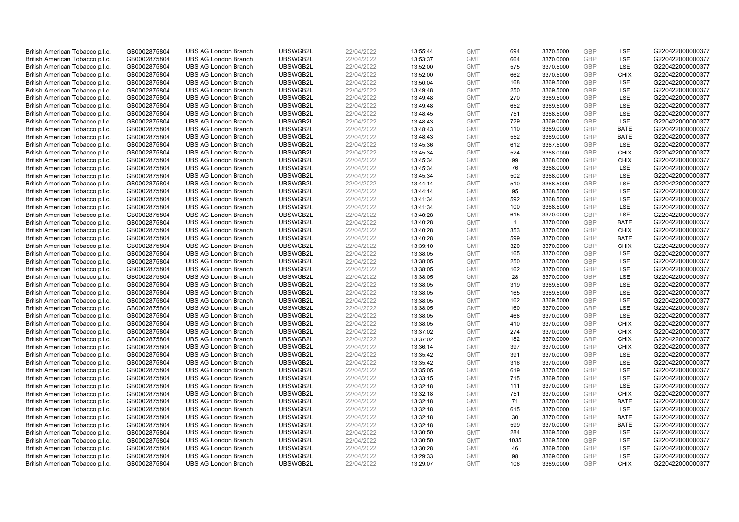| | | | | | | | | | | | |
|---|---|---|---|---|---|---|---|---|---|---|---|
| British American Tobacco p.l.c. | GB0002875804 | UBS AG London Branch | UBSWGB2L | 22/04/2022 | 13:55:44 | GMT | 694 | 3370.5000 | GBP | LSE | G220422000000377 |
| British American Tobacco p.l.c. | GB0002875804 | UBS AG London Branch | UBSWGB2L | 22/04/2022 | 13:53:37 | GMT | 664 | 3370.0000 | GBP | LSE | G220422000000377 |
| British American Tobacco p.l.c. | GB0002875804 | UBS AG London Branch | UBSWGB2L | 22/04/2022 | 13:52:00 | GMT | 575 | 3370.5000 | GBP | LSE | G220422000000377 |
| British American Tobacco p.l.c. | GB0002875804 | UBS AG London Branch | UBSWGB2L | 22/04/2022 | 13:52:00 | GMT | 662 | 3370.5000 | GBP | CHIX | G220422000000377 |
| British American Tobacco p.l.c. | GB0002875804 | UBS AG London Branch | UBSWGB2L | 22/04/2022 | 13:50:04 | GMT | 168 | 3369.5000 | GBP | LSE | G220422000000377 |
| British American Tobacco p.l.c. | GB0002875804 | UBS AG London Branch | UBSWGB2L | 22/04/2022 | 13:49:48 | GMT | 250 | 3369.5000 | GBP | LSE | G220422000000377 |
| British American Tobacco p.l.c. | GB0002875804 | UBS AG London Branch | UBSWGB2L | 22/04/2022 | 13:49:48 | GMT | 270 | 3369.5000 | GBP | LSE | G220422000000377 |
| British American Tobacco p.l.c. | GB0002875804 | UBS AG London Branch | UBSWGB2L | 22/04/2022 | 13:49:48 | GMT | 652 | 3369.5000 | GBP | LSE | G220422000000377 |
| British American Tobacco p.l.c. | GB0002875804 | UBS AG London Branch | UBSWGB2L | 22/04/2022 | 13:48:45 | GMT | 751 | 3368.5000 | GBP | LSE | G220422000000377 |
| British American Tobacco p.l.c. | GB0002875804 | UBS AG London Branch | UBSWGB2L | 22/04/2022 | 13:48:43 | GMT | 729 | 3369.0000 | GBP | LSE | G220422000000377 |
| British American Tobacco p.l.c. | GB0002875804 | UBS AG London Branch | UBSWGB2L | 22/04/2022 | 13:48:43 | GMT | 110 | 3369.0000 | GBP | BATE | G220422000000377 |
| British American Tobacco p.l.c. | GB0002875804 | UBS AG London Branch | UBSWGB2L | 22/04/2022 | 13:48:43 | GMT | 552 | 3369.0000 | GBP | BATE | G220422000000377 |
| British American Tobacco p.l.c. | GB0002875804 | UBS AG London Branch | UBSWGB2L | 22/04/2022 | 13:45:36 | GMT | 612 | 3367.5000 | GBP | LSE | G220422000000377 |
| British American Tobacco p.l.c. | GB0002875804 | UBS AG London Branch | UBSWGB2L | 22/04/2022 | 13:45:34 | GMT | 524 | 3368.0000 | GBP | CHIX | G220422000000377 |
| British American Tobacco p.l.c. | GB0002875804 | UBS AG London Branch | UBSWGB2L | 22/04/2022 | 13:45:34 | GMT | 99 | 3368.0000 | GBP | CHIX | G220422000000377 |
| British American Tobacco p.l.c. | GB0002875804 | UBS AG London Branch | UBSWGB2L | 22/04/2022 | 13:45:34 | GMT | 76 | 3368.0000 | GBP | LSE | G220422000000377 |
| British American Tobacco p.l.c. | GB0002875804 | UBS AG London Branch | UBSWGB2L | 22/04/2022 | 13:45:34 | GMT | 502 | 3368.0000 | GBP | LSE | G220422000000377 |
| British American Tobacco p.l.c. | GB0002875804 | UBS AG London Branch | UBSWGB2L | 22/04/2022 | 13:44:14 | GMT | 510 | 3368.5000 | GBP | LSE | G220422000000377 |
| British American Tobacco p.l.c. | GB0002875804 | UBS AG London Branch | UBSWGB2L | 22/04/2022 | 13:44:14 | GMT | 95 | 3368.5000 | GBP | LSE | G220422000000377 |
| British American Tobacco p.l.c. | GB0002875804 | UBS AG London Branch | UBSWGB2L | 22/04/2022 | 13:41:34 | GMT | 592 | 3368.5000 | GBP | LSE | G220422000000377 |
| British American Tobacco p.l.c. | GB0002875804 | UBS AG London Branch | UBSWGB2L | 22/04/2022 | 13:41:34 | GMT | 100 | 3368.5000 | GBP | LSE | G220422000000377 |
| British American Tobacco p.l.c. | GB0002875804 | UBS AG London Branch | UBSWGB2L | 22/04/2022 | 13:40:28 | GMT | 615 | 3370.0000 | GBP | LSE | G220422000000377 |
| British American Tobacco p.l.c. | GB0002875804 | UBS AG London Branch | UBSWGB2L | 22/04/2022 | 13:40:28 | GMT | 1 | 3370.0000 | GBP | BATE | G220422000000377 |
| British American Tobacco p.l.c. | GB0002875804 | UBS AG London Branch | UBSWGB2L | 22/04/2022 | 13:40:28 | GMT | 353 | 3370.0000 | GBP | CHIX | G220422000000377 |
| British American Tobacco p.l.c. | GB0002875804 | UBS AG London Branch | UBSWGB2L | 22/04/2022 | 13:40:28 | GMT | 599 | 3370.0000 | GBP | BATE | G220422000000377 |
| British American Tobacco p.l.c. | GB0002875804 | UBS AG London Branch | UBSWGB2L | 22/04/2022 | 13:39:10 | GMT | 320 | 3370.0000 | GBP | CHIX | G220422000000377 |
| British American Tobacco p.l.c. | GB0002875804 | UBS AG London Branch | UBSWGB2L | 22/04/2022 | 13:38:05 | GMT | 165 | 3370.0000 | GBP | LSE | G220422000000377 |
| British American Tobacco p.l.c. | GB0002875804 | UBS AG London Branch | UBSWGB2L | 22/04/2022 | 13:38:05 | GMT | 250 | 3370.0000 | GBP | LSE | G220422000000377 |
| British American Tobacco p.l.c. | GB0002875804 | UBS AG London Branch | UBSWGB2L | 22/04/2022 | 13:38:05 | GMT | 162 | 3370.0000 | GBP | LSE | G220422000000377 |
| British American Tobacco p.l.c. | GB0002875804 | UBS AG London Branch | UBSWGB2L | 22/04/2022 | 13:38:05 | GMT | 28 | 3370.0000 | GBP | LSE | G220422000000377 |
| British American Tobacco p.l.c. | GB0002875804 | UBS AG London Branch | UBSWGB2L | 22/04/2022 | 13:38:05 | GMT | 319 | 3369.5000 | GBP | LSE | G220422000000377 |
| British American Tobacco p.l.c. | GB0002875804 | UBS AG London Branch | UBSWGB2L | 22/04/2022 | 13:38:05 | GMT | 165 | 3369.5000 | GBP | LSE | G220422000000377 |
| British American Tobacco p.l.c. | GB0002875804 | UBS AG London Branch | UBSWGB2L | 22/04/2022 | 13:38:05 | GMT | 162 | 3369.5000 | GBP | LSE | G220422000000377 |
| British American Tobacco p.l.c. | GB0002875804 | UBS AG London Branch | UBSWGB2L | 22/04/2022 | 13:38:05 | GMT | 160 | 3370.0000 | GBP | LSE | G220422000000377 |
| British American Tobacco p.l.c. | GB0002875804 | UBS AG London Branch | UBSWGB2L | 22/04/2022 | 13:38:05 | GMT | 468 | 3370.0000 | GBP | LSE | G220422000000377 |
| British American Tobacco p.l.c. | GB0002875804 | UBS AG London Branch | UBSWGB2L | 22/04/2022 | 13:38:05 | GMT | 410 | 3370.0000 | GBP | CHIX | G220422000000377 |
| British American Tobacco p.l.c. | GB0002875804 | UBS AG London Branch | UBSWGB2L | 22/04/2022 | 13:37:02 | GMT | 274 | 3370.0000 | GBP | CHIX | G220422000000377 |
| British American Tobacco p.l.c. | GB0002875804 | UBS AG London Branch | UBSWGB2L | 22/04/2022 | 13:37:02 | GMT | 182 | 3370.0000 | GBP | CHIX | G220422000000377 |
| British American Tobacco p.l.c. | GB0002875804 | UBS AG London Branch | UBSWGB2L | 22/04/2022 | 13:36:14 | GMT | 397 | 3370.0000 | GBP | CHIX | G220422000000377 |
| British American Tobacco p.l.c. | GB0002875804 | UBS AG London Branch | UBSWGB2L | 22/04/2022 | 13:35:42 | GMT | 391 | 3370.0000 | GBP | LSE | G220422000000377 |
| British American Tobacco p.l.c. | GB0002875804 | UBS AG London Branch | UBSWGB2L | 22/04/2022 | 13:35:42 | GMT | 316 | 3370.0000 | GBP | LSE | G220422000000377 |
| British American Tobacco p.l.c. | GB0002875804 | UBS AG London Branch | UBSWGB2L | 22/04/2022 | 13:35:05 | GMT | 619 | 3370.0000 | GBP | LSE | G220422000000377 |
| British American Tobacco p.l.c. | GB0002875804 | UBS AG London Branch | UBSWGB2L | 22/04/2022 | 13:33:15 | GMT | 715 | 3369.5000 | GBP | LSE | G220422000000377 |
| British American Tobacco p.l.c. | GB0002875804 | UBS AG London Branch | UBSWGB2L | 22/04/2022 | 13:32:18 | GMT | 111 | 3370.0000 | GBP | LSE | G220422000000377 |
| British American Tobacco p.l.c. | GB0002875804 | UBS AG London Branch | UBSWGB2L | 22/04/2022 | 13:32:18 | GMT | 751 | 3370.0000 | GBP | CHIX | G220422000000377 |
| British American Tobacco p.l.c. | GB0002875804 | UBS AG London Branch | UBSWGB2L | 22/04/2022 | 13:32:18 | GMT | 71 | 3370.0000 | GBP | BATE | G220422000000377 |
| British American Tobacco p.l.c. | GB0002875804 | UBS AG London Branch | UBSWGB2L | 22/04/2022 | 13:32:18 | GMT | 615 | 3370.0000 | GBP | LSE | G220422000000377 |
| British American Tobacco p.l.c. | GB0002875804 | UBS AG London Branch | UBSWGB2L | 22/04/2022 | 13:32:18 | GMT | 30 | 3370.0000 | GBP | BATE | G220422000000377 |
| British American Tobacco p.l.c. | GB0002875804 | UBS AG London Branch | UBSWGB2L | 22/04/2022 | 13:32:18 | GMT | 599 | 3370.0000 | GBP | BATE | G220422000000377 |
| British American Tobacco p.l.c. | GB0002875804 | UBS AG London Branch | UBSWGB2L | 22/04/2022 | 13:30:50 | GMT | 284 | 3369.5000 | GBP | LSE | G220422000000377 |
| British American Tobacco p.l.c. | GB0002875804 | UBS AG London Branch | UBSWGB2L | 22/04/2022 | 13:30:50 | GMT | 1035 | 3369.5000 | GBP | LSE | G220422000000377 |
| British American Tobacco p.l.c. | GB0002875804 | UBS AG London Branch | UBSWGB2L | 22/04/2022 | 13:30:28 | GMT | 46 | 3369.5000 | GBP | LSE | G220422000000377 |
| British American Tobacco p.l.c. | GB0002875804 | UBS AG London Branch | UBSWGB2L | 22/04/2022 | 13:29:33 | GMT | 98 | 3369.0000 | GBP | LSE | G220422000000377 |
| British American Tobacco p.l.c. | GB0002875804 | UBS AG London Branch | UBSWGB2L | 22/04/2022 | 13:29:07 | GMT | 106 | 3369.0000 | GBP | CHIX | G220422000000377 |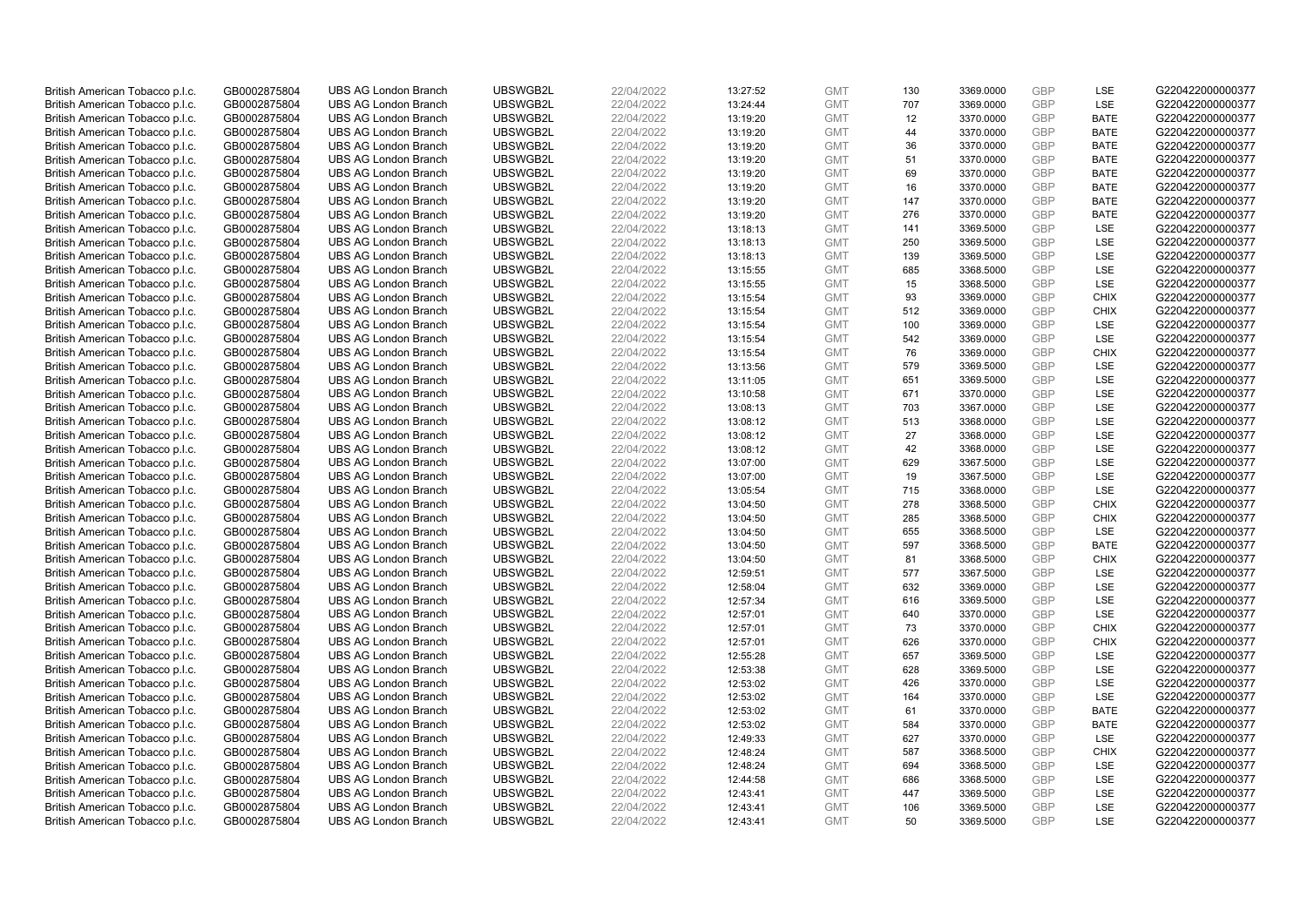| | | | | | | | | | | | |
|---|---|---|---|---|---|---|---|---|---|---|---|
| British American Tobacco p.l.c. | GB0002875804 | UBS AG London Branch | UBSWGB2L | 22/04/2022 | 13:27:52 | GMT | 130 | 3369.0000 | GBP | LSE | G220422000000377 |
| British American Tobacco p.l.c. | GB0002875804 | UBS AG London Branch | UBSWGB2L | 22/04/2022 | 13:24:44 | GMT | 707 | 3369.0000 | GBP | LSE | G220422000000377 |
| British American Tobacco p.l.c. | GB0002875804 | UBS AG London Branch | UBSWGB2L | 22/04/2022 | 13:19:20 | GMT | 12 | 3370.0000 | GBP | BATE | G220422000000377 |
| British American Tobacco p.l.c. | GB0002875804 | UBS AG London Branch | UBSWGB2L | 22/04/2022 | 13:19:20 | GMT | 44 | 3370.0000 | GBP | BATE | G220422000000377 |
| British American Tobacco p.l.c. | GB0002875804 | UBS AG London Branch | UBSWGB2L | 22/04/2022 | 13:19:20 | GMT | 36 | 3370.0000 | GBP | BATE | G220422000000377 |
| British American Tobacco p.l.c. | GB0002875804 | UBS AG London Branch | UBSWGB2L | 22/04/2022 | 13:19:20 | GMT | 51 | 3370.0000 | GBP | BATE | G220422000000377 |
| British American Tobacco p.l.c. | GB0002875804 | UBS AG London Branch | UBSWGB2L | 22/04/2022 | 13:19:20 | GMT | 69 | 3370.0000 | GBP | BATE | G220422000000377 |
| British American Tobacco p.l.c. | GB0002875804 | UBS AG London Branch | UBSWGB2L | 22/04/2022 | 13:19:20 | GMT | 16 | 3370.0000 | GBP | BATE | G220422000000377 |
| British American Tobacco p.l.c. | GB0002875804 | UBS AG London Branch | UBSWGB2L | 22/04/2022 | 13:19:20 | GMT | 147 | 3370.0000 | GBP | BATE | G220422000000377 |
| British American Tobacco p.l.c. | GB0002875804 | UBS AG London Branch | UBSWGB2L | 22/04/2022 | 13:19:20 | GMT | 276 | 3370.0000 | GBP | BATE | G220422000000377 |
| British American Tobacco p.l.c. | GB0002875804 | UBS AG London Branch | UBSWGB2L | 22/04/2022 | 13:18:13 | GMT | 141 | 3369.5000 | GBP | LSE | G220422000000377 |
| British American Tobacco p.l.c. | GB0002875804 | UBS AG London Branch | UBSWGB2L | 22/04/2022 | 13:18:13 | GMT | 250 | 3369.5000 | GBP | LSE | G220422000000377 |
| British American Tobacco p.l.c. | GB0002875804 | UBS AG London Branch | UBSWGB2L | 22/04/2022 | 13:18:13 | GMT | 139 | 3369.5000 | GBP | LSE | G220422000000377 |
| British American Tobacco p.l.c. | GB0002875804 | UBS AG London Branch | UBSWGB2L | 22/04/2022 | 13:15:55 | GMT | 685 | 3368.5000 | GBP | LSE | G220422000000377 |
| British American Tobacco p.l.c. | GB0002875804 | UBS AG London Branch | UBSWGB2L | 22/04/2022 | 13:15:55 | GMT | 15 | 3368.5000 | GBP | LSE | G220422000000377 |
| British American Tobacco p.l.c. | GB0002875804 | UBS AG London Branch | UBSWGB2L | 22/04/2022 | 13:15:54 | GMT | 93 | 3369.0000 | GBP | CHIX | G220422000000377 |
| British American Tobacco p.l.c. | GB0002875804 | UBS AG London Branch | UBSWGB2L | 22/04/2022 | 13:15:54 | GMT | 512 | 3369.0000 | GBP | CHIX | G220422000000377 |
| British American Tobacco p.l.c. | GB0002875804 | UBS AG London Branch | UBSWGB2L | 22/04/2022 | 13:15:54 | GMT | 100 | 3369.0000 | GBP | LSE | G220422000000377 |
| British American Tobacco p.l.c. | GB0002875804 | UBS AG London Branch | UBSWGB2L | 22/04/2022 | 13:15:54 | GMT | 542 | 3369.0000 | GBP | LSE | G220422000000377 |
| British American Tobacco p.l.c. | GB0002875804 | UBS AG London Branch | UBSWGB2L | 22/04/2022 | 13:15:54 | GMT | 76 | 3369.0000 | GBP | CHIX | G220422000000377 |
| British American Tobacco p.l.c. | GB0002875804 | UBS AG London Branch | UBSWGB2L | 22/04/2022 | 13:13:56 | GMT | 579 | 3369.5000 | GBP | LSE | G220422000000377 |
| British American Tobacco p.l.c. | GB0002875804 | UBS AG London Branch | UBSWGB2L | 22/04/2022 | 13:11:05 | GMT | 651 | 3369.5000 | GBP | LSE | G220422000000377 |
| British American Tobacco p.l.c. | GB0002875804 | UBS AG London Branch | UBSWGB2L | 22/04/2022 | 13:10:58 | GMT | 671 | 3370.0000 | GBP | LSE | G220422000000377 |
| British American Tobacco p.l.c. | GB0002875804 | UBS AG London Branch | UBSWGB2L | 22/04/2022 | 13:08:13 | GMT | 703 | 3367.0000 | GBP | LSE | G220422000000377 |
| British American Tobacco p.l.c. | GB0002875804 | UBS AG London Branch | UBSWGB2L | 22/04/2022 | 13:08:12 | GMT | 513 | 3368.0000 | GBP | LSE | G220422000000377 |
| British American Tobacco p.l.c. | GB0002875804 | UBS AG London Branch | UBSWGB2L | 22/04/2022 | 13:08:12 | GMT | 27 | 3368.0000 | GBP | LSE | G220422000000377 |
| British American Tobacco p.l.c. | GB0002875804 | UBS AG London Branch | UBSWGB2L | 22/04/2022 | 13:08:12 | GMT | 42 | 3368.0000 | GBP | LSE | G220422000000377 |
| British American Tobacco p.l.c. | GB0002875804 | UBS AG London Branch | UBSWGB2L | 22/04/2022 | 13:07:00 | GMT | 629 | 3367.5000 | GBP | LSE | G220422000000377 |
| British American Tobacco p.l.c. | GB0002875804 | UBS AG London Branch | UBSWGB2L | 22/04/2022 | 13:07:00 | GMT | 19 | 3367.5000 | GBP | LSE | G220422000000377 |
| British American Tobacco p.l.c. | GB0002875804 | UBS AG London Branch | UBSWGB2L | 22/04/2022 | 13:05:54 | GMT | 715 | 3368.0000 | GBP | LSE | G220422000000377 |
| British American Tobacco p.l.c. | GB0002875804 | UBS AG London Branch | UBSWGB2L | 22/04/2022 | 13:04:50 | GMT | 278 | 3368.5000 | GBP | CHIX | G220422000000377 |
| British American Tobacco p.l.c. | GB0002875804 | UBS AG London Branch | UBSWGB2L | 22/04/2022 | 13:04:50 | GMT | 285 | 3368.5000 | GBP | CHIX | G220422000000377 |
| British American Tobacco p.l.c. | GB0002875804 | UBS AG London Branch | UBSWGB2L | 22/04/2022 | 13:04:50 | GMT | 655 | 3368.5000 | GBP | LSE | G220422000000377 |
| British American Tobacco p.l.c. | GB0002875804 | UBS AG London Branch | UBSWGB2L | 22/04/2022 | 13:04:50 | GMT | 597 | 3368.5000 | GBP | BATE | G220422000000377 |
| British American Tobacco p.l.c. | GB0002875804 | UBS AG London Branch | UBSWGB2L | 22/04/2022 | 13:04:50 | GMT | 81 | 3368.5000 | GBP | CHIX | G220422000000377 |
| British American Tobacco p.l.c. | GB0002875804 | UBS AG London Branch | UBSWGB2L | 22/04/2022 | 12:59:51 | GMT | 577 | 3367.5000 | GBP | LSE | G220422000000377 |
| British American Tobacco p.l.c. | GB0002875804 | UBS AG London Branch | UBSWGB2L | 22/04/2022 | 12:58:04 | GMT | 632 | 3369.0000 | GBP | LSE | G220422000000377 |
| British American Tobacco p.l.c. | GB0002875804 | UBS AG London Branch | UBSWGB2L | 22/04/2022 | 12:57:34 | GMT | 616 | 3369.5000 | GBP | LSE | G220422000000377 |
| British American Tobacco p.l.c. | GB0002875804 | UBS AG London Branch | UBSWGB2L | 22/04/2022 | 12:57:01 | GMT | 640 | 3370.0000 | GBP | LSE | G220422000000377 |
| British American Tobacco p.l.c. | GB0002875804 | UBS AG London Branch | UBSWGB2L | 22/04/2022 | 12:57:01 | GMT | 73 | 3370.0000 | GBP | CHIX | G220422000000377 |
| British American Tobacco p.l.c. | GB0002875804 | UBS AG London Branch | UBSWGB2L | 22/04/2022 | 12:57:01 | GMT | 626 | 3370.0000 | GBP | CHIX | G220422000000377 |
| British American Tobacco p.l.c. | GB0002875804 | UBS AG London Branch | UBSWGB2L | 22/04/2022 | 12:55:28 | GMT | 657 | 3369.5000 | GBP | LSE | G220422000000377 |
| British American Tobacco p.l.c. | GB0002875804 | UBS AG London Branch | UBSWGB2L | 22/04/2022 | 12:53:38 | GMT | 628 | 3369.5000 | GBP | LSE | G220422000000377 |
| British American Tobacco p.l.c. | GB0002875804 | UBS AG London Branch | UBSWGB2L | 22/04/2022 | 12:53:02 | GMT | 426 | 3370.0000 | GBP | LSE | G220422000000377 |
| British American Tobacco p.l.c. | GB0002875804 | UBS AG London Branch | UBSWGB2L | 22/04/2022 | 12:53:02 | GMT | 164 | 3370.0000 | GBP | LSE | G220422000000377 |
| British American Tobacco p.l.c. | GB0002875804 | UBS AG London Branch | UBSWGB2L | 22/04/2022 | 12:53:02 | GMT | 61 | 3370.0000 | GBP | BATE | G220422000000377 |
| British American Tobacco p.l.c. | GB0002875804 | UBS AG London Branch | UBSWGB2L | 22/04/2022 | 12:53:02 | GMT | 584 | 3370.0000 | GBP | BATE | G220422000000377 |
| British American Tobacco p.l.c. | GB0002875804 | UBS AG London Branch | UBSWGB2L | 22/04/2022 | 12:49:33 | GMT | 627 | 3370.0000 | GBP | LSE | G220422000000377 |
| British American Tobacco p.l.c. | GB0002875804 | UBS AG London Branch | UBSWGB2L | 22/04/2022 | 12:48:24 | GMT | 587 | 3368.5000 | GBP | CHIX | G220422000000377 |
| British American Tobacco p.l.c. | GB0002875804 | UBS AG London Branch | UBSWGB2L | 22/04/2022 | 12:48:24 | GMT | 694 | 3368.5000 | GBP | LSE | G220422000000377 |
| British American Tobacco p.l.c. | GB0002875804 | UBS AG London Branch | UBSWGB2L | 22/04/2022 | 12:44:58 | GMT | 686 | 3368.5000 | GBP | LSE | G220422000000377 |
| British American Tobacco p.l.c. | GB0002875804 | UBS AG London Branch | UBSWGB2L | 22/04/2022 | 12:43:41 | GMT | 447 | 3369.5000 | GBP | LSE | G220422000000377 |
| British American Tobacco p.l.c. | GB0002875804 | UBS AG London Branch | UBSWGB2L | 22/04/2022 | 12:43:41 | GMT | 106 | 3369.5000 | GBP | LSE | G220422000000377 |
| British American Tobacco p.l.c. | GB0002875804 | UBS AG London Branch | UBSWGB2L | 22/04/2022 | 12:43:41 | GMT | 50 | 3369.5000 | GBP | LSE | G220422000000377 |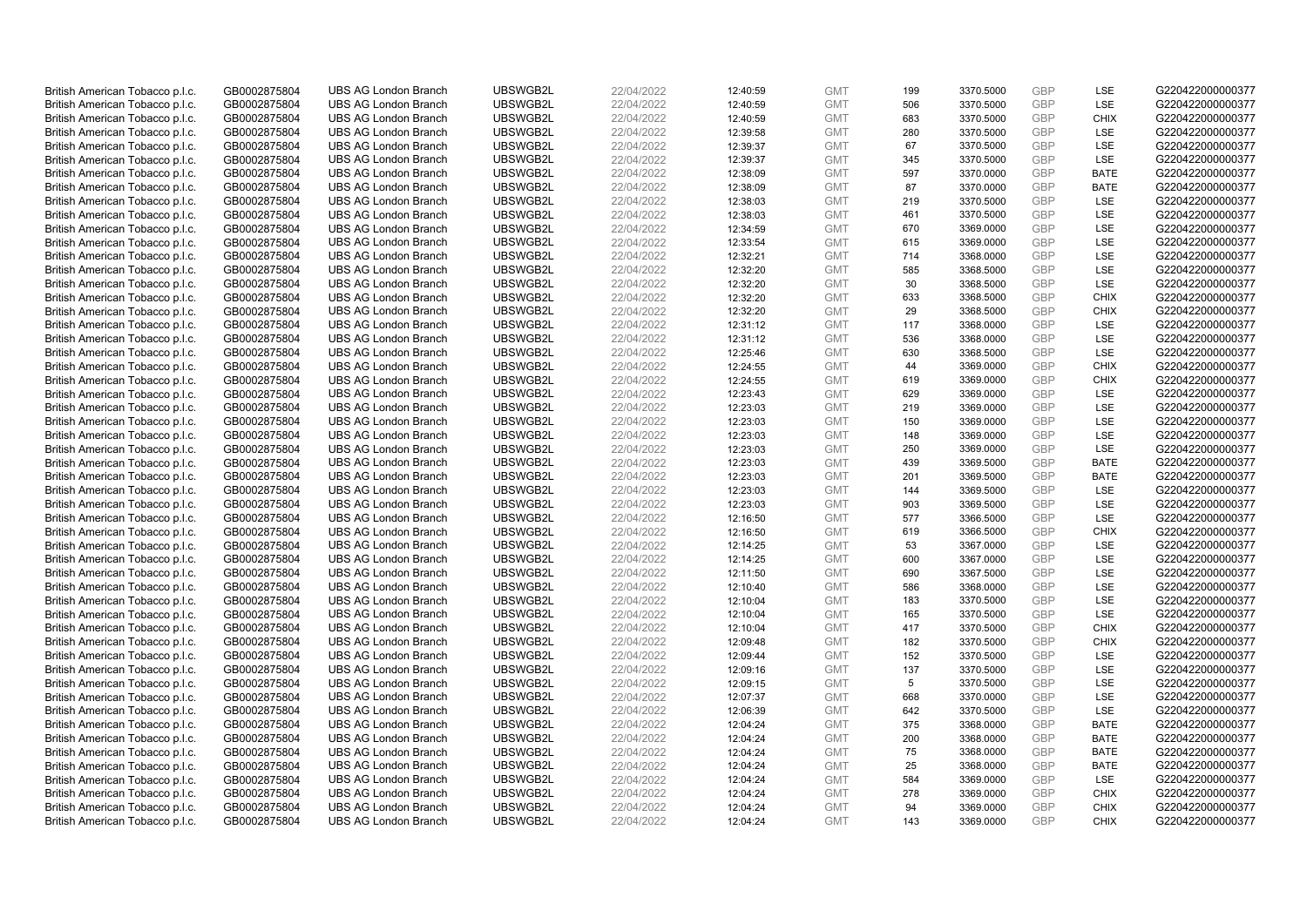| | | | | | | | | | | | |
|---|---|---|---|---|---|---|---|---|---|---|---|
| British American Tobacco p.l.c. | GB0002875804 | UBS AG London Branch | UBSWGB2L | 22/04/2022 | 12:40:59 | GMT | 199 | 3370.5000 | GBP | LSE | G220422000000377 |
| British American Tobacco p.l.c. | GB0002875804 | UBS AG London Branch | UBSWGB2L | 22/04/2022 | 12:40:59 | GMT | 506 | 3370.5000 | GBP | LSE | G220422000000377 |
| British American Tobacco p.l.c. | GB0002875804 | UBS AG London Branch | UBSWGB2L | 22/04/2022 | 12:40:59 | GMT | 683 | 3370.5000 | GBP | CHIX | G220422000000377 |
| British American Tobacco p.l.c. | GB0002875804 | UBS AG London Branch | UBSWGB2L | 22/04/2022 | 12:39:58 | GMT | 280 | 3370.5000 | GBP | LSE | G220422000000377 |
| British American Tobacco p.l.c. | GB0002875804 | UBS AG London Branch | UBSWGB2L | 22/04/2022 | 12:39:37 | GMT | 67 | 3370.5000 | GBP | LSE | G220422000000377 |
| British American Tobacco p.l.c. | GB0002875804 | UBS AG London Branch | UBSWGB2L | 22/04/2022 | 12:39:37 | GMT | 345 | 3370.5000 | GBP | LSE | G220422000000377 |
| British American Tobacco p.l.c. | GB0002875804 | UBS AG London Branch | UBSWGB2L | 22/04/2022 | 12:38:09 | GMT | 597 | 3370.0000 | GBP | BATE | G220422000000377 |
| British American Tobacco p.l.c. | GB0002875804 | UBS AG London Branch | UBSWGB2L | 22/04/2022 | 12:38:09 | GMT | 87 | 3370.0000 | GBP | BATE | G220422000000377 |
| British American Tobacco p.l.c. | GB0002875804 | UBS AG London Branch | UBSWGB2L | 22/04/2022 | 12:38:03 | GMT | 219 | 3370.5000 | GBP | LSE | G220422000000377 |
| British American Tobacco p.l.c. | GB0002875804 | UBS AG London Branch | UBSWGB2L | 22/04/2022 | 12:38:03 | GMT | 461 | 3370.5000 | GBP | LSE | G220422000000377 |
| British American Tobacco p.l.c. | GB0002875804 | UBS AG London Branch | UBSWGB2L | 22/04/2022 | 12:34:59 | GMT | 670 | 3369.0000 | GBP | LSE | G220422000000377 |
| British American Tobacco p.l.c. | GB0002875804 | UBS AG London Branch | UBSWGB2L | 22/04/2022 | 12:33:54 | GMT | 615 | 3369.0000 | GBP | LSE | G220422000000377 |
| British American Tobacco p.l.c. | GB0002875804 | UBS AG London Branch | UBSWGB2L | 22/04/2022 | 12:32:21 | GMT | 714 | 3368.0000 | GBP | LSE | G220422000000377 |
| British American Tobacco p.l.c. | GB0002875804 | UBS AG London Branch | UBSWGB2L | 22/04/2022 | 12:32:20 | GMT | 585 | 3368.5000 | GBP | LSE | G220422000000377 |
| British American Tobacco p.l.c. | GB0002875804 | UBS AG London Branch | UBSWGB2L | 22/04/2022 | 12:32:20 | GMT | 30 | 3368.5000 | GBP | LSE | G220422000000377 |
| British American Tobacco p.l.c. | GB0002875804 | UBS AG London Branch | UBSWGB2L | 22/04/2022 | 12:32:20 | GMT | 633 | 3368.5000 | GBP | CHIX | G220422000000377 |
| British American Tobacco p.l.c. | GB0002875804 | UBS AG London Branch | UBSWGB2L | 22/04/2022 | 12:32:20 | GMT | 29 | 3368.5000 | GBP | CHIX | G220422000000377 |
| British American Tobacco p.l.c. | GB0002875804 | UBS AG London Branch | UBSWGB2L | 22/04/2022 | 12:31:12 | GMT | 117 | 3368.0000 | GBP | LSE | G220422000000377 |
| British American Tobacco p.l.c. | GB0002875804 | UBS AG London Branch | UBSWGB2L | 22/04/2022 | 12:31:12 | GMT | 536 | 3368.0000 | GBP | LSE | G220422000000377 |
| British American Tobacco p.l.c. | GB0002875804 | UBS AG London Branch | UBSWGB2L | 22/04/2022 | 12:25:46 | GMT | 630 | 3368.5000 | GBP | LSE | G220422000000377 |
| British American Tobacco p.l.c. | GB0002875804 | UBS AG London Branch | UBSWGB2L | 22/04/2022 | 12:24:55 | GMT | 44 | 3369.0000 | GBP | CHIX | G220422000000377 |
| British American Tobacco p.l.c. | GB0002875804 | UBS AG London Branch | UBSWGB2L | 22/04/2022 | 12:24:55 | GMT | 619 | 3369.0000 | GBP | CHIX | G220422000000377 |
| British American Tobacco p.l.c. | GB0002875804 | UBS AG London Branch | UBSWGB2L | 22/04/2022 | 12:23:43 | GMT | 629 | 3369.0000 | GBP | LSE | G220422000000377 |
| British American Tobacco p.l.c. | GB0002875804 | UBS AG London Branch | UBSWGB2L | 22/04/2022 | 12:23:03 | GMT | 219 | 3369.0000 | GBP | LSE | G220422000000377 |
| British American Tobacco p.l.c. | GB0002875804 | UBS AG London Branch | UBSWGB2L | 22/04/2022 | 12:23:03 | GMT | 150 | 3369.0000 | GBP | LSE | G220422000000377 |
| British American Tobacco p.l.c. | GB0002875804 | UBS AG London Branch | UBSWGB2L | 22/04/2022 | 12:23:03 | GMT | 148 | 3369.0000 | GBP | LSE | G220422000000377 |
| British American Tobacco p.l.c. | GB0002875804 | UBS AG London Branch | UBSWGB2L | 22/04/2022 | 12:23:03 | GMT | 250 | 3369.0000 | GBP | LSE | G220422000000377 |
| British American Tobacco p.l.c. | GB0002875804 | UBS AG London Branch | UBSWGB2L | 22/04/2022 | 12:23:03 | GMT | 439 | 3369.5000 | GBP | BATE | G220422000000377 |
| British American Tobacco p.l.c. | GB0002875804 | UBS AG London Branch | UBSWGB2L | 22/04/2022 | 12:23:03 | GMT | 201 | 3369.5000 | GBP | BATE | G220422000000377 |
| British American Tobacco p.l.c. | GB0002875804 | UBS AG London Branch | UBSWGB2L | 22/04/2022 | 12:23:03 | GMT | 144 | 3369.5000 | GBP | LSE | G220422000000377 |
| British American Tobacco p.l.c. | GB0002875804 | UBS AG London Branch | UBSWGB2L | 22/04/2022 | 12:23:03 | GMT | 903 | 3369.5000 | GBP | LSE | G220422000000377 |
| British American Tobacco p.l.c. | GB0002875804 | UBS AG London Branch | UBSWGB2L | 22/04/2022 | 12:16:50 | GMT | 577 | 3366.5000 | GBP | LSE | G220422000000377 |
| British American Tobacco p.l.c. | GB0002875804 | UBS AG London Branch | UBSWGB2L | 22/04/2022 | 12:16:50 | GMT | 619 | 3366.5000 | GBP | CHIX | G220422000000377 |
| British American Tobacco p.l.c. | GB0002875804 | UBS AG London Branch | UBSWGB2L | 22/04/2022 | 12:14:25 | GMT | 53 | 3367.0000 | GBP | LSE | G220422000000377 |
| British American Tobacco p.l.c. | GB0002875804 | UBS AG London Branch | UBSWGB2L | 22/04/2022 | 12:14:25 | GMT | 600 | 3367.0000 | GBP | LSE | G220422000000377 |
| British American Tobacco p.l.c. | GB0002875804 | UBS AG London Branch | UBSWGB2L | 22/04/2022 | 12:11:50 | GMT | 690 | 3367.5000 | GBP | LSE | G220422000000377 |
| British American Tobacco p.l.c. | GB0002875804 | UBS AG London Branch | UBSWGB2L | 22/04/2022 | 12:10:40 | GMT | 586 | 3368.0000 | GBP | LSE | G220422000000377 |
| British American Tobacco p.l.c. | GB0002875804 | UBS AG London Branch | UBSWGB2L | 22/04/2022 | 12:10:04 | GMT | 183 | 3370.5000 | GBP | LSE | G220422000000377 |
| British American Tobacco p.l.c. | GB0002875804 | UBS AG London Branch | UBSWGB2L | 22/04/2022 | 12:10:04 | GMT | 165 | 3370.5000 | GBP | LSE | G220422000000377 |
| British American Tobacco p.l.c. | GB0002875804 | UBS AG London Branch | UBSWGB2L | 22/04/2022 | 12:10:04 | GMT | 417 | 3370.5000 | GBP | CHIX | G220422000000377 |
| British American Tobacco p.l.c. | GB0002875804 | UBS AG London Branch | UBSWGB2L | 22/04/2022 | 12:09:48 | GMT | 182 | 3370.5000 | GBP | CHIX | G220422000000377 |
| British American Tobacco p.l.c. | GB0002875804 | UBS AG London Branch | UBSWGB2L | 22/04/2022 | 12:09:44 | GMT | 152 | 3370.5000 | GBP | LSE | G220422000000377 |
| British American Tobacco p.l.c. | GB0002875804 | UBS AG London Branch | UBSWGB2L | 22/04/2022 | 12:09:16 | GMT | 137 | 3370.5000 | GBP | LSE | G220422000000377 |
| British American Tobacco p.l.c. | GB0002875804 | UBS AG London Branch | UBSWGB2L | 22/04/2022 | 12:09:15 | GMT | 5 | 3370.5000 | GBP | LSE | G220422000000377 |
| British American Tobacco p.l.c. | GB0002875804 | UBS AG London Branch | UBSWGB2L | 22/04/2022 | 12:07:37 | GMT | 668 | 3370.0000 | GBP | LSE | G220422000000377 |
| British American Tobacco p.l.c. | GB0002875804 | UBS AG London Branch | UBSWGB2L | 22/04/2022 | 12:06:39 | GMT | 642 | 3370.5000 | GBP | LSE | G220422000000377 |
| British American Tobacco p.l.c. | GB0002875804 | UBS AG London Branch | UBSWGB2L | 22/04/2022 | 12:04:24 | GMT | 375 | 3368.0000 | GBP | BATE | G220422000000377 |
| British American Tobacco p.l.c. | GB0002875804 | UBS AG London Branch | UBSWGB2L | 22/04/2022 | 12:04:24 | GMT | 200 | 3368.0000 | GBP | BATE | G220422000000377 |
| British American Tobacco p.l.c. | GB0002875804 | UBS AG London Branch | UBSWGB2L | 22/04/2022 | 12:04:24 | GMT | 75 | 3368.0000 | GBP | BATE | G220422000000377 |
| British American Tobacco p.l.c. | GB0002875804 | UBS AG London Branch | UBSWGB2L | 22/04/2022 | 12:04:24 | GMT | 25 | 3368.0000 | GBP | BATE | G220422000000377 |
| British American Tobacco p.l.c. | GB0002875804 | UBS AG London Branch | UBSWGB2L | 22/04/2022 | 12:04:24 | GMT | 584 | 3369.0000 | GBP | LSE | G220422000000377 |
| British American Tobacco p.l.c. | GB0002875804 | UBS AG London Branch | UBSWGB2L | 22/04/2022 | 12:04:24 | GMT | 278 | 3369.0000 | GBP | CHIX | G220422000000377 |
| British American Tobacco p.l.c. | GB0002875804 | UBS AG London Branch | UBSWGB2L | 22/04/2022 | 12:04:24 | GMT | 94 | 3369.0000 | GBP | CHIX | G220422000000377 |
| British American Tobacco p.l.c. | GB0002875804 | UBS AG London Branch | UBSWGB2L | 22/04/2022 | 12:04:24 | GMT | 143 | 3369.0000 | GBP | CHIX | G220422000000377 |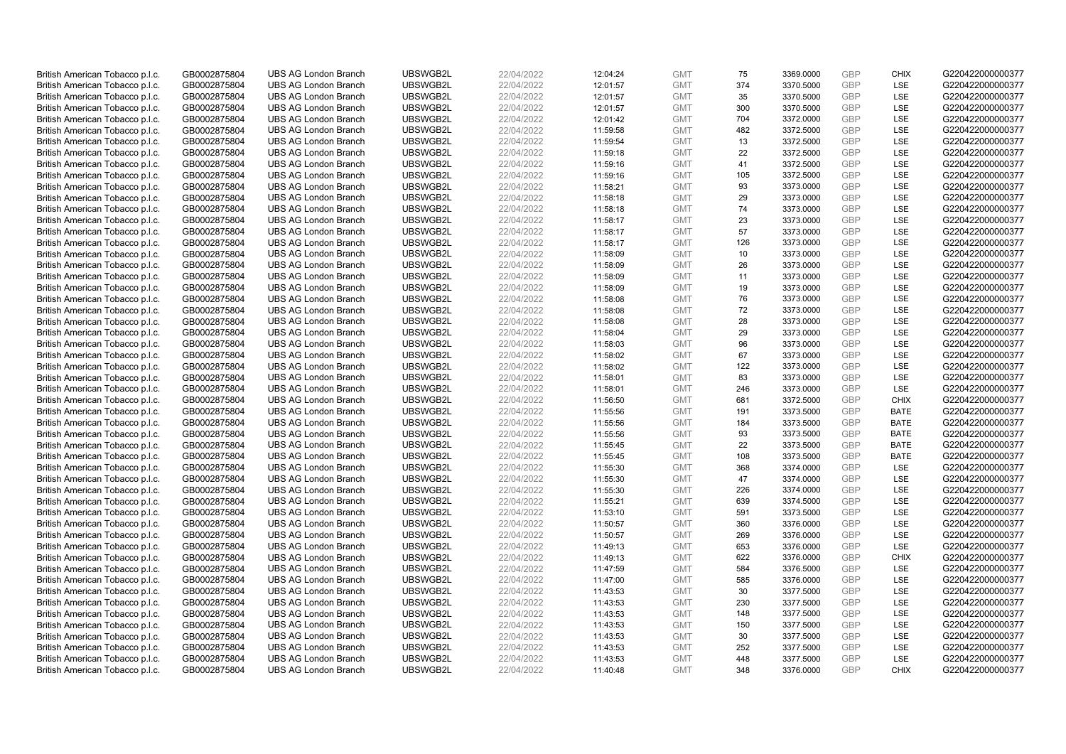| British American Tobacco p.l.c. | GB0002875804 | UBS AG London Branch | UBSWGB2L | 22/04/2022 | 12:04:24 | GMT | 75 | 3369.0000 | GBP | CHIX | G220422000000377 |
|---|---|---|---|---|---|---|---|---|---|---|---|
| British American Tobacco p.l.c. | GB0002875804 | UBS AG London Branch | UBSWGB2L | 22/04/2022 | 12:01:57 | GMT | 374 | 3370.5000 | GBP | LSE | G220422000000377 |
| British American Tobacco p.l.c. | GB0002875804 | UBS AG London Branch | UBSWGB2L | 22/04/2022 | 12:01:57 | GMT | 35 | 3370.5000 | GBP | LSE | G220422000000377 |
| British American Tobacco p.l.c. | GB0002875804 | UBS AG London Branch | UBSWGB2L | 22/04/2022 | 12:01:57 | GMT | 300 | 3370.5000 | GBP | LSE | G220422000000377 |
| British American Tobacco p.l.c. | GB0002875804 | UBS AG London Branch | UBSWGB2L | 22/04/2022 | 12:01:42 | GMT | 704 | 3372.0000 | GBP | LSE | G220422000000377 |
| British American Tobacco p.l.c. | GB0002875804 | UBS AG London Branch | UBSWGB2L | 22/04/2022 | 11:59:58 | GMT | 482 | 3372.5000 | GBP | LSE | G220422000000377 |
| British American Tobacco p.l.c. | GB0002875804 | UBS AG London Branch | UBSWGB2L | 22/04/2022 | 11:59:54 | GMT | 13 | 3372.5000 | GBP | LSE | G220422000000377 |
| British American Tobacco p.l.c. | GB0002875804 | UBS AG London Branch | UBSWGB2L | 22/04/2022 | 11:59:18 | GMT | 22 | 3372.5000 | GBP | LSE | G220422000000377 |
| British American Tobacco p.l.c. | GB0002875804 | UBS AG London Branch | UBSWGB2L | 22/04/2022 | 11:59:16 | GMT | 41 | 3372.5000 | GBP | LSE | G220422000000377 |
| British American Tobacco p.l.c. | GB0002875804 | UBS AG London Branch | UBSWGB2L | 22/04/2022 | 11:59:16 | GMT | 105 | 3372.5000 | GBP | LSE | G220422000000377 |
| British American Tobacco p.l.c. | GB0002875804 | UBS AG London Branch | UBSWGB2L | 22/04/2022 | 11:58:21 | GMT | 93 | 3373.0000 | GBP | LSE | G220422000000377 |
| British American Tobacco p.l.c. | GB0002875804 | UBS AG London Branch | UBSWGB2L | 22/04/2022 | 11:58:18 | GMT | 29 | 3373.0000 | GBP | LSE | G220422000000377 |
| British American Tobacco p.l.c. | GB0002875804 | UBS AG London Branch | UBSWGB2L | 22/04/2022 | 11:58:18 | GMT | 74 | 3373.0000 | GBP | LSE | G220422000000377 |
| British American Tobacco p.l.c. | GB0002875804 | UBS AG London Branch | UBSWGB2L | 22/04/2022 | 11:58:17 | GMT | 23 | 3373.0000 | GBP | LSE | G220422000000377 |
| British American Tobacco p.l.c. | GB0002875804 | UBS AG London Branch | UBSWGB2L | 22/04/2022 | 11:58:17 | GMT | 57 | 3373.0000 | GBP | LSE | G220422000000377 |
| British American Tobacco p.l.c. | GB0002875804 | UBS AG London Branch | UBSWGB2L | 22/04/2022 | 11:58:17 | GMT | 126 | 3373.0000 | GBP | LSE | G220422000000377 |
| British American Tobacco p.l.c. | GB0002875804 | UBS AG London Branch | UBSWGB2L | 22/04/2022 | 11:58:09 | GMT | 10 | 3373.0000 | GBP | LSE | G220422000000377 |
| British American Tobacco p.l.c. | GB0002875804 | UBS AG London Branch | UBSWGB2L | 22/04/2022 | 11:58:09 | GMT | 26 | 3373.0000 | GBP | LSE | G220422000000377 |
| British American Tobacco p.l.c. | GB0002875804 | UBS AG London Branch | UBSWGB2L | 22/04/2022 | 11:58:09 | GMT | 11 | 3373.0000 | GBP | LSE | G220422000000377 |
| British American Tobacco p.l.c. | GB0002875804 | UBS AG London Branch | UBSWGB2L | 22/04/2022 | 11:58:09 | GMT | 19 | 3373.0000 | GBP | LSE | G220422000000377 |
| British American Tobacco p.l.c. | GB0002875804 | UBS AG London Branch | UBSWGB2L | 22/04/2022 | 11:58:08 | GMT | 76 | 3373.0000 | GBP | LSE | G220422000000377 |
| British American Tobacco p.l.c. | GB0002875804 | UBS AG London Branch | UBSWGB2L | 22/04/2022 | 11:58:08 | GMT | 72 | 3373.0000 | GBP | LSE | G220422000000377 |
| British American Tobacco p.l.c. | GB0002875804 | UBS AG London Branch | UBSWGB2L | 22/04/2022 | 11:58:08 | GMT | 28 | 3373.0000 | GBP | LSE | G220422000000377 |
| British American Tobacco p.l.c. | GB0002875804 | UBS AG London Branch | UBSWGB2L | 22/04/2022 | 11:58:04 | GMT | 29 | 3373.0000 | GBP | LSE | G220422000000377 |
| British American Tobacco p.l.c. | GB0002875804 | UBS AG London Branch | UBSWGB2L | 22/04/2022 | 11:58:03 | GMT | 96 | 3373.0000 | GBP | LSE | G220422000000377 |
| British American Tobacco p.l.c. | GB0002875804 | UBS AG London Branch | UBSWGB2L | 22/04/2022 | 11:58:02 | GMT | 67 | 3373.0000 | GBP | LSE | G220422000000377 |
| British American Tobacco p.l.c. | GB0002875804 | UBS AG London Branch | UBSWGB2L | 22/04/2022 | 11:58:02 | GMT | 122 | 3373.0000 | GBP | LSE | G220422000000377 |
| British American Tobacco p.l.c. | GB0002875804 | UBS AG London Branch | UBSWGB2L | 22/04/2022 | 11:58:01 | GMT | 83 | 3373.0000 | GBP | LSE | G220422000000377 |
| British American Tobacco p.l.c. | GB0002875804 | UBS AG London Branch | UBSWGB2L | 22/04/2022 | 11:58:01 | GMT | 246 | 3373.0000 | GBP | LSE | G220422000000377 |
| British American Tobacco p.l.c. | GB0002875804 | UBS AG London Branch | UBSWGB2L | 22/04/2022 | 11:56:50 | GMT | 681 | 3372.5000 | GBP | CHIX | G220422000000377 |
| British American Tobacco p.l.c. | GB0002875804 | UBS AG London Branch | UBSWGB2L | 22/04/2022 | 11:55:56 | GMT | 191 | 3373.5000 | GBP | BATE | G220422000000377 |
| British American Tobacco p.l.c. | GB0002875804 | UBS AG London Branch | UBSWGB2L | 22/04/2022 | 11:55:56 | GMT | 184 | 3373.5000 | GBP | BATE | G220422000000377 |
| British American Tobacco p.l.c. | GB0002875804 | UBS AG London Branch | UBSWGB2L | 22/04/2022 | 11:55:56 | GMT | 93 | 3373.5000 | GBP | BATE | G220422000000377 |
| British American Tobacco p.l.c. | GB0002875804 | UBS AG London Branch | UBSWGB2L | 22/04/2022 | 11:55:45 | GMT | 22 | 3373.5000 | GBP | BATE | G220422000000377 |
| British American Tobacco p.l.c. | GB0002875804 | UBS AG London Branch | UBSWGB2L | 22/04/2022 | 11:55:45 | GMT | 108 | 3373.5000 | GBP | BATE | G220422000000377 |
| British American Tobacco p.l.c. | GB0002875804 | UBS AG London Branch | UBSWGB2L | 22/04/2022 | 11:55:30 | GMT | 368 | 3374.0000 | GBP | LSE | G220422000000377 |
| British American Tobacco p.l.c. | GB0002875804 | UBS AG London Branch | UBSWGB2L | 22/04/2022 | 11:55:30 | GMT | 47 | 3374.0000 | GBP | LSE | G220422000000377 |
| British American Tobacco p.l.c. | GB0002875804 | UBS AG London Branch | UBSWGB2L | 22/04/2022 | 11:55:30 | GMT | 226 | 3374.0000 | GBP | LSE | G220422000000377 |
| British American Tobacco p.l.c. | GB0002875804 | UBS AG London Branch | UBSWGB2L | 22/04/2022 | 11:55:21 | GMT | 639 | 3374.5000 | GBP | LSE | G220422000000377 |
| British American Tobacco p.l.c. | GB0002875804 | UBS AG London Branch | UBSWGB2L | 22/04/2022 | 11:53:10 | GMT | 591 | 3373.5000 | GBP | LSE | G220422000000377 |
| British American Tobacco p.l.c. | GB0002875804 | UBS AG London Branch | UBSWGB2L | 22/04/2022 | 11:50:57 | GMT | 360 | 3376.0000 | GBP | LSE | G220422000000377 |
| British American Tobacco p.l.c. | GB0002875804 | UBS AG London Branch | UBSWGB2L | 22/04/2022 | 11:50:57 | GMT | 269 | 3376.0000 | GBP | LSE | G220422000000377 |
| British American Tobacco p.l.c. | GB0002875804 | UBS AG London Branch | UBSWGB2L | 22/04/2022 | 11:49:13 | GMT | 653 | 3376.0000 | GBP | LSE | G220422000000377 |
| British American Tobacco p.l.c. | GB0002875804 | UBS AG London Branch | UBSWGB2L | 22/04/2022 | 11:49:13 | GMT | 622 | 3376.0000 | GBP | CHIX | G220422000000377 |
| British American Tobacco p.l.c. | GB0002875804 | UBS AG London Branch | UBSWGB2L | 22/04/2022 | 11:47:59 | GMT | 584 | 3376.5000 | GBP | LSE | G220422000000377 |
| British American Tobacco p.l.c. | GB0002875804 | UBS AG London Branch | UBSWGB2L | 22/04/2022 | 11:47:00 | GMT | 585 | 3376.0000 | GBP | LSE | G220422000000377 |
| British American Tobacco p.l.c. | GB0002875804 | UBS AG London Branch | UBSWGB2L | 22/04/2022 | 11:43:53 | GMT | 30 | 3377.5000 | GBP | LSE | G220422000000377 |
| British American Tobacco p.l.c. | GB0002875804 | UBS AG London Branch | UBSWGB2L | 22/04/2022 | 11:43:53 | GMT | 230 | 3377.5000 | GBP | LSE | G220422000000377 |
| British American Tobacco p.l.c. | GB0002875804 | UBS AG London Branch | UBSWGB2L | 22/04/2022 | 11:43:53 | GMT | 148 | 3377.5000 | GBP | LSE | G220422000000377 |
| British American Tobacco p.l.c. | GB0002875804 | UBS AG London Branch | UBSWGB2L | 22/04/2022 | 11:43:53 | GMT | 150 | 3377.5000 | GBP | LSE | G220422000000377 |
| British American Tobacco p.l.c. | GB0002875804 | UBS AG London Branch | UBSWGB2L | 22/04/2022 | 11:43:53 | GMT | 30 | 3377.5000 | GBP | LSE | G220422000000377 |
| British American Tobacco p.l.c. | GB0002875804 | UBS AG London Branch | UBSWGB2L | 22/04/2022 | 11:43:53 | GMT | 252 | 3377.5000 | GBP | LSE | G220422000000377 |
| British American Tobacco p.l.c. | GB0002875804 | UBS AG London Branch | UBSWGB2L | 22/04/2022 | 11:43:53 | GMT | 448 | 3377.5000 | GBP | LSE | G220422000000377 |
| British American Tobacco p.l.c. | GB0002875804 | UBS AG London Branch | UBSWGB2L | 22/04/2022 | 11:40:48 | GMT | 348 | 3376.0000 | GBP | CHIX | G220422000000377 |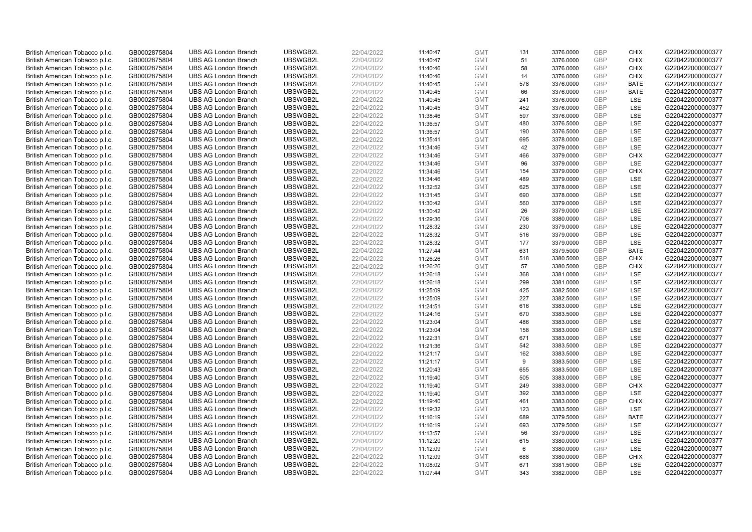| | | | | | | | | | | | |
|---|---|---|---|---|---|---|---|---|---|---|---|
| British American Tobacco p.l.c. | GB0002875804 | UBS AG London Branch | UBSWGB2L | 22/04/2022 | 11:40:47 | GMT | 131 | 3376.0000 | GBP | CHIX | G220422000000377 |
| British American Tobacco p.l.c. | GB0002875804 | UBS AG London Branch | UBSWGB2L | 22/04/2022 | 11:40:47 | GMT | 51 | 3376.0000 | GBP | CHIX | G220422000000377 |
| British American Tobacco p.l.c. | GB0002875804 | UBS AG London Branch | UBSWGB2L | 22/04/2022 | 11:40:46 | GMT | 58 | 3376.0000 | GBP | CHIX | G220422000000377 |
| British American Tobacco p.l.c. | GB0002875804 | UBS AG London Branch | UBSWGB2L | 22/04/2022 | 11:40:46 | GMT | 14 | 3376.0000 | GBP | CHIX | G220422000000377 |
| British American Tobacco p.l.c. | GB0002875804 | UBS AG London Branch | UBSWGB2L | 22/04/2022 | 11:40:45 | GMT | 578 | 3376.0000 | GBP | BATE | G220422000000377 |
| British American Tobacco p.l.c. | GB0002875804 | UBS AG London Branch | UBSWGB2L | 22/04/2022 | 11:40:45 | GMT | 66 | 3376.0000 | GBP | BATE | G220422000000377 |
| British American Tobacco p.l.c. | GB0002875804 | UBS AG London Branch | UBSWGB2L | 22/04/2022 | 11:40:45 | GMT | 241 | 3376.0000 | GBP | LSE | G220422000000377 |
| British American Tobacco p.l.c. | GB0002875804 | UBS AG London Branch | UBSWGB2L | 22/04/2022 | 11:40:45 | GMT | 452 | 3376.0000 | GBP | LSE | G220422000000377 |
| British American Tobacco p.l.c. | GB0002875804 | UBS AG London Branch | UBSWGB2L | 22/04/2022 | 11:38:46 | GMT | 597 | 3376.0000 | GBP | LSE | G220422000000377 |
| British American Tobacco p.l.c. | GB0002875804 | UBS AG London Branch | UBSWGB2L | 22/04/2022 | 11:36:57 | GMT | 480 | 3376.5000 | GBP | LSE | G220422000000377 |
| British American Tobacco p.l.c. | GB0002875804 | UBS AG London Branch | UBSWGB2L | 22/04/2022 | 11:36:57 | GMT | 190 | 3376.5000 | GBP | LSE | G220422000000377 |
| British American Tobacco p.l.c. | GB0002875804 | UBS AG London Branch | UBSWGB2L | 22/04/2022 | 11:35:41 | GMT | 695 | 3378.0000 | GBP | LSE | G220422000000377 |
| British American Tobacco p.l.c. | GB0002875804 | UBS AG London Branch | UBSWGB2L | 22/04/2022 | 11:34:46 | GMT | 42 | 3379.0000 | GBP | LSE | G220422000000377 |
| British American Tobacco p.l.c. | GB0002875804 | UBS AG London Branch | UBSWGB2L | 22/04/2022 | 11:34:46 | GMT | 466 | 3379.0000 | GBP | CHIX | G220422000000377 |
| British American Tobacco p.l.c. | GB0002875804 | UBS AG London Branch | UBSWGB2L | 22/04/2022 | 11:34:46 | GMT | 96 | 3379.0000 | GBP | LSE | G220422000000377 |
| British American Tobacco p.l.c. | GB0002875804 | UBS AG London Branch | UBSWGB2L | 22/04/2022 | 11:34:46 | GMT | 154 | 3379.0000 | GBP | CHIX | G220422000000377 |
| British American Tobacco p.l.c. | GB0002875804 | UBS AG London Branch | UBSWGB2L | 22/04/2022 | 11:34:46 | GMT | 489 | 3379.0000 | GBP | LSE | G220422000000377 |
| British American Tobacco p.l.c. | GB0002875804 | UBS AG London Branch | UBSWGB2L | 22/04/2022 | 11:32:52 | GMT | 625 | 3378.0000 | GBP | LSE | G220422000000377 |
| British American Tobacco p.l.c. | GB0002875804 | UBS AG London Branch | UBSWGB2L | 22/04/2022 | 11:31:45 | GMT | 690 | 3378.0000 | GBP | LSE | G220422000000377 |
| British American Tobacco p.l.c. | GB0002875804 | UBS AG London Branch | UBSWGB2L | 22/04/2022 | 11:30:42 | GMT | 560 | 3379.0000 | GBP | LSE | G220422000000377 |
| British American Tobacco p.l.c. | GB0002875804 | UBS AG London Branch | UBSWGB2L | 22/04/2022 | 11:30:42 | GMT | 26 | 3379.0000 | GBP | LSE | G220422000000377 |
| British American Tobacco p.l.c. | GB0002875804 | UBS AG London Branch | UBSWGB2L | 22/04/2022 | 11:29:36 | GMT | 706 | 3380.0000 | GBP | LSE | G220422000000377 |
| British American Tobacco p.l.c. | GB0002875804 | UBS AG London Branch | UBSWGB2L | 22/04/2022 | 11:28:32 | GMT | 230 | 3379.0000 | GBP | LSE | G220422000000377 |
| British American Tobacco p.l.c. | GB0002875804 | UBS AG London Branch | UBSWGB2L | 22/04/2022 | 11:28:32 | GMT | 516 | 3379.0000 | GBP | LSE | G220422000000377 |
| British American Tobacco p.l.c. | GB0002875804 | UBS AG London Branch | UBSWGB2L | 22/04/2022 | 11:28:32 | GMT | 177 | 3379.0000 | GBP | LSE | G220422000000377 |
| British American Tobacco p.l.c. | GB0002875804 | UBS AG London Branch | UBSWGB2L | 22/04/2022 | 11:27:44 | GMT | 631 | 3379.5000 | GBP | BATE | G220422000000377 |
| British American Tobacco p.l.c. | GB0002875804 | UBS AG London Branch | UBSWGB2L | 22/04/2022 | 11:26:26 | GMT | 518 | 3380.5000 | GBP | CHIX | G220422000000377 |
| British American Tobacco p.l.c. | GB0002875804 | UBS AG London Branch | UBSWGB2L | 22/04/2022 | 11:26:26 | GMT | 57 | 3380.5000 | GBP | CHIX | G220422000000377 |
| British American Tobacco p.l.c. | GB0002875804 | UBS AG London Branch | UBSWGB2L | 22/04/2022 | 11:26:18 | GMT | 368 | 3381.0000 | GBP | LSE | G220422000000377 |
| British American Tobacco p.l.c. | GB0002875804 | UBS AG London Branch | UBSWGB2L | 22/04/2022 | 11:26:18 | GMT | 299 | 3381.0000 | GBP | LSE | G220422000000377 |
| British American Tobacco p.l.c. | GB0002875804 | UBS AG London Branch | UBSWGB2L | 22/04/2022 | 11:25:09 | GMT | 425 | 3382.5000 | GBP | LSE | G220422000000377 |
| British American Tobacco p.l.c. | GB0002875804 | UBS AG London Branch | UBSWGB2L | 22/04/2022 | 11:25:09 | GMT | 227 | 3382.5000 | GBP | LSE | G220422000000377 |
| British American Tobacco p.l.c. | GB0002875804 | UBS AG London Branch | UBSWGB2L | 22/04/2022 | 11:24:51 | GMT | 616 | 3383.0000 | GBP | LSE | G220422000000377 |
| British American Tobacco p.l.c. | GB0002875804 | UBS AG London Branch | UBSWGB2L | 22/04/2022 | 11:24:16 | GMT | 670 | 3383.5000 | GBP | LSE | G220422000000377 |
| British American Tobacco p.l.c. | GB0002875804 | UBS AG London Branch | UBSWGB2L | 22/04/2022 | 11:23:04 | GMT | 486 | 3383.0000 | GBP | LSE | G220422000000377 |
| British American Tobacco p.l.c. | GB0002875804 | UBS AG London Branch | UBSWGB2L | 22/04/2022 | 11:23:04 | GMT | 158 | 3383.0000 | GBP | LSE | G220422000000377 |
| British American Tobacco p.l.c. | GB0002875804 | UBS AG London Branch | UBSWGB2L | 22/04/2022 | 11:22:31 | GMT | 671 | 3383.0000 | GBP | LSE | G220422000000377 |
| British American Tobacco p.l.c. | GB0002875804 | UBS AG London Branch | UBSWGB2L | 22/04/2022 | 11:21:36 | GMT | 542 | 3383.5000 | GBP | LSE | G220422000000377 |
| British American Tobacco p.l.c. | GB0002875804 | UBS AG London Branch | UBSWGB2L | 22/04/2022 | 11:21:17 | GMT | 162 | 3383.5000 | GBP | LSE | G220422000000377 |
| British American Tobacco p.l.c. | GB0002875804 | UBS AG London Branch | UBSWGB2L | 22/04/2022 | 11:21:17 | GMT | 9 | 3383.5000 | GBP | LSE | G220422000000377 |
| British American Tobacco p.l.c. | GB0002875804 | UBS AG London Branch | UBSWGB2L | 22/04/2022 | 11:20:43 | GMT | 655 | 3383.5000 | GBP | LSE | G220422000000377 |
| British American Tobacco p.l.c. | GB0002875804 | UBS AG London Branch | UBSWGB2L | 22/04/2022 | 11:19:40 | GMT | 505 | 3383.0000 | GBP | LSE | G220422000000377 |
| British American Tobacco p.l.c. | GB0002875804 | UBS AG London Branch | UBSWGB2L | 22/04/2022 | 11:19:40 | GMT | 249 | 3383.0000 | GBP | CHIX | G220422000000377 |
| British American Tobacco p.l.c. | GB0002875804 | UBS AG London Branch | UBSWGB2L | 22/04/2022 | 11:19:40 | GMT | 392 | 3383.0000 | GBP | LSE | G220422000000377 |
| British American Tobacco p.l.c. | GB0002875804 | UBS AG London Branch | UBSWGB2L | 22/04/2022 | 11:19:40 | GMT | 461 | 3383.0000 | GBP | CHIX | G220422000000377 |
| British American Tobacco p.l.c. | GB0002875804 | UBS AG London Branch | UBSWGB2L | 22/04/2022 | 11:19:32 | GMT | 123 | 3383.5000 | GBP | LSE | G220422000000377 |
| British American Tobacco p.l.c. | GB0002875804 | UBS AG London Branch | UBSWGB2L | 22/04/2022 | 11:16:19 | GMT | 689 | 3379.5000 | GBP | BATE | G220422000000377 |
| British American Tobacco p.l.c. | GB0002875804 | UBS AG London Branch | UBSWGB2L | 22/04/2022 | 11:16:19 | GMT | 693 | 3379.5000 | GBP | LSE | G220422000000377 |
| British American Tobacco p.l.c. | GB0002875804 | UBS AG London Branch | UBSWGB2L | 22/04/2022 | 11:13:57 | GMT | 56 | 3379.0000 | GBP | LSE | G220422000000377 |
| British American Tobacco p.l.c. | GB0002875804 | UBS AG London Branch | UBSWGB2L | 22/04/2022 | 11:12:20 | GMT | 615 | 3380.0000 | GBP | LSE | G220422000000377 |
| British American Tobacco p.l.c. | GB0002875804 | UBS AG London Branch | UBSWGB2L | 22/04/2022 | 11:12:09 | GMT | 6 | 3380.0000 | GBP | LSE | G220422000000377 |
| British American Tobacco p.l.c. | GB0002875804 | UBS AG London Branch | UBSWGB2L | 22/04/2022 | 11:12:09 | GMT | 688 | 3380.0000 | GBP | CHIX | G220422000000377 |
| British American Tobacco p.l.c. | GB0002875804 | UBS AG London Branch | UBSWGB2L | 22/04/2022 | 11:08:02 | GMT | 671 | 3381.5000 | GBP | LSE | G220422000000377 |
| British American Tobacco p.l.c. | GB0002875804 | UBS AG London Branch | UBSWGB2L | 22/04/2022 | 11:07:44 | GMT | 343 | 3382.0000 | GBP | LSE | G220422000000377 |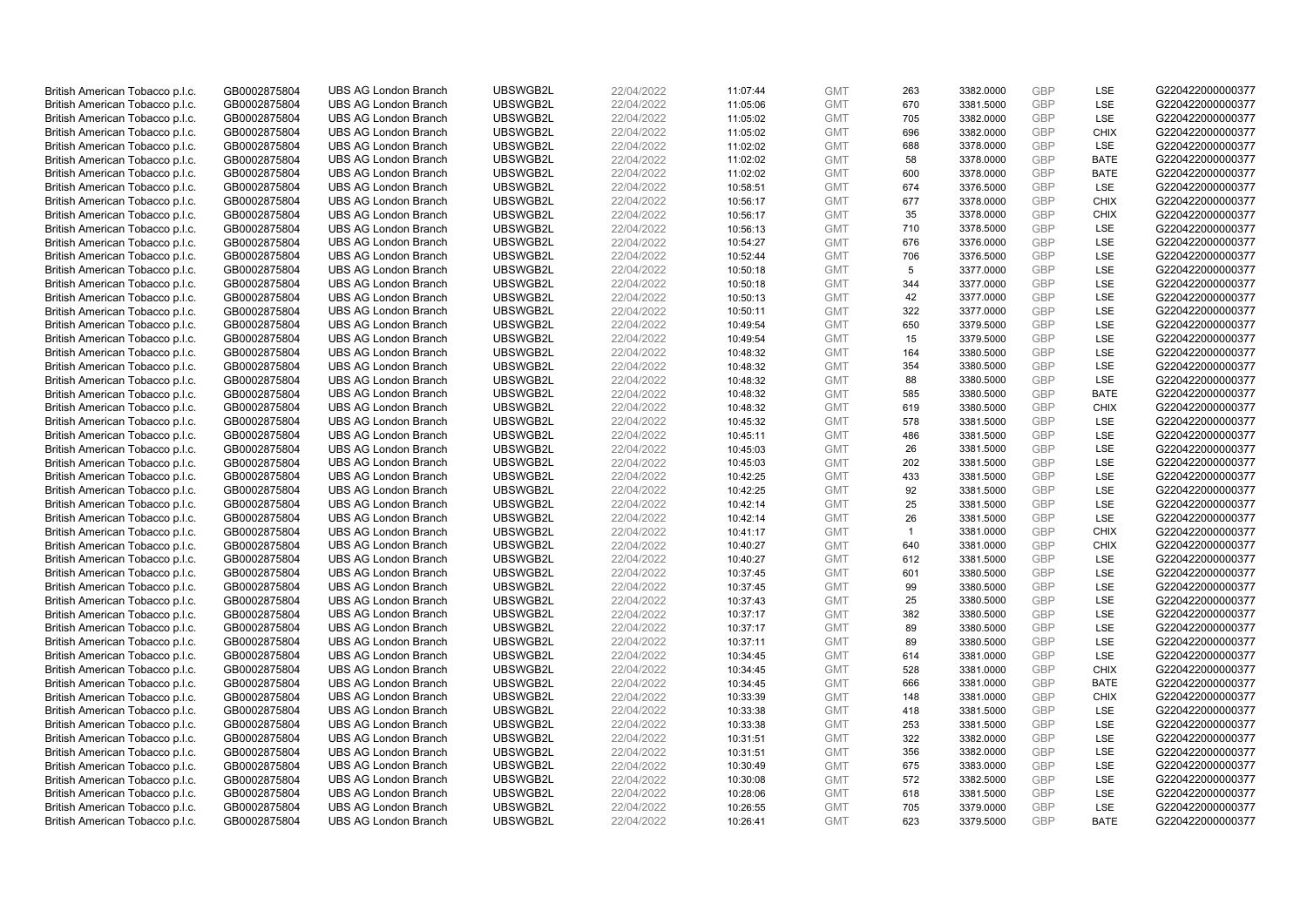| | | | | | | | | | | | |
|---|---|---|---|---|---|---|---|---|---|---|---|
| British American Tobacco p.l.c. | GB0002875804 | UBS AG London Branch | UBSWGB2L | 22/04/2022 | 11:07:44 | GMT | 263 | 3382.0000 | GBP | LSE | G220422000000377 |
| British American Tobacco p.l.c. | GB0002875804 | UBS AG London Branch | UBSWGB2L | 22/04/2022 | 11:05:06 | GMT | 670 | 3381.5000 | GBP | LSE | G220422000000377 |
| British American Tobacco p.l.c. | GB0002875804 | UBS AG London Branch | UBSWGB2L | 22/04/2022 | 11:05:02 | GMT | 705 | 3382.0000 | GBP | LSE | G220422000000377 |
| British American Tobacco p.l.c. | GB0002875804 | UBS AG London Branch | UBSWGB2L | 22/04/2022 | 11:05:02 | GMT | 696 | 3382.0000 | GBP | CHIX | G220422000000377 |
| British American Tobacco p.l.c. | GB0002875804 | UBS AG London Branch | UBSWGB2L | 22/04/2022 | 11:02:02 | GMT | 688 | 3378.0000 | GBP | LSE | G220422000000377 |
| British American Tobacco p.l.c. | GB0002875804 | UBS AG London Branch | UBSWGB2L | 22/04/2022 | 11:02:02 | GMT | 58 | 3378.0000 | GBP | BATE | G220422000000377 |
| British American Tobacco p.l.c. | GB0002875804 | UBS AG London Branch | UBSWGB2L | 22/04/2022 | 11:02:02 | GMT | 600 | 3378.0000 | GBP | BATE | G220422000000377 |
| British American Tobacco p.l.c. | GB0002875804 | UBS AG London Branch | UBSWGB2L | 22/04/2022 | 10:58:51 | GMT | 674 | 3376.5000 | GBP | LSE | G220422000000377 |
| British American Tobacco p.l.c. | GB0002875804 | UBS AG London Branch | UBSWGB2L | 22/04/2022 | 10:56:17 | GMT | 677 | 3378.0000 | GBP | CHIX | G220422000000377 |
| British American Tobacco p.l.c. | GB0002875804 | UBS AG London Branch | UBSWGB2L | 22/04/2022 | 10:56:17 | GMT | 35 | 3378.0000 | GBP | CHIX | G220422000000377 |
| British American Tobacco p.l.c. | GB0002875804 | UBS AG London Branch | UBSWGB2L | 22/04/2022 | 10:56:13 | GMT | 710 | 3378.5000 | GBP | LSE | G220422000000377 |
| British American Tobacco p.l.c. | GB0002875804 | UBS AG London Branch | UBSWGB2L | 22/04/2022 | 10:54:27 | GMT | 676 | 3376.0000 | GBP | LSE | G220422000000377 |
| British American Tobacco p.l.c. | GB0002875804 | UBS AG London Branch | UBSWGB2L | 22/04/2022 | 10:52:44 | GMT | 706 | 3376.5000 | GBP | LSE | G220422000000377 |
| British American Tobacco p.l.c. | GB0002875804 | UBS AG London Branch | UBSWGB2L | 22/04/2022 | 10:50:18 | GMT | 5 | 3377.0000 | GBP | LSE | G220422000000377 |
| British American Tobacco p.l.c. | GB0002875804 | UBS AG London Branch | UBSWGB2L | 22/04/2022 | 10:50:18 | GMT | 344 | 3377.0000 | GBP | LSE | G220422000000377 |
| British American Tobacco p.l.c. | GB0002875804 | UBS AG London Branch | UBSWGB2L | 22/04/2022 | 10:50:13 | GMT | 42 | 3377.0000 | GBP | LSE | G220422000000377 |
| British American Tobacco p.l.c. | GB0002875804 | UBS AG London Branch | UBSWGB2L | 22/04/2022 | 10:50:11 | GMT | 322 | 3377.0000 | GBP | LSE | G220422000000377 |
| British American Tobacco p.l.c. | GB0002875804 | UBS AG London Branch | UBSWGB2L | 22/04/2022 | 10:49:54 | GMT | 650 | 3379.5000 | GBP | LSE | G220422000000377 |
| British American Tobacco p.l.c. | GB0002875804 | UBS AG London Branch | UBSWGB2L | 22/04/2022 | 10:49:54 | GMT | 15 | 3379.5000 | GBP | LSE | G220422000000377 |
| British American Tobacco p.l.c. | GB0002875804 | UBS AG London Branch | UBSWGB2L | 22/04/2022 | 10:48:32 | GMT | 164 | 3380.5000 | GBP | LSE | G220422000000377 |
| British American Tobacco p.l.c. | GB0002875804 | UBS AG London Branch | UBSWGB2L | 22/04/2022 | 10:48:32 | GMT | 354 | 3380.5000 | GBP | LSE | G220422000000377 |
| British American Tobacco p.l.c. | GB0002875804 | UBS AG London Branch | UBSWGB2L | 22/04/2022 | 10:48:32 | GMT | 88 | 3380.5000 | GBP | LSE | G220422000000377 |
| British American Tobacco p.l.c. | GB0002875804 | UBS AG London Branch | UBSWGB2L | 22/04/2022 | 10:48:32 | GMT | 585 | 3380.5000 | GBP | BATE | G220422000000377 |
| British American Tobacco p.l.c. | GB0002875804 | UBS AG London Branch | UBSWGB2L | 22/04/2022 | 10:48:32 | GMT | 619 | 3380.5000 | GBP | CHIX | G220422000000377 |
| British American Tobacco p.l.c. | GB0002875804 | UBS AG London Branch | UBSWGB2L | 22/04/2022 | 10:45:32 | GMT | 578 | 3381.5000 | GBP | LSE | G220422000000377 |
| British American Tobacco p.l.c. | GB0002875804 | UBS AG London Branch | UBSWGB2L | 22/04/2022 | 10:45:11 | GMT | 486 | 3381.5000 | GBP | LSE | G220422000000377 |
| British American Tobacco p.l.c. | GB0002875804 | UBS AG London Branch | UBSWGB2L | 22/04/2022 | 10:45:03 | GMT | 26 | 3381.5000 | GBP | LSE | G220422000000377 |
| British American Tobacco p.l.c. | GB0002875804 | UBS AG London Branch | UBSWGB2L | 22/04/2022 | 10:45:03 | GMT | 202 | 3381.5000 | GBP | LSE | G220422000000377 |
| British American Tobacco p.l.c. | GB0002875804 | UBS AG London Branch | UBSWGB2L | 22/04/2022 | 10:42:25 | GMT | 433 | 3381.5000 | GBP | LSE | G220422000000377 |
| British American Tobacco p.l.c. | GB0002875804 | UBS AG London Branch | UBSWGB2L | 22/04/2022 | 10:42:25 | GMT | 92 | 3381.5000 | GBP | LSE | G220422000000377 |
| British American Tobacco p.l.c. | GB0002875804 | UBS AG London Branch | UBSWGB2L | 22/04/2022 | 10:42:14 | GMT | 25 | 3381.5000 | GBP | LSE | G220422000000377 |
| British American Tobacco p.l.c. | GB0002875804 | UBS AG London Branch | UBSWGB2L | 22/04/2022 | 10:42:14 | GMT | 26 | 3381.5000 | GBP | LSE | G220422000000377 |
| British American Tobacco p.l.c. | GB0002875804 | UBS AG London Branch | UBSWGB2L | 22/04/2022 | 10:41:17 | GMT | 1 | 3381.0000 | GBP | CHIX | G220422000000377 |
| British American Tobacco p.l.c. | GB0002875804 | UBS AG London Branch | UBSWGB2L | 22/04/2022 | 10:40:27 | GMT | 640 | 3381.0000 | GBP | CHIX | G220422000000377 |
| British American Tobacco p.l.c. | GB0002875804 | UBS AG London Branch | UBSWGB2L | 22/04/2022 | 10:40:27 | GMT | 612 | 3381.5000 | GBP | LSE | G220422000000377 |
| British American Tobacco p.l.c. | GB0002875804 | UBS AG London Branch | UBSWGB2L | 22/04/2022 | 10:37:45 | GMT | 601 | 3380.5000 | GBP | LSE | G220422000000377 |
| British American Tobacco p.l.c. | GB0002875804 | UBS AG London Branch | UBSWGB2L | 22/04/2022 | 10:37:45 | GMT | 99 | 3380.5000 | GBP | LSE | G220422000000377 |
| British American Tobacco p.l.c. | GB0002875804 | UBS AG London Branch | UBSWGB2L | 22/04/2022 | 10:37:43 | GMT | 25 | 3380.5000 | GBP | LSE | G220422000000377 |
| British American Tobacco p.l.c. | GB0002875804 | UBS AG London Branch | UBSWGB2L | 22/04/2022 | 10:37:17 | GMT | 382 | 3380.5000 | GBP | LSE | G220422000000377 |
| British American Tobacco p.l.c. | GB0002875804 | UBS AG London Branch | UBSWGB2L | 22/04/2022 | 10:37:17 | GMT | 89 | 3380.5000 | GBP | LSE | G220422000000377 |
| British American Tobacco p.l.c. | GB0002875804 | UBS AG London Branch | UBSWGB2L | 22/04/2022 | 10:37:11 | GMT | 89 | 3380.5000 | GBP | LSE | G220422000000377 |
| British American Tobacco p.l.c. | GB0002875804 | UBS AG London Branch | UBSWGB2L | 22/04/2022 | 10:34:45 | GMT | 614 | 3381.0000 | GBP | LSE | G220422000000377 |
| British American Tobacco p.l.c. | GB0002875804 | UBS AG London Branch | UBSWGB2L | 22/04/2022 | 10:34:45 | GMT | 528 | 3381.0000 | GBP | CHIX | G220422000000377 |
| British American Tobacco p.l.c. | GB0002875804 | UBS AG London Branch | UBSWGB2L | 22/04/2022 | 10:34:45 | GMT | 666 | 3381.0000 | GBP | BATE | G220422000000377 |
| British American Tobacco p.l.c. | GB0002875804 | UBS AG London Branch | UBSWGB2L | 22/04/2022 | 10:33:39 | GMT | 148 | 3381.0000 | GBP | CHIX | G220422000000377 |
| British American Tobacco p.l.c. | GB0002875804 | UBS AG London Branch | UBSWGB2L | 22/04/2022 | 10:33:38 | GMT | 418 | 3381.5000 | GBP | LSE | G220422000000377 |
| British American Tobacco p.l.c. | GB0002875804 | UBS AG London Branch | UBSWGB2L | 22/04/2022 | 10:33:38 | GMT | 253 | 3381.5000 | GBP | LSE | G220422000000377 |
| British American Tobacco p.l.c. | GB0002875804 | UBS AG London Branch | UBSWGB2L | 22/04/2022 | 10:31:51 | GMT | 322 | 3382.0000 | GBP | LSE | G220422000000377 |
| British American Tobacco p.l.c. | GB0002875804 | UBS AG London Branch | UBSWGB2L | 22/04/2022 | 10:31:51 | GMT | 356 | 3382.0000 | GBP | LSE | G220422000000377 |
| British American Tobacco p.l.c. | GB0002875804 | UBS AG London Branch | UBSWGB2L | 22/04/2022 | 10:30:49 | GMT | 675 | 3383.0000 | GBP | LSE | G220422000000377 |
| British American Tobacco p.l.c. | GB0002875804 | UBS AG London Branch | UBSWGB2L | 22/04/2022 | 10:30:08 | GMT | 572 | 3382.5000 | GBP | LSE | G220422000000377 |
| British American Tobacco p.l.c. | GB0002875804 | UBS AG London Branch | UBSWGB2L | 22/04/2022 | 10:28:06 | GMT | 618 | 3381.5000 | GBP | LSE | G220422000000377 |
| British American Tobacco p.l.c. | GB0002875804 | UBS AG London Branch | UBSWGB2L | 22/04/2022 | 10:26:55 | GMT | 705 | 3379.0000 | GBP | LSE | G220422000000377 |
| British American Tobacco p.l.c. | GB0002875804 | UBS AG London Branch | UBSWGB2L | 22/04/2022 | 10:26:41 | GMT | 623 | 3379.5000 | GBP | BATE | G220422000000377 |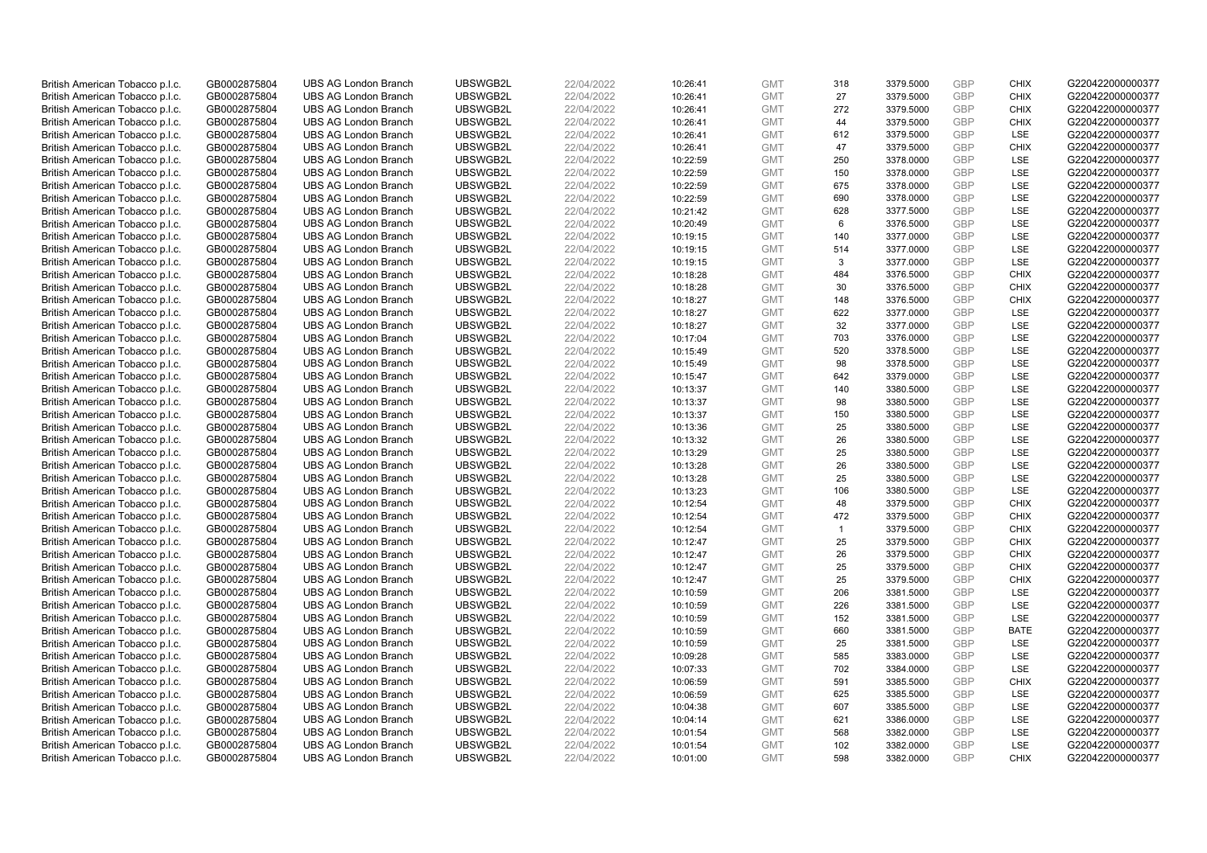| British American Tobacco p.l.c. | GB0002875804 | UBS AG London Branch | UBSWGB2L | 22/04/2022 | 10:26:41 | GMT | 318 | 3379.5000 | GBP | CHIX | G220422000000377 |
|---|---|---|---|---|---|---|---|---|---|---|---|
| British American Tobacco p.l.c. | GB0002875804 | UBS AG London Branch | UBSWGB2L | 22/04/2022 | 10:26:41 | GMT | 27 | 3379.5000 | GBP | CHIX | G220422000000377 |
| British American Tobacco p.l.c. | GB0002875804 | UBS AG London Branch | UBSWGB2L | 22/04/2022 | 10:26:41 | GMT | 272 | 3379.5000 | GBP | CHIX | G220422000000377 |
| British American Tobacco p.l.c. | GB0002875804 | UBS AG London Branch | UBSWGB2L | 22/04/2022 | 10:26:41 | GMT | 44 | 3379.5000 | GBP | CHIX | G220422000000377 |
| British American Tobacco p.l.c. | GB0002875804 | UBS AG London Branch | UBSWGB2L | 22/04/2022 | 10:26:41 | GMT | 612 | 3379.5000 | GBP | LSE | G220422000000377 |
| British American Tobacco p.l.c. | GB0002875804 | UBS AG London Branch | UBSWGB2L | 22/04/2022 | 10:26:41 | GMT | 47 | 3379.5000 | GBP | CHIX | G220422000000377 |
| British American Tobacco p.l.c. | GB0002875804 | UBS AG London Branch | UBSWGB2L | 22/04/2022 | 10:22:59 | GMT | 250 | 3378.0000 | GBP | LSE | G220422000000377 |
| British American Tobacco p.l.c. | GB0002875804 | UBS AG London Branch | UBSWGB2L | 22/04/2022 | 10:22:59 | GMT | 150 | 3378.0000 | GBP | LSE | G220422000000377 |
| British American Tobacco p.l.c. | GB0002875804 | UBS AG London Branch | UBSWGB2L | 22/04/2022 | 10:22:59 | GMT | 675 | 3378.0000 | GBP | LSE | G220422000000377 |
| British American Tobacco p.l.c. | GB0002875804 | UBS AG London Branch | UBSWGB2L | 22/04/2022 | 10:22:59 | GMT | 690 | 3378.0000 | GBP | LSE | G220422000000377 |
| British American Tobacco p.l.c. | GB0002875804 | UBS AG London Branch | UBSWGB2L | 22/04/2022 | 10:21:42 | GMT | 628 | 3377.5000 | GBP | LSE | G220422000000377 |
| British American Tobacco p.l.c. | GB0002875804 | UBS AG London Branch | UBSWGB2L | 22/04/2022 | 10:20:49 | GMT | 6 | 3376.5000 | GBP | LSE | G220422000000377 |
| British American Tobacco p.l.c. | GB0002875804 | UBS AG London Branch | UBSWGB2L | 22/04/2022 | 10:19:15 | GMT | 140 | 3377.0000 | GBP | LSE | G220422000000377 |
| British American Tobacco p.l.c. | GB0002875804 | UBS AG London Branch | UBSWGB2L | 22/04/2022 | 10:19:15 | GMT | 514 | 3377.0000 | GBP | LSE | G220422000000377 |
| British American Tobacco p.l.c. | GB0002875804 | UBS AG London Branch | UBSWGB2L | 22/04/2022 | 10:19:15 | GMT | 3 | 3377.0000 | GBP | LSE | G220422000000377 |
| British American Tobacco p.l.c. | GB0002875804 | UBS AG London Branch | UBSWGB2L | 22/04/2022 | 10:18:28 | GMT | 484 | 3376.5000 | GBP | CHIX | G220422000000377 |
| British American Tobacco p.l.c. | GB0002875804 | UBS AG London Branch | UBSWGB2L | 22/04/2022 | 10:18:28 | GMT | 30 | 3376.5000 | GBP | CHIX | G220422000000377 |
| British American Tobacco p.l.c. | GB0002875804 | UBS AG London Branch | UBSWGB2L | 22/04/2022 | 10:18:27 | GMT | 148 | 3376.5000 | GBP | CHIX | G220422000000377 |
| British American Tobacco p.l.c. | GB0002875804 | UBS AG London Branch | UBSWGB2L | 22/04/2022 | 10:18:27 | GMT | 622 | 3377.0000 | GBP | LSE | G220422000000377 |
| British American Tobacco p.l.c. | GB0002875804 | UBS AG London Branch | UBSWGB2L | 22/04/2022 | 10:18:27 | GMT | 32 | 3377.0000 | GBP | LSE | G220422000000377 |
| British American Tobacco p.l.c. | GB0002875804 | UBS AG London Branch | UBSWGB2L | 22/04/2022 | 10:17:04 | GMT | 703 | 3376.0000 | GBP | LSE | G220422000000377 |
| British American Tobacco p.l.c. | GB0002875804 | UBS AG London Branch | UBSWGB2L | 22/04/2022 | 10:15:49 | GMT | 520 | 3378.5000 | GBP | LSE | G220422000000377 |
| British American Tobacco p.l.c. | GB0002875804 | UBS AG London Branch | UBSWGB2L | 22/04/2022 | 10:15:49 | GMT | 98 | 3378.5000 | GBP | LSE | G220422000000377 |
| British American Tobacco p.l.c. | GB0002875804 | UBS AG London Branch | UBSWGB2L | 22/04/2022 | 10:15:47 | GMT | 642 | 3379.0000 | GBP | LSE | G220422000000377 |
| British American Tobacco p.l.c. | GB0002875804 | UBS AG London Branch | UBSWGB2L | 22/04/2022 | 10:13:37 | GMT | 140 | 3380.5000 | GBP | LSE | G220422000000377 |
| British American Tobacco p.l.c. | GB0002875804 | UBS AG London Branch | UBSWGB2L | 22/04/2022 | 10:13:37 | GMT | 98 | 3380.5000 | GBP | LSE | G220422000000377 |
| British American Tobacco p.l.c. | GB0002875804 | UBS AG London Branch | UBSWGB2L | 22/04/2022 | 10:13:37 | GMT | 150 | 3380.5000 | GBP | LSE | G220422000000377 |
| British American Tobacco p.l.c. | GB0002875804 | UBS AG London Branch | UBSWGB2L | 22/04/2022 | 10:13:36 | GMT | 25 | 3380.5000 | GBP | LSE | G220422000000377 |
| British American Tobacco p.l.c. | GB0002875804 | UBS AG London Branch | UBSWGB2L | 22/04/2022 | 10:13:32 | GMT | 26 | 3380.5000 | GBP | LSE | G220422000000377 |
| British American Tobacco p.l.c. | GB0002875804 | UBS AG London Branch | UBSWGB2L | 22/04/2022 | 10:13:29 | GMT | 25 | 3380.5000 | GBP | LSE | G220422000000377 |
| British American Tobacco p.l.c. | GB0002875804 | UBS AG London Branch | UBSWGB2L | 22/04/2022 | 10:13:28 | GMT | 26 | 3380.5000 | GBP | LSE | G220422000000377 |
| British American Tobacco p.l.c. | GB0002875804 | UBS AG London Branch | UBSWGB2L | 22/04/2022 | 10:13:28 | GMT | 25 | 3380.5000 | GBP | LSE | G220422000000377 |
| British American Tobacco p.l.c. | GB0002875804 | UBS AG London Branch | UBSWGB2L | 22/04/2022 | 10:13:23 | GMT | 106 | 3380.5000 | GBP | LSE | G220422000000377 |
| British American Tobacco p.l.c. | GB0002875804 | UBS AG London Branch | UBSWGB2L | 22/04/2022 | 10:12:54 | GMT | 48 | 3379.5000 | GBP | CHIX | G220422000000377 |
| British American Tobacco p.l.c. | GB0002875804 | UBS AG London Branch | UBSWGB2L | 22/04/2022 | 10:12:54 | GMT | 472 | 3379.5000 | GBP | CHIX | G220422000000377 |
| British American Tobacco p.l.c. | GB0002875804 | UBS AG London Branch | UBSWGB2L | 22/04/2022 | 10:12:54 | GMT | 1 | 3379.5000 | GBP | CHIX | G220422000000377 |
| British American Tobacco p.l.c. | GB0002875804 | UBS AG London Branch | UBSWGB2L | 22/04/2022 | 10:12:47 | GMT | 25 | 3379.5000 | GBP | CHIX | G220422000000377 |
| British American Tobacco p.l.c. | GB0002875804 | UBS AG London Branch | UBSWGB2L | 22/04/2022 | 10:12:47 | GMT | 26 | 3379.5000 | GBP | CHIX | G220422000000377 |
| British American Tobacco p.l.c. | GB0002875804 | UBS AG London Branch | UBSWGB2L | 22/04/2022 | 10:12:47 | GMT | 25 | 3379.5000 | GBP | CHIX | G220422000000377 |
| British American Tobacco p.l.c. | GB0002875804 | UBS AG London Branch | UBSWGB2L | 22/04/2022 | 10:12:47 | GMT | 25 | 3379.5000 | GBP | CHIX | G220422000000377 |
| British American Tobacco p.l.c. | GB0002875804 | UBS AG London Branch | UBSWGB2L | 22/04/2022 | 10:10:59 | GMT | 206 | 3381.5000 | GBP | LSE | G220422000000377 |
| British American Tobacco p.l.c. | GB0002875804 | UBS AG London Branch | UBSWGB2L | 22/04/2022 | 10:10:59 | GMT | 226 | 3381.5000 | GBP | LSE | G220422000000377 |
| British American Tobacco p.l.c. | GB0002875804 | UBS AG London Branch | UBSWGB2L | 22/04/2022 | 10:10:59 | GMT | 152 | 3381.5000 | GBP | LSE | G220422000000377 |
| British American Tobacco p.l.c. | GB0002875804 | UBS AG London Branch | UBSWGB2L | 22/04/2022 | 10:10:59 | GMT | 660 | 3381.5000 | GBP | BATE | G220422000000377 |
| British American Tobacco p.l.c. | GB0002875804 | UBS AG London Branch | UBSWGB2L | 22/04/2022 | 10:10:59 | GMT | 25 | 3381.5000 | GBP | LSE | G220422000000377 |
| British American Tobacco p.l.c. | GB0002875804 | UBS AG London Branch | UBSWGB2L | 22/04/2022 | 10:09:28 | GMT | 585 | 3383.0000 | GBP | LSE | G220422000000377 |
| British American Tobacco p.l.c. | GB0002875804 | UBS AG London Branch | UBSWGB2L | 22/04/2022 | 10:07:33 | GMT | 702 | 3384.0000 | GBP | LSE | G220422000000377 |
| British American Tobacco p.l.c. | GB0002875804 | UBS AG London Branch | UBSWGB2L | 22/04/2022 | 10:06:59 | GMT | 591 | 3385.5000 | GBP | CHIX | G220422000000377 |
| British American Tobacco p.l.c. | GB0002875804 | UBS AG London Branch | UBSWGB2L | 22/04/2022 | 10:06:59 | GMT | 625 | 3385.5000 | GBP | LSE | G220422000000377 |
| British American Tobacco p.l.c. | GB0002875804 | UBS AG London Branch | UBSWGB2L | 22/04/2022 | 10:04:38 | GMT | 607 | 3385.5000 | GBP | LSE | G220422000000377 |
| British American Tobacco p.l.c. | GB0002875804 | UBS AG London Branch | UBSWGB2L | 22/04/2022 | 10:04:14 | GMT | 621 | 3386.0000 | GBP | LSE | G220422000000377 |
| British American Tobacco p.l.c. | GB0002875804 | UBS AG London Branch | UBSWGB2L | 22/04/2022 | 10:01:54 | GMT | 568 | 3382.0000 | GBP | LSE | G220422000000377 |
| British American Tobacco p.l.c. | GB0002875804 | UBS AG London Branch | UBSWGB2L | 22/04/2022 | 10:01:54 | GMT | 102 | 3382.0000 | GBP | LSE | G220422000000377 |
| British American Tobacco p.l.c. | GB0002875804 | UBS AG London Branch | UBSWGB2L | 22/04/2022 | 10:01:00 | GMT | 598 | 3382.0000 | GBP | CHIX | G220422000000377 |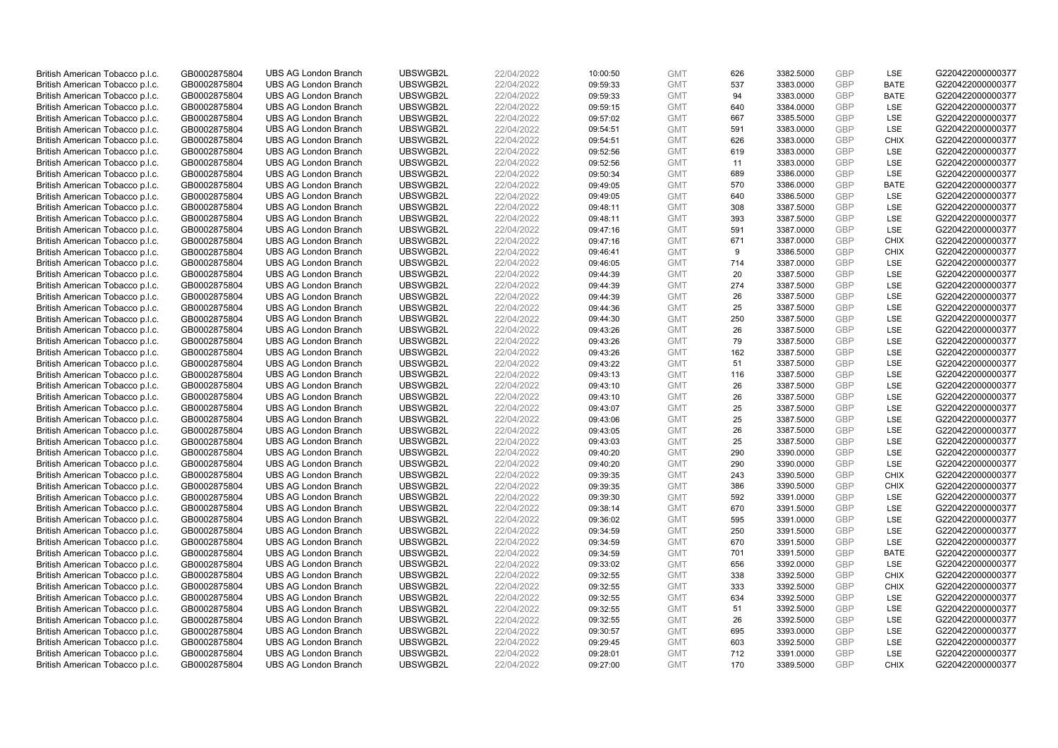| | | | | | | | | | | | |
|---|---|---|---|---|---|---|---|---|---|---|---|
| British American Tobacco p.l.c. | GB0002875804 | UBS AG London Branch | UBSWGB2L | 22/04/2022 | 10:00:50 | GMT | 626 | 3382.5000 | GBP | LSE | G220422000000377 |
| British American Tobacco p.l.c. | GB0002875804 | UBS AG London Branch | UBSWGB2L | 22/04/2022 | 09:59:33 | GMT | 537 | 3383.0000 | GBP | BATE | G220422000000377 |
| British American Tobacco p.l.c. | GB0002875804 | UBS AG London Branch | UBSWGB2L | 22/04/2022 | 09:59:33 | GMT | 94 | 3383.0000 | GBP | BATE | G220422000000377 |
| British American Tobacco p.l.c. | GB0002875804 | UBS AG London Branch | UBSWGB2L | 22/04/2022 | 09:59:15 | GMT | 640 | 3384.0000 | GBP | LSE | G220422000000377 |
| British American Tobacco p.l.c. | GB0002875804 | UBS AG London Branch | UBSWGB2L | 22/04/2022 | 09:57:02 | GMT | 667 | 3385.5000 | GBP | LSE | G220422000000377 |
| British American Tobacco p.l.c. | GB0002875804 | UBS AG London Branch | UBSWGB2L | 22/04/2022 | 09:54:51 | GMT | 591 | 3383.0000 | GBP | LSE | G220422000000377 |
| British American Tobacco p.l.c. | GB0002875804 | UBS AG London Branch | UBSWGB2L | 22/04/2022 | 09:54:51 | GMT | 626 | 3383.0000 | GBP | CHIX | G220422000000377 |
| British American Tobacco p.l.c. | GB0002875804 | UBS AG London Branch | UBSWGB2L | 22/04/2022 | 09:52:56 | GMT | 619 | 3383.0000 | GBP | LSE | G220422000000377 |
| British American Tobacco p.l.c. | GB0002875804 | UBS AG London Branch | UBSWGB2L | 22/04/2022 | 09:52:56 | GMT | 11 | 3383.0000 | GBP | LSE | G220422000000377 |
| British American Tobacco p.l.c. | GB0002875804 | UBS AG London Branch | UBSWGB2L | 22/04/2022 | 09:50:34 | GMT | 689 | 3386.0000 | GBP | LSE | G220422000000377 |
| British American Tobacco p.l.c. | GB0002875804 | UBS AG London Branch | UBSWGB2L | 22/04/2022 | 09:49:05 | GMT | 570 | 3386.0000 | GBP | BATE | G220422000000377 |
| British American Tobacco p.l.c. | GB0002875804 | UBS AG London Branch | UBSWGB2L | 22/04/2022 | 09:49:05 | GMT | 640 | 3386.5000 | GBP | LSE | G220422000000377 |
| British American Tobacco p.l.c. | GB0002875804 | UBS AG London Branch | UBSWGB2L | 22/04/2022 | 09:48:11 | GMT | 308 | 3387.5000 | GBP | LSE | G220422000000377 |
| British American Tobacco p.l.c. | GB0002875804 | UBS AG London Branch | UBSWGB2L | 22/04/2022 | 09:48:11 | GMT | 393 | 3387.5000 | GBP | LSE | G220422000000377 |
| British American Tobacco p.l.c. | GB0002875804 | UBS AG London Branch | UBSWGB2L | 22/04/2022 | 09:47:16 | GMT | 591 | 3387.0000 | GBP | LSE | G220422000000377 |
| British American Tobacco p.l.c. | GB0002875804 | UBS AG London Branch | UBSWGB2L | 22/04/2022 | 09:47:16 | GMT | 671 | 3387.0000 | GBP | CHIX | G220422000000377 |
| British American Tobacco p.l.c. | GB0002875804 | UBS AG London Branch | UBSWGB2L | 22/04/2022 | 09:46:41 | GMT | 9 | 3386.5000 | GBP | CHIX | G220422000000377 |
| British American Tobacco p.l.c. | GB0002875804 | UBS AG London Branch | UBSWGB2L | 22/04/2022 | 09:46:05 | GMT | 714 | 3387.0000 | GBP | LSE | G220422000000377 |
| British American Tobacco p.l.c. | GB0002875804 | UBS AG London Branch | UBSWGB2L | 22/04/2022 | 09:44:39 | GMT | 20 | 3387.5000 | GBP | LSE | G220422000000377 |
| British American Tobacco p.l.c. | GB0002875804 | UBS AG London Branch | UBSWGB2L | 22/04/2022 | 09:44:39 | GMT | 274 | 3387.5000 | GBP | LSE | G220422000000377 |
| British American Tobacco p.l.c. | GB0002875804 | UBS AG London Branch | UBSWGB2L | 22/04/2022 | 09:44:39 | GMT | 26 | 3387.5000 | GBP | LSE | G220422000000377 |
| British American Tobacco p.l.c. | GB0002875804 | UBS AG London Branch | UBSWGB2L | 22/04/2022 | 09:44:36 | GMT | 25 | 3387.5000 | GBP | LSE | G220422000000377 |
| British American Tobacco p.l.c. | GB0002875804 | UBS AG London Branch | UBSWGB2L | 22/04/2022 | 09:44:30 | GMT | 250 | 3387.5000 | GBP | LSE | G220422000000377 |
| British American Tobacco p.l.c. | GB0002875804 | UBS AG London Branch | UBSWGB2L | 22/04/2022 | 09:43:26 | GMT | 26 | 3387.5000 | GBP | LSE | G220422000000377 |
| British American Tobacco p.l.c. | GB0002875804 | UBS AG London Branch | UBSWGB2L | 22/04/2022 | 09:43:26 | GMT | 79 | 3387.5000 | GBP | LSE | G220422000000377 |
| British American Tobacco p.l.c. | GB0002875804 | UBS AG London Branch | UBSWGB2L | 22/04/2022 | 09:43:26 | GMT | 162 | 3387.5000 | GBP | LSE | G220422000000377 |
| British American Tobacco p.l.c. | GB0002875804 | UBS AG London Branch | UBSWGB2L | 22/04/2022 | 09:43:22 | GMT | 51 | 3387.5000 | GBP | LSE | G220422000000377 |
| British American Tobacco p.l.c. | GB0002875804 | UBS AG London Branch | UBSWGB2L | 22/04/2022 | 09:43:13 | GMT | 116 | 3387.5000 | GBP | LSE | G220422000000377 |
| British American Tobacco p.l.c. | GB0002875804 | UBS AG London Branch | UBSWGB2L | 22/04/2022 | 09:43:10 | GMT | 26 | 3387.5000 | GBP | LSE | G220422000000377 |
| British American Tobacco p.l.c. | GB0002875804 | UBS AG London Branch | UBSWGB2L | 22/04/2022 | 09:43:10 | GMT | 26 | 3387.5000 | GBP | LSE | G220422000000377 |
| British American Tobacco p.l.c. | GB0002875804 | UBS AG London Branch | UBSWGB2L | 22/04/2022 | 09:43:07 | GMT | 25 | 3387.5000 | GBP | LSE | G220422000000377 |
| British American Tobacco p.l.c. | GB0002875804 | UBS AG London Branch | UBSWGB2L | 22/04/2022 | 09:43:06 | GMT | 25 | 3387.5000 | GBP | LSE | G220422000000377 |
| British American Tobacco p.l.c. | GB0002875804 | UBS AG London Branch | UBSWGB2L | 22/04/2022 | 09:43:05 | GMT | 26 | 3387.5000 | GBP | LSE | G220422000000377 |
| British American Tobacco p.l.c. | GB0002875804 | UBS AG London Branch | UBSWGB2L | 22/04/2022 | 09:43:03 | GMT | 25 | 3387.5000 | GBP | LSE | G220422000000377 |
| British American Tobacco p.l.c. | GB0002875804 | UBS AG London Branch | UBSWGB2L | 22/04/2022 | 09:40:20 | GMT | 290 | 3390.0000 | GBP | LSE | G220422000000377 |
| British American Tobacco p.l.c. | GB0002875804 | UBS AG London Branch | UBSWGB2L | 22/04/2022 | 09:40:20 | GMT | 290 | 3390.0000 | GBP | LSE | G220422000000377 |
| British American Tobacco p.l.c. | GB0002875804 | UBS AG London Branch | UBSWGB2L | 22/04/2022 | 09:39:35 | GMT | 243 | 3390.5000 | GBP | CHIX | G220422000000377 |
| British American Tobacco p.l.c. | GB0002875804 | UBS AG London Branch | UBSWGB2L | 22/04/2022 | 09:39:35 | GMT | 386 | 3390.5000 | GBP | CHIX | G220422000000377 |
| British American Tobacco p.l.c. | GB0002875804 | UBS AG London Branch | UBSWGB2L | 22/04/2022 | 09:39:30 | GMT | 592 | 3391.0000 | GBP | LSE | G220422000000377 |
| British American Tobacco p.l.c. | GB0002875804 | UBS AG London Branch | UBSWGB2L | 22/04/2022 | 09:38:14 | GMT | 670 | 3391.5000 | GBP | LSE | G220422000000377 |
| British American Tobacco p.l.c. | GB0002875804 | UBS AG London Branch | UBSWGB2L | 22/04/2022 | 09:36:02 | GMT | 595 | 3391.0000 | GBP | LSE | G220422000000377 |
| British American Tobacco p.l.c. | GB0002875804 | UBS AG London Branch | UBSWGB2L | 22/04/2022 | 09:34:59 | GMT | 250 | 3391.5000 | GBP | LSE | G220422000000377 |
| British American Tobacco p.l.c. | GB0002875804 | UBS AG London Branch | UBSWGB2L | 22/04/2022 | 09:34:59 | GMT | 670 | 3391.5000 | GBP | LSE | G220422000000377 |
| British American Tobacco p.l.c. | GB0002875804 | UBS AG London Branch | UBSWGB2L | 22/04/2022 | 09:34:59 | GMT | 701 | 3391.5000 | GBP | BATE | G220422000000377 |
| British American Tobacco p.l.c. | GB0002875804 | UBS AG London Branch | UBSWGB2L | 22/04/2022 | 09:33:02 | GMT | 656 | 3392.0000 | GBP | LSE | G220422000000377 |
| British American Tobacco p.l.c. | GB0002875804 | UBS AG London Branch | UBSWGB2L | 22/04/2022 | 09:32:55 | GMT | 338 | 3392.5000 | GBP | CHIX | G220422000000377 |
| British American Tobacco p.l.c. | GB0002875804 | UBS AG London Branch | UBSWGB2L | 22/04/2022 | 09:32:55 | GMT | 333 | 3392.5000 | GBP | CHIX | G220422000000377 |
| British American Tobacco p.l.c. | GB0002875804 | UBS AG London Branch | UBSWGB2L | 22/04/2022 | 09:32:55 | GMT | 634 | 3392.5000 | GBP | LSE | G220422000000377 |
| British American Tobacco p.l.c. | GB0002875804 | UBS AG London Branch | UBSWGB2L | 22/04/2022 | 09:32:55 | GMT | 51 | 3392.5000 | GBP | LSE | G220422000000377 |
| British American Tobacco p.l.c. | GB0002875804 | UBS AG London Branch | UBSWGB2L | 22/04/2022 | 09:32:55 | GMT | 26 | 3392.5000 | GBP | LSE | G220422000000377 |
| British American Tobacco p.l.c. | GB0002875804 | UBS AG London Branch | UBSWGB2L | 22/04/2022 | 09:30:57 | GMT | 695 | 3393.0000 | GBP | LSE | G220422000000377 |
| British American Tobacco p.l.c. | GB0002875804 | UBS AG London Branch | UBSWGB2L | 22/04/2022 | 09:29:45 | GMT | 603 | 3392.5000 | GBP | LSE | G220422000000377 |
| British American Tobacco p.l.c. | GB0002875804 | UBS AG London Branch | UBSWGB2L | 22/04/2022 | 09:28:01 | GMT | 712 | 3391.0000 | GBP | LSE | G220422000000377 |
| British American Tobacco p.l.c. | GB0002875804 | UBS AG London Branch | UBSWGB2L | 22/04/2022 | 09:27:00 | GMT | 170 | 3389.5000 | GBP | CHIX | G220422000000377 |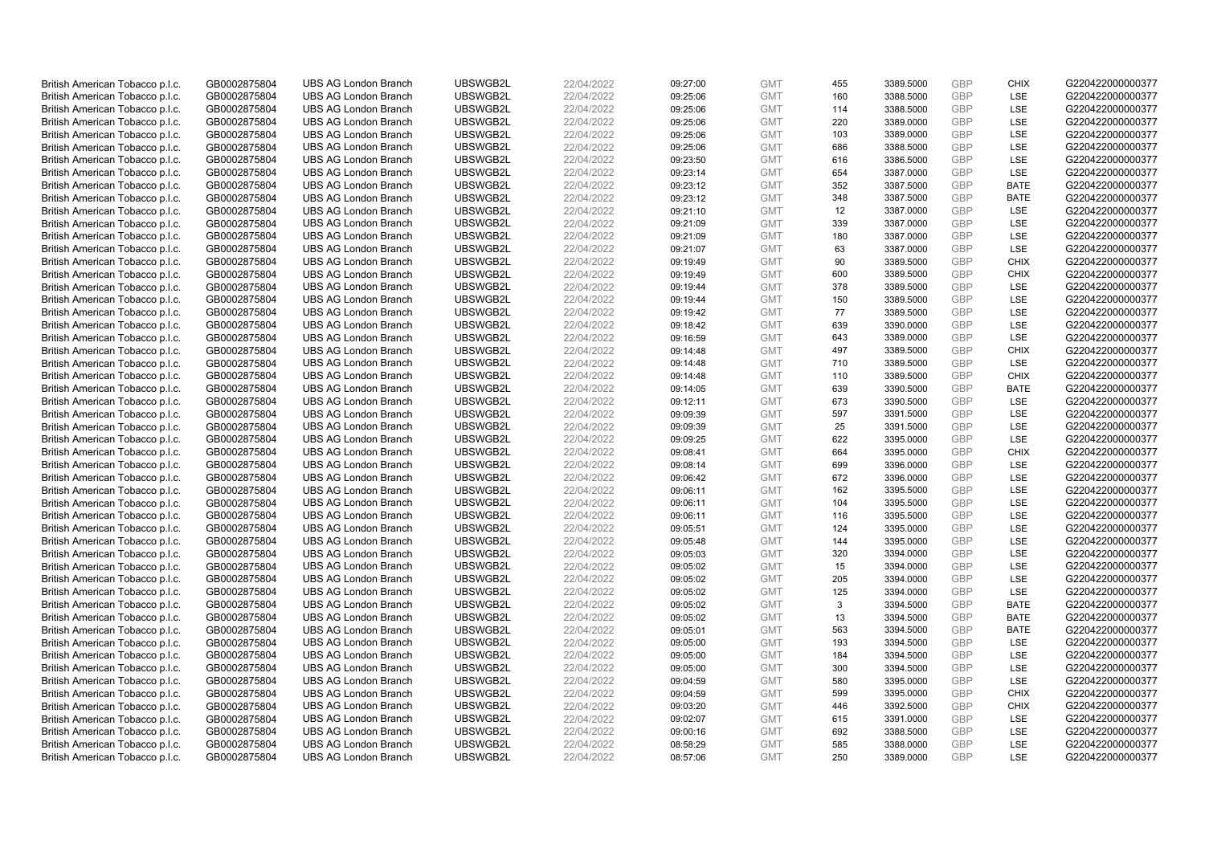| British American Tobacco p.l.c. | GB0002875804 | UBS AG London Branch | UBSWGB2L | 22/04/2022 | 09:27:00 | GMT | 455 | 3389.5000 | GBP | CHIX | G220422000000377 |
|---|---|---|---|---|---|---|---|---|---|---|---|
| British American Tobacco p.l.c. | GB0002875804 | UBS AG London Branch | UBSWGB2L | 22/04/2022 | 09:25:06 | GMT | 160 | 3388.5000 | GBP | LSE | G220422000000377 |
| British American Tobacco p.l.c. | GB0002875804 | UBS AG London Branch | UBSWGB2L | 22/04/2022 | 09:25:06 | GMT | 114 | 3388.5000 | GBP | LSE | G220422000000377 |
| British American Tobacco p.l.c. | GB0002875804 | UBS AG London Branch | UBSWGB2L | 22/04/2022 | 09:25:06 | GMT | 220 | 3389.0000 | GBP | LSE | G220422000000377 |
| British American Tobacco p.l.c. | GB0002875804 | UBS AG London Branch | UBSWGB2L | 22/04/2022 | 09:25:06 | GMT | 103 | 3389.0000 | GBP | LSE | G220422000000377 |
| British American Tobacco p.l.c. | GB0002875804 | UBS AG London Branch | UBSWGB2L | 22/04/2022 | 09:25:06 | GMT | 686 | 3388.5000 | GBP | LSE | G220422000000377 |
| British American Tobacco p.l.c. | GB0002875804 | UBS AG London Branch | UBSWGB2L | 22/04/2022 | 09:23:50 | GMT | 616 | 3386.5000 | GBP | LSE | G220422000000377 |
| British American Tobacco p.l.c. | GB0002875804 | UBS AG London Branch | UBSWGB2L | 22/04/2022 | 09:23:14 | GMT | 654 | 3387.0000 | GBP | LSE | G220422000000377 |
| British American Tobacco p.l.c. | GB0002875804 | UBS AG London Branch | UBSWGB2L | 22/04/2022 | 09:23:12 | GMT | 352 | 3387.5000 | GBP | BATE | G220422000000377 |
| British American Tobacco p.l.c. | GB0002875804 | UBS AG London Branch | UBSWGB2L | 22/04/2022 | 09:23:12 | GMT | 348 | 3387.5000 | GBP | BATE | G220422000000377 |
| British American Tobacco p.l.c. | GB0002875804 | UBS AG London Branch | UBSWGB2L | 22/04/2022 | 09:21:10 | GMT | 12 | 3387.0000 | GBP | LSE | G220422000000377 |
| British American Tobacco p.l.c. | GB0002875804 | UBS AG London Branch | UBSWGB2L | 22/04/2022 | 09:21:09 | GMT | 339 | 3387.0000 | GBP | LSE | G220422000000377 |
| British American Tobacco p.l.c. | GB0002875804 | UBS AG London Branch | UBSWGB2L | 22/04/2022 | 09:21:09 | GMT | 180 | 3387.0000 | GBP | LSE | G220422000000377 |
| British American Tobacco p.l.c. | GB0002875804 | UBS AG London Branch | UBSWGB2L | 22/04/2022 | 09:21:07 | GMT | 63 | 3387.0000 | GBP | LSE | G220422000000377 |
| British American Tobacco p.l.c. | GB0002875804 | UBS AG London Branch | UBSWGB2L | 22/04/2022 | 09:19:49 | GMT | 90 | 3389.5000 | GBP | CHIX | G220422000000377 |
| British American Tobacco p.l.c. | GB0002875804 | UBS AG London Branch | UBSWGB2L | 22/04/2022 | 09:19:49 | GMT | 600 | 3389.5000 | GBP | CHIX | G220422000000377 |
| British American Tobacco p.l.c. | GB0002875804 | UBS AG London Branch | UBSWGB2L | 22/04/2022 | 09:19:44 | GMT | 378 | 3389.5000 | GBP | LSE | G220422000000377 |
| British American Tobacco p.l.c. | GB0002875804 | UBS AG London Branch | UBSWGB2L | 22/04/2022 | 09:19:44 | GMT | 150 | 3389.5000 | GBP | LSE | G220422000000377 |
| British American Tobacco p.l.c. | GB0002875804 | UBS AG London Branch | UBSWGB2L | 22/04/2022 | 09:19:42 | GMT | 77 | 3389.5000 | GBP | LSE | G220422000000377 |
| British American Tobacco p.l.c. | GB0002875804 | UBS AG London Branch | UBSWGB2L | 22/04/2022 | 09:18:42 | GMT | 639 | 3390.0000 | GBP | LSE | G220422000000377 |
| British American Tobacco p.l.c. | GB0002875804 | UBS AG London Branch | UBSWGB2L | 22/04/2022 | 09:16:59 | GMT | 643 | 3389.0000 | GBP | LSE | G220422000000377 |
| British American Tobacco p.l.c. | GB0002875804 | UBS AG London Branch | UBSWGB2L | 22/04/2022 | 09:14:48 | GMT | 497 | 3389.5000 | GBP | CHIX | G220422000000377 |
| British American Tobacco p.l.c. | GB0002875804 | UBS AG London Branch | UBSWGB2L | 22/04/2022 | 09:14:48 | GMT | 710 | 3389.5000 | GBP | LSE | G220422000000377 |
| British American Tobacco p.l.c. | GB0002875804 | UBS AG London Branch | UBSWGB2L | 22/04/2022 | 09:14:48 | GMT | 110 | 3389.5000 | GBP | CHIX | G220422000000377 |
| British American Tobacco p.l.c. | GB0002875804 | UBS AG London Branch | UBSWGB2L | 22/04/2022 | 09:14:05 | GMT | 639 | 3390.5000 | GBP | BATE | G220422000000377 |
| British American Tobacco p.l.c. | GB0002875804 | UBS AG London Branch | UBSWGB2L | 22/04/2022 | 09:12:11 | GMT | 673 | 3390.5000 | GBP | LSE | G220422000000377 |
| British American Tobacco p.l.c. | GB0002875804 | UBS AG London Branch | UBSWGB2L | 22/04/2022 | 09:09:39 | GMT | 597 | 3391.5000 | GBP | LSE | G220422000000377 |
| British American Tobacco p.l.c. | GB0002875804 | UBS AG London Branch | UBSWGB2L | 22/04/2022 | 09:09:39 | GMT | 25 | 3391.5000 | GBP | LSE | G220422000000377 |
| British American Tobacco p.l.c. | GB0002875804 | UBS AG London Branch | UBSWGB2L | 22/04/2022 | 09:09:25 | GMT | 622 | 3395.0000 | GBP | LSE | G220422000000377 |
| British American Tobacco p.l.c. | GB0002875804 | UBS AG London Branch | UBSWGB2L | 22/04/2022 | 09:08:41 | GMT | 664 | 3395.0000 | GBP | CHIX | G220422000000377 |
| British American Tobacco p.l.c. | GB0002875804 | UBS AG London Branch | UBSWGB2L | 22/04/2022 | 09:08:14 | GMT | 699 | 3396.0000 | GBP | LSE | G220422000000377 |
| British American Tobacco p.l.c. | GB0002875804 | UBS AG London Branch | UBSWGB2L | 22/04/2022 | 09:06:42 | GMT | 672 | 3396.0000 | GBP | LSE | G220422000000377 |
| British American Tobacco p.l.c. | GB0002875804 | UBS AG London Branch | UBSWGB2L | 22/04/2022 | 09:06:11 | GMT | 162 | 3395.5000 | GBP | LSE | G220422000000377 |
| British American Tobacco p.l.c. | GB0002875804 | UBS AG London Branch | UBSWGB2L | 22/04/2022 | 09:06:11 | GMT | 104 | 3395.5000 | GBP | LSE | G220422000000377 |
| British American Tobacco p.l.c. | GB0002875804 | UBS AG London Branch | UBSWGB2L | 22/04/2022 | 09:06:11 | GMT | 116 | 3395.5000 | GBP | LSE | G220422000000377 |
| British American Tobacco p.l.c. | GB0002875804 | UBS AG London Branch | UBSWGB2L | 22/04/2022 | 09:05:51 | GMT | 124 | 3395.0000 | GBP | LSE | G220422000000377 |
| British American Tobacco p.l.c. | GB0002875804 | UBS AG London Branch | UBSWGB2L | 22/04/2022 | 09:05:48 | GMT | 144 | 3395.0000 | GBP | LSE | G220422000000377 |
| British American Tobacco p.l.c. | GB0002875804 | UBS AG London Branch | UBSWGB2L | 22/04/2022 | 09:05:03 | GMT | 320 | 3394.0000 | GBP | LSE | G220422000000377 |
| British American Tobacco p.l.c. | GB0002875804 | UBS AG London Branch | UBSWGB2L | 22/04/2022 | 09:05:02 | GMT | 15 | 3394.0000 | GBP | LSE | G220422000000377 |
| British American Tobacco p.l.c. | GB0002875804 | UBS AG London Branch | UBSWGB2L | 22/04/2022 | 09:05:02 | GMT | 205 | 3394.0000 | GBP | LSE | G220422000000377 |
| British American Tobacco p.l.c. | GB0002875804 | UBS AG London Branch | UBSWGB2L | 22/04/2022 | 09:05:02 | GMT | 125 | 3394.0000 | GBP | LSE | G220422000000377 |
| British American Tobacco p.l.c. | GB0002875804 | UBS AG London Branch | UBSWGB2L | 22/04/2022 | 09:05:02 | GMT | 3 | 3394.5000 | GBP | BATE | G220422000000377 |
| British American Tobacco p.l.c. | GB0002875804 | UBS AG London Branch | UBSWGB2L | 22/04/2022 | 09:05:02 | GMT | 13 | 3394.5000 | GBP | BATE | G220422000000377 |
| British American Tobacco p.l.c. | GB0002875804 | UBS AG London Branch | UBSWGB2L | 22/04/2022 | 09:05:01 | GMT | 563 | 3394.5000 | GBP | BATE | G220422000000377 |
| British American Tobacco p.l.c. | GB0002875804 | UBS AG London Branch | UBSWGB2L | 22/04/2022 | 09:05:00 | GMT | 193 | 3394.5000 | GBP | LSE | G220422000000377 |
| British American Tobacco p.l.c. | GB0002875804 | UBS AG London Branch | UBSWGB2L | 22/04/2022 | 09:05:00 | GMT | 184 | 3394.5000 | GBP | LSE | G220422000000377 |
| British American Tobacco p.l.c. | GB0002875804 | UBS AG London Branch | UBSWGB2L | 22/04/2022 | 09:05:00 | GMT | 300 | 3394.5000 | GBP | LSE | G220422000000377 |
| British American Tobacco p.l.c. | GB0002875804 | UBS AG London Branch | UBSWGB2L | 22/04/2022 | 09:04:59 | GMT | 580 | 3395.0000 | GBP | LSE | G220422000000377 |
| British American Tobacco p.l.c. | GB0002875804 | UBS AG London Branch | UBSWGB2L | 22/04/2022 | 09:04:59 | GMT | 599 | 3395.0000 | GBP | CHIX | G220422000000377 |
| British American Tobacco p.l.c. | GB0002875804 | UBS AG London Branch | UBSWGB2L | 22/04/2022 | 09:03:20 | GMT | 446 | 3392.5000 | GBP | CHIX | G220422000000377 |
| British American Tobacco p.l.c. | GB0002875804 | UBS AG London Branch | UBSWGB2L | 22/04/2022 | 09:02:07 | GMT | 615 | 3391.0000 | GBP | LSE | G220422000000377 |
| British American Tobacco p.l.c. | GB0002875804 | UBS AG London Branch | UBSWGB2L | 22/04/2022 | 09:00:16 | GMT | 692 | 3388.5000 | GBP | LSE | G220422000000377 |
| British American Tobacco p.l.c. | GB0002875804 | UBS AG London Branch | UBSWGB2L | 22/04/2022 | 08:58:29 | GMT | 585 | 3388.0000 | GBP | LSE | G220422000000377 |
| British American Tobacco p.l.c. | GB0002875804 | UBS AG London Branch | UBSWGB2L | 22/04/2022 | 08:57:06 | GMT | 250 | 3389.0000 | GBP | LSE | G220422000000377 |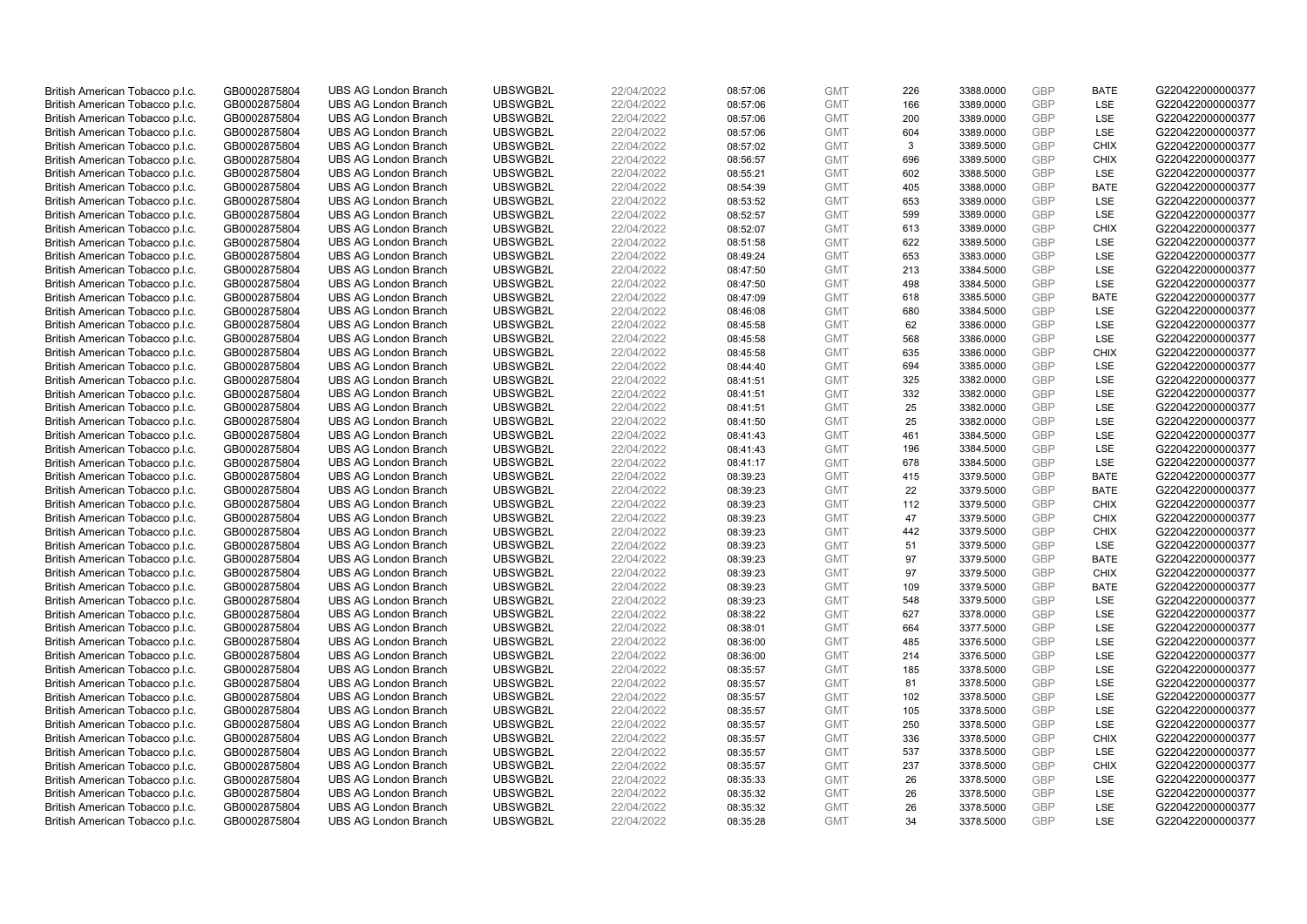| | | | | | | | | | | | |
|---|---|---|---|---|---|---|---|---|---|---|---|
| British American Tobacco p.l.c. | GB0002875804 | UBS AG London Branch | UBSWGB2L | 22/04/2022 | 08:57:06 | GMT | 226 | 3388.0000 | GBP | BATE | G220422000000377 |
| British American Tobacco p.l.c. | GB0002875804 | UBS AG London Branch | UBSWGB2L | 22/04/2022 | 08:57:06 | GMT | 166 | 3389.0000 | GBP | LSE | G220422000000377 |
| British American Tobacco p.l.c. | GB0002875804 | UBS AG London Branch | UBSWGB2L | 22/04/2022 | 08:57:06 | GMT | 200 | 3389.0000 | GBP | LSE | G220422000000377 |
| British American Tobacco p.l.c. | GB0002875804 | UBS AG London Branch | UBSWGB2L | 22/04/2022 | 08:57:06 | GMT | 604 | 3389.0000 | GBP | LSE | G220422000000377 |
| British American Tobacco p.l.c. | GB0002875804 | UBS AG London Branch | UBSWGB2L | 22/04/2022 | 08:57:02 | GMT | 3 | 3389.5000 | GBP | CHIX | G220422000000377 |
| British American Tobacco p.l.c. | GB0002875804 | UBS AG London Branch | UBSWGB2L | 22/04/2022 | 08:56:57 | GMT | 696 | 3389.5000 | GBP | CHIX | G220422000000377 |
| British American Tobacco p.l.c. | GB0002875804 | UBS AG London Branch | UBSWGB2L | 22/04/2022 | 08:55:21 | GMT | 602 | 3388.5000 | GBP | LSE | G220422000000377 |
| British American Tobacco p.l.c. | GB0002875804 | UBS AG London Branch | UBSWGB2L | 22/04/2022 | 08:54:39 | GMT | 405 | 3388.0000 | GBP | BATE | G220422000000377 |
| British American Tobacco p.l.c. | GB0002875804 | UBS AG London Branch | UBSWGB2L | 22/04/2022 | 08:53:52 | GMT | 653 | 3389.0000 | GBP | LSE | G220422000000377 |
| British American Tobacco p.l.c. | GB0002875804 | UBS AG London Branch | UBSWGB2L | 22/04/2022 | 08:52:57 | GMT | 599 | 3389.0000 | GBP | LSE | G220422000000377 |
| British American Tobacco p.l.c. | GB0002875804 | UBS AG London Branch | UBSWGB2L | 22/04/2022 | 08:52:07 | GMT | 613 | 3389.0000 | GBP | CHIX | G220422000000377 |
| British American Tobacco p.l.c. | GB0002875804 | UBS AG London Branch | UBSWGB2L | 22/04/2022 | 08:51:58 | GMT | 622 | 3389.5000 | GBP | LSE | G220422000000377 |
| British American Tobacco p.l.c. | GB0002875804 | UBS AG London Branch | UBSWGB2L | 22/04/2022 | 08:49:24 | GMT | 653 | 3383.0000 | GBP | LSE | G220422000000377 |
| British American Tobacco p.l.c. | GB0002875804 | UBS AG London Branch | UBSWGB2L | 22/04/2022 | 08:47:50 | GMT | 213 | 3384.5000 | GBP | LSE | G220422000000377 |
| British American Tobacco p.l.c. | GB0002875804 | UBS AG London Branch | UBSWGB2L | 22/04/2022 | 08:47:50 | GMT | 498 | 3384.5000 | GBP | LSE | G220422000000377 |
| British American Tobacco p.l.c. | GB0002875804 | UBS AG London Branch | UBSWGB2L | 22/04/2022 | 08:47:09 | GMT | 618 | 3385.5000 | GBP | BATE | G220422000000377 |
| British American Tobacco p.l.c. | GB0002875804 | UBS AG London Branch | UBSWGB2L | 22/04/2022 | 08:46:08 | GMT | 680 | 3384.5000 | GBP | LSE | G220422000000377 |
| British American Tobacco p.l.c. | GB0002875804 | UBS AG London Branch | UBSWGB2L | 22/04/2022 | 08:45:58 | GMT | 62 | 3386.0000 | GBP | LSE | G220422000000377 |
| British American Tobacco p.l.c. | GB0002875804 | UBS AG London Branch | UBSWGB2L | 22/04/2022 | 08:45:58 | GMT | 568 | 3386.0000 | GBP | LSE | G220422000000377 |
| British American Tobacco p.l.c. | GB0002875804 | UBS AG London Branch | UBSWGB2L | 22/04/2022 | 08:45:58 | GMT | 635 | 3386.0000 | GBP | CHIX | G220422000000377 |
| British American Tobacco p.l.c. | GB0002875804 | UBS AG London Branch | UBSWGB2L | 22/04/2022 | 08:44:40 | GMT | 694 | 3385.0000 | GBP | LSE | G220422000000377 |
| British American Tobacco p.l.c. | GB0002875804 | UBS AG London Branch | UBSWGB2L | 22/04/2022 | 08:41:51 | GMT | 325 | 3382.0000 | GBP | LSE | G220422000000377 |
| British American Tobacco p.l.c. | GB0002875804 | UBS AG London Branch | UBSWGB2L | 22/04/2022 | 08:41:51 | GMT | 332 | 3382.0000 | GBP | LSE | G220422000000377 |
| British American Tobacco p.l.c. | GB0002875804 | UBS AG London Branch | UBSWGB2L | 22/04/2022 | 08:41:51 | GMT | 25 | 3382.0000 | GBP | LSE | G220422000000377 |
| British American Tobacco p.l.c. | GB0002875804 | UBS AG London Branch | UBSWGB2L | 22/04/2022 | 08:41:50 | GMT | 25 | 3382.0000 | GBP | LSE | G220422000000377 |
| British American Tobacco p.l.c. | GB0002875804 | UBS AG London Branch | UBSWGB2L | 22/04/2022 | 08:41:43 | GMT | 461 | 3384.5000 | GBP | LSE | G220422000000377 |
| British American Tobacco p.l.c. | GB0002875804 | UBS AG London Branch | UBSWGB2L | 22/04/2022 | 08:41:43 | GMT | 196 | 3384.5000 | GBP | LSE | G220422000000377 |
| British American Tobacco p.l.c. | GB0002875804 | UBS AG London Branch | UBSWGB2L | 22/04/2022 | 08:41:17 | GMT | 678 | 3384.5000 | GBP | LSE | G220422000000377 |
| British American Tobacco p.l.c. | GB0002875804 | UBS AG London Branch | UBSWGB2L | 22/04/2022 | 08:39:23 | GMT | 415 | 3379.5000 | GBP | BATE | G220422000000377 |
| British American Tobacco p.l.c. | GB0002875804 | UBS AG London Branch | UBSWGB2L | 22/04/2022 | 08:39:23 | GMT | 22 | 3379.5000 | GBP | BATE | G220422000000377 |
| British American Tobacco p.l.c. | GB0002875804 | UBS AG London Branch | UBSWGB2L | 22/04/2022 | 08:39:23 | GMT | 112 | 3379.5000 | GBP | CHIX | G220422000000377 |
| British American Tobacco p.l.c. | GB0002875804 | UBS AG London Branch | UBSWGB2L | 22/04/2022 | 08:39:23 | GMT | 47 | 3379.5000 | GBP | CHIX | G220422000000377 |
| British American Tobacco p.l.c. | GB0002875804 | UBS AG London Branch | UBSWGB2L | 22/04/2022 | 08:39:23 | GMT | 442 | 3379.5000 | GBP | CHIX | G220422000000377 |
| British American Tobacco p.l.c. | GB0002875804 | UBS AG London Branch | UBSWGB2L | 22/04/2022 | 08:39:23 | GMT | 51 | 3379.5000 | GBP | LSE | G220422000000377 |
| British American Tobacco p.l.c. | GB0002875804 | UBS AG London Branch | UBSWGB2L | 22/04/2022 | 08:39:23 | GMT | 97 | 3379.5000 | GBP | BATE | G220422000000377 |
| British American Tobacco p.l.c. | GB0002875804 | UBS AG London Branch | UBSWGB2L | 22/04/2022 | 08:39:23 | GMT | 97 | 3379.5000 | GBP | CHIX | G220422000000377 |
| British American Tobacco p.l.c. | GB0002875804 | UBS AG London Branch | UBSWGB2L | 22/04/2022 | 08:39:23 | GMT | 109 | 3379.5000 | GBP | BATE | G220422000000377 |
| British American Tobacco p.l.c. | GB0002875804 | UBS AG London Branch | UBSWGB2L | 22/04/2022 | 08:39:23 | GMT | 548 | 3379.5000 | GBP | LSE | G220422000000377 |
| British American Tobacco p.l.c. | GB0002875804 | UBS AG London Branch | UBSWGB2L | 22/04/2022 | 08:38:22 | GMT | 627 | 3378.0000 | GBP | LSE | G220422000000377 |
| British American Tobacco p.l.c. | GB0002875804 | UBS AG London Branch | UBSWGB2L | 22/04/2022 | 08:38:01 | GMT | 664 | 3377.5000 | GBP | LSE | G220422000000377 |
| British American Tobacco p.l.c. | GB0002875804 | UBS AG London Branch | UBSWGB2L | 22/04/2022 | 08:36:00 | GMT | 485 | 3376.5000 | GBP | LSE | G220422000000377 |
| British American Tobacco p.l.c. | GB0002875804 | UBS AG London Branch | UBSWGB2L | 22/04/2022 | 08:36:00 | GMT | 214 | 3376.5000 | GBP | LSE | G220422000000377 |
| British American Tobacco p.l.c. | GB0002875804 | UBS AG London Branch | UBSWGB2L | 22/04/2022 | 08:35:57 | GMT | 185 | 3378.5000 | GBP | LSE | G220422000000377 |
| British American Tobacco p.l.c. | GB0002875804 | UBS AG London Branch | UBSWGB2L | 22/04/2022 | 08:35:57 | GMT | 81 | 3378.5000 | GBP | LSE | G220422000000377 |
| British American Tobacco p.l.c. | GB0002875804 | UBS AG London Branch | UBSWGB2L | 22/04/2022 | 08:35:57 | GMT | 102 | 3378.5000 | GBP | LSE | G220422000000377 |
| British American Tobacco p.l.c. | GB0002875804 | UBS AG London Branch | UBSWGB2L | 22/04/2022 | 08:35:57 | GMT | 105 | 3378.5000 | GBP | LSE | G220422000000377 |
| British American Tobacco p.l.c. | GB0002875804 | UBS AG London Branch | UBSWGB2L | 22/04/2022 | 08:35:57 | GMT | 250 | 3378.5000 | GBP | LSE | G220422000000377 |
| British American Tobacco p.l.c. | GB0002875804 | UBS AG London Branch | UBSWGB2L | 22/04/2022 | 08:35:57 | GMT | 336 | 3378.5000 | GBP | CHIX | G220422000000377 |
| British American Tobacco p.l.c. | GB0002875804 | UBS AG London Branch | UBSWGB2L | 22/04/2022 | 08:35:57 | GMT | 537 | 3378.5000 | GBP | LSE | G220422000000377 |
| British American Tobacco p.l.c. | GB0002875804 | UBS AG London Branch | UBSWGB2L | 22/04/2022 | 08:35:57 | GMT | 237 | 3378.5000 | GBP | CHIX | G220422000000377 |
| British American Tobacco p.l.c. | GB0002875804 | UBS AG London Branch | UBSWGB2L | 22/04/2022 | 08:35:33 | GMT | 26 | 3378.5000 | GBP | LSE | G220422000000377 |
| British American Tobacco p.l.c. | GB0002875804 | UBS AG London Branch | UBSWGB2L | 22/04/2022 | 08:35:32 | GMT | 26 | 3378.5000 | GBP | LSE | G220422000000377 |
| British American Tobacco p.l.c. | GB0002875804 | UBS AG London Branch | UBSWGB2L | 22/04/2022 | 08:35:32 | GMT | 26 | 3378.5000 | GBP | LSE | G220422000000377 |
| British American Tobacco p.l.c. | GB0002875804 | UBS AG London Branch | UBSWGB2L | 22/04/2022 | 08:35:28 | GMT | 34 | 3378.5000 | GBP | LSE | G220422000000377 |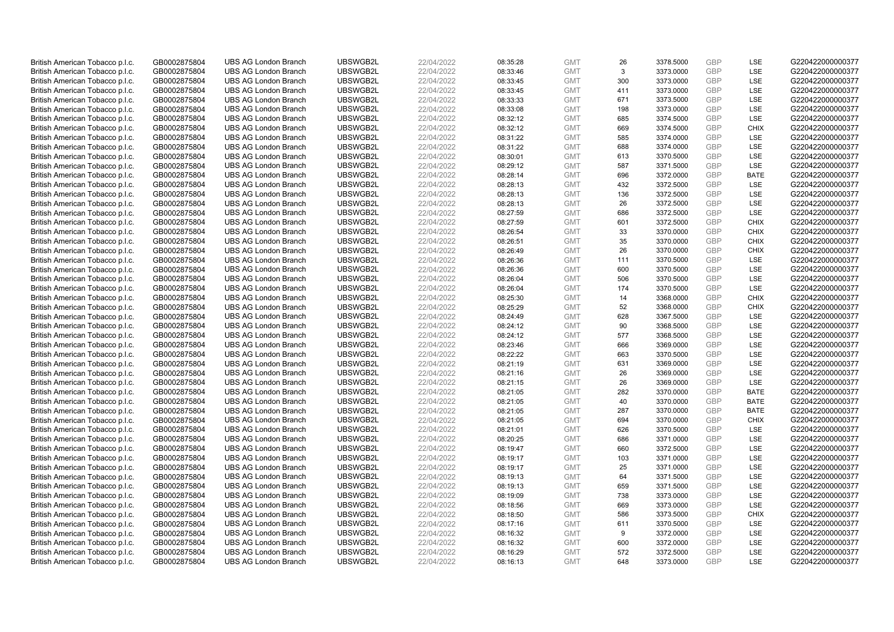| | | | | | | | | | | | |
|---|---|---|---|---|---|---|---|---|---|---|---|
| British American Tobacco p.l.c. | GB0002875804 | UBS AG London Branch | UBSWGB2L | 22/04/2022 | 08:35:28 | GMT | 26 | 3378.5000 | GBP | LSE | G220422000000377 |
| British American Tobacco p.l.c. | GB0002875804 | UBS AG London Branch | UBSWGB2L | 22/04/2022 | 08:33:46 | GMT | 3 | 3373.0000 | GBP | LSE | G220422000000377 |
| British American Tobacco p.l.c. | GB0002875804 | UBS AG London Branch | UBSWGB2L | 22/04/2022 | 08:33:45 | GMT | 300 | 3373.0000 | GBP | LSE | G220422000000377 |
| British American Tobacco p.l.c. | GB0002875804 | UBS AG London Branch | UBSWGB2L | 22/04/2022 | 08:33:45 | GMT | 411 | 3373.0000 | GBP | LSE | G220422000000377 |
| British American Tobacco p.l.c. | GB0002875804 | UBS AG London Branch | UBSWGB2L | 22/04/2022 | 08:33:33 | GMT | 671 | 3373.5000 | GBP | LSE | G220422000000377 |
| British American Tobacco p.l.c. | GB0002875804 | UBS AG London Branch | UBSWGB2L | 22/04/2022 | 08:33:08 | GMT | 198 | 3373.0000 | GBP | LSE | G220422000000377 |
| British American Tobacco p.l.c. | GB0002875804 | UBS AG London Branch | UBSWGB2L | 22/04/2022 | 08:32:12 | GMT | 685 | 3374.5000 | GBP | LSE | G220422000000377 |
| British American Tobacco p.l.c. | GB0002875804 | UBS AG London Branch | UBSWGB2L | 22/04/2022 | 08:32:12 | GMT | 669 | 3374.5000 | GBP | CHIX | G220422000000377 |
| British American Tobacco p.l.c. | GB0002875804 | UBS AG London Branch | UBSWGB2L | 22/04/2022 | 08:31:22 | GMT | 585 | 3374.0000 | GBP | LSE | G220422000000377 |
| British American Tobacco p.l.c. | GB0002875804 | UBS AG London Branch | UBSWGB2L | 22/04/2022 | 08:31:22 | GMT | 688 | 3374.0000 | GBP | LSE | G220422000000377 |
| British American Tobacco p.l.c. | GB0002875804 | UBS AG London Branch | UBSWGB2L | 22/04/2022 | 08:30:01 | GMT | 613 | 3370.5000 | GBP | LSE | G220422000000377 |
| British American Tobacco p.l.c. | GB0002875804 | UBS AG London Branch | UBSWGB2L | 22/04/2022 | 08:29:12 | GMT | 587 | 3371.5000 | GBP | LSE | G220422000000377 |
| British American Tobacco p.l.c. | GB0002875804 | UBS AG London Branch | UBSWGB2L | 22/04/2022 | 08:28:14 | GMT | 696 | 3372.0000 | GBP | BATE | G220422000000377 |
| British American Tobacco p.l.c. | GB0002875804 | UBS AG London Branch | UBSWGB2L | 22/04/2022 | 08:28:13 | GMT | 432 | 3372.5000 | GBP | LSE | G220422000000377 |
| British American Tobacco p.l.c. | GB0002875804 | UBS AG London Branch | UBSWGB2L | 22/04/2022 | 08:28:13 | GMT | 136 | 3372.5000 | GBP | LSE | G220422000000377 |
| British American Tobacco p.l.c. | GB0002875804 | UBS AG London Branch | UBSWGB2L | 22/04/2022 | 08:28:13 | GMT | 26 | 3372.5000 | GBP | LSE | G220422000000377 |
| British American Tobacco p.l.c. | GB0002875804 | UBS AG London Branch | UBSWGB2L | 22/04/2022 | 08:27:59 | GMT | 686 | 3372.5000 | GBP | LSE | G220422000000377 |
| British American Tobacco p.l.c. | GB0002875804 | UBS AG London Branch | UBSWGB2L | 22/04/2022 | 08:27:59 | GMT | 601 | 3372.5000 | GBP | CHIX | G220422000000377 |
| British American Tobacco p.l.c. | GB0002875804 | UBS AG London Branch | UBSWGB2L | 22/04/2022 | 08:26:54 | GMT | 33 | 3370.0000 | GBP | CHIX | G220422000000377 |
| British American Tobacco p.l.c. | GB0002875804 | UBS AG London Branch | UBSWGB2L | 22/04/2022 | 08:26:51 | GMT | 35 | 3370.0000 | GBP | CHIX | G220422000000377 |
| British American Tobacco p.l.c. | GB0002875804 | UBS AG London Branch | UBSWGB2L | 22/04/2022 | 08:26:49 | GMT | 26 | 3370.0000 | GBP | CHIX | G220422000000377 |
| British American Tobacco p.l.c. | GB0002875804 | UBS AG London Branch | UBSWGB2L | 22/04/2022 | 08:26:36 | GMT | 111 | 3370.5000 | GBP | LSE | G220422000000377 |
| British American Tobacco p.l.c. | GB0002875804 | UBS AG London Branch | UBSWGB2L | 22/04/2022 | 08:26:36 | GMT | 600 | 3370.5000 | GBP | LSE | G220422000000377 |
| British American Tobacco p.l.c. | GB0002875804 | UBS AG London Branch | UBSWGB2L | 22/04/2022 | 08:26:04 | GMT | 506 | 3370.5000 | GBP | LSE | G220422000000377 |
| British American Tobacco p.l.c. | GB0002875804 | UBS AG London Branch | UBSWGB2L | 22/04/2022 | 08:26:04 | GMT | 174 | 3370.5000 | GBP | LSE | G220422000000377 |
| British American Tobacco p.l.c. | GB0002875804 | UBS AG London Branch | UBSWGB2L | 22/04/2022 | 08:25:30 | GMT | 14 | 3368.0000 | GBP | CHIX | G220422000000377 |
| British American Tobacco p.l.c. | GB0002875804 | UBS AG London Branch | UBSWGB2L | 22/04/2022 | 08:25:29 | GMT | 52 | 3368.0000 | GBP | CHIX | G220422000000377 |
| British American Tobacco p.l.c. | GB0002875804 | UBS AG London Branch | UBSWGB2L | 22/04/2022 | 08:24:49 | GMT | 628 | 3367.5000 | GBP | LSE | G220422000000377 |
| British American Tobacco p.l.c. | GB0002875804 | UBS AG London Branch | UBSWGB2L | 22/04/2022 | 08:24:12 | GMT | 90 | 3368.5000 | GBP | LSE | G220422000000377 |
| British American Tobacco p.l.c. | GB0002875804 | UBS AG London Branch | UBSWGB2L | 22/04/2022 | 08:24:12 | GMT | 577 | 3368.5000 | GBP | LSE | G220422000000377 |
| British American Tobacco p.l.c. | GB0002875804 | UBS AG London Branch | UBSWGB2L | 22/04/2022 | 08:23:46 | GMT | 666 | 3369.0000 | GBP | LSE | G220422000000377 |
| British American Tobacco p.l.c. | GB0002875804 | UBS AG London Branch | UBSWGB2L | 22/04/2022 | 08:22:22 | GMT | 663 | 3370.5000 | GBP | LSE | G220422000000377 |
| British American Tobacco p.l.c. | GB0002875804 | UBS AG London Branch | UBSWGB2L | 22/04/2022 | 08:21:19 | GMT | 631 | 3369.0000 | GBP | LSE | G220422000000377 |
| British American Tobacco p.l.c. | GB0002875804 | UBS AG London Branch | UBSWGB2L | 22/04/2022 | 08:21:16 | GMT | 26 | 3369.0000 | GBP | LSE | G220422000000377 |
| British American Tobacco p.l.c. | GB0002875804 | UBS AG London Branch | UBSWGB2L | 22/04/2022 | 08:21:15 | GMT | 26 | 3369.0000 | GBP | LSE | G220422000000377 |
| British American Tobacco p.l.c. | GB0002875804 | UBS AG London Branch | UBSWGB2L | 22/04/2022 | 08:21:05 | GMT | 282 | 3370.0000 | GBP | BATE | G220422000000377 |
| British American Tobacco p.l.c. | GB0002875804 | UBS AG London Branch | UBSWGB2L | 22/04/2022 | 08:21:05 | GMT | 40 | 3370.0000 | GBP | BATE | G220422000000377 |
| British American Tobacco p.l.c. | GB0002875804 | UBS AG London Branch | UBSWGB2L | 22/04/2022 | 08:21:05 | GMT | 287 | 3370.0000 | GBP | BATE | G220422000000377 |
| British American Tobacco p.l.c. | GB0002875804 | UBS AG London Branch | UBSWGB2L | 22/04/2022 | 08:21:05 | GMT | 694 | 3370.0000 | GBP | CHIX | G220422000000377 |
| British American Tobacco p.l.c. | GB0002875804 | UBS AG London Branch | UBSWGB2L | 22/04/2022 | 08:21:01 | GMT | 626 | 3370.5000 | GBP | LSE | G220422000000377 |
| British American Tobacco p.l.c. | GB0002875804 | UBS AG London Branch | UBSWGB2L | 22/04/2022 | 08:20:25 | GMT | 686 | 3371.0000 | GBP | LSE | G220422000000377 |
| British American Tobacco p.l.c. | GB0002875804 | UBS AG London Branch | UBSWGB2L | 22/04/2022 | 08:19:47 | GMT | 660 | 3372.5000 | GBP | LSE | G220422000000377 |
| British American Tobacco p.l.c. | GB0002875804 | UBS AG London Branch | UBSWGB2L | 22/04/2022 | 08:19:17 | GMT | 103 | 3371.0000 | GBP | LSE | G220422000000377 |
| British American Tobacco p.l.c. | GB0002875804 | UBS AG London Branch | UBSWGB2L | 22/04/2022 | 08:19:17 | GMT | 25 | 3371.0000 | GBP | LSE | G220422000000377 |
| British American Tobacco p.l.c. | GB0002875804 | UBS AG London Branch | UBSWGB2L | 22/04/2022 | 08:19:13 | GMT | 64 | 3371.5000 | GBP | LSE | G220422000000377 |
| British American Tobacco p.l.c. | GB0002875804 | UBS AG London Branch | UBSWGB2L | 22/04/2022 | 08:19:13 | GMT | 659 | 3371.5000 | GBP | LSE | G220422000000377 |
| British American Tobacco p.l.c. | GB0002875804 | UBS AG London Branch | UBSWGB2L | 22/04/2022 | 08:19:09 | GMT | 738 | 3373.0000 | GBP | LSE | G220422000000377 |
| British American Tobacco p.l.c. | GB0002875804 | UBS AG London Branch | UBSWGB2L | 22/04/2022 | 08:18:56 | GMT | 669 | 3373.0000 | GBP | LSE | G220422000000377 |
| British American Tobacco p.l.c. | GB0002875804 | UBS AG London Branch | UBSWGB2L | 22/04/2022 | 08:18:50 | GMT | 586 | 3373.5000 | GBP | CHIX | G220422000000377 |
| British American Tobacco p.l.c. | GB0002875804 | UBS AG London Branch | UBSWGB2L | 22/04/2022 | 08:17:16 | GMT | 611 | 3370.5000 | GBP | LSE | G220422000000377 |
| British American Tobacco p.l.c. | GB0002875804 | UBS AG London Branch | UBSWGB2L | 22/04/2022 | 08:16:32 | GMT | 9 | 3372.0000 | GBP | LSE | G220422000000377 |
| British American Tobacco p.l.c. | GB0002875804 | UBS AG London Branch | UBSWGB2L | 22/04/2022 | 08:16:32 | GMT | 600 | 3372.0000 | GBP | LSE | G220422000000377 |
| British American Tobacco p.l.c. | GB0002875804 | UBS AG London Branch | UBSWGB2L | 22/04/2022 | 08:16:29 | GMT | 572 | 3372.5000 | GBP | LSE | G220422000000377 |
| British American Tobacco p.l.c. | GB0002875804 | UBS AG London Branch | UBSWGB2L | 22/04/2022 | 08:16:13 | GMT | 648 | 3373.0000 | GBP | LSE | G220422000000377 |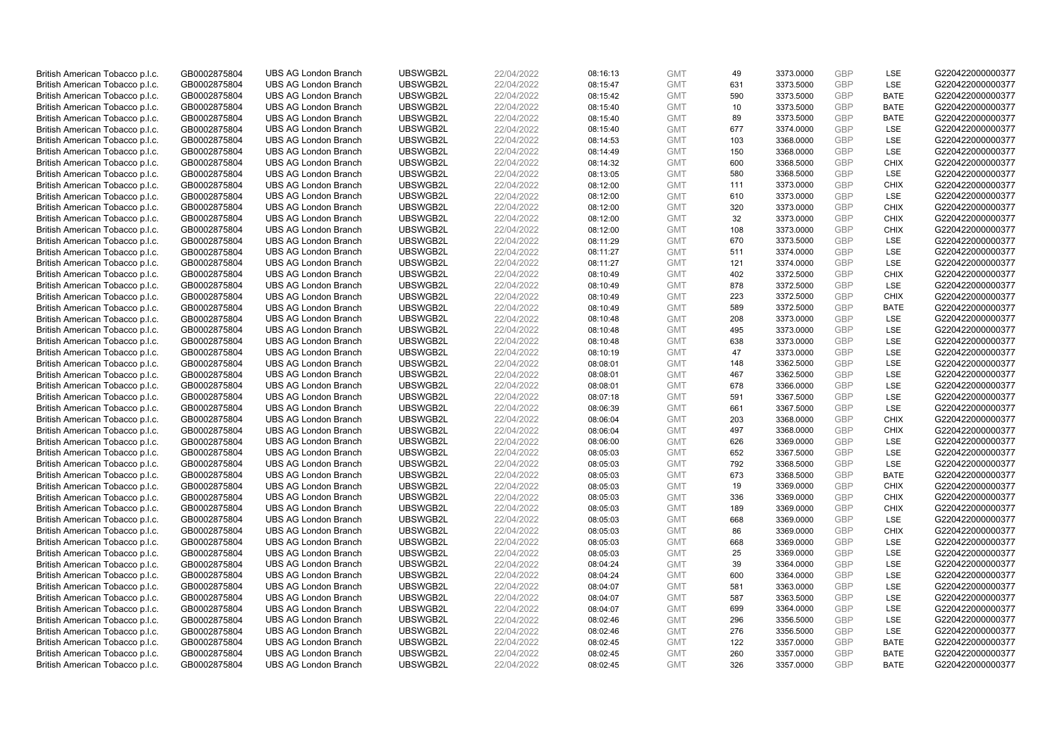| British American Tobacco p.l.c. | GB0002875804 | UBS AG London Branch | UBSWGB2L | 22/04/2022 | 08:16:13 | GMT | 49 | 3373.0000 | GBP | LSE | G220422000000377 |
|---|---|---|---|---|---|---|---|---|---|---|---|
| British American Tobacco p.l.c. | GB0002875804 | UBS AG London Branch | UBSWGB2L | 22/04/2022 | 08:15:47 | GMT | 631 | 3373.5000 | GBP | LSE | G220422000000377 |
| British American Tobacco p.l.c. | GB0002875804 | UBS AG London Branch | UBSWGB2L | 22/04/2022 | 08:15:42 | GMT | 590 | 3373.5000 | GBP | BATE | G220422000000377 |
| British American Tobacco p.l.c. | GB0002875804 | UBS AG London Branch | UBSWGB2L | 22/04/2022 | 08:15:40 | GMT | 10 | 3373.5000 | GBP | BATE | G220422000000377 |
| British American Tobacco p.l.c. | GB0002875804 | UBS AG London Branch | UBSWGB2L | 22/04/2022 | 08:15:40 | GMT | 89 | 3373.5000 | GBP | BATE | G220422000000377 |
| British American Tobacco p.l.c. | GB0002875804 | UBS AG London Branch | UBSWGB2L | 22/04/2022 | 08:15:40 | GMT | 677 | 3374.0000 | GBP | LSE | G220422000000377 |
| British American Tobacco p.l.c. | GB0002875804 | UBS AG London Branch | UBSWGB2L | 22/04/2022 | 08:14:53 | GMT | 103 | 3368.0000 | GBP | LSE | G220422000000377 |
| British American Tobacco p.l.c. | GB0002875804 | UBS AG London Branch | UBSWGB2L | 22/04/2022 | 08:14:49 | GMT | 150 | 3368.0000 | GBP | LSE | G220422000000377 |
| British American Tobacco p.l.c. | GB0002875804 | UBS AG London Branch | UBSWGB2L | 22/04/2022 | 08:14:32 | GMT | 600 | 3368.5000 | GBP | CHIX | G220422000000377 |
| British American Tobacco p.l.c. | GB0002875804 | UBS AG London Branch | UBSWGB2L | 22/04/2022 | 08:13:05 | GMT | 580 | 3368.5000 | GBP | LSE | G220422000000377 |
| British American Tobacco p.l.c. | GB0002875804 | UBS AG London Branch | UBSWGB2L | 22/04/2022 | 08:12:00 | GMT | 111 | 3373.0000 | GBP | CHIX | G220422000000377 |
| British American Tobacco p.l.c. | GB0002875804 | UBS AG London Branch | UBSWGB2L | 22/04/2022 | 08:12:00 | GMT | 610 | 3373.0000 | GBP | LSE | G220422000000377 |
| British American Tobacco p.l.c. | GB0002875804 | UBS AG London Branch | UBSWGB2L | 22/04/2022 | 08:12:00 | GMT | 320 | 3373.0000 | GBP | CHIX | G220422000000377 |
| British American Tobacco p.l.c. | GB0002875804 | UBS AG London Branch | UBSWGB2L | 22/04/2022 | 08:12:00 | GMT | 32 | 3373.0000 | GBP | CHIX | G220422000000377 |
| British American Tobacco p.l.c. | GB0002875804 | UBS AG London Branch | UBSWGB2L | 22/04/2022 | 08:12:00 | GMT | 108 | 3373.0000 | GBP | CHIX | G220422000000377 |
| British American Tobacco p.l.c. | GB0002875804 | UBS AG London Branch | UBSWGB2L | 22/04/2022 | 08:11:29 | GMT | 670 | 3373.5000 | GBP | LSE | G220422000000377 |
| British American Tobacco p.l.c. | GB0002875804 | UBS AG London Branch | UBSWGB2L | 22/04/2022 | 08:11:27 | GMT | 511 | 3374.0000 | GBP | LSE | G220422000000377 |
| British American Tobacco p.l.c. | GB0002875804 | UBS AG London Branch | UBSWGB2L | 22/04/2022 | 08:11:27 | GMT | 121 | 3374.0000 | GBP | LSE | G220422000000377 |
| British American Tobacco p.l.c. | GB0002875804 | UBS AG London Branch | UBSWGB2L | 22/04/2022 | 08:10:49 | GMT | 402 | 3372.5000 | GBP | CHIX | G220422000000377 |
| British American Tobacco p.l.c. | GB0002875804 | UBS AG London Branch | UBSWGB2L | 22/04/2022 | 08:10:49 | GMT | 878 | 3372.5000 | GBP | LSE | G220422000000377 |
| British American Tobacco p.l.c. | GB0002875804 | UBS AG London Branch | UBSWGB2L | 22/04/2022 | 08:10:49 | GMT | 223 | 3372.5000 | GBP | CHIX | G220422000000377 |
| British American Tobacco p.l.c. | GB0002875804 | UBS AG London Branch | UBSWGB2L | 22/04/2022 | 08:10:49 | GMT | 589 | 3372.5000 | GBP | BATE | G220422000000377 |
| British American Tobacco p.l.c. | GB0002875804 | UBS AG London Branch | UBSWGB2L | 22/04/2022 | 08:10:48 | GMT | 208 | 3373.0000 | GBP | LSE | G220422000000377 |
| British American Tobacco p.l.c. | GB0002875804 | UBS AG London Branch | UBSWGB2L | 22/04/2022 | 08:10:48 | GMT | 495 | 3373.0000 | GBP | LSE | G220422000000377 |
| British American Tobacco p.l.c. | GB0002875804 | UBS AG London Branch | UBSWGB2L | 22/04/2022 | 08:10:48 | GMT | 638 | 3373.0000 | GBP | LSE | G220422000000377 |
| British American Tobacco p.l.c. | GB0002875804 | UBS AG London Branch | UBSWGB2L | 22/04/2022 | 08:10:19 | GMT | 47 | 3373.0000 | GBP | LSE | G220422000000377 |
| British American Tobacco p.l.c. | GB0002875804 | UBS AG London Branch | UBSWGB2L | 22/04/2022 | 08:08:01 | GMT | 148 | 3362.5000 | GBP | LSE | G220422000000377 |
| British American Tobacco p.l.c. | GB0002875804 | UBS AG London Branch | UBSWGB2L | 22/04/2022 | 08:08:01 | GMT | 467 | 3362.5000 | GBP | LSE | G220422000000377 |
| British American Tobacco p.l.c. | GB0002875804 | UBS AG London Branch | UBSWGB2L | 22/04/2022 | 08:08:01 | GMT | 678 | 3366.0000 | GBP | LSE | G220422000000377 |
| British American Tobacco p.l.c. | GB0002875804 | UBS AG London Branch | UBSWGB2L | 22/04/2022 | 08:07:18 | GMT | 591 | 3367.5000 | GBP | LSE | G220422000000377 |
| British American Tobacco p.l.c. | GB0002875804 | UBS AG London Branch | UBSWGB2L | 22/04/2022 | 08:06:39 | GMT | 661 | 3367.5000 | GBP | LSE | G220422000000377 |
| British American Tobacco p.l.c. | GB0002875804 | UBS AG London Branch | UBSWGB2L | 22/04/2022 | 08:06:04 | GMT | 203 | 3368.0000 | GBP | CHIX | G220422000000377 |
| British American Tobacco p.l.c. | GB0002875804 | UBS AG London Branch | UBSWGB2L | 22/04/2022 | 08:06:04 | GMT | 497 | 3368.0000 | GBP | CHIX | G220422000000377 |
| British American Tobacco p.l.c. | GB0002875804 | UBS AG London Branch | UBSWGB2L | 22/04/2022 | 08:06:00 | GMT | 626 | 3369.0000 | GBP | LSE | G220422000000377 |
| British American Tobacco p.l.c. | GB0002875804 | UBS AG London Branch | UBSWGB2L | 22/04/2022 | 08:05:03 | GMT | 652 | 3367.5000 | GBP | LSE | G220422000000377 |
| British American Tobacco p.l.c. | GB0002875804 | UBS AG London Branch | UBSWGB2L | 22/04/2022 | 08:05:03 | GMT | 792 | 3368.5000 | GBP | LSE | G220422000000377 |
| British American Tobacco p.l.c. | GB0002875804 | UBS AG London Branch | UBSWGB2L | 22/04/2022 | 08:05:03 | GMT | 673 | 3368.5000 | GBP | BATE | G220422000000377 |
| British American Tobacco p.l.c. | GB0002875804 | UBS AG London Branch | UBSWGB2L | 22/04/2022 | 08:05:03 | GMT | 19 | 3369.0000 | GBP | CHIX | G220422000000377 |
| British American Tobacco p.l.c. | GB0002875804 | UBS AG London Branch | UBSWGB2L | 22/04/2022 | 08:05:03 | GMT | 336 | 3369.0000 | GBP | CHIX | G220422000000377 |
| British American Tobacco p.l.c. | GB0002875804 | UBS AG London Branch | UBSWGB2L | 22/04/2022 | 08:05:03 | GMT | 189 | 3369.0000 | GBP | CHIX | G220422000000377 |
| British American Tobacco p.l.c. | GB0002875804 | UBS AG London Branch | UBSWGB2L | 22/04/2022 | 08:05:03 | GMT | 668 | 3369.0000 | GBP | LSE | G220422000000377 |
| British American Tobacco p.l.c. | GB0002875804 | UBS AG London Branch | UBSWGB2L | 22/04/2022 | 08:05:03 | GMT | 86 | 3369.0000 | GBP | CHIX | G220422000000377 |
| British American Tobacco p.l.c. | GB0002875804 | UBS AG London Branch | UBSWGB2L | 22/04/2022 | 08:05:03 | GMT | 668 | 3369.0000 | GBP | LSE | G220422000000377 |
| British American Tobacco p.l.c. | GB0002875804 | UBS AG London Branch | UBSWGB2L | 22/04/2022 | 08:05:03 | GMT | 25 | 3369.0000 | GBP | LSE | G220422000000377 |
| British American Tobacco p.l.c. | GB0002875804 | UBS AG London Branch | UBSWGB2L | 22/04/2022 | 08:04:24 | GMT | 39 | 3364.0000 | GBP | LSE | G220422000000377 |
| British American Tobacco p.l.c. | GB0002875804 | UBS AG London Branch | UBSWGB2L | 22/04/2022 | 08:04:24 | GMT | 600 | 3364.0000 | GBP | LSE | G220422000000377 |
| British American Tobacco p.l.c. | GB0002875804 | UBS AG London Branch | UBSWGB2L | 22/04/2022 | 08:04:07 | GMT | 581 | 3363.0000 | GBP | LSE | G220422000000377 |
| British American Tobacco p.l.c. | GB0002875804 | UBS AG London Branch | UBSWGB2L | 22/04/2022 | 08:04:07 | GMT | 587 | 3363.5000 | GBP | LSE | G220422000000377 |
| British American Tobacco p.l.c. | GB0002875804 | UBS AG London Branch | UBSWGB2L | 22/04/2022 | 08:04:07 | GMT | 699 | 3364.0000 | GBP | LSE | G220422000000377 |
| British American Tobacco p.l.c. | GB0002875804 | UBS AG London Branch | UBSWGB2L | 22/04/2022 | 08:02:46 | GMT | 296 | 3356.5000 | GBP | LSE | G220422000000377 |
| British American Tobacco p.l.c. | GB0002875804 | UBS AG London Branch | UBSWGB2L | 22/04/2022 | 08:02:46 | GMT | 276 | 3356.5000 | GBP | LSE | G220422000000377 |
| British American Tobacco p.l.c. | GB0002875804 | UBS AG London Branch | UBSWGB2L | 22/04/2022 | 08:02:45 | GMT | 122 | 3357.0000 | GBP | BATE | G220422000000377 |
| British American Tobacco p.l.c. | GB0002875804 | UBS AG London Branch | UBSWGB2L | 22/04/2022 | 08:02:45 | GMT | 260 | 3357.0000 | GBP | BATE | G220422000000377 |
| British American Tobacco p.l.c. | GB0002875804 | UBS AG London Branch | UBSWGB2L | 22/04/2022 | 08:02:45 | GMT | 326 | 3357.0000 | GBP | BATE | G220422000000377 |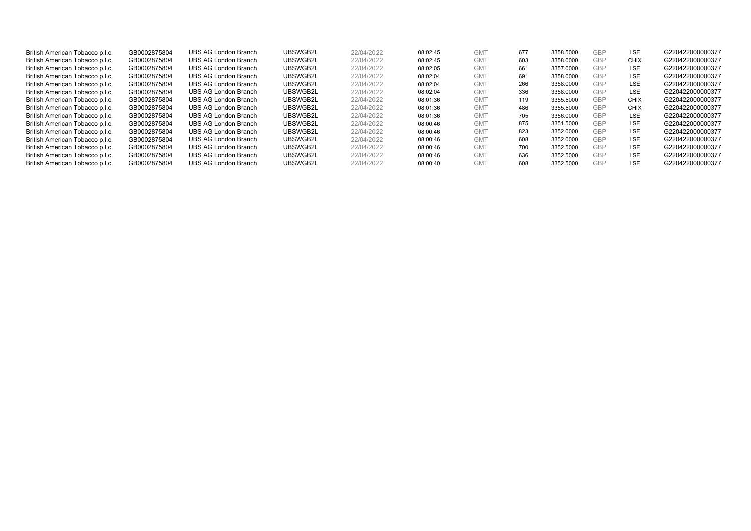| | | | | | | | | | | | |
|---|---|---|---|---|---|---|---|---|---|---|---|
| British American Tobacco p.l.c. | GB0002875804 | UBS AG London Branch | UBSWGB2L | 22/04/2022 | 08:02:45 | GMT | 677 | 3358.5000 | GBP | LSE | G220422000000377 |
| British American Tobacco p.l.c. | GB0002875804 | UBS AG London Branch | UBSWGB2L | 22/04/2022 | 08:02:45 | GMT | 603 | 3358.0000 | GBP | CHIX | G220422000000377 |
| British American Tobacco p.l.c. | GB0002875804 | UBS AG London Branch | UBSWGB2L | 22/04/2022 | 08:02:05 | GMT | 661 | 3357.0000 | GBP | LSE | G220422000000377 |
| British American Tobacco p.l.c. | GB0002875804 | UBS AG London Branch | UBSWGB2L | 22/04/2022 | 08:02:04 | GMT | 691 | 3358.0000 | GBP | LSE | G220422000000377 |
| British American Tobacco p.l.c. | GB0002875804 | UBS AG London Branch | UBSWGB2L | 22/04/2022 | 08:02:04 | GMT | 266 | 3358.0000 | GBP | LSE | G220422000000377 |
| British American Tobacco p.l.c. | GB0002875804 | UBS AG London Branch | UBSWGB2L | 22/04/2022 | 08:02:04 | GMT | 336 | 3358.0000 | GBP | LSE | G220422000000377 |
| British American Tobacco p.l.c. | GB0002875804 | UBS AG London Branch | UBSWGB2L | 22/04/2022 | 08:01:36 | GMT | 119 | 3355.5000 | GBP | CHIX | G220422000000377 |
| British American Tobacco p.l.c. | GB0002875804 | UBS AG London Branch | UBSWGB2L | 22/04/2022 | 08:01:36 | GMT | 486 | 3355.5000 | GBP | CHIX | G220422000000377 |
| British American Tobacco p.l.c. | GB0002875804 | UBS AG London Branch | UBSWGB2L | 22/04/2022 | 08:01:36 | GMT | 705 | 3356.0000 | GBP | LSE | G220422000000377 |
| British American Tobacco p.l.c. | GB0002875804 | UBS AG London Branch | UBSWGB2L | 22/04/2022 | 08:00:46 | GMT | 875 | 3351.5000 | GBP | LSE | G220422000000377 |
| British American Tobacco p.l.c. | GB0002875804 | UBS AG London Branch | UBSWGB2L | 22/04/2022 | 08:00:46 | GMT | 823 | 3352.0000 | GBP | LSE | G220422000000377 |
| British American Tobacco p.l.c. | GB0002875804 | UBS AG London Branch | UBSWGB2L | 22/04/2022 | 08:00:46 | GMT | 608 | 3352.0000 | GBP | LSE | G220422000000377 |
| British American Tobacco p.l.c. | GB0002875804 | UBS AG London Branch | UBSWGB2L | 22/04/2022 | 08:00:46 | GMT | 700 | 3352.5000 | GBP | LSE | G220422000000377 |
| British American Tobacco p.l.c. | GB0002875804 | UBS AG London Branch | UBSWGB2L | 22/04/2022 | 08:00:46 | GMT | 636 | 3352.5000 | GBP | LSE | G220422000000377 |
| British American Tobacco p.l.c. | GB0002875804 | UBS AG London Branch | UBSWGB2L | 22/04/2022 | 08:00:40 | GMT | 608 | 3352.5000 | GBP | LSE | G220422000000377 |